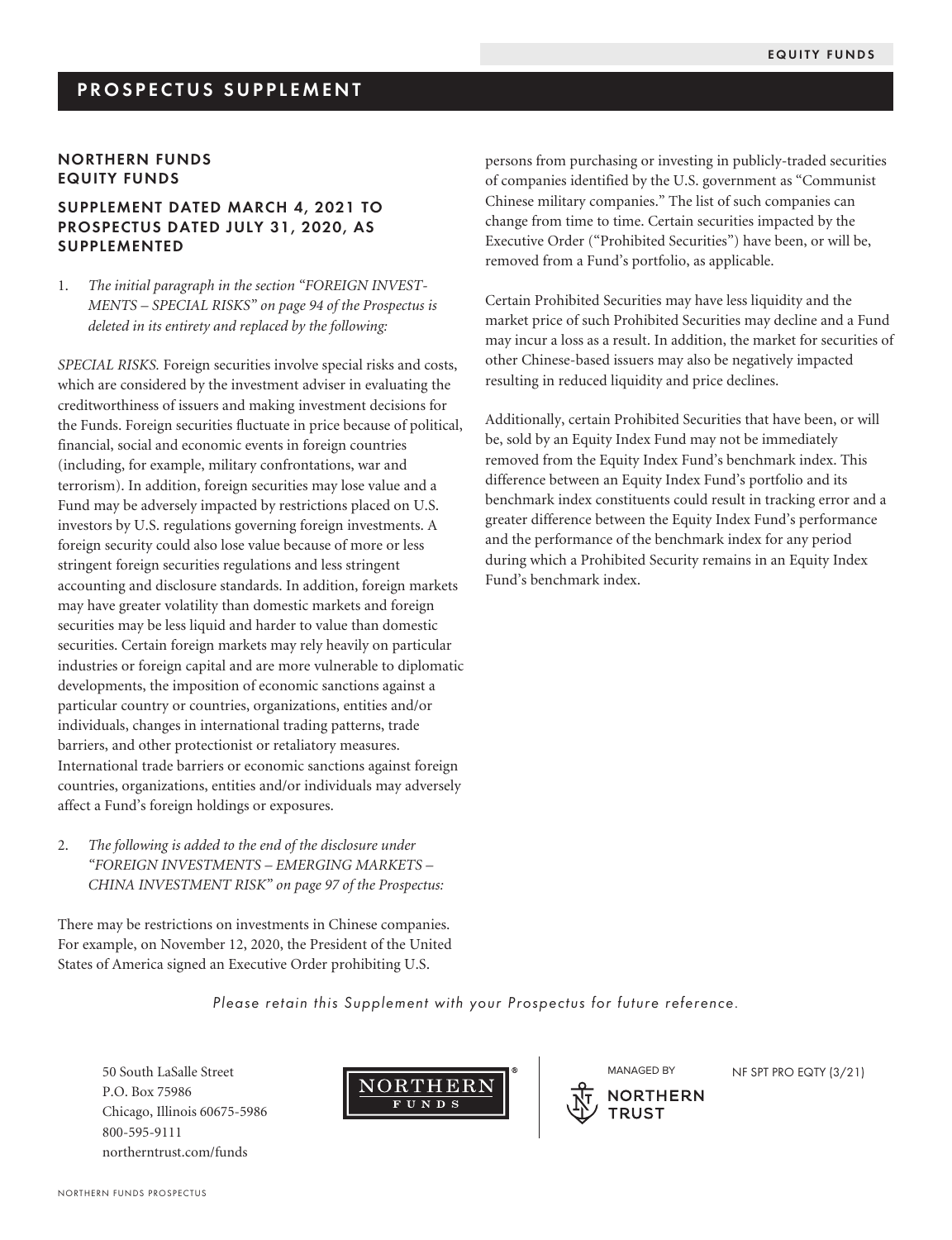EQUITY FUNDS

# PROSPECTUS SUPPLEMENT

## NORTHERN FUNDS EQUITY FUNDS

## SUPPLEMENT DATED MARCH 4, 2021 TO PROSPECTUS DATED JULY 31, 2020, AS SUPPLEMENTED

1. *The initial paragraph in the section "FOREIGN INVESTMENTS – SPECIAL RISKS" on page 94 of the Prospectus is deleted in its entirety and replaced by the following:*

*SPECIAL RISKS.* Foreign securities involve special risks and costs, which are considered by the investment adviser in evaluating the creditworthiness of issuers and making investment decisions for the Funds. Foreign securities fluctuate in price because of political, financial, social and economic events in foreign countries (including, for example, military confrontations, war and terrorism). In addition, foreign securities may lose value and a Fund may be adversely impacted by restrictions placed on U.S. investors by U.S. regulations governing foreign investments. A foreign security could also lose value because of more or less stringent foreign securities regulations and less stringent accounting and disclosure standards. In addition, foreign markets may have greater volatility than domestic markets and foreign securities may be less liquid and harder to value than domestic securities. Certain foreign markets may rely heavily on particular industries or foreign capital and are more vulnerable to diplomatic developments, the imposition of economic sanctions against a particular country or countries, organizations, entities and/or individuals, changes in international trading patterns, trade barriers, and other protectionist or retaliatory measures. International trade barriers or economic sanctions against foreign countries, organizations, entities and/or individuals may adversely affect a Fund's foreign holdings or exposures.

2. *The following is added to the end of the disclosure under "FOREIGN INVESTMENTS – EMERGING MARKETS – CHINA INVESTMENT RISK" on page 97 of the Prospectus:*

There may be restrictions on investments in Chinese companies. For example, on November 12, 2020, the President of the United States of America signed an Executive Order prohibiting U.S. persons from purchasing or investing in publicly-traded securities of companies identified by the U.S. government as "Communist Chinese military companies." The list of such companies can change from time to time. Certain securities impacted by the Executive Order ("Prohibited Securities") have been, or will be, removed from a Fund's portfolio, as applicable.

Certain Prohibited Securities may have less liquidity and the market price of such Prohibited Securities may decline and a Fund may incur a loss as a result. In addition, the market for securities of other Chinese-based issuers may also be negatively impacted resulting in reduced liquidity and price declines.

Additionally, certain Prohibited Securities that have been, or will be, sold by an Equity Index Fund may not be immediately removed from the Equity Index Fund's benchmark index. This difference between an Equity Index Fund's portfolio and its benchmark index constituents could result in tracking error and a greater difference between the Equity Index Fund's performance and the performance of the benchmark index for any period during which a Prohibited Security remains in an Equity Index Fund's benchmark index.

*Please retain this Supplement with your Prospectus for future reference.*

50 South LaSalle Street
P.O. Box 75986
Chicago, Illinois 60675-5986
800-595-9111
northerntrust.com/funds

NORTHERN FUNDS®

MANAGED BY NORTHERN TRUST

NF SPT PRO EQTY (3/21)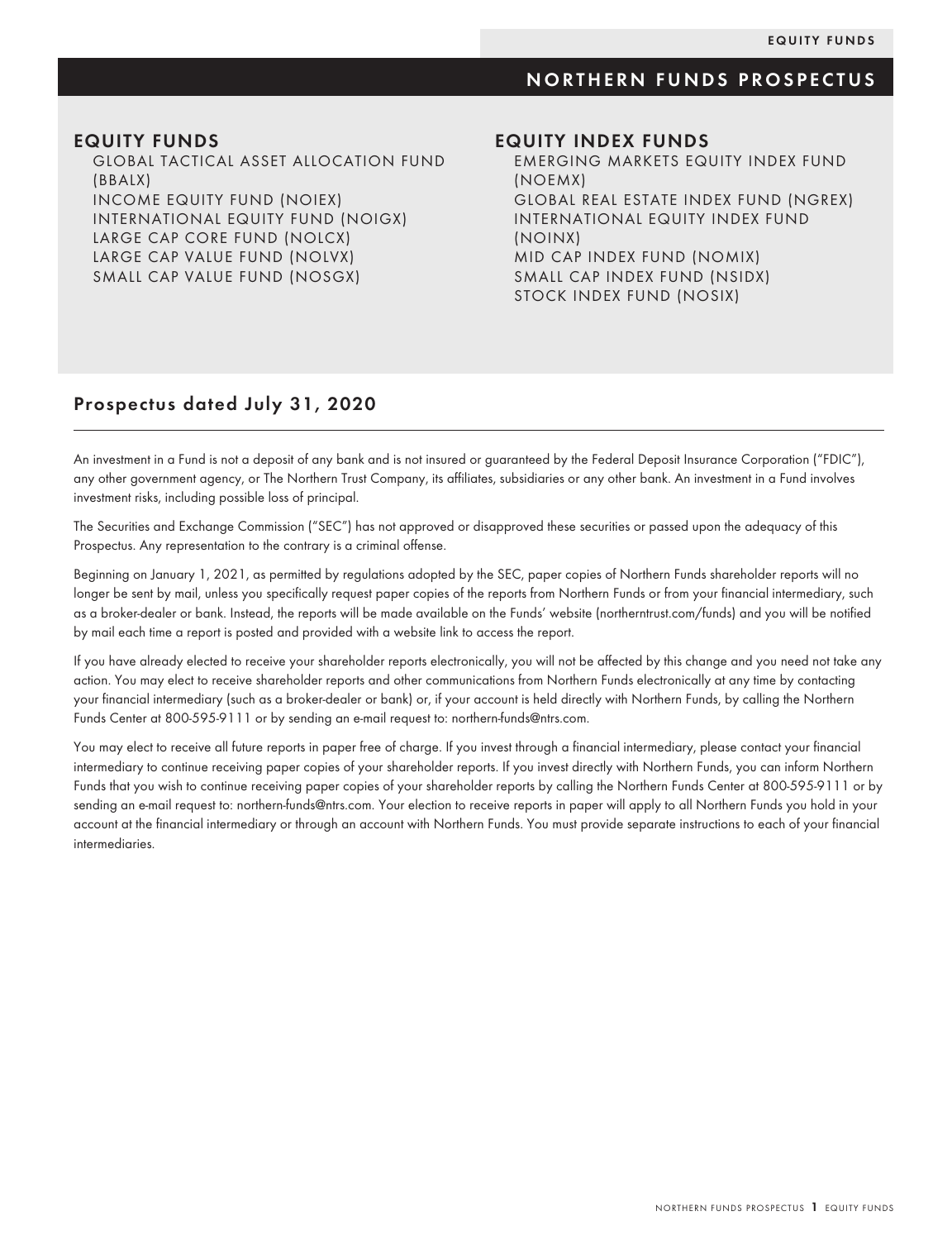# NORTHERN FUNDS PROSPECTUS

## EQUITY FUNDS

GLOBAL TACTICAL ASSET ALLOCATION FUND (BBALX)
INCOME EQUITY FUND (NOIEX)
INTERNATIONAL EQUITY FUND (NOIGX)
LARGE CAP CORE FUND (NOLCX)
LARGE CAP VALUE FUND (NOLVX)
SMALL CAP VALUE FUND (NOSGX)

## EQUITY INDEX FUNDS

EMERGING MARKETS EQUITY INDEX FUND (NOEMX)
GLOBAL REAL ESTATE INDEX FUND (NGREX)
INTERNATIONAL EQUITY INDEX FUND (NOINX)
MID CAP INDEX FUND (NOMIX)
SMALL CAP INDEX FUND (NSIDX)
STOCK INDEX FUND (NOSIX)

## Prospectus dated July 31, 2020

An investment in a Fund is not a deposit of any bank and is not insured or guaranteed by the Federal Deposit Insurance Corporation ("FDIC"), any other government agency, or The Northern Trust Company, its affiliates, subsidiaries or any other bank. An investment in a Fund involves investment risks, including possible loss of principal.

The Securities and Exchange Commission ("SEC") has not approved or disapproved these securities or passed upon the adequacy of this Prospectus. Any representation to the contrary is a criminal offense.

Beginning on January 1, 2021, as permitted by regulations adopted by the SEC, paper copies of Northern Funds shareholder reports will no longer be sent by mail, unless you specifically request paper copies of the reports from Northern Funds or from your financial intermediary, such as a broker-dealer or bank. Instead, the reports will be made available on the Funds' website (northerntrust.com/funds) and you will be notified by mail each time a report is posted and provided with a website link to access the report.

If you have already elected to receive your shareholder reports electronically, you will not be affected by this change and you need not take any action. You may elect to receive shareholder reports and other communications from Northern Funds electronically at any time by contacting your financial intermediary (such as a broker-dealer or bank) or, if your account is held directly with Northern Funds, by calling the Northern Funds Center at 800-595-9111 or by sending an e-mail request to: northern-funds@ntrs.com.

You may elect to receive all future reports in paper free of charge. If you invest through a financial intermediary, please contact your financial intermediary to continue receiving paper copies of your shareholder reports. If you invest directly with Northern Funds, you can inform Northern Funds that you wish to continue receiving paper copies of your shareholder reports by calling the Northern Funds Center at 800-595-9111 or by sending an e-mail request to: northern-funds@ntrs.com. Your election to receive reports in paper will apply to all Northern Funds you hold in your account at the financial intermediary or through an account with Northern Funds. You must provide separate instructions to each of your financial intermediaries.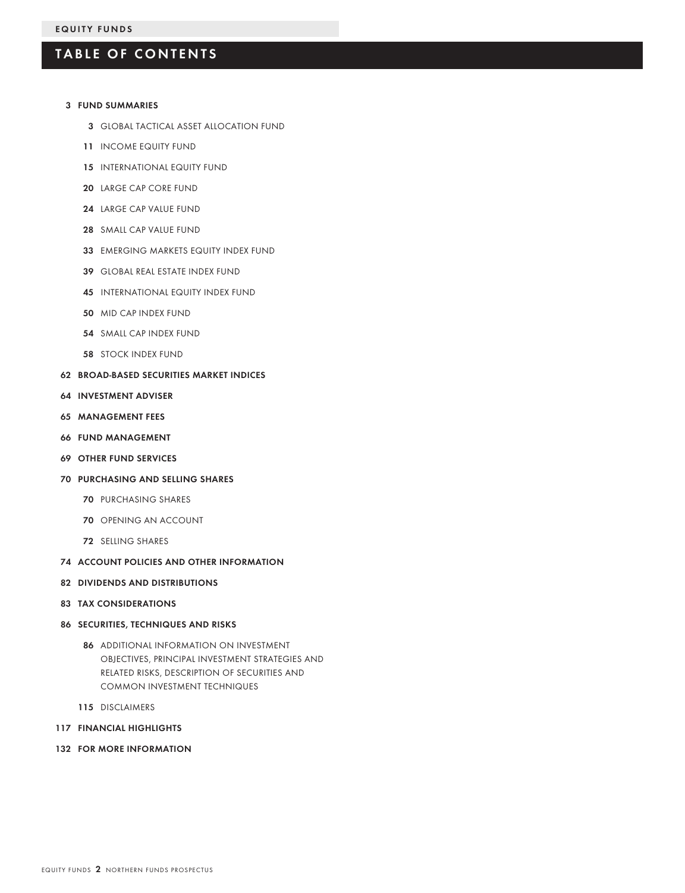## TABLE OF CONTENTS

- 3 **FUND SUMMARIES**
  - 3 GLOBAL TACTICAL ASSET ALLOCATION FUND
  - 11 INCOME EQUITY FUND
  - 15 INTERNATIONAL EQUITY FUND
  - 20 LARGE CAP CORE FUND
  - 24 LARGE CAP VALUE FUND
  - 28 SMALL CAP VALUE FUND
  - 33 EMERGING MARKETS EQUITY INDEX FUND
  - 39 GLOBAL REAL ESTATE INDEX FUND
  - 45 INTERNATIONAL EQUITY INDEX FUND
  - 50 MID CAP INDEX FUND
  - 54 SMALL CAP INDEX FUND
  - 58 STOCK INDEX FUND
- 62 **BROAD-BASED SECURITIES MARKET INDICES**
- 64 **INVESTMENT ADVISER**
- 65 **MANAGEMENT FEES**
- 66 **FUND MANAGEMENT**
- 69 **OTHER FUND SERVICES**
- 70 **PURCHASING AND SELLING SHARES**
  - 70 PURCHASING SHARES
  - 70 OPENING AN ACCOUNT
  - 72 SELLING SHARES
- 74 **ACCOUNT POLICIES AND OTHER INFORMATION**
- 82 **DIVIDENDS AND DISTRIBUTIONS**
- 83 **TAX CONSIDERATIONS**
- 86 **SECURITIES, TECHNIQUES AND RISKS**
  - 86 ADDITIONAL INFORMATION ON INVESTMENT OBJECTIVES, PRINCIPAL INVESTMENT STRATEGIES AND RELATED RISKS, DESCRIPTION OF SECURITIES AND COMMON INVESTMENT TECHNIQUES
  - 115 DISCLAIMERS
- 117 **FINANCIAL HIGHLIGHTS**
- 132 **FOR MORE INFORMATION**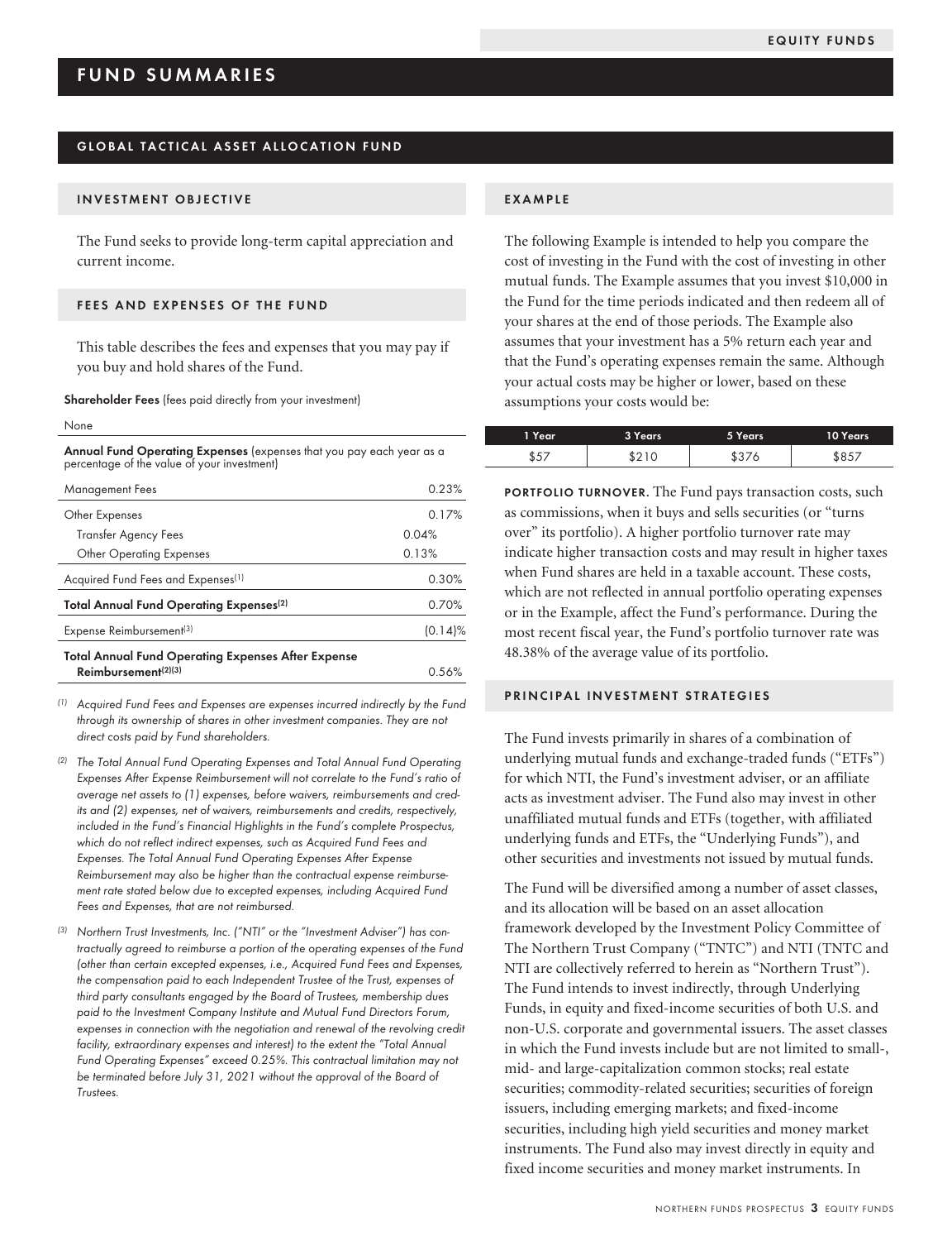# FUND SUMMARIES

## GLOBAL TACTICAL ASSET ALLOCATION FUND

### INVESTMENT OBJECTIVE

The Fund seeks to provide long-term capital appreciation and current income.

### FEES AND EXPENSES OF THE FUND

This table describes the fees and expenses that you may pay if you buy and hold shares of the Fund.

**Shareholder Fees** (fees paid directly from your investment)

None

| **Annual Fund Operating Expenses** (expenses that you pay each year as a percentage of the value of your investment) | | |
|---|---|---|
| Management Fees | | 0.23% |
| Other Expenses | | 0.17% |
| Transfer Agency Fees | 0.04% | |
| Other Operating Expenses | 0.13% | |
| Acquired Fund Fees and Expenses[1] | | 0.30% |
| **Total Annual Fund Operating Expenses[2]** | | 0.70% |
| Expense Reimbursement[3] | | (0.14)% |
| **Total Annual Fund Operating Expenses After Expense Reimbursement[2][3]** | | 0.56% |

(1) *Acquired Fund Fees and Expenses are expenses incurred indirectly by the Fund through its ownership of shares in other investment companies. They are not direct costs paid by Fund shareholders.*

(2) *The Total Annual Fund Operating Expenses and Total Annual Fund Operating Expenses After Expense Reimbursement will not correlate to the Fund's ratio of average net assets to (1) expenses, before waivers, reimbursements and credits and (2) expenses, net of waivers, reimbursements and credits, respectively, included in the Fund's Financial Highlights in the Fund's complete Prospectus, which do not reflect indirect expenses, such as Acquired Fund Fees and Expenses. The Total Annual Fund Operating Expenses After Expense Reimbursement may also be higher than the contractual expense reimbursement rate stated below due to excepted expenses, including Acquired Fund Fees and Expenses, that are not reimbursed.*

(3) *Northern Trust Investments, Inc. ("NTI" or the "Investment Adviser") has contractually agreed to reimburse a portion of the operating expenses of the Fund (other than certain excepted expenses, i.e., Acquired Fund Fees and Expenses, the compensation paid to each Independent Trustee of the Trust, expenses of third party consultants engaged by the Board of Trustees, membership dues paid to the Investment Company Institute and Mutual Fund Directors Forum, expenses in connection with the negotiation and renewal of the revolving credit facility, extraordinary expenses and interest) to the extent the "Total Annual Fund Operating Expenses" exceed 0.25%. This contractual limitation may not be terminated before July 31, 2021 without the approval of the Board of Trustees.*

### EXAMPLE

The following Example is intended to help you compare the cost of investing in the Fund with the cost of investing in other mutual funds. The Example assumes that you invest $10,000 in the Fund for the time periods indicated and then redeem all of your shares at the end of those periods. The Example also assumes that your investment has a 5% return each year and that the Fund's operating expenses remain the same. Although your actual costs may be higher or lower, based on these assumptions your costs would be:

| 1 Year | 3 Years | 5 Years | 10 Years |
|---|---|---|---|
| $57 | $210 | $376 | $857 |

**PORTFOLIO TURNOVER.** The Fund pays transaction costs, such as commissions, when it buys and sells securities (or "turns over" its portfolio). A higher portfolio turnover rate may indicate higher transaction costs and may result in higher taxes when Fund shares are held in a taxable account. These costs, which are not reflected in annual portfolio operating expenses or in the Example, affect the Fund's performance. During the most recent fiscal year, the Fund's portfolio turnover rate was 48.38% of the average value of its portfolio.

### PRINCIPAL INVESTMENT STRATEGIES

The Fund invests primarily in shares of a combination of underlying mutual funds and exchange-traded funds ("ETFs") for which NTI, the Fund's investment adviser, or an affiliate acts as investment adviser. The Fund also may invest in other unaffiliated mutual funds and ETFs (together, with affiliated underlying funds and ETFs, the "Underlying Funds"), and other securities and investments not issued by mutual funds.

The Fund will be diversified among a number of asset classes, and its allocation will be based on an asset allocation framework developed by the Investment Policy Committee of The Northern Trust Company ("TNTC") and NTI (TNTC and NTI are collectively referred to herein as "Northern Trust"). The Fund intends to invest indirectly, through Underlying Funds, in equity and fixed-income securities of both U.S. and non-U.S. corporate and governmental issuers. The asset classes in which the Fund invests include but are not limited to small-, mid- and large-capitalization common stocks; real estate securities; commodity-related securities; securities of foreign issuers, including emerging markets; and fixed-income securities, including high yield securities and money market instruments. The Fund also may invest directly in equity and fixed income securities and money market instruments. In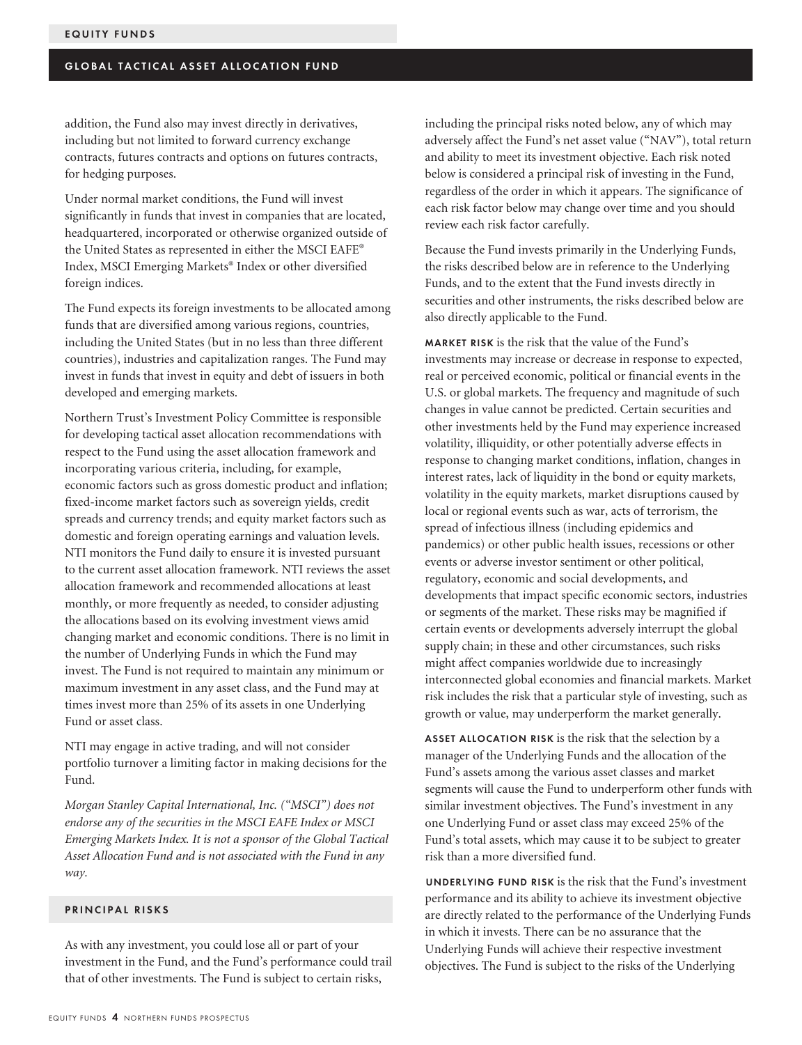addition, the Fund also may invest directly in derivatives, including but not limited to forward currency exchange contracts, futures contracts and options on futures contracts, for hedging purposes.

Under normal market conditions, the Fund will invest significantly in funds that invest in companies that are located, headquartered, incorporated or otherwise organized outside of the United States as represented in either the MSCI EAFE® Index, MSCI Emerging Markets® Index or other diversified foreign indices.

The Fund expects its foreign investments to be allocated among funds that are diversified among various regions, countries, including the United States (but in no less than three different countries), industries and capitalization ranges. The Fund may invest in funds that invest in equity and debt of issuers in both developed and emerging markets.

Northern Trust's Investment Policy Committee is responsible for developing tactical asset allocation recommendations with respect to the Fund using the asset allocation framework and incorporating various criteria, including, for example, economic factors such as gross domestic product and inflation; fixed-income market factors such as sovereign yields, credit spreads and currency trends; and equity market factors such as domestic and foreign operating earnings and valuation levels. NTI monitors the Fund daily to ensure it is invested pursuant to the current asset allocation framework. NTI reviews the asset allocation framework and recommended allocations at least monthly, or more frequently as needed, to consider adjusting the allocations based on its evolving investment views amid changing market and economic conditions. There is no limit in the number of Underlying Funds in which the Fund may invest. The Fund is not required to maintain any minimum or maximum investment in any asset class, and the Fund may at times invest more than 25% of its assets in one Underlying Fund or asset class.

NTI may engage in active trading, and will not consider portfolio turnover a limiting factor in making decisions for the Fund.

*Morgan Stanley Capital International, Inc. ("MSCI") does not endorse any of the securities in the MSCI EAFE Index or MSCI Emerging Markets Index. It is not a sponsor of the Global Tactical Asset Allocation Fund and is not associated with the Fund in any way.*

## PRINCIPAL RISKS

As with any investment, you could lose all or part of your investment in the Fund, and the Fund's performance could trail that of other investments. The Fund is subject to certain risks, including the principal risks noted below, any of which may adversely affect the Fund's net asset value ("NAV"), total return and ability to meet its investment objective. Each risk noted below is considered a principal risk of investing in the Fund, regardless of the order in which it appears. The significance of each risk factor below may change over time and you should review each risk factor carefully.

Because the Fund invests primarily in the Underlying Funds, the risks described below are in reference to the Underlying Funds, and to the extent that the Fund invests directly in securities and other instruments, the risks described below are also directly applicable to the Fund.

**MARKET RISK** is the risk that the value of the Fund's investments may increase or decrease in response to expected, real or perceived economic, political or financial events in the U.S. or global markets. The frequency and magnitude of such changes in value cannot be predicted. Certain securities and other investments held by the Fund may experience increased volatility, illiquidity, or other potentially adverse effects in response to changing market conditions, inflation, changes in interest rates, lack of liquidity in the bond or equity markets, volatility in the equity markets, market disruptions caused by local or regional events such as war, acts of terrorism, the spread of infectious illness (including epidemics and pandemics) or other public health issues, recessions or other events or adverse investor sentiment or other political, regulatory, economic and social developments, and developments that impact specific economic sectors, industries or segments of the market. These risks may be magnified if certain events or developments adversely interrupt the global supply chain; in these and other circumstances, such risks might affect companies worldwide due to increasingly interconnected global economies and financial markets. Market risk includes the risk that a particular style of investing, such as growth or value, may underperform the market generally.

**ASSET ALLOCATION RISK** is the risk that the selection by a manager of the Underlying Funds and the allocation of the Fund's assets among the various asset classes and market segments will cause the Fund to underperform other funds with similar investment objectives. The Fund's investment in any one Underlying Fund or asset class may exceed 25% of the Fund's total assets, which may cause it to be subject to greater risk than a more diversified fund.

**UNDERLYING FUND RISK** is the risk that the Fund's investment performance and its ability to achieve its investment objective are directly related to the performance of the Underlying Funds in which it invests. There can be no assurance that the Underlying Funds will achieve their respective investment objectives. The Fund is subject to the risks of the Underlying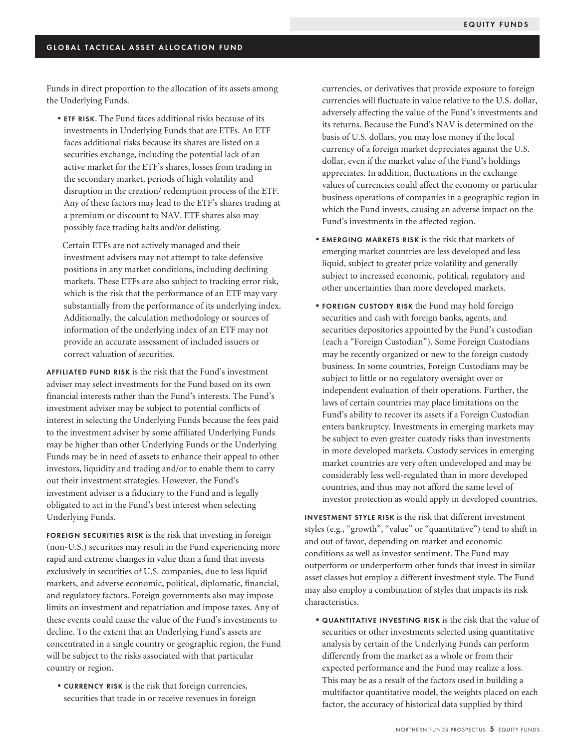Funds in direct proportion to the allocation of its assets among the Underlying Funds.

- **ETF RISK**. The Fund faces additional risks because of its investments in Underlying Funds that are ETFs. An ETF faces additional risks because its shares are listed on a securities exchange, including the potential lack of an active market for the ETF's shares, losses from trading in the secondary market, periods of high volatility and disruption in the creation/ redemption process of the ETF. Any of these factors may lead to the ETF's shares trading at a premium or discount to NAV. ETF shares also may possibly face trading halts and/or delisting.

  Certain ETFs are not actively managed and their investment advisers may not attempt to take defensive positions in any market conditions, including declining markets. These ETFs are also subject to tracking error risk, which is the risk that the performance of an ETF may vary substantially from the performance of its underlying index. Additionally, the calculation methodology or sources of information of the underlying index of an ETF may not provide an accurate assessment of included issuers or correct valuation of securities.

**AFFILIATED FUND RISK** is the risk that the Fund's investment adviser may select investments for the Fund based on its own financial interests rather than the Fund's interests. The Fund's investment adviser may be subject to potential conflicts of interest in selecting the Underlying Funds because the fees paid to the investment adviser by some affiliated Underlying Funds may be higher than other Underlying Funds or the Underlying Funds may be in need of assets to enhance their appeal to other investors, liquidity and trading and/or to enable them to carry out their investment strategies. However, the Fund's investment adviser is a fiduciary to the Fund and is legally obligated to act in the Fund's best interest when selecting Underlying Funds.

**FOREIGN SECURITIES RISK** is the risk that investing in foreign (non-U.S.) securities may result in the Fund experiencing more rapid and extreme changes in value than a fund that invests exclusively in securities of U.S. companies, due to less liquid markets, and adverse economic, political, diplomatic, financial, and regulatory factors. Foreign governments also may impose limits on investment and repatriation and impose taxes. Any of these events could cause the value of the Fund's investments to decline. To the extent that an Underlying Fund's assets are concentrated in a single country or geographic region, the Fund will be subject to the risks associated with that particular country or region.

- **CURRENCY RISK** is the risk that foreign currencies, securities that trade in or receive revenues in foreign currencies, or derivatives that provide exposure to foreign currencies will fluctuate in value relative to the U.S. dollar, adversely affecting the value of the Fund's investments and its returns. Because the Fund's NAV is determined on the basis of U.S. dollars, you may lose money if the local currency of a foreign market depreciates against the U.S. dollar, even if the market value of the Fund's holdings appreciates. In addition, fluctuations in the exchange values of currencies could affect the economy or particular business operations of companies in a geographic region in which the Fund invests, causing an adverse impact on the Fund's investments in the affected region.

- **EMERGING MARKETS RISK** is the risk that markets of emerging market countries are less developed and less liquid, subject to greater price volatility and generally subject to increased economic, political, regulatory and other uncertainties than more developed markets.

- **FOREIGN CUSTODY RISK** the Fund may hold foreign securities and cash with foreign banks, agents, and securities depositories appointed by the Fund's custodian (each a "Foreign Custodian"). Some Foreign Custodians may be recently organized or new to the foreign custody business. In some countries, Foreign Custodians may be subject to little or no regulatory oversight over or independent evaluation of their operations. Further, the laws of certain countries may place limitations on the Fund's ability to recover its assets if a Foreign Custodian enters bankruptcy. Investments in emerging markets may be subject to even greater custody risks than investments in more developed markets. Custody services in emerging market countries are very often undeveloped and may be considerably less well-regulated than in more developed countries, and thus may not afford the same level of investor protection as would apply in developed countries.

**INVESTMENT STYLE RISK** is the risk that different investment styles (e.g., "growth", "value" or "quantitative") tend to shift in and out of favor, depending on market and economic conditions as well as investor sentiment. The Fund may outperform or underperform other funds that invest in similar asset classes but employ a different investment style. The Fund may also employ a combination of styles that impacts its risk characteristics.

- **QUANTITATIVE INVESTING RISK** is the risk that the value of securities or other investments selected using quantitative analysis by certain of the Underlying Funds can perform differently from the market as a whole or from their expected performance and the Fund may realize a loss. This may be as a result of the factors used in building a multifactor quantitative model, the weights placed on each factor, the accuracy of historical data supplied by third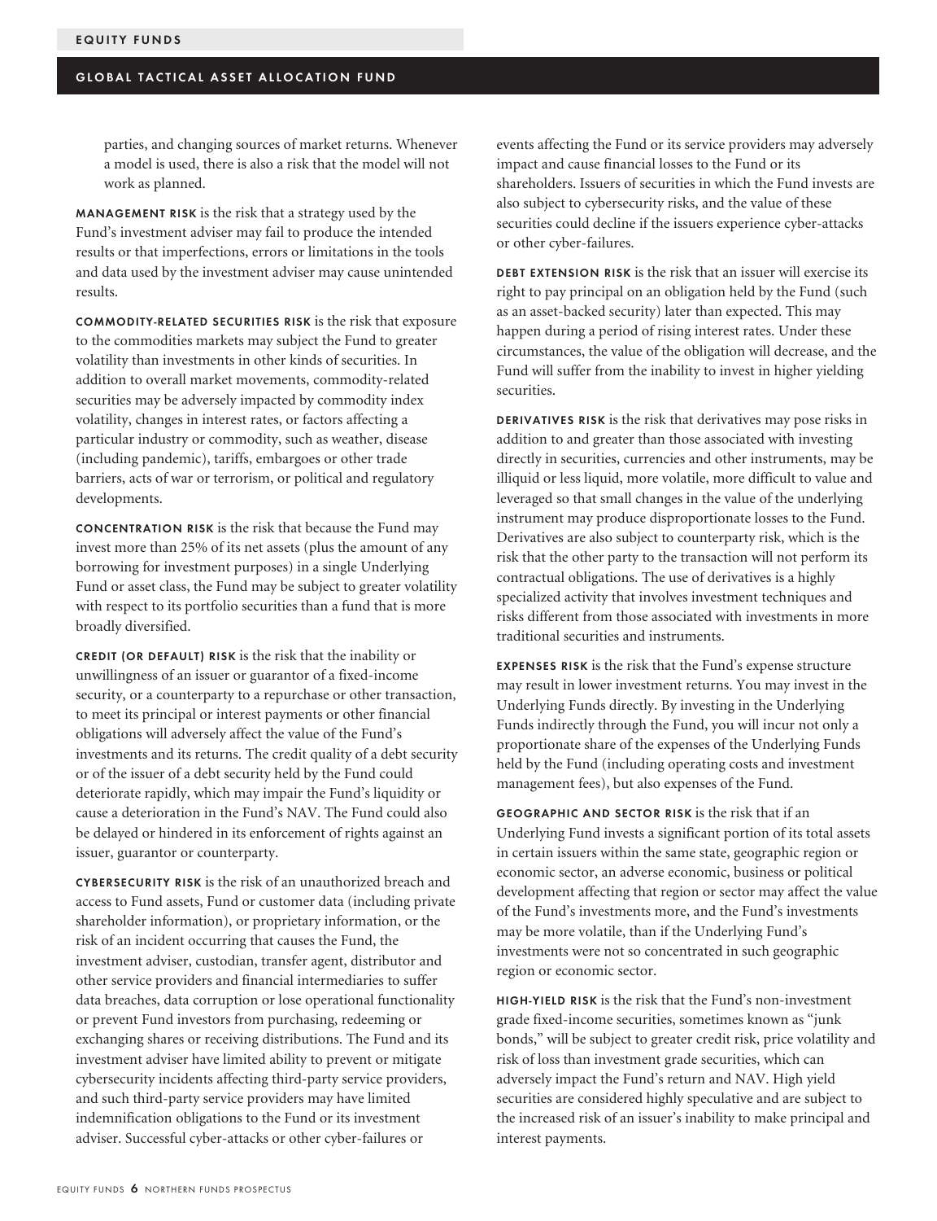parties, and changing sources of market returns. Whenever a model is used, there is also a risk that the model will not work as planned.

**MANAGEMENT RISK** is the risk that a strategy used by the Fund's investment adviser may fail to produce the intended results or that imperfections, errors or limitations in the tools and data used by the investment adviser may cause unintended results.

**COMMODITY-RELATED SECURITIES RISK** is the risk that exposure to the commodities markets may subject the Fund to greater volatility than investments in other kinds of securities. In addition to overall market movements, commodity-related securities may be adversely impacted by commodity index volatility, changes in interest rates, or factors affecting a particular industry or commodity, such as weather, disease (including pandemic), tariffs, embargoes or other trade barriers, acts of war or terrorism, or political and regulatory developments.

**CONCENTRATION RISK** is the risk that because the Fund may invest more than 25% of its net assets (plus the amount of any borrowing for investment purposes) in a single Underlying Fund or asset class, the Fund may be subject to greater volatility with respect to its portfolio securities than a fund that is more broadly diversified.

**CREDIT (OR DEFAULT) RISK** is the risk that the inability or unwillingness of an issuer or guarantor of a fixed-income security, or a counterparty to a repurchase or other transaction, to meet its principal or interest payments or other financial obligations will adversely affect the value of the Fund's investments and its returns. The credit quality of a debt security or of the issuer of a debt security held by the Fund could deteriorate rapidly, which may impair the Fund's liquidity or cause a deterioration in the Fund's NAV. The Fund could also be delayed or hindered in its enforcement of rights against an issuer, guarantor or counterparty.

**CYBERSECURITY RISK** is the risk of an unauthorized breach and access to Fund assets, Fund or customer data (including private shareholder information), or proprietary information, or the risk of an incident occurring that causes the Fund, the investment adviser, custodian, transfer agent, distributor and other service providers and financial intermediaries to suffer data breaches, data corruption or lose operational functionality or prevent Fund investors from purchasing, redeeming or exchanging shares or receiving distributions. The Fund and its investment adviser have limited ability to prevent or mitigate cybersecurity incidents affecting third-party service providers, and such third-party service providers may have limited indemnification obligations to the Fund or its investment adviser. Successful cyber-attacks or other cyber-failures or events affecting the Fund or its service providers may adversely impact and cause financial losses to the Fund or its shareholders. Issuers of securities in which the Fund invests are also subject to cybersecurity risks, and the value of these securities could decline if the issuers experience cyber-attacks or other cyber-failures.

**DEBT EXTENSION RISK** is the risk that an issuer will exercise its right to pay principal on an obligation held by the Fund (such as an asset-backed security) later than expected. This may happen during a period of rising interest rates. Under these circumstances, the value of the obligation will decrease, and the Fund will suffer from the inability to invest in higher yielding securities.

**DERIVATIVES RISK** is the risk that derivatives may pose risks in addition to and greater than those associated with investing directly in securities, currencies and other instruments, may be illiquid or less liquid, more volatile, more difficult to value and leveraged so that small changes in the value of the underlying instrument may produce disproportionate losses to the Fund. Derivatives are also subject to counterparty risk, which is the risk that the other party to the transaction will not perform its contractual obligations. The use of derivatives is a highly specialized activity that involves investment techniques and risks different from those associated with investments in more traditional securities and instruments.

**EXPENSES RISK** is the risk that the Fund's expense structure may result in lower investment returns. You may invest in the Underlying Funds directly. By investing in the Underlying Funds indirectly through the Fund, you will incur not only a proportionate share of the expenses of the Underlying Funds held by the Fund (including operating costs and investment management fees), but also expenses of the Fund.

**GEOGRAPHIC AND SECTOR RISK** is the risk that if an Underlying Fund invests a significant portion of its total assets in certain issuers within the same state, geographic region or economic sector, an adverse economic, business or political development affecting that region or sector may affect the value of the Fund's investments more, and the Fund's investments may be more volatile, than if the Underlying Fund's investments were not so concentrated in such geographic region or economic sector.

**HIGH-YIELD RISK** is the risk that the Fund's non-investment grade fixed-income securities, sometimes known as "junk bonds," will be subject to greater credit risk, price volatility and risk of loss than investment grade securities, which can adversely impact the Fund's return and NAV. High yield securities are considered highly speculative and are subject to the increased risk of an issuer's inability to make principal and interest payments.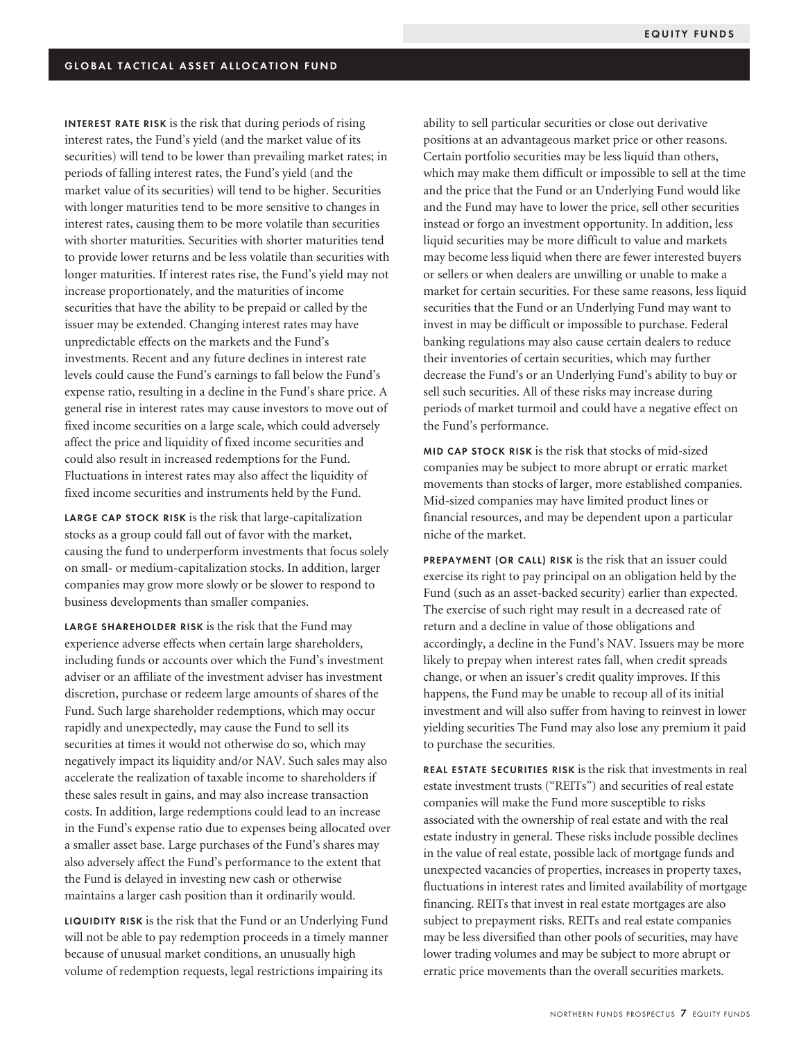**INTEREST RATE RISK** is the risk that during periods of rising interest rates, the Fund's yield (and the market value of its securities) will tend to be lower than prevailing market rates; in periods of falling interest rates, the Fund's yield (and the market value of its securities) will tend to be higher. Securities with longer maturities tend to be more sensitive to changes in interest rates, causing them to be more volatile than securities with shorter maturities. Securities with shorter maturities tend to provide lower returns and be less volatile than securities with longer maturities. If interest rates rise, the Fund's yield may not increase proportionately, and the maturities of income securities that have the ability to be prepaid or called by the issuer may be extended. Changing interest rates may have unpredictable effects on the markets and the Fund's investments. Recent and any future declines in interest rate levels could cause the Fund's earnings to fall below the Fund's expense ratio, resulting in a decline in the Fund's share price. A general rise in interest rates may cause investors to move out of fixed income securities on a large scale, which could adversely affect the price and liquidity of fixed income securities and could also result in increased redemptions for the Fund. Fluctuations in interest rates may also affect the liquidity of fixed income securities and instruments held by the Fund.

**LARGE CAP STOCK RISK** is the risk that large-capitalization stocks as a group could fall out of favor with the market, causing the fund to underperform investments that focus solely on small- or medium-capitalization stocks. In addition, larger companies may grow more slowly or be slower to respond to business developments than smaller companies.

**LARGE SHAREHOLDER RISK** is the risk that the Fund may experience adverse effects when certain large shareholders, including funds or accounts over which the Fund's investment adviser or an affiliate of the investment adviser has investment discretion, purchase or redeem large amounts of shares of the Fund. Such large shareholder redemptions, which may occur rapidly and unexpectedly, may cause the Fund to sell its securities at times it would not otherwise do so, which may negatively impact its liquidity and/or NAV. Such sales may also accelerate the realization of taxable income to shareholders if these sales result in gains, and may also increase transaction costs. In addition, large redemptions could lead to an increase in the Fund's expense ratio due to expenses being allocated over a smaller asset base. Large purchases of the Fund's shares may also adversely affect the Fund's performance to the extent that the Fund is delayed in investing new cash or otherwise maintains a larger cash position than it ordinarily would.

**LIQUIDITY RISK** is the risk that the Fund or an Underlying Fund will not be able to pay redemption proceeds in a timely manner because of unusual market conditions, an unusually high volume of redemption requests, legal restrictions impairing its ability to sell particular securities or close out derivative positions at an advantageous market price or other reasons. Certain portfolio securities may be less liquid than others, which may make them difficult or impossible to sell at the time and the price that the Fund or an Underlying Fund would like and the Fund may have to lower the price, sell other securities instead or forgo an investment opportunity. In addition, less liquid securities may be more difficult to value and markets may become less liquid when there are fewer interested buyers or sellers or when dealers are unwilling or unable to make a market for certain securities. For these same reasons, less liquid securities that the Fund or an Underlying Fund may want to invest in may be difficult or impossible to purchase. Federal banking regulations may also cause certain dealers to reduce their inventories of certain securities, which may further decrease the Fund's or an Underlying Fund's ability to buy or sell such securities. All of these risks may increase during periods of market turmoil and could have a negative effect on the Fund's performance.

**MID CAP STOCK RISK** is the risk that stocks of mid-sized companies may be subject to more abrupt or erratic market movements than stocks of larger, more established companies. Mid-sized companies may have limited product lines or financial resources, and may be dependent upon a particular niche of the market.

**PREPAYMENT (OR CALL) RISK** is the risk that an issuer could exercise its right to pay principal on an obligation held by the Fund (such as an asset-backed security) earlier than expected. The exercise of such right may result in a decreased rate of return and a decline in value of those obligations and accordingly, a decline in the Fund's NAV. Issuers may be more likely to prepay when interest rates fall, when credit spreads change, or when an issuer's credit quality improves. If this happens, the Fund may be unable to recoup all of its initial investment and will also suffer from having to reinvest in lower yielding securities The Fund may also lose any premium it paid to purchase the securities.

**REAL ESTATE SECURITIES RISK** is the risk that investments in real estate investment trusts ("REITs") and securities of real estate companies will make the Fund more susceptible to risks associated with the ownership of real estate and with the real estate industry in general. These risks include possible declines in the value of real estate, possible lack of mortgage funds and unexpected vacancies of properties, increases in property taxes, fluctuations in interest rates and limited availability of mortgage financing. REITs that invest in real estate mortgages are also subject to prepayment risks. REITs and real estate companies may be less diversified than other pools of securities, may have lower trading volumes and may be subject to more abrupt or erratic price movements than the overall securities markets.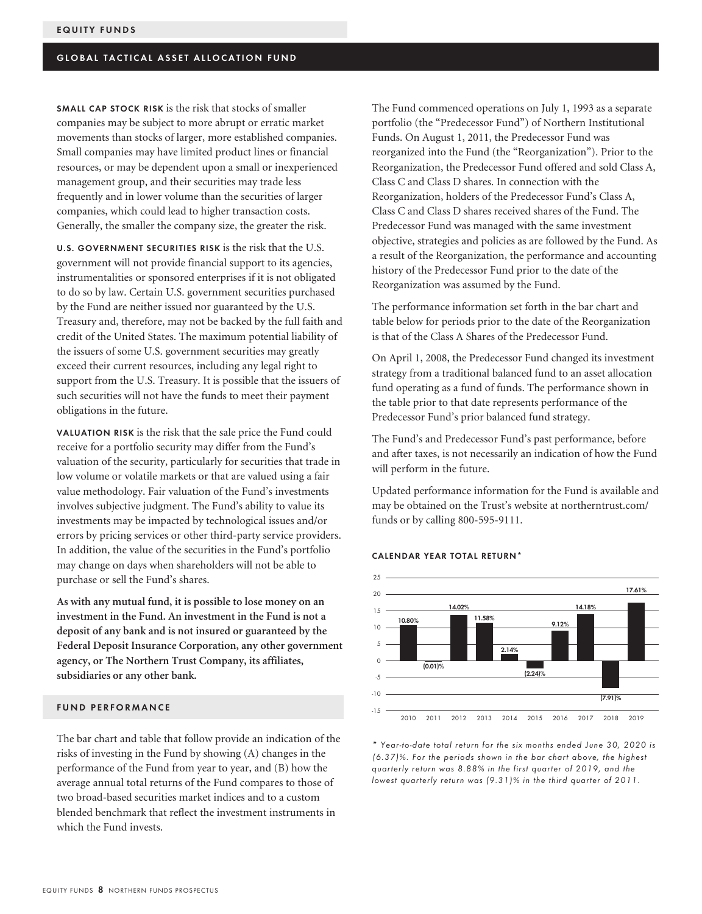**SMALL CAP STOCK RISK** is the risk that stocks of smaller companies may be subject to more abrupt or erratic market movements than stocks of larger, more established companies. Small companies may have limited product lines or financial resources, or may be dependent upon a small or inexperienced management group, and their securities may trade less frequently and in lower volume than the securities of larger companies, which could lead to higher transaction costs. Generally, the smaller the company size, the greater the risk.

**U.S. GOVERNMENT SECURITIES RISK** is the risk that the U.S. government will not provide financial support to its agencies, instrumentalities or sponsored enterprises if it is not obligated to do so by law. Certain U.S. government securities purchased by the Fund are neither issued nor guaranteed by the U.S. Treasury and, therefore, may not be backed by the full faith and credit of the United States. The maximum potential liability of the issuers of some U.S. government securities may greatly exceed their current resources, including any legal right to support from the U.S. Treasury. It is possible that the issuers of such securities will not have the funds to meet their payment obligations in the future.

**VALUATION RISK** is the risk that the sale price the Fund could receive for a portfolio security may differ from the Fund's valuation of the security, particularly for securities that trade in low volume or volatile markets or that are valued using a fair value methodology. Fair valuation of the Fund's investments involves subjective judgment. The Fund's ability to value its investments may be impacted by technological issues and/or errors by pricing services or other third-party service providers. In addition, the value of the securities in the Fund's portfolio may change on days when shareholders will not be able to purchase or sell the Fund's shares.

**As with any mutual fund, it is possible to lose money on an investment in the Fund. An investment in the Fund is not a deposit of any bank and is not insured or guaranteed by the Federal Deposit Insurance Corporation, any other government agency, or The Northern Trust Company, its affiliates, subsidiaries or any other bank.**

## FUND PERFORMANCE

The bar chart and table that follow provide an indication of the risks of investing in the Fund by showing (A) changes in the performance of the Fund from year to year, and (B) how the average annual total returns of the Fund compares to those of two broad-based securities market indices and to a custom blended benchmark that reflect the investment instruments in which the Fund invests.

The Fund commenced operations on July 1, 1993 as a separate portfolio (the "Predecessor Fund") of Northern Institutional Funds. On August 1, 2011, the Predecessor Fund was reorganized into the Fund (the "Reorganization"). Prior to the Reorganization, the Predecessor Fund offered and sold Class A, Class C and Class D shares. In connection with the Reorganization, holders of the Predecessor Fund's Class A, Class C and Class D shares received shares of the Fund. The Predecessor Fund was managed with the same investment objective, strategies and policies as are followed by the Fund. As a result of the Reorganization, the performance and accounting history of the Predecessor Fund prior to the date of the Reorganization was assumed by the Fund.

The performance information set forth in the bar chart and table below for periods prior to the date of the Reorganization is that of the Class A Shares of the Predecessor Fund.

On April 1, 2008, the Predecessor Fund changed its investment strategy from a traditional balanced fund to an asset allocation fund operating as a fund of funds. The performance shown in the table prior to that date represents performance of the Predecessor Fund's prior balanced fund strategy.

The Fund's and Predecessor Fund's past performance, before and after taxes, is not necessarily an indication of how the Fund will perform in the future.

Updated performance information for the Fund is available and may be obtained on the Trust's website at northerntrust.com/funds or by calling 800-595-9111.

### CALENDAR YEAR TOTAL RETURN*

| Year | Total Return |
|---|---|
| 2010 | 10.80% |
| 2011 | (0.01)% |
| 2012 | 14.02% |
| 2013 | 11.58% |
| 2014 | 2.14% |
| 2015 | (2.24)% |
| 2016 | 9.12% |
| 2017 | 14.18% |
| 2018 | (7.91)% |
| 2019 | 17.61% |

*\* Year-to-date total return for the six months ended June 30, 2020 is (6.37)%. For the periods shown in the bar chart above, the highest quarterly return was 8.88% in the first quarter of 2019, and the lowest quarterly return was (9.31)% in the third quarter of 2011.*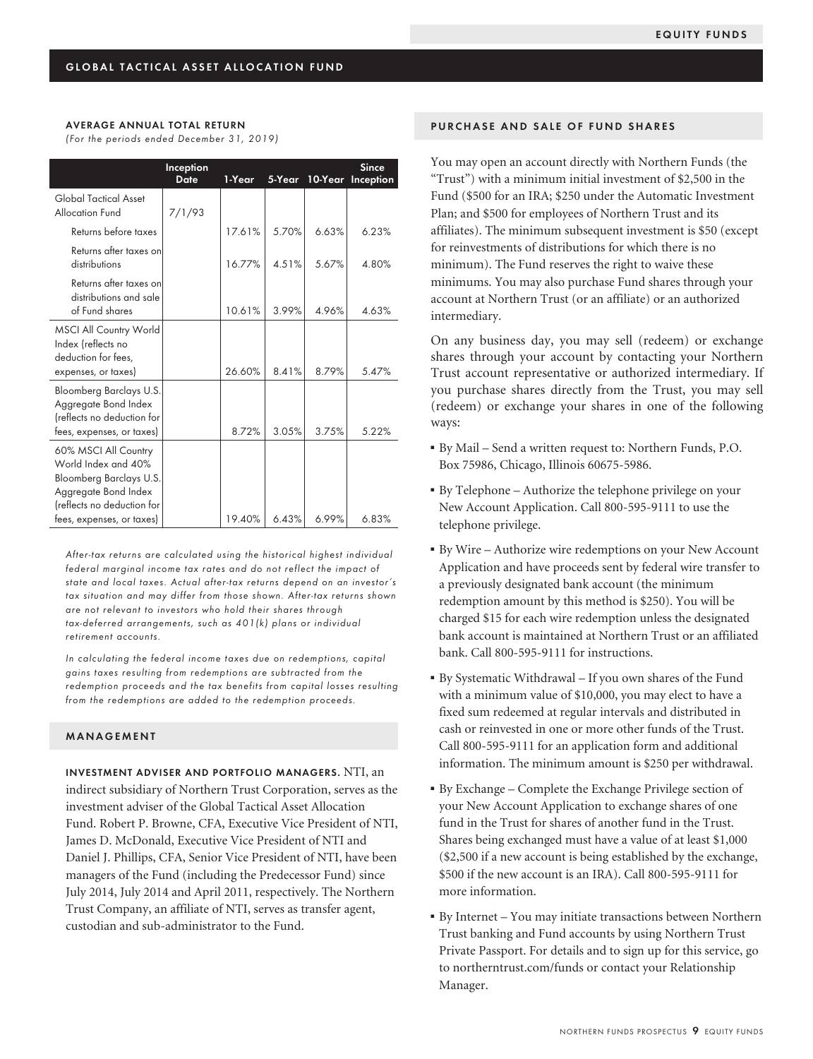## GLOBAL TACTICAL ASSET ALLOCATION FUND

### AVERAGE ANNUAL TOTAL RETURN

*(For the periods ended December 31, 2019)*

| | Inception Date | 1-Year | 5-Year | 10-Year | Since Inception |
|---|---|---|---|---|---|
| Global Tactical Asset Allocation Fund | 7/1/93 | | | | |
| Returns before taxes | | 17.61% | 5.70% | 6.63% | 6.23% |
| Returns after taxes on distributions | | 16.77% | 4.51% | 5.67% | 4.80% |
| Returns after taxes on distributions and sale of Fund shares | | 10.61% | 3.99% | 4.96% | 4.63% |
| MSCI All Country World Index (reflects no deduction for fees, expenses, or taxes) | | 26.60% | 8.41% | 8.79% | 5.47% |
| Bloomberg Barclays U.S. Aggregate Bond Index (reflects no deduction for fees, expenses, or taxes) | | 8.72% | 3.05% | 3.75% | 5.22% |
| 60% MSCI All Country World Index and 40% Bloomberg Barclays U.S. Aggregate Bond Index (reflects no deduction for fees, expenses, or taxes) | | 19.40% | 6.43% | 6.99% | 6.83% |

*After-tax returns are calculated using the historical highest individual federal marginal income tax rates and do not reflect the impact of state and local taxes. Actual after-tax returns depend on an investor's tax situation and may differ from those shown. After-tax returns shown are not relevant to investors who hold their shares through tax-deferred arrangements, such as 401(k) plans or individual retirement accounts.*

*In calculating the federal income taxes due on redemptions, capital gains taxes resulting from redemptions are subtracted from the redemption proceeds and the tax benefits from capital losses resulting from the redemptions are added to the redemption proceeds.*

### MANAGEMENT

**INVESTMENT ADVISER AND PORTFOLIO MANAGERS.** NTI, an indirect subsidiary of Northern Trust Corporation, serves as the investment adviser of the Global Tactical Asset Allocation Fund. Robert P. Browne, CFA, Executive Vice President of NTI, James D. McDonald, Executive Vice President of NTI and Daniel J. Phillips, CFA, Senior Vice President of NTI, have been managers of the Fund (including the Predecessor Fund) since July 2014, July 2014 and April 2011, respectively. The Northern Trust Company, an affiliate of NTI, serves as transfer agent, custodian and sub-administrator to the Fund.

### PURCHASE AND SALE OF FUND SHARES

You may open an account directly with Northern Funds (the "Trust") with a minimum initial investment of $2,500 in the Fund ($500 for an IRA; $250 under the Automatic Investment Plan; and $500 for employees of Northern Trust and its affiliates). The minimum subsequent investment is $50 (except for reinvestments of distributions for which there is no minimum). The Fund reserves the right to waive these minimums. You may also purchase Fund shares through your account at Northern Trust (or an affiliate) or an authorized intermediary.

On any business day, you may sell (redeem) or exchange shares through your account by contacting your Northern Trust account representative or authorized intermediary. If you purchase shares directly from the Trust, you may sell (redeem) or exchange your shares in one of the following ways:

- By Mail – Send a written request to: Northern Funds, P.O. Box 75986, Chicago, Illinois 60675-5986.
- By Telephone – Authorize the telephone privilege on your New Account Application. Call 800-595-9111 to use the telephone privilege.
- By Wire – Authorize wire redemptions on your New Account Application and have proceeds sent by federal wire transfer to a previously designated bank account (the minimum redemption amount by this method is $250). You will be charged $15 for each wire redemption unless the designated bank account is maintained at Northern Trust or an affiliated bank. Call 800-595-9111 for instructions.
- By Systematic Withdrawal – If you own shares of the Fund with a minimum value of $10,000, you may elect to have a fixed sum redeemed at regular intervals and distributed in cash or reinvested in one or more other funds of the Trust. Call 800-595-9111 for an application form and additional information. The minimum amount is $250 per withdrawal.
- By Exchange – Complete the Exchange Privilege section of your New Account Application to exchange shares of one fund in the Trust for shares of another fund in the Trust. Shares being exchanged must have a value of at least $1,000 ($2,500 if a new account is being established by the exchange, $500 if the new account is an IRA). Call 800-595-9111 for more information.
- By Internet – You may initiate transactions between Northern Trust banking and Fund accounts by using Northern Trust Private Passport. For details and to sign up for this service, go to northerntrust.com/funds or contact your Relationship Manager.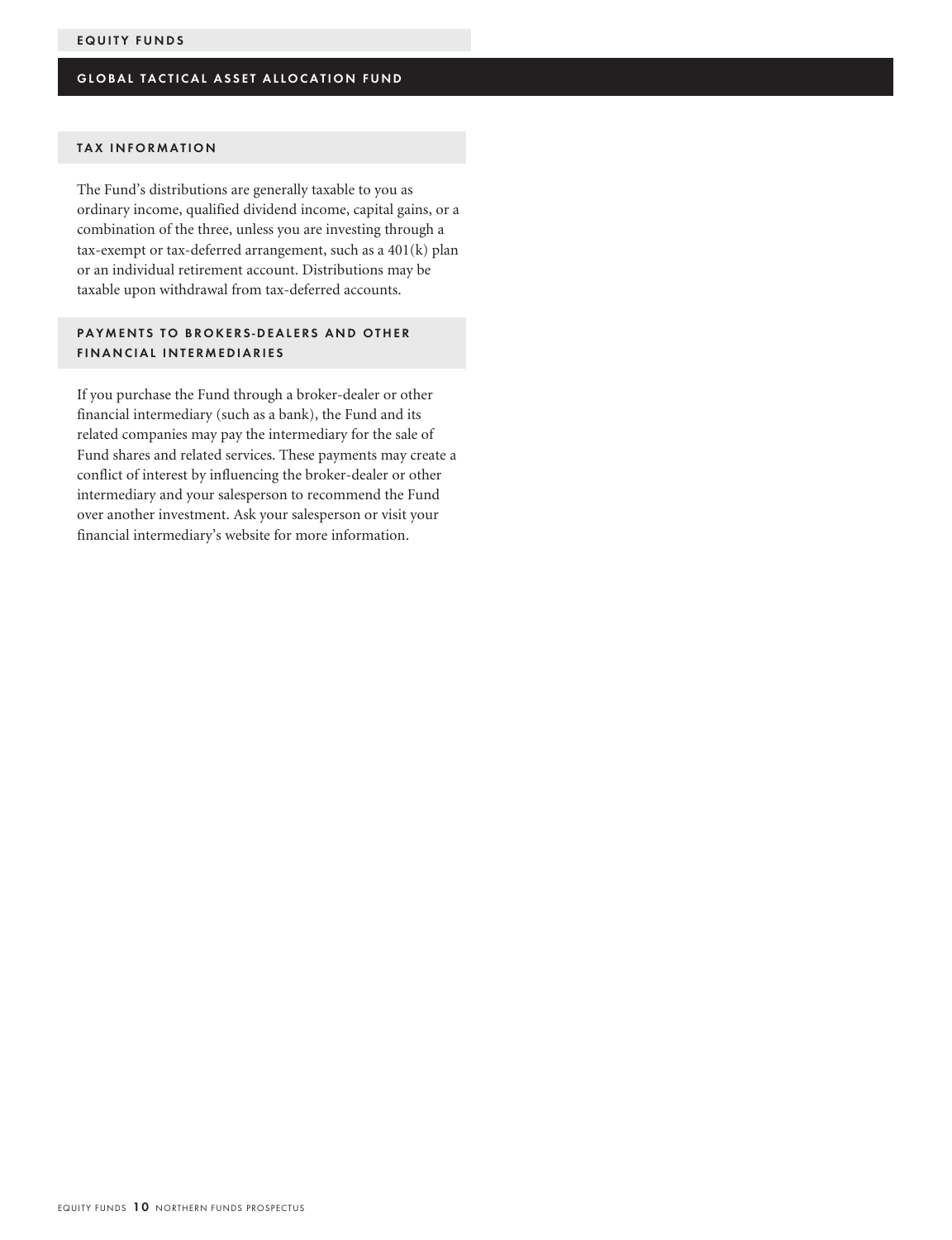## GLOBAL TACTICAL ASSET ALLOCATION FUND

### TAX INFORMATION

The Fund's distributions are generally taxable to you as ordinary income, qualified dividend income, capital gains, or a combination of the three, unless you are investing through a tax-exempt or tax-deferred arrangement, such as a 401(k) plan or an individual retirement account. Distributions may be taxable upon withdrawal from tax-deferred accounts.

### PAYMENTS TO BROKERS-DEALERS AND OTHER FINANCIAL INTERMEDIARIES

If you purchase the Fund through a broker-dealer or other financial intermediary (such as a bank), the Fund and its related companies may pay the intermediary for the sale of Fund shares and related services. These payments may create a conflict of interest by influencing the broker-dealer or other intermediary and your salesperson to recommend the Fund over another investment. Ask your salesperson or visit your financial intermediary's website for more information.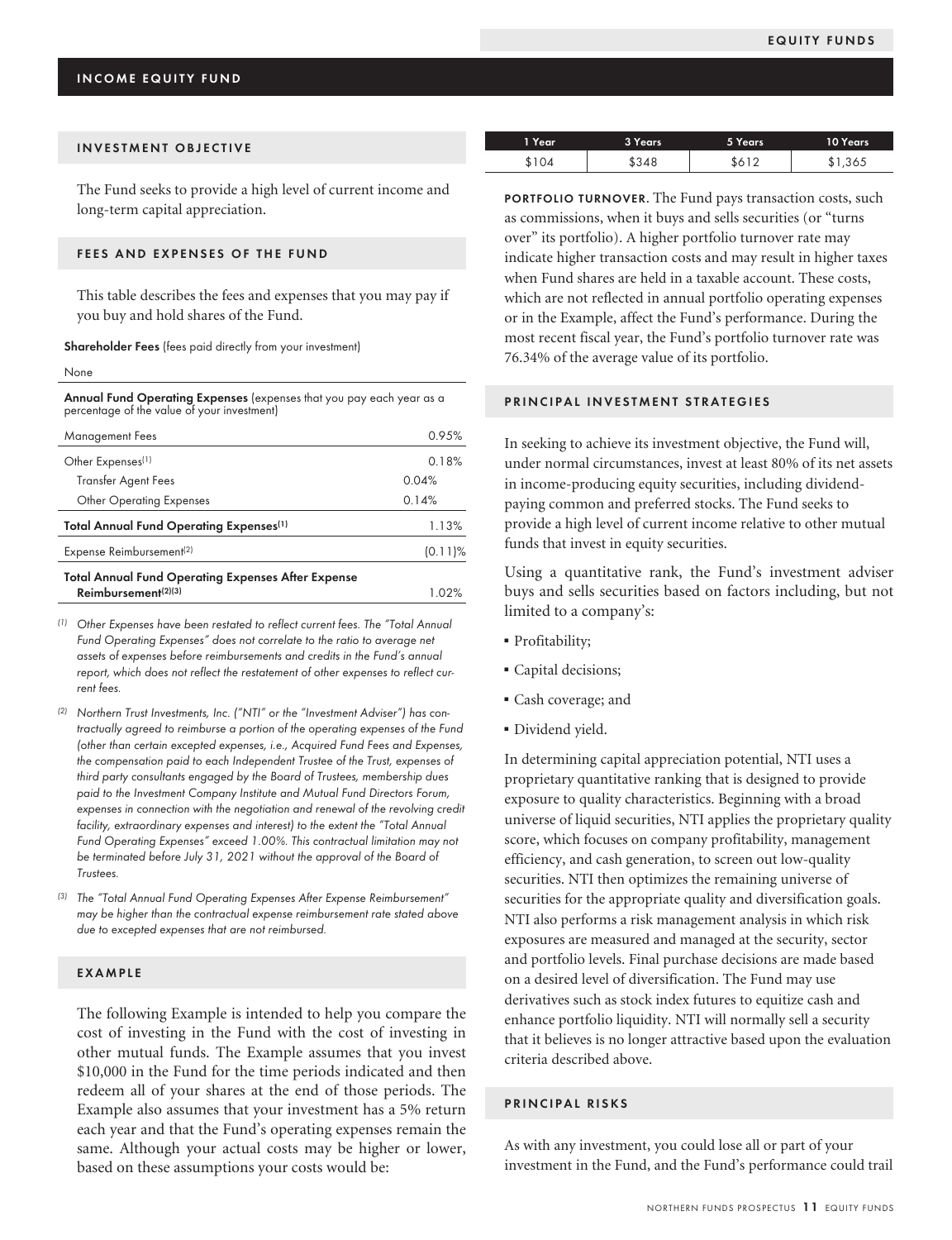## INCOME EQUITY FUND

### INVESTMENT OBJECTIVE

The Fund seeks to provide a high level of current income and long-term capital appreciation.

### FEES AND EXPENSES OF THE FUND

This table describes the fees and expenses that you may pay if you buy and hold shares of the Fund.

**Shareholder Fees** (fees paid directly from your investment)

None

**Annual Fund Operating Expenses** (expenses that you pay each year as a percentage of the value of your investment)

| | | |
|---|---|---|
| Management Fees | | 0.95% |
| Other Expenses[1] | | 0.18% |
| Transfer Agent Fees | 0.04% | |
| Other Operating Expenses | 0.14% | |
| **Total Annual Fund Operating Expenses[1]** | | 1.13% |
| Expense Reimbursement[2] | | (0.11)% |
| **Total Annual Fund Operating Expenses After Expense Reimbursement[2][3]** | | 1.02% |

*(1) Other Expenses have been restated to reflect current fees. The "Total Annual Fund Operating Expenses" does not correlate to the ratio to average net assets of expenses before reimbursements and credits in the Fund's annual report, which does not reflect the restatement of other expenses to reflect current fees.*

*(2) Northern Trust Investments, Inc. ("NTI" or the "Investment Adviser") has contractually agreed to reimburse a portion of the operating expenses of the Fund (other than certain excepted expenses, i.e., Acquired Fund Fees and Expenses, the compensation paid to each Independent Trustee of the Trust, expenses of third party consultants engaged by the Board of Trustees, membership dues paid to the Investment Company Institute and Mutual Fund Directors Forum, expenses in connection with the negotiation and renewal of the revolving credit facility, extraordinary expenses and interest) to the extent the "Total Annual Fund Operating Expenses" exceed 1.00%. This contractual limitation may not be terminated before July 31, 2021 without the approval of the Board of Trustees.*

*(3) The "Total Annual Fund Operating Expenses After Expense Reimbursement" may be higher than the contractual expense reimbursement rate stated above due to excepted expenses that are not reimbursed.*

### EXAMPLE

The following Example is intended to help you compare the cost of investing in the Fund with the cost of investing in other mutual funds. The Example assumes that you invest $10,000 in the Fund for the time periods indicated and then redeem all of your shares at the end of those periods. The Example also assumes that your investment has a 5% return each year and that the Fund's operating expenses remain the same. Although your actual costs may be higher or lower, based on these assumptions your costs would be:

| 1 Year | 3 Years | 5 Years | 10 Years |
|---|---|---|---|
| $104 | $348 | $612 | $1,365 |

**PORTFOLIO TURNOVER.** The Fund pays transaction costs, such as commissions, when it buys and sells securities (or "turns over" its portfolio). A higher portfolio turnover rate may indicate higher transaction costs and may result in higher taxes when Fund shares are held in a taxable account. These costs, which are not reflected in annual portfolio operating expenses or in the Example, affect the Fund's performance. During the most recent fiscal year, the Fund's portfolio turnover rate was 76.34% of the average value of its portfolio.

### PRINCIPAL INVESTMENT STRATEGIES

In seeking to achieve its investment objective, the Fund will, under normal circumstances, invest at least 80% of its net assets in income-producing equity securities, including dividend-paying common and preferred stocks. The Fund seeks to provide a high level of current income relative to other mutual funds that invest in equity securities.

Using a quantitative rank, the Fund's investment adviser buys and sells securities based on factors including, but not limited to a company's:

- Profitability;
- Capital decisions;
- Cash coverage; and
- Dividend yield.

In determining capital appreciation potential, NTI uses a proprietary quantitative ranking that is designed to provide exposure to quality characteristics. Beginning with a broad universe of liquid securities, NTI applies the proprietary quality score, which focuses on company profitability, management efficiency, and cash generation, to screen out low-quality securities. NTI then optimizes the remaining universe of securities for the appropriate quality and diversification goals. NTI also performs a risk management analysis in which risk exposures are measured and managed at the security, sector and portfolio levels. Final purchase decisions are made based on a desired level of diversification. The Fund may use derivatives such as stock index futures to equitize cash and enhance portfolio liquidity. NTI will normally sell a security that it believes is no longer attractive based upon the evaluation criteria described above.

### PRINCIPAL RISKS

As with any investment, you could lose all or part of your investment in the Fund, and the Fund's performance could trail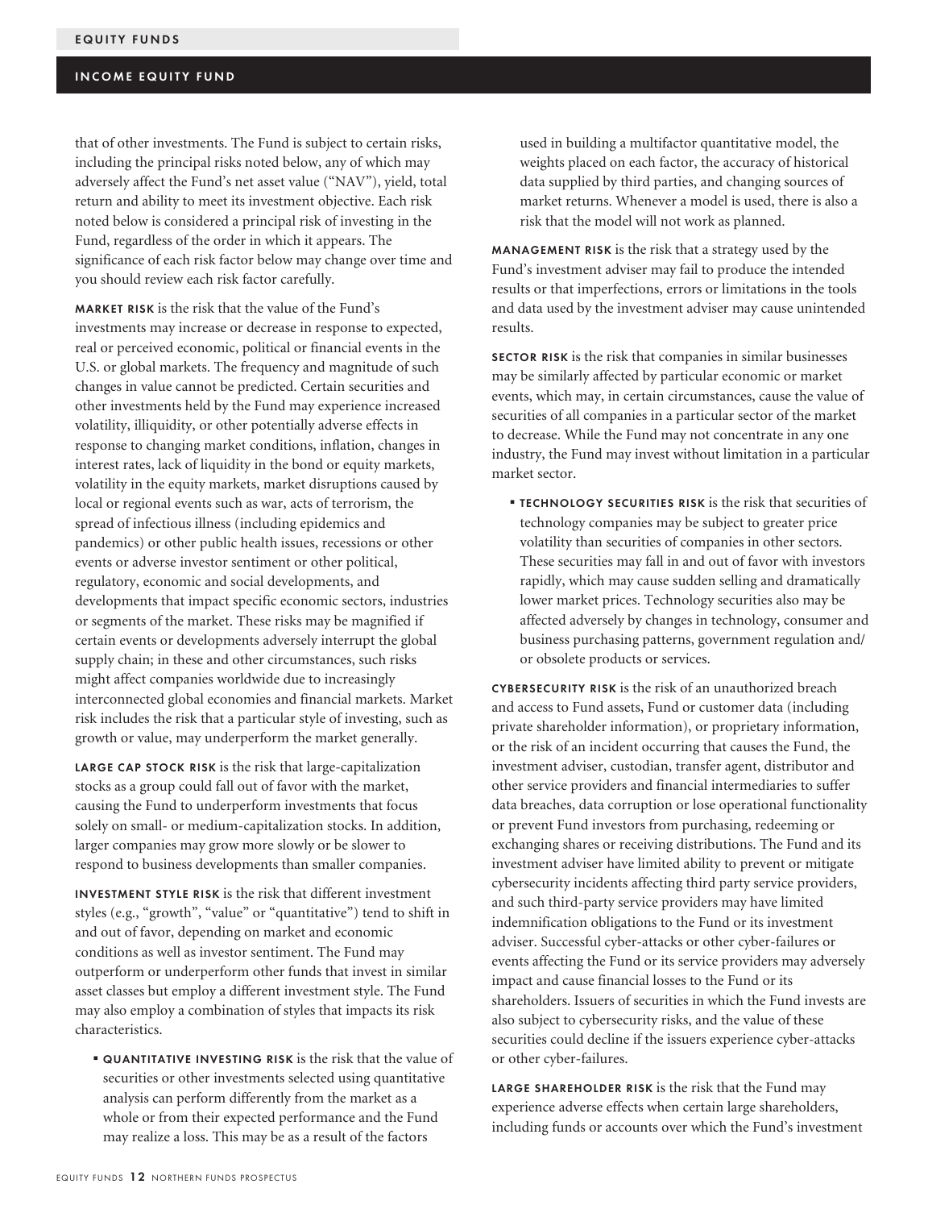that of other investments. The Fund is subject to certain risks, including the principal risks noted below, any of which may adversely affect the Fund's net asset value ("NAV"), yield, total return and ability to meet its investment objective. Each risk noted below is considered a principal risk of investing in the Fund, regardless of the order in which it appears. The significance of each risk factor below may change over time and you should review each risk factor carefully.

**MARKET RISK** is the risk that the value of the Fund's investments may increase or decrease in response to expected, real or perceived economic, political or financial events in the U.S. or global markets. The frequency and magnitude of such changes in value cannot be predicted. Certain securities and other investments held by the Fund may experience increased volatility, illiquidity, or other potentially adverse effects in response to changing market conditions, inflation, changes in interest rates, lack of liquidity in the bond or equity markets, volatility in the equity markets, market disruptions caused by local or regional events such as war, acts of terrorism, the spread of infectious illness (including epidemics and pandemics) or other public health issues, recessions or other events or adverse investor sentiment or other political, regulatory, economic and social developments, and developments that impact specific economic sectors, industries or segments of the market. These risks may be magnified if certain events or developments adversely interrupt the global supply chain; in these and other circumstances, such risks might affect companies worldwide due to increasingly interconnected global economies and financial markets. Market risk includes the risk that a particular style of investing, such as growth or value, may underperform the market generally.

**LARGE CAP STOCK RISK** is the risk that large-capitalization stocks as a group could fall out of favor with the market, causing the Fund to underperform investments that focus solely on small- or medium-capitalization stocks. In addition, larger companies may grow more slowly or be slower to respond to business developments than smaller companies.

**INVESTMENT STYLE RISK** is the risk that different investment styles (e.g., "growth", "value" or "quantitative") tend to shift in and out of favor, depending on market and economic conditions as well as investor sentiment. The Fund may outperform or underperform other funds that invest in similar asset classes but employ a different investment style. The Fund may also employ a combination of styles that impacts its risk characteristics.

- **QUANTITATIVE INVESTING RISK** is the risk that the value of securities or other investments selected using quantitative analysis can perform differently from the market as a whole or from their expected performance and the Fund may realize a loss. This may be as a result of the factors used in building a multifactor quantitative model, the weights placed on each factor, the accuracy of historical data supplied by third parties, and changing sources of market returns. Whenever a model is used, there is also a risk that the model will not work as planned.

**MANAGEMENT RISK** is the risk that a strategy used by the Fund's investment adviser may fail to produce the intended results or that imperfections, errors or limitations in the tools and data used by the investment adviser may cause unintended results.

**SECTOR RISK** is the risk that companies in similar businesses may be similarly affected by particular economic or market events, which may, in certain circumstances, cause the value of securities of all companies in a particular sector of the market to decrease. While the Fund may not concentrate in any one industry, the Fund may invest without limitation in a particular market sector.

- **TECHNOLOGY SECURITIES RISK** is the risk that securities of technology companies may be subject to greater price volatility than securities of companies in other sectors. These securities may fall in and out of favor with investors rapidly, which may cause sudden selling and dramatically lower market prices. Technology securities also may be affected adversely by changes in technology, consumer and business purchasing patterns, government regulation and/or obsolete products or services.

**CYBERSECURITY RISK** is the risk of an unauthorized breach and access to Fund assets, Fund or customer data (including private shareholder information), or proprietary information, or the risk of an incident occurring that causes the Fund, the investment adviser, custodian, transfer agent, distributor and other service providers and financial intermediaries to suffer data breaches, data corruption or lose operational functionality or prevent Fund investors from purchasing, redeeming or exchanging shares or receiving distributions. The Fund and its investment adviser have limited ability to prevent or mitigate cybersecurity incidents affecting third party service providers, and such third-party service providers may have limited indemnification obligations to the Fund or its investment adviser. Successful cyber-attacks or other cyber-failures or events affecting the Fund or its service providers may adversely impact and cause financial losses to the Fund or its shareholders. Issuers of securities in which the Fund invests are also subject to cybersecurity risks, and the value of these securities could decline if the issuers experience cyber-attacks or other cyber-failures.

**LARGE SHAREHOLDER RISK** is the risk that the Fund may experience adverse effects when certain large shareholders, including funds or accounts over which the Fund's investment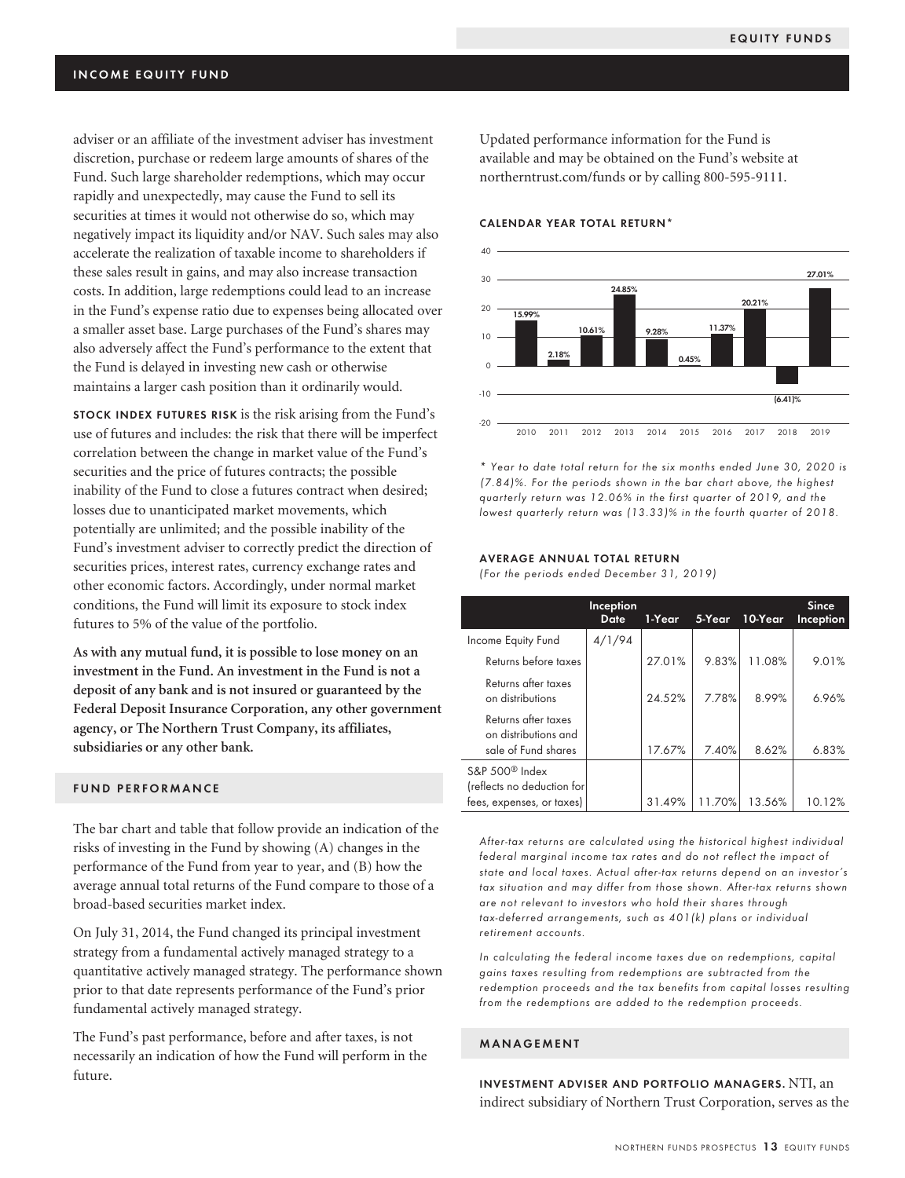adviser or an affiliate of the investment adviser has investment discretion, purchase or redeem large amounts of shares of the Fund. Such large shareholder redemptions, which may occur rapidly and unexpectedly, may cause the Fund to sell its securities at times it would not otherwise do so, which may negatively impact its liquidity and/or NAV. Such sales may also accelerate the realization of taxable income to shareholders if these sales result in gains, and may also increase transaction costs. In addition, large redemptions could lead to an increase in the Fund's expense ratio due to expenses being allocated over a smaller asset base. Large purchases of the Fund's shares may also adversely affect the Fund's performance to the extent that the Fund is delayed in investing new cash or otherwise maintains a larger cash position than it ordinarily would.

**STOCK INDEX FUTURES RISK** is the risk arising from the Fund's use of futures and includes: the risk that there will be imperfect correlation between the change in market value of the Fund's securities and the price of futures contracts; the possible inability of the Fund to close a futures contract when desired; losses due to unanticipated market movements, which potentially are unlimited; and the possible inability of the Fund's investment adviser to correctly predict the direction of securities prices, interest rates, currency exchange rates and other economic factors. Accordingly, under normal market conditions, the Fund will limit its exposure to stock index futures to 5% of the value of the portfolio.

**As with any mutual fund, it is possible to lose money on an investment in the Fund. An investment in the Fund is not a deposit of any bank and is not insured or guaranteed by the Federal Deposit Insurance Corporation, any other government agency, or The Northern Trust Company, its affiliates, subsidiaries or any other bank.**

## FUND PERFORMANCE

The bar chart and table that follow provide an indication of the risks of investing in the Fund by showing (A) changes in the performance of the Fund from year to year, and (B) how the average annual total returns of the Fund compare to those of a broad-based securities market index.

On July 31, 2014, the Fund changed its principal investment strategy from a fundamental actively managed strategy to a quantitative actively managed strategy. The performance shown prior to that date represents performance of the Fund's prior fundamental actively managed strategy.

The Fund's past performance, before and after taxes, is not necessarily an indication of how the Fund will perform in the future.

Updated performance information for the Fund is available and may be obtained on the Fund's website at northerntrust.com/funds or by calling 800-595-9111.

### CALENDAR YEAR TOTAL RETURN*

| Year | Return |
|---|---|
| 2010 | 15.99% |
| 2011 | 2.18% |
| 2012 | 10.61% |
| 2013 | 24.85% |
| 2014 | 9.28% |
| 2015 | 0.45% |
| 2016 | 11.37% |
| 2017 | 20.21% |
| 2018 | (6.41)% |
| 2019 | 27.01% |

*\* Year to date total return for the six months ended June 30, 2020 is (7.84)%. For the periods shown in the bar chart above, the highest quarterly return was 12.06% in the first quarter of 2019, and the lowest quarterly return was (13.33)% in the fourth quarter of 2018.*

### AVERAGE ANNUAL TOTAL RETURN

*(For the periods ended December 31, 2019)*

| | Inception Date | 1-Year | 5-Year | 10-Year | Since Inception |
|---|---|---|---|---|---|
| Income Equity Fund | 4/1/94 | | | | |
| Returns before taxes | | 27.01% | 9.83% | 11.08% | 9.01% |
| Returns after taxes on distributions | | 24.52% | 7.78% | 8.99% | 6.96% |
| Returns after taxes on distributions and sale of Fund shares | | 17.67% | 7.40% | 8.62% | 6.83% |
| S&P 500® Index (reflects no deduction for fees, expenses, or taxes) | | 31.49% | 11.70% | 13.56% | 10.12% |

*After-tax returns are calculated using the historical highest individual federal marginal income tax rates and do not reflect the impact of state and local taxes. Actual after-tax returns depend on an investor's tax situation and may differ from those shown. After-tax returns shown are not relevant to investors who hold their shares through tax-deferred arrangements, such as 401(k) plans or individual retirement accounts.*

*In calculating the federal income taxes due on redemptions, capital gains taxes resulting from redemptions are subtracted from the redemption proceeds and the tax benefits from capital losses resulting from the redemptions are added to the redemption proceeds.*

## MANAGEMENT

**INVESTMENT ADVISER AND PORTFOLIO MANAGERS.** NTI, an indirect subsidiary of Northern Trust Corporation, serves as the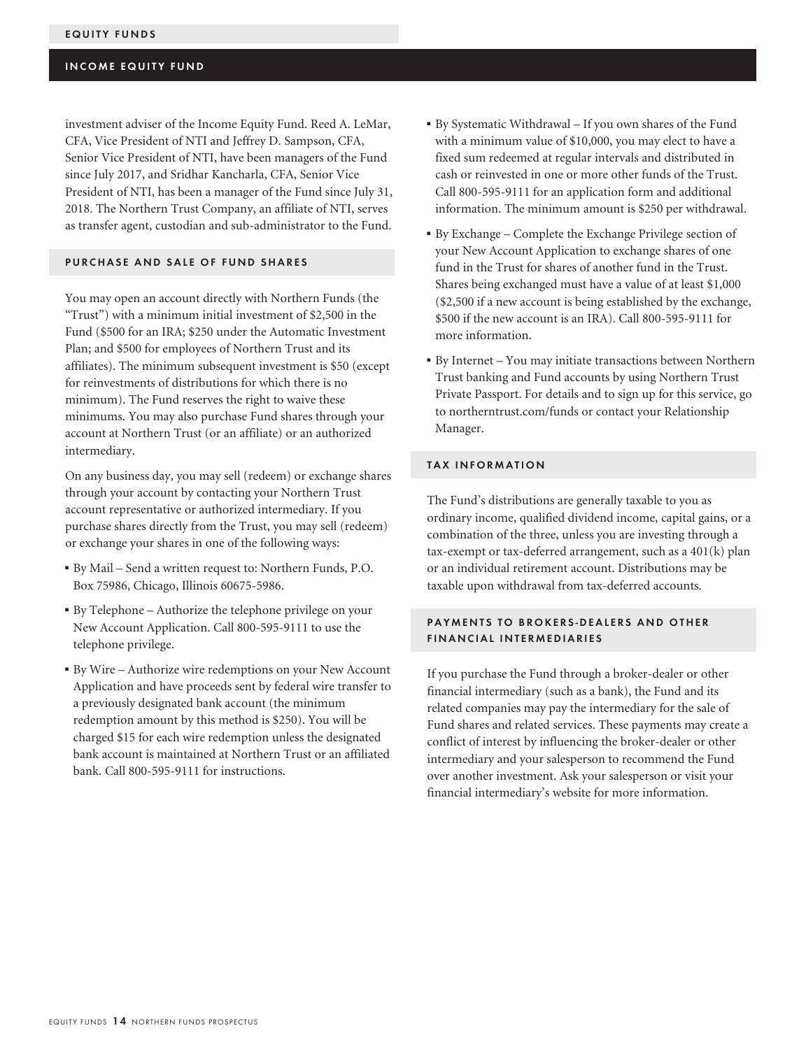investment adviser of the Income Equity Fund. Reed A. LeMar, CFA, Vice President of NTI and Jeffrey D. Sampson, CFA, Senior Vice President of NTI, have been managers of the Fund since July 2017, and Sridhar Kancharla, CFA, Senior Vice President of NTI, has been a manager of the Fund since July 31, 2018. The Northern Trust Company, an affiliate of NTI, serves as transfer agent, custodian and sub-administrator to the Fund.

## PURCHASE AND SALE OF FUND SHARES

You may open an account directly with Northern Funds (the "Trust") with a minimum initial investment of $2,500 in the Fund ($500 for an IRA; $250 under the Automatic Investment Plan; and $500 for employees of Northern Trust and its affiliates). The minimum subsequent investment is $50 (except for reinvestments of distributions for which there is no minimum). The Fund reserves the right to waive these minimums. You may also purchase Fund shares through your account at Northern Trust (or an affiliate) or an authorized intermediary.

On any business day, you may sell (redeem) or exchange shares through your account by contacting your Northern Trust account representative or authorized intermediary. If you purchase shares directly from the Trust, you may sell (redeem) or exchange your shares in one of the following ways:

- By Mail – Send a written request to: Northern Funds, P.O. Box 75986, Chicago, Illinois 60675-5986.
- By Telephone – Authorize the telephone privilege on your New Account Application. Call 800-595-9111 to use the telephone privilege.
- By Wire – Authorize wire redemptions on your New Account Application and have proceeds sent by federal wire transfer to a previously designated bank account (the minimum redemption amount by this method is $250). You will be charged $15 for each wire redemption unless the designated bank account is maintained at Northern Trust or an affiliated bank. Call 800-595-9111 for instructions.
- By Systematic Withdrawal – If you own shares of the Fund with a minimum value of $10,000, you may elect to have a fixed sum redeemed at regular intervals and distributed in cash or reinvested in one or more other funds of the Trust. Call 800-595-9111 for an application form and additional information. The minimum amount is $250 per withdrawal.
- By Exchange – Complete the Exchange Privilege section of your New Account Application to exchange shares of one fund in the Trust for shares of another fund in the Trust. Shares being exchanged must have a value of at least $1,000 ($2,500 if a new account is being established by the exchange, $500 if the new account is an IRA). Call 800-595-9111 for more information.
- By Internet – You may initiate transactions between Northern Trust banking and Fund accounts by using Northern Trust Private Passport. For details and to sign up for this service, go to northerntrust.com/funds or contact your Relationship Manager.

## TAX INFORMATION

The Fund's distributions are generally taxable to you as ordinary income, qualified dividend income, capital gains, or a combination of the three, unless you are investing through a tax-exempt or tax-deferred arrangement, such as a 401(k) plan or an individual retirement account. Distributions may be taxable upon withdrawal from tax-deferred accounts.

## PAYMENTS TO BROKERS-DEALERS AND OTHER FINANCIAL INTERMEDIARIES

If you purchase the Fund through a broker-dealer or other financial intermediary (such as a bank), the Fund and its related companies may pay the intermediary for the sale of Fund shares and related services. These payments may create a conflict of interest by influencing the broker-dealer or other intermediary and your salesperson to recommend the Fund over another investment. Ask your salesperson or visit your financial intermediary's website for more information.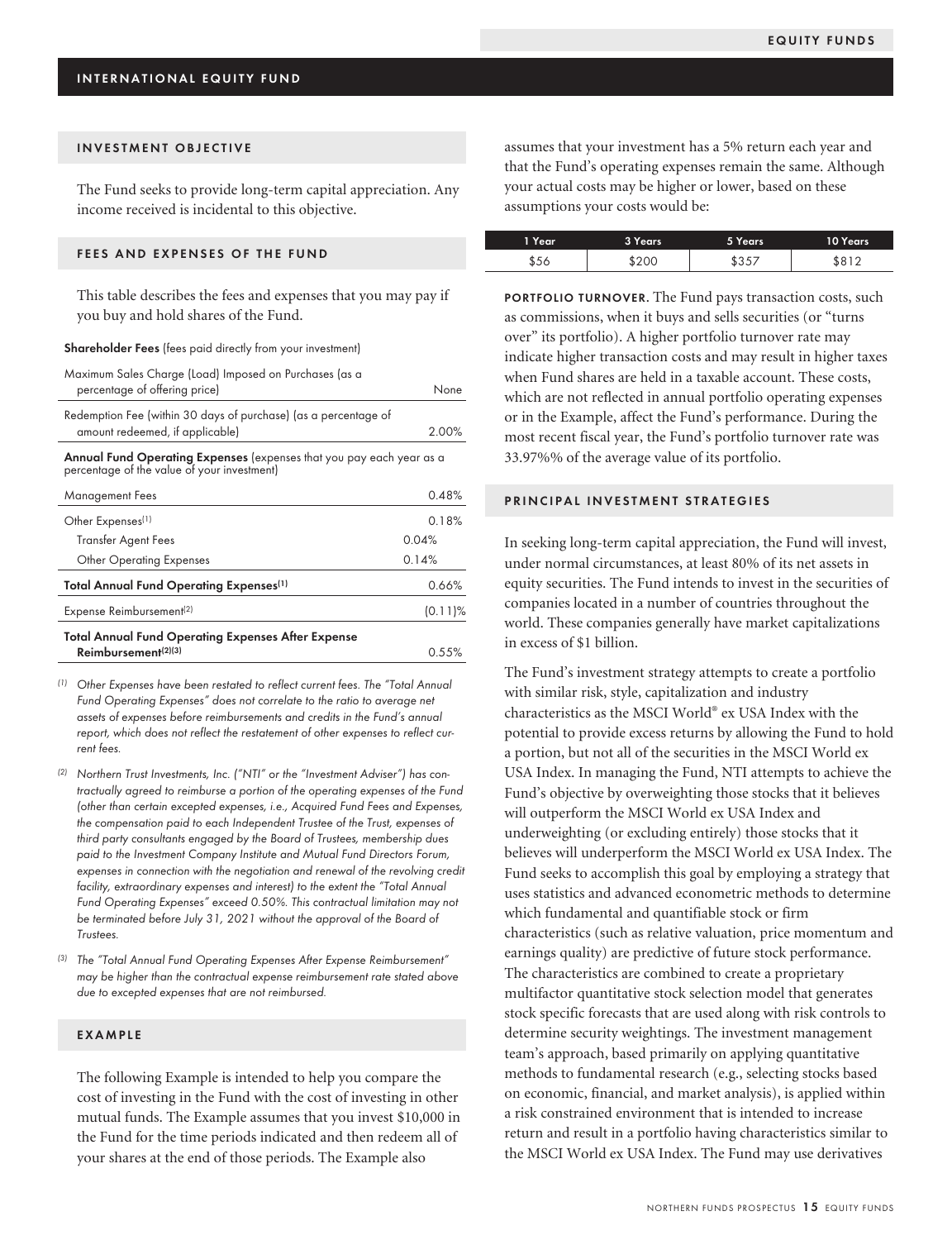## INTERNATIONAL EQUITY FUND

### INVESTMENT OBJECTIVE

The Fund seeks to provide long-term capital appreciation. Any income received is incidental to this objective.

### FEES AND EXPENSES OF THE FUND

This table describes the fees and expenses that you may pay if you buy and hold shares of the Fund.

**Shareholder Fees** (fees paid directly from your investment)

| | | |
|---|---|---|
| Maximum Sales Charge (Load) Imposed on Purchases (as a percentage of offering price) | | None |
| Redemption Fee (within 30 days of purchase) (as a percentage of amount redeemed, if applicable) | | 2.00% |

**Annual Fund Operating Expenses** (expenses that you pay each year as a percentage of the value of your investment)

| | | |
|---|---|---|
| Management Fees | | 0.48% |
| Other Expenses[1] | | 0.18% |
| Transfer Agent Fees | 0.04% | |
| Other Operating Expenses | 0.14% | |
| **Total Annual Fund Operating Expenses[1]** | | 0.66% |
| Expense Reimbursement[2] | | (0.11)% |
| **Total Annual Fund Operating Expenses After Expense Reimbursement[2][3]** | | 0.55% |

*(1) Other Expenses have been restated to reflect current fees. The "Total Annual Fund Operating Expenses" does not correlate to the ratio to average net assets of expenses before reimbursements and credits in the Fund's annual report, which does not reflect the restatement of other expenses to reflect current fees.*

*(2) Northern Trust Investments, Inc. ("NTI" or the "Investment Adviser") has contractually agreed to reimburse a portion of the operating expenses of the Fund (other than certain excepted expenses, i.e., Acquired Fund Fees and Expenses, the compensation paid to each Independent Trustee of the Trust, expenses of third party consultants engaged by the Board of Trustees, membership dues paid to the Investment Company Institute and Mutual Fund Directors Forum, expenses in connection with the negotiation and renewal of the revolving credit facility, extraordinary expenses and interest) to the extent the "Total Annual Fund Operating Expenses" exceed 0.50%. This contractual limitation may not be terminated before July 31, 2021 without the approval of the Board of Trustees.*

*(3) The "Total Annual Fund Operating Expenses After Expense Reimbursement" may be higher than the contractual expense reimbursement rate stated above due to excepted expenses that are not reimbursed.*

### EXAMPLE

The following Example is intended to help you compare the cost of investing in the Fund with the cost of investing in other mutual funds. The Example assumes that you invest $10,000 in the Fund for the time periods indicated and then redeem all of your shares at the end of those periods. The Example also assumes that your investment has a 5% return each year and that the Fund's operating expenses remain the same. Although your actual costs may be higher or lower, based on these assumptions your costs would be:

| 1 Year | 3 Years | 5 Years | 10 Years |
|---|---|---|---|
| $56 | $200 | $357 | $812 |

**PORTFOLIO TURNOVER**. The Fund pays transaction costs, such as commissions, when it buys and sells securities (or "turns over" its portfolio). A higher portfolio turnover rate may indicate higher transaction costs and may result in higher taxes when Fund shares are held in a taxable account. These costs, which are not reflected in annual portfolio operating expenses or in the Example, affect the Fund's performance. During the most recent fiscal year, the Fund's portfolio turnover rate was 33.97%% of the average value of its portfolio.

### PRINCIPAL INVESTMENT STRATEGIES

In seeking long-term capital appreciation, the Fund will invest, under normal circumstances, at least 80% of its net assets in equity securities. The Fund intends to invest in the securities of companies located in a number of countries throughout the world. These companies generally have market capitalizations in excess of $1 billion.

The Fund's investment strategy attempts to create a portfolio with similar risk, style, capitalization and industry characteristics as the MSCI World® ex USA Index with the potential to provide excess returns by allowing the Fund to hold a portion, but not all of the securities in the MSCI World ex USA Index. In managing the Fund, NTI attempts to achieve the Fund's objective by overweighting those stocks that it believes will outperform the MSCI World ex USA Index and underweighting (or excluding entirely) those stocks that it believes will underperform the MSCI World ex USA Index. The Fund seeks to accomplish this goal by employing a strategy that uses statistics and advanced econometric methods to determine which fundamental and quantifiable stock or firm characteristics (such as relative valuation, price momentum and earnings quality) are predictive of future stock performance. The characteristics are combined to create a proprietary multifactor quantitative stock selection model that generates stock specific forecasts that are used along with risk controls to determine security weightings. The investment management team's approach, based primarily on applying quantitative methods to fundamental research (e.g., selecting stocks based on economic, financial, and market analysis), is applied within a risk constrained environment that is intended to increase return and result in a portfolio having characteristics similar to the MSCI World ex USA Index. The Fund may use derivatives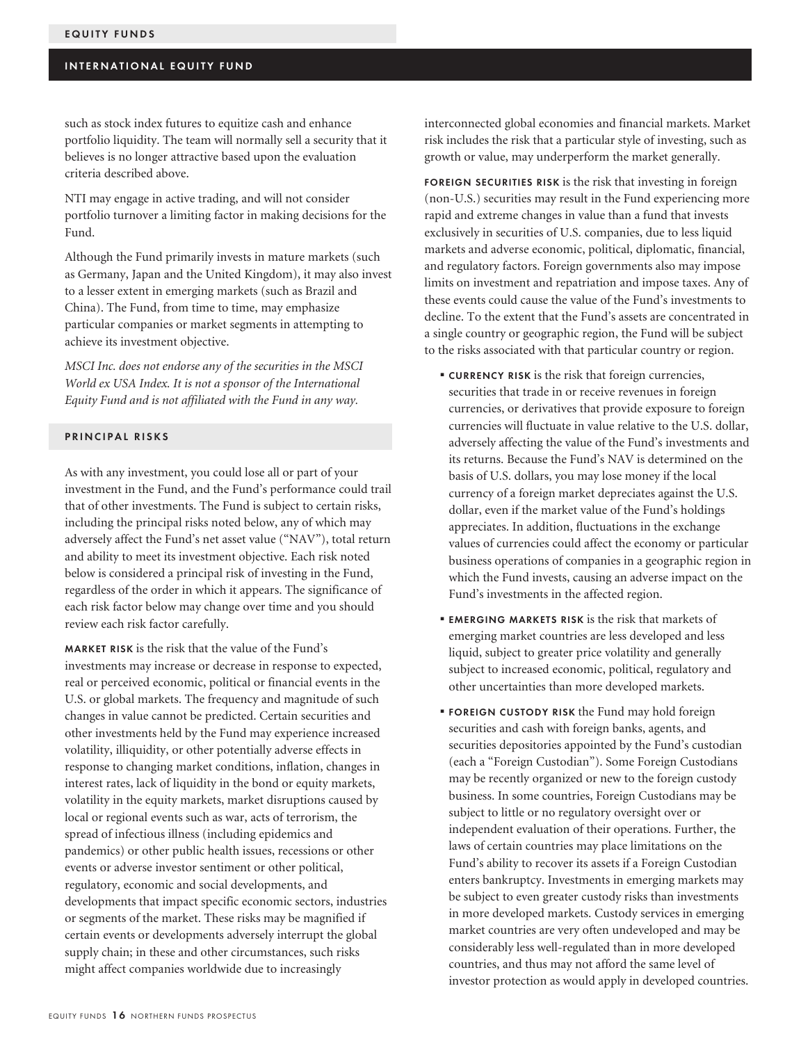such as stock index futures to equitize cash and enhance portfolio liquidity. The team will normally sell a security that it believes is no longer attractive based upon the evaluation criteria described above.

NTI may engage in active trading, and will not consider portfolio turnover a limiting factor in making decisions for the Fund.

Although the Fund primarily invests in mature markets (such as Germany, Japan and the United Kingdom), it may also invest to a lesser extent in emerging markets (such as Brazil and China). The Fund, from time to time, may emphasize particular companies or market segments in attempting to achieve its investment objective.

*MSCI Inc. does not endorse any of the securities in the MSCI World ex USA Index. It is not a sponsor of the International Equity Fund and is not affiliated with the Fund in any way.*

## PRINCIPAL RISKS

As with any investment, you could lose all or part of your investment in the Fund, and the Fund's performance could trail that of other investments. The Fund is subject to certain risks, including the principal risks noted below, any of which may adversely affect the Fund's net asset value ("NAV"), total return and ability to meet its investment objective. Each risk noted below is considered a principal risk of investing in the Fund, regardless of the order in which it appears. The significance of each risk factor below may change over time and you should review each risk factor carefully.

**MARKET RISK** is the risk that the value of the Fund's investments may increase or decrease in response to expected, real or perceived economic, political or financial events in the U.S. or global markets. The frequency and magnitude of such changes in value cannot be predicted. Certain securities and other investments held by the Fund may experience increased volatility, illiquidity, or other potentially adverse effects in response to changing market conditions, inflation, changes in interest rates, lack of liquidity in the bond or equity markets, volatility in the equity markets, market disruptions caused by local or regional events such as war, acts of terrorism, the spread of infectious illness (including epidemics and pandemics) or other public health issues, recessions or other events or adverse investor sentiment or other political, regulatory, economic and social developments, and developments that impact specific economic sectors, industries or segments of the market. These risks may be magnified if certain events or developments adversely interrupt the global supply chain; in these and other circumstances, such risks might affect companies worldwide due to increasingly interconnected global economies and financial markets. Market risk includes the risk that a particular style of investing, such as growth or value, may underperform the market generally.

**FOREIGN SECURITIES RISK** is the risk that investing in foreign (non-U.S.) securities may result in the Fund experiencing more rapid and extreme changes in value than a fund that invests exclusively in securities of U.S. companies, due to less liquid markets and adverse economic, political, diplomatic, financial, and regulatory factors. Foreign governments also may impose limits on investment and repatriation and impose taxes. Any of these events could cause the value of the Fund's investments to decline. To the extent that the Fund's assets are concentrated in a single country or geographic region, the Fund will be subject to the risks associated with that particular country or region.

- **CURRENCY RISK** is the risk that foreign currencies, securities that trade in or receive revenues in foreign currencies, or derivatives that provide exposure to foreign currencies will fluctuate in value relative to the U.S. dollar, adversely affecting the value of the Fund's investments and its returns. Because the Fund's NAV is determined on the basis of U.S. dollars, you may lose money if the local currency of a foreign market depreciates against the U.S. dollar, even if the market value of the Fund's holdings appreciates. In addition, fluctuations in the exchange values of currencies could affect the economy or particular business operations of companies in a geographic region in which the Fund invests, causing an adverse impact on the Fund's investments in the affected region.
- **EMERGING MARKETS RISK** is the risk that markets of emerging market countries are less developed and less liquid, subject to greater price volatility and generally subject to increased economic, political, regulatory and other uncertainties than more developed markets.
- **FOREIGN CUSTODY RISK** the Fund may hold foreign securities and cash with foreign banks, agents, and securities depositories appointed by the Fund's custodian (each a "Foreign Custodian"). Some Foreign Custodians may be recently organized or new to the foreign custody business. In some countries, Foreign Custodians may be subject to little or no regulatory oversight over or independent evaluation of their operations. Further, the laws of certain countries may place limitations on the Fund's ability to recover its assets if a Foreign Custodian enters bankruptcy. Investments in emerging markets may be subject to even greater custody risks than investments in more developed markets. Custody services in emerging market countries are very often undeveloped and may be considerably less well-regulated than in more developed countries, and thus may not afford the same level of investor protection as would apply in developed countries.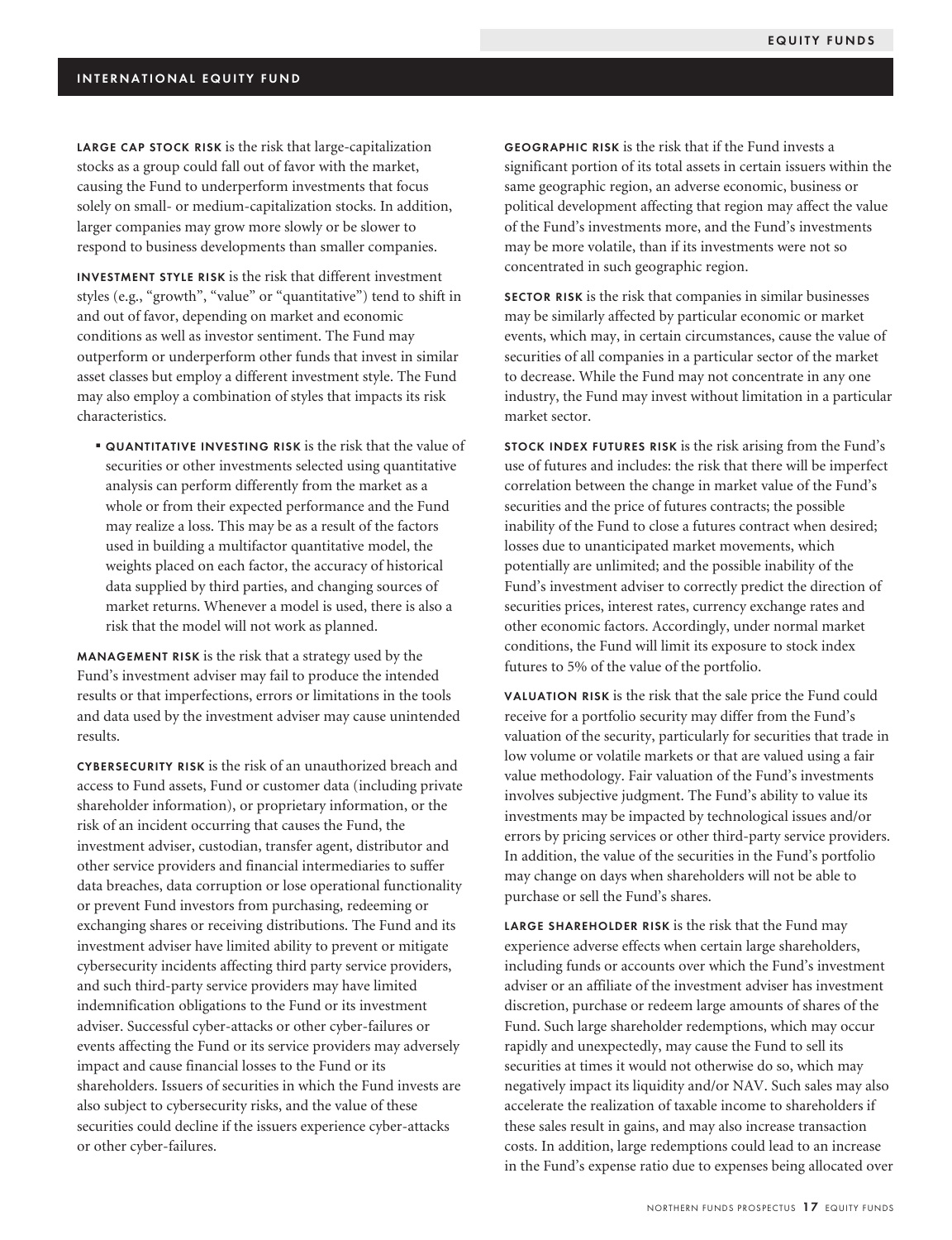**LARGE CAP STOCK RISK** is the risk that large-capitalization stocks as a group could fall out of favor with the market, causing the Fund to underperform investments that focus solely on small- or medium-capitalization stocks. In addition, larger companies may grow more slowly or be slower to respond to business developments than smaller companies.

**INVESTMENT STYLE RISK** is the risk that different investment styles (e.g., "growth", "value" or "quantitative") tend to shift in and out of favor, depending on market and economic conditions as well as investor sentiment. The Fund may outperform or underperform other funds that invest in similar asset classes but employ a different investment style. The Fund may also employ a combination of styles that impacts its risk characteristics.

- **QUANTITATIVE INVESTING RISK** is the risk that the value of securities or other investments selected using quantitative analysis can perform differently from the market as a whole or from their expected performance and the Fund may realize a loss. This may be as a result of the factors used in building a multifactor quantitative model, the weights placed on each factor, the accuracy of historical data supplied by third parties, and changing sources of market returns. Whenever a model is used, there is also a risk that the model will not work as planned.

**MANAGEMENT RISK** is the risk that a strategy used by the Fund's investment adviser may fail to produce the intended results or that imperfections, errors or limitations in the tools and data used by the investment adviser may cause unintended results.

**CYBERSECURITY RISK** is the risk of an unauthorized breach and access to Fund assets, Fund or customer data (including private shareholder information), or proprietary information, or the risk of an incident occurring that causes the Fund, the investment adviser, custodian, transfer agent, distributor and other service providers and financial intermediaries to suffer data breaches, data corruption or lose operational functionality or prevent Fund investors from purchasing, redeeming or exchanging shares or receiving distributions. The Fund and its investment adviser have limited ability to prevent or mitigate cybersecurity incidents affecting third party service providers, and such third-party service providers may have limited indemnification obligations to the Fund or its investment adviser. Successful cyber-attacks or other cyber-failures or events affecting the Fund or its service providers may adversely impact and cause financial losses to the Fund or its shareholders. Issuers of securities in which the Fund invests are also subject to cybersecurity risks, and the value of these securities could decline if the issuers experience cyber-attacks or other cyber-failures.

**GEOGRAPHIC RISK** is the risk that if the Fund invests a significant portion of its total assets in certain issuers within the same geographic region, an adverse economic, business or political development affecting that region may affect the value of the Fund's investments more, and the Fund's investments may be more volatile, than if its investments were not so concentrated in such geographic region.

**SECTOR RISK** is the risk that companies in similar businesses may be similarly affected by particular economic or market events, which may, in certain circumstances, cause the value of securities of all companies in a particular sector of the market to decrease. While the Fund may not concentrate in any one industry, the Fund may invest without limitation in a particular market sector.

**STOCK INDEX FUTURES RISK** is the risk arising from the Fund's use of futures and includes: the risk that there will be imperfect correlation between the change in market value of the Fund's securities and the price of futures contracts; the possible inability of the Fund to close a futures contract when desired; losses due to unanticipated market movements, which potentially are unlimited; and the possible inability of the Fund's investment adviser to correctly predict the direction of securities prices, interest rates, currency exchange rates and other economic factors. Accordingly, under normal market conditions, the Fund will limit its exposure to stock index futures to 5% of the value of the portfolio.

**VALUATION RISK** is the risk that the sale price the Fund could receive for a portfolio security may differ from the Fund's valuation of the security, particularly for securities that trade in low volume or volatile markets or that are valued using a fair value methodology. Fair valuation of the Fund's investments involves subjective judgment. The Fund's ability to value its investments may be impacted by technological issues and/or errors by pricing services or other third-party service providers. In addition, the value of the securities in the Fund's portfolio may change on days when shareholders will not be able to purchase or sell the Fund's shares.

**LARGE SHAREHOLDER RISK** is the risk that the Fund may experience adverse effects when certain large shareholders, including funds or accounts over which the Fund's investment adviser or an affiliate of the investment adviser has investment discretion, purchase or redeem large amounts of shares of the Fund. Such large shareholder redemptions, which may occur rapidly and unexpectedly, may cause the Fund to sell its securities at times it would not otherwise do so, which may negatively impact its liquidity and/or NAV. Such sales may also accelerate the realization of taxable income to shareholders if these sales result in gains, and may also increase transaction costs. In addition, large redemptions could lead to an increase in the Fund's expense ratio due to expenses being allocated over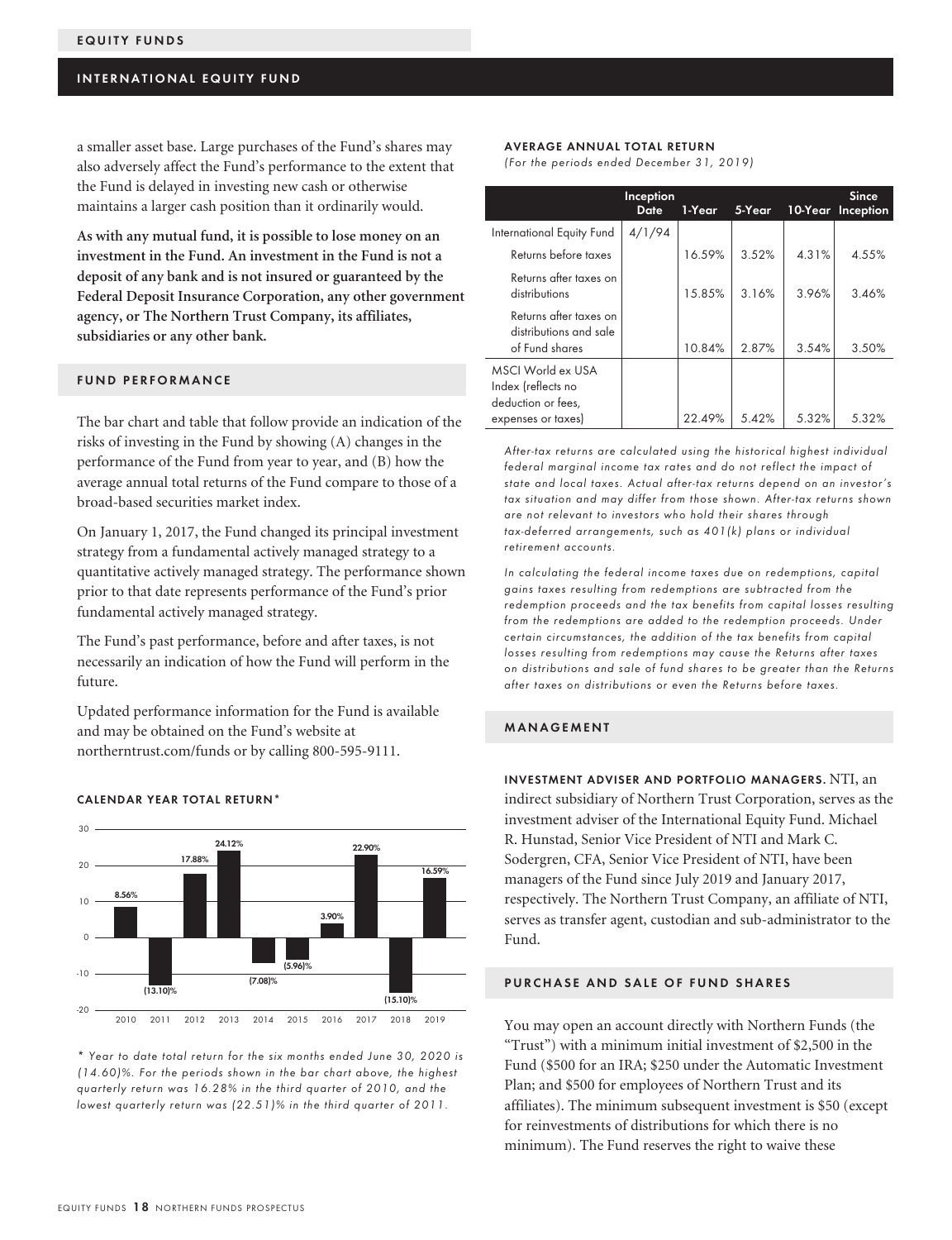a smaller asset base. Large purchases of the Fund's shares may also adversely affect the Fund's performance to the extent that the Fund is delayed in investing new cash or otherwise maintains a larger cash position than it ordinarily would.

**As with any mutual fund, it is possible to lose money on an investment in the Fund. An investment in the Fund is not a deposit of any bank and is not insured or guaranteed by the Federal Deposit Insurance Corporation, any other government agency, or The Northern Trust Company, its affiliates, subsidiaries or any other bank.**

## FUND PERFORMANCE

The bar chart and table that follow provide an indication of the risks of investing in the Fund by showing (A) changes in the performance of the Fund from year to year, and (B) how the average annual total returns of the Fund compare to those of a broad-based securities market index.

On January 1, 2017, the Fund changed its principal investment strategy from a fundamental actively managed strategy to a quantitative actively managed strategy. The performance shown prior to that date represents performance of the Fund's prior fundamental actively managed strategy.

The Fund's past performance, before and after taxes, is not necessarily an indication of how the Fund will perform in the future.

Updated performance information for the Fund is available and may be obtained on the Fund's website at northerntrust.com/funds or by calling 800-595-9111.

### CALENDAR YEAR TOTAL RETURN*

| Year | Return |
|---|---|
| 2010 | 8.56% |
| 2011 | (13.10)% |
| 2012 | 17.88% |
| 2013 | 24.12% |
| 2014 | (7.08)% |
| 2015 | (5.96)% |
| 2016 | 3.90% |
| 2017 | 22.90% |
| 2018 | (15.10)% |
| 2019 | 16.59% |

*\* Year to date total return for the six months ended June 30, 2020 is (14.60)%. For the periods shown in the bar chart above, the highest quarterly return was 16.28% in the third quarter of 2010, and the lowest quarterly return was (22.51)% in the third quarter of 2011.*

### AVERAGE ANNUAL TOTAL RETURN

*(For the periods ended December 31, 2019)*

| | Inception Date | 1-Year | 5-Year | 10-Year | Since Inception |
|---|---|---|---|---|---|
| International Equity Fund | 4/1/94 | | | | |
| Returns before taxes | | 16.59% | 3.52% | 4.31% | 4.55% |
| Returns after taxes on distributions | | 15.85% | 3.16% | 3.96% | 3.46% |
| Returns after taxes on distributions and sale of Fund shares | | 10.84% | 2.87% | 3.54% | 3.50% |
| MSCI World ex USA Index (reflects no deduction or fees, expenses or taxes) | | 22.49% | 5.42% | 5.32% | 5.32% |

*After-tax returns are calculated using the historical highest individual federal marginal income tax rates and do not reflect the impact of state and local taxes. Actual after-tax returns depend on an investor's tax situation and may differ from those shown. After-tax returns shown are not relevant to investors who hold their shares through tax-deferred arrangements, such as 401(k) plans or individual retirement accounts.*

*In calculating the federal income taxes due on redemptions, capital gains taxes resulting from redemptions are subtracted from the redemption proceeds and the tax benefits from capital losses resulting from the redemptions are added to the redemption proceeds. Under certain circumstances, the addition of the tax benefits from capital losses resulting from redemptions may cause the Returns after taxes on distributions and sale of fund shares to be greater than the Returns after taxes on distributions or even the Returns before taxes.*

## MANAGEMENT

**INVESTMENT ADVISER AND PORTFOLIO MANAGERS.** NTI, an indirect subsidiary of Northern Trust Corporation, serves as the investment adviser of the International Equity Fund. Michael R. Hunstad, Senior Vice President of NTI and Mark C. Sodergren, CFA, Senior Vice President of NTI, have been managers of the Fund since July 2019 and January 2017, respectively. The Northern Trust Company, an affiliate of NTI, serves as transfer agent, custodian and sub-administrator to the Fund.

## PURCHASE AND SALE OF FUND SHARES

You may open an account directly with Northern Funds (the "Trust") with a minimum initial investment of $2,500 in the Fund ($500 for an IRA; $250 under the Automatic Investment Plan; and $500 for employees of Northern Trust and its affiliates). The minimum subsequent investment is $50 (except for reinvestments of distributions for which there is no minimum). The Fund reserves the right to waive these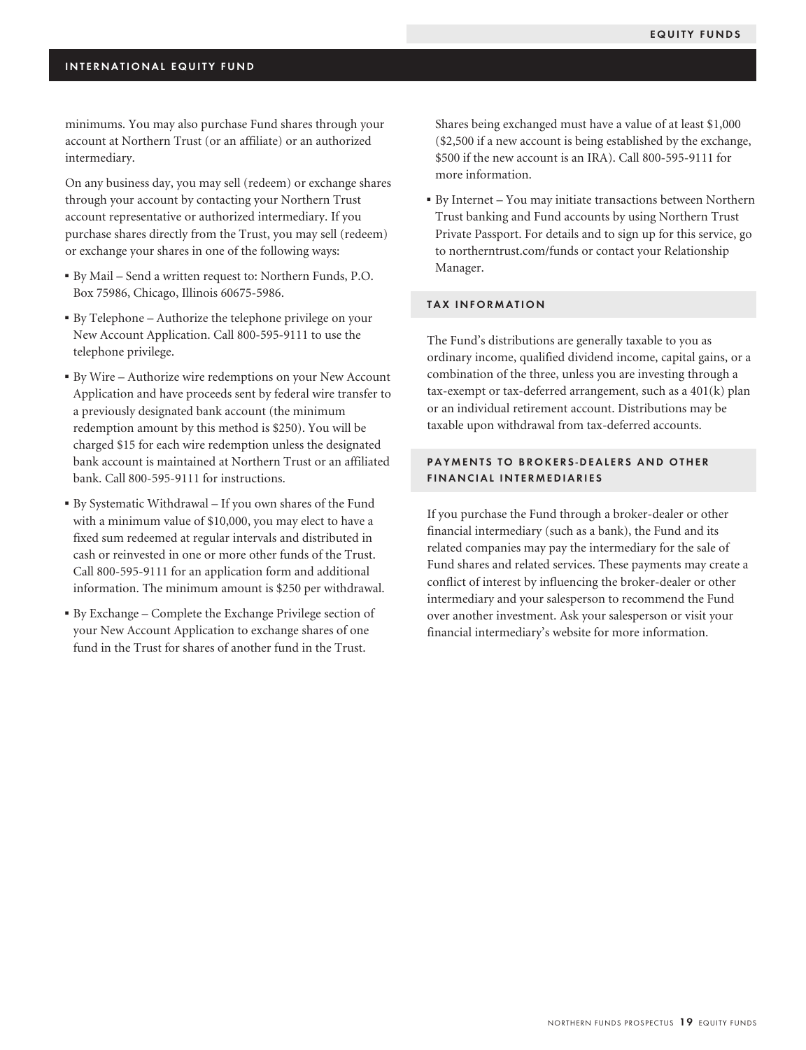minimums. You may also purchase Fund shares through your account at Northern Trust (or an affiliate) or an authorized intermediary.

On any business day, you may sell (redeem) or exchange shares through your account by contacting your Northern Trust account representative or authorized intermediary. If you purchase shares directly from the Trust, you may sell (redeem) or exchange your shares in one of the following ways:

- By Mail – Send a written request to: Northern Funds, P.O. Box 75986, Chicago, Illinois 60675-5986.
- By Telephone – Authorize the telephone privilege on your New Account Application. Call 800-595-9111 to use the telephone privilege.
- By Wire – Authorize wire redemptions on your New Account Application and have proceeds sent by federal wire transfer to a previously designated bank account (the minimum redemption amount by this method is $250). You will be charged $15 for each wire redemption unless the designated bank account is maintained at Northern Trust or an affiliated bank. Call 800-595-9111 for instructions.
- By Systematic Withdrawal – If you own shares of the Fund with a minimum value of $10,000, you may elect to have a fixed sum redeemed at regular intervals and distributed in cash or reinvested in one or more other funds of the Trust. Call 800-595-9111 for an application form and additional information. The minimum amount is $250 per withdrawal.
- By Exchange – Complete the Exchange Privilege section of your New Account Application to exchange shares of one fund in the Trust for shares of another fund in the Trust. Shares being exchanged must have a value of at least $1,000 ($2,500 if a new account is being established by the exchange, $500 if the new account is an IRA). Call 800-595-9111 for more information.
- By Internet – You may initiate transactions between Northern Trust banking and Fund accounts by using Northern Trust Private Passport. For details and to sign up for this service, go to northerntrust.com/funds or contact your Relationship Manager.

## TAX INFORMATION

The Fund's distributions are generally taxable to you as ordinary income, qualified dividend income, capital gains, or a combination of the three, unless you are investing through a tax-exempt or tax-deferred arrangement, such as a 401(k) plan or an individual retirement account. Distributions may be taxable upon withdrawal from tax-deferred accounts.

## PAYMENTS TO BROKERS-DEALERS AND OTHER FINANCIAL INTERMEDIARIES

If you purchase the Fund through a broker-dealer or other financial intermediary (such as a bank), the Fund and its related companies may pay the intermediary for the sale of Fund shares and related services. These payments may create a conflict of interest by influencing the broker-dealer or other intermediary and your salesperson to recommend the Fund over another investment. Ask your salesperson or visit your financial intermediary's website for more information.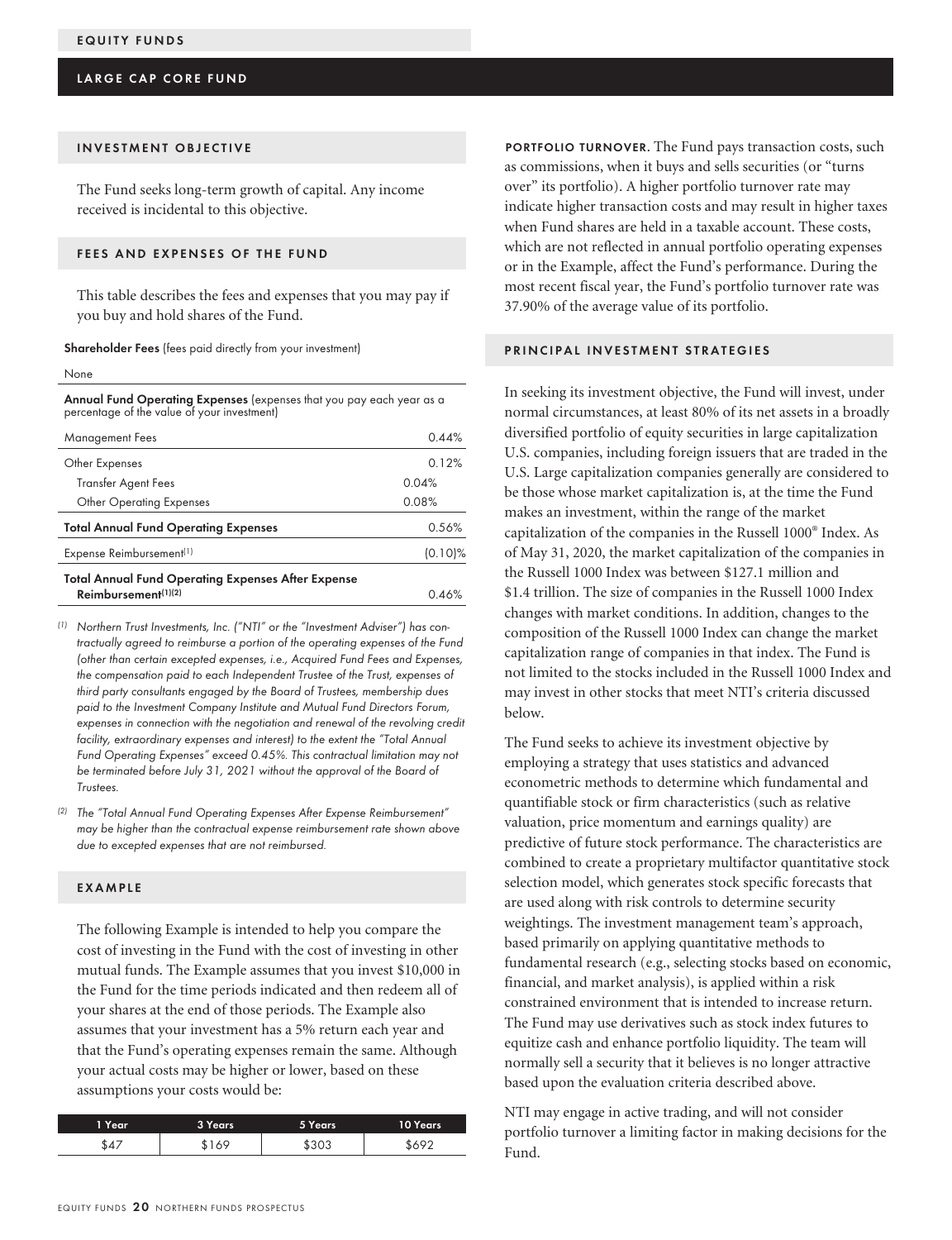# EQUITY FUNDS

## LARGE CAP CORE FUND

### INVESTMENT OBJECTIVE

The Fund seeks long-term growth of capital. Any income received is incidental to this objective.

### FEES AND EXPENSES OF THE FUND

This table describes the fees and expenses that you may pay if you buy and hold shares of the Fund.

**Shareholder Fees** (fees paid directly from your investment)

None

| **Annual Fund Operating Expenses** (expenses that you pay each year as a percentage of the value of your investment) | | |
|---|---|---|
| Management Fees | | 0.44% |
| Other Expenses | | 0.12% |
| Transfer Agent Fees | 0.04% | |
| Other Operating Expenses | 0.08% | |
| **Total Annual Fund Operating Expenses** | | 0.56% |
| Expense Reimbursement[1] | | (0.10)% |
| **Total Annual Fund Operating Expenses After Expense Reimbursement[1][2]** | | 0.46% |

[1] *Northern Trust Investments, Inc. ("NTI" or the "Investment Adviser") has contractually agreed to reimburse a portion of the operating expenses of the Fund (other than certain excepted expenses, i.e., Acquired Fund Fees and Expenses, the compensation paid to each Independent Trustee of the Trust, expenses of third party consultants engaged by the Board of Trustees, membership dues paid to the Investment Company Institute and Mutual Fund Directors Forum, expenses in connection with the negotiation and renewal of the revolving credit facility, extraordinary expenses and interest) to the extent the "Total Annual Fund Operating Expenses" exceed 0.45%. This contractual limitation may not be terminated before July 31, 2021 without the approval of the Board of Trustees.*

[2] *The "Total Annual Fund Operating Expenses After Expense Reimbursement" may be higher than the contractual expense reimbursement rate shown above due to excepted expenses that are not reimbursed.*

### EXAMPLE

The following Example is intended to help you compare the cost of investing in the Fund with the cost of investing in other mutual funds. The Example assumes that you invest $10,000 in the Fund for the time periods indicated and then redeem all of your shares at the end of those periods. The Example also assumes that your investment has a 5% return each year and that the Fund's operating expenses remain the same. Although your actual costs may be higher or lower, based on these assumptions your costs would be:

| 1 Year | 3 Years | 5 Years | 10 Years |
|---|---|---|---|
| $47 | $169 | $303 | $692 |

**PORTFOLIO TURNOVER**. The Fund pays transaction costs, such as commissions, when it buys and sells securities (or "turns over" its portfolio). A higher portfolio turnover rate may indicate higher transaction costs and may result in higher taxes when Fund shares are held in a taxable account. These costs, which are not reflected in annual portfolio operating expenses or in the Example, affect the Fund's performance. During the most recent fiscal year, the Fund's portfolio turnover rate was 37.90% of the average value of its portfolio.

### PRINCIPAL INVESTMENT STRATEGIES

In seeking its investment objective, the Fund will invest, under normal circumstances, at least 80% of its net assets in a broadly diversified portfolio of equity securities in large capitalization U.S. companies, including foreign issuers that are traded in the U.S. Large capitalization companies generally are considered to be those whose market capitalization is, at the time the Fund makes an investment, within the range of the market capitalization of the companies in the Russell 1000® Index. As of May 31, 2020, the market capitalization of the companies in the Russell 1000 Index was between $127.1 million and $1.4 trillion. The size of companies in the Russell 1000 Index changes with market conditions. In addition, changes to the composition of the Russell 1000 Index can change the market capitalization range of companies in that index. The Fund is not limited to the stocks included in the Russell 1000 Index and may invest in other stocks that meet NTI's criteria discussed below.

The Fund seeks to achieve its investment objective by employing a strategy that uses statistics and advanced econometric methods to determine which fundamental and quantifiable stock or firm characteristics (such as relative valuation, price momentum and earnings quality) are predictive of future stock performance. The characteristics are combined to create a proprietary multifactor quantitative stock selection model, which generates stock specific forecasts that are used along with risk controls to determine security weightings. The investment management team's approach, based primarily on applying quantitative methods to fundamental research (e.g., selecting stocks based on economic, financial, and market analysis), is applied within a risk constrained environment that is intended to increase return. The Fund may use derivatives such as stock index futures to equitize cash and enhance portfolio liquidity. The team will normally sell a security that it believes is no longer attractive based upon the evaluation criteria described above.

NTI may engage in active trading, and will not consider portfolio turnover a limiting factor in making decisions for the Fund.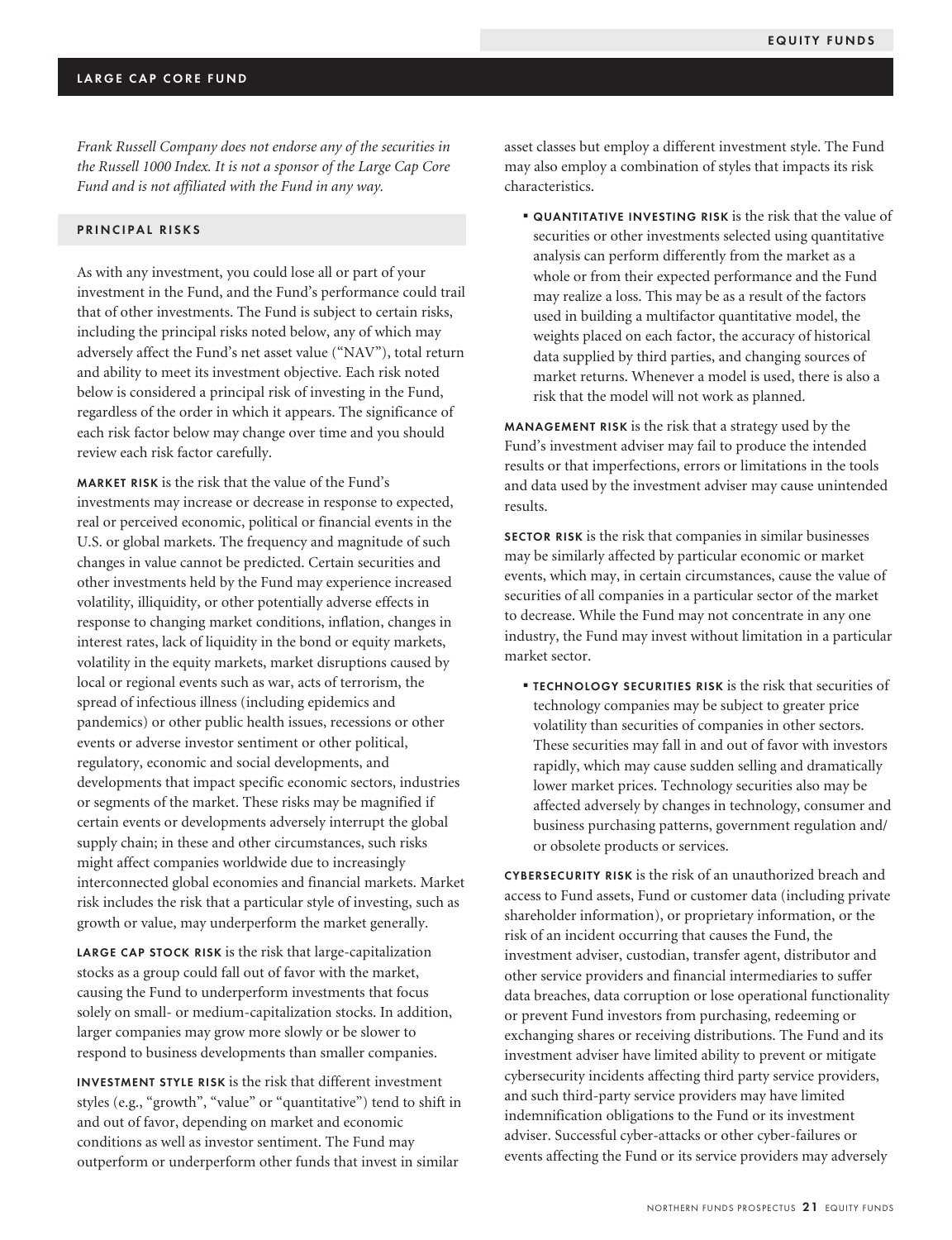## LARGE CAP CORE FUND

*Frank Russell Company does not endorse any of the securities in the Russell 1000 Index. It is not a sponsor of the Large Cap Core Fund and is not affiliated with the Fund in any way.*

### PRINCIPAL RISKS

As with any investment, you could lose all or part of your investment in the Fund, and the Fund's performance could trail that of other investments. The Fund is subject to certain risks, including the principal risks noted below, any of which may adversely affect the Fund's net asset value ("NAV"), total return and ability to meet its investment objective. Each risk noted below is considered a principal risk of investing in the Fund, regardless of the order in which it appears. The significance of each risk factor below may change over time and you should review each risk factor carefully.

**MARKET RISK** is the risk that the value of the Fund's investments may increase or decrease in response to expected, real or perceived economic, political or financial events in the U.S. or global markets. The frequency and magnitude of such changes in value cannot be predicted. Certain securities and other investments held by the Fund may experience increased volatility, illiquidity, or other potentially adverse effects in response to changing market conditions, inflation, changes in interest rates, lack of liquidity in the bond or equity markets, volatility in the equity markets, market disruptions caused by local or regional events such as war, acts of terrorism, the spread of infectious illness (including epidemics and pandemics) or other public health issues, recessions or other events or adverse investor sentiment or other political, regulatory, economic and social developments, and developments that impact specific economic sectors, industries or segments of the market. These risks may be magnified if certain events or developments adversely interrupt the global supply chain; in these and other circumstances, such risks might affect companies worldwide due to increasingly interconnected global economies and financial markets. Market risk includes the risk that a particular style of investing, such as growth or value, may underperform the market generally.

**LARGE CAP STOCK RISK** is the risk that large-capitalization stocks as a group could fall out of favor with the market, causing the Fund to underperform investments that focus solely on small- or medium-capitalization stocks. In addition, larger companies may grow more slowly or be slower to respond to business developments than smaller companies.

**INVESTMENT STYLE RISK** is the risk that different investment styles (e.g., "growth", "value" or "quantitative") tend to shift in and out of favor, depending on market and economic conditions as well as investor sentiment. The Fund may outperform or underperform other funds that invest in similar asset classes but employ a different investment style. The Fund may also employ a combination of styles that impacts its risk characteristics.

- **QUANTITATIVE INVESTING RISK** is the risk that the value of securities or other investments selected using quantitative analysis can perform differently from the market as a whole or from their expected performance and the Fund may realize a loss. This may be as a result of the factors used in building a multifactor quantitative model, the weights placed on each factor, the accuracy of historical data supplied by third parties, and changing sources of market returns. Whenever a model is used, there is also a risk that the model will not work as planned.

**MANAGEMENT RISK** is the risk that a strategy used by the Fund's investment adviser may fail to produce the intended results or that imperfections, errors or limitations in the tools and data used by the investment adviser may cause unintended results.

**SECTOR RISK** is the risk that companies in similar businesses may be similarly affected by particular economic or market events, which may, in certain circumstances, cause the value of securities of all companies in a particular sector of the market to decrease. While the Fund may not concentrate in any one industry, the Fund may invest without limitation in a particular market sector.

- **TECHNOLOGY SECURITIES RISK** is the risk that securities of technology companies may be subject to greater price volatility than securities of companies in other sectors. These securities may fall in and out of favor with investors rapidly, which may cause sudden selling and dramatically lower market prices. Technology securities also may be affected adversely by changes in technology, consumer and business purchasing patterns, government regulation and/or obsolete products or services.

**CYBERSECURITY RISK** is the risk of an unauthorized breach and access to Fund assets, Fund or customer data (including private shareholder information), or proprietary information, or the risk of an incident occurring that causes the Fund, the investment adviser, custodian, transfer agent, distributor and other service providers and financial intermediaries to suffer data breaches, data corruption or lose operational functionality or prevent Fund investors from purchasing, redeeming or exchanging shares or receiving distributions. The Fund and its investment adviser have limited ability to prevent or mitigate cybersecurity incidents affecting third party service providers, and such third-party service providers may have limited indemnification obligations to the Fund or its investment adviser. Successful cyber-attacks or other cyber-failures or events affecting the Fund or its service providers may adversely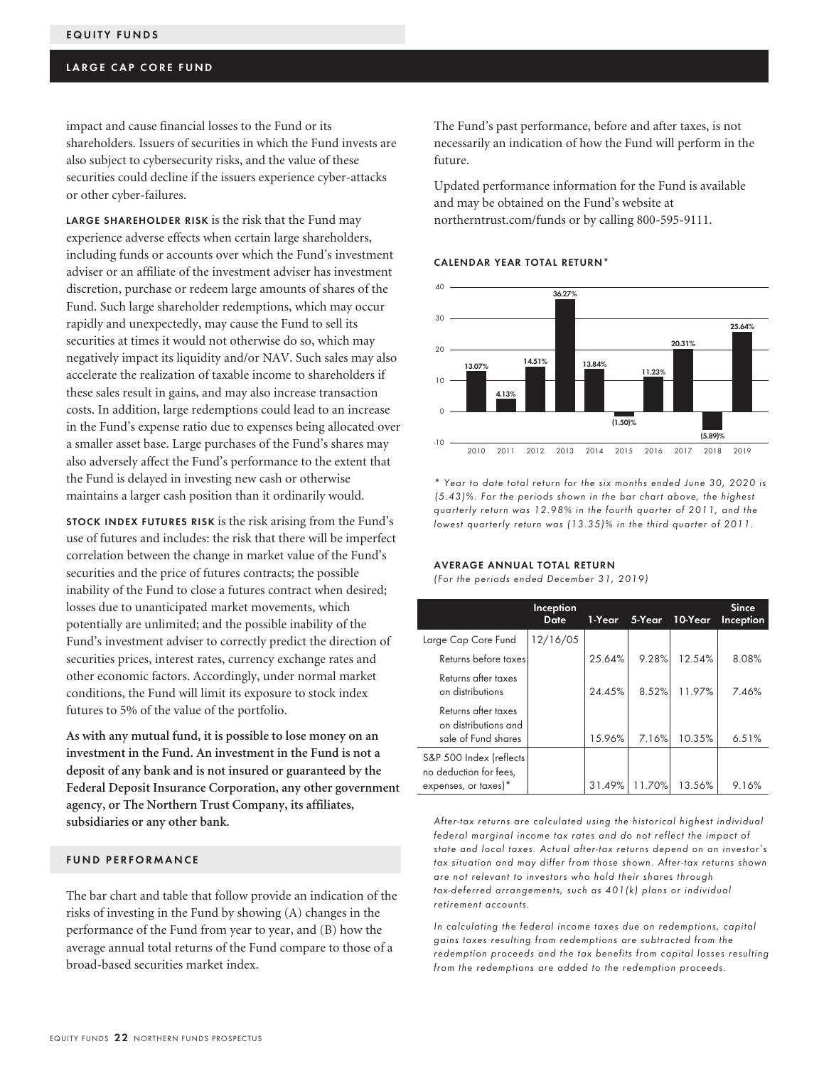impact and cause financial losses to the Fund or its shareholders. Issuers of securities in which the Fund invests are also subject to cybersecurity risks, and the value of these securities could decline if the issuers experience cyber-attacks or other cyber-failures.

**LARGE SHAREHOLDER RISK** is the risk that the Fund may experience adverse effects when certain large shareholders, including funds or accounts over which the Fund's investment adviser or an affiliate of the investment adviser has investment discretion, purchase or redeem large amounts of shares of the Fund. Such large shareholder redemptions, which may occur rapidly and unexpectedly, may cause the Fund to sell its securities at times it would not otherwise do so, which may negatively impact its liquidity and/or NAV. Such sales may also accelerate the realization of taxable income to shareholders if these sales result in gains, and may also increase transaction costs. In addition, large redemptions could lead to an increase in the Fund's expense ratio due to expenses being allocated over a smaller asset base. Large purchases of the Fund's shares may also adversely affect the Fund's performance to the extent that the Fund is delayed in investing new cash or otherwise maintains a larger cash position than it ordinarily would.

**STOCK INDEX FUTURES RISK** is the risk arising from the Fund's use of futures and includes: the risk that there will be imperfect correlation between the change in market value of the Fund's securities and the price of futures contracts; the possible inability of the Fund to close a futures contract when desired; losses due to unanticipated market movements, which potentially are unlimited; and the possible inability of the Fund's investment adviser to correctly predict the direction of securities prices, interest rates, currency exchange rates and other economic factors. Accordingly, under normal market conditions, the Fund will limit its exposure to stock index futures to 5% of the value of the portfolio.

**As with any mutual fund, it is possible to lose money on an investment in the Fund. An investment in the Fund is not a deposit of any bank and is not insured or guaranteed by the Federal Deposit Insurance Corporation, any other government agency, or The Northern Trust Company, its affiliates, subsidiaries or any other bank.**

## FUND PERFORMANCE

The bar chart and table that follow provide an indication of the risks of investing in the Fund by showing (A) changes in the performance of the Fund from year to year, and (B) how the average annual total returns of the Fund compare to those of a broad-based securities market index.

The Fund's past performance, before and after taxes, is not necessarily an indication of how the Fund will perform in the future.

Updated performance information for the Fund is available and may be obtained on the Fund's website at northerntrust.com/funds or by calling 800-595-9111.

### CALENDAR YEAR TOTAL RETURN*

| Year | Total Return |
|---|---|
| 2010 | 13.07% |
| 2011 | 4.13% |
| 2012 | 14.51% |
| 2013 | 36.27% |
| 2014 | 13.84% |
| 2015 | (1.50)% |
| 2016 | 11.23% |
| 2017 | 20.31% |
| 2018 | (5.89)% |
| 2019 | 25.64% |

*\* Year to date total return for the six months ended June 30, 2020 is (5.43)%. For the periods shown in the bar chart above, the highest quarterly return was 12.98% in the fourth quarter of 2011, and the lowest quarterly return was (13.35)% in the third quarter of 2011.*

### AVERAGE ANNUAL TOTAL RETURN

*(For the periods ended December 31, 2019)*

| | Inception Date | 1-Year | 5-Year | 10-Year | Since Inception |
|---|---|---|---|---|---|
| Large Cap Core Fund | 12/16/05 | | | | |
| Returns before taxes | | 25.64% | 9.28% | 12.54% | 8.08% |
| Returns after taxes on distributions | | 24.45% | 8.52% | 11.97% | 7.46% |
| Returns after taxes on distributions and sale of Fund shares | | 15.96% | 7.16% | 10.35% | 6.51% |
| S&P 500 Index (reflects no deduction for fees, expenses, or taxes)* | | 31.49% | 11.70% | 13.56% | 9.16% |

*After-tax returns are calculated using the historical highest individual federal marginal income tax rates and do not reflect the impact of state and local taxes. Actual after-tax returns depend on an investor's tax situation and may differ from those shown. After-tax returns shown are not relevant to investors who hold their shares through tax-deferred arrangements, such as 401(k) plans or individual retirement accounts.*

*In calculating the federal income taxes due on redemptions, capital gains taxes resulting from redemptions are subtracted from the redemption proceeds and the tax benefits from capital losses resulting from the redemptions are added to the redemption proceeds.*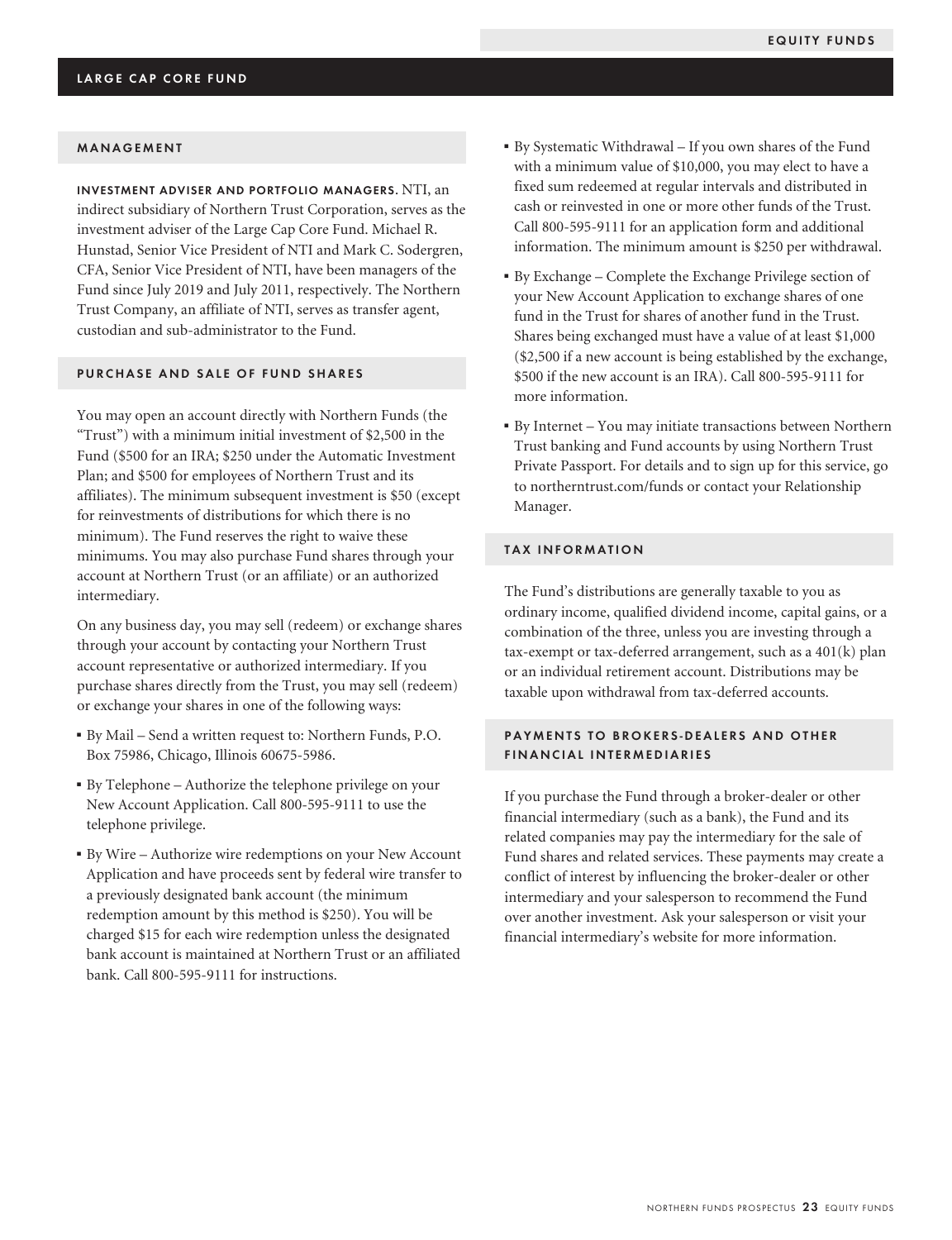## LARGE CAP CORE FUND

### MANAGEMENT

**INVESTMENT ADVISER AND PORTFOLIO MANAGERS.** NTI, an indirect subsidiary of Northern Trust Corporation, serves as the investment adviser of the Large Cap Core Fund. Michael R. Hunstad, Senior Vice President of NTI and Mark C. Sodergren, CFA, Senior Vice President of NTI, have been managers of the Fund since July 2019 and July 2011, respectively. The Northern Trust Company, an affiliate of NTI, serves as transfer agent, custodian and sub-administrator to the Fund.

### PURCHASE AND SALE OF FUND SHARES

You may open an account directly with Northern Funds (the "Trust") with a minimum initial investment of $2,500 in the Fund ($500 for an IRA; $250 under the Automatic Investment Plan; and $500 for employees of Northern Trust and its affiliates). The minimum subsequent investment is $50 (except for reinvestments of distributions for which there is no minimum). The Fund reserves the right to waive these minimums. You may also purchase Fund shares through your account at Northern Trust (or an affiliate) or an authorized intermediary.

On any business day, you may sell (redeem) or exchange shares through your account by contacting your Northern Trust account representative or authorized intermediary. If you purchase shares directly from the Trust, you may sell (redeem) or exchange your shares in one of the following ways:

- By Mail – Send a written request to: Northern Funds, P.O. Box 75986, Chicago, Illinois 60675-5986.
- By Telephone – Authorize the telephone privilege on your New Account Application. Call 800-595-9111 to use the telephone privilege.
- By Wire – Authorize wire redemptions on your New Account Application and have proceeds sent by federal wire transfer to a previously designated bank account (the minimum redemption amount by this method is $250). You will be charged $15 for each wire redemption unless the designated bank account is maintained at Northern Trust or an affiliated bank. Call 800-595-9111 for instructions.
- By Systematic Withdrawal – If you own shares of the Fund with a minimum value of $10,000, you may elect to have a fixed sum redeemed at regular intervals and distributed in cash or reinvested in one or more other funds of the Trust. Call 800-595-9111 for an application form and additional information. The minimum amount is $250 per withdrawal.
- By Exchange – Complete the Exchange Privilege section of your New Account Application to exchange shares of one fund in the Trust for shares of another fund in the Trust. Shares being exchanged must have a value of at least $1,000 ($2,500 if a new account is being established by the exchange, $500 if the new account is an IRA). Call 800-595-9111 for more information.
- By Internet – You may initiate transactions between Northern Trust banking and Fund accounts by using Northern Trust Private Passport. For details and to sign up for this service, go to northerntrust.com/funds or contact your Relationship Manager.

### TAX INFORMATION

The Fund's distributions are generally taxable to you as ordinary income, qualified dividend income, capital gains, or a combination of the three, unless you are investing through a tax-exempt or tax-deferred arrangement, such as a 401(k) plan or an individual retirement account. Distributions may be taxable upon withdrawal from tax-deferred accounts.

### PAYMENTS TO BROKERS-DEALERS AND OTHER FINANCIAL INTERMEDIARIES

If you purchase the Fund through a broker-dealer or other financial intermediary (such as a bank), the Fund and its related companies may pay the intermediary for the sale of Fund shares and related services. These payments may create a conflict of interest by influencing the broker-dealer or other intermediary and your salesperson to recommend the Fund over another investment. Ask your salesperson or visit your financial intermediary's website for more information.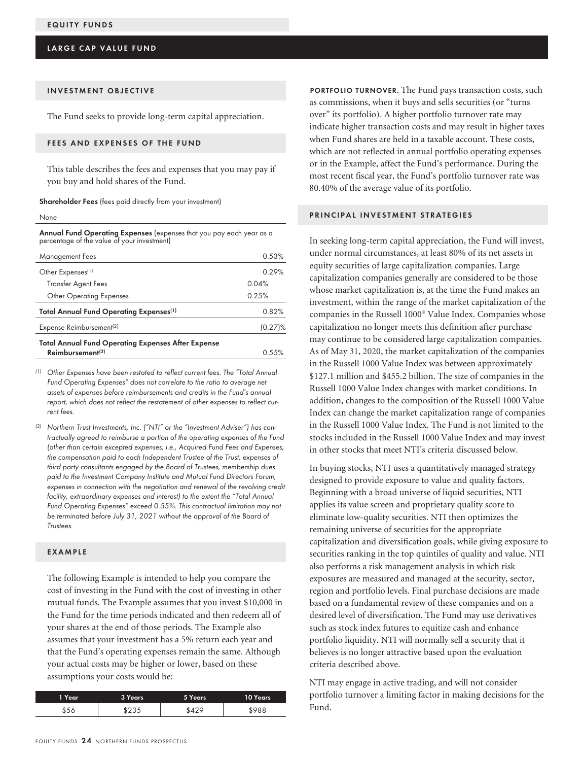EQUITY FUNDS

## LARGE CAP VALUE FUND

### INVESTMENT OBJECTIVE

The Fund seeks to provide long-term capital appreciation.

### FEES AND EXPENSES OF THE FUND

This table describes the fees and expenses that you may pay if you buy and hold shares of the Fund.

**Shareholder Fees** (fees paid directly from your investment)

None

**Annual Fund Operating Expenses** (expenses that you pay each year as a percentage of the value of your investment)

| | | |
|---|---|---|
| Management Fees | | 0.53% |
| Other Expenses[(1)] | | 0.29% |
| Transfer Agent Fees | 0.04% | |
| Other Operating Expenses | 0.25% | |
| **Total Annual Fund Operating Expenses[(1)]** | | 0.82% |
| Expense Reimbursement[(2)] | | (0.27)% |
| **Total Annual Fund Operating Expenses After Expense Reimbursement[(2)]** | | 0.55% |

(1) *Other Expenses have been restated to reflect current fees. The "Total Annual Fund Operating Expenses" does not correlate to the ratio to average net assets of expenses before reimbursements and credits in the Fund's annual report, which does not reflect the restatement of other expenses to reflect current fees.*

(2) *Northern Trust Investments, Inc. ("NTI" or the "Investment Adviser") has contractually agreed to reimburse a portion of the operating expenses of the Fund (other than certain excepted expenses, i.e., Acquired Fund Fees and Expenses, the compensation paid to each Independent Trustee of the Trust, expenses of third party consultants engaged by the Board of Trustees, membership dues paid to the Investment Company Institute and Mutual Fund Directors Forum, expenses in connection with the negotiation and renewal of the revolving credit facility, extraordinary expenses and interest) to the extent the "Total Annual Fund Operating Expenses" exceed 0.55%. This contractual limitation may not be terminated before July 31, 2021 without the approval of the Board of Trustees.*

### EXAMPLE

The following Example is intended to help you compare the cost of investing in the Fund with the cost of investing in other mutual funds. The Example assumes that you invest $10,000 in the Fund for the time periods indicated and then redeem all of your shares at the end of those periods. The Example also assumes that your investment has a 5% return each year and that the Fund's operating expenses remain the same. Although your actual costs may be higher or lower, based on these assumptions your costs would be:

| 1 Year | 3 Years | 5 Years | 10 Years |
|---|---|---|---|
| $56 | $235 | $429 | $988 |

**PORTFOLIO TURNOVER**. The Fund pays transaction costs, such as commissions, when it buys and sells securities (or "turns over" its portfolio). A higher portfolio turnover rate may indicate higher transaction costs and may result in higher taxes when Fund shares are held in a taxable account. These costs, which are not reflected in annual portfolio operating expenses or in the Example, affect the Fund's performance. During the most recent fiscal year, the Fund's portfolio turnover rate was 80.40% of the average value of its portfolio.

### PRINCIPAL INVESTMENT STRATEGIES

In seeking long-term capital appreciation, the Fund will invest, under normal circumstances, at least 80% of its net assets in equity securities of large capitalization companies. Large capitalization companies generally are considered to be those whose market capitalization is, at the time the Fund makes an investment, within the range of the market capitalization of the companies in the Russell 1000® Value Index. Companies whose capitalization no longer meets this definition after purchase may continue to be considered large capitalization companies. As of May 31, 2020, the market capitalization of the companies in the Russell 1000 Value Index was between approximately $127.1 million and $455.2 billion. The size of companies in the Russell 1000 Value Index changes with market conditions. In addition, changes to the composition of the Russell 1000 Value Index can change the market capitalization range of companies in the Russell 1000 Value Index. The Fund is not limited to the stocks included in the Russell 1000 Value Index and may invest in other stocks that meet NTI's criteria discussed below.

In buying stocks, NTI uses a quantitatively managed strategy designed to provide exposure to value and quality factors. Beginning with a broad universe of liquid securities, NTI applies its value screen and proprietary quality score to eliminate low-quality securities. NTI then optimizes the remaining universe of securities for the appropriate capitalization and diversification goals, while giving exposure to securities ranking in the top quintiles of quality and value. NTI also performs a risk management analysis in which risk exposures are measured and managed at the security, sector, region and portfolio levels. Final purchase decisions are made based on a fundamental review of these companies and on a desired level of diversification. The Fund may use derivatives such as stock index futures to equitize cash and enhance portfolio liquidity. NTI will normally sell a security that it believes is no longer attractive based upon the evaluation criteria described above.

NTI may engage in active trading, and will not consider portfolio turnover a limiting factor in making decisions for the Fund.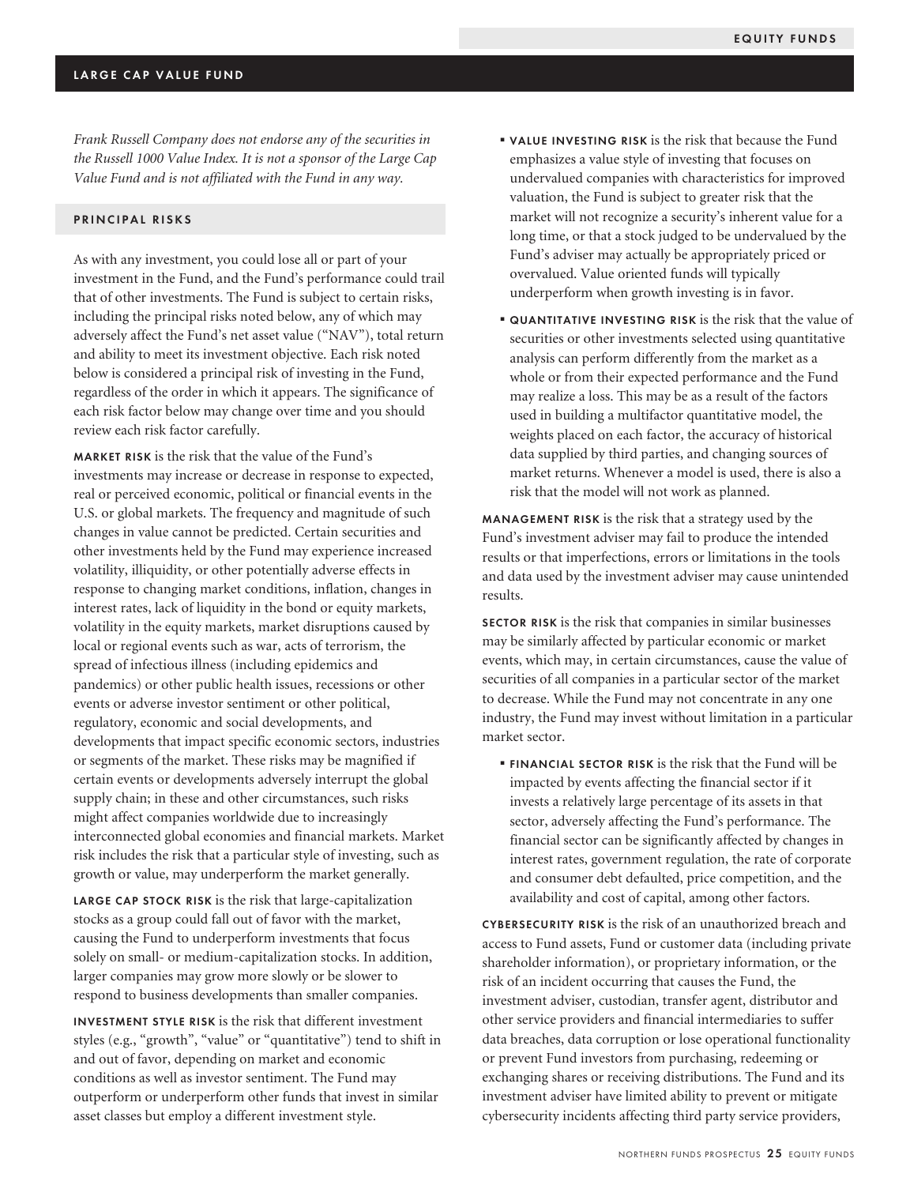## LARGE CAP VALUE FUND

*Frank Russell Company does not endorse any of the securities in the Russell 1000 Value Index. It is not a sponsor of the Large Cap Value Fund and is not affiliated with the Fund in any way.*

### PRINCIPAL RISKS

As with any investment, you could lose all or part of your investment in the Fund, and the Fund's performance could trail that of other investments. The Fund is subject to certain risks, including the principal risks noted below, any of which may adversely affect the Fund's net asset value ("NAV"), total return and ability to meet its investment objective. Each risk noted below is considered a principal risk of investing in the Fund, regardless of the order in which it appears. The significance of each risk factor below may change over time and you should review each risk factor carefully.

**MARKET RISK** is the risk that the value of the Fund's investments may increase or decrease in response to expected, real or perceived economic, political or financial events in the U.S. or global markets. The frequency and magnitude of such changes in value cannot be predicted. Certain securities and other investments held by the Fund may experience increased volatility, illiquidity, or other potentially adverse effects in response to changing market conditions, inflation, changes in interest rates, lack of liquidity in the bond or equity markets, volatility in the equity markets, market disruptions caused by local or regional events such as war, acts of terrorism, the spread of infectious illness (including epidemics and pandemics) or other public health issues, recessions or other events or adverse investor sentiment or other political, regulatory, economic and social developments, and developments that impact specific economic sectors, industries or segments of the market. These risks may be magnified if certain events or developments adversely interrupt the global supply chain; in these and other circumstances, such risks might affect companies worldwide due to increasingly interconnected global economies and financial markets. Market risk includes the risk that a particular style of investing, such as growth or value, may underperform the market generally.

**LARGE CAP STOCK RISK** is the risk that large-capitalization stocks as a group could fall out of favor with the market, causing the Fund to underperform investments that focus solely on small- or medium-capitalization stocks. In addition, larger companies may grow more slowly or be slower to respond to business developments than smaller companies.

**INVESTMENT STYLE RISK** is the risk that different investment styles (e.g., "growth", "value" or "quantitative") tend to shift in and out of favor, depending on market and economic conditions as well as investor sentiment. The Fund may outperform or underperform other funds that invest in similar asset classes but employ a different investment style.

- **VALUE INVESTING RISK** is the risk that because the Fund emphasizes a value style of investing that focuses on undervalued companies with characteristics for improved valuation, the Fund is subject to greater risk that the market will not recognize a security's inherent value for a long time, or that a stock judged to be undervalued by the Fund's adviser may actually be appropriately priced or overvalued. Value oriented funds will typically underperform when growth investing is in favor.
- **QUANTITATIVE INVESTING RISK** is the risk that the value of securities or other investments selected using quantitative analysis can perform differently from the market as a whole or from their expected performance and the Fund may realize a loss. This may be as a result of the factors used in building a multifactor quantitative model, the weights placed on each factor, the accuracy of historical data supplied by third parties, and changing sources of market returns. Whenever a model is used, there is also a risk that the model will not work as planned.

**MANAGEMENT RISK** is the risk that a strategy used by the Fund's investment adviser may fail to produce the intended results or that imperfections, errors or limitations in the tools and data used by the investment adviser may cause unintended results.

**SECTOR RISK** is the risk that companies in similar businesses may be similarly affected by particular economic or market events, which may, in certain circumstances, cause the value of securities of all companies in a particular sector of the market to decrease. While the Fund may not concentrate in any one industry, the Fund may invest without limitation in a particular market sector.

- **FINANCIAL SECTOR RISK** is the risk that the Fund will be impacted by events affecting the financial sector if it invests a relatively large percentage of its assets in that sector, adversely affecting the Fund's performance. The financial sector can be significantly affected by changes in interest rates, government regulation, the rate of corporate and consumer debt defaulted, price competition, and the availability and cost of capital, among other factors.

**CYBERSECURITY RISK** is the risk of an unauthorized breach and access to Fund assets, Fund or customer data (including private shareholder information), or proprietary information, or the risk of an incident occurring that causes the Fund, the investment adviser, custodian, transfer agent, distributor and other service providers and financial intermediaries to suffer data breaches, data corruption or lose operational functionality or prevent Fund investors from purchasing, redeeming or exchanging shares or receiving distributions. The Fund and its investment adviser have limited ability to prevent or mitigate cybersecurity incidents affecting third party service providers,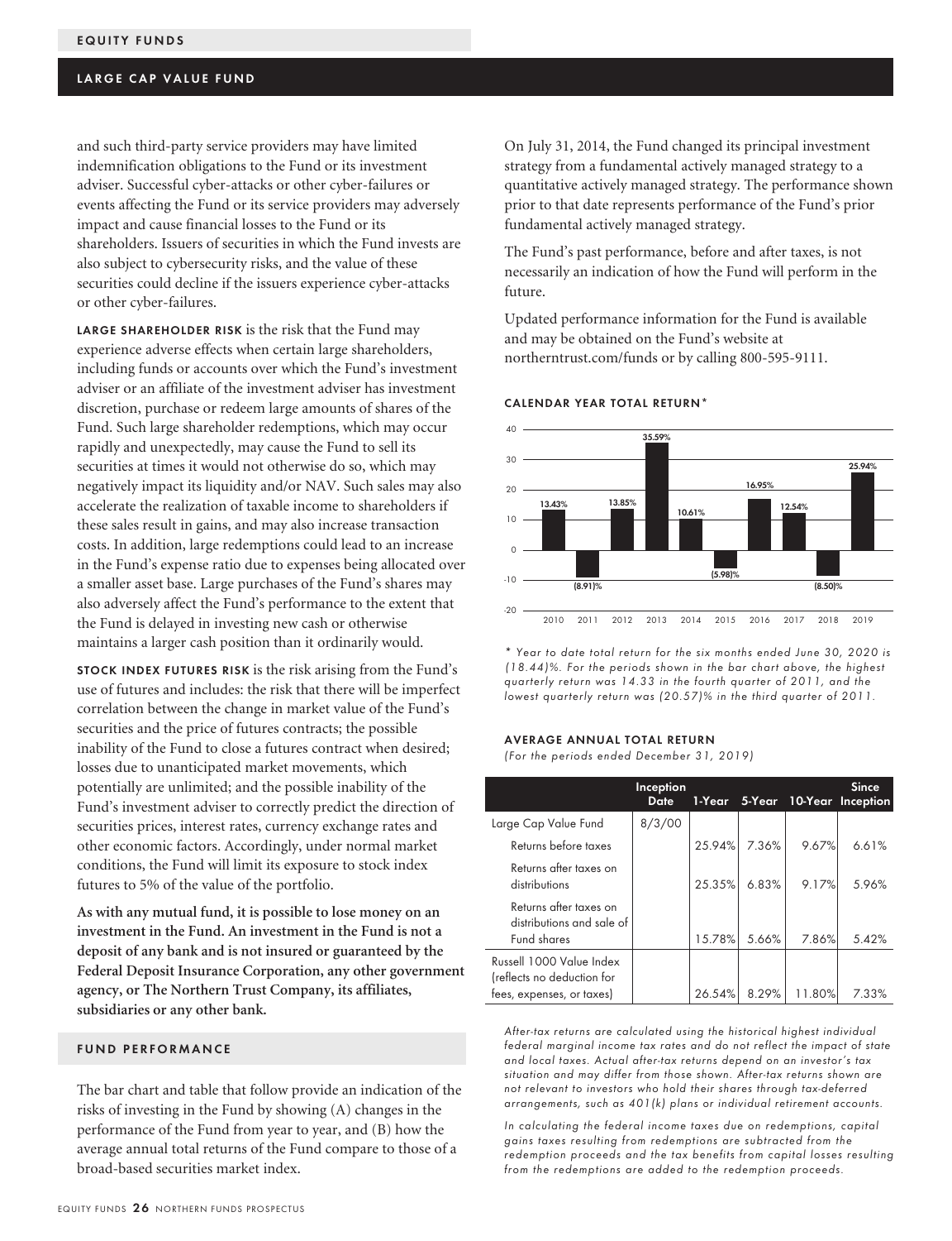and such third-party service providers may have limited indemnification obligations to the Fund or its investment adviser. Successful cyber-attacks or other cyber-failures or events affecting the Fund or its service providers may adversely impact and cause financial losses to the Fund or its shareholders. Issuers of securities in which the Fund invests are also subject to cybersecurity risks, and the value of these securities could decline if the issuers experience cyber-attacks or other cyber-failures.

**LARGE SHAREHOLDER RISK** is the risk that the Fund may experience adverse effects when certain large shareholders, including funds or accounts over which the Fund's investment adviser or an affiliate of the investment adviser has investment discretion, purchase or redeem large amounts of shares of the Fund. Such large shareholder redemptions, which may occur rapidly and unexpectedly, may cause the Fund to sell its securities at times it would not otherwise do so, which may negatively impact its liquidity and/or NAV. Such sales may also accelerate the realization of taxable income to shareholders if these sales result in gains, and may also increase transaction costs. In addition, large redemptions could lead to an increase in the Fund's expense ratio due to expenses being allocated over a smaller asset base. Large purchases of the Fund's shares may also adversely affect the Fund's performance to the extent that the Fund is delayed in investing new cash or otherwise maintains a larger cash position than it ordinarily would.

**STOCK INDEX FUTURES RISK** is the risk arising from the Fund's use of futures and includes: the risk that there will be imperfect correlation between the change in market value of the Fund's securities and the price of futures contracts; the possible inability of the Fund to close a futures contract when desired; losses due to unanticipated market movements, which potentially are unlimited; and the possible inability of the Fund's investment adviser to correctly predict the direction of securities prices, interest rates, currency exchange rates and other economic factors. Accordingly, under normal market conditions, the Fund will limit its exposure to stock index futures to 5% of the value of the portfolio.

**As with any mutual fund, it is possible to lose money on an investment in the Fund. An investment in the Fund is not a deposit of any bank and is not insured or guaranteed by the Federal Deposit Insurance Corporation, any other government agency, or The Northern Trust Company, its affiliates, subsidiaries or any other bank.**

## FUND PERFORMANCE

The bar chart and table that follow provide an indication of the risks of investing in the Fund by showing (A) changes in the performance of the Fund from year to year, and (B) how the average annual total returns of the Fund compare to those of a broad-based securities market index.

On July 31, 2014, the Fund changed its principal investment strategy from a fundamental actively managed strategy to a quantitative actively managed strategy. The performance shown prior to that date represents performance of the Fund's prior fundamental actively managed strategy.

The Fund's past performance, before and after taxes, is not necessarily an indication of how the Fund will perform in the future.

Updated performance information for the Fund is available and may be obtained on the Fund's website at northerntrust.com/funds or by calling 800-595-9111.

### CALENDAR YEAR TOTAL RETURN*

| Year | Total Return |
|---|---|
| 2010 | 13.43% |
| 2011 | (8.91)% |
| 2012 | 13.85% |
| 2013 | 35.59% |
| 2014 | 10.61% |
| 2015 | (5.98)% |
| 2016 | 16.95% |
| 2017 | 12.54% |
| 2018 | (8.50)% |
| 2019 | 25.94% |

*\* Year to date total return for the six months ended June 30, 2020 is (18.44)%. For the periods shown in the bar chart above, the highest quarterly return was 14.33 in the fourth quarter of 2011, and the lowest quarterly return was (20.57)% in the third quarter of 2011.*

### AVERAGE ANNUAL TOTAL RETURN

*(For the periods ended December 31, 2019)*

| | Inception Date | 1-Year | 5-Year | 10-Year | Since Inception |
|---|---|---|---|---|---|
| Large Cap Value Fund | 8/3/00 | | | | |
| Returns before taxes | | 25.94% | 7.36% | 9.67% | 6.61% |
| Returns after taxes on distributions | | 25.35% | 6.83% | 9.17% | 5.96% |
| Returns after taxes on distributions and sale of Fund shares | | 15.78% | 5.66% | 7.86% | 5.42% |
| Russell 1000 Value Index (reflects no deduction for fees, expenses, or taxes) | | 26.54% | 8.29% | 11.80% | 7.33% |

*After-tax returns are calculated using the historical highest individual federal marginal income tax rates and do not reflect the impact of state and local taxes. Actual after-tax returns depend on an investor's tax situation and may differ from those shown. After-tax returns shown are not relevant to investors who hold their shares through tax-deferred arrangements, such as 401(k) plans or individual retirement accounts.*

*In calculating the federal income taxes due on redemptions, capital gains taxes resulting from redemptions are subtracted from the redemption proceeds and the tax benefits from capital losses resulting from the redemptions are added to the redemption proceeds.*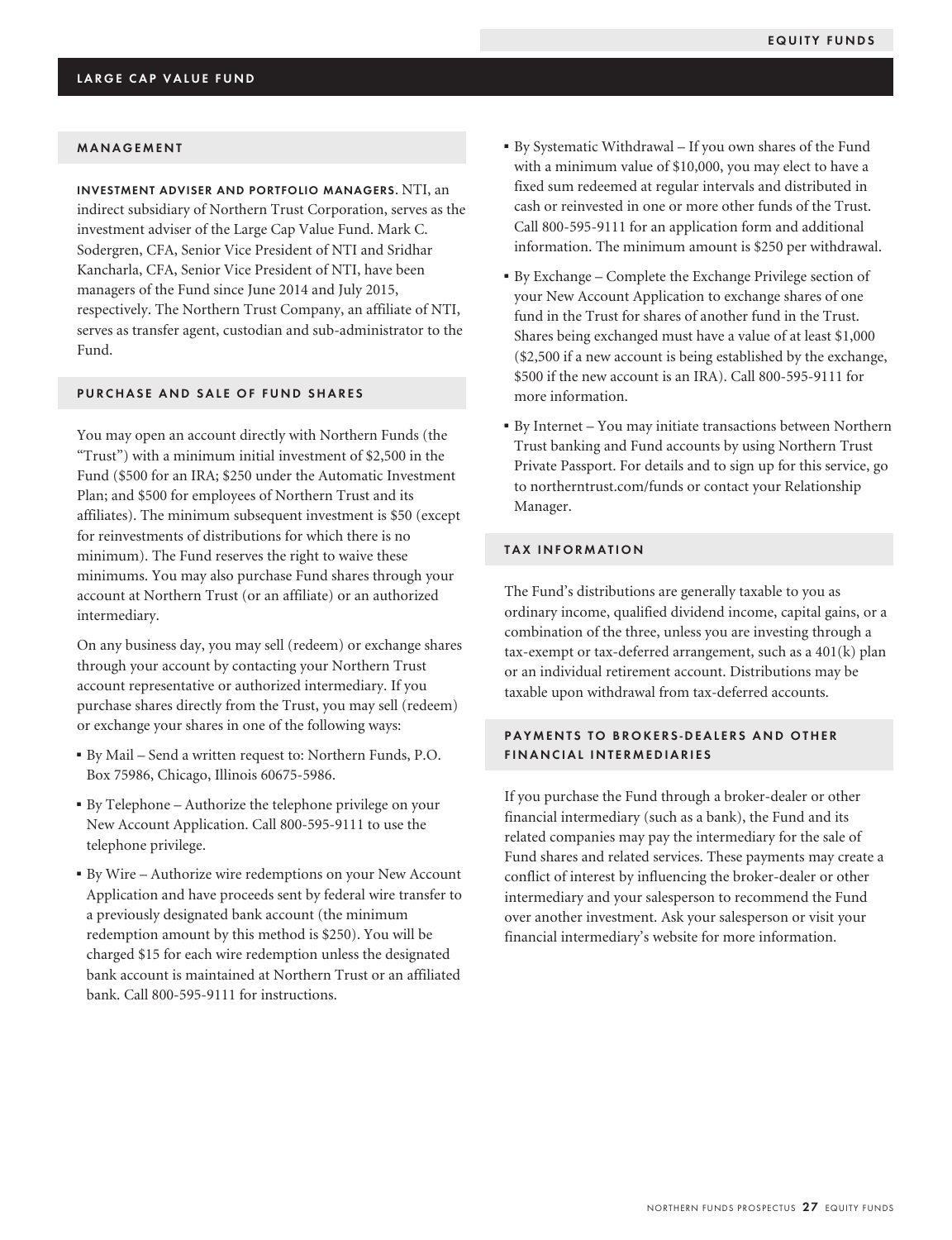## LARGE CAP VALUE FUND

### MANAGEMENT

**INVESTMENT ADVISER AND PORTFOLIO MANAGERS.** NTI, an indirect subsidiary of Northern Trust Corporation, serves as the investment adviser of the Large Cap Value Fund. Mark C. Sodergren, CFA, Senior Vice President of NTI and Sridhar Kancharla, CFA, Senior Vice President of NTI, have been managers of the Fund since June 2014 and July 2015, respectively. The Northern Trust Company, an affiliate of NTI, serves as transfer agent, custodian and sub-administrator to the Fund.

### PURCHASE AND SALE OF FUND SHARES

You may open an account directly with Northern Funds (the "Trust") with a minimum initial investment of $2,500 in the Fund ($500 for an IRA; $250 under the Automatic Investment Plan; and $500 for employees of Northern Trust and its affiliates). The minimum subsequent investment is $50 (except for reinvestments of distributions for which there is no minimum). The Fund reserves the right to waive these minimums. You may also purchase Fund shares through your account at Northern Trust (or an affiliate) or an authorized intermediary.

On any business day, you may sell (redeem) or exchange shares through your account by contacting your Northern Trust account representative or authorized intermediary. If you purchase shares directly from the Trust, you may sell (redeem) or exchange your shares in one of the following ways:

- By Mail – Send a written request to: Northern Funds, P.O. Box 75986, Chicago, Illinois 60675-5986.
- By Telephone – Authorize the telephone privilege on your New Account Application. Call 800-595-9111 to use the telephone privilege.
- By Wire – Authorize wire redemptions on your New Account Application and have proceeds sent by federal wire transfer to a previously designated bank account (the minimum redemption amount by this method is $250). You will be charged $15 for each wire redemption unless the designated bank account is maintained at Northern Trust or an affiliated bank. Call 800-595-9111 for instructions.
- By Systematic Withdrawal – If you own shares of the Fund with a minimum value of $10,000, you may elect to have a fixed sum redeemed at regular intervals and distributed in cash or reinvested in one or more other funds of the Trust. Call 800-595-9111 for an application form and additional information. The minimum amount is $250 per withdrawal.
- By Exchange – Complete the Exchange Privilege section of your New Account Application to exchange shares of one fund in the Trust for shares of another fund in the Trust. Shares being exchanged must have a value of at least $1,000 ($2,500 if a new account is being established by the exchange, $500 if the new account is an IRA). Call 800-595-9111 for more information.
- By Internet – You may initiate transactions between Northern Trust banking and Fund accounts by using Northern Trust Private Passport. For details and to sign up for this service, go to northerntrust.com/funds or contact your Relationship Manager.

### TAX INFORMATION

The Fund's distributions are generally taxable to you as ordinary income, qualified dividend income, capital gains, or a combination of the three, unless you are investing through a tax-exempt or tax-deferred arrangement, such as a 401(k) plan or an individual retirement account. Distributions may be taxable upon withdrawal from tax-deferred accounts.

### PAYMENTS TO BROKERS-DEALERS AND OTHER FINANCIAL INTERMEDIARIES

If you purchase the Fund through a broker-dealer or other financial intermediary (such as a bank), the Fund and its related companies may pay the intermediary for the sale of Fund shares and related services. These payments may create a conflict of interest by influencing the broker-dealer or other intermediary and your salesperson to recommend the Fund over another investment. Ask your salesperson or visit your financial intermediary's website for more information.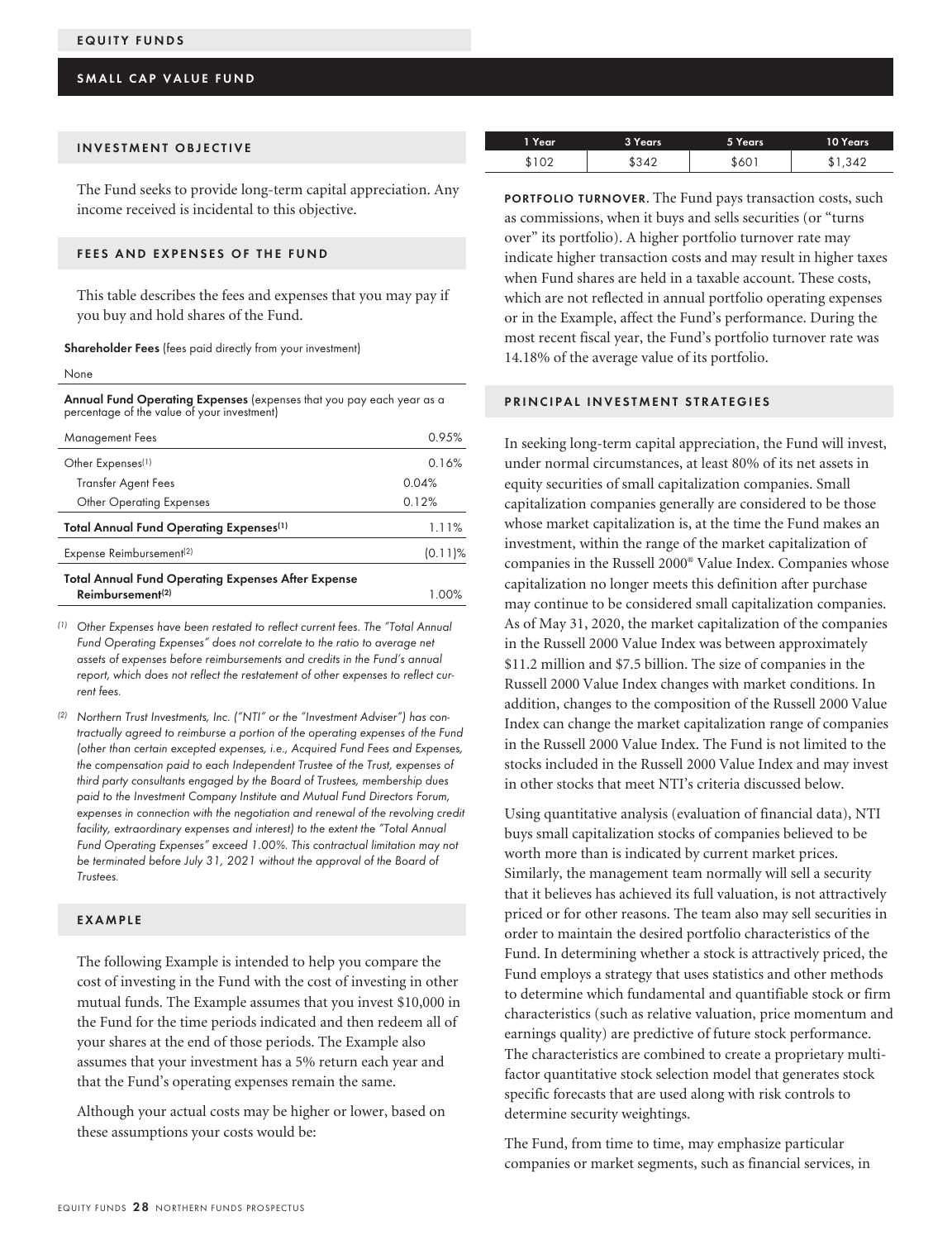# EQUITY FUNDS

## SMALL CAP VALUE FUND

### INVESTMENT OBJECTIVE

The Fund seeks to provide long-term capital appreciation. Any income received is incidental to this objective.

### FEES AND EXPENSES OF THE FUND

This table describes the fees and expenses that you may pay if you buy and hold shares of the Fund.

**Shareholder Fees** (fees paid directly from your investment)

None

**Annual Fund Operating Expenses** (expenses that you pay each year as a percentage of the value of your investment)

| | | |
|---|---|---|
| Management Fees | | 0.95% |
| Other Expenses[1] | | 0.16% |
| Transfer Agent Fees | 0.04% | |
| Other Operating Expenses | 0.12% | |
| **Total Annual Fund Operating Expenses[1]** | | 1.11% |
| Expense Reimbursement[2] | | (0.11)% |
| **Total Annual Fund Operating Expenses After Expense Reimbursement[2]** | | 1.00% |

*(1) Other Expenses have been restated to reflect current fees. The "Total Annual Fund Operating Expenses" does not correlate to the ratio to average net assets of expenses before reimbursements and credits in the Fund's annual report, which does not reflect the restatement of other expenses to reflect current fees.*

*(2) Northern Trust Investments, Inc. ("NTI" or the "Investment Adviser") has contractually agreed to reimburse a portion of the operating expenses of the Fund (other than certain excepted expenses, i.e., Acquired Fund Fees and Expenses, the compensation paid to each Independent Trustee of the Trust, expenses of third party consultants engaged by the Board of Trustees, membership dues paid to the Investment Company Institute and Mutual Fund Directors Forum, expenses in connection with the negotiation and renewal of the revolving credit facility, extraordinary expenses and interest) to the extent the "Total Annual Fund Operating Expenses" exceed 1.00%. This contractual limitation may not be terminated before July 31, 2021 without the approval of the Board of Trustees.*

### EXAMPLE

The following Example is intended to help you compare the cost of investing in the Fund with the cost of investing in other mutual funds. The Example assumes that you invest $10,000 in the Fund for the time periods indicated and then redeem all of your shares at the end of those periods. The Example also assumes that your investment has a 5% return each year and that the Fund's operating expenses remain the same.

Although your actual costs may be higher or lower, based on these assumptions your costs would be:

| 1 Year | 3 Years | 5 Years | 10 Years |
|---|---|---|---|
| $102 | $342 | $601 | $1,342 |

**PORTFOLIO TURNOVER**. The Fund pays transaction costs, such as commissions, when it buys and sells securities (or "turns over" its portfolio). A higher portfolio turnover rate may indicate higher transaction costs and may result in higher taxes when Fund shares are held in a taxable account. These costs, which are not reflected in annual portfolio operating expenses or in the Example, affect the Fund's performance. During the most recent fiscal year, the Fund's portfolio turnover rate was 14.18% of the average value of its portfolio.

### PRINCIPAL INVESTMENT STRATEGIES

In seeking long-term capital appreciation, the Fund will invest, under normal circumstances, at least 80% of its net assets in equity securities of small capitalization companies. Small capitalization companies generally are considered to be those whose market capitalization is, at the time the Fund makes an investment, within the range of the market capitalization of companies in the Russell 2000® Value Index. Companies whose capitalization no longer meets this definition after purchase may continue to be considered small capitalization companies. As of May 31, 2020, the market capitalization of the companies in the Russell 2000 Value Index was between approximately $11.2 million and $7.5 billion. The size of companies in the Russell 2000 Value Index changes with market conditions. In addition, changes to the composition of the Russell 2000 Value Index can change the market capitalization range of companies in the Russell 2000 Value Index. The Fund is not limited to the stocks included in the Russell 2000 Value Index and may invest in other stocks that meet NTI's criteria discussed below.

Using quantitative analysis (evaluation of financial data), NTI buys small capitalization stocks of companies believed to be worth more than is indicated by current market prices. Similarly, the management team normally will sell a security that it believes has achieved its full valuation, is not attractively priced or for other reasons. The team also may sell securities in order to maintain the desired portfolio characteristics of the Fund. In determining whether a stock is attractively priced, the Fund employs a strategy that uses statistics and other methods to determine which fundamental and quantifiable stock or firm characteristics (such as relative valuation, price momentum and earnings quality) are predictive of future stock performance. The characteristics are combined to create a proprietary multi-factor quantitative stock selection model that generates stock specific forecasts that are used along with risk controls to determine security weightings.

The Fund, from time to time, may emphasize particular companies or market segments, such as financial services, in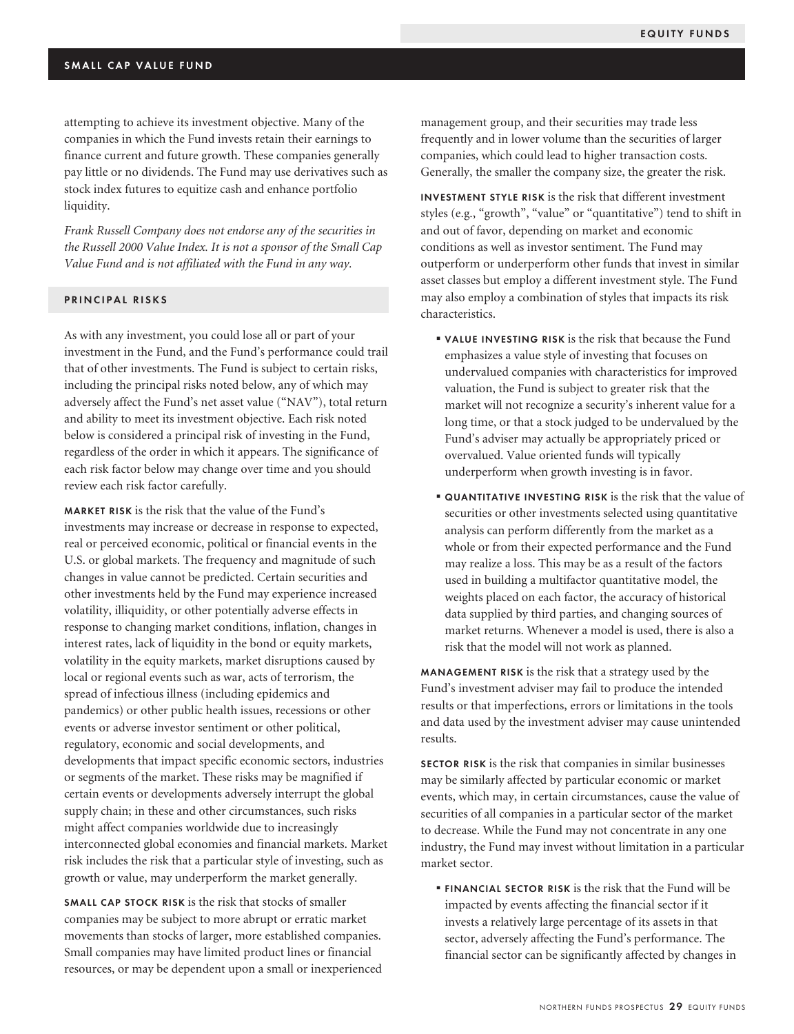attempting to achieve its investment objective. Many of the companies in which the Fund invests retain their earnings to finance current and future growth. These companies generally pay little or no dividends. The Fund may use derivatives such as stock index futures to equitize cash and enhance portfolio liquidity.

*Frank Russell Company does not endorse any of the securities in the Russell 2000 Value Index. It is not a sponsor of the Small Cap Value Fund and is not affiliated with the Fund in any way.*

## PRINCIPAL RISKS

As with any investment, you could lose all or part of your investment in the Fund, and the Fund's performance could trail that of other investments. The Fund is subject to certain risks, including the principal risks noted below, any of which may adversely affect the Fund's net asset value ("NAV"), total return and ability to meet its investment objective. Each risk noted below is considered a principal risk of investing in the Fund, regardless of the order in which it appears. The significance of each risk factor below may change over time and you should review each risk factor carefully.

**MARKET RISK** is the risk that the value of the Fund's investments may increase or decrease in response to expected, real or perceived economic, political or financial events in the U.S. or global markets. The frequency and magnitude of such changes in value cannot be predicted. Certain securities and other investments held by the Fund may experience increased volatility, illiquidity, or other potentially adverse effects in response to changing market conditions, inflation, changes in interest rates, lack of liquidity in the bond or equity markets, volatility in the equity markets, market disruptions caused by local or regional events such as war, acts of terrorism, the spread of infectious illness (including epidemics and pandemics) or other public health issues, recessions or other events or adverse investor sentiment or other political, regulatory, economic and social developments, and developments that impact specific economic sectors, industries or segments of the market. These risks may be magnified if certain events or developments adversely interrupt the global supply chain; in these and other circumstances, such risks might affect companies worldwide due to increasingly interconnected global economies and financial markets. Market risk includes the risk that a particular style of investing, such as growth or value, may underperform the market generally.

**SMALL CAP STOCK RISK** is the risk that stocks of smaller companies may be subject to more abrupt or erratic market movements than stocks of larger, more established companies. Small companies may have limited product lines or financial resources, or may be dependent upon a small or inexperienced management group, and their securities may trade less frequently and in lower volume than the securities of larger companies, which could lead to higher transaction costs. Generally, the smaller the company size, the greater the risk.

**INVESTMENT STYLE RISK** is the risk that different investment styles (e.g., "growth", "value" or "quantitative") tend to shift in and out of favor, depending on market and economic conditions as well as investor sentiment. The Fund may outperform or underperform other funds that invest in similar asset classes but employ a different investment style. The Fund may also employ a combination of styles that impacts its risk characteristics.

- **VALUE INVESTING RISK** is the risk that because the Fund emphasizes a value style of investing that focuses on undervalued companies with characteristics for improved valuation, the Fund is subject to greater risk that the market will not recognize a security's inherent value for a long time, or that a stock judged to be undervalued by the Fund's adviser may actually be appropriately priced or overvalued. Value oriented funds will typically underperform when growth investing is in favor.
- **QUANTITATIVE INVESTING RISK** is the risk that the value of securities or other investments selected using quantitative analysis can perform differently from the market as a whole or from their expected performance and the Fund may realize a loss. This may be as a result of the factors used in building a multifactor quantitative model, the weights placed on each factor, the accuracy of historical data supplied by third parties, and changing sources of market returns. Whenever a model is used, there is also a risk that the model will not work as planned.

**MANAGEMENT RISK** is the risk that a strategy used by the Fund's investment adviser may fail to produce the intended results or that imperfections, errors or limitations in the tools and data used by the investment adviser may cause unintended results.

**SECTOR RISK** is the risk that companies in similar businesses may be similarly affected by particular economic or market events, which may, in certain circumstances, cause the value of securities of all companies in a particular sector of the market to decrease. While the Fund may not concentrate in any one industry, the Fund may invest without limitation in a particular market sector.

- **FINANCIAL SECTOR RISK** is the risk that the Fund will be impacted by events affecting the financial sector if it invests a relatively large percentage of its assets in that sector, adversely affecting the Fund's performance. The financial sector can be significantly affected by changes in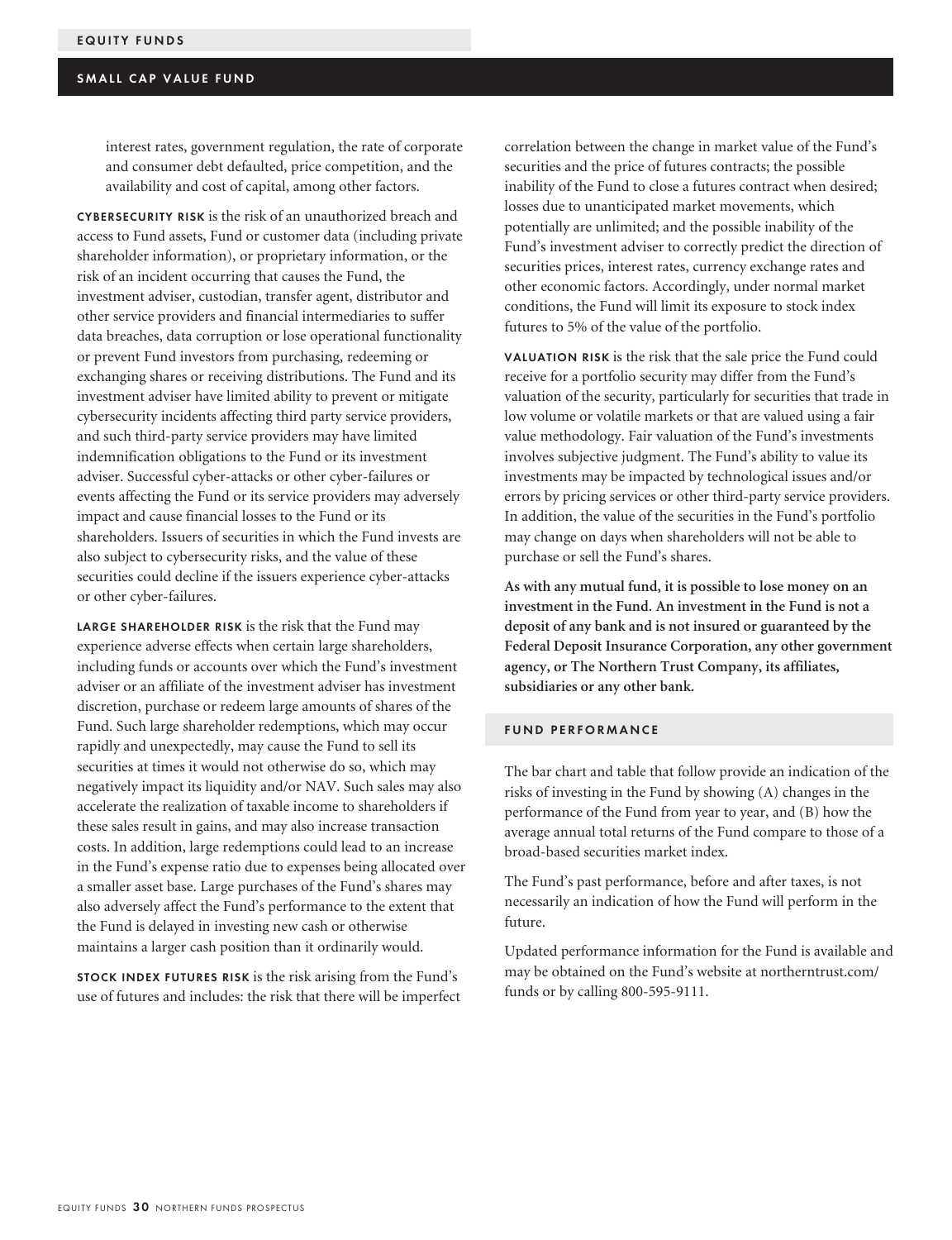interest rates, government regulation, the rate of corporate and consumer debt defaulted, price competition, and the availability and cost of capital, among other factors.

**CYBERSECURITY RISK** is the risk of an unauthorized breach and access to Fund assets, Fund or customer data (including private shareholder information), or proprietary information, or the risk of an incident occurring that causes the Fund, the investment adviser, custodian, transfer agent, distributor and other service providers and financial intermediaries to suffer data breaches, data corruption or lose operational functionality or prevent Fund investors from purchasing, redeeming or exchanging shares or receiving distributions. The Fund and its investment adviser have limited ability to prevent or mitigate cybersecurity incidents affecting third party service providers, and such third-party service providers may have limited indemnification obligations to the Fund or its investment adviser. Successful cyber-attacks or other cyber-failures or events affecting the Fund or its service providers may adversely impact and cause financial losses to the Fund or its shareholders. Issuers of securities in which the Fund invests are also subject to cybersecurity risks, and the value of these securities could decline if the issuers experience cyber-attacks or other cyber-failures.

**LARGE SHAREHOLDER RISK** is the risk that the Fund may experience adverse effects when certain large shareholders, including funds or accounts over which the Fund's investment adviser or an affiliate of the investment adviser has investment discretion, purchase or redeem large amounts of shares of the Fund. Such large shareholder redemptions, which may occur rapidly and unexpectedly, may cause the Fund to sell its securities at times it would not otherwise do so, which may negatively impact its liquidity and/or NAV. Such sales may also accelerate the realization of taxable income to shareholders if these sales result in gains, and may also increase transaction costs. In addition, large redemptions could lead to an increase in the Fund's expense ratio due to expenses being allocated over a smaller asset base. Large purchases of the Fund's shares may also adversely affect the Fund's performance to the extent that the Fund is delayed in investing new cash or otherwise maintains a larger cash position than it ordinarily would.

**STOCK INDEX FUTURES RISK** is the risk arising from the Fund's use of futures and includes: the risk that there will be imperfect correlation between the change in market value of the Fund's securities and the price of futures contracts; the possible inability of the Fund to close a futures contract when desired; losses due to unanticipated market movements, which potentially are unlimited; and the possible inability of the Fund's investment adviser to correctly predict the direction of securities prices, interest rates, currency exchange rates and other economic factors. Accordingly, under normal market conditions, the Fund will limit its exposure to stock index futures to 5% of the value of the portfolio.

**VALUATION RISK** is the risk that the sale price the Fund could receive for a portfolio security may differ from the Fund's valuation of the security, particularly for securities that trade in low volume or volatile markets or that are valued using a fair value methodology. Fair valuation of the Fund's investments involves subjective judgment. The Fund's ability to value its investments may be impacted by technological issues and/or errors by pricing services or other third-party service providers. In addition, the value of the securities in the Fund's portfolio may change on days when shareholders will not be able to purchase or sell the Fund's shares.

**As with any mutual fund, it is possible to lose money on an investment in the Fund. An investment in the Fund is not a deposit of any bank and is not insured or guaranteed by the Federal Deposit Insurance Corporation, any other government agency, or The Northern Trust Company, its affiliates, subsidiaries or any other bank.**

## FUND PERFORMANCE

The bar chart and table that follow provide an indication of the risks of investing in the Fund by showing (A) changes in the performance of the Fund from year to year, and (B) how the average annual total returns of the Fund compare to those of a broad-based securities market index.

The Fund's past performance, before and after taxes, is not necessarily an indication of how the Fund will perform in the future.

Updated performance information for the Fund is available and may be obtained on the Fund's website at northerntrust.com/funds or by calling 800-595-9111.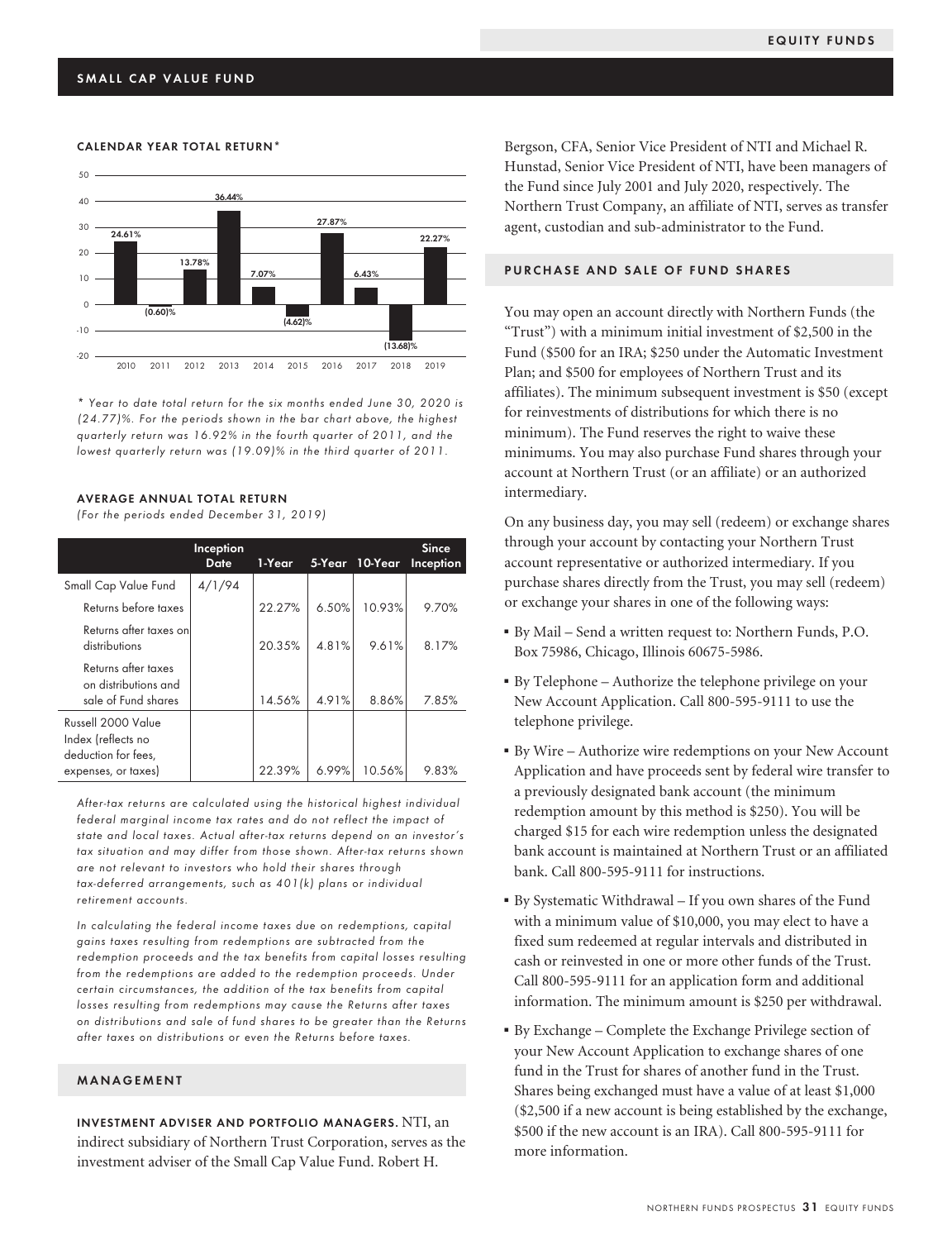## SMALL CAP VALUE FUND

**CALENDAR YEAR TOTAL RETURN***

| Year | Return |
|---|---|
| 2010 | 24.61% |
| 2011 | (0.60)% |
| 2012 | 13.78% |
| 2013 | 36.44% |
| 2014 | 7.07% |
| 2015 | (4.62)% |
| 2016 | 27.87% |
| 2017 | 6.43% |
| 2018 | (13.68)% |
| 2019 | 22.27% |

*\* Year to date total return for the six months ended June 30, 2020 is (24.77)%. For the periods shown in the bar chart above, the highest quarterly return was 16.92% in the fourth quarter of 2011, and the lowest quarterly return was (19.09)% in the third quarter of 2011.*

**AVERAGE ANNUAL TOTAL RETURN**
*(For the periods ended December 31, 2019)*

| | Inception Date | 1-Year | 5-Year | 10-Year | Since Inception |
|---|---|---|---|---|---|
| Small Cap Value Fund | 4/1/94 | | | | |
| Returns before taxes | | 22.27% | 6.50% | 10.93% | 9.70% |
| Returns after taxes on distributions | | 20.35% | 4.81% | 9.61% | 8.17% |
| Returns after taxes on distributions and sale of Fund shares | | 14.56% | 4.91% | 8.86% | 7.85% |
| Russell 2000 Value Index (reflects no deduction for fees, expenses, or taxes) | | 22.39% | 6.99% | 10.56% | 9.83% |

*After-tax returns are calculated using the historical highest individual federal marginal income tax rates and do not reflect the impact of state and local taxes. Actual after-tax returns depend on an investor's tax situation and may differ from those shown. After-tax returns shown are not relevant to investors who hold their shares through tax-deferred arrangements, such as 401(k) plans or individual retirement accounts.*

*In calculating the federal income taxes due on redemptions, capital gains taxes resulting from redemptions are subtracted from the redemption proceeds and the tax benefits from capital losses resulting from the redemptions are added to the redemption proceeds. Under certain circumstances, the addition of the tax benefits from capital losses resulting from redemptions may cause the Returns after taxes on distributions and sale of fund shares to be greater than the Returns after taxes on distributions or even the Returns before taxes.*

### MANAGEMENT

**INVESTMENT ADVISER AND PORTFOLIO MANAGERS.** NTI, an indirect subsidiary of Northern Trust Corporation, serves as the investment adviser of the Small Cap Value Fund. Robert H. Bergson, CFA, Senior Vice President of NTI and Michael R. Hunstad, Senior Vice President of NTI, have been managers of the Fund since July 2001 and July 2020, respectively. The Northern Trust Company, an affiliate of NTI, serves as transfer agent, custodian and sub-administrator to the Fund.

### PURCHASE AND SALE OF FUND SHARES

You may open an account directly with Northern Funds (the "Trust") with a minimum initial investment of $2,500 in the Fund ($500 for an IRA; $250 under the Automatic Investment Plan; and $500 for employees of Northern Trust and its affiliates). The minimum subsequent investment is $50 (except for reinvestments of distributions for which there is no minimum). The Fund reserves the right to waive these minimums. You may also purchase Fund shares through your account at Northern Trust (or an affiliate) or an authorized intermediary.

On any business day, you may sell (redeem) or exchange shares through your account by contacting your Northern Trust account representative or authorized intermediary. If you purchase shares directly from the Trust, you may sell (redeem) or exchange your shares in one of the following ways:

- By Mail – Send a written request to: Northern Funds, P.O. Box 75986, Chicago, Illinois 60675-5986.
- By Telephone – Authorize the telephone privilege on your New Account Application. Call 800-595-9111 to use the telephone privilege.
- By Wire – Authorize wire redemptions on your New Account Application and have proceeds sent by federal wire transfer to a previously designated bank account (the minimum redemption amount by this method is $250). You will be charged $15 for each wire redemption unless the designated bank account is maintained at Northern Trust or an affiliated bank. Call 800-595-9111 for instructions.
- By Systematic Withdrawal – If you own shares of the Fund with a minimum value of $10,000, you may elect to have a fixed sum redeemed at regular intervals and distributed in cash or reinvested in one or more other funds of the Trust. Call 800-595-9111 for an application form and additional information. The minimum amount is $250 per withdrawal.
- By Exchange – Complete the Exchange Privilege section of your New Account Application to exchange shares of one fund in the Trust for shares of another fund in the Trust. Shares being exchanged must have a value of at least $1,000 ($2,500 if a new account is being established by the exchange, $500 if the new account is an IRA). Call 800-595-9111 for more information.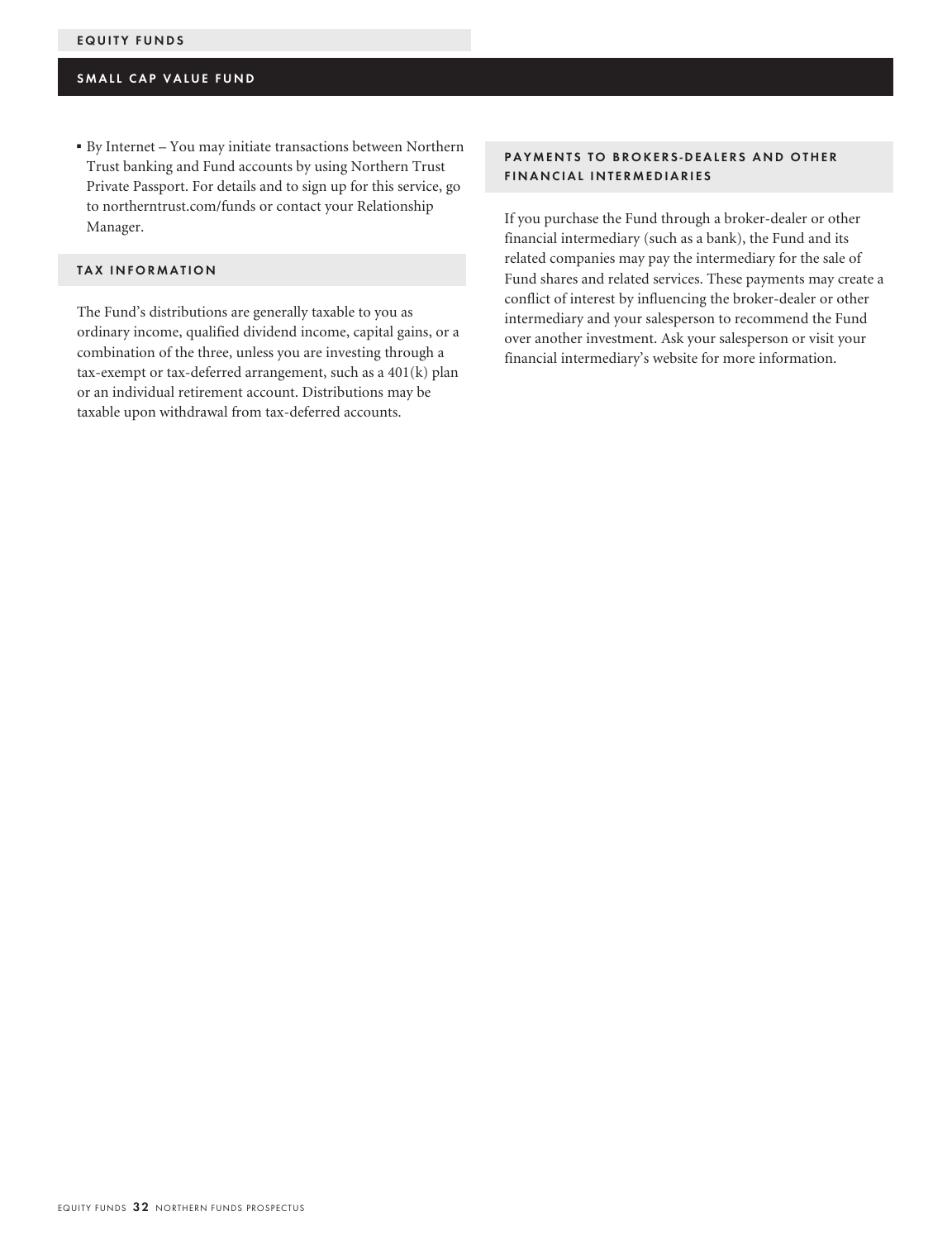- By Internet – You may initiate transactions between Northern Trust banking and Fund accounts by using Northern Trust Private Passport. For details and to sign up for this service, go to northerntrust.com/funds or contact your Relationship Manager.

## TAX INFORMATION

The Fund's distributions are generally taxable to you as ordinary income, qualified dividend income, capital gains, or a combination of the three, unless you are investing through a tax-exempt or tax-deferred arrangement, such as a 401(k) plan or an individual retirement account. Distributions may be taxable upon withdrawal from tax-deferred accounts.

## PAYMENTS TO BROKERS-DEALERS AND OTHER FINANCIAL INTERMEDIARIES

If you purchase the Fund through a broker-dealer or other financial intermediary (such as a bank), the Fund and its related companies may pay the intermediary for the sale of Fund shares and related services. These payments may create a conflict of interest by influencing the broker-dealer or other intermediary and your salesperson to recommend the Fund over another investment. Ask your salesperson or visit your financial intermediary's website for more information.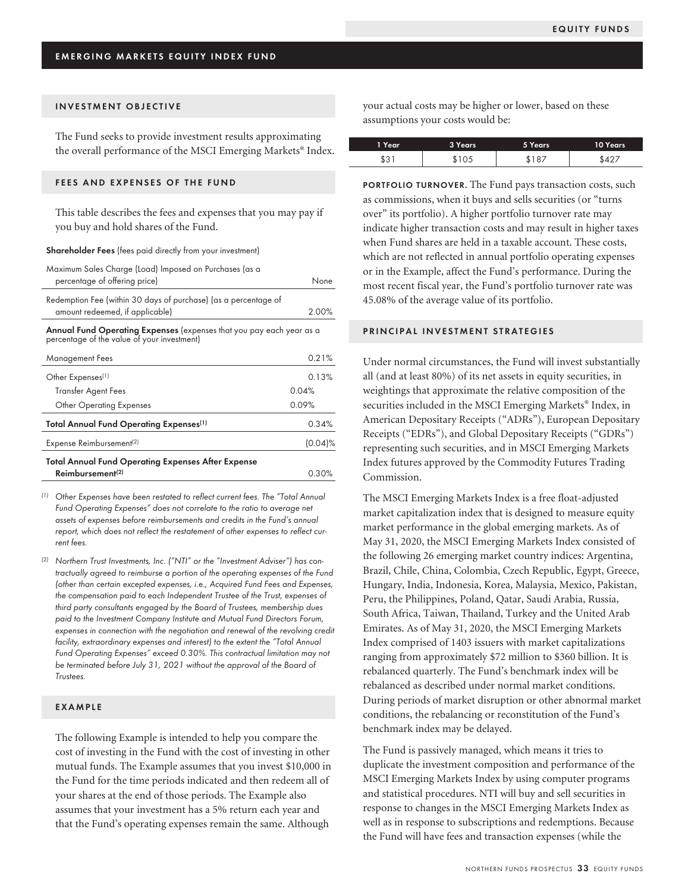## EMERGING MARKETS EQUITY INDEX FUND

### INVESTMENT OBJECTIVE

The Fund seeks to provide investment results approximating the overall performance of the MSCI Emerging Markets® Index.

### FEES AND EXPENSES OF THE FUND

This table describes the fees and expenses that you may pay if you buy and hold shares of the Fund.

| | | |
|---|---|---|
| **Shareholder Fees** (fees paid directly from your investment) | | |
| Maximum Sales Charge (Load) Imposed on Purchases (as a percentage of offering price) | | None |
| Redemption Fee (within 30 days of purchase) (as a percentage of amount redeemed, if applicable) | | 2.00% |
| **Annual Fund Operating Expenses** (expenses that you pay each year as a percentage of the value of your investment) | | |
| Management Fees | | 0.21% |
| Other Expenses[1] | | 0.13% |
| Transfer Agent Fees | 0.04% | |
| Other Operating Expenses | 0.09% | |
| **Total Annual Fund Operating Expenses[1]** | | 0.34% |
| Expense Reimbursement[2] | | (0.04)% |
| **Total Annual Fund Operating Expenses After Expense Reimbursement[2]** | | 0.30% |

*(1) Other Expenses have been restated to reflect current fees. The "Total Annual Fund Operating Expenses" does not correlate to the ratio to average net assets of expenses before reimbursements and credits in the Fund's annual report, which does not reflect the restatement of other expenses to reflect current fees.*

*(2) Northern Trust Investments, Inc. ("NTI" or the "Investment Adviser") has contractually agreed to reimburse a portion of the operating expenses of the Fund (other than certain excepted expenses, i.e., Acquired Fund Fees and Expenses, the compensation paid to each Independent Trustee of the Trust, expenses of third party consultants engaged by the Board of Trustees, membership dues paid to the Investment Company Institute and Mutual Fund Directors Forum, expenses in connection with the negotiation and renewal of the revolving credit facility, extraordinary expenses and interest) to the extent the "Total Annual Fund Operating Expenses" exceed 0.30%. This contractual limitation may not be terminated before July 31, 2021 without the approval of the Board of Trustees.*

### EXAMPLE

The following Example is intended to help you compare the cost of investing in the Fund with the cost of investing in other mutual funds. The Example assumes that you invest $10,000 in the Fund for the time periods indicated and then redeem all of your shares at the end of those periods. The Example also assumes that your investment has a 5% return each year and that the Fund's operating expenses remain the same. Although your actual costs may be higher or lower, based on these assumptions your costs would be:

| 1 Year | 3 Years | 5 Years | 10 Years |
|---|---|---|---|
| $31 | $105 | $187 | $427 |

**PORTFOLIO TURNOVER.** The Fund pays transaction costs, such as commissions, when it buys and sells securities (or "turns over" its portfolio). A higher portfolio turnover rate may indicate higher transaction costs and may result in higher taxes when Fund shares are held in a taxable account. These costs, which are not reflected in annual portfolio operating expenses or in the Example, affect the Fund's performance. During the most recent fiscal year, the Fund's portfolio turnover rate was 45.08% of the average value of its portfolio.

### PRINCIPAL INVESTMENT STRATEGIES

Under normal circumstances, the Fund will invest substantially all (and at least 80%) of its net assets in equity securities, in weightings that approximate the relative composition of the securities included in the MSCI Emerging Markets® Index, in American Depositary Receipts ("ADRs"), European Depositary Receipts ("EDRs"), and Global Depositary Receipts ("GDRs") representing such securities, and in MSCI Emerging Markets Index futures approved by the Commodity Futures Trading Commission.

The MSCI Emerging Markets Index is a free float-adjusted market capitalization index that is designed to measure equity market performance in the global emerging markets. As of May 31, 2020, the MSCI Emerging Markets Index consisted of the following 26 emerging market country indices: Argentina, Brazil, Chile, China, Colombia, Czech Republic, Egypt, Greece, Hungary, India, Indonesia, Korea, Malaysia, Mexico, Pakistan, Peru, the Philippines, Poland, Qatar, Saudi Arabia, Russia, South Africa, Taiwan, Thailand, Turkey and the United Arab Emirates. As of May 31, 2020, the MSCI Emerging Markets Index comprised of 1403 issuers with market capitalizations ranging from approximately $72 million to $360 billion. It is rebalanced quarterly. The Fund's benchmark index will be rebalanced as described under normal market conditions. During periods of market disruption or other abnormal market conditions, the rebalancing or reconstitution of the Fund's benchmark index may be delayed.

The Fund is passively managed, which means it tries to duplicate the investment composition and performance of the MSCI Emerging Markets Index by using computer programs and statistical procedures. NTI will buy and sell securities in response to changes in the MSCI Emerging Markets Index as well as in response to subscriptions and redemptions. Because the Fund will have fees and transaction expenses (while the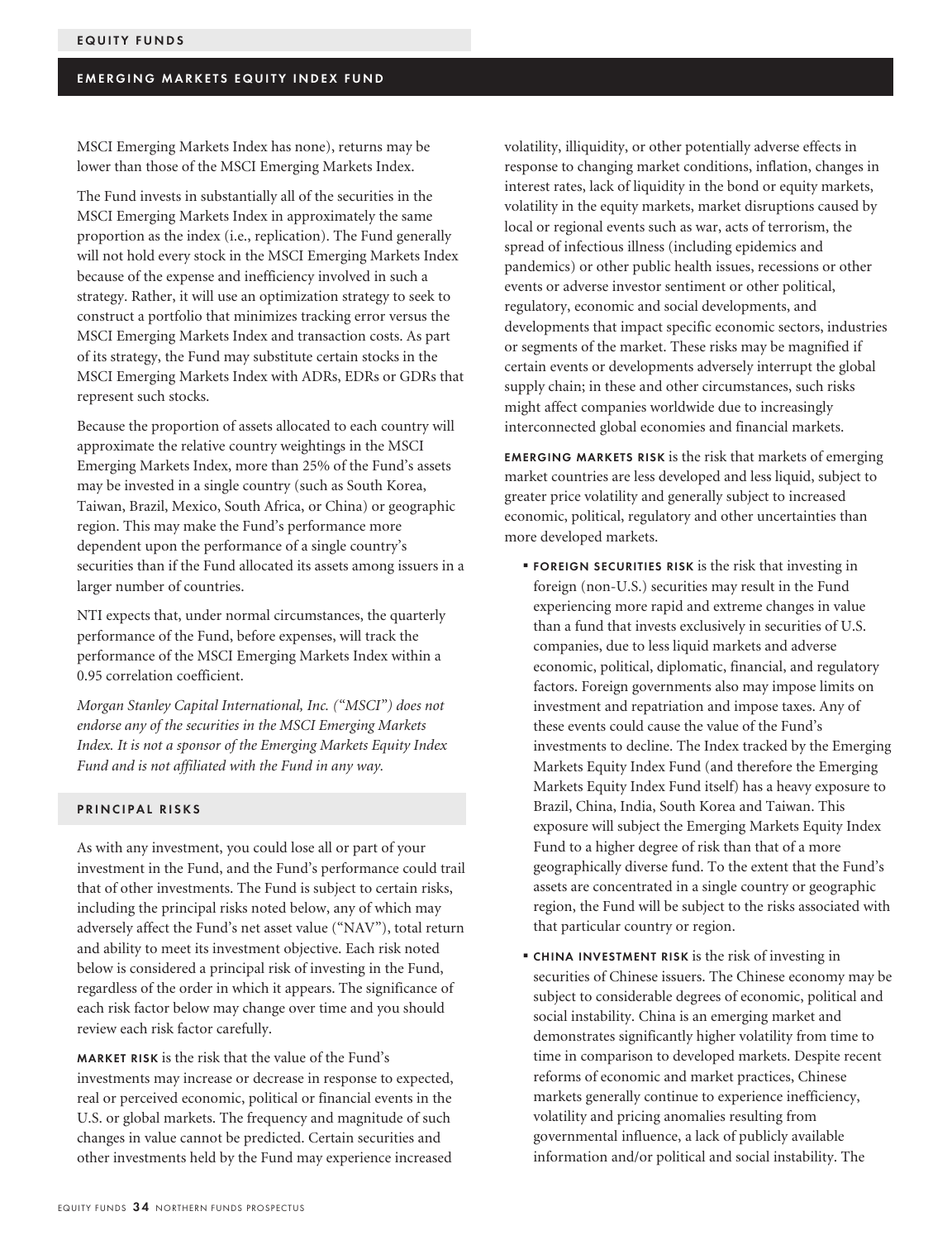MSCI Emerging Markets Index has none), returns may be lower than those of the MSCI Emerging Markets Index.

The Fund invests in substantially all of the securities in the MSCI Emerging Markets Index in approximately the same proportion as the index (i.e., replication). The Fund generally will not hold every stock in the MSCI Emerging Markets Index because of the expense and inefficiency involved in such a strategy. Rather, it will use an optimization strategy to seek to construct a portfolio that minimizes tracking error versus the MSCI Emerging Markets Index and transaction costs. As part of its strategy, the Fund may substitute certain stocks in the MSCI Emerging Markets Index with ADRs, EDRs or GDRs that represent such stocks.

Because the proportion of assets allocated to each country will approximate the relative country weightings in the MSCI Emerging Markets Index, more than 25% of the Fund's assets may be invested in a single country (such as South Korea, Taiwan, Brazil, Mexico, South Africa, or China) or geographic region. This may make the Fund's performance more dependent upon the performance of a single country's securities than if the Fund allocated its assets among issuers in a larger number of countries.

NTI expects that, under normal circumstances, the quarterly performance of the Fund, before expenses, will track the performance of the MSCI Emerging Markets Index within a 0.95 correlation coefficient.

*Morgan Stanley Capital International, Inc. ("MSCI") does not endorse any of the securities in the MSCI Emerging Markets Index. It is not a sponsor of the Emerging Markets Equity Index Fund and is not affiliated with the Fund in any way.*

## PRINCIPAL RISKS

As with any investment, you could lose all or part of your investment in the Fund, and the Fund's performance could trail that of other investments. The Fund is subject to certain risks, including the principal risks noted below, any of which may adversely affect the Fund's net asset value ("NAV"), total return and ability to meet its investment objective. Each risk noted below is considered a principal risk of investing in the Fund, regardless of the order in which it appears. The significance of each risk factor below may change over time and you should review each risk factor carefully.

**MARKET RISK** is the risk that the value of the Fund's investments may increase or decrease in response to expected, real or perceived economic, political or financial events in the U.S. or global markets. The frequency and magnitude of such changes in value cannot be predicted. Certain securities and other investments held by the Fund may experience increased volatility, illiquidity, or other potentially adverse effects in response to changing market conditions, inflation, changes in interest rates, lack of liquidity in the bond or equity markets, volatility in the equity markets, market disruptions caused by local or regional events such as war, acts of terrorism, the spread of infectious illness (including epidemics and pandemics) or other public health issues, recessions or other events or adverse investor sentiment or other political, regulatory, economic and social developments, and developments that impact specific economic sectors, industries or segments of the market. These risks may be magnified if certain events or developments adversely interrupt the global supply chain; in these and other circumstances, such risks might affect companies worldwide due to increasingly interconnected global economies and financial markets.

**EMERGING MARKETS RISK** is the risk that markets of emerging market countries are less developed and less liquid, subject to greater price volatility and generally subject to increased economic, political, regulatory and other uncertainties than more developed markets.

- **FOREIGN SECURITIES RISK** is the risk that investing in foreign (non-U.S.) securities may result in the Fund experiencing more rapid and extreme changes in value than a fund that invests exclusively in securities of U.S. companies, due to less liquid markets and adverse economic, political, diplomatic, financial, and regulatory factors. Foreign governments also may impose limits on investment and repatriation and impose taxes. Any of these events could cause the value of the Fund's investments to decline. The Index tracked by the Emerging Markets Equity Index Fund (and therefore the Emerging Markets Equity Index Fund itself) has a heavy exposure to Brazil, China, India, South Korea and Taiwan. This exposure will subject the Emerging Markets Equity Index Fund to a higher degree of risk than that of a more geographically diverse fund. To the extent that the Fund's assets are concentrated in a single country or geographic region, the Fund will be subject to the risks associated with that particular country or region.
- **CHINA INVESTMENT RISK** is the risk of investing in securities of Chinese issuers. The Chinese economy may be subject to considerable degrees of economic, political and social instability. China is an emerging market and demonstrates significantly higher volatility from time to time in comparison to developed markets. Despite recent reforms of economic and market practices, Chinese markets generally continue to experience inefficiency, volatility and pricing anomalies resulting from governmental influence, a lack of publicly available information and/or political and social instability. The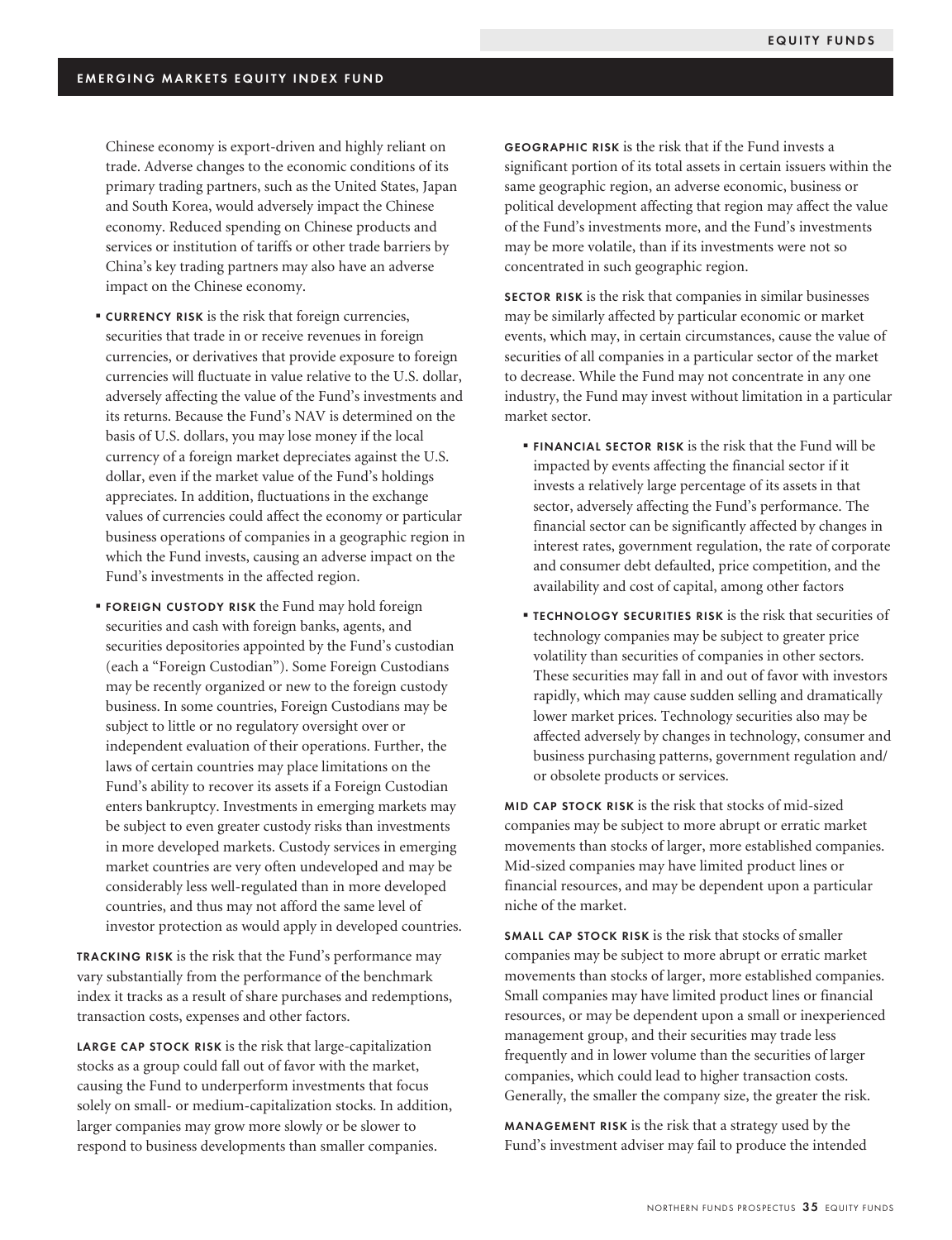Chinese economy is export-driven and highly reliant on trade. Adverse changes to the economic conditions of its primary trading partners, such as the United States, Japan and South Korea, would adversely impact the Chinese economy. Reduced spending on Chinese products and services or institution of tariffs or other trade barriers by China's key trading partners may also have an adverse impact on the Chinese economy.

- **CURRENCY RISK** is the risk that foreign currencies, securities that trade in or receive revenues in foreign currencies, or derivatives that provide exposure to foreign currencies will fluctuate in value relative to the U.S. dollar, adversely affecting the value of the Fund's investments and its returns. Because the Fund's NAV is determined on the basis of U.S. dollars, you may lose money if the local currency of a foreign market depreciates against the U.S. dollar, even if the market value of the Fund's holdings appreciates. In addition, fluctuations in the exchange values of currencies could affect the economy or particular business operations of companies in a geographic region in which the Fund invests, causing an adverse impact on the Fund's investments in the affected region.

- **FOREIGN CUSTODY RISK** the Fund may hold foreign securities and cash with foreign banks, agents, and securities depositories appointed by the Fund's custodian (each a "Foreign Custodian"). Some Foreign Custodians may be recently organized or new to the foreign custody business. In some countries, Foreign Custodians may be subject to little or no regulatory oversight over or independent evaluation of their operations. Further, the laws of certain countries may place limitations on the Fund's ability to recover its assets if a Foreign Custodian enters bankruptcy. Investments in emerging markets may be subject to even greater custody risks than investments in more developed markets. Custody services in emerging market countries are very often undeveloped and may be considerably less well-regulated than in more developed countries, and thus may not afford the same level of investor protection as would apply in developed countries.

**TRACKING RISK** is the risk that the Fund's performance may vary substantially from the performance of the benchmark index it tracks as a result of share purchases and redemptions, transaction costs, expenses and other factors.

**LARGE CAP STOCK RISK** is the risk that large-capitalization stocks as a group could fall out of favor with the market, causing the Fund to underperform investments that focus solely on small- or medium-capitalization stocks. In addition, larger companies may grow more slowly or be slower to respond to business developments than smaller companies.

**GEOGRAPHIC RISK** is the risk that if the Fund invests a significant portion of its total assets in certain issuers within the same geographic region, an adverse economic, business or political development affecting that region may affect the value of the Fund's investments more, and the Fund's investments may be more volatile, than if its investments were not so concentrated in such geographic region.

**SECTOR RISK** is the risk that companies in similar businesses may be similarly affected by particular economic or market events, which may, in certain circumstances, cause the value of securities of all companies in a particular sector of the market to decrease. While the Fund may not concentrate in any one industry, the Fund may invest without limitation in a particular market sector.

- **FINANCIAL SECTOR RISK** is the risk that the Fund will be impacted by events affecting the financial sector if it invests a relatively large percentage of its assets in that sector, adversely affecting the Fund's performance. The financial sector can be significantly affected by changes in interest rates, government regulation, the rate of corporate and consumer debt defaulted, price competition, and the availability and cost of capital, among other factors

- **TECHNOLOGY SECURITIES RISK** is the risk that securities of technology companies may be subject to greater price volatility than securities of companies in other sectors. These securities may fall in and out of favor with investors rapidly, which may cause sudden selling and dramatically lower market prices. Technology securities also may be affected adversely by changes in technology, consumer and business purchasing patterns, government regulation and/or obsolete products or services.

**MID CAP STOCK RISK** is the risk that stocks of mid-sized companies may be subject to more abrupt or erratic market movements than stocks of larger, more established companies. Mid-sized companies may have limited product lines or financial resources, and may be dependent upon a particular niche of the market.

**SMALL CAP STOCK RISK** is the risk that stocks of smaller companies may be subject to more abrupt or erratic market movements than stocks of larger, more established companies. Small companies may have limited product lines or financial resources, or may be dependent upon a small or inexperienced management group, and their securities may trade less frequently and in lower volume than the securities of larger companies, which could lead to higher transaction costs. Generally, the smaller the company size, the greater the risk.

**MANAGEMENT RISK** is the risk that a strategy used by the Fund's investment adviser may fail to produce the intended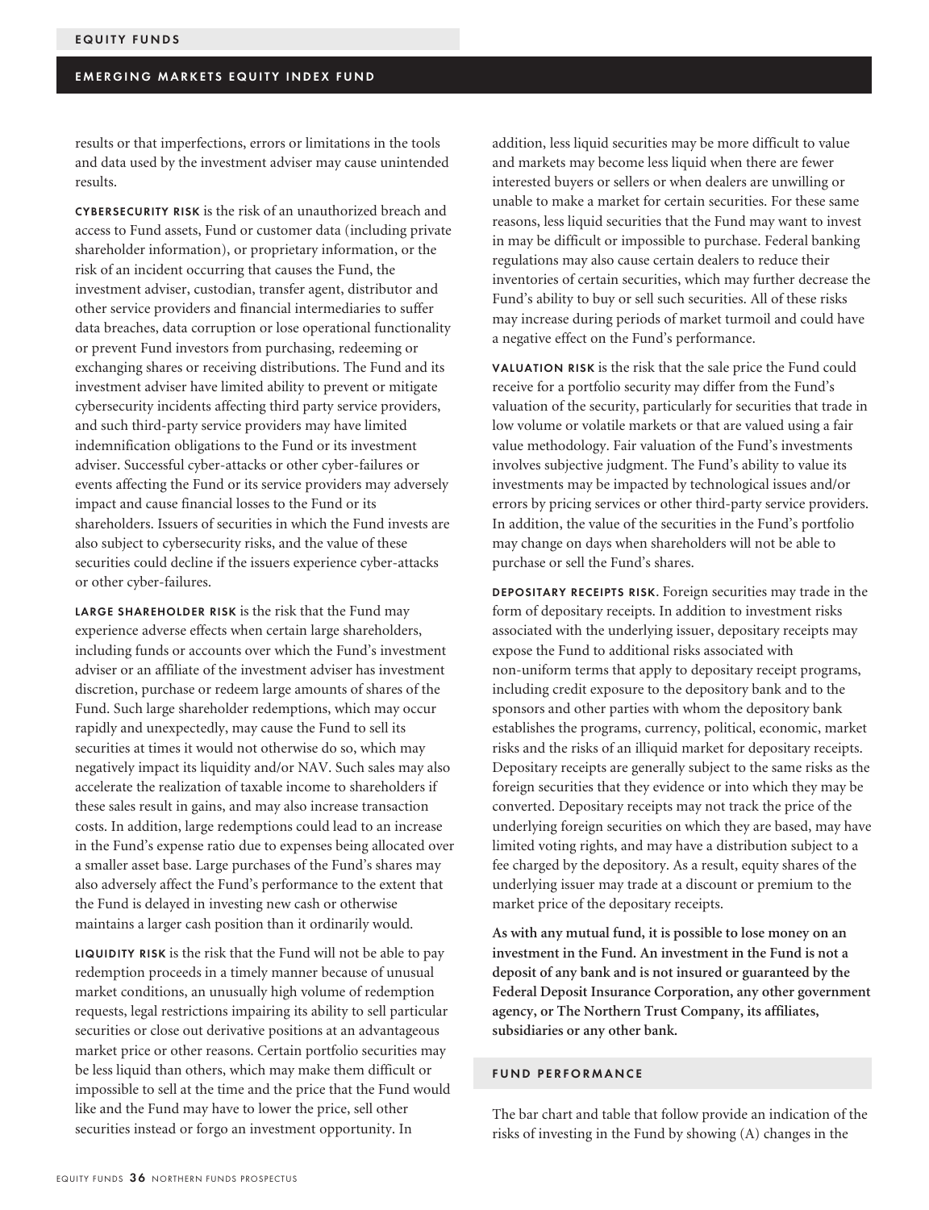results or that imperfections, errors or limitations in the tools and data used by the investment adviser may cause unintended results.

**CYBERSECURITY RISK** is the risk of an unauthorized breach and access to Fund assets, Fund or customer data (including private shareholder information), or proprietary information, or the risk of an incident occurring that causes the Fund, the investment adviser, custodian, transfer agent, distributor and other service providers and financial intermediaries to suffer data breaches, data corruption or lose operational functionality or prevent Fund investors from purchasing, redeeming or exchanging shares or receiving distributions. The Fund and its investment adviser have limited ability to prevent or mitigate cybersecurity incidents affecting third party service providers, and such third-party service providers may have limited indemnification obligations to the Fund or its investment adviser. Successful cyber-attacks or other cyber-failures or events affecting the Fund or its service providers may adversely impact and cause financial losses to the Fund or its shareholders. Issuers of securities in which the Fund invests are also subject to cybersecurity risks, and the value of these securities could decline if the issuers experience cyber-attacks or other cyber-failures.

**LARGE SHAREHOLDER RISK** is the risk that the Fund may experience adverse effects when certain large shareholders, including funds or accounts over which the Fund's investment adviser or an affiliate of the investment adviser has investment discretion, purchase or redeem large amounts of shares of the Fund. Such large shareholder redemptions, which may occur rapidly and unexpectedly, may cause the Fund to sell its securities at times it would not otherwise do so, which may negatively impact its liquidity and/or NAV. Such sales may also accelerate the realization of taxable income to shareholders if these sales result in gains, and may also increase transaction costs. In addition, large redemptions could lead to an increase in the Fund's expense ratio due to expenses being allocated over a smaller asset base. Large purchases of the Fund's shares may also adversely affect the Fund's performance to the extent that the Fund is delayed in investing new cash or otherwise maintains a larger cash position than it ordinarily would.

**LIQUIDITY RISK** is the risk that the Fund will not be able to pay redemption proceeds in a timely manner because of unusual market conditions, an unusually high volume of redemption requests, legal restrictions impairing its ability to sell particular securities or close out derivative positions at an advantageous market price or other reasons. Certain portfolio securities may be less liquid than others, which may make them difficult or impossible to sell at the time and the price that the Fund would like and the Fund may have to lower the price, sell other securities instead or forgo an investment opportunity. In addition, less liquid securities may be more difficult to value and markets may become less liquid when there are fewer interested buyers or sellers or when dealers are unwilling or unable to make a market for certain securities. For these same reasons, less liquid securities that the Fund may want to invest in may be difficult or impossible to purchase. Federal banking regulations may also cause certain dealers to reduce their inventories of certain securities, which may further decrease the Fund's ability to buy or sell such securities. All of these risks may increase during periods of market turmoil and could have a negative effect on the Fund's performance.

**VALUATION RISK** is the risk that the sale price the Fund could receive for a portfolio security may differ from the Fund's valuation of the security, particularly for securities that trade in low volume or volatile markets or that are valued using a fair value methodology. Fair valuation of the Fund's investments involves subjective judgment. The Fund's ability to value its investments may be impacted by technological issues and/or errors by pricing services or other third-party service providers. In addition, the value of the securities in the Fund's portfolio may change on days when shareholders will not be able to purchase or sell the Fund's shares.

**DEPOSITARY RECEIPTS RISK**. Foreign securities may trade in the form of depositary receipts. In addition to investment risks associated with the underlying issuer, depositary receipts may expose the Fund to additional risks associated with non-uniform terms that apply to depositary receipt programs, including credit exposure to the depository bank and to the sponsors and other parties with whom the depository bank establishes the programs, currency, political, economic, market risks and the risks of an illiquid market for depositary receipts. Depositary receipts are generally subject to the same risks as the foreign securities that they evidence or into which they may be converted. Depositary receipts may not track the price of the underlying foreign securities on which they are based, may have limited voting rights, and may have a distribution subject to a fee charged by the depository. As a result, equity shares of the underlying issuer may trade at a discount or premium to the market price of the depositary receipts.

**As with any mutual fund, it is possible to lose money on an investment in the Fund. An investment in the Fund is not a deposit of any bank and is not insured or guaranteed by the Federal Deposit Insurance Corporation, any other government agency, or The Northern Trust Company, its affiliates, subsidiaries or any other bank.**

## FUND PERFORMANCE

The bar chart and table that follow provide an indication of the risks of investing in the Fund by showing (A) changes in the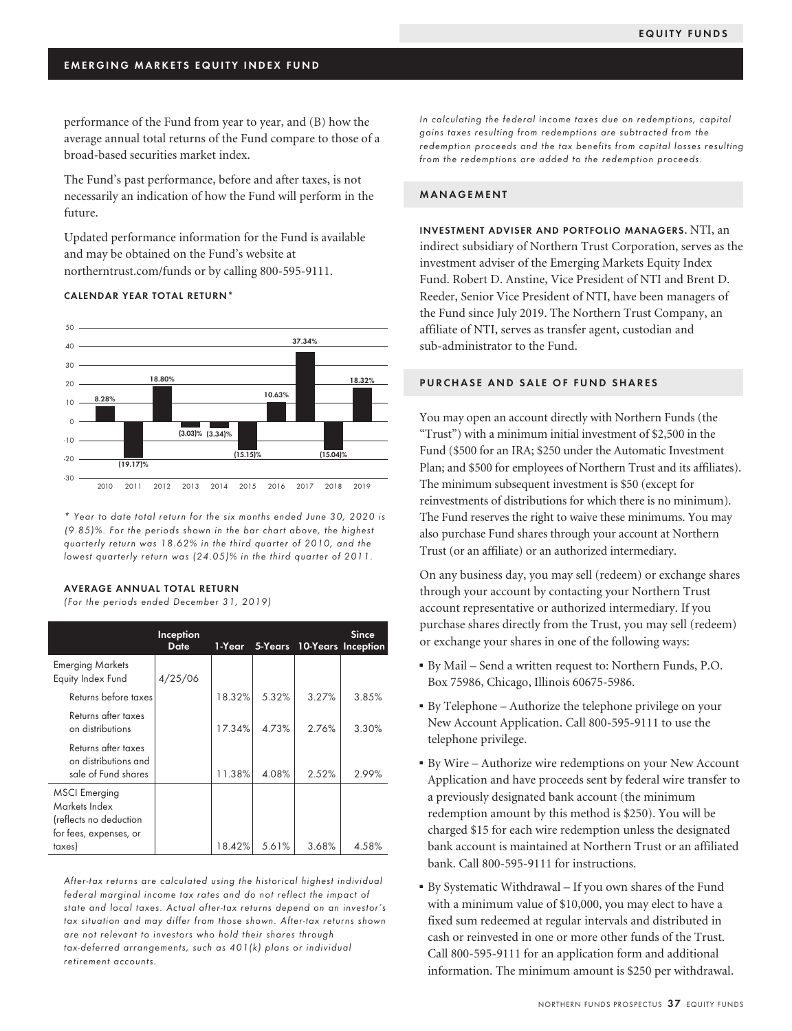performance of the Fund from year to year, and (B) how the average annual total returns of the Fund compare to those of a broad-based securities market index.

The Fund's past performance, before and after taxes, is not necessarily an indication of how the Fund will perform in the future.

Updated performance information for the Fund is available and may be obtained on the Fund's website at northerntrust.com/funds or by calling 800-595-9111.

### CALENDAR YEAR TOTAL RETURN*

| Year | Total Return |
|---|---|
| 2010 | 8.28% |
| 2011 | (19.17)% |
| 2012 | 18.80% |
| 2013 | (3.03)% |
| 2014 | (3.34)% |
| 2015 | (15.15)% |
| 2016 | 10.63% |
| 2017 | 37.34% |
| 2018 | (15.04)% |
| 2019 | 18.32% |

*\* Year to date total return for the six months ended June 30, 2020 is (9.85)%. For the periods shown in the bar chart above, the highest quarterly return was 18.62% in the third quarter of 2010, and the lowest quarterly return was (24.05)% in the third quarter of 2011.*

### AVERAGE ANNUAL TOTAL RETURN

*(For the periods ended December 31, 2019)*

| | Inception Date | 1-Year | 5-Years | 10-Years | Since Inception |
|---|---|---|---|---|---|
| Emerging Markets Equity Index Fund | 4/25/06 | | | | |
| Returns before taxes | | 18.32% | 5.32% | 3.27% | 3.85% |
| Returns after taxes on distributions | | 17.34% | 4.73% | 2.76% | 3.30% |
| Returns after taxes on distributions and sale of Fund shares | | 11.38% | 4.08% | 2.52% | 2.99% |
| MSCI Emerging Markets Index (reflects no deduction for fees, expenses, or taxes) | | 18.42% | 5.61% | 3.68% | 4.58% |

*After-tax returns are calculated using the historical highest individual federal marginal income tax rates and do not reflect the impact of state and local taxes. Actual after-tax returns depend on an investor's tax situation and may differ from those shown. After-tax returns shown are not relevant to investors who hold their shares through tax-deferred arrangements, such as 401(k) plans or individual retirement accounts.*

*In calculating the federal income taxes due on redemptions, capital gains taxes resulting from redemptions are subtracted from the redemption proceeds and the tax benefits from capital losses resulting from the redemptions are added to the redemption proceeds.*

## MANAGEMENT

**INVESTMENT ADVISER AND PORTFOLIO MANAGERS.** NTI, an indirect subsidiary of Northern Trust Corporation, serves as the investment adviser of the Emerging Markets Equity Index Fund. Robert D. Anstine, Vice President of NTI and Brent D. Reeder, Senior Vice President of NTI, have been managers of the Fund since July 2019. The Northern Trust Company, an affiliate of NTI, serves as transfer agent, custodian and sub-administrator to the Fund.

## PURCHASE AND SALE OF FUND SHARES

You may open an account directly with Northern Funds (the "Trust") with a minimum initial investment of $2,500 in the Fund ($500 for an IRA; $250 under the Automatic Investment Plan; and $500 for employees of Northern Trust and its affiliates). The minimum subsequent investment is $50 (except for reinvestments of distributions for which there is no minimum). The Fund reserves the right to waive these minimums. You may also purchase Fund shares through your account at Northern Trust (or an affiliate) or an authorized intermediary.

On any business day, you may sell (redeem) or exchange shares through your account by contacting your Northern Trust account representative or authorized intermediary. If you purchase shares directly from the Trust, you may sell (redeem) or exchange your shares in one of the following ways:

- By Mail – Send a written request to: Northern Funds, P.O. Box 75986, Chicago, Illinois 60675-5986.
- By Telephone – Authorize the telephone privilege on your New Account Application. Call 800-595-9111 to use the telephone privilege.
- By Wire – Authorize wire redemptions on your New Account Application and have proceeds sent by federal wire transfer to a previously designated bank account (the minimum redemption amount by this method is $250). You will be charged $15 for each wire redemption unless the designated bank account is maintained at Northern Trust or an affiliated bank. Call 800-595-9111 for instructions.
- By Systematic Withdrawal – If you own shares of the Fund with a minimum value of $10,000, you may elect to have a fixed sum redeemed at regular intervals and distributed in cash or reinvested in one or more other funds of the Trust. Call 800-595-9111 for an application form and additional information. The minimum amount is $250 per withdrawal.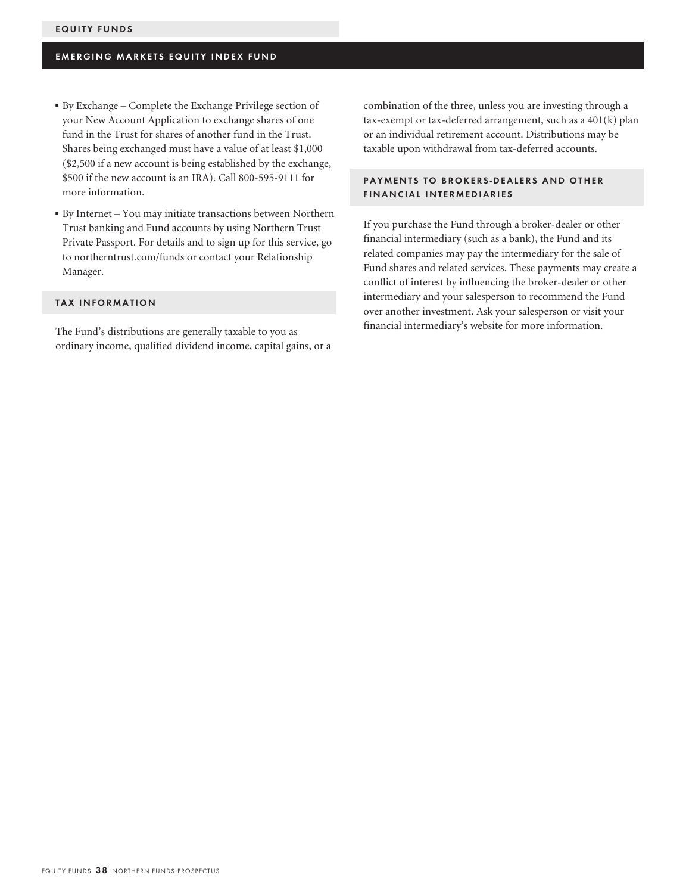- By Exchange – Complete the Exchange Privilege section of your New Account Application to exchange shares of one fund in the Trust for shares of another fund in the Trust. Shares being exchanged must have a value of at least $1,000 ($2,500 if a new account is being established by the exchange, $500 if the new account is an IRA). Call 800-595-9111 for more information.
- By Internet – You may initiate transactions between Northern Trust banking and Fund accounts by using Northern Trust Private Passport. For details and to sign up for this service, go to northerntrust.com/funds or contact your Relationship Manager.

## TAX INFORMATION

The Fund's distributions are generally taxable to you as ordinary income, qualified dividend income, capital gains, or a combination of the three, unless you are investing through a tax-exempt or tax-deferred arrangement, such as a 401(k) plan or an individual retirement account. Distributions may be taxable upon withdrawal from tax-deferred accounts.

## PAYMENTS TO BROKERS-DEALERS AND OTHER FINANCIAL INTERMEDIARIES

If you purchase the Fund through a broker-dealer or other financial intermediary (such as a bank), the Fund and its related companies may pay the intermediary for the sale of Fund shares and related services. These payments may create a conflict of interest by influencing the broker-dealer or other intermediary and your salesperson to recommend the Fund over another investment. Ask your salesperson or visit your financial intermediary's website for more information.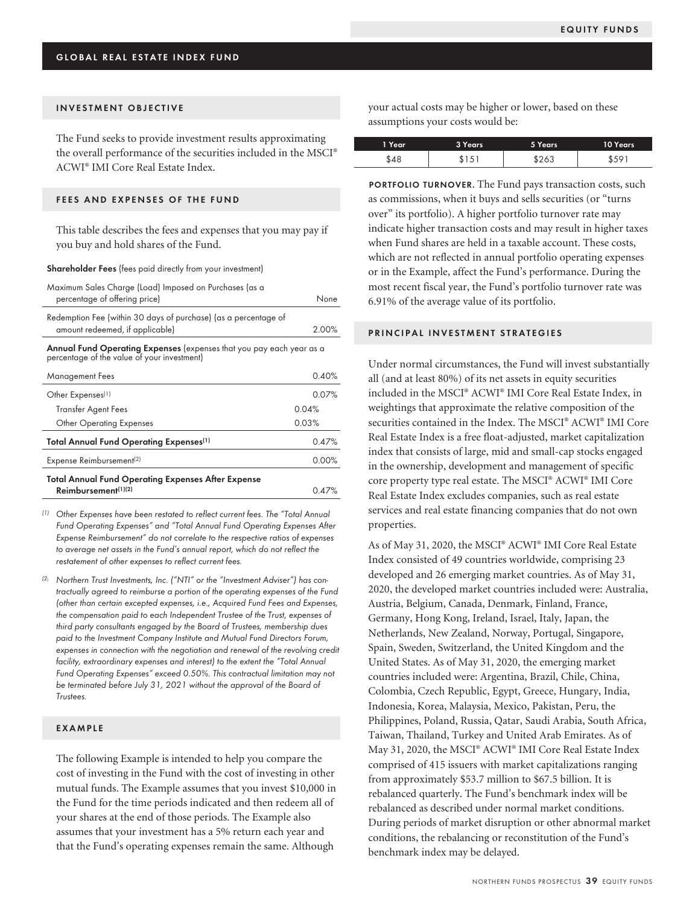## GLOBAL REAL ESTATE INDEX FUND

### INVESTMENT OBJECTIVE

The Fund seeks to provide investment results approximating the overall performance of the securities included in the MSCI® ACWI® IMI Core Real Estate Index.

### FEES AND EXPENSES OF THE FUND

This table describes the fees and expenses that you may pay if you buy and hold shares of the Fund.

| **Shareholder Fees** (fees paid directly from your investment) | | |
|---|---|---|
| Maximum Sales Charge (Load) Imposed on Purchases (as a percentage of offering price) | | None |
| Redemption Fee (within 30 days of purchase) (as a percentage of amount redeemed, if applicable) | | 2.00% |
| **Annual Fund Operating Expenses** (expenses that you pay each year as a percentage of the value of your investment) | | |
| Management Fees | | 0.40% |
| Other Expenses[1] | | 0.07% |
| Transfer Agent Fees | 0.04% | |
| Other Operating Expenses | 0.03% | |
| **Total Annual Fund Operating Expenses[1]** | | 0.47% |
| Expense Reimbursement[2] | | 0.00% |
| **Total Annual Fund Operating Expenses After Expense Reimbursement[1][2]** | | 0.47% |

*(1) Other Expenses have been restated to reflect current fees. The "Total Annual Fund Operating Expenses" and "Total Annual Fund Operating Expenses After Expense Reimbursement" do not correlate to the respective ratios of expenses to average net assets in the Fund's annual report, which do not reflect the restatement of other expenses to reflect current fees.*

*(2) Northern Trust Investments, Inc. ("NTI" or the "Investment Adviser") has contractually agreed to reimburse a portion of the operating expenses of the Fund (other than certain excepted expenses, i.e., Acquired Fund Fees and Expenses, the compensation paid to each Independent Trustee of the Trust, expenses of third party consultants engaged by the Board of Trustees, membership dues paid to the Investment Company Institute and Mutual Fund Directors Forum, expenses in connection with the negotiation and renewal of the revolving credit facility, extraordinary expenses and interest) to the extent the "Total Annual Fund Operating Expenses" exceed 0.50%. This contractual limitation may not be terminated before July 31, 2021 without the approval of the Board of Trustees.*

### EXAMPLE

The following Example is intended to help you compare the cost of investing in the Fund with the cost of investing in other mutual funds. The Example assumes that you invest $10,000 in the Fund for the time periods indicated and then redeem all of your shares at the end of those periods. The Example also assumes that your investment has a 5% return each year and that the Fund's operating expenses remain the same. Although your actual costs may be higher or lower, based on these assumptions your costs would be:

| 1 Year | 3 Years | 5 Years | 10 Years |
|---|---|---|---|
| $48 | $151 | $263 | $591 |

**PORTFOLIO TURNOVER.** The Fund pays transaction costs, such as commissions, when it buys and sells securities (or "turns over" its portfolio). A higher portfolio turnover rate may indicate higher transaction costs and may result in higher taxes when Fund shares are held in a taxable account. These costs, which are not reflected in annual portfolio operating expenses or in the Example, affect the Fund's performance. During the most recent fiscal year, the Fund's portfolio turnover rate was 6.91% of the average value of its portfolio.

### PRINCIPAL INVESTMENT STRATEGIES

Under normal circumstances, the Fund will invest substantially all (and at least 80%) of its net assets in equity securities included in the MSCI® ACWI® IMI Core Real Estate Index, in weightings that approximate the relative composition of the securities contained in the Index. The MSCI® ACWI® IMI Core Real Estate Index is a free float-adjusted, market capitalization index that consists of large, mid and small-cap stocks engaged in the ownership, development and management of specific core property type real estate. The MSCI® ACWI® IMI Core Real Estate Index excludes companies, such as real estate services and real estate financing companies that do not own properties.

As of May 31, 2020, the MSCI® ACWI® IMI Core Real Estate Index consisted of 49 countries worldwide, comprising 23 developed and 26 emerging market countries. As of May 31, 2020, the developed market countries included were: Australia, Austria, Belgium, Canada, Denmark, Finland, France, Germany, Hong Kong, Ireland, Israel, Italy, Japan, the Netherlands, New Zealand, Norway, Portugal, Singapore, Spain, Sweden, Switzerland, the United Kingdom and the United States. As of May 31, 2020, the emerging market countries included were: Argentina, Brazil, Chile, China, Colombia, Czech Republic, Egypt, Greece, Hungary, India, Indonesia, Korea, Malaysia, Mexico, Pakistan, Peru, the Philippines, Poland, Russia, Qatar, Saudi Arabia, South Africa, Taiwan, Thailand, Turkey and United Arab Emirates. As of May 31, 2020, the MSCI® ACWI® IMI Core Real Estate Index comprised of 415 issuers with market capitalizations ranging from approximately $53.7 million to $67.5 billion. It is rebalanced quarterly. The Fund's benchmark index will be rebalanced as described under normal market conditions. During periods of market disruption or other abnormal market conditions, the rebalancing or reconstitution of the Fund's benchmark index may be delayed.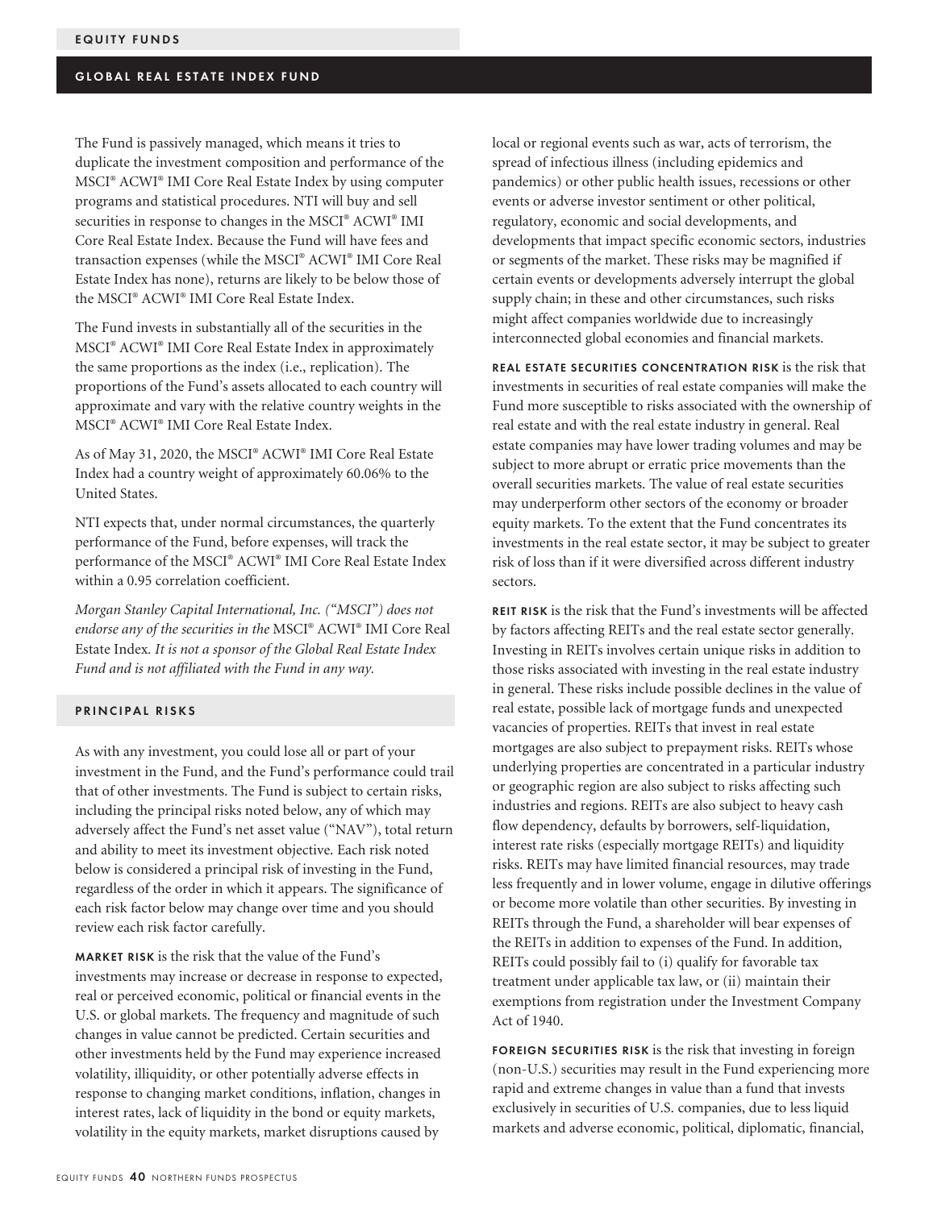The Fund is passively managed, which means it tries to duplicate the investment composition and performance of the MSCI® ACWI® IMI Core Real Estate Index by using computer programs and statistical procedures. NTI will buy and sell securities in response to changes in the MSCI® ACWI® IMI Core Real Estate Index. Because the Fund will have fees and transaction expenses (while the MSCI® ACWI® IMI Core Real Estate Index has none), returns are likely to be below those of the MSCI® ACWI® IMI Core Real Estate Index.

The Fund invests in substantially all of the securities in the MSCI® ACWI® IMI Core Real Estate Index in approximately the same proportions as the index (i.e., replication). The proportions of the Fund's assets allocated to each country will approximate and vary with the relative country weights in the MSCI® ACWI® IMI Core Real Estate Index.

As of May 31, 2020, the MSCI® ACWI® IMI Core Real Estate Index had a country weight of approximately 60.06% to the United States.

NTI expects that, under normal circumstances, the quarterly performance of the Fund, before expenses, will track the performance of the MSCI® ACWI® IMI Core Real Estate Index within a 0.95 correlation coefficient.

*Morgan Stanley Capital International, Inc. ("MSCI") does not endorse any of the securities in the* MSCI® ACWI® IMI Core Real Estate Index. *It is not a sponsor of the Global Real Estate Index Fund and is not affiliated with the Fund in any way.*

## PRINCIPAL RISKS

As with any investment, you could lose all or part of your investment in the Fund, and the Fund's performance could trail that of other investments. The Fund is subject to certain risks, including the principal risks noted below, any of which may adversely affect the Fund's net asset value ("NAV"), total return and ability to meet its investment objective. Each risk noted below is considered a principal risk of investing in the Fund, regardless of the order in which it appears. The significance of each risk factor below may change over time and you should review each risk factor carefully.

**MARKET RISK** is the risk that the value of the Fund's investments may increase or decrease in response to expected, real or perceived economic, political or financial events in the U.S. or global markets. The frequency and magnitude of such changes in value cannot be predicted. Certain securities and other investments held by the Fund may experience increased volatility, illiquidity, or other potentially adverse effects in response to changing market conditions, inflation, changes in interest rates, lack of liquidity in the bond or equity markets, volatility in the equity markets, market disruptions caused by local or regional events such as war, acts of terrorism, the spread of infectious illness (including epidemics and pandemics) or other public health issues, recessions or other events or adverse investor sentiment or other political, regulatory, economic and social developments, and developments that impact specific economic sectors, industries or segments of the market. These risks may be magnified if certain events or developments adversely interrupt the global supply chain; in these and other circumstances, such risks might affect companies worldwide due to increasingly interconnected global economies and financial markets.

**REAL ESTATE SECURITIES CONCENTRATION RISK** is the risk that investments in securities of real estate companies will make the Fund more susceptible to risks associated with the ownership of real estate and with the real estate industry in general. Real estate companies may have lower trading volumes and may be subject to more abrupt or erratic price movements than the overall securities markets. The value of real estate securities may underperform other sectors of the economy or broader equity markets. To the extent that the Fund concentrates its investments in the real estate sector, it may be subject to greater risk of loss than if it were diversified across different industry sectors.

**REIT RISK** is the risk that the Fund's investments will be affected by factors affecting REITs and the real estate sector generally. Investing in REITs involves certain unique risks in addition to those risks associated with investing in the real estate industry in general. These risks include possible declines in the value of real estate, possible lack of mortgage funds and unexpected vacancies of properties. REITs that invest in real estate mortgages are also subject to prepayment risks. REITs whose underlying properties are concentrated in a particular industry or geographic region are also subject to risks affecting such industries and regions. REITs are also subject to heavy cash flow dependency, defaults by borrowers, self-liquidation, interest rate risks (especially mortgage REITs) and liquidity risks. REITs may have limited financial resources, may trade less frequently and in lower volume, engage in dilutive offerings or become more volatile than other securities. By investing in REITs through the Fund, a shareholder will bear expenses of the REITs in addition to expenses of the Fund. In addition, REITs could possibly fail to (i) qualify for favorable tax treatment under applicable tax law, or (ii) maintain their exemptions from registration under the Investment Company Act of 1940.

**FOREIGN SECURITIES RISK** is the risk that investing in foreign (non-U.S.) securities may result in the Fund experiencing more rapid and extreme changes in value than a fund that invests exclusively in securities of U.S. companies, due to less liquid markets and adverse economic, political, diplomatic, financial,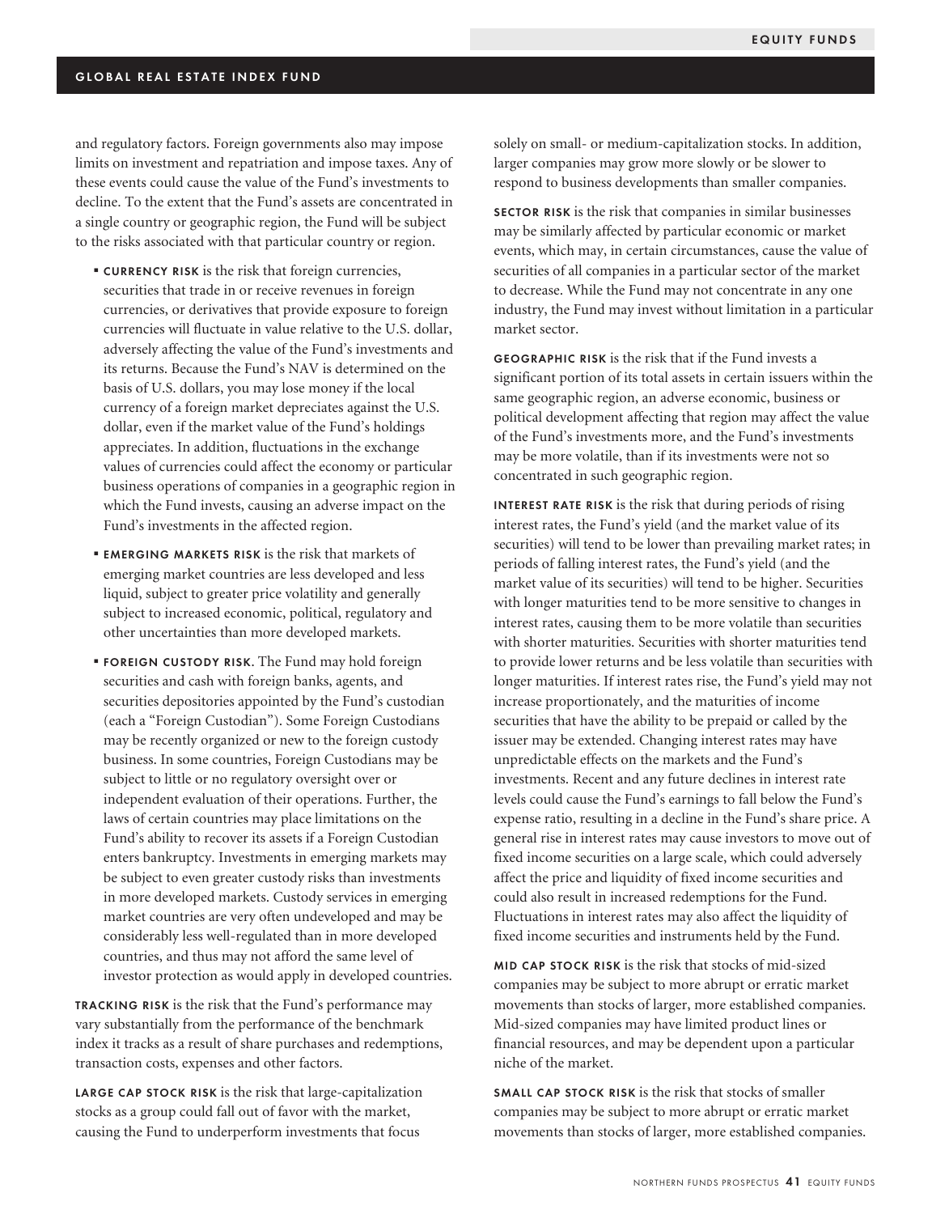and regulatory factors. Foreign governments also may impose limits on investment and repatriation and impose taxes. Any of these events could cause the value of the Fund's investments to decline. To the extent that the Fund's assets are concentrated in a single country or geographic region, the Fund will be subject to the risks associated with that particular country or region.

- **CURRENCY RISK** is the risk that foreign currencies, securities that trade in or receive revenues in foreign currencies, or derivatives that provide exposure to foreign currencies will fluctuate in value relative to the U.S. dollar, adversely affecting the value of the Fund's investments and its returns. Because the Fund's NAV is determined on the basis of U.S. dollars, you may lose money if the local currency of a foreign market depreciates against the U.S. dollar, even if the market value of the Fund's holdings appreciates. In addition, fluctuations in the exchange values of currencies could affect the economy or particular business operations of companies in a geographic region in which the Fund invests, causing an adverse impact on the Fund's investments in the affected region.
- **EMERGING MARKETS RISK** is the risk that markets of emerging market countries are less developed and less liquid, subject to greater price volatility and generally subject to increased economic, political, regulatory and other uncertainties than more developed markets.
- **FOREIGN CUSTODY RISK.** The Fund may hold foreign securities and cash with foreign banks, agents, and securities depositories appointed by the Fund's custodian (each a "Foreign Custodian"). Some Foreign Custodians may be recently organized or new to the foreign custody business. In some countries, Foreign Custodians may be subject to little or no regulatory oversight over or independent evaluation of their operations. Further, the laws of certain countries may place limitations on the Fund's ability to recover its assets if a Foreign Custodian enters bankruptcy. Investments in emerging markets may be subject to even greater custody risks than investments in more developed markets. Custody services in emerging market countries are very often undeveloped and may be considerably less well-regulated than in more developed countries, and thus may not afford the same level of investor protection as would apply in developed countries.

**TRACKING RISK** is the risk that the Fund's performance may vary substantially from the performance of the benchmark index it tracks as a result of share purchases and redemptions, transaction costs, expenses and other factors.

**LARGE CAP STOCK RISK** is the risk that large-capitalization stocks as a group could fall out of favor with the market, causing the Fund to underperform investments that focus solely on small- or medium-capitalization stocks. In addition, larger companies may grow more slowly or be slower to respond to business developments than smaller companies.

**SECTOR RISK** is the risk that companies in similar businesses may be similarly affected by particular economic or market events, which may, in certain circumstances, cause the value of securities of all companies in a particular sector of the market to decrease. While the Fund may not concentrate in any one industry, the Fund may invest without limitation in a particular market sector.

**GEOGRAPHIC RISK** is the risk that if the Fund invests a significant portion of its total assets in certain issuers within the same geographic region, an adverse economic, business or political development affecting that region may affect the value of the Fund's investments more, and the Fund's investments may be more volatile, than if its investments were not so concentrated in such geographic region.

**INTEREST RATE RISK** is the risk that during periods of rising interest rates, the Fund's yield (and the market value of its securities) will tend to be lower than prevailing market rates; in periods of falling interest rates, the Fund's yield (and the market value of its securities) will tend to be higher. Securities with longer maturities tend to be more sensitive to changes in interest rates, causing them to be more volatile than securities with shorter maturities. Securities with shorter maturities tend to provide lower returns and be less volatile than securities with longer maturities. If interest rates rise, the Fund's yield may not increase proportionately, and the maturities of income securities that have the ability to be prepaid or called by the issuer may be extended. Changing interest rates may have unpredictable effects on the markets and the Fund's investments. Recent and any future declines in interest rate levels could cause the Fund's earnings to fall below the Fund's expense ratio, resulting in a decline in the Fund's share price. A general rise in interest rates may cause investors to move out of fixed income securities on a large scale, which could adversely affect the price and liquidity of fixed income securities and could also result in increased redemptions for the Fund. Fluctuations in interest rates may also affect the liquidity of fixed income securities and instruments held by the Fund.

**MID CAP STOCK RISK** is the risk that stocks of mid-sized companies may be subject to more abrupt or erratic market movements than stocks of larger, more established companies. Mid-sized companies may have limited product lines or financial resources, and may be dependent upon a particular niche of the market.

**SMALL CAP STOCK RISK** is the risk that stocks of smaller companies may be subject to more abrupt or erratic market movements than stocks of larger, more established companies.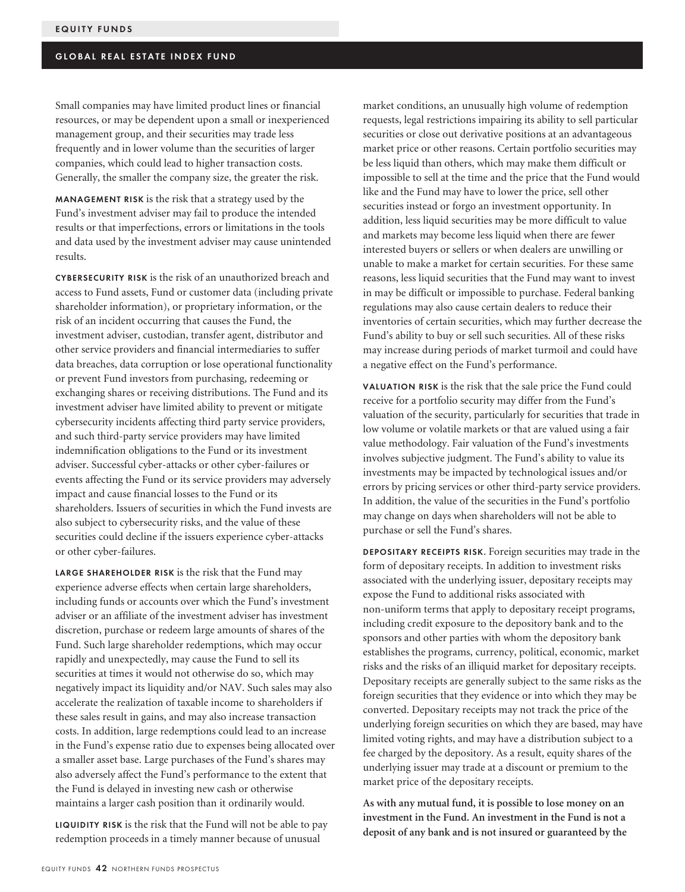Small companies may have limited product lines or financial resources, or may be dependent upon a small or inexperienced management group, and their securities may trade less frequently and in lower volume than the securities of larger companies, which could lead to higher transaction costs. Generally, the smaller the company size, the greater the risk.

**MANAGEMENT RISK** is the risk that a strategy used by the Fund's investment adviser may fail to produce the intended results or that imperfections, errors or limitations in the tools and data used by the investment adviser may cause unintended results.

**CYBERSECURITY RISK** is the risk of an unauthorized breach and access to Fund assets, Fund or customer data (including private shareholder information), or proprietary information, or the risk of an incident occurring that causes the Fund, the investment adviser, custodian, transfer agent, distributor and other service providers and financial intermediaries to suffer data breaches, data corruption or lose operational functionality or prevent Fund investors from purchasing, redeeming or exchanging shares or receiving distributions. The Fund and its investment adviser have limited ability to prevent or mitigate cybersecurity incidents affecting third party service providers, and such third-party service providers may have limited indemnification obligations to the Fund or its investment adviser. Successful cyber-attacks or other cyber-failures or events affecting the Fund or its service providers may adversely impact and cause financial losses to the Fund or its shareholders. Issuers of securities in which the Fund invests are also subject to cybersecurity risks, and the value of these securities could decline if the issuers experience cyber-attacks or other cyber-failures.

**LARGE SHAREHOLDER RISK** is the risk that the Fund may experience adverse effects when certain large shareholders, including funds or accounts over which the Fund's investment adviser or an affiliate of the investment adviser has investment discretion, purchase or redeem large amounts of shares of the Fund. Such large shareholder redemptions, which may occur rapidly and unexpectedly, may cause the Fund to sell its securities at times it would not otherwise do so, which may negatively impact its liquidity and/or NAV. Such sales may also accelerate the realization of taxable income to shareholders if these sales result in gains, and may also increase transaction costs. In addition, large redemptions could lead to an increase in the Fund's expense ratio due to expenses being allocated over a smaller asset base. Large purchases of the Fund's shares may also adversely affect the Fund's performance to the extent that the Fund is delayed in investing new cash or otherwise maintains a larger cash position than it ordinarily would.

**LIQUIDITY RISK** is the risk that the Fund will not be able to pay redemption proceeds in a timely manner because of unusual market conditions, an unusually high volume of redemption requests, legal restrictions impairing its ability to sell particular securities or close out derivative positions at an advantageous market price or other reasons. Certain portfolio securities may be less liquid than others, which may make them difficult or impossible to sell at the time and the price that the Fund would like and the Fund may have to lower the price, sell other securities instead or forgo an investment opportunity. In addition, less liquid securities may be more difficult to value and markets may become less liquid when there are fewer interested buyers or sellers or when dealers are unwilling or unable to make a market for certain securities. For these same reasons, less liquid securities that the Fund may want to invest in may be difficult or impossible to purchase. Federal banking regulations may also cause certain dealers to reduce their inventories of certain securities, which may further decrease the Fund's ability to buy or sell such securities. All of these risks may increase during periods of market turmoil and could have a negative effect on the Fund's performance.

**VALUATION RISK** is the risk that the sale price the Fund could receive for a portfolio security may differ from the Fund's valuation of the security, particularly for securities that trade in low volume or volatile markets or that are valued using a fair value methodology. Fair valuation of the Fund's investments involves subjective judgment. The Fund's ability to value its investments may be impacted by technological issues and/or errors by pricing services or other third-party service providers. In addition, the value of the securities in the Fund's portfolio may change on days when shareholders will not be able to purchase or sell the Fund's shares.

**DEPOSITARY RECEIPTS RISK**. Foreign securities may trade in the form of depositary receipts. In addition to investment risks associated with the underlying issuer, depositary receipts may expose the Fund to additional risks associated with non-uniform terms that apply to depositary receipt programs, including credit exposure to the depository bank and to the sponsors and other parties with whom the depository bank establishes the programs, currency, political, economic, market risks and the risks of an illiquid market for depositary receipts. Depositary receipts are generally subject to the same risks as the foreign securities that they evidence or into which they may be converted. Depositary receipts may not track the price of the underlying foreign securities on which they are based, may have limited voting rights, and may have a distribution subject to a fee charged by the depository. As a result, equity shares of the underlying issuer may trade at a discount or premium to the market price of the depositary receipts.

**As with any mutual fund, it is possible to lose money on an investment in the Fund. An investment in the Fund is not a deposit of any bank and is not insured or guaranteed by the**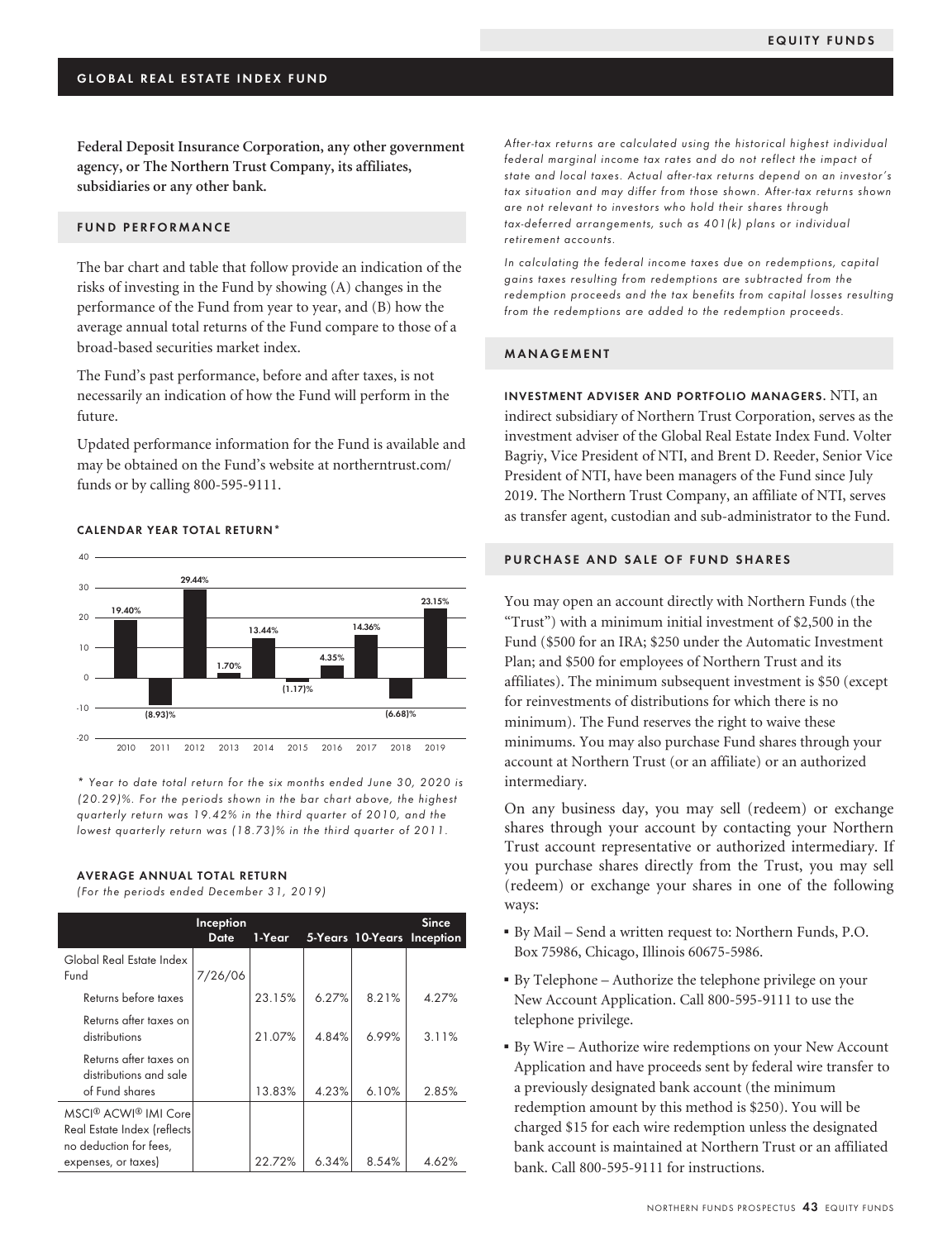## GLOBAL REAL ESTATE INDEX FUND

**Federal Deposit Insurance Corporation, any other government agency, or The Northern Trust Company, its affiliates, subsidiaries or any other bank.**

### FUND PERFORMANCE

The bar chart and table that follow provide an indication of the risks of investing in the Fund by showing (A) changes in the performance of the Fund from year to year, and (B) how the average annual total returns of the Fund compare to those of a broad-based securities market index.

The Fund's past performance, before and after taxes, is not necessarily an indication of how the Fund will perform in the future.

Updated performance information for the Fund is available and may be obtained on the Fund's website at northerntrust.com/funds or by calling 800-595-9111.

#### CALENDAR YEAR TOTAL RETURN*

| Year | Return |
|---|---|
| 2010 | 19.40% |
| 2011 | (8.93)% |
| 2012 | 29.44% |
| 2013 | 1.70% |
| 2014 | 13.44% |
| 2015 | (1.17)% |
| 2016 | 4.35% |
| 2017 | 14.36% |
| 2018 | (6.68)% |
| 2019 | 23.15% |

*\* Year to date total return for the six months ended June 30, 2020 is (20.29)%. For the periods shown in the bar chart above, the highest quarterly return was 19.42% in the third quarter of 2010, and the lowest quarterly return was (18.73)% in the third quarter of 2011.*

#### AVERAGE ANNUAL TOTAL RETURN

*(For the periods ended December 31, 2019)*

| | Inception Date | 1-Year | 5-Years | 10-Years | Since Inception |
|---|---|---|---|---|---|
| Global Real Estate Index Fund | 7/26/06 | | | | |
| Returns before taxes | | 23.15% | 6.27% | 8.21% | 4.27% |
| Returns after taxes on distributions | | 21.07% | 4.84% | 6.99% | 3.11% |
| Returns after taxes on distributions and sale of Fund shares | | 13.83% | 4.23% | 6.10% | 2.85% |
| MSCI® ACWI® IMI Core Real Estate Index (reflects no deduction for fees, expenses, or taxes) | | 22.72% | 6.34% | 8.54% | 4.62% |

*After-tax returns are calculated using the historical highest individual federal marginal income tax rates and do not reflect the impact of state and local taxes. Actual after-tax returns depend on an investor's tax situation and may differ from those shown. After-tax returns shown are not relevant to investors who hold their shares through tax-deferred arrangements, such as 401(k) plans or individual retirement accounts.*

*In calculating the federal income taxes due on redemptions, capital gains taxes resulting from redemptions are subtracted from the redemption proceeds and the tax benefits from capital losses resulting from the redemptions are added to the redemption proceeds.*

### MANAGEMENT

**INVESTMENT ADVISER AND PORTFOLIO MANAGERS.** NTI, an indirect subsidiary of Northern Trust Corporation, serves as the investment adviser of the Global Real Estate Index Fund. Volter Bagriy, Vice President of NTI, and Brent D. Reeder, Senior Vice President of NTI, have been managers of the Fund since July 2019. The Northern Trust Company, an affiliate of NTI, serves as transfer agent, custodian and sub-administrator to the Fund.

### PURCHASE AND SALE OF FUND SHARES

You may open an account directly with Northern Funds (the "Trust") with a minimum initial investment of $2,500 in the Fund ($500 for an IRA; $250 under the Automatic Investment Plan; and $500 for employees of Northern Trust and its affiliates). The minimum subsequent investment is $50 (except for reinvestments of distributions for which there is no minimum). The Fund reserves the right to waive these minimums. You may also purchase Fund shares through your account at Northern Trust (or an affiliate) or an authorized intermediary.

On any business day, you may sell (redeem) or exchange shares through your account by contacting your Northern Trust account representative or authorized intermediary. If you purchase shares directly from the Trust, you may sell (redeem) or exchange your shares in one of the following ways:

- By Mail – Send a written request to: Northern Funds, P.O. Box 75986, Chicago, Illinois 60675-5986.
- By Telephone – Authorize the telephone privilege on your New Account Application. Call 800-595-9111 to use the telephone privilege.
- By Wire – Authorize wire redemptions on your New Account Application and have proceeds sent by federal wire transfer to a previously designated bank account (the minimum redemption amount by this method is $250). You will be charged $15 for each wire redemption unless the designated bank account is maintained at Northern Trust or an affiliated bank. Call 800-595-9111 for instructions.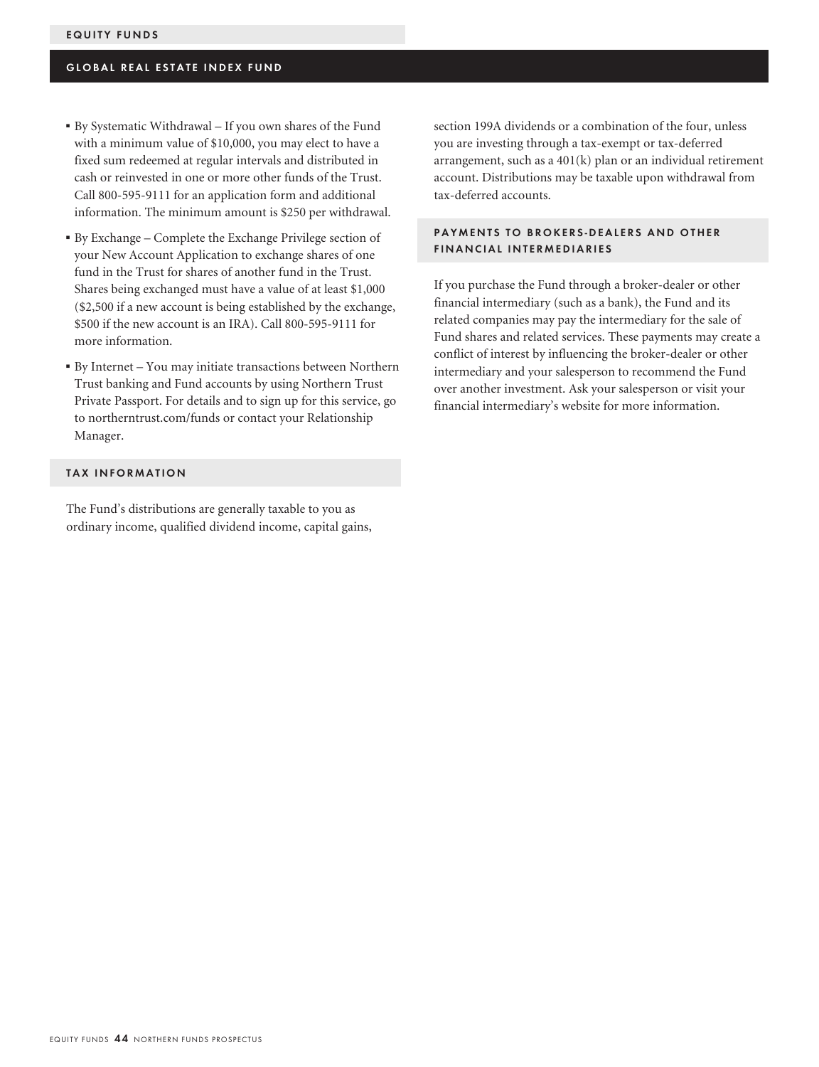- By Systematic Withdrawal – If you own shares of the Fund with a minimum value of $10,000, you may elect to have a fixed sum redeemed at regular intervals and distributed in cash or reinvested in one or more other funds of the Trust. Call 800-595-9111 for an application form and additional information. The minimum amount is $250 per withdrawal.
- By Exchange – Complete the Exchange Privilege section of your New Account Application to exchange shares of one fund in the Trust for shares of another fund in the Trust. Shares being exchanged must have a value of at least $1,000 ($2,500 if a new account is being established by the exchange, $500 if the new account is an IRA). Call 800-595-9111 for more information.
- By Internet – You may initiate transactions between Northern Trust banking and Fund accounts by using Northern Trust Private Passport. For details and to sign up for this service, go to northerntrust.com/funds or contact your Relationship Manager.

## TAX INFORMATION

The Fund's distributions are generally taxable to you as ordinary income, qualified dividend income, capital gains, section 199A dividends or a combination of the four, unless you are investing through a tax-exempt or tax-deferred arrangement, such as a 401(k) plan or an individual retirement account. Distributions may be taxable upon withdrawal from tax-deferred accounts.

## PAYMENTS TO BROKERS-DEALERS AND OTHER FINANCIAL INTERMEDIARIES

If you purchase the Fund through a broker-dealer or other financial intermediary (such as a bank), the Fund and its related companies may pay the intermediary for the sale of Fund shares and related services. These payments may create a conflict of interest by influencing the broker-dealer or other intermediary and your salesperson to recommend the Fund over another investment. Ask your salesperson or visit your financial intermediary's website for more information.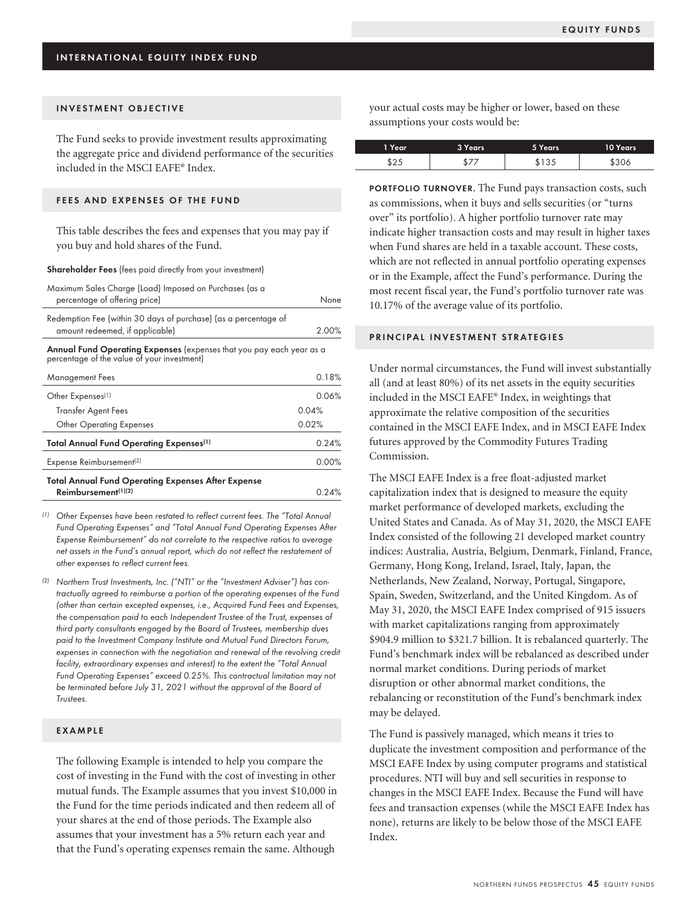## INTERNATIONAL EQUITY INDEX FUND

### INVESTMENT OBJECTIVE

The Fund seeks to provide investment results approximating the aggregate price and dividend performance of the securities included in the MSCI EAFE® Index.

### FEES AND EXPENSES OF THE FUND

This table describes the fees and expenses that you may pay if you buy and hold shares of the Fund.

| **Shareholder Fees** (fees paid directly from your investment) | | |
|---|---|---|
| Maximum Sales Charge (Load) Imposed on Purchases (as a percentage of offering price) | | None |
| Redemption Fee (within 30 days of purchase) (as a percentage of amount redeemed, if applicable) | | 2.00% |
| **Annual Fund Operating Expenses** (expenses that you pay each year as a percentage of the value of your investment) | | |
| Management Fees | | 0.18% |
| Other Expenses[(1)] | | 0.06% |
| Transfer Agent Fees | 0.04% | |
| Other Operating Expenses | 0.02% | |
| **Total Annual Fund Operating Expenses[(1)]** | | 0.24% |
| Expense Reimbursement[(2)] | | 0.00% |
| **Total Annual Fund Operating Expenses After Expense Reimbursement[(1)(2)]** | | 0.24% |

*(1) Other Expenses have been restated to reflect current fees. The "Total Annual Fund Operating Expenses" and "Total Annual Fund Operating Expenses After Expense Reimbursement" do not correlate to the respective ratios to average net assets in the Fund's annual report, which do not reflect the restatement of other expenses to reflect current fees.*

*(2) Northern Trust Investments, Inc. ("NTI" or the "Investment Adviser") has contractually agreed to reimburse a portion of the operating expenses of the Fund (other than certain excepted expenses, i.e., Acquired Fund Fees and Expenses, the compensation paid to each Independent Trustee of the Trust, expenses of third party consultants engaged by the Board of Trustees, membership dues paid to the Investment Company Institute and Mutual Fund Directors Forum, expenses in connection with the negotiation and renewal of the revolving credit facility, extraordinary expenses and interest) to the extent the "Total Annual Fund Operating Expenses" exceed 0.25%. This contractual limitation may not be terminated before July 31, 2021 without the approval of the Board of Trustees.*

### EXAMPLE

The following Example is intended to help you compare the cost of investing in the Fund with the cost of investing in other mutual funds. The Example assumes that you invest $10,000 in the Fund for the time periods indicated and then redeem all of your shares at the end of those periods. The Example also assumes that your investment has a 5% return each year and that the Fund's operating expenses remain the same. Although your actual costs may be higher or lower, based on these assumptions your costs would be:

| 1 Year | 3 Years | 5 Years | 10 Years |
|---|---|---|---|
| $25 | $77 | $135 | $306 |

**PORTFOLIO TURNOVER.** The Fund pays transaction costs, such as commissions, when it buys and sells securities (or "turns over" its portfolio). A higher portfolio turnover rate may indicate higher transaction costs and may result in higher taxes when Fund shares are held in a taxable account. These costs, which are not reflected in annual portfolio operating expenses or in the Example, affect the Fund's performance. During the most recent fiscal year, the Fund's portfolio turnover rate was 10.17% of the average value of its portfolio.

### PRINCIPAL INVESTMENT STRATEGIES

Under normal circumstances, the Fund will invest substantially all (and at least 80%) of its net assets in the equity securities included in the MSCI EAFE® Index, in weightings that approximate the relative composition of the securities contained in the MSCI EAFE Index, and in MSCI EAFE Index futures approved by the Commodity Futures Trading Commission.

The MSCI EAFE Index is a free float-adjusted market capitalization index that is designed to measure the equity market performance of developed markets, excluding the United States and Canada. As of May 31, 2020, the MSCI EAFE Index consisted of the following 21 developed market country indices: Australia, Austria, Belgium, Denmark, Finland, France, Germany, Hong Kong, Ireland, Israel, Italy, Japan, the Netherlands, New Zealand, Norway, Portugal, Singapore, Spain, Sweden, Switzerland, and the United Kingdom. As of May 31, 2020, the MSCI EAFE Index comprised of 915 issuers with market capitalizations ranging from approximately $904.9 million to $321.7 billion. It is rebalanced quarterly. The Fund's benchmark index will be rebalanced as described under normal market conditions. During periods of market disruption or other abnormal market conditions, the rebalancing or reconstitution of the Fund's benchmark index may be delayed.

The Fund is passively managed, which means it tries to duplicate the investment composition and performance of the MSCI EAFE Index by using computer programs and statistical procedures. NTI will buy and sell securities in response to changes in the MSCI EAFE Index. Because the Fund will have fees and transaction expenses (while the MSCI EAFE Index has none), returns are likely to be below those of the MSCI EAFE Index.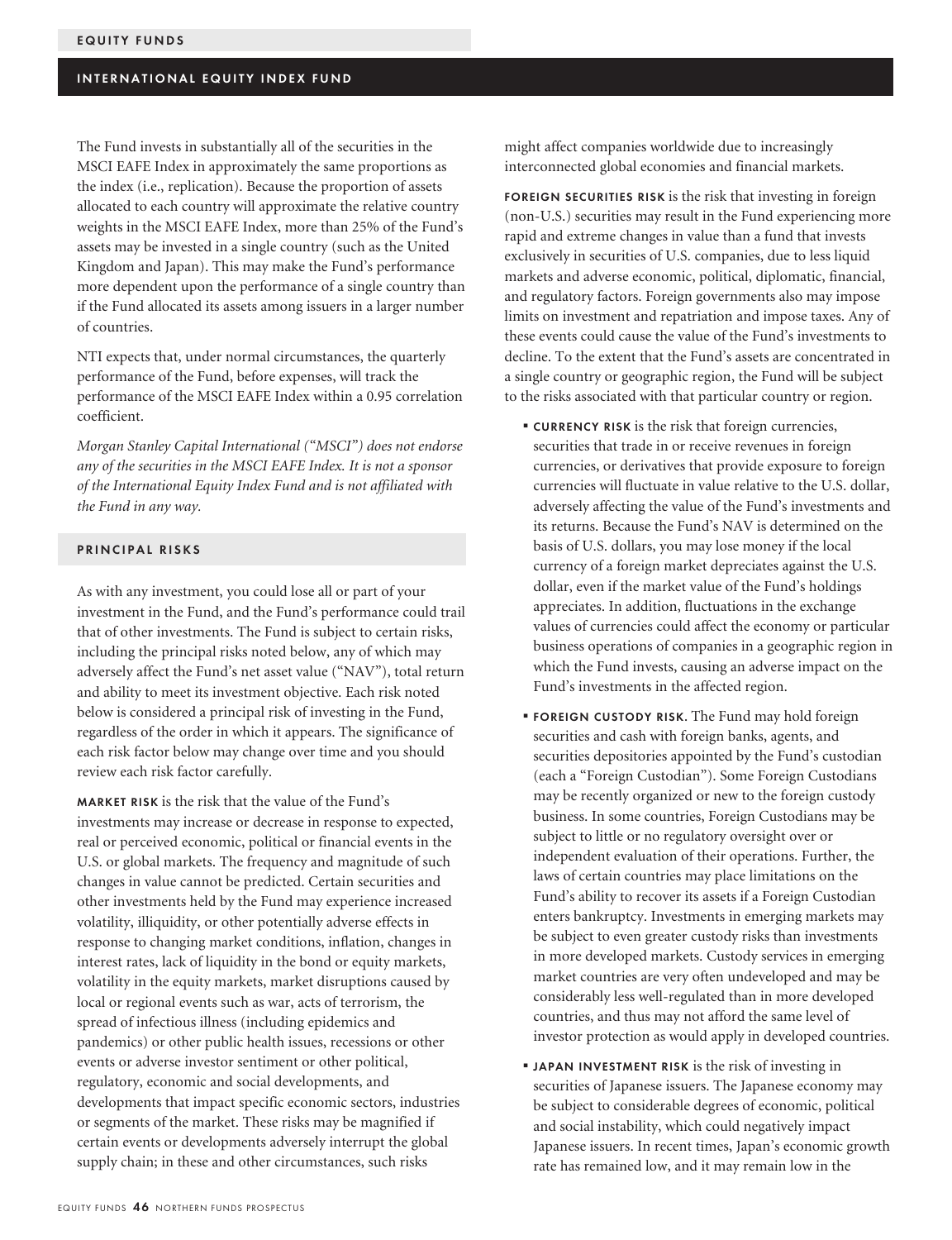The Fund invests in substantially all of the securities in the MSCI EAFE Index in approximately the same proportions as the index (i.e., replication). Because the proportion of assets allocated to each country will approximate the relative country weights in the MSCI EAFE Index, more than 25% of the Fund's assets may be invested in a single country (such as the United Kingdom and Japan). This may make the Fund's performance more dependent upon the performance of a single country than if the Fund allocated its assets among issuers in a larger number of countries.

NTI expects that, under normal circumstances, the quarterly performance of the Fund, before expenses, will track the performance of the MSCI EAFE Index within a 0.95 correlation coefficient.

*Morgan Stanley Capital International ("MSCI") does not endorse any of the securities in the MSCI EAFE Index. It is not a sponsor of the International Equity Index Fund and is not affiliated with the Fund in any way.*

## PRINCIPAL RISKS

As with any investment, you could lose all or part of your investment in the Fund, and the Fund's performance could trail that of other investments. The Fund is subject to certain risks, including the principal risks noted below, any of which may adversely affect the Fund's net asset value ("NAV"), total return and ability to meet its investment objective. Each risk noted below is considered a principal risk of investing in the Fund, regardless of the order in which it appears. The significance of each risk factor below may change over time and you should review each risk factor carefully.

**MARKET RISK** is the risk that the value of the Fund's investments may increase or decrease in response to expected, real or perceived economic, political or financial events in the U.S. or global markets. The frequency and magnitude of such changes in value cannot be predicted. Certain securities and other investments held by the Fund may experience increased volatility, illiquidity, or other potentially adverse effects in response to changing market conditions, inflation, changes in interest rates, lack of liquidity in the bond or equity markets, volatility in the equity markets, market disruptions caused by local or regional events such as war, acts of terrorism, the spread of infectious illness (including epidemics and pandemics) or other public health issues, recessions or other events or adverse investor sentiment or other political, regulatory, economic and social developments, and developments that impact specific economic sectors, industries or segments of the market. These risks may be magnified if certain events or developments adversely interrupt the global supply chain; in these and other circumstances, such risks might affect companies worldwide due to increasingly interconnected global economies and financial markets.

**FOREIGN SECURITIES RISK** is the risk that investing in foreign (non-U.S.) securities may result in the Fund experiencing more rapid and extreme changes in value than a fund that invests exclusively in securities of U.S. companies, due to less liquid markets and adverse economic, political, diplomatic, financial, and regulatory factors. Foreign governments also may impose limits on investment and repatriation and impose taxes. Any of these events could cause the value of the Fund's investments to decline. To the extent that the Fund's assets are concentrated in a single country or geographic region, the Fund will be subject to the risks associated with that particular country or region.

- **CURRENCY RISK** is the risk that foreign currencies, securities that trade in or receive revenues in foreign currencies, or derivatives that provide exposure to foreign currencies will fluctuate in value relative to the U.S. dollar, adversely affecting the value of the Fund's investments and its returns. Because the Fund's NAV is determined on the basis of U.S. dollars, you may lose money if the local currency of a foreign market depreciates against the U.S. dollar, even if the market value of the Fund's holdings appreciates. In addition, fluctuations in the exchange values of currencies could affect the economy or particular business operations of companies in a geographic region in which the Fund invests, causing an adverse impact on the Fund's investments in the affected region.
- **FOREIGN CUSTODY RISK**. The Fund may hold foreign securities and cash with foreign banks, agents, and securities depositories appointed by the Fund's custodian (each a "Foreign Custodian"). Some Foreign Custodians may be recently organized or new to the foreign custody business. In some countries, Foreign Custodians may be subject to little or no regulatory oversight over or independent evaluation of their operations. Further, the laws of certain countries may place limitations on the Fund's ability to recover its assets if a Foreign Custodian enters bankruptcy. Investments in emerging markets may be subject to even greater custody risks than investments in more developed markets. Custody services in emerging market countries are very often undeveloped and may be considerably less well-regulated than in more developed countries, and thus may not afford the same level of investor protection as would apply in developed countries.
- **JAPAN INVESTMENT RISK** is the risk of investing in securities of Japanese issuers. The Japanese economy may be subject to considerable degrees of economic, political and social instability, which could negatively impact Japanese issuers. In recent times, Japan's economic growth rate has remained low, and it may remain low in the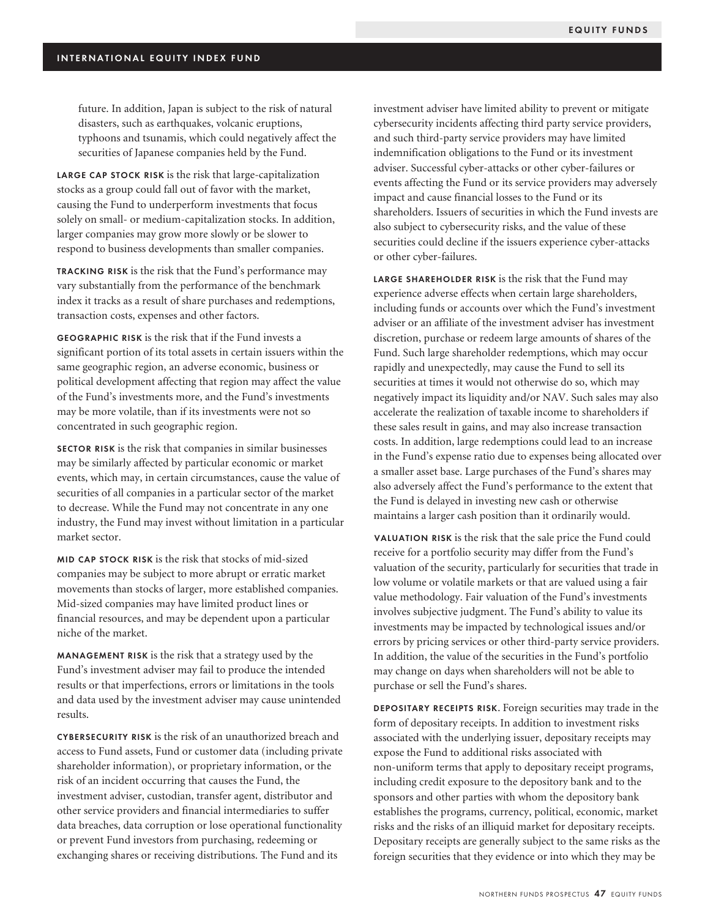future. In addition, Japan is subject to the risk of natural disasters, such as earthquakes, volcanic eruptions, typhoons and tsunamis, which could negatively affect the securities of Japanese companies held by the Fund.

**LARGE CAP STOCK RISK** is the risk that large-capitalization stocks as a group could fall out of favor with the market, causing the Fund to underperform investments that focus solely on small- or medium-capitalization stocks. In addition, larger companies may grow more slowly or be slower to respond to business developments than smaller companies.

**TRACKING RISK** is the risk that the Fund's performance may vary substantially from the performance of the benchmark index it tracks as a result of share purchases and redemptions, transaction costs, expenses and other factors.

**GEOGRAPHIC RISK** is the risk that if the Fund invests a significant portion of its total assets in certain issuers within the same geographic region, an adverse economic, business or political development affecting that region may affect the value of the Fund's investments more, and the Fund's investments may be more volatile, than if its investments were not so concentrated in such geographic region.

**SECTOR RISK** is the risk that companies in similar businesses may be similarly affected by particular economic or market events, which may, in certain circumstances, cause the value of securities of all companies in a particular sector of the market to decrease. While the Fund may not concentrate in any one industry, the Fund may invest without limitation in a particular market sector.

**MID CAP STOCK RISK** is the risk that stocks of mid-sized companies may be subject to more abrupt or erratic market movements than stocks of larger, more established companies. Mid-sized companies may have limited product lines or financial resources, and may be dependent upon a particular niche of the market.

**MANAGEMENT RISK** is the risk that a strategy used by the Fund's investment adviser may fail to produce the intended results or that imperfections, errors or limitations in the tools and data used by the investment adviser may cause unintended results.

**CYBERSECURITY RISK** is the risk of an unauthorized breach and access to Fund assets, Fund or customer data (including private shareholder information), or proprietary information, or the risk of an incident occurring that causes the Fund, the investment adviser, custodian, transfer agent, distributor and other service providers and financial intermediaries to suffer data breaches, data corruption or lose operational functionality or prevent Fund investors from purchasing, redeeming or exchanging shares or receiving distributions. The Fund and its investment adviser have limited ability to prevent or mitigate cybersecurity incidents affecting third party service providers, and such third-party service providers may have limited indemnification obligations to the Fund or its investment adviser. Successful cyber-attacks or other cyber-failures or events affecting the Fund or its service providers may adversely impact and cause financial losses to the Fund or its shareholders. Issuers of securities in which the Fund invests are also subject to cybersecurity risks, and the value of these securities could decline if the issuers experience cyber-attacks or other cyber-failures.

**LARGE SHAREHOLDER RISK** is the risk that the Fund may experience adverse effects when certain large shareholders, including funds or accounts over which the Fund's investment adviser or an affiliate of the investment adviser has investment discretion, purchase or redeem large amounts of shares of the Fund. Such large shareholder redemptions, which may occur rapidly and unexpectedly, may cause the Fund to sell its securities at times it would not otherwise do so, which may negatively impact its liquidity and/or NAV. Such sales may also accelerate the realization of taxable income to shareholders if these sales result in gains, and may also increase transaction costs. In addition, large redemptions could lead to an increase in the Fund's expense ratio due to expenses being allocated over a smaller asset base. Large purchases of the Fund's shares may also adversely affect the Fund's performance to the extent that the Fund is delayed in investing new cash or otherwise maintains a larger cash position than it ordinarily would.

**VALUATION RISK** is the risk that the sale price the Fund could receive for a portfolio security may differ from the Fund's valuation of the security, particularly for securities that trade in low volume or volatile markets or that are valued using a fair value methodology. Fair valuation of the Fund's investments involves subjective judgment. The Fund's ability to value its investments may be impacted by technological issues and/or errors by pricing services or other third-party service providers. In addition, the value of the securities in the Fund's portfolio may change on days when shareholders will not be able to purchase or sell the Fund's shares.

**DEPOSITARY RECEIPTS RISK**. Foreign securities may trade in the form of depositary receipts. In addition to investment risks associated with the underlying issuer, depositary receipts may expose the Fund to additional risks associated with non-uniform terms that apply to depositary receipt programs, including credit exposure to the depository bank and to the sponsors and other parties with whom the depository bank establishes the programs, currency, political, economic, market risks and the risks of an illiquid market for depositary receipts. Depositary receipts are generally subject to the same risks as the foreign securities that they evidence or into which they may be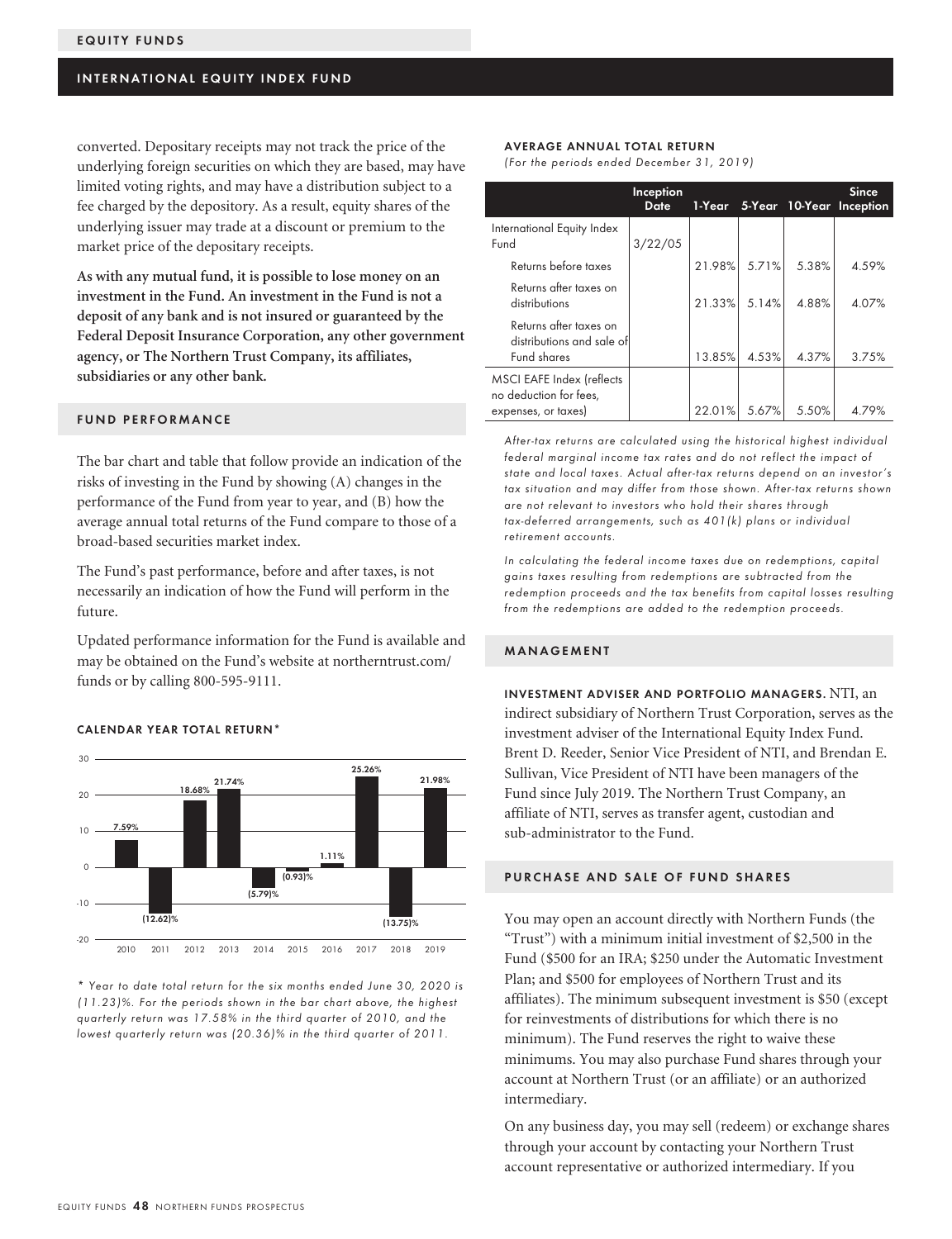EQUITY FUNDS

## INTERNATIONAL EQUITY INDEX FUND

converted. Depositary receipts may not track the price of the underlying foreign securities on which they are based, may have limited voting rights, and may have a distribution subject to a fee charged by the depository. As a result, equity shares of the underlying issuer may trade at a discount or premium to the market price of the depositary receipts.

**As with any mutual fund, it is possible to lose money on an investment in the Fund. An investment in the Fund is not a deposit of any bank and is not insured or guaranteed by the Federal Deposit Insurance Corporation, any other government agency, or The Northern Trust Company, its affiliates, subsidiaries or any other bank.**

### FUND PERFORMANCE

The bar chart and table that follow provide an indication of the risks of investing in the Fund by showing (A) changes in the performance of the Fund from year to year, and (B) how the average annual total returns of the Fund compare to those of a broad-based securities market index.

The Fund's past performance, before and after taxes, is not necessarily an indication of how the Fund will perform in the future.

Updated performance information for the Fund is available and may be obtained on the Fund's website at northerntrust.com/funds or by calling 800-595-9111.

#### CALENDAR YEAR TOTAL RETURN*

| Year | Return |
|---|---|
| 2010 | 7.59% |
| 2011 | (12.62)% |
| 2012 | 18.68% |
| 2013 | 21.74% |
| 2014 | (5.79)% |
| 2015 | (0.93)% |
| 2016 | 1.11% |
| 2017 | 25.26% |
| 2018 | (13.75)% |
| 2019 | 21.98% |

*\* Year to date total return for the six months ended June 30, 2020 is (11.23)%. For the periods shown in the bar chart above, the highest quarterly return was 17.58% in the third quarter of 2010, and the lowest quarterly return was (20.36)% in the third quarter of 2011.*

#### AVERAGE ANNUAL TOTAL RETURN

*(For the periods ended December 31, 2019)*

| | Inception Date | 1-Year | 5-Year | 10-Year | Since Inception |
|---|---|---|---|---|---|
| International Equity Index Fund | 3/22/05 | | | | |
| Returns before taxes | | 21.98% | 5.71% | 5.38% | 4.59% |
| Returns after taxes on distributions | | 21.33% | 5.14% | 4.88% | 4.07% |
| Returns after taxes on distributions and sale of Fund shares | | 13.85% | 4.53% | 4.37% | 3.75% |
| MSCI EAFE Index (reflects no deduction for fees, expenses, or taxes) | | 22.01% | 5.67% | 5.50% | 4.79% |

*After-tax returns are calculated using the historical highest individual federal marginal income tax rates and do not reflect the impact of state and local taxes. Actual after-tax returns depend on an investor's tax situation and may differ from those shown. After-tax returns shown are not relevant to investors who hold their shares through tax-deferred arrangements, such as 401(k) plans or individual retirement accounts.*

*In calculating the federal income taxes due on redemptions, capital gains taxes resulting from redemptions are subtracted from the redemption proceeds and the tax benefits from capital losses resulting from the redemptions are added to the redemption proceeds.*

### MANAGEMENT

**INVESTMENT ADVISER AND PORTFOLIO MANAGERS.** NTI, an indirect subsidiary of Northern Trust Corporation, serves as the investment adviser of the International Equity Index Fund. Brent D. Reeder, Senior Vice President of NTI, and Brendan E. Sullivan, Vice President of NTI have been managers of the Fund since July 2019. The Northern Trust Company, an affiliate of NTI, serves as transfer agent, custodian and sub-administrator to the Fund.

### PURCHASE AND SALE OF FUND SHARES

You may open an account directly with Northern Funds (the "Trust") with a minimum initial investment of $2,500 in the Fund ($500 for an IRA; $250 under the Automatic Investment Plan; and $500 for employees of Northern Trust and its affiliates). The minimum subsequent investment is $50 (except for reinvestments of distributions for which there is no minimum). The Fund reserves the right to waive these minimums. You may also purchase Fund shares through your account at Northern Trust (or an affiliate) or an authorized intermediary.

On any business day, you may sell (redeem) or exchange shares through your account by contacting your Northern Trust account representative or authorized intermediary. If you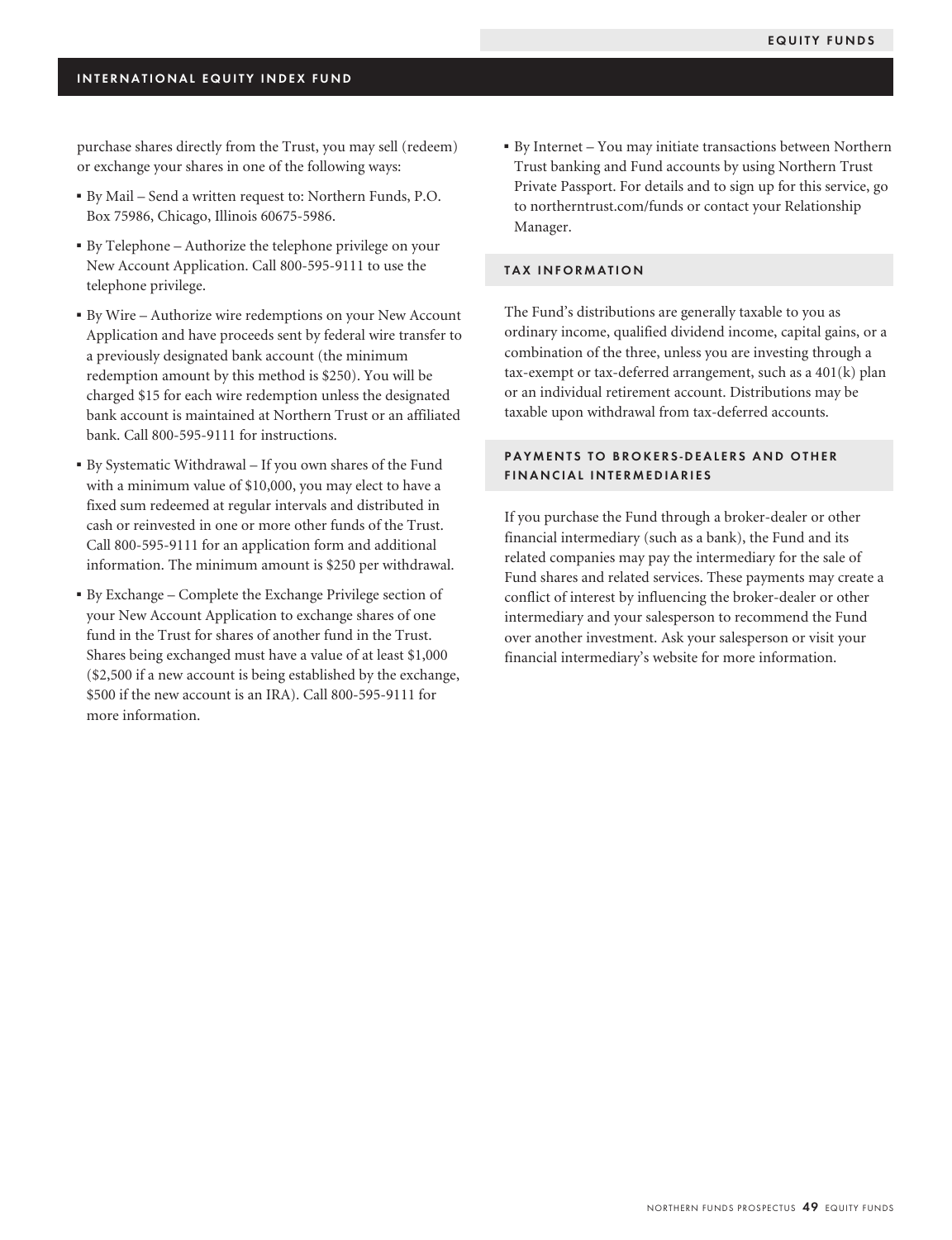purchase shares directly from the Trust, you may sell (redeem) or exchange your shares in one of the following ways:

- By Mail – Send a written request to: Northern Funds, P.O. Box 75986, Chicago, Illinois 60675-5986.
- By Telephone – Authorize the telephone privilege on your New Account Application. Call 800-595-9111 to use the telephone privilege.
- By Wire – Authorize wire redemptions on your New Account Application and have proceeds sent by federal wire transfer to a previously designated bank account (the minimum redemption amount by this method is $250). You will be charged $15 for each wire redemption unless the designated bank account is maintained at Northern Trust or an affiliated bank. Call 800-595-9111 for instructions.
- By Systematic Withdrawal – If you own shares of the Fund with a minimum value of $10,000, you may elect to have a fixed sum redeemed at regular intervals and distributed in cash or reinvested in one or more other funds of the Trust. Call 800-595-9111 for an application form and additional information. The minimum amount is $250 per withdrawal.
- By Exchange – Complete the Exchange Privilege section of your New Account Application to exchange shares of one fund in the Trust for shares of another fund in the Trust. Shares being exchanged must have a value of at least $1,000 ($2,500 if a new account is being established by the exchange, $500 if the new account is an IRA). Call 800-595-9111 for more information.
- By Internet – You may initiate transactions between Northern Trust banking and Fund accounts by using Northern Trust Private Passport. For details and to sign up for this service, go to northerntrust.com/funds or contact your Relationship Manager.

## TAX INFORMATION

The Fund's distributions are generally taxable to you as ordinary income, qualified dividend income, capital gains, or a combination of the three, unless you are investing through a tax-exempt or tax-deferred arrangement, such as a 401(k) plan or an individual retirement account. Distributions may be taxable upon withdrawal from tax-deferred accounts.

## PAYMENTS TO BROKERS-DEALERS AND OTHER FINANCIAL INTERMEDIARIES

If you purchase the Fund through a broker-dealer or other financial intermediary (such as a bank), the Fund and its related companies may pay the intermediary for the sale of Fund shares and related services. These payments may create a conflict of interest by influencing the broker-dealer or other intermediary and your salesperson to recommend the Fund over another investment. Ask your salesperson or visit your financial intermediary's website for more information.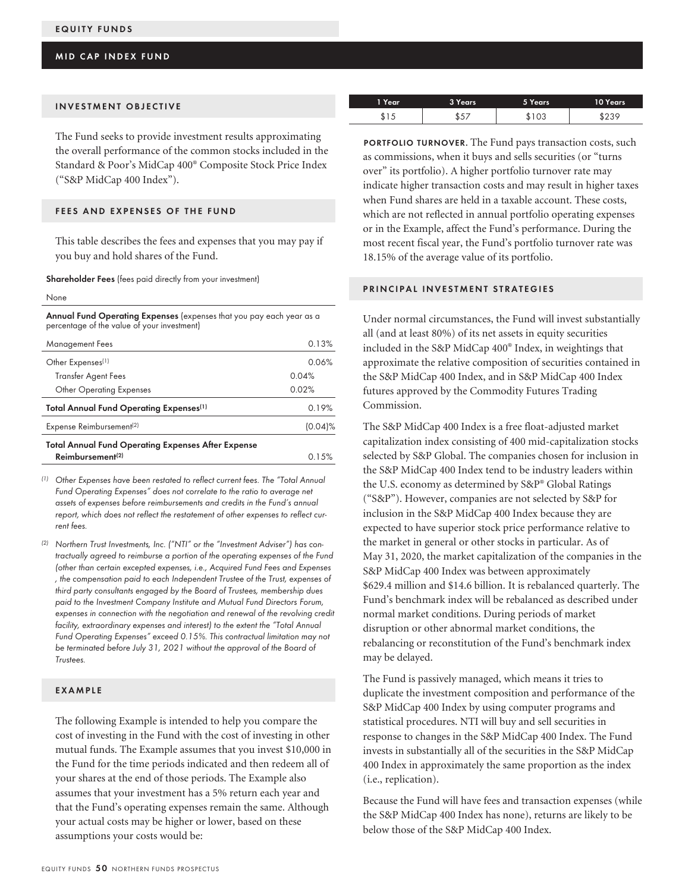# EQUITY FUNDS

## MID CAP INDEX FUND

### INVESTMENT OBJECTIVE

The Fund seeks to provide investment results approximating the overall performance of the common stocks included in the Standard & Poor's MidCap 400® Composite Stock Price Index ("S&P MidCap 400 Index").

### FEES AND EXPENSES OF THE FUND

This table describes the fees and expenses that you may pay if you buy and hold shares of the Fund.

**Shareholder Fees** (fees paid directly from your investment)

None

| **Annual Fund Operating Expenses** (expenses that you pay each year as a percentage of the value of your investment) | | |
|---|---|---|
| Management Fees | | 0.13% |
| Other Expenses[1] | | 0.06% |
| Transfer Agent Fees | 0.04% | |
| Other Operating Expenses | 0.02% | |
| **Total Annual Fund Operating Expenses[1]** | | 0.19% |
| Expense Reimbursement[2] | | (0.04)% |
| **Total Annual Fund Operating Expenses After Expense Reimbursement[2]** | | 0.15% |

*(1) Other Expenses have been restated to reflect current fees. The "Total Annual Fund Operating Expenses" does not correlate to the ratio to average net assets of expenses before reimbursements and credits in the Fund's annual report, which does not reflect the restatement of other expenses to reflect current fees.*

*(2) Northern Trust Investments, Inc. ("NTI" or the "Investment Adviser") has contractually agreed to reimburse a portion of the operating expenses of the Fund (other than certain excepted expenses, i.e., Acquired Fund Fees and Expenses , the compensation paid to each Independent Trustee of the Trust, expenses of third party consultants engaged by the Board of Trustees, membership dues paid to the Investment Company Institute and Mutual Fund Directors Forum, expenses in connection with the negotiation and renewal of the revolving credit facility, extraordinary expenses and interest) to the extent the "Total Annual Fund Operating Expenses" exceed 0.15%. This contractual limitation may not be terminated before July 31, 2021 without the approval of the Board of Trustees.*

### EXAMPLE

The following Example is intended to help you compare the cost of investing in the Fund with the cost of investing in other mutual funds. The Example assumes that you invest $10,000 in the Fund for the time periods indicated and then redeem all of your shares at the end of those periods. The Example also assumes that your investment has a 5% return each year and that the Fund's operating expenses remain the same. Although your actual costs may be higher or lower, based on these assumptions your costs would be:

| 1 Year | 3 Years | 5 Years | 10 Years |
|---|---|---|---|
| $15 | $57 | $103 | $239 |

**PORTFOLIO TURNOVER.** The Fund pays transaction costs, such as commissions, when it buys and sells securities (or "turns over" its portfolio). A higher portfolio turnover rate may indicate higher transaction costs and may result in higher taxes when Fund shares are held in a taxable account. These costs, which are not reflected in annual portfolio operating expenses or in the Example, affect the Fund's performance. During the most recent fiscal year, the Fund's portfolio turnover rate was 18.15% of the average value of its portfolio.

### PRINCIPAL INVESTMENT STRATEGIES

Under normal circumstances, the Fund will invest substantially all (and at least 80%) of its net assets in equity securities included in the S&P MidCap 400® Index, in weightings that approximate the relative composition of securities contained in the S&P MidCap 400 Index, and in S&P MidCap 400 Index futures approved by the Commodity Futures Trading Commission.

The S&P MidCap 400 Index is a free float-adjusted market capitalization index consisting of 400 mid-capitalization stocks selected by S&P Global. The companies chosen for inclusion in the S&P MidCap 400 Index tend to be industry leaders within the U.S. economy as determined by S&P® Global Ratings ("S&P"). However, companies are not selected by S&P for inclusion in the S&P MidCap 400 Index because they are expected to have superior stock price performance relative to the market in general or other stocks in particular. As of May 31, 2020, the market capitalization of the companies in the S&P MidCap 400 Index was between approximately $629.4 million and $14.6 billion. It is rebalanced quarterly. The Fund's benchmark index will be rebalanced as described under normal market conditions. During periods of market disruption or other abnormal market conditions, the rebalancing or reconstitution of the Fund's benchmark index may be delayed.

The Fund is passively managed, which means it tries to duplicate the investment composition and performance of the S&P MidCap 400 Index by using computer programs and statistical procedures. NTI will buy and sell securities in response to changes in the S&P MidCap 400 Index. The Fund invests in substantially all of the securities in the S&P MidCap 400 Index in approximately the same proportion as the index (i.e., replication).

Because the Fund will have fees and transaction expenses (while the S&P MidCap 400 Index has none), returns are likely to be below those of the S&P MidCap 400 Index.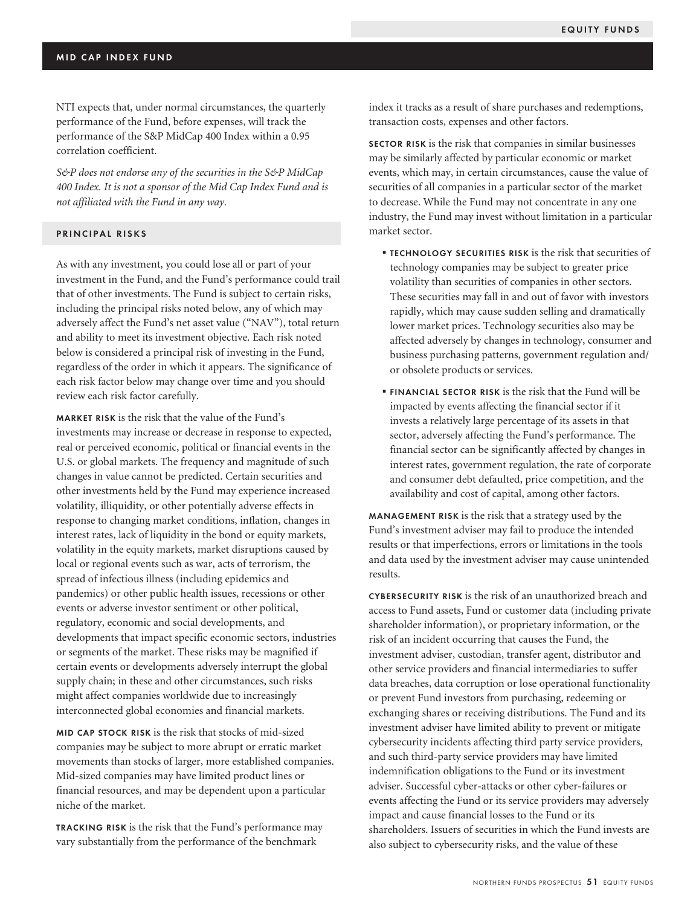NTI expects that, under normal circumstances, the quarterly performance of the Fund, before expenses, will track the performance of the S&P MidCap 400 Index within a 0.95 correlation coefficient.

*S&P does not endorse any of the securities in the S&P MidCap 400 Index. It is not a sponsor of the Mid Cap Index Fund and is not affiliated with the Fund in any way.*

## PRINCIPAL RISKS

As with any investment, you could lose all or part of your investment in the Fund, and the Fund's performance could trail that of other investments. The Fund is subject to certain risks, including the principal risks noted below, any of which may adversely affect the Fund's net asset value ("NAV"), total return and ability to meet its investment objective. Each risk noted below is considered a principal risk of investing in the Fund, regardless of the order in which it appears. The significance of each risk factor below may change over time and you should review each risk factor carefully.

**MARKET RISK** is the risk that the value of the Fund's investments may increase or decrease in response to expected, real or perceived economic, political or financial events in the U.S. or global markets. The frequency and magnitude of such changes in value cannot be predicted. Certain securities and other investments held by the Fund may experience increased volatility, illiquidity, or other potentially adverse effects in response to changing market conditions, inflation, changes in interest rates, lack of liquidity in the bond or equity markets, volatility in the equity markets, market disruptions caused by local or regional events such as war, acts of terrorism, the spread of infectious illness (including epidemics and pandemics) or other public health issues, recessions or other events or adverse investor sentiment or other political, regulatory, economic and social developments, and developments that impact specific economic sectors, industries or segments of the market. These risks may be magnified if certain events or developments adversely interrupt the global supply chain; in these and other circumstances, such risks might affect companies worldwide due to increasingly interconnected global economies and financial markets.

**MID CAP STOCK RISK** is the risk that stocks of mid-sized companies may be subject to more abrupt or erratic market movements than stocks of larger, more established companies. Mid-sized companies may have limited product lines or financial resources, and may be dependent upon a particular niche of the market.

**TRACKING RISK** is the risk that the Fund's performance may vary substantially from the performance of the benchmark index it tracks as a result of share purchases and redemptions, transaction costs, expenses and other factors.

**SECTOR RISK** is the risk that companies in similar businesses may be similarly affected by particular economic or market events, which may, in certain circumstances, cause the value of securities of all companies in a particular sector of the market to decrease. While the Fund may not concentrate in any one industry, the Fund may invest without limitation in a particular market sector.

- **TECHNOLOGY SECURITIES RISK** is the risk that securities of technology companies may be subject to greater price volatility than securities of companies in other sectors. These securities may fall in and out of favor with investors rapidly, which may cause sudden selling and dramatically lower market prices. Technology securities also may be affected adversely by changes in technology, consumer and business purchasing patterns, government regulation and/or obsolete products or services.
- **FINANCIAL SECTOR RISK** is the risk that the Fund will be impacted by events affecting the financial sector if it invests a relatively large percentage of its assets in that sector, adversely affecting the Fund's performance. The financial sector can be significantly affected by changes in interest rates, government regulation, the rate of corporate and consumer debt defaulted, price competition, and the availability and cost of capital, among other factors.

**MANAGEMENT RISK** is the risk that a strategy used by the Fund's investment adviser may fail to produce the intended results or that imperfections, errors or limitations in the tools and data used by the investment adviser may cause unintended results.

**CYBERSECURITY RISK** is the risk of an unauthorized breach and access to Fund assets, Fund or customer data (including private shareholder information), or proprietary information, or the risk of an incident occurring that causes the Fund, the investment adviser, custodian, transfer agent, distributor and other service providers and financial intermediaries to suffer data breaches, data corruption or lose operational functionality or prevent Fund investors from purchasing, redeeming or exchanging shares or receiving distributions. The Fund and its investment adviser have limited ability to prevent or mitigate cybersecurity incidents affecting third party service providers, and such third-party service providers may have limited indemnification obligations to the Fund or its investment adviser. Successful cyber-attacks or other cyber-failures or events affecting the Fund or its service providers may adversely impact and cause financial losses to the Fund or its shareholders. Issuers of securities in which the Fund invests are also subject to cybersecurity risks, and the value of these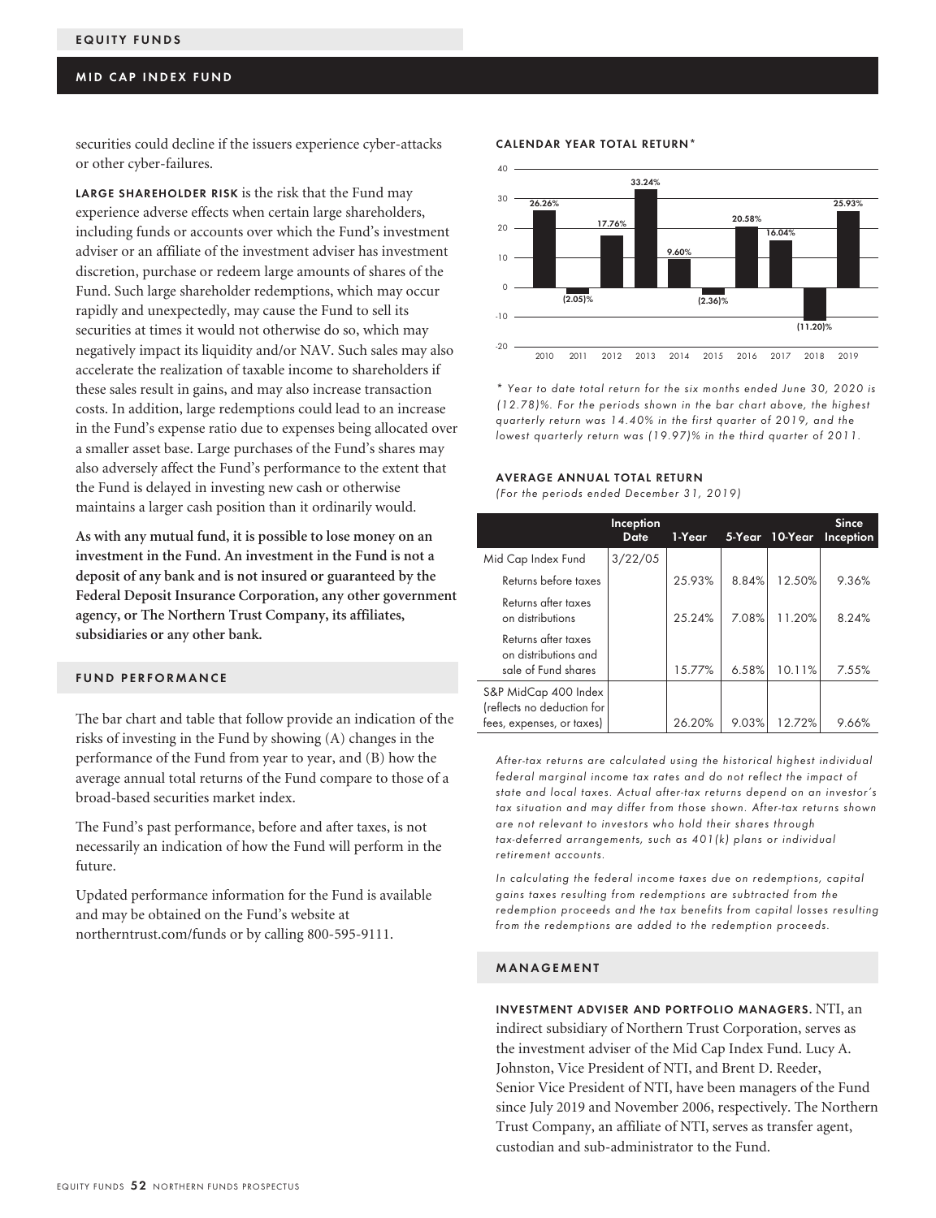securities could decline if the issuers experience cyber-attacks or other cyber-failures.

**LARGE SHAREHOLDER RISK** is the risk that the Fund may experience adverse effects when certain large shareholders, including funds or accounts over which the Fund's investment adviser or an affiliate of the investment adviser has investment discretion, purchase or redeem large amounts of shares of the Fund. Such large shareholder redemptions, which may occur rapidly and unexpectedly, may cause the Fund to sell its securities at times it would not otherwise do so, which may negatively impact its liquidity and/or NAV. Such sales may also accelerate the realization of taxable income to shareholders if these sales result in gains, and may also increase transaction costs. In addition, large redemptions could lead to an increase in the Fund's expense ratio due to expenses being allocated over a smaller asset base. Large purchases of the Fund's shares may also adversely affect the Fund's performance to the extent that the Fund is delayed in investing new cash or otherwise maintains a larger cash position than it ordinarily would.

**As with any mutual fund, it is possible to lose money on an investment in the Fund. An investment in the Fund is not a deposit of any bank and is not insured or guaranteed by the Federal Deposit Insurance Corporation, any other government agency, or The Northern Trust Company, its affiliates, subsidiaries or any other bank.**

## FUND PERFORMANCE

The bar chart and table that follow provide an indication of the risks of investing in the Fund by showing (A) changes in the performance of the Fund from year to year, and (B) how the average annual total returns of the Fund compare to those of a broad-based securities market index.

The Fund's past performance, before and after taxes, is not necessarily an indication of how the Fund will perform in the future.

Updated performance information for the Fund is available and may be obtained on the Fund's website at northerntrust.com/funds or by calling 800-595-9111.

### CALENDAR YEAR TOTAL RETURN*

| Year | Return |
|---|---|
| 2010 | 26.26% |
| 2011 | (2.05)% |
| 2012 | 17.76% |
| 2013 | 33.24% |
| 2014 | 9.60% |
| 2015 | (2.36)% |
| 2016 | 20.58% |
| 2017 | 16.04% |
| 2018 | (11.20)% |
| 2019 | 25.93% |

*\* Year to date total return for the six months ended June 30, 2020 is (12.78)%. For the periods shown in the bar chart above, the highest quarterly return was 14.40% in the first quarter of 2019, and the lowest quarterly return was (19.97)% in the third quarter of 2011.*

### AVERAGE ANNUAL TOTAL RETURN

*(For the periods ended December 31, 2019)*

| | Inception Date | 1-Year | 5-Year | 10-Year | Since Inception |
|---|---|---|---|---|---|
| Mid Cap Index Fund | 3/22/05 | | | | |
| Returns before taxes | | 25.93% | 8.84% | 12.50% | 9.36% |
| Returns after taxes on distributions | | 25.24% | 7.08% | 11.20% | 8.24% |
| Returns after taxes on distributions and sale of Fund shares | | 15.77% | 6.58% | 10.11% | 7.55% |
| S&P MidCap 400 Index (reflects no deduction for fees, expenses, or taxes) | | 26.20% | 9.03% | 12.72% | 9.66% |

*After-tax returns are calculated using the historical highest individual federal marginal income tax rates and do not reflect the impact of state and local taxes. Actual after-tax returns depend on an investor's tax situation and may differ from those shown. After-tax returns shown are not relevant to investors who hold their shares through tax-deferred arrangements, such as 401(k) plans or individual retirement accounts.*

*In calculating the federal income taxes due on redemptions, capital gains taxes resulting from redemptions are subtracted from the redemption proceeds and the tax benefits from capital losses resulting from the redemptions are added to the redemption proceeds.*

## MANAGEMENT

**INVESTMENT ADVISER AND PORTFOLIO MANAGERS.** NTI, an indirect subsidiary of Northern Trust Corporation, serves as the investment adviser of the Mid Cap Index Fund. Lucy A. Johnston, Vice President of NTI, and Brent D. Reeder, Senior Vice President of NTI, have been managers of the Fund since July 2019 and November 2006, respectively. The Northern Trust Company, an affiliate of NTI, serves as transfer agent, custodian and sub-administrator to the Fund.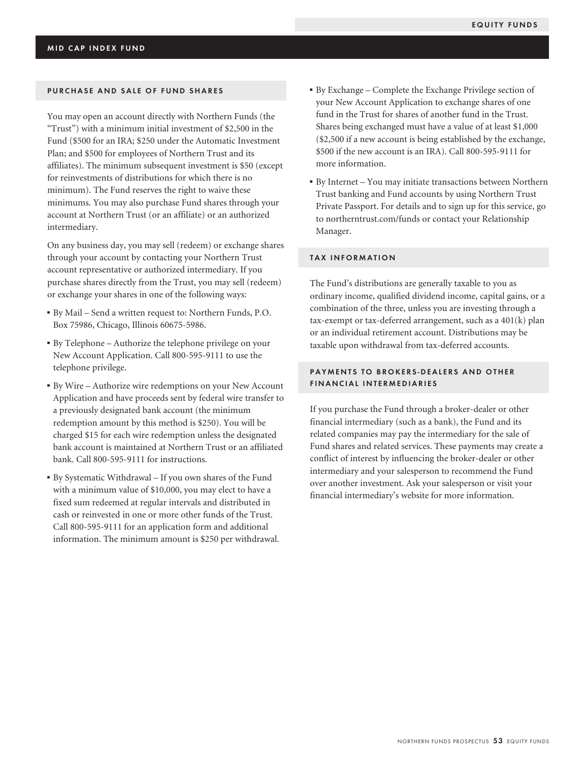## MID CAP INDEX FUND

### PURCHASE AND SALE OF FUND SHARES

You may open an account directly with Northern Funds (the "Trust") with a minimum initial investment of $2,500 in the Fund ($500 for an IRA; $250 under the Automatic Investment Plan; and $500 for employees of Northern Trust and its affiliates). The minimum subsequent investment is $50 (except for reinvestments of distributions for which there is no minimum). The Fund reserves the right to waive these minimums. You may also purchase Fund shares through your account at Northern Trust (or an affiliate) or an authorized intermediary.

On any business day, you may sell (redeem) or exchange shares through your account by contacting your Northern Trust account representative or authorized intermediary. If you purchase shares directly from the Trust, you may sell (redeem) or exchange your shares in one of the following ways:

- By Mail – Send a written request to: Northern Funds, P.O. Box 75986, Chicago, Illinois 60675-5986.
- By Telephone – Authorize the telephone privilege on your New Account Application. Call 800-595-9111 to use the telephone privilege.
- By Wire – Authorize wire redemptions on your New Account Application and have proceeds sent by federal wire transfer to a previously designated bank account (the minimum redemption amount by this method is $250). You will be charged $15 for each wire redemption unless the designated bank account is maintained at Northern Trust or an affiliated bank. Call 800-595-9111 for instructions.
- By Systematic Withdrawal – If you own shares of the Fund with a minimum value of $10,000, you may elect to have a fixed sum redeemed at regular intervals and distributed in cash or reinvested in one or more other funds of the Trust. Call 800-595-9111 for an application form and additional information. The minimum amount is $250 per withdrawal.
- By Exchange – Complete the Exchange Privilege section of your New Account Application to exchange shares of one fund in the Trust for shares of another fund in the Trust. Shares being exchanged must have a value of at least $1,000 ($2,500 if a new account is being established by the exchange, $500 if the new account is an IRA). Call 800-595-9111 for more information.
- By Internet – You may initiate transactions between Northern Trust banking and Fund accounts by using Northern Trust Private Passport. For details and to sign up for this service, go to northerntrust.com/funds or contact your Relationship Manager.

### TAX INFORMATION

The Fund's distributions are generally taxable to you as ordinary income, qualified dividend income, capital gains, or a combination of the three, unless you are investing through a tax-exempt or tax-deferred arrangement, such as a 401(k) plan or an individual retirement account. Distributions may be taxable upon withdrawal from tax-deferred accounts.

### PAYMENTS TO BROKERS-DEALERS AND OTHER FINANCIAL INTERMEDIARIES

If you purchase the Fund through a broker-dealer or other financial intermediary (such as a bank), the Fund and its related companies may pay the intermediary for the sale of Fund shares and related services. These payments may create a conflict of interest by influencing the broker-dealer or other intermediary and your salesperson to recommend the Fund over another investment. Ask your salesperson or visit your financial intermediary's website for more information.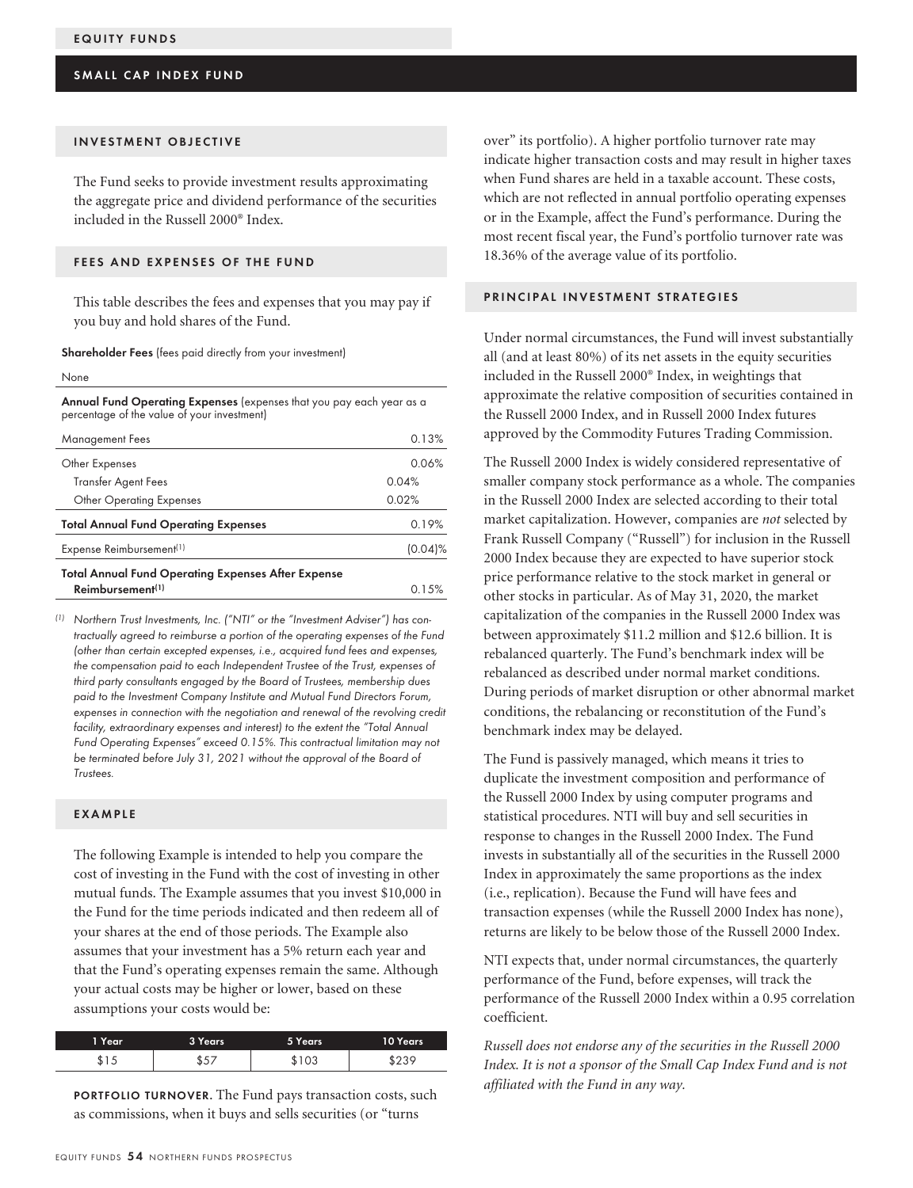## EQUITY FUNDS

## SMALL CAP INDEX FUND

### INVESTMENT OBJECTIVE

The Fund seeks to provide investment results approximating the aggregate price and dividend performance of the securities included in the Russell 2000® Index.

### FEES AND EXPENSES OF THE FUND

This table describes the fees and expenses that you may pay if you buy and hold shares of the Fund.

**Shareholder Fees** (fees paid directly from your investment)

None

**Annual Fund Operating Expenses** (expenses that you pay each year as a percentage of the value of your investment)

| | | |
|---|---|---|
| Management Fees | | 0.13% |
| Other Expenses | | 0.06% |
| Transfer Agent Fees | 0.04% | |
| Other Operating Expenses | 0.02% | |
| **Total Annual Fund Operating Expenses** | | 0.19% |
| Expense Reimbursement[1] | | (0.04)% |
| **Total Annual Fund Operating Expenses After Expense Reimbursement[1]** | | 0.15% |

[1] *Northern Trust Investments, Inc. ("NTI" or the "Investment Adviser") has contractually agreed to reimburse a portion of the operating expenses of the Fund (other than certain excepted expenses, i.e., acquired fund fees and expenses, the compensation paid to each Independent Trustee of the Trust, expenses of third party consultants engaged by the Board of Trustees, membership dues paid to the Investment Company Institute and Mutual Fund Directors Forum, expenses in connection with the negotiation and renewal of the revolving credit facility, extraordinary expenses and interest) to the extent the "Total Annual Fund Operating Expenses" exceed 0.15%. This contractual limitation may not be terminated before July 31, 2021 without the approval of the Board of Trustees.*

### EXAMPLE

The following Example is intended to help you compare the cost of investing in the Fund with the cost of investing in other mutual funds. The Example assumes that you invest $10,000 in the Fund for the time periods indicated and then redeem all of your shares at the end of those periods. The Example also assumes that your investment has a 5% return each year and that the Fund's operating expenses remain the same. Although your actual costs may be higher or lower, based on these assumptions your costs would be:

| 1 Year | 3 Years | 5 Years | 10 Years |
|---|---|---|---|
| $15 | $57 | $103 | $239 |

**PORTFOLIO TURNOVER**. The Fund pays transaction costs, such as commissions, when it buys and sells securities (or "turns over" its portfolio). A higher portfolio turnover rate may indicate higher transaction costs and may result in higher taxes when Fund shares are held in a taxable account. These costs, which are not reflected in annual portfolio operating expenses or in the Example, affect the Fund's performance. During the most recent fiscal year, the Fund's portfolio turnover rate was 18.36% of the average value of its portfolio.

### PRINCIPAL INVESTMENT STRATEGIES

Under normal circumstances, the Fund will invest substantially all (and at least 80%) of its net assets in the equity securities included in the Russell 2000® Index, in weightings that approximate the relative composition of securities contained in the Russell 2000 Index, and in Russell 2000 Index futures approved by the Commodity Futures Trading Commission.

The Russell 2000 Index is widely considered representative of smaller company stock performance as a whole. The companies in the Russell 2000 Index are selected according to their total market capitalization. However, companies are *not* selected by Frank Russell Company ("Russell") for inclusion in the Russell 2000 Index because they are expected to have superior stock price performance relative to the stock market in general or other stocks in particular. As of May 31, 2020, the market capitalization of the companies in the Russell 2000 Index was between approximately $11.2 million and $12.6 billion. It is rebalanced quarterly. The Fund's benchmark index will be rebalanced as described under normal market conditions. During periods of market disruption or other abnormal market conditions, the rebalancing or reconstitution of the Fund's benchmark index may be delayed.

The Fund is passively managed, which means it tries to duplicate the investment composition and performance of the Russell 2000 Index by using computer programs and statistical procedures. NTI will buy and sell securities in response to changes in the Russell 2000 Index. The Fund invests in substantially all of the securities in the Russell 2000 Index in approximately the same proportions as the index (i.e., replication). Because the Fund will have fees and transaction expenses (while the Russell 2000 Index has none), returns are likely to be below those of the Russell 2000 Index.

NTI expects that, under normal circumstances, the quarterly performance of the Fund, before expenses, will track the performance of the Russell 2000 Index within a 0.95 correlation coefficient.

*Russell does not endorse any of the securities in the Russell 2000 Index. It is not a sponsor of the Small Cap Index Fund and is not affiliated with the Fund in any way.*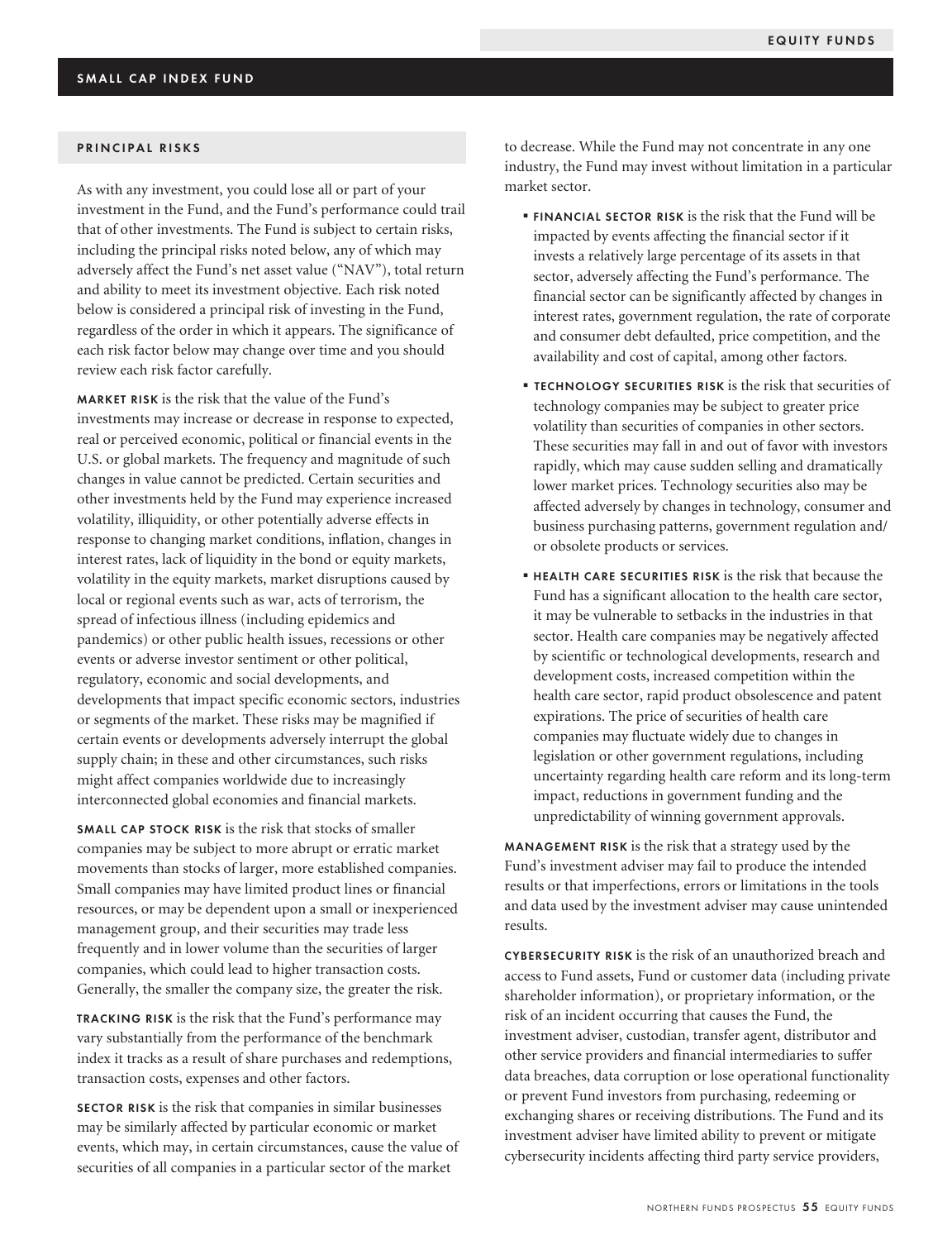## SMALL CAP INDEX FUND

### PRINCIPAL RISKS

As with any investment, you could lose all or part of your investment in the Fund, and the Fund's performance could trail that of other investments. The Fund is subject to certain risks, including the principal risks noted below, any of which may adversely affect the Fund's net asset value ("NAV"), total return and ability to meet its investment objective. Each risk noted below is considered a principal risk of investing in the Fund, regardless of the order in which it appears. The significance of each risk factor below may change over time and you should review each risk factor carefully.

**MARKET RISK** is the risk that the value of the Fund's investments may increase or decrease in response to expected, real or perceived economic, political or financial events in the U.S. or global markets. The frequency and magnitude of such changes in value cannot be predicted. Certain securities and other investments held by the Fund may experience increased volatility, illiquidity, or other potentially adverse effects in response to changing market conditions, inflation, changes in interest rates, lack of liquidity in the bond or equity markets, volatility in the equity markets, market disruptions caused by local or regional events such as war, acts of terrorism, the spread of infectious illness (including epidemics and pandemics) or other public health issues, recessions or other events or adverse investor sentiment or other political, regulatory, economic and social developments, and developments that impact specific economic sectors, industries or segments of the market. These risks may be magnified if certain events or developments adversely interrupt the global supply chain; in these and other circumstances, such risks might affect companies worldwide due to increasingly interconnected global economies and financial markets.

**SMALL CAP STOCK RISK** is the risk that stocks of smaller companies may be subject to more abrupt or erratic market movements than stocks of larger, more established companies. Small companies may have limited product lines or financial resources, or may be dependent upon a small or inexperienced management group, and their securities may trade less frequently and in lower volume than the securities of larger companies, which could lead to higher transaction costs. Generally, the smaller the company size, the greater the risk.

**TRACKING RISK** is the risk that the Fund's performance may vary substantially from the performance of the benchmark index it tracks as a result of share purchases and redemptions, transaction costs, expenses and other factors.

**SECTOR RISK** is the risk that companies in similar businesses may be similarly affected by particular economic or market events, which may, in certain circumstances, cause the value of securities of all companies in a particular sector of the market to decrease. While the Fund may not concentrate in any one industry, the Fund may invest without limitation in a particular market sector.

- **FINANCIAL SECTOR RISK** is the risk that the Fund will be impacted by events affecting the financial sector if it invests a relatively large percentage of its assets in that sector, adversely affecting the Fund's performance. The financial sector can be significantly affected by changes in interest rates, government regulation, the rate of corporate and consumer debt defaulted, price competition, and the availability and cost of capital, among other factors.
- **TECHNOLOGY SECURITIES RISK** is the risk that securities of technology companies may be subject to greater price volatility than securities of companies in other sectors. These securities may fall in and out of favor with investors rapidly, which may cause sudden selling and dramatically lower market prices. Technology securities also may be affected adversely by changes in technology, consumer and business purchasing patterns, government regulation and/ or obsolete products or services.
- **HEALTH CARE SECURITIES RISK** is the risk that because the Fund has a significant allocation to the health care sector, it may be vulnerable to setbacks in the industries in that sector. Health care companies may be negatively affected by scientific or technological developments, research and development costs, increased competition within the health care sector, rapid product obsolescence and patent expirations. The price of securities of health care companies may fluctuate widely due to changes in legislation or other government regulations, including uncertainty regarding health care reform and its long-term impact, reductions in government funding and the unpredictability of winning government approvals.

**MANAGEMENT RISK** is the risk that a strategy used by the Fund's investment adviser may fail to produce the intended results or that imperfections, errors or limitations in the tools and data used by the investment adviser may cause unintended results.

**CYBERSECURITY RISK** is the risk of an unauthorized breach and access to Fund assets, Fund or customer data (including private shareholder information), or proprietary information, or the risk of an incident occurring that causes the Fund, the investment adviser, custodian, transfer agent, distributor and other service providers and financial intermediaries to suffer data breaches, data corruption or lose operational functionality or prevent Fund investors from purchasing, redeeming or exchanging shares or receiving distributions. The Fund and its investment adviser have limited ability to prevent or mitigate cybersecurity incidents affecting third party service providers,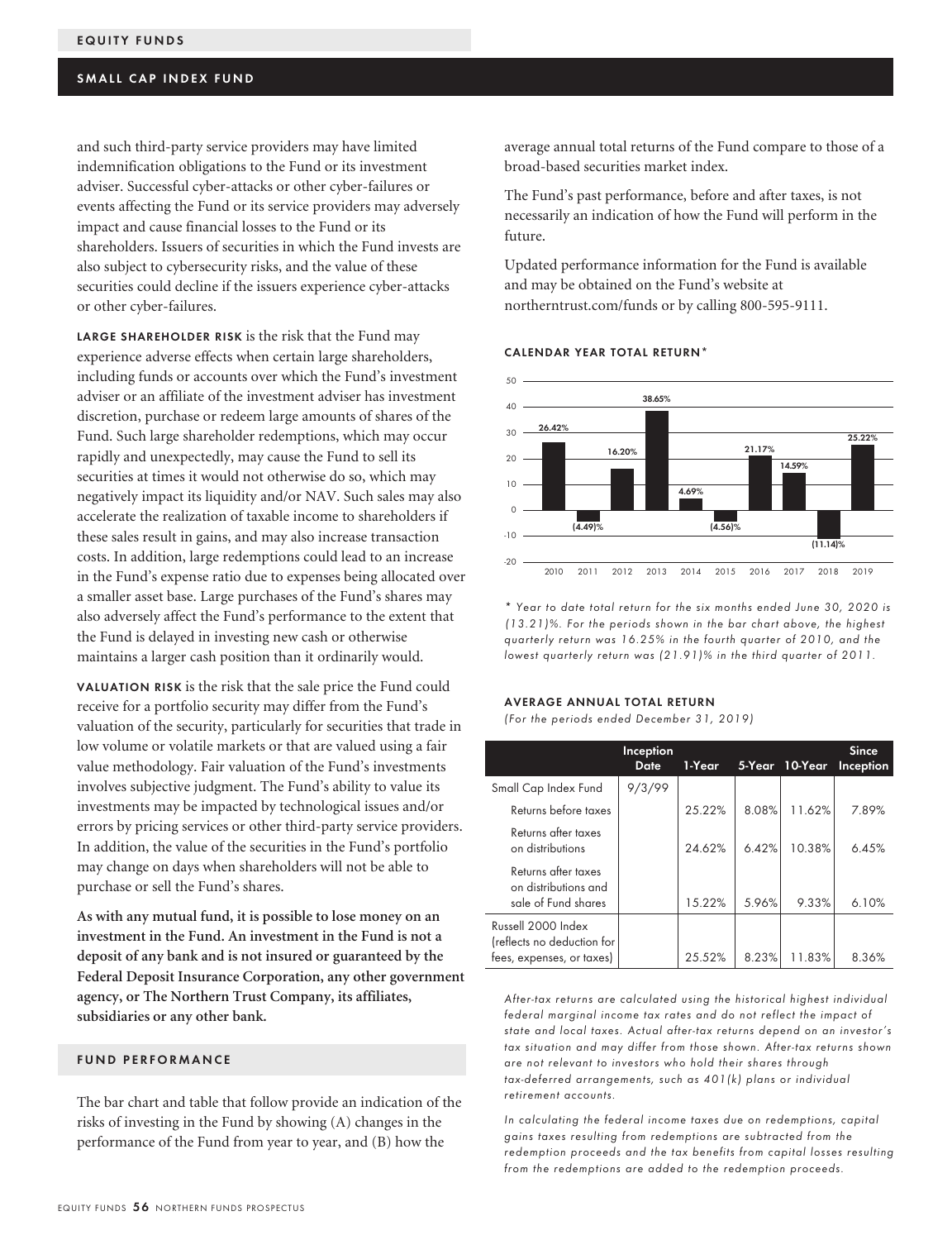and such third-party service providers may have limited indemnification obligations to the Fund or its investment adviser. Successful cyber-attacks or other cyber-failures or events affecting the Fund or its service providers may adversely impact and cause financial losses to the Fund or its shareholders. Issuers of securities in which the Fund invests are also subject to cybersecurity risks, and the value of these securities could decline if the issuers experience cyber-attacks or other cyber-failures.

**LARGE SHAREHOLDER RISK** is the risk that the Fund may experience adverse effects when certain large shareholders, including funds or accounts over which the Fund's investment adviser or an affiliate of the investment adviser has investment discretion, purchase or redeem large amounts of shares of the Fund. Such large shareholder redemptions, which may occur rapidly and unexpectedly, may cause the Fund to sell its securities at times it would not otherwise do so, which may negatively impact its liquidity and/or NAV. Such sales may also accelerate the realization of taxable income to shareholders if these sales result in gains, and may also increase transaction costs. In addition, large redemptions could lead to an increase in the Fund's expense ratio due to expenses being allocated over a smaller asset base. Large purchases of the Fund's shares may also adversely affect the Fund's performance to the extent that the Fund is delayed in investing new cash or otherwise maintains a larger cash position than it ordinarily would.

**VALUATION RISK** is the risk that the sale price the Fund could receive for a portfolio security may differ from the Fund's valuation of the security, particularly for securities that trade in low volume or volatile markets or that are valued using a fair value methodology. Fair valuation of the Fund's investments involves subjective judgment. The Fund's ability to value its investments may be impacted by technological issues and/or errors by pricing services or other third-party service providers. In addition, the value of the securities in the Fund's portfolio may change on days when shareholders will not be able to purchase or sell the Fund's shares.

**As with any mutual fund, it is possible to lose money on an investment in the Fund. An investment in the Fund is not a deposit of any bank and is not insured or guaranteed by the Federal Deposit Insurance Corporation, any other government agency, or The Northern Trust Company, its affiliates, subsidiaries or any other bank.**

## FUND PERFORMANCE

The bar chart and table that follow provide an indication of the risks of investing in the Fund by showing (A) changes in the performance of the Fund from year to year, and (B) how the average annual total returns of the Fund compare to those of a broad-based securities market index.

The Fund's past performance, before and after taxes, is not necessarily an indication of how the Fund will perform in the future.

Updated performance information for the Fund is available and may be obtained on the Fund's website at northerntrust.com/funds or by calling 800-595-9111.

### CALENDAR YEAR TOTAL RETURN*

| Year | Total Return |
|---|---|
| 2010 | 26.42% |
| 2011 | (4.49)% |
| 2012 | 16.20% |
| 2013 | 38.65% |
| 2014 | 4.69% |
| 2015 | (4.56)% |
| 2016 | 21.17% |
| 2017 | 14.59% |
| 2018 | (11.14)% |
| 2019 | 25.22% |

*\* Year to date total return for the six months ended June 30, 2020 is (13.21)%. For the periods shown in the bar chart above, the highest quarterly return was 16.25% in the fourth quarter of 2010, and the lowest quarterly return was (21.91)% in the third quarter of 2011.*

### AVERAGE ANNUAL TOTAL RETURN

*(For the periods ended December 31, 2019)*

| | Inception Date | 1-Year | 5-Year | 10-Year | Since Inception |
|---|---|---|---|---|---|
| Small Cap Index Fund | 9/3/99 | | | | |
| Returns before taxes | | 25.22% | 8.08% | 11.62% | 7.89% |
| Returns after taxes on distributions | | 24.62% | 6.42% | 10.38% | 6.45% |
| Returns after taxes on distributions and sale of Fund shares | | 15.22% | 5.96% | 9.33% | 6.10% |
| Russell 2000 Index (reflects no deduction for fees, expenses, or taxes) | | 25.52% | 8.23% | 11.83% | 8.36% |

*After-tax returns are calculated using the historical highest individual federal marginal income tax rates and do not reflect the impact of state and local taxes. Actual after-tax returns depend on an investor's tax situation and may differ from those shown. After-tax returns shown are not relevant to investors who hold their shares through tax-deferred arrangements, such as 401(k) plans or individual retirement accounts.*

*In calculating the federal income taxes due on redemptions, capital gains taxes resulting from redemptions are subtracted from the redemption proceeds and the tax benefits from capital losses resulting from the redemptions are added to the redemption proceeds.*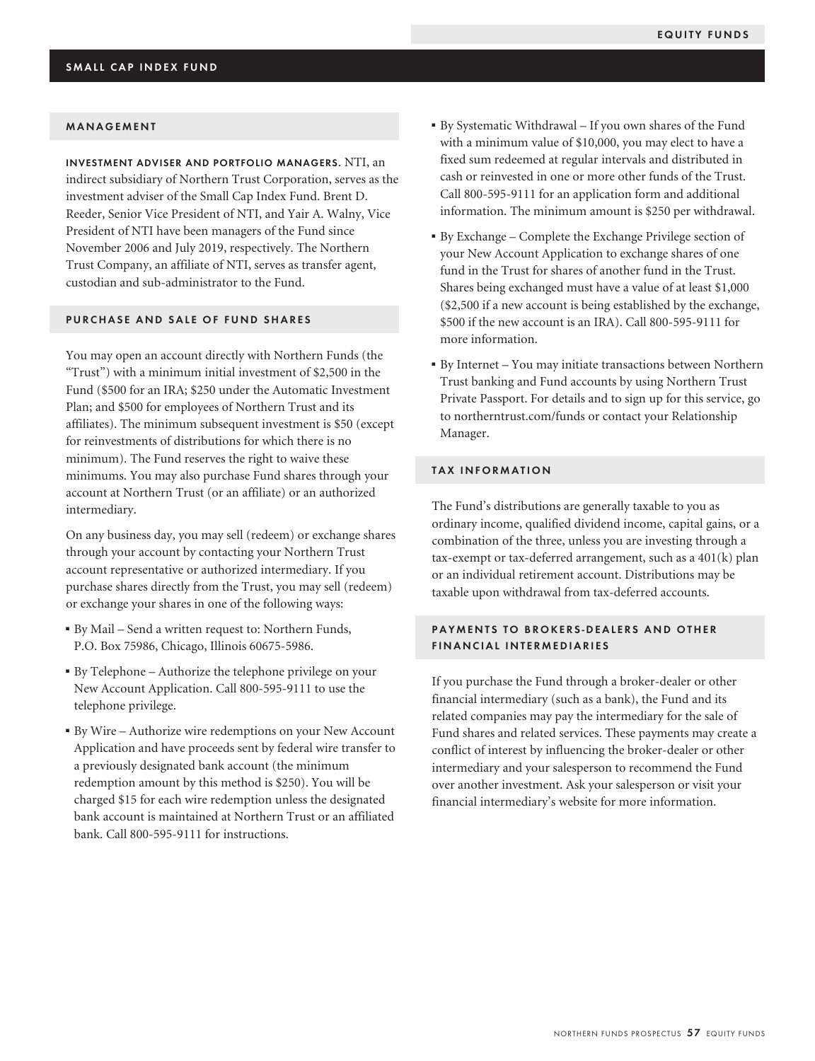## SMALL CAP INDEX FUND

### MANAGEMENT

**INVESTMENT ADVISER AND PORTFOLIO MANAGERS.** NTI, an indirect subsidiary of Northern Trust Corporation, serves as the investment adviser of the Small Cap Index Fund. Brent D. Reeder, Senior Vice President of NTI, and Yair A. Walny, Vice President of NTI have been managers of the Fund since November 2006 and July 2019, respectively. The Northern Trust Company, an affiliate of NTI, serves as transfer agent, custodian and sub-administrator to the Fund.

### PURCHASE AND SALE OF FUND SHARES

You may open an account directly with Northern Funds (the "Trust") with a minimum initial investment of $2,500 in the Fund ($500 for an IRA; $250 under the Automatic Investment Plan; and $500 for employees of Northern Trust and its affiliates). The minimum subsequent investment is $50 (except for reinvestments of distributions for which there is no minimum). The Fund reserves the right to waive these minimums. You may also purchase Fund shares through your account at Northern Trust (or an affiliate) or an authorized intermediary.

On any business day, you may sell (redeem) or exchange shares through your account by contacting your Northern Trust account representative or authorized intermediary. If you purchase shares directly from the Trust, you may sell (redeem) or exchange your shares in one of the following ways:

- By Mail – Send a written request to: Northern Funds, P.O. Box 75986, Chicago, Illinois 60675-5986.
- By Telephone – Authorize the telephone privilege on your New Account Application. Call 800-595-9111 to use the telephone privilege.
- By Wire – Authorize wire redemptions on your New Account Application and have proceeds sent by federal wire transfer to a previously designated bank account (the minimum redemption amount by this method is $250). You will be charged $15 for each wire redemption unless the designated bank account is maintained at Northern Trust or an affiliated bank. Call 800-595-9111 for instructions.
- By Systematic Withdrawal – If you own shares of the Fund with a minimum value of $10,000, you may elect to have a fixed sum redeemed at regular intervals and distributed in cash or reinvested in one or more other funds of the Trust. Call 800-595-9111 for an application form and additional information. The minimum amount is $250 per withdrawal.
- By Exchange – Complete the Exchange Privilege section of your New Account Application to exchange shares of one fund in the Trust for shares of another fund in the Trust. Shares being exchanged must have a value of at least $1,000 ($2,500 if a new account is being established by the exchange, $500 if the new account is an IRA). Call 800-595-9111 for more information.
- By Internet – You may initiate transactions between Northern Trust banking and Fund accounts by using Northern Trust Private Passport. For details and to sign up for this service, go to northerntrust.com/funds or contact your Relationship Manager.

### TAX INFORMATION

The Fund's distributions are generally taxable to you as ordinary income, qualified dividend income, capital gains, or a combination of the three, unless you are investing through a tax-exempt or tax-deferred arrangement, such as a 401(k) plan or an individual retirement account. Distributions may be taxable upon withdrawal from tax-deferred accounts.

### PAYMENTS TO BROKERS-DEALERS AND OTHER FINANCIAL INTERMEDIARIES

If you purchase the Fund through a broker-dealer or other financial intermediary (such as a bank), the Fund and its related companies may pay the intermediary for the sale of Fund shares and related services. These payments may create a conflict of interest by influencing the broker-dealer or other intermediary and your salesperson to recommend the Fund over another investment. Ask your salesperson or visit your financial intermediary's website for more information.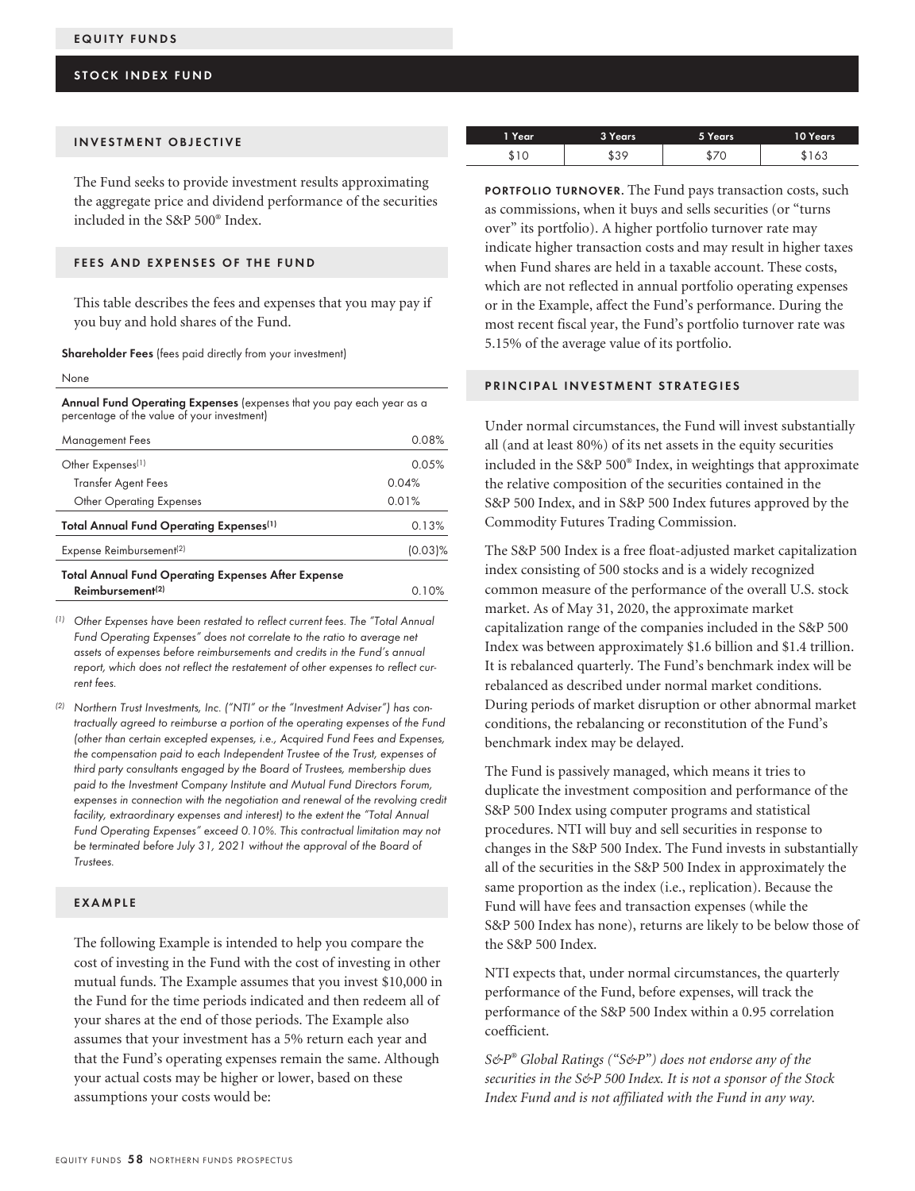# EQUITY FUNDS

## STOCK INDEX FUND

### INVESTMENT OBJECTIVE

The Fund seeks to provide investment results approximating the aggregate price and dividend performance of the securities included in the S&P 500® Index.

### FEES AND EXPENSES OF THE FUND

This table describes the fees and expenses that you may pay if you buy and hold shares of the Fund.

**Shareholder Fees** (fees paid directly from your investment)

None

**Annual Fund Operating Expenses** (expenses that you pay each year as a percentage of the value of your investment)

| | | |
|---|---|---|
| Management Fees | | 0.08% |
| Other Expenses[(1)] | | 0.05% |
| Transfer Agent Fees | 0.04% | |
| Other Operating Expenses | 0.01% | |
| **Total Annual Fund Operating Expenses[(1)]** | | 0.13% |
| Expense Reimbursement[(2)] | | (0.03)% |
| **Total Annual Fund Operating Expenses After Expense Reimbursement[(2)]** | | 0.10% |

*(1) Other Expenses have been restated to reflect current fees. The "Total Annual Fund Operating Expenses" does not correlate to the ratio to average net assets of expenses before reimbursements and credits in the Fund's annual report, which does not reflect the restatement of other expenses to reflect current fees.*

*(2) Northern Trust Investments, Inc. ("NTI" or the "Investment Adviser") has contractually agreed to reimburse a portion of the operating expenses of the Fund (other than certain excepted expenses, i.e., Acquired Fund Fees and Expenses, the compensation paid to each Independent Trustee of the Trust, expenses of third party consultants engaged by the Board of Trustees, membership dues paid to the Investment Company Institute and Mutual Fund Directors Forum, expenses in connection with the negotiation and renewal of the revolving credit facility, extraordinary expenses and interest) to the extent the "Total Annual Fund Operating Expenses" exceed 0.10%. This contractual limitation may not be terminated before July 31, 2021 without the approval of the Board of Trustees.*

### EXAMPLE

The following Example is intended to help you compare the cost of investing in the Fund with the cost of investing in other mutual funds. The Example assumes that you invest $10,000 in the Fund for the time periods indicated and then redeem all of your shares at the end of those periods. The Example also assumes that your investment has a 5% return each year and that the Fund's operating expenses remain the same. Although your actual costs may be higher or lower, based on these assumptions your costs would be:

| 1 Year | 3 Years | 5 Years | 10 Years |
|---|---|---|---|
| $10 | $39 | $70 | $163 |

**PORTFOLIO TURNOVER**. The Fund pays transaction costs, such as commissions, when it buys and sells securities (or "turns over" its portfolio). A higher portfolio turnover rate may indicate higher transaction costs and may result in higher taxes when Fund shares are held in a taxable account. These costs, which are not reflected in annual portfolio operating expenses or in the Example, affect the Fund's performance. During the most recent fiscal year, the Fund's portfolio turnover rate was 5.15% of the average value of its portfolio.

### PRINCIPAL INVESTMENT STRATEGIES

Under normal circumstances, the Fund will invest substantially all (and at least 80%) of its net assets in the equity securities included in the S&P 500® Index, in weightings that approximate the relative composition of the securities contained in the S&P 500 Index, and in S&P 500 Index futures approved by the Commodity Futures Trading Commission.

The S&P 500 Index is a free float-adjusted market capitalization index consisting of 500 stocks and is a widely recognized common measure of the performance of the overall U.S. stock market. As of May 31, 2020, the approximate market capitalization range of the companies included in the S&P 500 Index was between approximately $1.6 billion and $1.4 trillion. It is rebalanced quarterly. The Fund's benchmark index will be rebalanced as described under normal market conditions. During periods of market disruption or other abnormal market conditions, the rebalancing or reconstitution of the Fund's benchmark index may be delayed.

The Fund is passively managed, which means it tries to duplicate the investment composition and performance of the S&P 500 Index using computer programs and statistical procedures. NTI will buy and sell securities in response to changes in the S&P 500 Index. The Fund invests in substantially all of the securities in the S&P 500 Index in approximately the same proportion as the index (i.e., replication). Because the Fund will have fees and transaction expenses (while the S&P 500 Index has none), returns are likely to be below those of the S&P 500 Index.

NTI expects that, under normal circumstances, the quarterly performance of the Fund, before expenses, will track the performance of the S&P 500 Index within a 0.95 correlation coefficient.

*S&P® Global Ratings ("S&P") does not endorse any of the securities in the S&P 500 Index. It is not a sponsor of the Stock Index Fund and is not affiliated with the Fund in any way.*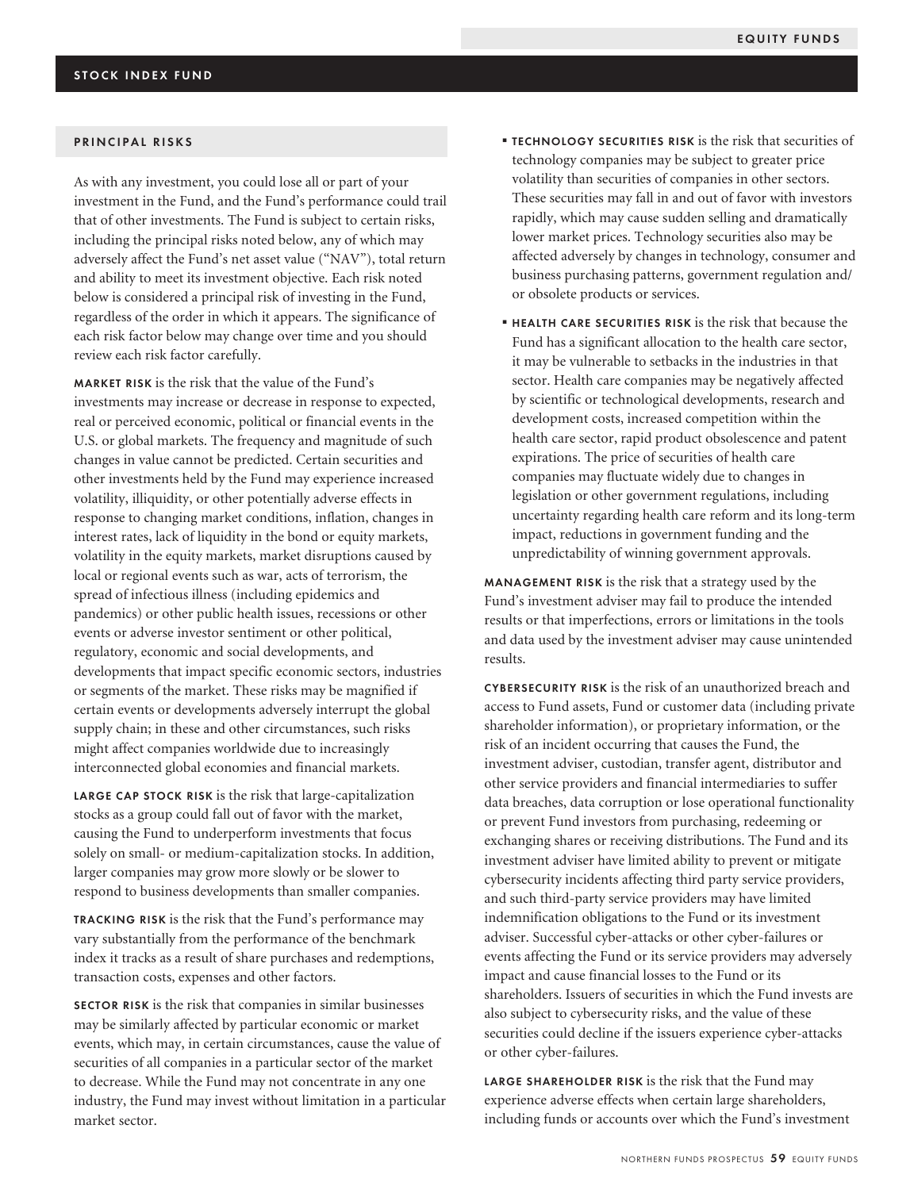## STOCK INDEX FUND

### PRINCIPAL RISKS

As with any investment, you could lose all or part of your investment in the Fund, and the Fund's performance could trail that of other investments. The Fund is subject to certain risks, including the principal risks noted below, any of which may adversely affect the Fund's net asset value ("NAV"), total return and ability to meet its investment objective. Each risk noted below is considered a principal risk of investing in the Fund, regardless of the order in which it appears. The significance of each risk factor below may change over time and you should review each risk factor carefully.

**MARKET RISK** is the risk that the value of the Fund's investments may increase or decrease in response to expected, real or perceived economic, political or financial events in the U.S. or global markets. The frequency and magnitude of such changes in value cannot be predicted. Certain securities and other investments held by the Fund may experience increased volatility, illiquidity, or other potentially adverse effects in response to changing market conditions, inflation, changes in interest rates, lack of liquidity in the bond or equity markets, volatility in the equity markets, market disruptions caused by local or regional events such as war, acts of terrorism, the spread of infectious illness (including epidemics and pandemics) or other public health issues, recessions or other events or adverse investor sentiment or other political, regulatory, economic and social developments, and developments that impact specific economic sectors, industries or segments of the market. These risks may be magnified if certain events or developments adversely interrupt the global supply chain; in these and other circumstances, such risks might affect companies worldwide due to increasingly interconnected global economies and financial markets.

**LARGE CAP STOCK RISK** is the risk that large-capitalization stocks as a group could fall out of favor with the market, causing the Fund to underperform investments that focus solely on small- or medium-capitalization stocks. In addition, larger companies may grow more slowly or be slower to respond to business developments than smaller companies.

**TRACKING RISK** is the risk that the Fund's performance may vary substantially from the performance of the benchmark index it tracks as a result of share purchases and redemptions, transaction costs, expenses and other factors.

**SECTOR RISK** is the risk that companies in similar businesses may be similarly affected by particular economic or market events, which may, in certain circumstances, cause the value of securities of all companies in a particular sector of the market to decrease. While the Fund may not concentrate in any one industry, the Fund may invest without limitation in a particular market sector.

- **TECHNOLOGY SECURITIES RISK** is the risk that securities of technology companies may be subject to greater price volatility than securities of companies in other sectors. These securities may fall in and out of favor with investors rapidly, which may cause sudden selling and dramatically lower market prices. Technology securities also may be affected adversely by changes in technology, consumer and business purchasing patterns, government regulation and/or obsolete products or services.
- **HEALTH CARE SECURITIES RISK** is the risk that because the Fund has a significant allocation to the health care sector, it may be vulnerable to setbacks in the industries in that sector. Health care companies may be negatively affected by scientific or technological developments, research and development costs, increased competition within the health care sector, rapid product obsolescence and patent expirations. The price of securities of health care companies may fluctuate widely due to changes in legislation or other government regulations, including uncertainty regarding health care reform and its long-term impact, reductions in government funding and the unpredictability of winning government approvals.

**MANAGEMENT RISK** is the risk that a strategy used by the Fund's investment adviser may fail to produce the intended results or that imperfections, errors or limitations in the tools and data used by the investment adviser may cause unintended results.

**CYBERSECURITY RISK** is the risk of an unauthorized breach and access to Fund assets, Fund or customer data (including private shareholder information), or proprietary information, or the risk of an incident occurring that causes the Fund, the investment adviser, custodian, transfer agent, distributor and other service providers and financial intermediaries to suffer data breaches, data corruption or lose operational functionality or prevent Fund investors from purchasing, redeeming or exchanging shares or receiving distributions. The Fund and its investment adviser have limited ability to prevent or mitigate cybersecurity incidents affecting third party service providers, and such third-party service providers may have limited indemnification obligations to the Fund or its investment adviser. Successful cyber-attacks or other cyber-failures or events affecting the Fund or its service providers may adversely impact and cause financial losses to the Fund or its shareholders. Issuers of securities in which the Fund invests are also subject to cybersecurity risks, and the value of these securities could decline if the issuers experience cyber-attacks or other cyber-failures.

**LARGE SHAREHOLDER RISK** is the risk that the Fund may experience adverse effects when certain large shareholders, including funds or accounts over which the Fund's investment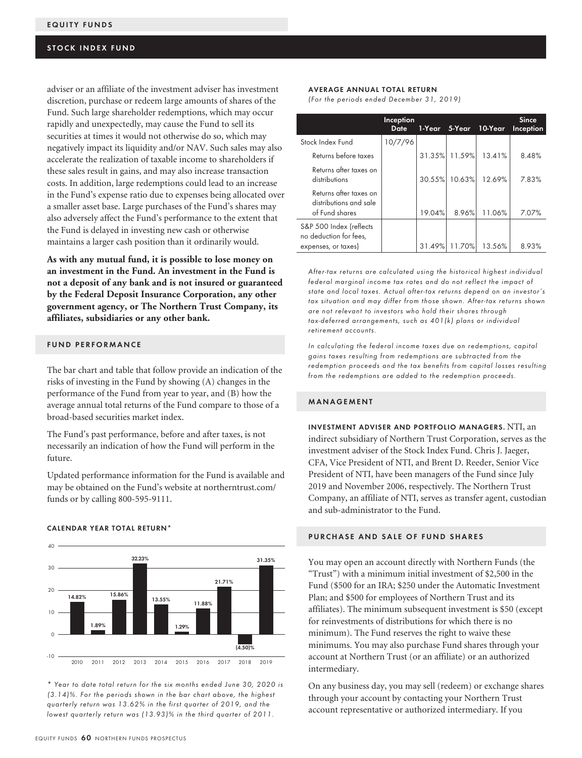## EQUITY FUNDS

## STOCK INDEX FUND

adviser or an affiliate of the investment adviser has investment discretion, purchase or redeem large amounts of shares of the Fund. Such large shareholder redemptions, which may occur rapidly and unexpectedly, may cause the Fund to sell its securities at times it would not otherwise do so, which may negatively impact its liquidity and/or NAV. Such sales may also accelerate the realization of taxable income to shareholders if these sales result in gains, and may also increase transaction costs. In addition, large redemptions could lead to an increase in the Fund's expense ratio due to expenses being allocated over a smaller asset base. Large purchases of the Fund's shares may also adversely affect the Fund's performance to the extent that the Fund is delayed in investing new cash or otherwise maintains a larger cash position than it ordinarily would.

**As with any mutual fund, it is possible to lose money on an investment in the Fund. An investment in the Fund is not a deposit of any bank and is not insured or guaranteed by the Federal Deposit Insurance Corporation, any other government agency, or The Northern Trust Company, its affiliates, subsidiaries or any other bank.**

### FUND PERFORMANCE

The bar chart and table that follow provide an indication of the risks of investing in the Fund by showing (A) changes in the performance of the Fund from year to year, and (B) how the average annual total returns of the Fund compare to those of a broad-based securities market index.

The Fund's past performance, before and after taxes, is not necessarily an indication of how the Fund will perform in the future.

Updated performance information for the Fund is available and may be obtained on the Fund's website at northerntrust.com/funds or by calling 800-595-9111.

#### CALENDAR YEAR TOTAL RETURN*

| Year | Total Return |
|---|---|
| 2010 | 14.82% |
| 2011 | 1.89% |
| 2012 | 15.86% |
| 2013 | 32.23% |
| 2014 | 13.55% |
| 2015 | 1.29% |
| 2016 | 11.88% |
| 2017 | 21.71% |
| 2018 | (4.50)% |
| 2019 | 31.35% |

*\* Year to date total return for the six months ended June 30, 2020 is (3.14)%. For the periods shown in the bar chart above, the highest quarterly return was 13.62% in the first quarter of 2019, and the lowest quarterly return was (13.93)% in the third quarter of 2011.*

#### AVERAGE ANNUAL TOTAL RETURN

*(For the periods ended December 31, 2019)*

| | Inception Date | 1-Year | 5-Year | 10-Year | Since Inception |
|---|---|---|---|---|---|
| Stock Index Fund | 10/7/96 | | | | |
| Returns before taxes | | 31.35% | 11.59% | 13.41% | 8.48% |
| Returns after taxes on distributions | | 30.55% | 10.63% | 12.69% | 7.83% |
| Returns after taxes on distributions and sale of Fund shares | | 19.04% | 8.96% | 11.06% | 7.07% |
| S&P 500 Index (reflects no deduction for fees, expenses, or taxes) | | 31.49% | 11.70% | 13.56% | 8.93% |

*After-tax returns are calculated using the historical highest individual federal marginal income tax rates and do not reflect the impact of state and local taxes. Actual after-tax returns depend on an investor's tax situation and may differ from those shown. After-tax returns shown are not relevant to investors who hold their shares through tax-deferred arrangements, such as 401(k) plans or individual retirement accounts.*

*In calculating the federal income taxes due on redemptions, capital gains taxes resulting from redemptions are subtracted from the redemption proceeds and the tax benefits from capital losses resulting from the redemptions are added to the redemption proceeds.*

### MANAGEMENT

**INVESTMENT ADVISER AND PORTFOLIO MANAGERS.** NTI, an indirect subsidiary of Northern Trust Corporation, serves as the investment adviser of the Stock Index Fund. Chris J. Jaeger, CFA, Vice President of NTI, and Brent D. Reeder, Senior Vice President of NTI, have been managers of the Fund since July 2019 and November 2006, respectively. The Northern Trust Company, an affiliate of NTI, serves as transfer agent, custodian and sub-administrator to the Fund.

### PURCHASE AND SALE OF FUND SHARES

You may open an account directly with Northern Funds (the "Trust") with a minimum initial investment of $2,500 in the Fund ($500 for an IRA; $250 under the Automatic Investment Plan; and $500 for employees of Northern Trust and its affiliates). The minimum subsequent investment is $50 (except for reinvestments of distributions for which there is no minimum). The Fund reserves the right to waive these minimums. You may also purchase Fund shares through your account at Northern Trust (or an affiliate) or an authorized intermediary.

On any business day, you may sell (redeem) or exchange shares through your account by contacting your Northern Trust account representative or authorized intermediary. If you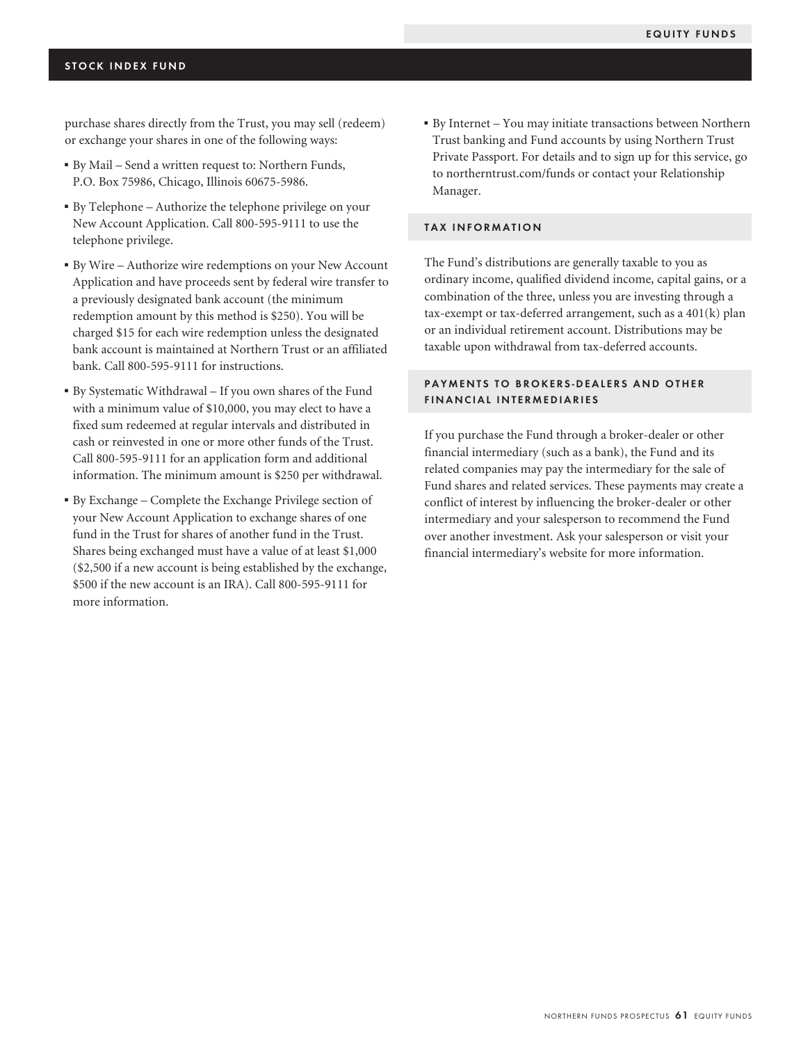purchase shares directly from the Trust, you may sell (redeem) or exchange your shares in one of the following ways:

- By Mail – Send a written request to: Northern Funds, P.O. Box 75986, Chicago, Illinois 60675-5986.
- By Telephone – Authorize the telephone privilege on your New Account Application. Call 800-595-9111 to use the telephone privilege.
- By Wire – Authorize wire redemptions on your New Account Application and have proceeds sent by federal wire transfer to a previously designated bank account (the minimum redemption amount by this method is $250). You will be charged $15 for each wire redemption unless the designated bank account is maintained at Northern Trust or an affiliated bank. Call 800-595-9111 for instructions.
- By Systematic Withdrawal – If you own shares of the Fund with a minimum value of $10,000, you may elect to have a fixed sum redeemed at regular intervals and distributed in cash or reinvested in one or more other funds of the Trust. Call 800-595-9111 for an application form and additional information. The minimum amount is $250 per withdrawal.
- By Exchange – Complete the Exchange Privilege section of your New Account Application to exchange shares of one fund in the Trust for shares of another fund in the Trust. Shares being exchanged must have a value of at least $1,000 ($2,500 if a new account is being established by the exchange, $500 if the new account is an IRA). Call 800-595-9111 for more information.
- By Internet – You may initiate transactions between Northern Trust banking and Fund accounts by using Northern Trust Private Passport. For details and to sign up for this service, go to northerntrust.com/funds or contact your Relationship Manager.

## TAX INFORMATION

The Fund's distributions are generally taxable to you as ordinary income, qualified dividend income, capital gains, or a combination of the three, unless you are investing through a tax-exempt or tax-deferred arrangement, such as a 401(k) plan or an individual retirement account. Distributions may be taxable upon withdrawal from tax-deferred accounts.

## PAYMENTS TO BROKERS-DEALERS AND OTHER FINANCIAL INTERMEDIARIES

If you purchase the Fund through a broker-dealer or other financial intermediary (such as a bank), the Fund and its related companies may pay the intermediary for the sale of Fund shares and related services. These payments may create a conflict of interest by influencing the broker-dealer or other intermediary and your salesperson to recommend the Fund over another investment. Ask your salesperson or visit your financial intermediary's website for more information.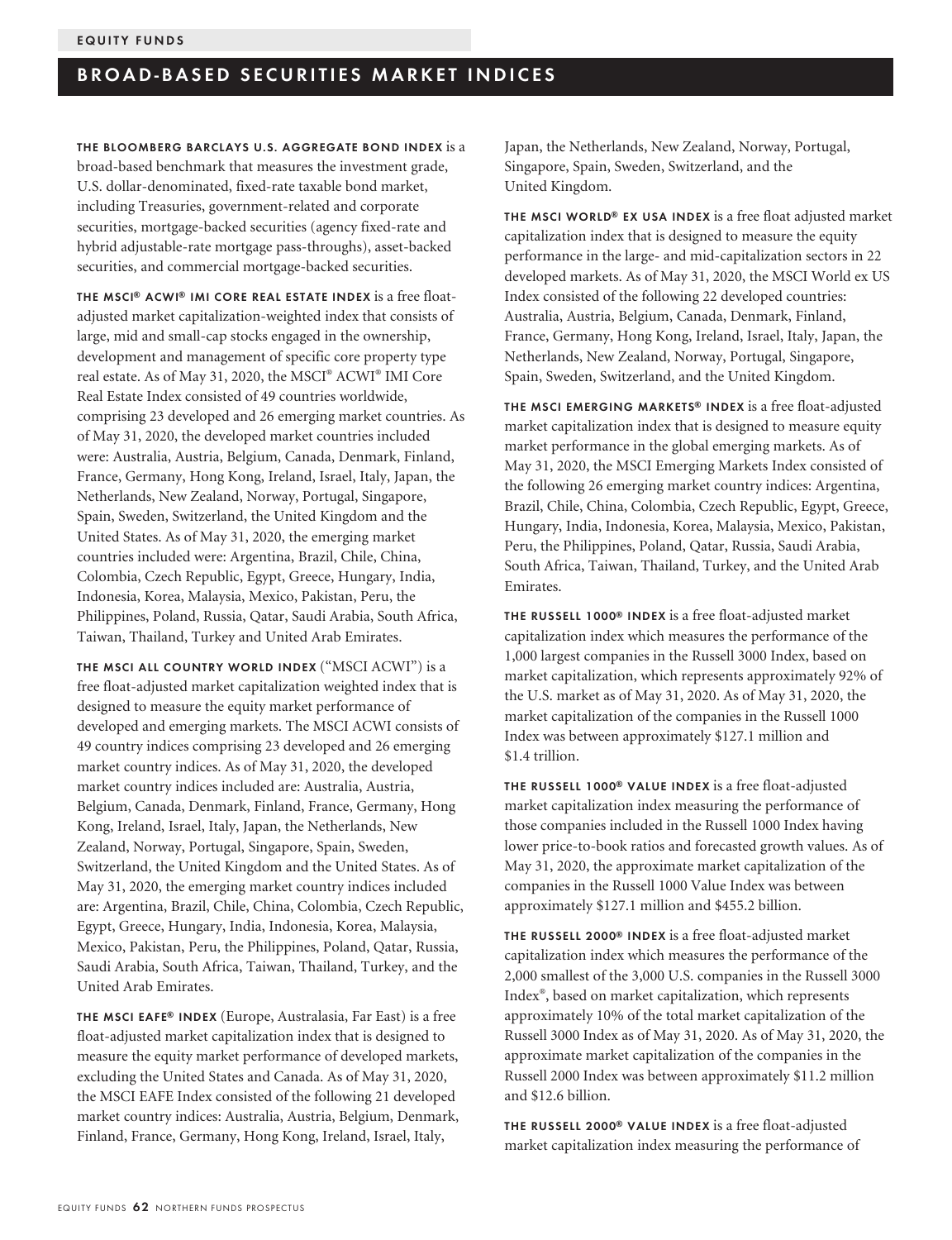## BROAD-BASED SECURITIES MARKET INDICES

**THE BLOOMBERG BARCLAYS U.S. AGGREGATE BOND INDEX** is a broad-based benchmark that measures the investment grade, U.S. dollar-denominated, fixed-rate taxable bond market, including Treasuries, government-related and corporate securities, mortgage-backed securities (agency fixed-rate and hybrid adjustable-rate mortgage pass-throughs), asset-backed securities, and commercial mortgage-backed securities.

**THE MSCI® ACWI® IMI CORE REAL ESTATE INDEX** is a free float-adjusted market capitalization-weighted index that consists of large, mid and small-cap stocks engaged in the ownership, development and management of specific core property type real estate. As of May 31, 2020, the MSCI® ACWI® IMI Core Real Estate Index consisted of 49 countries worldwide, comprising 23 developed and 26 emerging market countries. As of May 31, 2020, the developed market countries included were: Australia, Austria, Belgium, Canada, Denmark, Finland, France, Germany, Hong Kong, Ireland, Israel, Italy, Japan, the Netherlands, New Zealand, Norway, Portugal, Singapore, Spain, Sweden, Switzerland, the United Kingdom and the United States. As of May 31, 2020, the emerging market countries included were: Argentina, Brazil, Chile, China, Colombia, Czech Republic, Egypt, Greece, Hungary, India, Indonesia, Korea, Malaysia, Mexico, Pakistan, Peru, the Philippines, Poland, Russia, Qatar, Saudi Arabia, South Africa, Taiwan, Thailand, Turkey and United Arab Emirates.

**THE MSCI ALL COUNTRY WORLD INDEX** ("MSCI ACWI") is a free float-adjusted market capitalization weighted index that is designed to measure the equity market performance of developed and emerging markets. The MSCI ACWI consists of 49 country indices comprising 23 developed and 26 emerging market country indices. As of May 31, 2020, the developed market country indices included are: Australia, Austria, Belgium, Canada, Denmark, Finland, France, Germany, Hong Kong, Ireland, Israel, Italy, Japan, the Netherlands, New Zealand, Norway, Portugal, Singapore, Spain, Sweden, Switzerland, the United Kingdom and the United States. As of May 31, 2020, the emerging market country indices included are: Argentina, Brazil, Chile, China, Colombia, Czech Republic, Egypt, Greece, Hungary, India, Indonesia, Korea, Malaysia, Mexico, Pakistan, Peru, the Philippines, Poland, Qatar, Russia, Saudi Arabia, South Africa, Taiwan, Thailand, Turkey, and the United Arab Emirates.

**THE MSCI EAFE® INDEX** (Europe, Australasia, Far East) is a free float-adjusted market capitalization index that is designed to measure the equity market performance of developed markets, excluding the United States and Canada. As of May 31, 2020, the MSCI EAFE Index consisted of the following 21 developed market country indices: Australia, Austria, Belgium, Denmark, Finland, France, Germany, Hong Kong, Ireland, Israel, Italy, Japan, the Netherlands, New Zealand, Norway, Portugal, Singapore, Spain, Sweden, Switzerland, and the United Kingdom.

**THE MSCI WORLD® EX USA INDEX** is a free float adjusted market capitalization index that is designed to measure the equity performance in the large- and mid-capitalization sectors in 22 developed markets. As of May 31, 2020, the MSCI World ex US Index consisted of the following 22 developed countries: Australia, Austria, Belgium, Canada, Denmark, Finland, France, Germany, Hong Kong, Ireland, Israel, Italy, Japan, the Netherlands, New Zealand, Norway, Portugal, Singapore, Spain, Sweden, Switzerland, and the United Kingdom.

**THE MSCI EMERGING MARKETS® INDEX** is a free float-adjusted market capitalization index that is designed to measure equity market performance in the global emerging markets. As of May 31, 2020, the MSCI Emerging Markets Index consisted of the following 26 emerging market country indices: Argentina, Brazil, Chile, China, Colombia, Czech Republic, Egypt, Greece, Hungary, India, Indonesia, Korea, Malaysia, Mexico, Pakistan, Peru, the Philippines, Poland, Qatar, Russia, Saudi Arabia, South Africa, Taiwan, Thailand, Turkey, and the United Arab Emirates.

**THE RUSSELL 1000® INDEX** is a free float-adjusted market capitalization index which measures the performance of the 1,000 largest companies in the Russell 3000 Index, based on market capitalization, which represents approximately 92% of the U.S. market as of May 31, 2020. As of May 31, 2020, the market capitalization of the companies in the Russell 1000 Index was between approximately $127.1 million and $1.4 trillion.

**THE RUSSELL 1000® VALUE INDEX** is a free float-adjusted market capitalization index measuring the performance of those companies included in the Russell 1000 Index having lower price-to-book ratios and forecasted growth values. As of May 31, 2020, the approximate market capitalization of the companies in the Russell 1000 Value Index was between approximately $127.1 million and $455.2 billion.

**THE RUSSELL 2000® INDEX** is a free float-adjusted market capitalization index which measures the performance of the 2,000 smallest of the 3,000 U.S. companies in the Russell 3000 Index®, based on market capitalization, which represents approximately 10% of the total market capitalization of the Russell 3000 Index as of May 31, 2020. As of May 31, 2020, the approximate market capitalization of the companies in the Russell 2000 Index was between approximately $11.2 million and $12.6 billion.

**THE RUSSELL 2000® VALUE INDEX** is a free float-adjusted market capitalization index measuring the performance of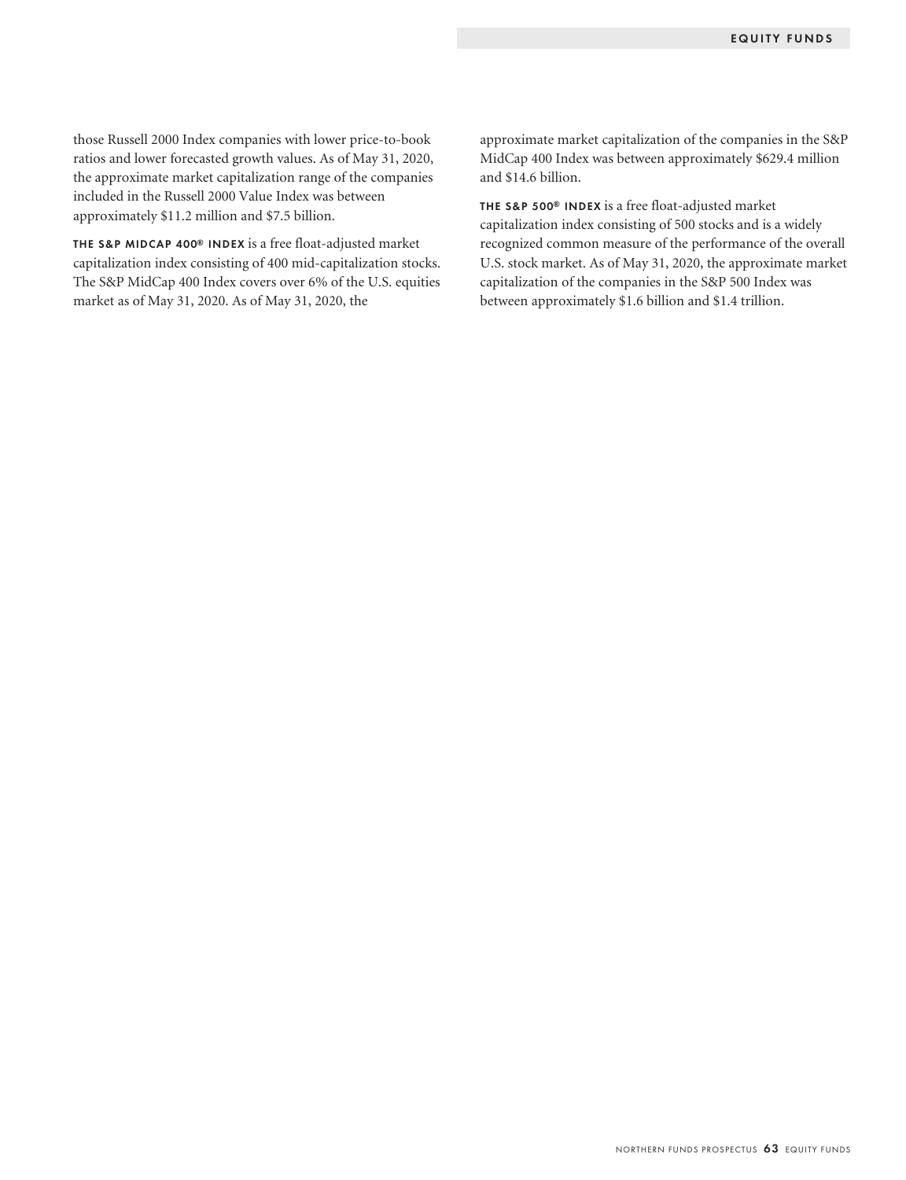those Russell 2000 Index companies with lower price-to-book ratios and lower forecasted growth values. As of May 31, 2020, the approximate market capitalization range of the companies included in the Russell 2000 Value Index was between approximately $11.2 million and $7.5 billion.

**THE S&P MIDCAP 400® INDEX** is a free float-adjusted market capitalization index consisting of 400 mid-capitalization stocks. The S&P MidCap 400 Index covers over 6% of the U.S. equities market as of May 31, 2020. As of May 31, 2020, the approximate market capitalization of the companies in the S&P MidCap 400 Index was between approximately $629.4 million and $14.6 billion.

**THE S&P 500® INDEX** is a free float-adjusted market capitalization index consisting of 500 stocks and is a widely recognized common measure of the performance of the overall U.S. stock market. As of May 31, 2020, the approximate market capitalization of the companies in the S&P 500 Index was between approximately $1.6 billion and $1.4 trillion.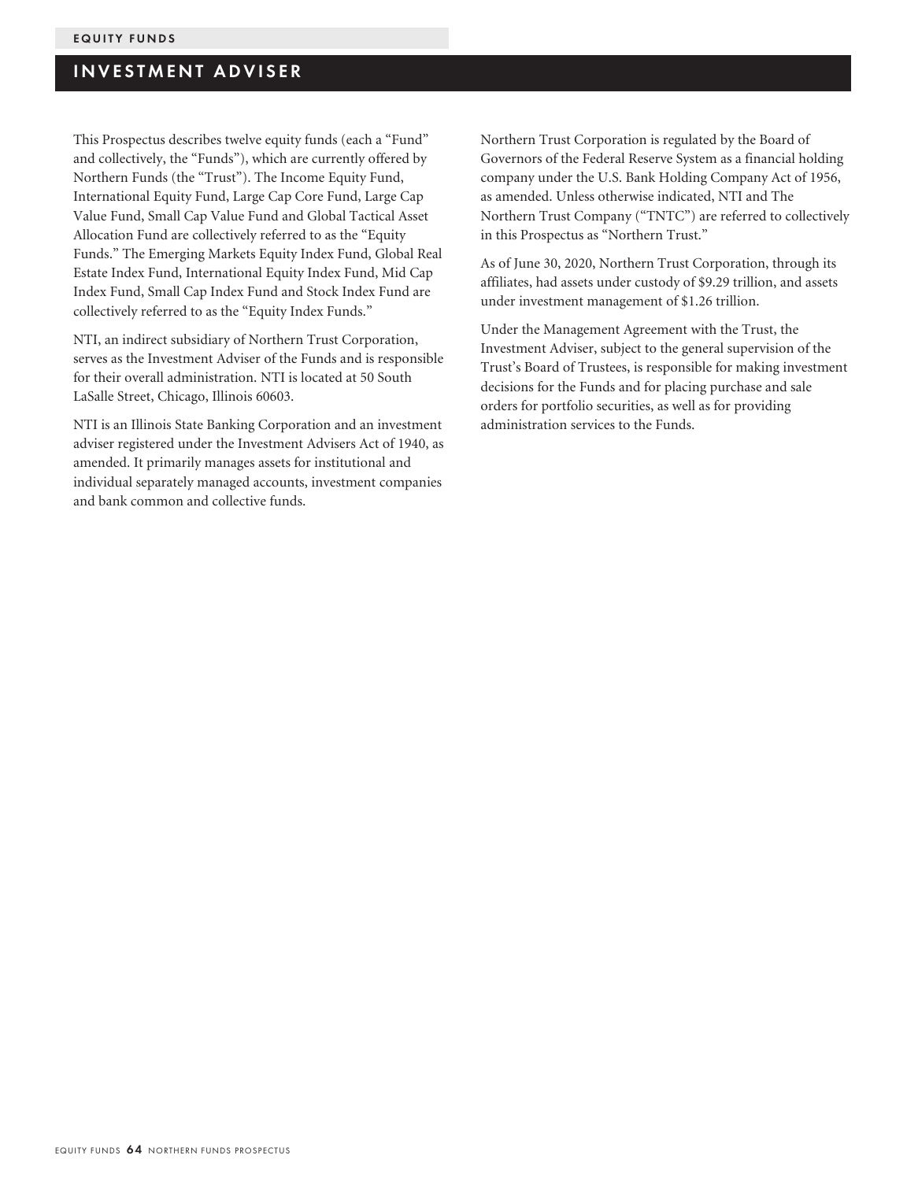## INVESTMENT ADVISER

This Prospectus describes twelve equity funds (each a "Fund" and collectively, the "Funds"), which are currently offered by Northern Funds (the "Trust"). The Income Equity Fund, International Equity Fund, Large Cap Core Fund, Large Cap Value Fund, Small Cap Value Fund and Global Tactical Asset Allocation Fund are collectively referred to as the "Equity Funds." The Emerging Markets Equity Index Fund, Global Real Estate Index Fund, International Equity Index Fund, Mid Cap Index Fund, Small Cap Index Fund and Stock Index Fund are collectively referred to as the "Equity Index Funds."

NTI, an indirect subsidiary of Northern Trust Corporation, serves as the Investment Adviser of the Funds and is responsible for their overall administration. NTI is located at 50 South LaSalle Street, Chicago, Illinois 60603.

NTI is an Illinois State Banking Corporation and an investment adviser registered under the Investment Advisers Act of 1940, as amended. It primarily manages assets for institutional and individual separately managed accounts, investment companies and bank common and collective funds.

Northern Trust Corporation is regulated by the Board of Governors of the Federal Reserve System as a financial holding company under the U.S. Bank Holding Company Act of 1956, as amended. Unless otherwise indicated, NTI and The Northern Trust Company ("TNTC") are referred to collectively in this Prospectus as "Northern Trust."

As of June 30, 2020, Northern Trust Corporation, through its affiliates, had assets under custody of $9.29 trillion, and assets under investment management of $1.26 trillion.

Under the Management Agreement with the Trust, the Investment Adviser, subject to the general supervision of the Trust's Board of Trustees, is responsible for making investment decisions for the Funds and for placing purchase and sale orders for portfolio securities, as well as for providing administration services to the Funds.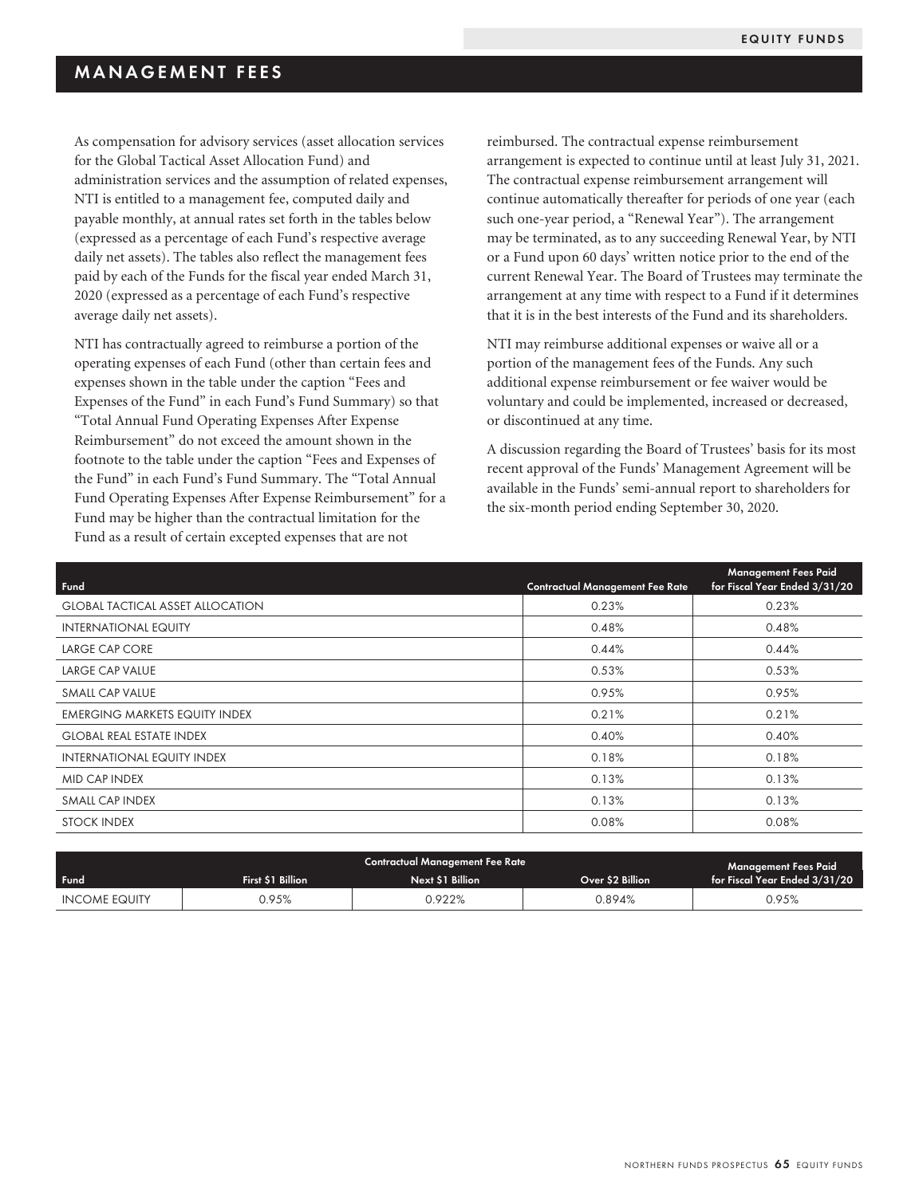## MANAGEMENT FEES

As compensation for advisory services (asset allocation services for the Global Tactical Asset Allocation Fund) and administration services and the assumption of related expenses, NTI is entitled to a management fee, computed daily and payable monthly, at annual rates set forth in the tables below (expressed as a percentage of each Fund's respective average daily net assets). The tables also reflect the management fees paid by each of the Funds for the fiscal year ended March 31, 2020 (expressed as a percentage of each Fund's respective average daily net assets).

NTI has contractually agreed to reimburse a portion of the operating expenses of each Fund (other than certain fees and expenses shown in the table under the caption "Fees and Expenses of the Fund" in each Fund's Fund Summary) so that "Total Annual Fund Operating Expenses After Expense Reimbursement" do not exceed the amount shown in the footnote to the table under the caption "Fees and Expenses of the Fund" in each Fund's Fund Summary. The "Total Annual Fund Operating Expenses After Expense Reimbursement" for a Fund may be higher than the contractual limitation for the Fund as a result of certain excepted expenses that are not reimbursed. The contractual expense reimbursement arrangement is expected to continue until at least July 31, 2021. The contractual expense reimbursement arrangement will continue automatically thereafter for periods of one year (each such one-year period, a "Renewal Year"). The arrangement may be terminated, as to any succeeding Renewal Year, by NTI or a Fund upon 60 days' written notice prior to the end of the current Renewal Year. The Board of Trustees may terminate the arrangement at any time with respect to a Fund if it determines that it is in the best interests of the Fund and its shareholders.

NTI may reimburse additional expenses or waive all or a portion of the management fees of the Funds. Any such additional expense reimbursement or fee waiver would be voluntary and could be implemented, increased or decreased, or discontinued at any time.

A discussion regarding the Board of Trustees' basis for its most recent approval of the Funds' Management Agreement will be available in the Funds' semi-annual report to shareholders for the six-month period ending September 30, 2020.

| Fund | Contractual Management Fee Rate | Management Fees Paid for Fiscal Year Ended 3/31/20 |
|---|---|---|
| GLOBAL TACTICAL ASSET ALLOCATION | 0.23% | 0.23% |
| INTERNATIONAL EQUITY | 0.48% | 0.48% |
| LARGE CAP CORE | 0.44% | 0.44% |
| LARGE CAP VALUE | 0.53% | 0.53% |
| SMALL CAP VALUE | 0.95% | 0.95% |
| EMERGING MARKETS EQUITY INDEX | 0.21% | 0.21% |
| GLOBAL REAL ESTATE INDEX | 0.40% | 0.40% |
| INTERNATIONAL EQUITY INDEX | 0.18% | 0.18% |
| MID CAP INDEX | 0.13% | 0.13% |
| SMALL CAP INDEX | 0.13% | 0.13% |
| STOCK INDEX | 0.08% | 0.08% |

| | Contractual Management Fee Rate | | | |
|---|---|---|---|---|
| Fund | First $1 Billion | Next $1 Billion | Over $2 Billion | Management Fees Paid for Fiscal Year Ended 3/31/20 |
| INCOME EQUITY | 0.95% | 0.922% | 0.894% | 0.95% |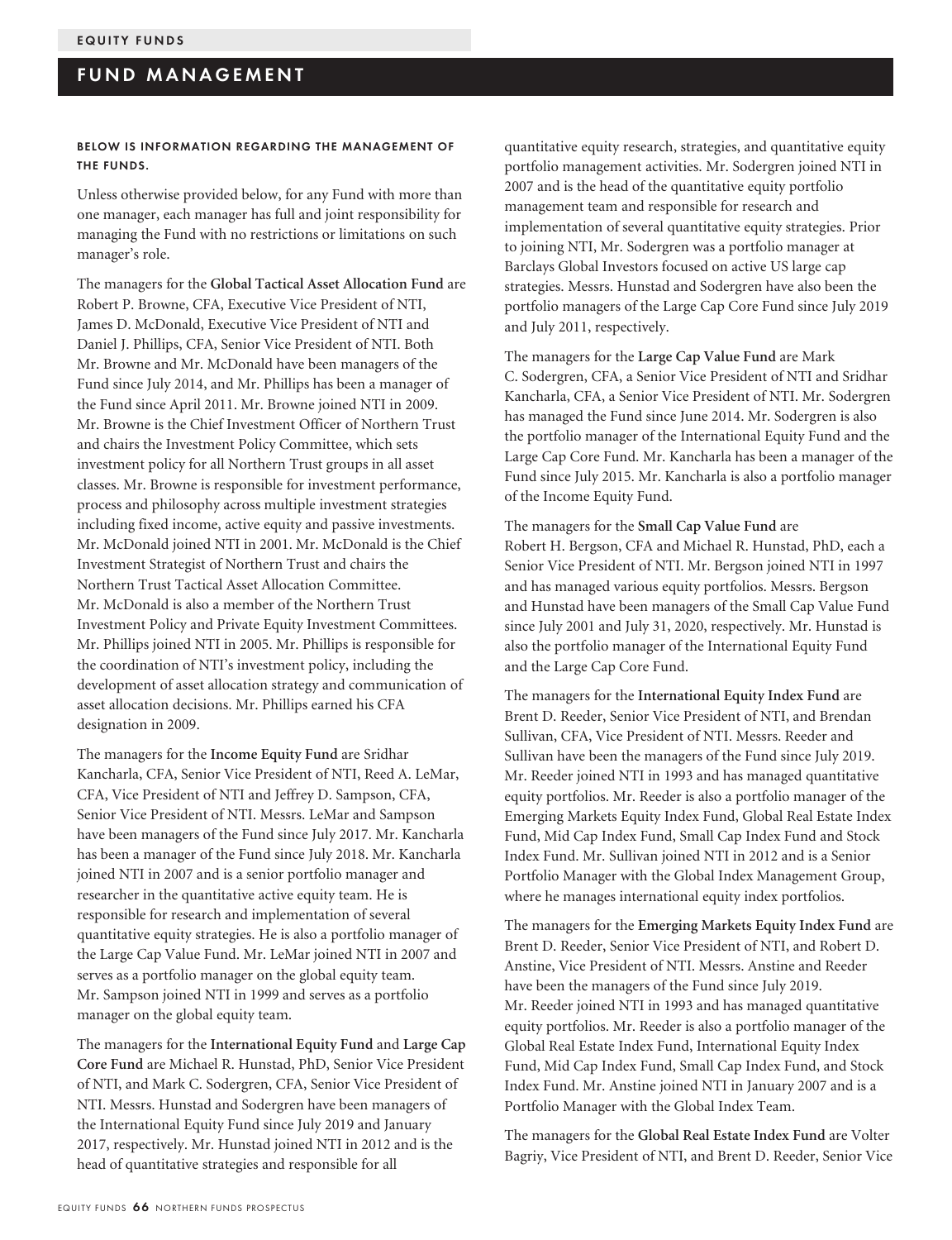# FUND MANAGEMENT

**BELOW IS INFORMATION REGARDING THE MANAGEMENT OF THE FUNDS.**

Unless otherwise provided below, for any Fund with more than one manager, each manager has full and joint responsibility for managing the Fund with no restrictions or limitations on such manager's role.

The managers for the **Global Tactical Asset Allocation Fund** are Robert P. Browne, CFA, Executive Vice President of NTI, James D. McDonald, Executive Vice President of NTI and Daniel J. Phillips, CFA, Senior Vice President of NTI. Both Mr. Browne and Mr. McDonald have been managers of the Fund since July 2014, and Mr. Phillips has been a manager of the Fund since April 2011. Mr. Browne joined NTI in 2009. Mr. Browne is the Chief Investment Officer of Northern Trust and chairs the Investment Policy Committee, which sets investment policy for all Northern Trust groups in all asset classes. Mr. Browne is responsible for investment performance, process and philosophy across multiple investment strategies including fixed income, active equity and passive investments. Mr. McDonald joined NTI in 2001. Mr. McDonald is the Chief Investment Strategist of Northern Trust and chairs the Northern Trust Tactical Asset Allocation Committee. Mr. McDonald is also a member of the Northern Trust Investment Policy and Private Equity Investment Committees. Mr. Phillips joined NTI in 2005. Mr. Phillips is responsible for the coordination of NTI's investment policy, including the development of asset allocation strategy and communication of asset allocation decisions. Mr. Phillips earned his CFA designation in 2009.

The managers for the **Income Equity Fund** are Sridhar Kancharla, CFA, Senior Vice President of NTI, Reed A. LeMar, CFA, Vice President of NTI and Jeffrey D. Sampson, CFA, Senior Vice President of NTI. Messrs. LeMar and Sampson have been managers of the Fund since July 2017. Mr. Kancharla has been a manager of the Fund since July 2018. Mr. Kancharla joined NTI in 2007 and is a senior portfolio manager and researcher in the quantitative active equity team. He is responsible for research and implementation of several quantitative equity strategies. He is also a portfolio manager of the Large Cap Value Fund. Mr. LeMar joined NTI in 2007 and serves as a portfolio manager on the global equity team. Mr. Sampson joined NTI in 1999 and serves as a portfolio manager on the global equity team.

The managers for the **International Equity Fund** and **Large Cap Core Fund** are Michael R. Hunstad, PhD, Senior Vice President of NTI, and Mark C. Sodergren, CFA, Senior Vice President of NTI. Messrs. Hunstad and Sodergren have been managers of the International Equity Fund since July 2019 and January 2017, respectively. Mr. Hunstad joined NTI in 2012 and is the head of quantitative strategies and responsible for all quantitative equity research, strategies, and quantitative equity portfolio management activities. Mr. Sodergren joined NTI in 2007 and is the head of the quantitative equity portfolio management team and responsible for research and implementation of several quantitative equity strategies. Prior to joining NTI, Mr. Sodergren was a portfolio manager at Barclays Global Investors focused on active US large cap strategies. Messrs. Hunstad and Sodergren have also been the portfolio managers of the Large Cap Core Fund since July 2019 and July 2011, respectively.

The managers for the **Large Cap Value Fund** are Mark C. Sodergren, CFA, a Senior Vice President of NTI and Sridhar Kancharla, CFA, a Senior Vice President of NTI. Mr. Sodergren has managed the Fund since June 2014. Mr. Sodergren is also the portfolio manager of the International Equity Fund and the Large Cap Core Fund. Mr. Kancharla has been a manager of the Fund since July 2015. Mr. Kancharla is also a portfolio manager of the Income Equity Fund.

The managers for the **Small Cap Value Fund** are Robert H. Bergson, CFA and Michael R. Hunstad, PhD, each a Senior Vice President of NTI. Mr. Bergson joined NTI in 1997 and has managed various equity portfolios. Messrs. Bergson and Hunstad have been managers of the Small Cap Value Fund since July 2001 and July 31, 2020, respectively. Mr. Hunstad is also the portfolio manager of the International Equity Fund and the Large Cap Core Fund.

The managers for the **International Equity Index Fund** are Brent D. Reeder, Senior Vice President of NTI, and Brendan Sullivan, CFA, Vice President of NTI. Messrs. Reeder and Sullivan have been the managers of the Fund since July 2019. Mr. Reeder joined NTI in 1993 and has managed quantitative equity portfolios. Mr. Reeder is also a portfolio manager of the Emerging Markets Equity Index Fund, Global Real Estate Index Fund, Mid Cap Index Fund, Small Cap Index Fund and Stock Index Fund. Mr. Sullivan joined NTI in 2012 and is a Senior Portfolio Manager with the Global Index Management Group, where he manages international equity index portfolios.

The managers for the **Emerging Markets Equity Index Fund** are Brent D. Reeder, Senior Vice President of NTI, and Robert D. Anstine, Vice President of NTI. Messrs. Anstine and Reeder have been the managers of the Fund since July 2019. Mr. Reeder joined NTI in 1993 and has managed quantitative equity portfolios. Mr. Reeder is also a portfolio manager of the Global Real Estate Index Fund, International Equity Index Fund, Mid Cap Index Fund, Small Cap Index Fund, and Stock Index Fund. Mr. Anstine joined NTI in January 2007 and is a Portfolio Manager with the Global Index Team.

The managers for the **Global Real Estate Index Fund** are Volter Bagriy, Vice President of NTI, and Brent D. Reeder, Senior Vice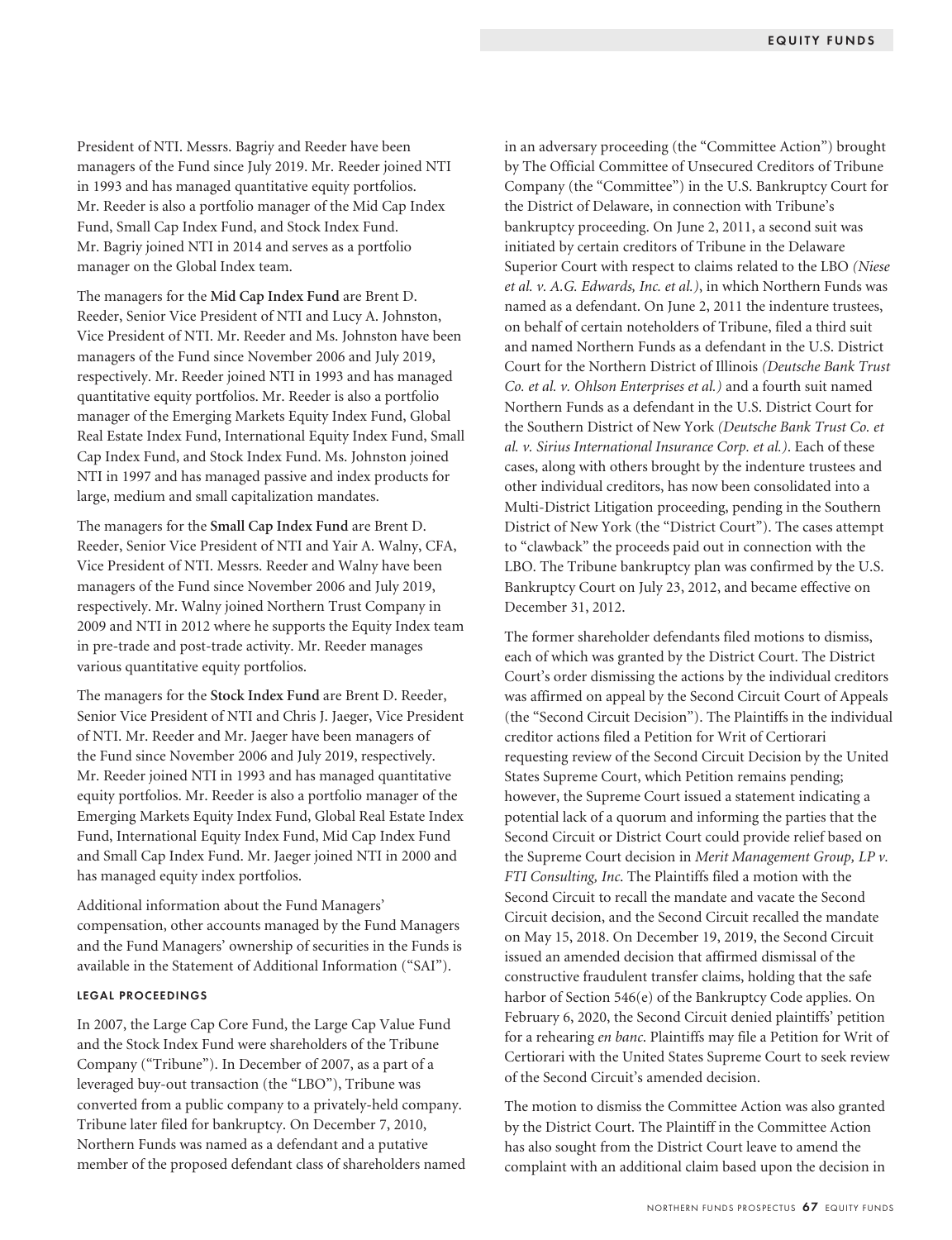President of NTI. Messrs. Bagriy and Reeder have been managers of the Fund since July 2019. Mr. Reeder joined NTI in 1993 and has managed quantitative equity portfolios. Mr. Reeder is also a portfolio manager of the Mid Cap Index Fund, Small Cap Index Fund, and Stock Index Fund. Mr. Bagriy joined NTI in 2014 and serves as a portfolio manager on the Global Index team.

The managers for the **Mid Cap Index Fund** are Brent D. Reeder, Senior Vice President of NTI and Lucy A. Johnston, Vice President of NTI. Mr. Reeder and Ms. Johnston have been managers of the Fund since November 2006 and July 2019, respectively. Mr. Reeder joined NTI in 1993 and has managed quantitative equity portfolios. Mr. Reeder is also a portfolio manager of the Emerging Markets Equity Index Fund, Global Real Estate Index Fund, International Equity Index Fund, Small Cap Index Fund, and Stock Index Fund. Ms. Johnston joined NTI in 1997 and has managed passive and index products for large, medium and small capitalization mandates.

The managers for the **Small Cap Index Fund** are Brent D. Reeder, Senior Vice President of NTI and Yair A. Walny, CFA, Vice President of NTI. Messrs. Reeder and Walny have been managers of the Fund since November 2006 and July 2019, respectively. Mr. Walny joined Northern Trust Company in 2009 and NTI in 2012 where he supports the Equity Index team in pre-trade and post-trade activity. Mr. Reeder manages various quantitative equity portfolios.

The managers for the **Stock Index Fund** are Brent D. Reeder, Senior Vice President of NTI and Chris J. Jaeger, Vice President of NTI. Mr. Reeder and Mr. Jaeger have been managers of the Fund since November 2006 and July 2019, respectively. Mr. Reeder joined NTI in 1993 and has managed quantitative equity portfolios. Mr. Reeder is also a portfolio manager of the Emerging Markets Equity Index Fund, Global Real Estate Index Fund, International Equity Index Fund, Mid Cap Index Fund and Small Cap Index Fund. Mr. Jaeger joined NTI in 2000 and has managed equity index portfolios.

Additional information about the Fund Managers' compensation, other accounts managed by the Fund Managers and the Fund Managers' ownership of securities in the Funds is available in the Statement of Additional Information ("SAI").

### LEGAL PROCEEDINGS

In 2007, the Large Cap Core Fund, the Large Cap Value Fund and the Stock Index Fund were shareholders of the Tribune Company ("Tribune"). In December of 2007, as a part of a leveraged buy-out transaction (the "LBO"), Tribune was converted from a public company to a privately-held company. Tribune later filed for bankruptcy. On December 7, 2010, Northern Funds was named as a defendant and a putative member of the proposed defendant class of shareholders named in an adversary proceeding (the "Committee Action") brought by The Official Committee of Unsecured Creditors of Tribune Company (the "Committee") in the U.S. Bankruptcy Court for the District of Delaware, in connection with Tribune's bankruptcy proceeding. On June 2, 2011, a second suit was initiated by certain creditors of Tribune in the Delaware Superior Court with respect to claims related to the LBO *(Niese et al. v. A.G. Edwards, Inc. et al.)*, in which Northern Funds was named as a defendant. On June 2, 2011 the indenture trustees, on behalf of certain noteholders of Tribune, filed a third suit and named Northern Funds as a defendant in the U.S. District Court for the Northern District of Illinois *(Deutsche Bank Trust Co. et al. v. Ohlson Enterprises et al.)* and a fourth suit named Northern Funds as a defendant in the U.S. District Court for the Southern District of New York *(Deutsche Bank Trust Co. et al. v. Sirius International Insurance Corp. et al.)*. Each of these cases, along with others brought by the indenture trustees and other individual creditors, has now been consolidated into a Multi-District Litigation proceeding, pending in the Southern District of New York (the "District Court"). The cases attempt to "clawback" the proceeds paid out in connection with the LBO. The Tribune bankruptcy plan was confirmed by the U.S. Bankruptcy Court on July 23, 2012, and became effective on December 31, 2012.

The former shareholder defendants filed motions to dismiss, each of which was granted by the District Court. The District Court's order dismissing the actions by the individual creditors was affirmed on appeal by the Second Circuit Court of Appeals (the "Second Circuit Decision"). The Plaintiffs in the individual creditor actions filed a Petition for Writ of Certiorari requesting review of the Second Circuit Decision by the United States Supreme Court, which Petition remains pending; however, the Supreme Court issued a statement indicating a potential lack of a quorum and informing the parties that the Second Circuit or District Court could provide relief based on the Supreme Court decision in *Merit Management Group, LP v. FTI Consulting, Inc*. The Plaintiffs filed a motion with the Second Circuit to recall the mandate and vacate the Second Circuit decision, and the Second Circuit recalled the mandate on May 15, 2018. On December 19, 2019, the Second Circuit issued an amended decision that affirmed dismissal of the constructive fraudulent transfer claims, holding that the safe harbor of Section 546(e) of the Bankruptcy Code applies. On February 6, 2020, the Second Circuit denied plaintiffs' petition for a rehearing *en banc*. Plaintiffs may file a Petition for Writ of Certiorari with the United States Supreme Court to seek review of the Second Circuit's amended decision.

The motion to dismiss the Committee Action was also granted by the District Court. The Plaintiff in the Committee Action has also sought from the District Court leave to amend the complaint with an additional claim based upon the decision in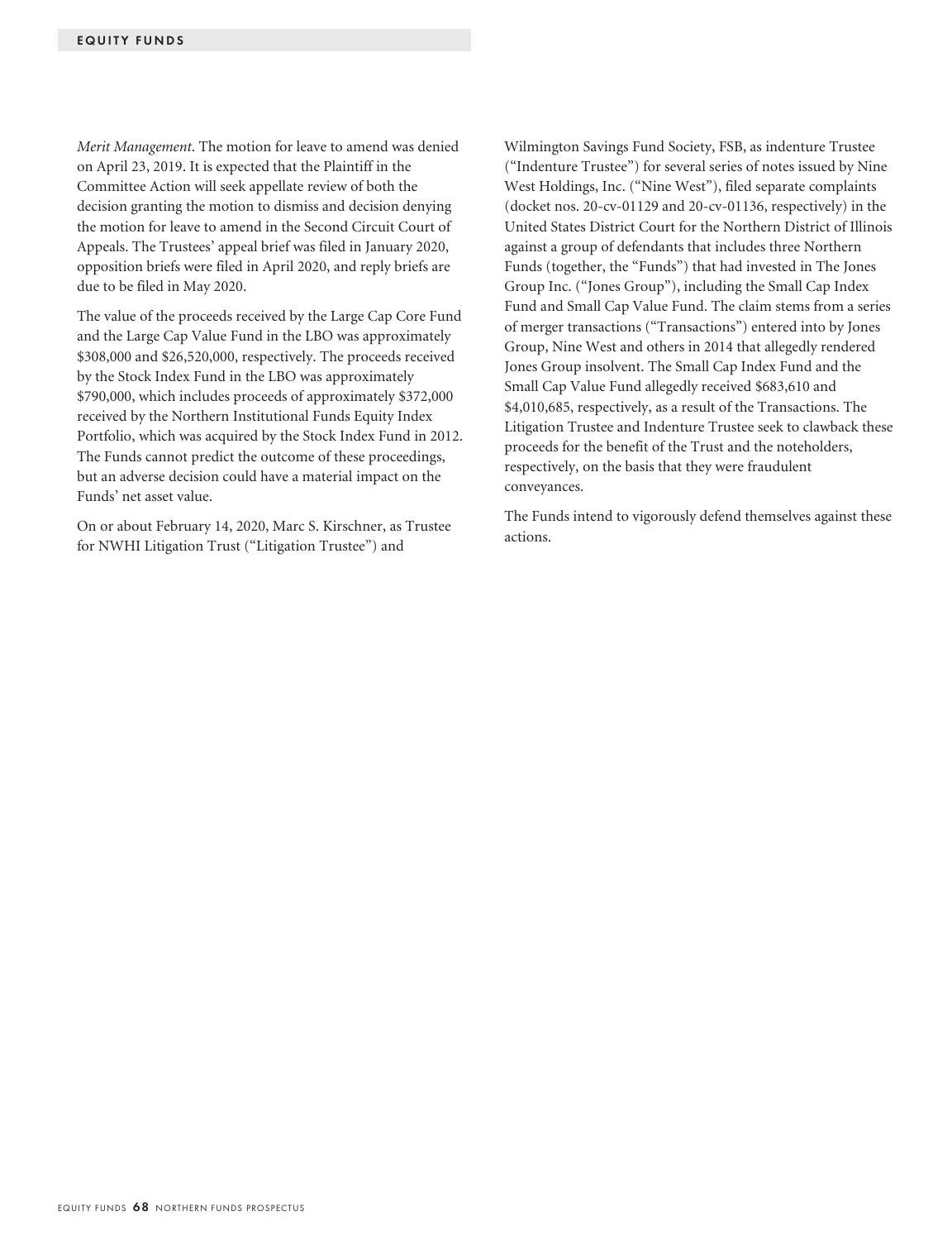*Merit Management*. The motion for leave to amend was denied on April 23, 2019. It is expected that the Plaintiff in the Committee Action will seek appellate review of both the decision granting the motion to dismiss and decision denying the motion for leave to amend in the Second Circuit Court of Appeals. The Trustees' appeal brief was filed in January 2020, opposition briefs were filed in April 2020, and reply briefs are due to be filed in May 2020.

The value of the proceeds received by the Large Cap Core Fund and the Large Cap Value Fund in the LBO was approximately $308,000 and $26,520,000, respectively. The proceeds received by the Stock Index Fund in the LBO was approximately $790,000, which includes proceeds of approximately $372,000 received by the Northern Institutional Funds Equity Index Portfolio, which was acquired by the Stock Index Fund in 2012. The Funds cannot predict the outcome of these proceedings, but an adverse decision could have a material impact on the Funds' net asset value.

On or about February 14, 2020, Marc S. Kirschner, as Trustee for NWHI Litigation Trust ("Litigation Trustee") and Wilmington Savings Fund Society, FSB, as indenture Trustee ("Indenture Trustee") for several series of notes issued by Nine West Holdings, Inc. ("Nine West"), filed separate complaints (docket nos. 20-cv-01129 and 20-cv-01136, respectively) in the United States District Court for the Northern District of Illinois against a group of defendants that includes three Northern Funds (together, the "Funds") that had invested in The Jones Group Inc. ("Jones Group"), including the Small Cap Index Fund and Small Cap Value Fund. The claim stems from a series of merger transactions ("Transactions") entered into by Jones Group, Nine West and others in 2014 that allegedly rendered Jones Group insolvent. The Small Cap Index Fund and the Small Cap Value Fund allegedly received $683,610 and $4,010,685, respectively, as a result of the Transactions. The Litigation Trustee and Indenture Trustee seek to clawback these proceeds for the benefit of the Trust and the noteholders, respectively, on the basis that they were fraudulent conveyances.

The Funds intend to vigorously defend themselves against these actions.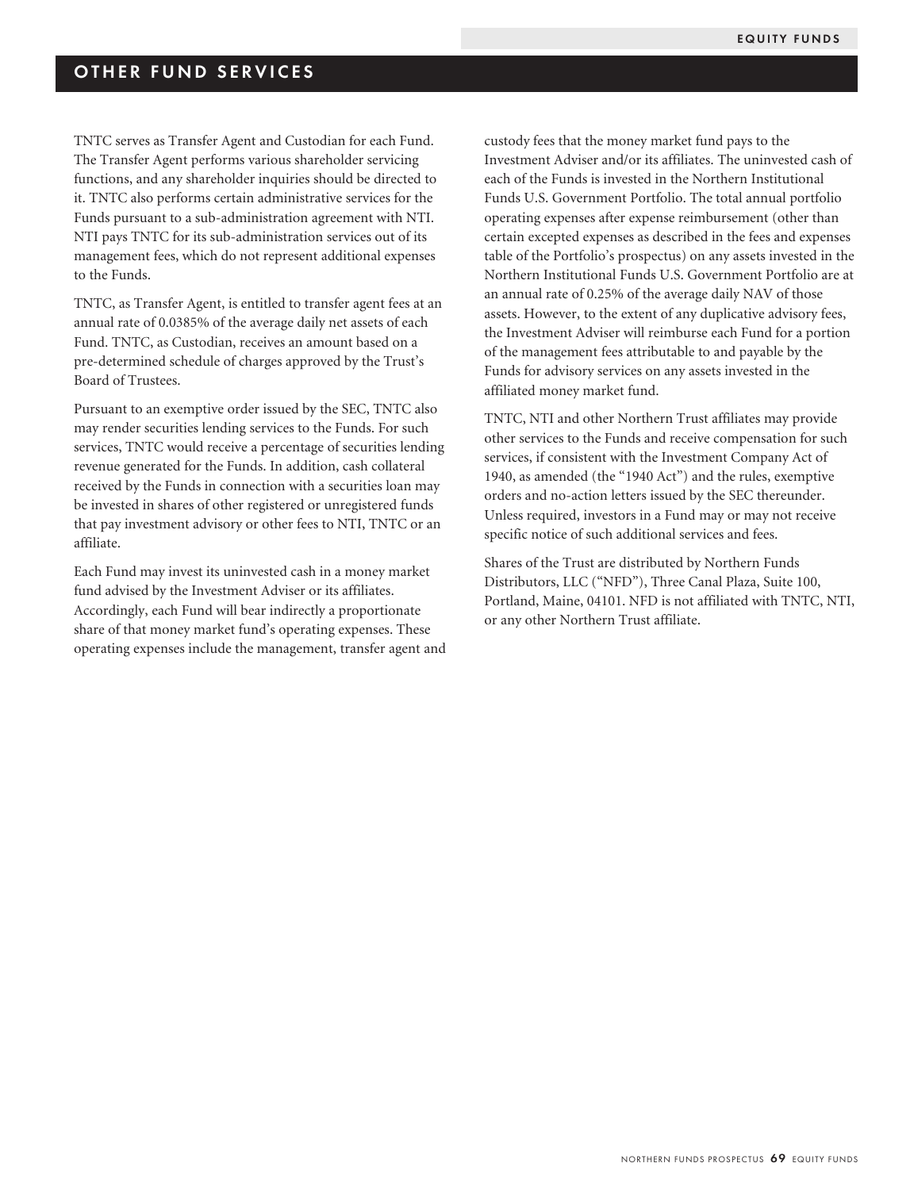## OTHER FUND SERVICES

TNTC serves as Transfer Agent and Custodian for each Fund. The Transfer Agent performs various shareholder servicing functions, and any shareholder inquiries should be directed to it. TNTC also performs certain administrative services for the Funds pursuant to a sub-administration agreement with NTI. NTI pays TNTC for its sub-administration services out of its management fees, which do not represent additional expenses to the Funds.

TNTC, as Transfer Agent, is entitled to transfer agent fees at an annual rate of 0.0385% of the average daily net assets of each Fund. TNTC, as Custodian, receives an amount based on a pre-determined schedule of charges approved by the Trust's Board of Trustees.

Pursuant to an exemptive order issued by the SEC, TNTC also may render securities lending services to the Funds. For such services, TNTC would receive a percentage of securities lending revenue generated for the Funds. In addition, cash collateral received by the Funds in connection with a securities loan may be invested in shares of other registered or unregistered funds that pay investment advisory or other fees to NTI, TNTC or an affiliate.

Each Fund may invest its uninvested cash in a money market fund advised by the Investment Adviser or its affiliates. Accordingly, each Fund will bear indirectly a proportionate share of that money market fund's operating expenses. These operating expenses include the management, transfer agent and custody fees that the money market fund pays to the Investment Adviser and/or its affiliates. The uninvested cash of each of the Funds is invested in the Northern Institutional Funds U.S. Government Portfolio. The total annual portfolio operating expenses after expense reimbursement (other than certain excepted expenses as described in the fees and expenses table of the Portfolio's prospectus) on any assets invested in the Northern Institutional Funds U.S. Government Portfolio are at an annual rate of 0.25% of the average daily NAV of those assets. However, to the extent of any duplicative advisory fees, the Investment Adviser will reimburse each Fund for a portion of the management fees attributable to and payable by the Funds for advisory services on any assets invested in the affiliated money market fund.

TNTC, NTI and other Northern Trust affiliates may provide other services to the Funds and receive compensation for such services, if consistent with the Investment Company Act of 1940, as amended (the "1940 Act") and the rules, exemptive orders and no-action letters issued by the SEC thereunder. Unless required, investors in a Fund may or may not receive specific notice of such additional services and fees.

Shares of the Trust are distributed by Northern Funds Distributors, LLC ("NFD"), Three Canal Plaza, Suite 100, Portland, Maine, 04101. NFD is not affiliated with TNTC, NTI, or any other Northern Trust affiliate.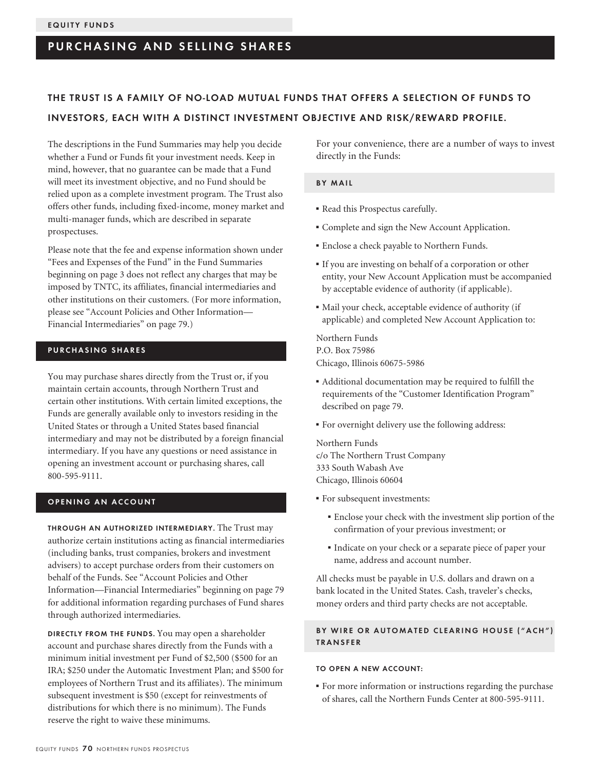## PURCHASING AND SELLING SHARES

### THE TRUST IS A FAMILY OF NO-LOAD MUTUAL FUNDS THAT OFFERS A SELECTION OF FUNDS TO INVESTORS, EACH WITH A DISTINCT INVESTMENT OBJECTIVE AND RISK/REWARD PROFILE.

The descriptions in the Fund Summaries may help you decide whether a Fund or Funds fit your investment needs. Keep in mind, however, that no guarantee can be made that a Fund will meet its investment objective, and no Fund should be relied upon as a complete investment program. The Trust also offers other funds, including fixed-income, money market and multi-manager funds, which are described in separate prospectuses.

Please note that the fee and expense information shown under "Fees and Expenses of the Fund" in the Fund Summaries beginning on page 3 does not reflect any charges that may be imposed by TNTC, its affiliates, financial intermediaries and other institutions on their customers. (For more information, please see "Account Policies and Other Information—Financial Intermediaries" on page 79.)

### PURCHASING SHARES

You may purchase shares directly from the Trust or, if you maintain certain accounts, through Northern Trust and certain other institutions. With certain limited exceptions, the Funds are generally available only to investors residing in the United States or through a United States based financial intermediary and may not be distributed by a foreign financial intermediary. If you have any questions or need assistance in opening an investment account or purchasing shares, call 800-595-9111.

### OPENING AN ACCOUNT

**THROUGH AN AUTHORIZED INTERMEDIARY.** The Trust may authorize certain institutions acting as financial intermediaries (including banks, trust companies, brokers and investment advisers) to accept purchase orders from their customers on behalf of the Funds. See "Account Policies and Other Information—Financial Intermediaries" beginning on page 79 for additional information regarding purchases of Fund shares through authorized intermediaries.

**DIRECTLY FROM THE FUNDS.** You may open a shareholder account and purchase shares directly from the Funds with a minimum initial investment per Fund of $2,500 ($500 for an IRA; $250 under the Automatic Investment Plan; and $500 for employees of Northern Trust and its affiliates). The minimum subsequent investment is $50 (except for reinvestments of distributions for which there is no minimum). The Funds reserve the right to waive these minimums.

For your convenience, there are a number of ways to invest directly in the Funds:

### BY MAIL

- Read this Prospectus carefully.
- Complete and sign the New Account Application.
- Enclose a check payable to Northern Funds.
- If you are investing on behalf of a corporation or other entity, your New Account Application must be accompanied by acceptable evidence of authority (if applicable).
- Mail your check, acceptable evidence of authority (if applicable) and completed New Account Application to:

Northern Funds
P.O. Box 75986
Chicago, Illinois 60675-5986

- Additional documentation may be required to fulfill the requirements of the "Customer Identification Program" described on page 79.
- For overnight delivery use the following address:

Northern Funds
c/o The Northern Trust Company
333 South Wabash Ave
Chicago, Illinois 60604

- For subsequent investments:
  - Enclose your check with the investment slip portion of the confirmation of your previous investment; or
  - Indicate on your check or a separate piece of paper your name, address and account number.

All checks must be payable in U.S. dollars and drawn on a bank located in the United States. Cash, traveler's checks, money orders and third party checks are not acceptable.

### BY WIRE OR AUTOMATED CLEARING HOUSE ("ACH") TRANSFER

**TO OPEN A NEW ACCOUNT:**

- For more information or instructions regarding the purchase of shares, call the Northern Funds Center at 800-595-9111.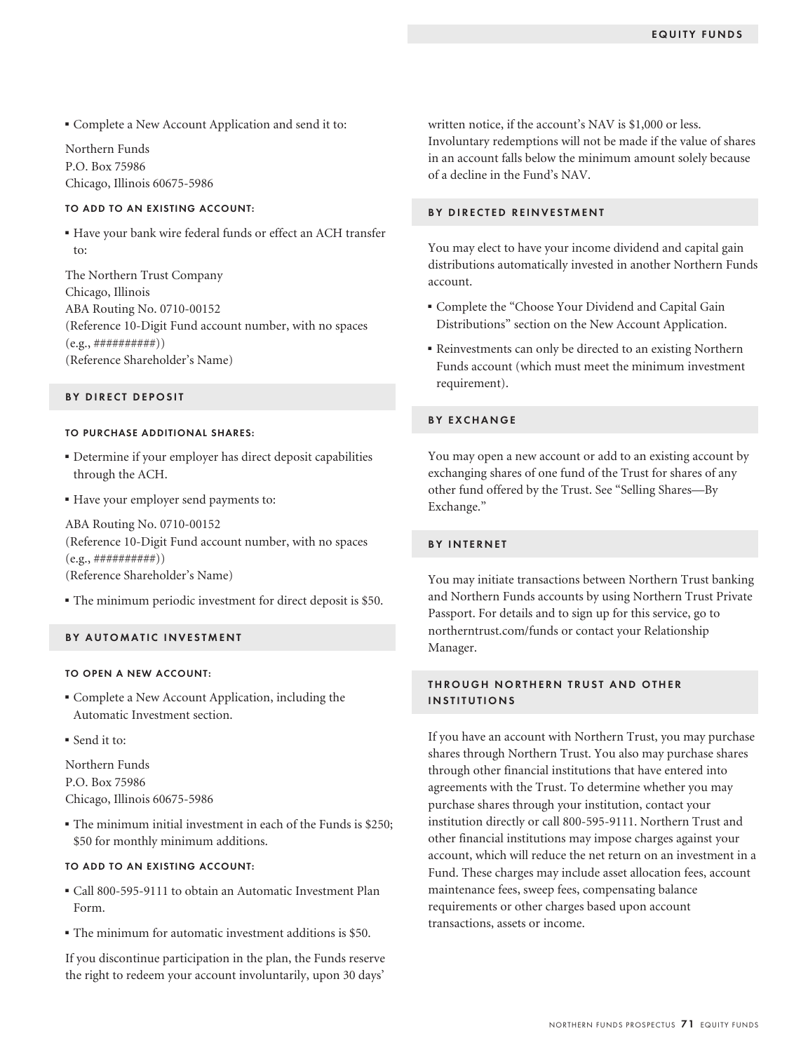- Complete a New Account Application and send it to:

Northern Funds
P.O. Box 75986
Chicago, Illinois 60675-5986

#### TO ADD TO AN EXISTING ACCOUNT:

- Have your bank wire federal funds or effect an ACH transfer to:

The Northern Trust Company
Chicago, Illinois
ABA Routing No. 0710-00152
(Reference 10-Digit Fund account number, with no spaces (e.g., ##########))
(Reference Shareholder's Name)

### BY DIRECT DEPOSIT

#### TO PURCHASE ADDITIONAL SHARES:

- Determine if your employer has direct deposit capabilities through the ACH.
- Have your employer send payments to:

ABA Routing No. 0710-00152
(Reference 10-Digit Fund account number, with no spaces (e.g., ##########))
(Reference Shareholder's Name)

- The minimum periodic investment for direct deposit is $50.

### BY AUTOMATIC INVESTMENT

#### TO OPEN A NEW ACCOUNT:

- Complete a New Account Application, including the Automatic Investment section.
- Send it to:

Northern Funds
P.O. Box 75986
Chicago, Illinois 60675-5986

- The minimum initial investment in each of the Funds is $250; $50 for monthly minimum additions.

#### TO ADD TO AN EXISTING ACCOUNT:

- Call 800-595-9111 to obtain an Automatic Investment Plan Form.
- The minimum for automatic investment additions is $50.

If you discontinue participation in the plan, the Funds reserve the right to redeem your account involuntarily, upon 30 days' written notice, if the account's NAV is $1,000 or less. Involuntary redemptions will not be made if the value of shares in an account falls below the minimum amount solely because of a decline in the Fund's NAV.

### BY DIRECTED REINVESTMENT

You may elect to have your income dividend and capital gain distributions automatically invested in another Northern Funds account.

- Complete the "Choose Your Dividend and Capital Gain Distributions" section on the New Account Application.
- Reinvestments can only be directed to an existing Northern Funds account (which must meet the minimum investment requirement).

### BY EXCHANGE

You may open a new account or add to an existing account by exchanging shares of one fund of the Trust for shares of any other fund offered by the Trust. See "Selling Shares—By Exchange."

### BY INTERNET

You may initiate transactions between Northern Trust banking and Northern Funds accounts by using Northern Trust Private Passport. For details and to sign up for this service, go to northerntrust.com/funds or contact your Relationship Manager.

### THROUGH NORTHERN TRUST AND OTHER INSTITUTIONS

If you have an account with Northern Trust, you may purchase shares through Northern Trust. You also may purchase shares through other financial institutions that have entered into agreements with the Trust. To determine whether you may purchase shares through your institution, contact your institution directly or call 800-595-9111. Northern Trust and other financial institutions may impose charges against your account, which will reduce the net return on an investment in a Fund. These charges may include asset allocation fees, account maintenance fees, sweep fees, compensating balance requirements or other charges based upon account transactions, assets or income.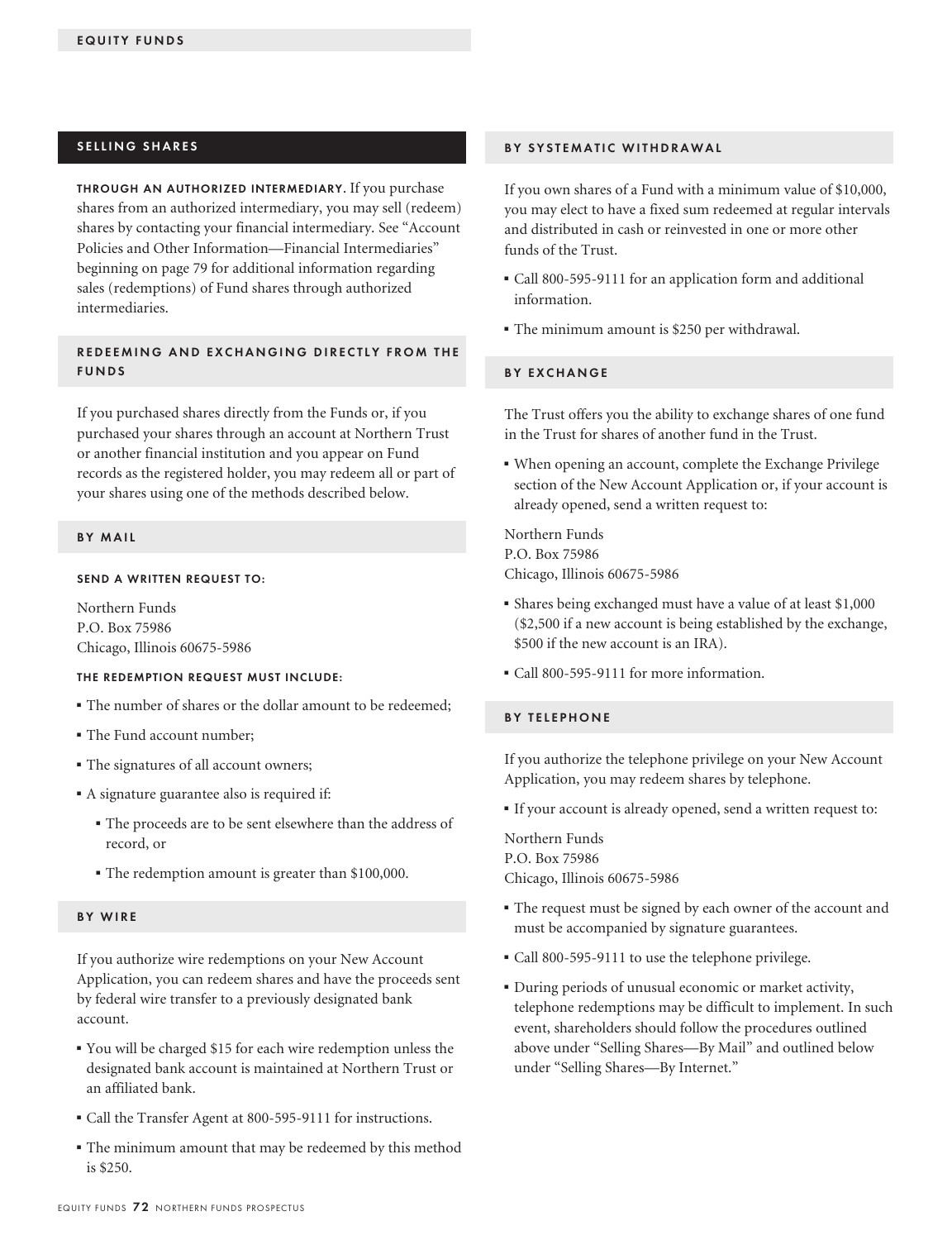## SELLING SHARES

**THROUGH AN AUTHORIZED INTERMEDIARY.** If you purchase shares from an authorized intermediary, you may sell (redeem) shares by contacting your financial intermediary. See "Account Policies and Other Information—Financial Intermediaries" beginning on page 79 for additional information regarding sales (redemptions) of Fund shares through authorized intermediaries.

### REDEEMING AND EXCHANGING DIRECTLY FROM THE FUNDS

If you purchased shares directly from the Funds or, if you purchased your shares through an account at Northern Trust or another financial institution and you appear on Fund records as the registered holder, you may redeem all or part of your shares using one of the methods described below.

### BY MAIL

**SEND A WRITTEN REQUEST TO:**

Northern Funds
P.O. Box 75986
Chicago, Illinois 60675-5986

**THE REDEMPTION REQUEST MUST INCLUDE:**

- The number of shares or the dollar amount to be redeemed;
- The Fund account number;
- The signatures of all account owners;
- A signature guarantee also is required if:
  - The proceeds are to be sent elsewhere than the address of record, or
  - The redemption amount is greater than $100,000.

### BY WIRE

If you authorize wire redemptions on your New Account Application, you can redeem shares and have the proceeds sent by federal wire transfer to a previously designated bank account.

- You will be charged $15 for each wire redemption unless the designated bank account is maintained at Northern Trust or an affiliated bank.
- Call the Transfer Agent at 800-595-9111 for instructions.
- The minimum amount that may be redeemed by this method is $250.

### BY SYSTEMATIC WITHDRAWAL

If you own shares of a Fund with a minimum value of $10,000, you may elect to have a fixed sum redeemed at regular intervals and distributed in cash or reinvested in one or more other funds of the Trust.

- Call 800-595-9111 for an application form and additional information.
- The minimum amount is $250 per withdrawal.

### BY EXCHANGE

The Trust offers you the ability to exchange shares of one fund in the Trust for shares of another fund in the Trust.

- When opening an account, complete the Exchange Privilege section of the New Account Application or, if your account is already opened, send a written request to:

Northern Funds
P.O. Box 75986
Chicago, Illinois 60675-5986

- Shares being exchanged must have a value of at least $1,000 ($2,500 if a new account is being established by the exchange, $500 if the new account is an IRA).
- Call 800-595-9111 for more information.

### BY TELEPHONE

If you authorize the telephone privilege on your New Account Application, you may redeem shares by telephone.

- If your account is already opened, send a written request to:

Northern Funds
P.O. Box 75986
Chicago, Illinois 60675-5986

- The request must be signed by each owner of the account and must be accompanied by signature guarantees.
- Call 800-595-9111 to use the telephone privilege.
- During periods of unusual economic or market activity, telephone redemptions may be difficult to implement. In such event, shareholders should follow the procedures outlined above under "Selling Shares—By Mail" and outlined below under "Selling Shares—By Internet."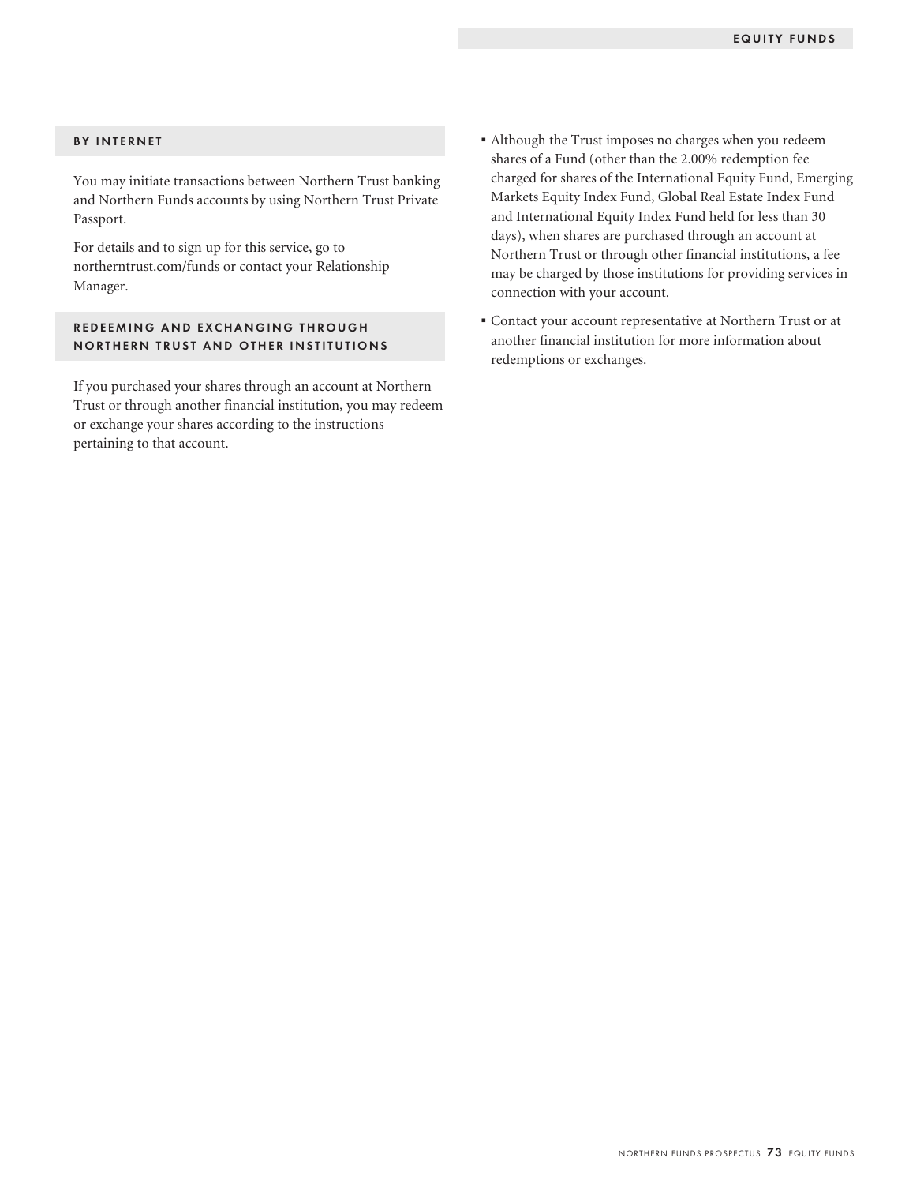### BY INTERNET

You may initiate transactions between Northern Trust banking and Northern Funds accounts by using Northern Trust Private Passport.

For details and to sign up for this service, go to northerntrust.com/funds or contact your Relationship Manager.

### REDEEMING AND EXCHANGING THROUGH NORTHERN TRUST AND OTHER INSTITUTIONS

If you purchased your shares through an account at Northern Trust or through another financial institution, you may redeem or exchange your shares according to the instructions pertaining to that account.

- Although the Trust imposes no charges when you redeem shares of a Fund (other than the 2.00% redemption fee charged for shares of the International Equity Fund, Emerging Markets Equity Index Fund, Global Real Estate Index Fund and International Equity Index Fund held for less than 30 days), when shares are purchased through an account at Northern Trust or through other financial institutions, a fee may be charged by those institutions for providing services in connection with your account.
- Contact your account representative at Northern Trust or at another financial institution for more information about redemptions or exchanges.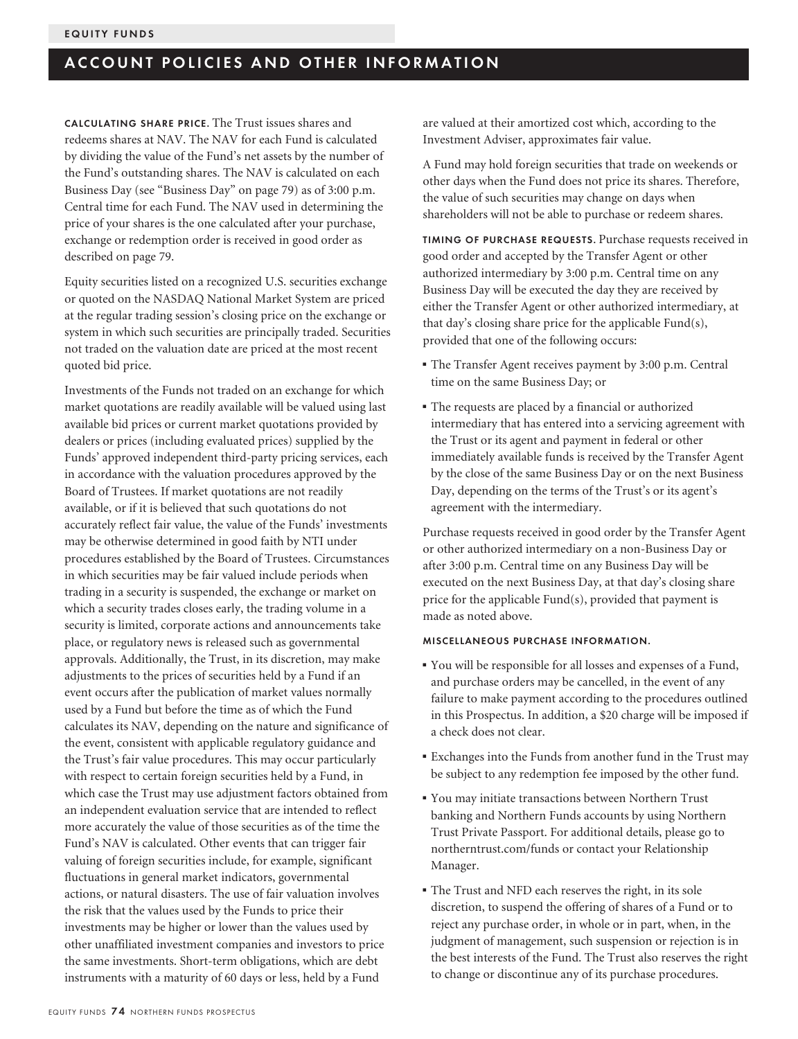## ACCOUNT POLICIES AND OTHER INFORMATION

**CALCULATING SHARE PRICE.** The Trust issues shares and redeems shares at NAV. The NAV for each Fund is calculated by dividing the value of the Fund's net assets by the number of the Fund's outstanding shares. The NAV is calculated on each Business Day (see "Business Day" on page 79) as of 3:00 p.m. Central time for each Fund. The NAV used in determining the price of your shares is the one calculated after your purchase, exchange or redemption order is received in good order as described on page 79.

Equity securities listed on a recognized U.S. securities exchange or quoted on the NASDAQ National Market System are priced at the regular trading session's closing price on the exchange or system in which such securities are principally traded. Securities not traded on the valuation date are priced at the most recent quoted bid price.

Investments of the Funds not traded on an exchange for which market quotations are readily available will be valued using last available bid prices or current market quotations provided by dealers or prices (including evaluated prices) supplied by the Funds' approved independent third-party pricing services, each in accordance with the valuation procedures approved by the Board of Trustees. If market quotations are not readily available, or if it is believed that such quotations do not accurately reflect fair value, the value of the Funds' investments may be otherwise determined in good faith by NTI under procedures established by the Board of Trustees. Circumstances in which securities may be fair valued include periods when trading in a security is suspended, the exchange or market on which a security trades closes early, the trading volume in a security is limited, corporate actions and announcements take place, or regulatory news is released such as governmental approvals. Additionally, the Trust, in its discretion, may make adjustments to the prices of securities held by a Fund if an event occurs after the publication of market values normally used by a Fund but before the time as of which the Fund calculates its NAV, depending on the nature and significance of the event, consistent with applicable regulatory guidance and the Trust's fair value procedures. This may occur particularly with respect to certain foreign securities held by a Fund, in which case the Trust may use adjustment factors obtained from an independent evaluation service that are intended to reflect more accurately the value of those securities as of the time the Fund's NAV is calculated. Other events that can trigger fair valuing of foreign securities include, for example, significant fluctuations in general market indicators, governmental actions, or natural disasters. The use of fair valuation involves the risk that the values used by the Funds to price their investments may be higher or lower than the values used by other unaffiliated investment companies and investors to price the same investments. Short-term obligations, which are debt instruments with a maturity of 60 days or less, held by a Fund are valued at their amortized cost which, according to the Investment Adviser, approximates fair value.

A Fund may hold foreign securities that trade on weekends or other days when the Fund does not price its shares. Therefore, the value of such securities may change on days when shareholders will not be able to purchase or redeem shares.

**TIMING OF PURCHASE REQUESTS.** Purchase requests received in good order and accepted by the Transfer Agent or other authorized intermediary by 3:00 p.m. Central time on any Business Day will be executed the day they are received by either the Transfer Agent or other authorized intermediary, at that day's closing share price for the applicable Fund(s), provided that one of the following occurs:

- The Transfer Agent receives payment by 3:00 p.m. Central time on the same Business Day; or
- The requests are placed by a financial or authorized intermediary that has entered into a servicing agreement with the Trust or its agent and payment in federal or other immediately available funds is received by the Transfer Agent by the close of the same Business Day or on the next Business Day, depending on the terms of the Trust's or its agent's agreement with the intermediary.

Purchase requests received in good order by the Transfer Agent or other authorized intermediary on a non-Business Day or after 3:00 p.m. Central time on any Business Day will be executed on the next Business Day, at that day's closing share price for the applicable Fund(s), provided that payment is made as noted above.

**MISCELLANEOUS PURCHASE INFORMATION.**

- You will be responsible for all losses and expenses of a Fund, and purchase orders may be cancelled, in the event of any failure to make payment according to the procedures outlined in this Prospectus. In addition, a $20 charge will be imposed if a check does not clear.
- Exchanges into the Funds from another fund in the Trust may be subject to any redemption fee imposed by the other fund.
- You may initiate transactions between Northern Trust banking and Northern Funds accounts by using Northern Trust Private Passport. For additional details, please go to northerntrust.com/funds or contact your Relationship Manager.
- The Trust and NFD each reserves the right, in its sole discretion, to suspend the offering of shares of a Fund or to reject any purchase order, in whole or in part, when, in the judgment of management, such suspension or rejection is in the best interests of the Fund. The Trust also reserves the right to change or discontinue any of its purchase procedures.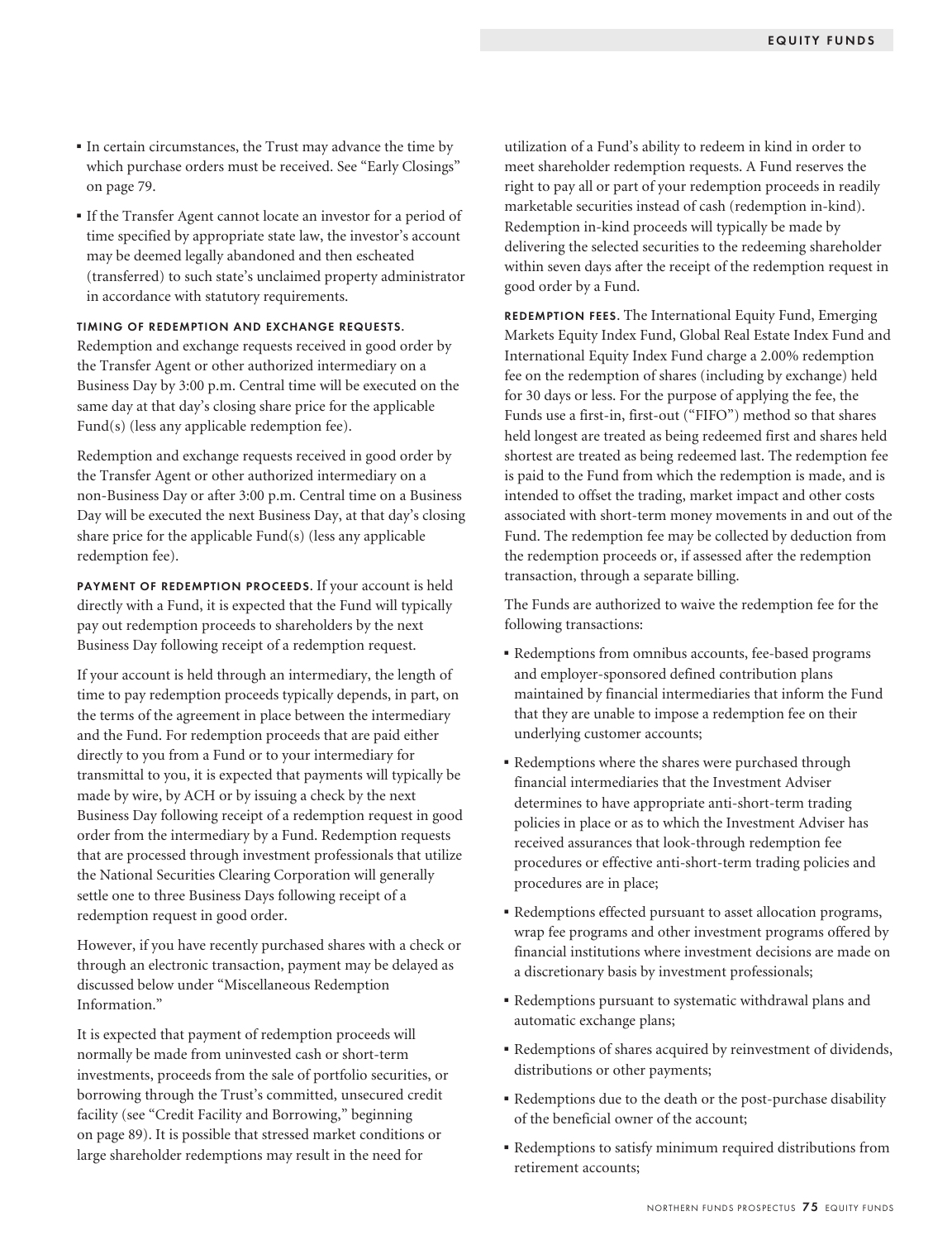- In certain circumstances, the Trust may advance the time by which purchase orders must be received. See "Early Closings" on page 79.
- If the Transfer Agent cannot locate an investor for a period of time specified by appropriate state law, the investor's account may be deemed legally abandoned and then escheated (transferred) to such state's unclaimed property administrator in accordance with statutory requirements.

**TIMING OF REDEMPTION AND EXCHANGE REQUESTS.** Redemption and exchange requests received in good order by the Transfer Agent or other authorized intermediary on a Business Day by 3:00 p.m. Central time will be executed on the same day at that day's closing share price for the applicable Fund(s) (less any applicable redemption fee).

Redemption and exchange requests received in good order by the Transfer Agent or other authorized intermediary on a non-Business Day or after 3:00 p.m. Central time on a Business Day will be executed the next Business Day, at that day's closing share price for the applicable Fund(s) (less any applicable redemption fee).

**PAYMENT OF REDEMPTION PROCEEDS.** If your account is held directly with a Fund, it is expected that the Fund will typically pay out redemption proceeds to shareholders by the next Business Day following receipt of a redemption request.

If your account is held through an intermediary, the length of time to pay redemption proceeds typically depends, in part, on the terms of the agreement in place between the intermediary and the Fund. For redemption proceeds that are paid either directly to you from a Fund or to your intermediary for transmittal to you, it is expected that payments will typically be made by wire, by ACH or by issuing a check by the next Business Day following receipt of a redemption request in good order from the intermediary by a Fund. Redemption requests that are processed through investment professionals that utilize the National Securities Clearing Corporation will generally settle one to three Business Days following receipt of a redemption request in good order.

However, if you have recently purchased shares with a check or through an electronic transaction, payment may be delayed as discussed below under "Miscellaneous Redemption Information."

It is expected that payment of redemption proceeds will normally be made from uninvested cash or short-term investments, proceeds from the sale of portfolio securities, or borrowing through the Trust's committed, unsecured credit facility (see "Credit Facility and Borrowing," beginning on page 89). It is possible that stressed market conditions or large shareholder redemptions may result in the need for utilization of a Fund's ability to redeem in kind in order to meet shareholder redemption requests. A Fund reserves the right to pay all or part of your redemption proceeds in readily marketable securities instead of cash (redemption in-kind). Redemption in-kind proceeds will typically be made by delivering the selected securities to the redeeming shareholder within seven days after the receipt of the redemption request in good order by a Fund.

**REDEMPTION FEES.** The International Equity Fund, Emerging Markets Equity Index Fund, Global Real Estate Index Fund and International Equity Index Fund charge a 2.00% redemption fee on the redemption of shares (including by exchange) held for 30 days or less. For the purpose of applying the fee, the Funds use a first-in, first-out ("FIFO") method so that shares held longest are treated as being redeemed first and shares held shortest are treated as being redeemed last. The redemption fee is paid to the Fund from which the redemption is made, and is intended to offset the trading, market impact and other costs associated with short-term money movements in and out of the Fund. The redemption fee may be collected by deduction from the redemption proceeds or, if assessed after the redemption transaction, through a separate billing.

The Funds are authorized to waive the redemption fee for the following transactions:

- Redemptions from omnibus accounts, fee-based programs and employer-sponsored defined contribution plans maintained by financial intermediaries that inform the Fund that they are unable to impose a redemption fee on their underlying customer accounts;
- Redemptions where the shares were purchased through financial intermediaries that the Investment Adviser determines to have appropriate anti-short-term trading policies in place or as to which the Investment Adviser has received assurances that look-through redemption fee procedures or effective anti-short-term trading policies and procedures are in place;
- Redemptions effected pursuant to asset allocation programs, wrap fee programs and other investment programs offered by financial institutions where investment decisions are made on a discretionary basis by investment professionals;
- Redemptions pursuant to systematic withdrawal plans and automatic exchange plans;
- Redemptions of shares acquired by reinvestment of dividends, distributions or other payments;
- Redemptions due to the death or the post-purchase disability of the beneficial owner of the account;
- Redemptions to satisfy minimum required distributions from retirement accounts;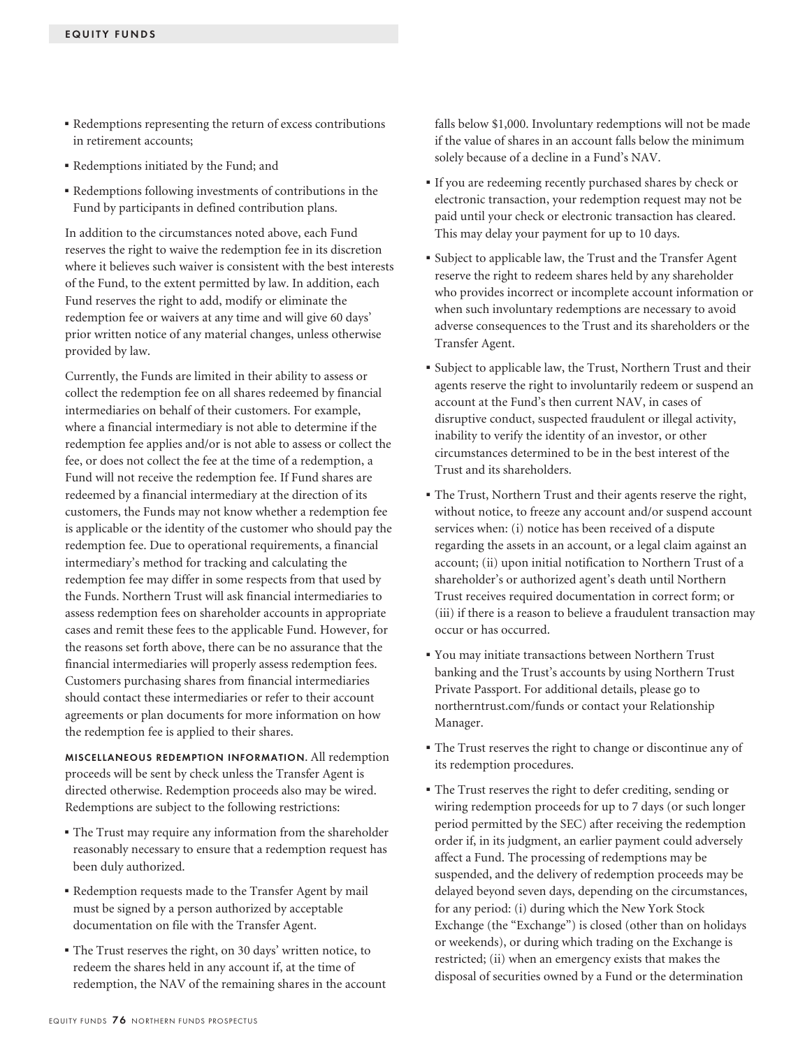- Redemptions representing the return of excess contributions in retirement accounts;
- Redemptions initiated by the Fund; and
- Redemptions following investments of contributions in the Fund by participants in defined contribution plans.

In addition to the circumstances noted above, each Fund reserves the right to waive the redemption fee in its discretion where it believes such waiver is consistent with the best interests of the Fund, to the extent permitted by law. In addition, each Fund reserves the right to add, modify or eliminate the redemption fee or waivers at any time and will give 60 days' prior written notice of any material changes, unless otherwise provided by law.

Currently, the Funds are limited in their ability to assess or collect the redemption fee on all shares redeemed by financial intermediaries on behalf of their customers. For example, where a financial intermediary is not able to determine if the redemption fee applies and/or is not able to assess or collect the fee, or does not collect the fee at the time of a redemption, a Fund will not receive the redemption fee. If Fund shares are redeemed by a financial intermediary at the direction of its customers, the Funds may not know whether a redemption fee is applicable or the identity of the customer who should pay the redemption fee. Due to operational requirements, a financial intermediary's method for tracking and calculating the redemption fee may differ in some respects from that used by the Funds. Northern Trust will ask financial intermediaries to assess redemption fees on shareholder accounts in appropriate cases and remit these fees to the applicable Fund. However, for the reasons set forth above, there can be no assurance that the financial intermediaries will properly assess redemption fees. Customers purchasing shares from financial intermediaries should contact these intermediaries or refer to their account agreements or plan documents for more information on how the redemption fee is applied to their shares.

**MISCELLANEOUS REDEMPTION INFORMATION.** All redemption proceeds will be sent by check unless the Transfer Agent is directed otherwise. Redemption proceeds also may be wired. Redemptions are subject to the following restrictions:

- The Trust may require any information from the shareholder reasonably necessary to ensure that a redemption request has been duly authorized.
- Redemption requests made to the Transfer Agent by mail must be signed by a person authorized by acceptable documentation on file with the Transfer Agent.
- The Trust reserves the right, on 30 days' written notice, to redeem the shares held in any account if, at the time of redemption, the NAV of the remaining shares in the account falls below $1,000. Involuntary redemptions will not be made if the value of shares in an account falls below the minimum solely because of a decline in a Fund's NAV.
- If you are redeeming recently purchased shares by check or electronic transaction, your redemption request may not be paid until your check or electronic transaction has cleared. This may delay your payment for up to 10 days.
- Subject to applicable law, the Trust and the Transfer Agent reserve the right to redeem shares held by any shareholder who provides incorrect or incomplete account information or when such involuntary redemptions are necessary to avoid adverse consequences to the Trust and its shareholders or the Transfer Agent.
- Subject to applicable law, the Trust, Northern Trust and their agents reserve the right to involuntarily redeem or suspend an account at the Fund's then current NAV, in cases of disruptive conduct, suspected fraudulent or illegal activity, inability to verify the identity of an investor, or other circumstances determined to be in the best interest of the Trust and its shareholders.
- The Trust, Northern Trust and their agents reserve the right, without notice, to freeze any account and/or suspend account services when: (i) notice has been received of a dispute regarding the assets in an account, or a legal claim against an account; (ii) upon initial notification to Northern Trust of a shareholder's or authorized agent's death until Northern Trust receives required documentation in correct form; or (iii) if there is a reason to believe a fraudulent transaction may occur or has occurred.
- You may initiate transactions between Northern Trust banking and the Trust's accounts by using Northern Trust Private Passport. For additional details, please go to northerntrust.com/funds or contact your Relationship Manager.
- The Trust reserves the right to change or discontinue any of its redemption procedures.
- The Trust reserves the right to defer crediting, sending or wiring redemption proceeds for up to 7 days (or such longer period permitted by the SEC) after receiving the redemption order if, in its judgment, an earlier payment could adversely affect a Fund. The processing of redemptions may be suspended, and the delivery of redemption proceeds may be delayed beyond seven days, depending on the circumstances, for any period: (i) during which the New York Stock Exchange (the "Exchange") is closed (other than on holidays or weekends), or during which trading on the Exchange is restricted; (ii) when an emergency exists that makes the disposal of securities owned by a Fund or the determination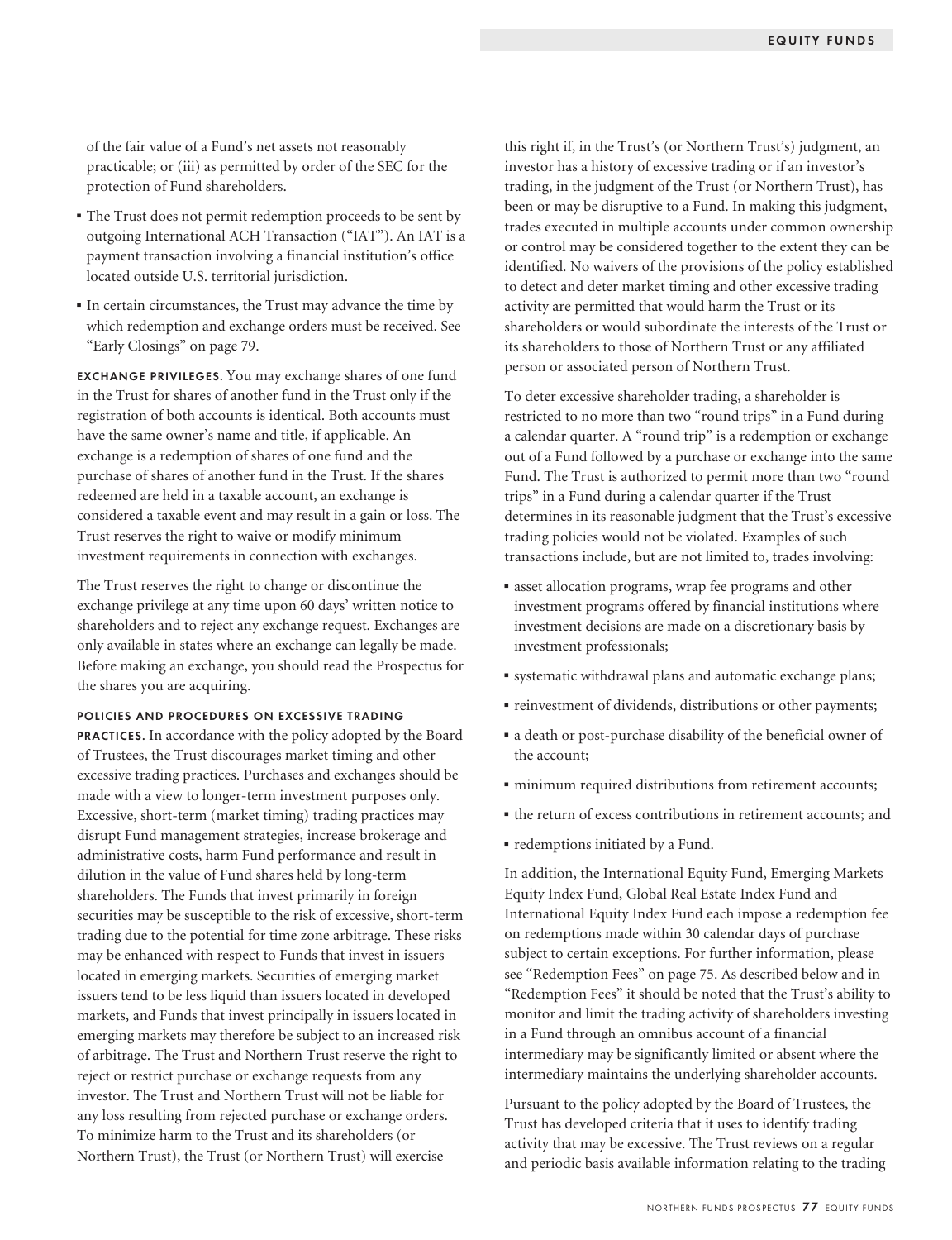of the fair value of a Fund's net assets not reasonably practicable; or (iii) as permitted by order of the SEC for the protection of Fund shareholders.

- The Trust does not permit redemption proceeds to be sent by outgoing International ACH Transaction ("IAT"). An IAT is a payment transaction involving a financial institution's office located outside U.S. territorial jurisdiction.
- In certain circumstances, the Trust may advance the time by which redemption and exchange orders must be received. See "Early Closings" on page 79.

**EXCHANGE PRIVILEGES.** You may exchange shares of one fund in the Trust for shares of another fund in the Trust only if the registration of both accounts is identical. Both accounts must have the same owner's name and title, if applicable. An exchange is a redemption of shares of one fund and the purchase of shares of another fund in the Trust. If the shares redeemed are held in a taxable account, an exchange is considered a taxable event and may result in a gain or loss. The Trust reserves the right to waive or modify minimum investment requirements in connection with exchanges.

The Trust reserves the right to change or discontinue the exchange privilege at any time upon 60 days' written notice to shareholders and to reject any exchange request. Exchanges are only available in states where an exchange can legally be made. Before making an exchange, you should read the Prospectus for the shares you are acquiring.

**POLICIES AND PROCEDURES ON EXCESSIVE TRADING PRACTICES.** In accordance with the policy adopted by the Board of Trustees, the Trust discourages market timing and other excessive trading practices. Purchases and exchanges should be made with a view to longer-term investment purposes only. Excessive, short-term (market timing) trading practices may disrupt Fund management strategies, increase brokerage and administrative costs, harm Fund performance and result in dilution in the value of Fund shares held by long-term shareholders. The Funds that invest primarily in foreign securities may be susceptible to the risk of excessive, short-term trading due to the potential for time zone arbitrage. These risks may be enhanced with respect to Funds that invest in issuers located in emerging markets. Securities of emerging market issuers tend to be less liquid than issuers located in developed markets, and Funds that invest principally in issuers located in emerging markets may therefore be subject to an increased risk of arbitrage. The Trust and Northern Trust reserve the right to reject or restrict purchase or exchange requests from any investor. The Trust and Northern Trust will not be liable for any loss resulting from rejected purchase or exchange orders. To minimize harm to the Trust and its shareholders (or Northern Trust), the Trust (or Northern Trust) will exercise this right if, in the Trust's (or Northern Trust's) judgment, an investor has a history of excessive trading or if an investor's trading, in the judgment of the Trust (or Northern Trust), has been or may be disruptive to a Fund. In making this judgment, trades executed in multiple accounts under common ownership or control may be considered together to the extent they can be identified. No waivers of the provisions of the policy established to detect and deter market timing and other excessive trading activity are permitted that would harm the Trust or its shareholders or would subordinate the interests of the Trust or its shareholders to those of Northern Trust or any affiliated person or associated person of Northern Trust.

To deter excessive shareholder trading, a shareholder is restricted to no more than two "round trips" in a Fund during a calendar quarter. A "round trip" is a redemption or exchange out of a Fund followed by a purchase or exchange into the same Fund. The Trust is authorized to permit more than two "round trips" in a Fund during a calendar quarter if the Trust determines in its reasonable judgment that the Trust's excessive trading policies would not be violated. Examples of such transactions include, but are not limited to, trades involving:

- asset allocation programs, wrap fee programs and other investment programs offered by financial institutions where investment decisions are made on a discretionary basis by investment professionals;
- systematic withdrawal plans and automatic exchange plans;
- reinvestment of dividends, distributions or other payments;
- a death or post-purchase disability of the beneficial owner of the account;
- minimum required distributions from retirement accounts;
- the return of excess contributions in retirement accounts; and
- redemptions initiated by a Fund.

In addition, the International Equity Fund, Emerging Markets Equity Index Fund, Global Real Estate Index Fund and International Equity Index Fund each impose a redemption fee on redemptions made within 30 calendar days of purchase subject to certain exceptions. For further information, please see "Redemption Fees" on page 75. As described below and in "Redemption Fees" it should be noted that the Trust's ability to monitor and limit the trading activity of shareholders investing in a Fund through an omnibus account of a financial intermediary may be significantly limited or absent where the intermediary maintains the underlying shareholder accounts.

Pursuant to the policy adopted by the Board of Trustees, the Trust has developed criteria that it uses to identify trading activity that may be excessive. The Trust reviews on a regular and periodic basis available information relating to the trading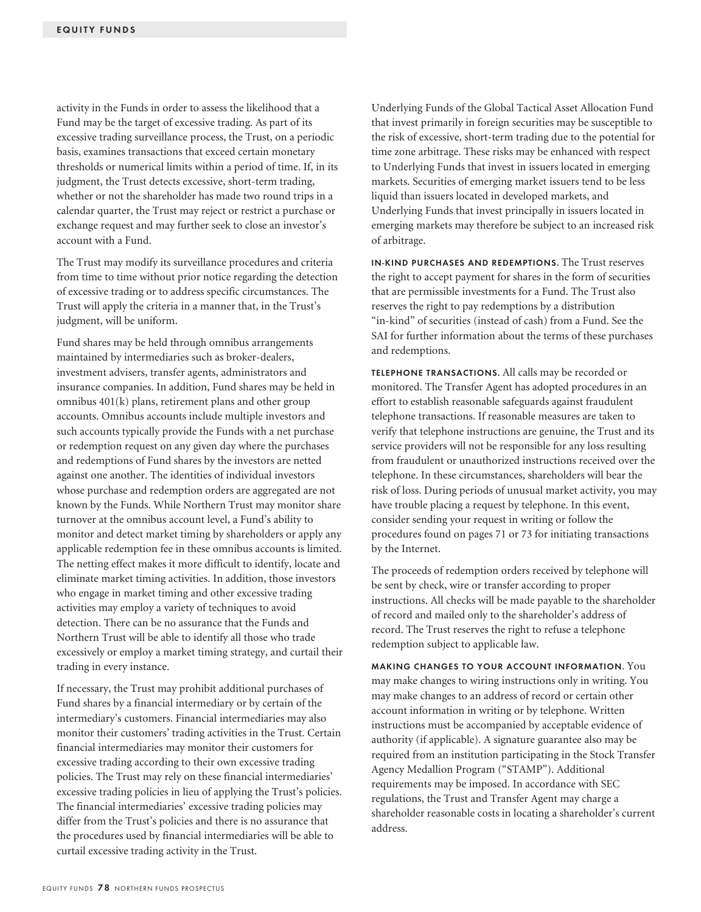activity in the Funds in order to assess the likelihood that a Fund may be the target of excessive trading. As part of its excessive trading surveillance process, the Trust, on a periodic basis, examines transactions that exceed certain monetary thresholds or numerical limits within a period of time. If, in its judgment, the Trust detects excessive, short-term trading, whether or not the shareholder has made two round trips in a calendar quarter, the Trust may reject or restrict a purchase or exchange request and may further seek to close an investor's account with a Fund.

The Trust may modify its surveillance procedures and criteria from time to time without prior notice regarding the detection of excessive trading or to address specific circumstances. The Trust will apply the criteria in a manner that, in the Trust's judgment, will be uniform.

Fund shares may be held through omnibus arrangements maintained by intermediaries such as broker-dealers, investment advisers, transfer agents, administrators and insurance companies. In addition, Fund shares may be held in omnibus 401(k) plans, retirement plans and other group accounts. Omnibus accounts include multiple investors and such accounts typically provide the Funds with a net purchase or redemption request on any given day where the purchases and redemptions of Fund shares by the investors are netted against one another. The identities of individual investors whose purchase and redemption orders are aggregated are not known by the Funds. While Northern Trust may monitor share turnover at the omnibus account level, a Fund's ability to monitor and detect market timing by shareholders or apply any applicable redemption fee in these omnibus accounts is limited. The netting effect makes it more difficult to identify, locate and eliminate market timing activities. In addition, those investors who engage in market timing and other excessive trading activities may employ a variety of techniques to avoid detection. There can be no assurance that the Funds and Northern Trust will be able to identify all those who trade excessively or employ a market timing strategy, and curtail their trading in every instance.

If necessary, the Trust may prohibit additional purchases of Fund shares by a financial intermediary or by certain of the intermediary's customers. Financial intermediaries may also monitor their customers' trading activities in the Trust. Certain financial intermediaries may monitor their customers for excessive trading according to their own excessive trading policies. The Trust may rely on these financial intermediaries' excessive trading policies in lieu of applying the Trust's policies. The financial intermediaries' excessive trading policies may differ from the Trust's policies and there is no assurance that the procedures used by financial intermediaries will be able to curtail excessive trading activity in the Trust.

Underlying Funds of the Global Tactical Asset Allocation Fund that invest primarily in foreign securities may be susceptible to the risk of excessive, short-term trading due to the potential for time zone arbitrage. These risks may be enhanced with respect to Underlying Funds that invest in issuers located in emerging markets. Securities of emerging market issuers tend to be less liquid than issuers located in developed markets, and Underlying Funds that invest principally in issuers located in emerging markets may therefore be subject to an increased risk of arbitrage.

**IN-KIND PURCHASES AND REDEMPTIONS.** The Trust reserves the right to accept payment for shares in the form of securities that are permissible investments for a Fund. The Trust also reserves the right to pay redemptions by a distribution "in-kind" of securities (instead of cash) from a Fund. See the SAI for further information about the terms of these purchases and redemptions.

**TELEPHONE TRANSACTIONS.** All calls may be recorded or monitored. The Transfer Agent has adopted procedures in an effort to establish reasonable safeguards against fraudulent telephone transactions. If reasonable measures are taken to verify that telephone instructions are genuine, the Trust and its service providers will not be responsible for any loss resulting from fraudulent or unauthorized instructions received over the telephone. In these circumstances, shareholders will bear the risk of loss. During periods of unusual market activity, you may have trouble placing a request by telephone. In this event, consider sending your request in writing or follow the procedures found on pages 71 or 73 for initiating transactions by the Internet.

The proceeds of redemption orders received by telephone will be sent by check, wire or transfer according to proper instructions. All checks will be made payable to the shareholder of record and mailed only to the shareholder's address of record. The Trust reserves the right to refuse a telephone redemption subject to applicable law.

**MAKING CHANGES TO YOUR ACCOUNT INFORMATION.** You may make changes to wiring instructions only in writing. You may make changes to an address of record or certain other account information in writing or by telephone. Written instructions must be accompanied by acceptable evidence of authority (if applicable). A signature guarantee also may be required from an institution participating in the Stock Transfer Agency Medallion Program ("STAMP"). Additional requirements may be imposed. In accordance with SEC regulations, the Trust and Transfer Agent may charge a shareholder reasonable costs in locating a shareholder's current address.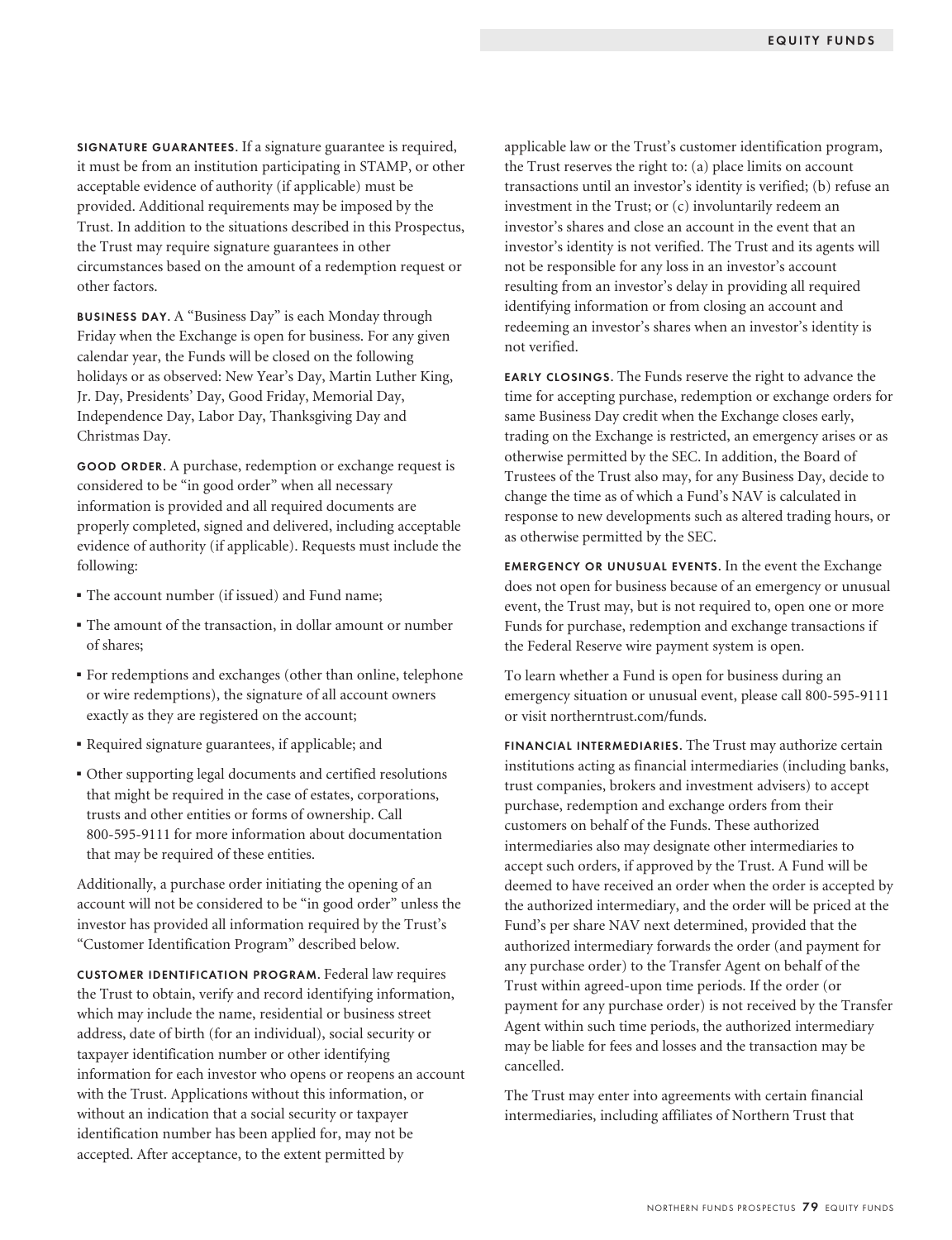**SIGNATURE GUARANTEES.** If a signature guarantee is required, it must be from an institution participating in STAMP, or other acceptable evidence of authority (if applicable) must be provided. Additional requirements may be imposed by the Trust. In addition to the situations described in this Prospectus, the Trust may require signature guarantees in other circumstances based on the amount of a redemption request or other factors.

**BUSINESS DAY.** A "Business Day" is each Monday through Friday when the Exchange is open for business. For any given calendar year, the Funds will be closed on the following holidays or as observed: New Year's Day, Martin Luther King, Jr. Day, Presidents' Day, Good Friday, Memorial Day, Independence Day, Labor Day, Thanksgiving Day and Christmas Day.

**GOOD ORDER.** A purchase, redemption or exchange request is considered to be "in good order" when all necessary information is provided and all required documents are properly completed, signed and delivered, including acceptable evidence of authority (if applicable). Requests must include the following:

- The account number (if issued) and Fund name;
- The amount of the transaction, in dollar amount or number of shares;
- For redemptions and exchanges (other than online, telephone or wire redemptions), the signature of all account owners exactly as they are registered on the account;
- Required signature guarantees, if applicable; and
- Other supporting legal documents and certified resolutions that might be required in the case of estates, corporations, trusts and other entities or forms of ownership. Call 800-595-9111 for more information about documentation that may be required of these entities.

Additionally, a purchase order initiating the opening of an account will not be considered to be "in good order" unless the investor has provided all information required by the Trust's "Customer Identification Program" described below.

**CUSTOMER IDENTIFICATION PROGRAM.** Federal law requires the Trust to obtain, verify and record identifying information, which may include the name, residential or business street address, date of birth (for an individual), social security or taxpayer identification number or other identifying information for each investor who opens or reopens an account with the Trust. Applications without this information, or without an indication that a social security or taxpayer identification number has been applied for, may not be accepted. After acceptance, to the extent permitted by applicable law or the Trust's customer identification program, the Trust reserves the right to: (a) place limits on account transactions until an investor's identity is verified; (b) refuse an investment in the Trust; or (c) involuntarily redeem an investor's shares and close an account in the event that an investor's identity is not verified. The Trust and its agents will not be responsible for any loss in an investor's account resulting from an investor's delay in providing all required identifying information or from closing an account and redeeming an investor's shares when an investor's identity is not verified.

**EARLY CLOSINGS.** The Funds reserve the right to advance the time for accepting purchase, redemption or exchange orders for same Business Day credit when the Exchange closes early, trading on the Exchange is restricted, an emergency arises or as otherwise permitted by the SEC. In addition, the Board of Trustees of the Trust also may, for any Business Day, decide to change the time as of which a Fund's NAV is calculated in response to new developments such as altered trading hours, or as otherwise permitted by the SEC.

**EMERGENCY OR UNUSUAL EVENTS.** In the event the Exchange does not open for business because of an emergency or unusual event, the Trust may, but is not required to, open one or more Funds for purchase, redemption and exchange transactions if the Federal Reserve wire payment system is open.

To learn whether a Fund is open for business during an emergency situation or unusual event, please call 800-595-9111 or visit northerntrust.com/funds.

**FINANCIAL INTERMEDIARIES.** The Trust may authorize certain institutions acting as financial intermediaries (including banks, trust companies, brokers and investment advisers) to accept purchase, redemption and exchange orders from their customers on behalf of the Funds. These authorized intermediaries also may designate other intermediaries to accept such orders, if approved by the Trust. A Fund will be deemed to have received an order when the order is accepted by the authorized intermediary, and the order will be priced at the Fund's per share NAV next determined, provided that the authorized intermediary forwards the order (and payment for any purchase order) to the Transfer Agent on behalf of the Trust within agreed-upon time periods. If the order (or payment for any purchase order) is not received by the Transfer Agent within such time periods, the authorized intermediary may be liable for fees and losses and the transaction may be cancelled.

The Trust may enter into agreements with certain financial intermediaries, including affiliates of Northern Trust that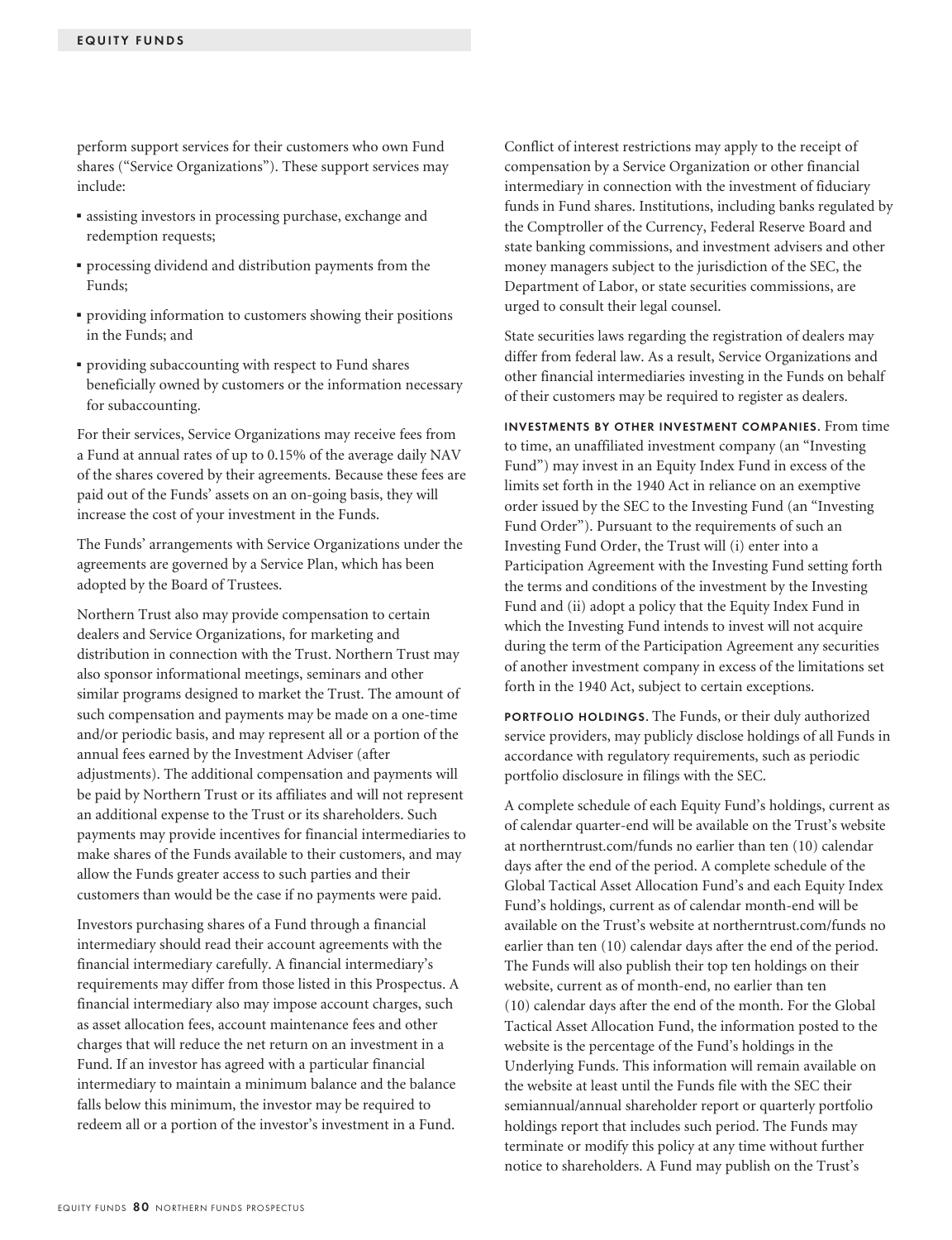perform support services for their customers who own Fund shares ("Service Organizations"). These support services may include:

- assisting investors in processing purchase, exchange and redemption requests;
- processing dividend and distribution payments from the Funds;
- providing information to customers showing their positions in the Funds; and
- providing subaccounting with respect to Fund shares beneficially owned by customers or the information necessary for subaccounting.

For their services, Service Organizations may receive fees from a Fund at annual rates of up to 0.15% of the average daily NAV of the shares covered by their agreements. Because these fees are paid out of the Funds' assets on an on-going basis, they will increase the cost of your investment in the Funds.

The Funds' arrangements with Service Organizations under the agreements are governed by a Service Plan, which has been adopted by the Board of Trustees.

Northern Trust also may provide compensation to certain dealers and Service Organizations, for marketing and distribution in connection with the Trust. Northern Trust may also sponsor informational meetings, seminars and other similar programs designed to market the Trust. The amount of such compensation and payments may be made on a one-time and/or periodic basis, and may represent all or a portion of the annual fees earned by the Investment Adviser (after adjustments). The additional compensation and payments will be paid by Northern Trust or its affiliates and will not represent an additional expense to the Trust or its shareholders. Such payments may provide incentives for financial intermediaries to make shares of the Funds available to their customers, and may allow the Funds greater access to such parties and their customers than would be the case if no payments were paid.

Investors purchasing shares of a Fund through a financial intermediary should read their account agreements with the financial intermediary carefully. A financial intermediary's requirements may differ from those listed in this Prospectus. A financial intermediary also may impose account charges, such as asset allocation fees, account maintenance fees and other charges that will reduce the net return on an investment in a Fund. If an investor has agreed with a particular financial intermediary to maintain a minimum balance and the balance falls below this minimum, the investor may be required to redeem all or a portion of the investor's investment in a Fund.

Conflict of interest restrictions may apply to the receipt of compensation by a Service Organization or other financial intermediary in connection with the investment of fiduciary funds in Fund shares. Institutions, including banks regulated by the Comptroller of the Currency, Federal Reserve Board and state banking commissions, and investment advisers and other money managers subject to the jurisdiction of the SEC, the Department of Labor, or state securities commissions, are urged to consult their legal counsel.

State securities laws regarding the registration of dealers may differ from federal law. As a result, Service Organizations and other financial intermediaries investing in the Funds on behalf of their customers may be required to register as dealers.

**INVESTMENTS BY OTHER INVESTMENT COMPANIES.** From time to time, an unaffiliated investment company (an "Investing Fund") may invest in an Equity Index Fund in excess of the limits set forth in the 1940 Act in reliance on an exemptive order issued by the SEC to the Investing Fund (an "Investing Fund Order"). Pursuant to the requirements of such an Investing Fund Order, the Trust will (i) enter into a Participation Agreement with the Investing Fund setting forth the terms and conditions of the investment by the Investing Fund and (ii) adopt a policy that the Equity Index Fund in which the Investing Fund intends to invest will not acquire during the term of the Participation Agreement any securities of another investment company in excess of the limitations set forth in the 1940 Act, subject to certain exceptions.

**PORTFOLIO HOLDINGS.** The Funds, or their duly authorized service providers, may publicly disclose holdings of all Funds in accordance with regulatory requirements, such as periodic portfolio disclosure in filings with the SEC.

A complete schedule of each Equity Fund's holdings, current as of calendar quarter-end will be available on the Trust's website at northerntrust.com/funds no earlier than ten (10) calendar days after the end of the period. A complete schedule of the Global Tactical Asset Allocation Fund's and each Equity Index Fund's holdings, current as of calendar month-end will be available on the Trust's website at northerntrust.com/funds no earlier than ten (10) calendar days after the end of the period. The Funds will also publish their top ten holdings on their website, current as of month-end, no earlier than ten (10) calendar days after the end of the month. For the Global Tactical Asset Allocation Fund, the information posted to the website is the percentage of the Fund's holdings in the Underlying Funds. This information will remain available on the website at least until the Funds file with the SEC their semiannual/annual shareholder report or quarterly portfolio holdings report that includes such period. The Funds may terminate or modify this policy at any time without further notice to shareholders. A Fund may publish on the Trust's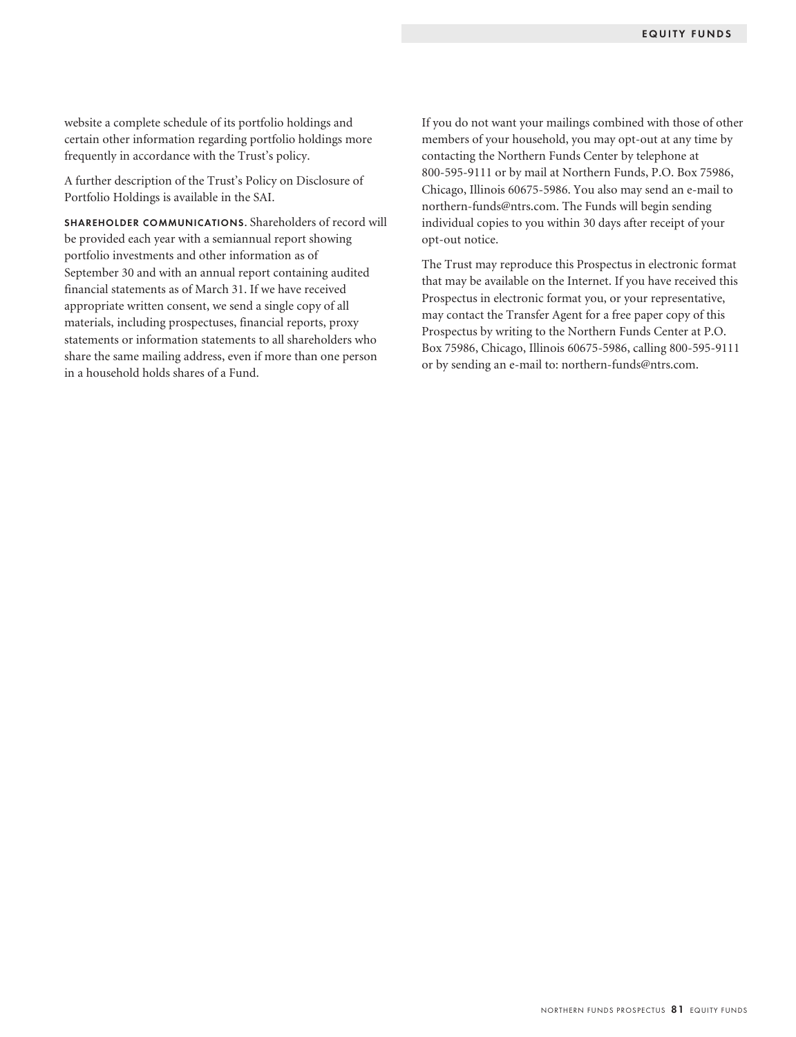website a complete schedule of its portfolio holdings and certain other information regarding portfolio holdings more frequently in accordance with the Trust's policy.

A further description of the Trust's Policy on Disclosure of Portfolio Holdings is available in the SAI.

**SHAREHOLDER COMMUNICATIONS.** Shareholders of record will be provided each year with a semiannual report showing portfolio investments and other information as of September 30 and with an annual report containing audited financial statements as of March 31. If we have received appropriate written consent, we send a single copy of all materials, including prospectuses, financial reports, proxy statements or information statements to all shareholders who share the same mailing address, even if more than one person in a household holds shares of a Fund.

If you do not want your mailings combined with those of other members of your household, you may opt-out at any time by contacting the Northern Funds Center by telephone at 800-595-9111 or by mail at Northern Funds, P.O. Box 75986, Chicago, Illinois 60675-5986. You also may send an e-mail to northern-funds@ntrs.com. The Funds will begin sending individual copies to you within 30 days after receipt of your opt-out notice.

The Trust may reproduce this Prospectus in electronic format that may be available on the Internet. If you have received this Prospectus in electronic format you, or your representative, may contact the Transfer Agent for a free paper copy of this Prospectus by writing to the Northern Funds Center at P.O. Box 75986, Chicago, Illinois 60675-5986, calling 800-595-9111 or by sending an e-mail to: northern-funds@ntrs.com.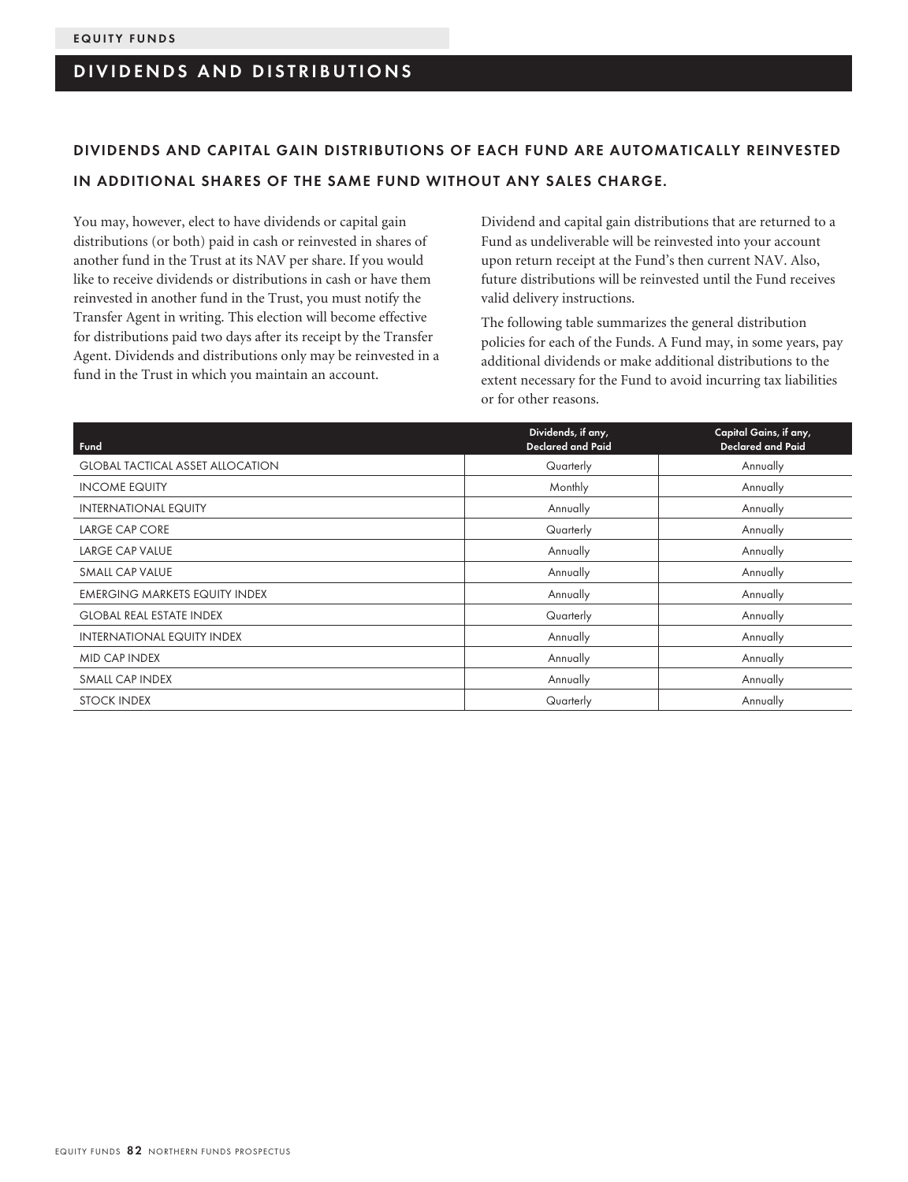## DIVIDENDS AND DISTRIBUTIONS

### DIVIDENDS AND CAPITAL GAIN DISTRIBUTIONS OF EACH FUND ARE AUTOMATICALLY REINVESTED IN ADDITIONAL SHARES OF THE SAME FUND WITHOUT ANY SALES CHARGE.

You may, however, elect to have dividends or capital gain distributions (or both) paid in cash or reinvested in shares of another fund in the Trust at its NAV per share. If you would like to receive dividends or distributions in cash or have them reinvested in another fund in the Trust, you must notify the Transfer Agent in writing. This election will become effective for distributions paid two days after its receipt by the Transfer Agent. Dividends and distributions only may be reinvested in a fund in the Trust in which you maintain an account.

Dividend and capital gain distributions that are returned to a Fund as undeliverable will be reinvested into your account upon return receipt at the Fund's then current NAV. Also, future distributions will be reinvested until the Fund receives valid delivery instructions.

The following table summarizes the general distribution policies for each of the Funds. A Fund may, in some years, pay additional dividends or make additional distributions to the extent necessary for the Fund to avoid incurring tax liabilities or for other reasons.

| Fund | Dividends, if any, Declared and Paid | Capital Gains, if any, Declared and Paid |
|---|---|---|
| GLOBAL TACTICAL ASSET ALLOCATION | Quarterly | Annually |
| INCOME EQUITY | Monthly | Annually |
| INTERNATIONAL EQUITY | Annually | Annually |
| LARGE CAP CORE | Quarterly | Annually |
| LARGE CAP VALUE | Annually | Annually |
| SMALL CAP VALUE | Annually | Annually |
| EMERGING MARKETS EQUITY INDEX | Annually | Annually |
| GLOBAL REAL ESTATE INDEX | Quarterly | Annually |
| INTERNATIONAL EQUITY INDEX | Annually | Annually |
| MID CAP INDEX | Annually | Annually |
| SMALL CAP INDEX | Annually | Annually |
| STOCK INDEX | Quarterly | Annually |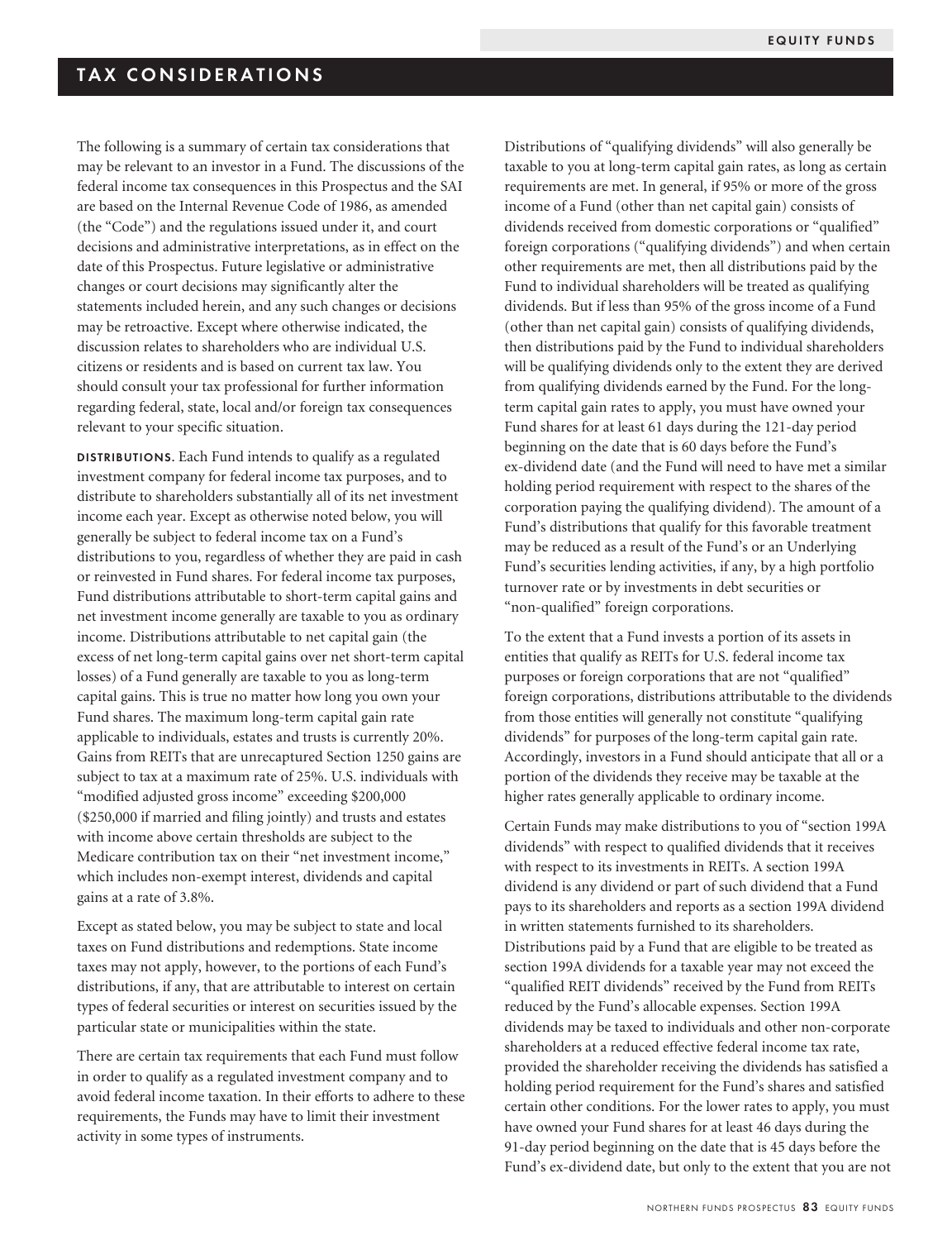## TAX CONSIDERATIONS

The following is a summary of certain tax considerations that may be relevant to an investor in a Fund. The discussions of the federal income tax consequences in this Prospectus and the SAI are based on the Internal Revenue Code of 1986, as amended (the "Code") and the regulations issued under it, and court decisions and administrative interpretations, as in effect on the date of this Prospectus. Future legislative or administrative changes or court decisions may significantly alter the statements included herein, and any such changes or decisions may be retroactive. Except where otherwise indicated, the discussion relates to shareholders who are individual U.S. citizens or residents and is based on current tax law. You should consult your tax professional for further information regarding federal, state, local and/or foreign tax consequences relevant to your specific situation.

**DISTRIBUTIONS.** Each Fund intends to qualify as a regulated investment company for federal income tax purposes, and to distribute to shareholders substantially all of its net investment income each year. Except as otherwise noted below, you will generally be subject to federal income tax on a Fund's distributions to you, regardless of whether they are paid in cash or reinvested in Fund shares. For federal income tax purposes, Fund distributions attributable to short-term capital gains and net investment income generally are taxable to you as ordinary income. Distributions attributable to net capital gain (the excess of net long-term capital gains over net short-term capital losses) of a Fund generally are taxable to you as long-term capital gains. This is true no matter how long you own your Fund shares. The maximum long-term capital gain rate applicable to individuals, estates and trusts is currently 20%. Gains from REITs that are unrecaptured Section 1250 gains are subject to tax at a maximum rate of 25%. U.S. individuals with "modified adjusted gross income" exceeding $200,000 ($250,000 if married and filing jointly) and trusts and estates with income above certain thresholds are subject to the Medicare contribution tax on their "net investment income," which includes non-exempt interest, dividends and capital gains at a rate of 3.8%.

Except as stated below, you may be subject to state and local taxes on Fund distributions and redemptions. State income taxes may not apply, however, to the portions of each Fund's distributions, if any, that are attributable to interest on certain types of federal securities or interest on securities issued by the particular state or municipalities within the state.

There are certain tax requirements that each Fund must follow in order to qualify as a regulated investment company and to avoid federal income taxation. In their efforts to adhere to these requirements, the Funds may have to limit their investment activity in some types of instruments.

Distributions of "qualifying dividends" will also generally be taxable to you at long-term capital gain rates, as long as certain requirements are met. In general, if 95% or more of the gross income of a Fund (other than net capital gain) consists of dividends received from domestic corporations or "qualified" foreign corporations ("qualifying dividends") and when certain other requirements are met, then all distributions paid by the Fund to individual shareholders will be treated as qualifying dividends. But if less than 95% of the gross income of a Fund (other than net capital gain) consists of qualifying dividends, then distributions paid by the Fund to individual shareholders will be qualifying dividends only to the extent they are derived from qualifying dividends earned by the Fund. For the long-term capital gain rates to apply, you must have owned your Fund shares for at least 61 days during the 121-day period beginning on the date that is 60 days before the Fund's ex-dividend date (and the Fund will need to have met a similar holding period requirement with respect to the shares of the corporation paying the qualifying dividend). The amount of a Fund's distributions that qualify for this favorable treatment may be reduced as a result of the Fund's or an Underlying Fund's securities lending activities, if any, by a high portfolio turnover rate or by investments in debt securities or "non-qualified" foreign corporations.

To the extent that a Fund invests a portion of its assets in entities that qualify as REITs for U.S. federal income tax purposes or foreign corporations that are not "qualified" foreign corporations, distributions attributable to the dividends from those entities will generally not constitute "qualifying dividends" for purposes of the long-term capital gain rate. Accordingly, investors in a Fund should anticipate that all or a portion of the dividends they receive may be taxable at the higher rates generally applicable to ordinary income.

Certain Funds may make distributions to you of "section 199A dividends" with respect to qualified dividends that it receives with respect to its investments in REITs. A section 199A dividend is any dividend or part of such dividend that a Fund pays to its shareholders and reports as a section 199A dividend in written statements furnished to its shareholders. Distributions paid by a Fund that are eligible to be treated as section 199A dividends for a taxable year may not exceed the "qualified REIT dividends" received by the Fund from REITs reduced by the Fund's allocable expenses. Section 199A dividends may be taxed to individuals and other non-corporate shareholders at a reduced effective federal income tax rate, provided the shareholder receiving the dividends has satisfied a holding period requirement for the Fund's shares and satisfied certain other conditions. For the lower rates to apply, you must have owned your Fund shares for at least 46 days during the 91-day period beginning on the date that is 45 days before the Fund's ex-dividend date, but only to the extent that you are not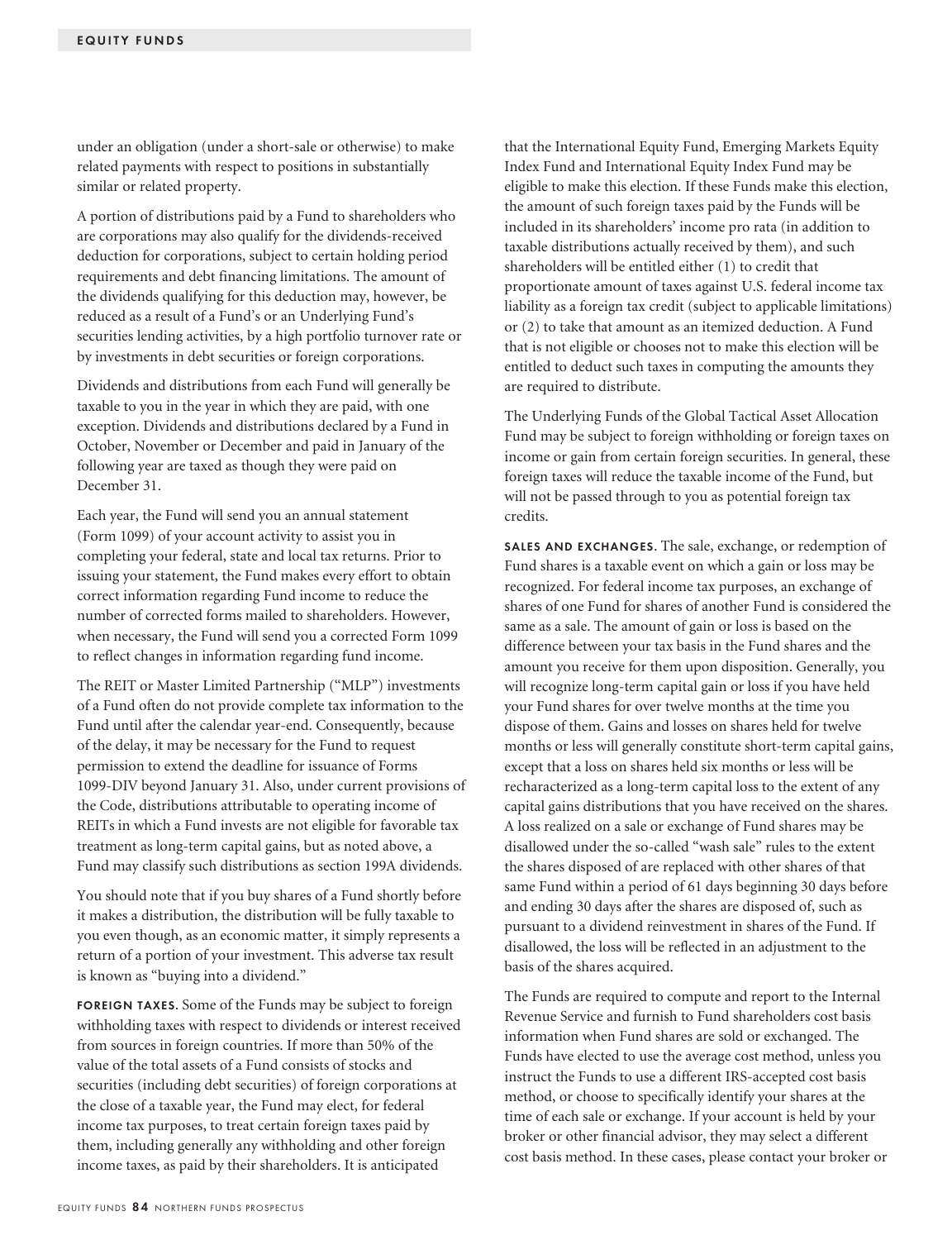under an obligation (under a short-sale or otherwise) to make related payments with respect to positions in substantially similar or related property.

A portion of distributions paid by a Fund to shareholders who are corporations may also qualify for the dividends-received deduction for corporations, subject to certain holding period requirements and debt financing limitations. The amount of the dividends qualifying for this deduction may, however, be reduced as a result of a Fund's or an Underlying Fund's securities lending activities, by a high portfolio turnover rate or by investments in debt securities or foreign corporations.

Dividends and distributions from each Fund will generally be taxable to you in the year in which they are paid, with one exception. Dividends and distributions declared by a Fund in October, November or December and paid in January of the following year are taxed as though they were paid on December 31.

Each year, the Fund will send you an annual statement (Form 1099) of your account activity to assist you in completing your federal, state and local tax returns. Prior to issuing your statement, the Fund makes every effort to obtain correct information regarding Fund income to reduce the number of corrected forms mailed to shareholders. However, when necessary, the Fund will send you a corrected Form 1099 to reflect changes in information regarding fund income.

The REIT or Master Limited Partnership ("MLP") investments of a Fund often do not provide complete tax information to the Fund until after the calendar year-end. Consequently, because of the delay, it may be necessary for the Fund to request permission to extend the deadline for issuance of Forms 1099-DIV beyond January 31. Also, under current provisions of the Code, distributions attributable to operating income of REITs in which a Fund invests are not eligible for favorable tax treatment as long-term capital gains, but as noted above, a Fund may classify such distributions as section 199A dividends.

You should note that if you buy shares of a Fund shortly before it makes a distribution, the distribution will be fully taxable to you even though, as an economic matter, it simply represents a return of a portion of your investment. This adverse tax result is known as "buying into a dividend."

**FOREIGN TAXES.** Some of the Funds may be subject to foreign withholding taxes with respect to dividends or interest received from sources in foreign countries. If more than 50% of the value of the total assets of a Fund consists of stocks and securities (including debt securities) of foreign corporations at the close of a taxable year, the Fund may elect, for federal income tax purposes, to treat certain foreign taxes paid by them, including generally any withholding and other foreign income taxes, as paid by their shareholders. It is anticipated that the International Equity Fund, Emerging Markets Equity Index Fund and International Equity Index Fund may be eligible to make this election. If these Funds make this election, the amount of such foreign taxes paid by the Funds will be included in its shareholders' income pro rata (in addition to taxable distributions actually received by them), and such shareholders will be entitled either (1) to credit that proportionate amount of taxes against U.S. federal income tax liability as a foreign tax credit (subject to applicable limitations) or (2) to take that amount as an itemized deduction. A Fund that is not eligible or chooses not to make this election will be entitled to deduct such taxes in computing the amounts they are required to distribute.

The Underlying Funds of the Global Tactical Asset Allocation Fund may be subject to foreign withholding or foreign taxes on income or gain from certain foreign securities. In general, these foreign taxes will reduce the taxable income of the Fund, but will not be passed through to you as potential foreign tax credits.

**SALES AND EXCHANGES.** The sale, exchange, or redemption of Fund shares is a taxable event on which a gain or loss may be recognized. For federal income tax purposes, an exchange of shares of one Fund for shares of another Fund is considered the same as a sale. The amount of gain or loss is based on the difference between your tax basis in the Fund shares and the amount you receive for them upon disposition. Generally, you will recognize long-term capital gain or loss if you have held your Fund shares for over twelve months at the time you dispose of them. Gains and losses on shares held for twelve months or less will generally constitute short-term capital gains, except that a loss on shares held six months or less will be recharacterized as a long-term capital loss to the extent of any capital gains distributions that you have received on the shares. A loss realized on a sale or exchange of Fund shares may be disallowed under the so-called "wash sale" rules to the extent the shares disposed of are replaced with other shares of that same Fund within a period of 61 days beginning 30 days before and ending 30 days after the shares are disposed of, such as pursuant to a dividend reinvestment in shares of the Fund. If disallowed, the loss will be reflected in an adjustment to the basis of the shares acquired.

The Funds are required to compute and report to the Internal Revenue Service and furnish to Fund shareholders cost basis information when Fund shares are sold or exchanged. The Funds have elected to use the average cost method, unless you instruct the Funds to use a different IRS-accepted cost basis method, or choose to specifically identify your shares at the time of each sale or exchange. If your account is held by your broker or other financial advisor, they may select a different cost basis method. In these cases, please contact your broker or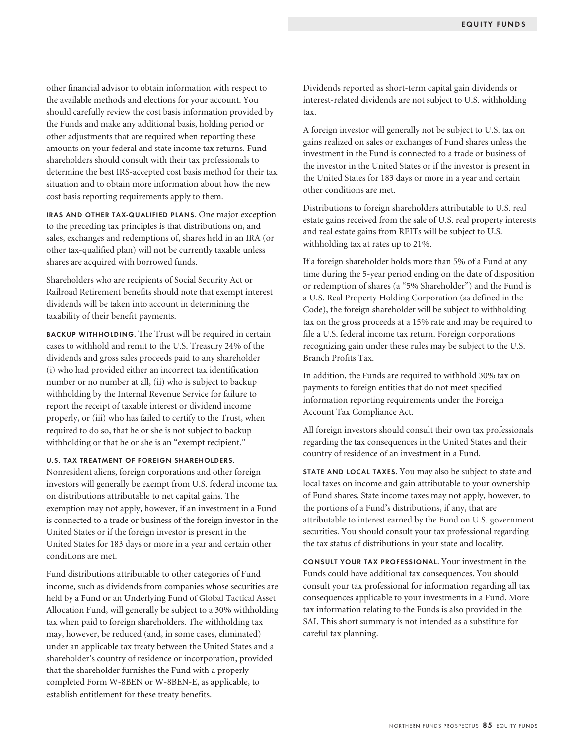other financial advisor to obtain information with respect to the available methods and elections for your account. You should carefully review the cost basis information provided by the Funds and make any additional basis, holding period or other adjustments that are required when reporting these amounts on your federal and state income tax returns. Fund shareholders should consult with their tax professionals to determine the best IRS-accepted cost basis method for their tax situation and to obtain more information about how the new cost basis reporting requirements apply to them.

**IRAS AND OTHER TAX-QUALIFIED PLANS.** One major exception to the preceding tax principles is that distributions on, and sales, exchanges and redemptions of, shares held in an IRA (or other tax-qualified plan) will not be currently taxable unless shares are acquired with borrowed funds.

Shareholders who are recipients of Social Security Act or Railroad Retirement benefits should note that exempt interest dividends will be taken into account in determining the taxability of their benefit payments.

**BACKUP WITHHOLDING.** The Trust will be required in certain cases to withhold and remit to the U.S. Treasury 24% of the dividends and gross sales proceeds paid to any shareholder (i) who had provided either an incorrect tax identification number or no number at all, (ii) who is subject to backup withholding by the Internal Revenue Service for failure to report the receipt of taxable interest or dividend income properly, or (iii) who has failed to certify to the Trust, when required to do so, that he or she is not subject to backup withholding or that he or she is an "exempt recipient."

**U.S. TAX TREATMENT OF FOREIGN SHAREHOLDERS.** Nonresident aliens, foreign corporations and other foreign investors will generally be exempt from U.S. federal income tax on distributions attributable to net capital gains. The exemption may not apply, however, if an investment in a Fund is connected to a trade or business of the foreign investor in the United States or if the foreign investor is present in the United States for 183 days or more in a year and certain other conditions are met.

Fund distributions attributable to other categories of Fund income, such as dividends from companies whose securities are held by a Fund or an Underlying Fund of Global Tactical Asset Allocation Fund, will generally be subject to a 30% withholding tax when paid to foreign shareholders. The withholding tax may, however, be reduced (and, in some cases, eliminated) under an applicable tax treaty between the United States and a shareholder's country of residence or incorporation, provided that the shareholder furnishes the Fund with a properly completed Form W-8BEN or W-8BEN-E, as applicable, to establish entitlement for these treaty benefits.

Dividends reported as short-term capital gain dividends or interest-related dividends are not subject to U.S. withholding tax.

A foreign investor will generally not be subject to U.S. tax on gains realized on sales or exchanges of Fund shares unless the investment in the Fund is connected to a trade or business of the investor in the United States or if the investor is present in the United States for 183 days or more in a year and certain other conditions are met.

Distributions to foreign shareholders attributable to U.S. real estate gains received from the sale of U.S. real property interests and real estate gains from REITs will be subject to U.S. withholding tax at rates up to 21%.

If a foreign shareholder holds more than 5% of a Fund at any time during the 5-year period ending on the date of disposition or redemption of shares (a "5% Shareholder") and the Fund is a U.S. Real Property Holding Corporation (as defined in the Code), the foreign shareholder will be subject to withholding tax on the gross proceeds at a 15% rate and may be required to file a U.S. federal income tax return. Foreign corporations recognizing gain under these rules may be subject to the U.S. Branch Profits Tax.

In addition, the Funds are required to withhold 30% tax on payments to foreign entities that do not meet specified information reporting requirements under the Foreign Account Tax Compliance Act.

All foreign investors should consult their own tax professionals regarding the tax consequences in the United States and their country of residence of an investment in a Fund.

**STATE AND LOCAL TAXES.** You may also be subject to state and local taxes on income and gain attributable to your ownership of Fund shares. State income taxes may not apply, however, to the portions of a Fund's distributions, if any, that are attributable to interest earned by the Fund on U.S. government securities. You should consult your tax professional regarding the tax status of distributions in your state and locality.

**CONSULT YOUR TAX PROFESSIONAL.** Your investment in the Funds could have additional tax consequences. You should consult your tax professional for information regarding all tax consequences applicable to your investments in a Fund. More tax information relating to the Funds is also provided in the SAI. This short summary is not intended as a substitute for careful tax planning.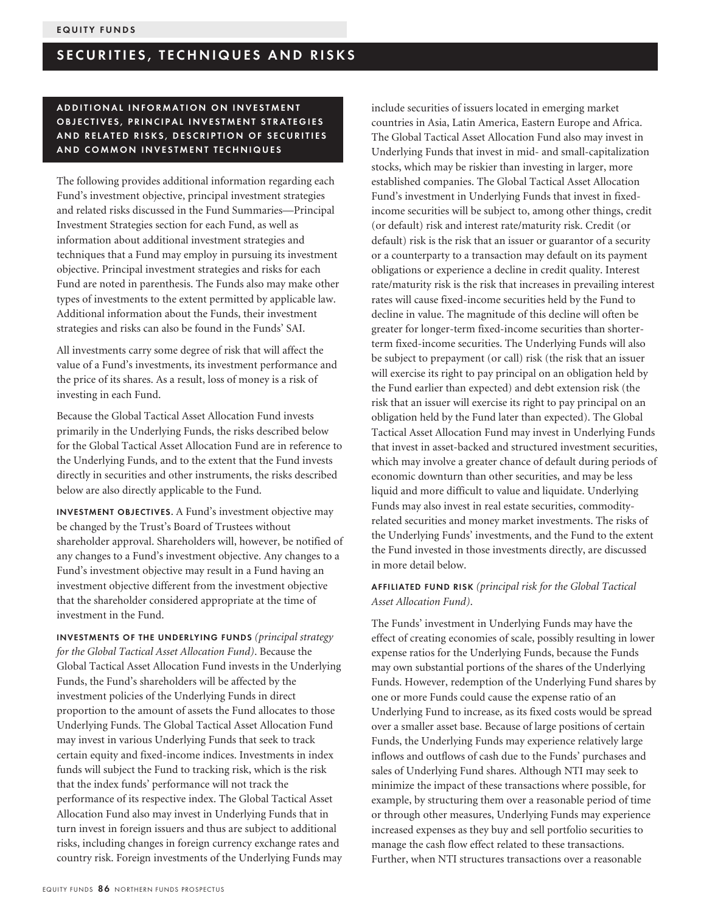## SECURITIES, TECHNIQUES AND RISKS

### ADDITIONAL INFORMATION ON INVESTMENT OBJECTIVES, PRINCIPAL INVESTMENT STRATEGIES AND RELATED RISKS, DESCRIPTION OF SECURITIES AND COMMON INVESTMENT TECHNIQUES

The following provides additional information regarding each Fund's investment objective, principal investment strategies and related risks discussed in the Fund Summaries—Principal Investment Strategies section for each Fund, as well as information about additional investment strategies and techniques that a Fund may employ in pursuing its investment objective. Principal investment strategies and risks for each Fund are noted in parenthesis. The Funds also may make other types of investments to the extent permitted by applicable law. Additional information about the Funds, their investment strategies and risks can also be found in the Funds' SAI.

All investments carry some degree of risk that will affect the value of a Fund's investments, its investment performance and the price of its shares. As a result, loss of money is a risk of investing in each Fund.

Because the Global Tactical Asset Allocation Fund invests primarily in the Underlying Funds, the risks described below for the Global Tactical Asset Allocation Fund are in reference to the Underlying Funds, and to the extent that the Fund invests directly in securities and other instruments, the risks described below are also directly applicable to the Fund.

**INVESTMENT OBJECTIVES.** A Fund's investment objective may be changed by the Trust's Board of Trustees without shareholder approval. Shareholders will, however, be notified of any changes to a Fund's investment objective. Any changes to a Fund's investment objective may result in a Fund having an investment objective different from the investment objective that the shareholder considered appropriate at the time of investment in the Fund.

**INVESTMENTS OF THE UNDERLYING FUNDS** *(principal strategy for the Global Tactical Asset Allocation Fund)*. Because the Global Tactical Asset Allocation Fund invests in the Underlying Funds, the Fund's shareholders will be affected by the investment policies of the Underlying Funds in direct proportion to the amount of assets the Fund allocates to those Underlying Funds. The Global Tactical Asset Allocation Fund may invest in various Underlying Funds that seek to track certain equity and fixed-income indices. Investments in index funds will subject the Fund to tracking risk, which is the risk that the index funds' performance will not track the performance of its respective index. The Global Tactical Asset Allocation Fund also may invest in Underlying Funds that in turn invest in foreign issuers and thus are subject to additional risks, including changes in foreign currency exchange rates and country risk. Foreign investments of the Underlying Funds may include securities of issuers located in emerging market countries in Asia, Latin America, Eastern Europe and Africa. The Global Tactical Asset Allocation Fund also may invest in Underlying Funds that invest in mid- and small-capitalization stocks, which may be riskier than investing in larger, more established companies. The Global Tactical Asset Allocation Fund's investment in Underlying Funds that invest in fixed-income securities will be subject to, among other things, credit (or default) risk and interest rate/maturity risk. Credit (or default) risk is the risk that an issuer or guarantor of a security or a counterparty to a transaction may default on its payment obligations or experience a decline in credit quality. Interest rate/maturity risk is the risk that increases in prevailing interest rates will cause fixed-income securities held by the Fund to decline in value. The magnitude of this decline will often be greater for longer-term fixed-income securities than shorter-term fixed-income securities. The Underlying Funds will also be subject to prepayment (or call) risk (the risk that an issuer will exercise its right to pay principal on an obligation held by the Fund earlier than expected) and debt extension risk (the risk that an issuer will exercise its right to pay principal on an obligation held by the Fund later than expected). The Global Tactical Asset Allocation Fund may invest in Underlying Funds that invest in asset-backed and structured investment securities, which may involve a greater chance of default during periods of economic downturn than other securities, and may be less liquid and more difficult to value and liquidate. Underlying Funds may also invest in real estate securities, commodity-related securities and money market investments. The risks of the Underlying Funds' investments, and the Fund to the extent the Fund invested in those investments directly, are discussed in more detail below.

**AFFILIATED FUND RISK** *(principal risk for the Global Tactical Asset Allocation Fund)*.

The Funds' investment in Underlying Funds may have the effect of creating economies of scale, possibly resulting in lower expense ratios for the Underlying Funds, because the Funds may own substantial portions of the shares of the Underlying Funds. However, redemption of the Underlying Fund shares by one or more Funds could cause the expense ratio of an Underlying Fund to increase, as its fixed costs would be spread over a smaller asset base. Because of large positions of certain Funds, the Underlying Funds may experience relatively large inflows and outflows of cash due to the Funds' purchases and sales of Underlying Fund shares. Although NTI may seek to minimize the impact of these transactions where possible, for example, by structuring them over a reasonable period of time or through other measures, Underlying Funds may experience increased expenses as they buy and sell portfolio securities to manage the cash flow effect related to these transactions. Further, when NTI structures transactions over a reasonable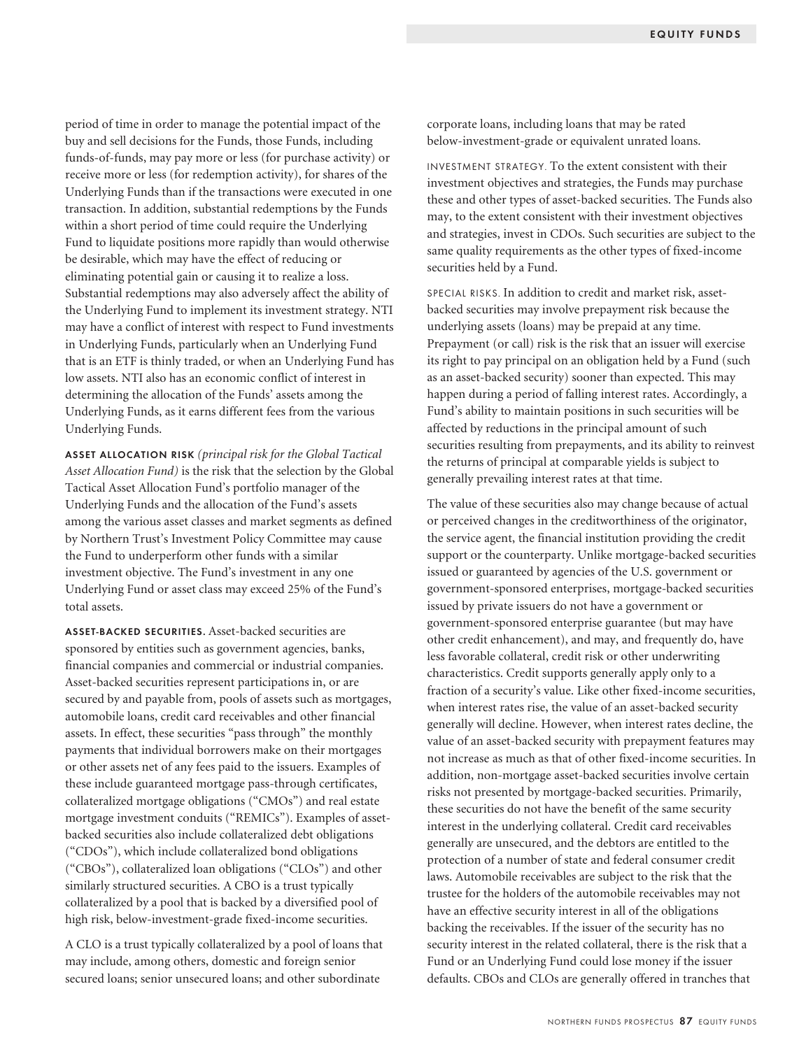period of time in order to manage the potential impact of the buy and sell decisions for the Funds, those Funds, including funds-of-funds, may pay more or less (for purchase activity) or receive more or less (for redemption activity), for shares of the Underlying Funds than if the transactions were executed in one transaction. In addition, substantial redemptions by the Funds within a short period of time could require the Underlying Fund to liquidate positions more rapidly than would otherwise be desirable, which may have the effect of reducing or eliminating potential gain or causing it to realize a loss. Substantial redemptions may also adversely affect the ability of the Underlying Fund to implement its investment strategy. NTI may have a conflict of interest with respect to Fund investments in Underlying Funds, particularly when an Underlying Fund that is an ETF is thinly traded, or when an Underlying Fund has low assets. NTI also has an economic conflict of interest in determining the allocation of the Funds' assets among the Underlying Funds, as it earns different fees from the various Underlying Funds.

**ASSET ALLOCATION RISK** *(principal risk for the Global Tactical Asset Allocation Fund)* is the risk that the selection by the Global Tactical Asset Allocation Fund's portfolio manager of the Underlying Funds and the allocation of the Fund's assets among the various asset classes and market segments as defined by Northern Trust's Investment Policy Committee may cause the Fund to underperform other funds with a similar investment objective. The Fund's investment in any one Underlying Fund or asset class may exceed 25% of the Fund's total assets.

**ASSET-BACKED SECURITIES.** Asset-backed securities are sponsored by entities such as government agencies, banks, financial companies and commercial or industrial companies. Asset-backed securities represent participations in, or are secured by and payable from, pools of assets such as mortgages, automobile loans, credit card receivables and other financial assets. In effect, these securities "pass through" the monthly payments that individual borrowers make on their mortgages or other assets net of any fees paid to the issuers. Examples of these include guaranteed mortgage pass-through certificates, collateralized mortgage obligations ("CMOs") and real estate mortgage investment conduits ("REMICs"). Examples of asset-backed securities also include collateralized debt obligations ("CDOs"), which include collateralized bond obligations ("CBOs"), collateralized loan obligations ("CLOs") and other similarly structured securities. A CBO is a trust typically collateralized by a pool that is backed by a diversified pool of high risk, below-investment-grade fixed-income securities.

A CLO is a trust typically collateralized by a pool of loans that may include, among others, domestic and foreign senior secured loans; senior unsecured loans; and other subordinate corporate loans, including loans that may be rated below-investment-grade or equivalent unrated loans.

INVESTMENT STRATEGY. To the extent consistent with their investment objectives and strategies, the Funds may purchase these and other types of asset-backed securities. The Funds also may, to the extent consistent with their investment objectives and strategies, invest in CDOs. Such securities are subject to the same quality requirements as the other types of fixed-income securities held by a Fund.

SPECIAL RISKS. In addition to credit and market risk, asset-backed securities may involve prepayment risk because the underlying assets (loans) may be prepaid at any time. Prepayment (or call) risk is the risk that an issuer will exercise its right to pay principal on an obligation held by a Fund (such as an asset-backed security) sooner than expected. This may happen during a period of falling interest rates. Accordingly, a Fund's ability to maintain positions in such securities will be affected by reductions in the principal amount of such securities resulting from prepayments, and its ability to reinvest the returns of principal at comparable yields is subject to generally prevailing interest rates at that time.

The value of these securities also may change because of actual or perceived changes in the creditworthiness of the originator, the service agent, the financial institution providing the credit support or the counterparty. Unlike mortgage-backed securities issued or guaranteed by agencies of the U.S. government or government-sponsored enterprises, mortgage-backed securities issued by private issuers do not have a government or government-sponsored enterprise guarantee (but may have other credit enhancement), and may, and frequently do, have less favorable collateral, credit risk or other underwriting characteristics. Credit supports generally apply only to a fraction of a security's value. Like other fixed-income securities, when interest rates rise, the value of an asset-backed security generally will decline. However, when interest rates decline, the value of an asset-backed security with prepayment features may not increase as much as that of other fixed-income securities. In addition, non-mortgage asset-backed securities involve certain risks not presented by mortgage-backed securities. Primarily, these securities do not have the benefit of the same security interest in the underlying collateral. Credit card receivables generally are unsecured, and the debtors are entitled to the protection of a number of state and federal consumer credit laws. Automobile receivables are subject to the risk that the trustee for the holders of the automobile receivables may not have an effective security interest in all of the obligations backing the receivables. If the issuer of the security has no security interest in the related collateral, there is the risk that a Fund or an Underlying Fund could lose money if the issuer defaults. CBOs and CLOs are generally offered in tranches that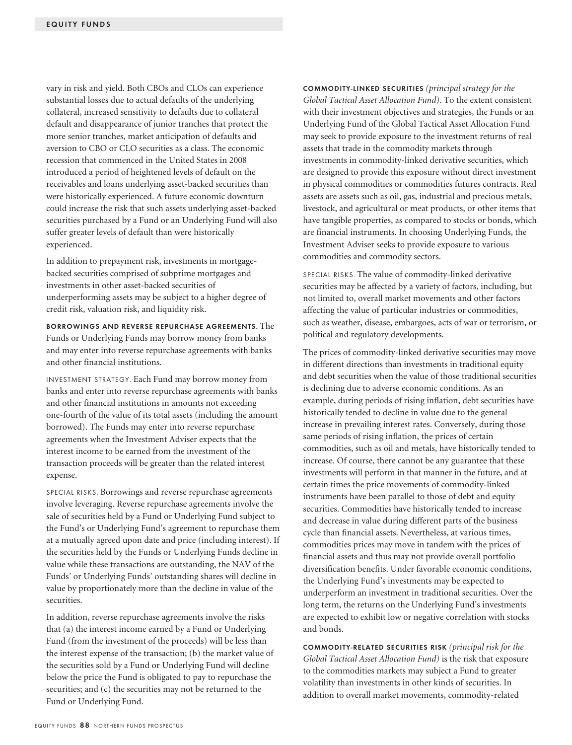vary in risk and yield. Both CBOs and CLOs can experience substantial losses due to actual defaults of the underlying collateral, increased sensitivity to defaults due to collateral default and disappearance of junior tranches that protect the more senior tranches, market anticipation of defaults and aversion to CBO or CLO securities as a class. The economic recession that commenced in the United States in 2008 introduced a period of heightened levels of default on the receivables and loans underlying asset-backed securities than were historically experienced. A future economic downturn could increase the risk that such assets underlying asset-backed securities purchased by a Fund or an Underlying Fund will also suffer greater levels of default than were historically experienced.

In addition to prepayment risk, investments in mortgage-backed securities comprised of subprime mortgages and investments in other asset-backed securities of underperforming assets may be subject to a higher degree of credit risk, valuation risk, and liquidity risk.

**BORROWINGS AND REVERSE REPURCHASE AGREEMENTS.** The Funds or Underlying Funds may borrow money from banks and may enter into reverse repurchase agreements with banks and other financial institutions.

INVESTMENT STRATEGY. Each Fund may borrow money from banks and enter into reverse repurchase agreements with banks and other financial institutions in amounts not exceeding one-fourth of the value of its total assets (including the amount borrowed). The Funds may enter into reverse repurchase agreements when the Investment Adviser expects that the interest income to be earned from the investment of the transaction proceeds will be greater than the related interest expense.

SPECIAL RISKS. Borrowings and reverse repurchase agreements involve leveraging. Reverse repurchase agreements involve the sale of securities held by a Fund or Underlying Fund subject to the Fund's or Underlying Fund's agreement to repurchase them at a mutually agreed upon date and price (including interest). If the securities held by the Funds or Underlying Funds decline in value while these transactions are outstanding, the NAV of the Funds' or Underlying Funds' outstanding shares will decline in value by proportionately more than the decline in value of the securities.

In addition, reverse repurchase agreements involve the risks that (a) the interest income earned by a Fund or Underlying Fund (from the investment of the proceeds) will be less than the interest expense of the transaction; (b) the market value of the securities sold by a Fund or Underlying Fund will decline below the price the Fund is obligated to pay to repurchase the securities; and (c) the securities may not be returned to the Fund or Underlying Fund.

**COMMODITY-LINKED SECURITIES** *(principal strategy for the Global Tactical Asset Allocation Fund)*. To the extent consistent with their investment objectives and strategies, the Funds or an Underlying Fund of the Global Tactical Asset Allocation Fund may seek to provide exposure to the investment returns of real assets that trade in the commodity markets through investments in commodity-linked derivative securities, which are designed to provide this exposure without direct investment in physical commodities or commodities futures contracts. Real assets are assets such as oil, gas, industrial and precious metals, livestock, and agricultural or meat products, or other items that have tangible properties, as compared to stocks or bonds, which are financial instruments. In choosing Underlying Funds, the Investment Adviser seeks to provide exposure to various commodities and commodity sectors.

SPECIAL RISKS. The value of commodity-linked derivative securities may be affected by a variety of factors, including, but not limited to, overall market movements and other factors affecting the value of particular industries or commodities, such as weather, disease, embargoes, acts of war or terrorism, or political and regulatory developments.

The prices of commodity-linked derivative securities may move in different directions than investments in traditional equity and debt securities when the value of those traditional securities is declining due to adverse economic conditions. As an example, during periods of rising inflation, debt securities have historically tended to decline in value due to the general increase in prevailing interest rates. Conversely, during those same periods of rising inflation, the prices of certain commodities, such as oil and metals, have historically tended to increase. Of course, there cannot be any guarantee that these investments will perform in that manner in the future, and at certain times the price movements of commodity-linked instruments have been parallel to those of debt and equity securities. Commodities have historically tended to increase and decrease in value during different parts of the business cycle than financial assets. Nevertheless, at various times, commodities prices may move in tandem with the prices of financial assets and thus may not provide overall portfolio diversification benefits. Under favorable economic conditions, the Underlying Fund's investments may be expected to underperform an investment in traditional securities. Over the long term, the returns on the Underlying Fund's investments are expected to exhibit low or negative correlation with stocks and bonds.

**COMMODITY-RELATED SECURITIES RISK** *(principal risk for the Global Tactical Asset Allocation Fund)* is the risk that exposure to the commodities markets may subject a Fund to greater volatility than investments in other kinds of securities. In addition to overall market movements, commodity-related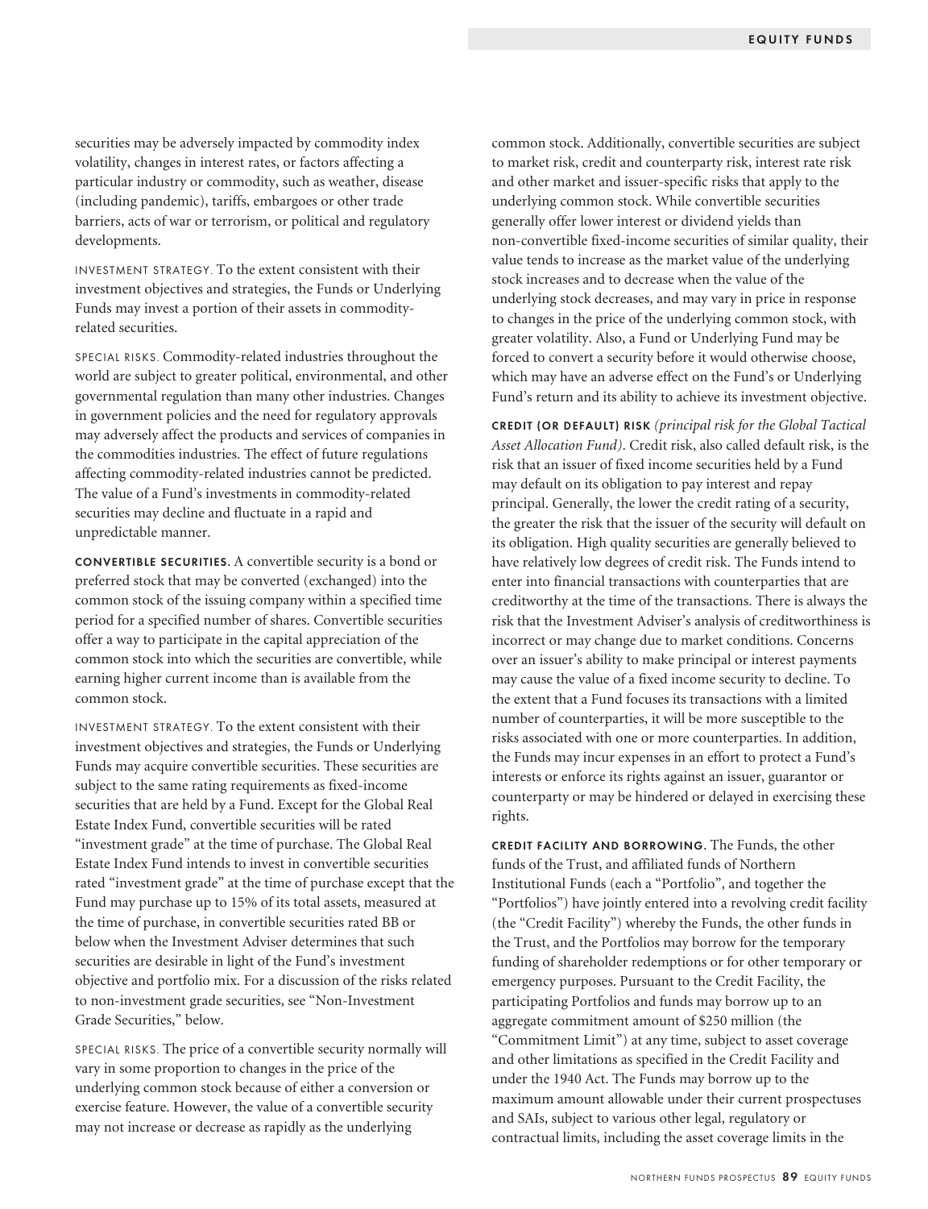securities may be adversely impacted by commodity index volatility, changes in interest rates, or factors affecting a particular industry or commodity, such as weather, disease (including pandemic), tariffs, embargoes or other trade barriers, acts of war or terrorism, or political and regulatory developments.

INVESTMENT STRATEGY. To the extent consistent with their investment objectives and strategies, the Funds or Underlying Funds may invest a portion of their assets in commodity-related securities.

SPECIAL RISKS. Commodity-related industries throughout the world are subject to greater political, environmental, and other governmental regulation than many other industries. Changes in government policies and the need for regulatory approvals may adversely affect the products and services of companies in the commodities industries. The effect of future regulations affecting commodity-related industries cannot be predicted. The value of a Fund's investments in commodity-related securities may decline and fluctuate in a rapid and unpredictable manner.

**CONVERTIBLE SECURITIES.** A convertible security is a bond or preferred stock that may be converted (exchanged) into the common stock of the issuing company within a specified time period for a specified number of shares. Convertible securities offer a way to participate in the capital appreciation of the common stock into which the securities are convertible, while earning higher current income than is available from the common stock.

INVESTMENT STRATEGY. To the extent consistent with their investment objectives and strategies, the Funds or Underlying Funds may acquire convertible securities. These securities are subject to the same rating requirements as fixed-income securities that are held by a Fund. Except for the Global Real Estate Index Fund, convertible securities will be rated "investment grade" at the time of purchase. The Global Real Estate Index Fund intends to invest in convertible securities rated "investment grade" at the time of purchase except that the Fund may purchase up to 15% of its total assets, measured at the time of purchase, in convertible securities rated BB or below when the Investment Adviser determines that such securities are desirable in light of the Fund's investment objective and portfolio mix. For a discussion of the risks related to non-investment grade securities, see "Non-Investment Grade Securities," below.

SPECIAL RISKS. The price of a convertible security normally will vary in some proportion to changes in the price of the underlying common stock because of either a conversion or exercise feature. However, the value of a convertible security may not increase or decrease as rapidly as the underlying common stock. Additionally, convertible securities are subject to market risk, credit and counterparty risk, interest rate risk and other market and issuer-specific risks that apply to the underlying common stock. While convertible securities generally offer lower interest or dividend yields than non-convertible fixed-income securities of similar quality, their value tends to increase as the market value of the underlying stock increases and to decrease when the value of the underlying stock decreases, and may vary in price in response to changes in the price of the underlying common stock, with greater volatility. Also, a Fund or Underlying Fund may be forced to convert a security before it would otherwise choose, which may have an adverse effect on the Fund's or Underlying Fund's return and its ability to achieve its investment objective.

**CREDIT (OR DEFAULT) RISK** *(principal risk for the Global Tactical Asset Allocation Fund)*. Credit risk, also called default risk, is the risk that an issuer of fixed income securities held by a Fund may default on its obligation to pay interest and repay principal. Generally, the lower the credit rating of a security, the greater the risk that the issuer of the security will default on its obligation. High quality securities are generally believed to have relatively low degrees of credit risk. The Funds intend to enter into financial transactions with counterparties that are creditworthy at the time of the transactions. There is always the risk that the Investment Adviser's analysis of creditworthiness is incorrect or may change due to market conditions. Concerns over an issuer's ability to make principal or interest payments may cause the value of a fixed income security to decline. To the extent that a Fund focuses its transactions with a limited number of counterparties, it will be more susceptible to the risks associated with one or more counterparties. In addition, the Funds may incur expenses in an effort to protect a Fund's interests or enforce its rights against an issuer, guarantor or counterparty or may be hindered or delayed in exercising these rights.

**CREDIT FACILITY AND BORROWING.** The Funds, the other funds of the Trust, and affiliated funds of Northern Institutional Funds (each a "Portfolio", and together the "Portfolios") have jointly entered into a revolving credit facility (the "Credit Facility") whereby the Funds, the other funds in the Trust, and the Portfolios may borrow for the temporary funding of shareholder redemptions or for other temporary or emergency purposes. Pursuant to the Credit Facility, the participating Portfolios and funds may borrow up to an aggregate commitment amount of $250 million (the "Commitment Limit") at any time, subject to asset coverage and other limitations as specified in the Credit Facility and under the 1940 Act. The Funds may borrow up to the maximum amount allowable under their current prospectuses and SAIs, subject to various other legal, regulatory or contractual limits, including the asset coverage limits in the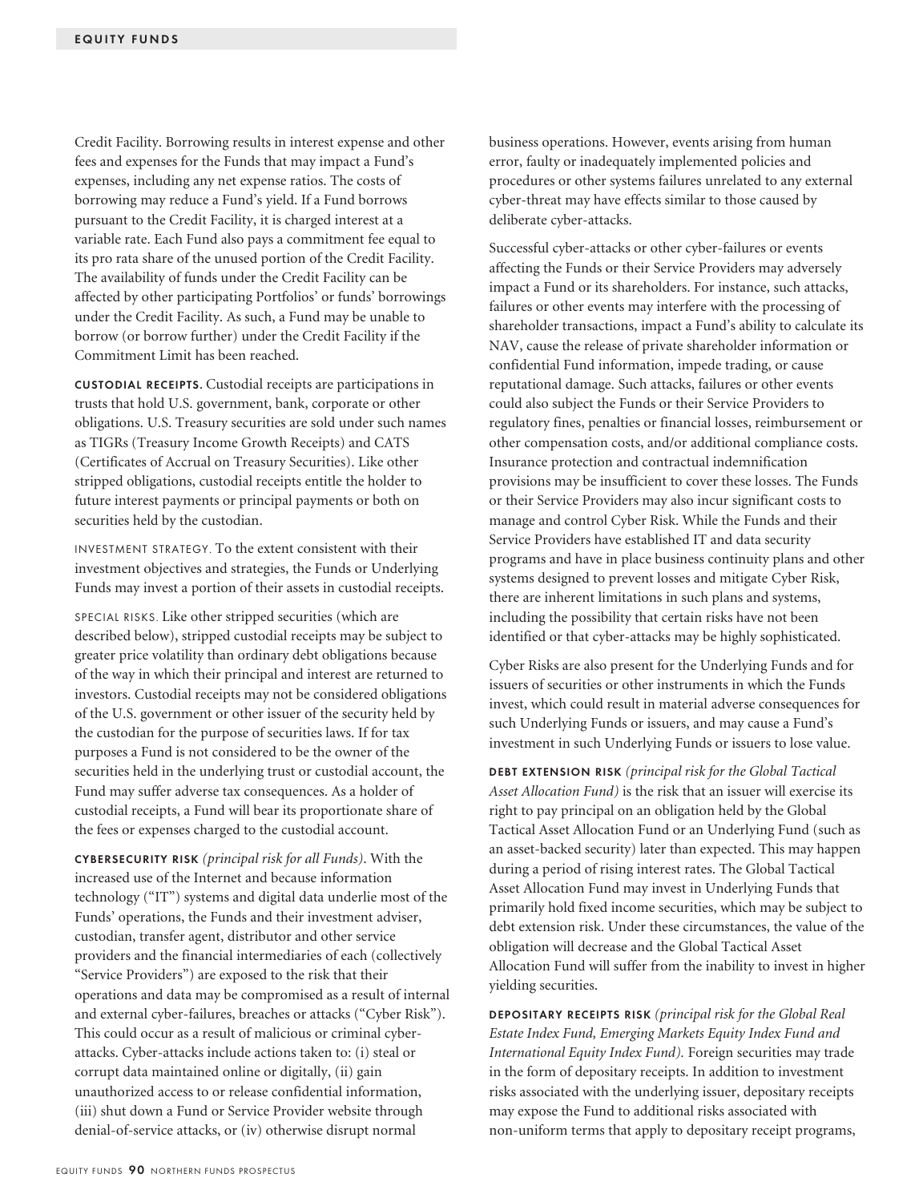Credit Facility. Borrowing results in interest expense and other fees and expenses for the Funds that may impact a Fund's expenses, including any net expense ratios. The costs of borrowing may reduce a Fund's yield. If a Fund borrows pursuant to the Credit Facility, it is charged interest at a variable rate. Each Fund also pays a commitment fee equal to its pro rata share of the unused portion of the Credit Facility. The availability of funds under the Credit Facility can be affected by other participating Portfolios' or funds' borrowings under the Credit Facility. As such, a Fund may be unable to borrow (or borrow further) under the Credit Facility if the Commitment Limit has been reached.

**CUSTODIAL RECEIPTS.** Custodial receipts are participations in trusts that hold U.S. government, bank, corporate or other obligations. U.S. Treasury securities are sold under such names as TIGRs (Treasury Income Growth Receipts) and CATS (Certificates of Accrual on Treasury Securities). Like other stripped obligations, custodial receipts entitle the holder to future interest payments or principal payments or both on securities held by the custodian.

INVESTMENT STRATEGY. To the extent consistent with their investment objectives and strategies, the Funds or Underlying Funds may invest a portion of their assets in custodial receipts.

SPECIAL RISKS. Like other stripped securities (which are described below), stripped custodial receipts may be subject to greater price volatility than ordinary debt obligations because of the way in which their principal and interest are returned to investors. Custodial receipts may not be considered obligations of the U.S. government or other issuer of the security held by the custodian for the purpose of securities laws. If for tax purposes a Fund is not considered to be the owner of the securities held in the underlying trust or custodial account, the Fund may suffer adverse tax consequences. As a holder of custodial receipts, a Fund will bear its proportionate share of the fees or expenses charged to the custodial account.

**CYBERSECURITY RISK** *(principal risk for all Funds)*. With the increased use of the Internet and because information technology ("IT") systems and digital data underlie most of the Funds' operations, the Funds and their investment adviser, custodian, transfer agent, distributor and other service providers and the financial intermediaries of each (collectively "Service Providers") are exposed to the risk that their operations and data may be compromised as a result of internal and external cyber-failures, breaches or attacks ("Cyber Risk"). This could occur as a result of malicious or criminal cyber-attacks. Cyber-attacks include actions taken to: (i) steal or corrupt data maintained online or digitally, (ii) gain unauthorized access to or release confidential information, (iii) shut down a Fund or Service Provider website through denial-of-service attacks, or (iv) otherwise disrupt normal business operations. However, events arising from human error, faulty or inadequately implemented policies and procedures or other systems failures unrelated to any external cyber-threat may have effects similar to those caused by deliberate cyber-attacks.

Successful cyber-attacks or other cyber-failures or events affecting the Funds or their Service Providers may adversely impact a Fund or its shareholders. For instance, such attacks, failures or other events may interfere with the processing of shareholder transactions, impact a Fund's ability to calculate its NAV, cause the release of private shareholder information or confidential Fund information, impede trading, or cause reputational damage. Such attacks, failures or other events could also subject the Funds or their Service Providers to regulatory fines, penalties or financial losses, reimbursement or other compensation costs, and/or additional compliance costs. Insurance protection and contractual indemnification provisions may be insufficient to cover these losses. The Funds or their Service Providers may also incur significant costs to manage and control Cyber Risk. While the Funds and their Service Providers have established IT and data security programs and have in place business continuity plans and other systems designed to prevent losses and mitigate Cyber Risk, there are inherent limitations in such plans and systems, including the possibility that certain risks have not been identified or that cyber-attacks may be highly sophisticated.

Cyber Risks are also present for the Underlying Funds and for issuers of securities or other instruments in which the Funds invest, which could result in material adverse consequences for such Underlying Funds or issuers, and may cause a Fund's investment in such Underlying Funds or issuers to lose value.

**DEBT EXTENSION RISK** *(principal risk for the Global Tactical Asset Allocation Fund)* is the risk that an issuer will exercise its right to pay principal on an obligation held by the Global Tactical Asset Allocation Fund or an Underlying Fund (such as an asset-backed security) later than expected. This may happen during a period of rising interest rates. The Global Tactical Asset Allocation Fund may invest in Underlying Funds that primarily hold fixed income securities, which may be subject to debt extension risk. Under these circumstances, the value of the obligation will decrease and the Global Tactical Asset Allocation Fund will suffer from the inability to invest in higher yielding securities.

**DEPOSITARY RECEIPTS RISK** *(principal risk for the Global Real Estate Index Fund, Emerging Markets Equity Index Fund and International Equity Index Fund).* Foreign securities may trade in the form of depositary receipts. In addition to investment risks associated with the underlying issuer, depositary receipts may expose the Fund to additional risks associated with non-uniform terms that apply to depositary receipt programs,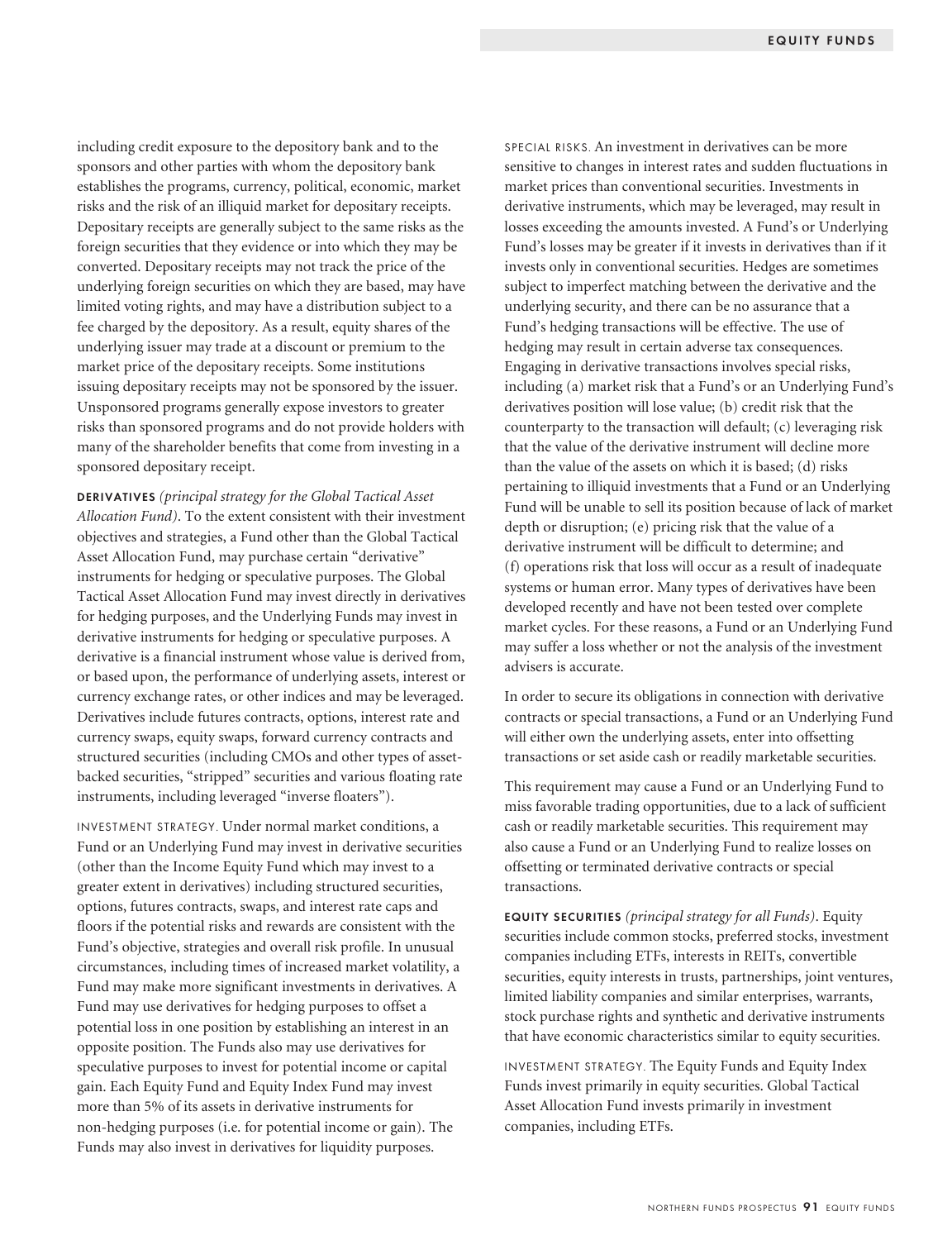including credit exposure to the depository bank and to the sponsors and other parties with whom the depository bank establishes the programs, currency, political, economic, market risks and the risk of an illiquid market for depositary receipts. Depositary receipts are generally subject to the same risks as the foreign securities that they evidence or into which they may be converted. Depositary receipts may not track the price of the underlying foreign securities on which they are based, may have limited voting rights, and may have a distribution subject to a fee charged by the depository. As a result, equity shares of the underlying issuer may trade at a discount or premium to the market price of the depositary receipts. Some institutions issuing depositary receipts may not be sponsored by the issuer. Unsponsored programs generally expose investors to greater risks than sponsored programs and do not provide holders with many of the shareholder benefits that come from investing in a sponsored depositary receipt.

**DERIVATIVES** *(principal strategy for the Global Tactical Asset Allocation Fund)*. To the extent consistent with their investment objectives and strategies, a Fund other than the Global Tactical Asset Allocation Fund, may purchase certain "derivative" instruments for hedging or speculative purposes. The Global Tactical Asset Allocation Fund may invest directly in derivatives for hedging purposes, and the Underlying Funds may invest in derivative instruments for hedging or speculative purposes. A derivative is a financial instrument whose value is derived from, or based upon, the performance of underlying assets, interest or currency exchange rates, or other indices and may be leveraged. Derivatives include futures contracts, options, interest rate and currency swaps, equity swaps, forward currency contracts and structured securities (including CMOs and other types of asset-backed securities, "stripped" securities and various floating rate instruments, including leveraged "inverse floaters").

INVESTMENT STRATEGY. Under normal market conditions, a Fund or an Underlying Fund may invest in derivative securities (other than the Income Equity Fund which may invest to a greater extent in derivatives) including structured securities, options, futures contracts, swaps, and interest rate caps and floors if the potential risks and rewards are consistent with the Fund's objective, strategies and overall risk profile. In unusual circumstances, including times of increased market volatility, a Fund may make more significant investments in derivatives. A Fund may use derivatives for hedging purposes to offset a potential loss in one position by establishing an interest in an opposite position. The Funds also may use derivatives for speculative purposes to invest for potential income or capital gain. Each Equity Fund and Equity Index Fund may invest more than 5% of its assets in derivative instruments for non-hedging purposes (i.e. for potential income or gain). The Funds may also invest in derivatives for liquidity purposes.

SPECIAL RISKS. An investment in derivatives can be more sensitive to changes in interest rates and sudden fluctuations in market prices than conventional securities. Investments in derivative instruments, which may be leveraged, may result in losses exceeding the amounts invested. A Fund's or Underlying Fund's losses may be greater if it invests in derivatives than if it invests only in conventional securities. Hedges are sometimes subject to imperfect matching between the derivative and the underlying security, and there can be no assurance that a Fund's hedging transactions will be effective. The use of hedging may result in certain adverse tax consequences. Engaging in derivative transactions involves special risks, including (a) market risk that a Fund's or an Underlying Fund's derivatives position will lose value; (b) credit risk that the counterparty to the transaction will default; (c) leveraging risk that the value of the derivative instrument will decline more than the value of the assets on which it is based; (d) risks pertaining to illiquid investments that a Fund or an Underlying Fund will be unable to sell its position because of lack of market depth or disruption; (e) pricing risk that the value of a derivative instrument will be difficult to determine; and (f) operations risk that loss will occur as a result of inadequate systems or human error. Many types of derivatives have been developed recently and have not been tested over complete market cycles. For these reasons, a Fund or an Underlying Fund may suffer a loss whether or not the analysis of the investment advisers is accurate.

In order to secure its obligations in connection with derivative contracts or special transactions, a Fund or an Underlying Fund will either own the underlying assets, enter into offsetting transactions or set aside cash or readily marketable securities.

This requirement may cause a Fund or an Underlying Fund to miss favorable trading opportunities, due to a lack of sufficient cash or readily marketable securities. This requirement may also cause a Fund or an Underlying Fund to realize losses on offsetting or terminated derivative contracts or special transactions.

**EQUITY SECURITIES** *(principal strategy for all Funds)*. Equity securities include common stocks, preferred stocks, investment companies including ETFs, interests in REITs, convertible securities, equity interests in trusts, partnerships, joint ventures, limited liability companies and similar enterprises, warrants, stock purchase rights and synthetic and derivative instruments that have economic characteristics similar to equity securities.

INVESTMENT STRATEGY. The Equity Funds and Equity Index Funds invest primarily in equity securities. Global Tactical Asset Allocation Fund invests primarily in investment companies, including ETFs.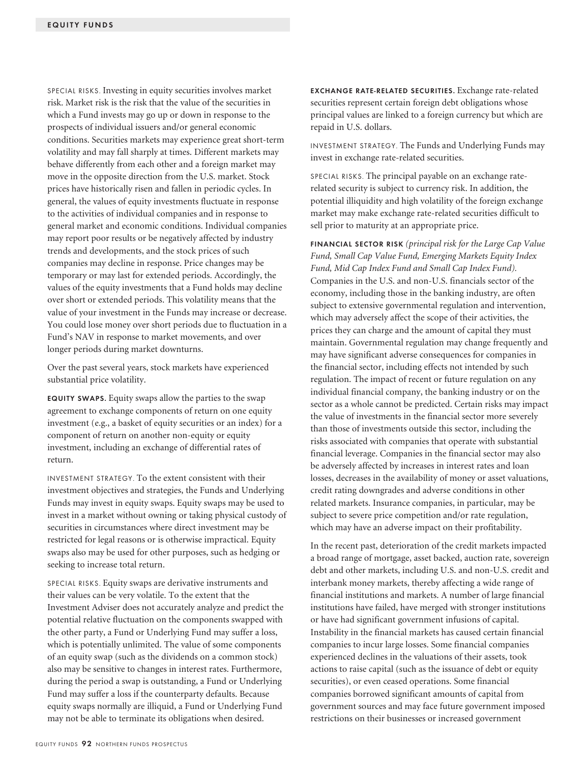SPECIAL RISKS. Investing in equity securities involves market risk. Market risk is the risk that the value of the securities in which a Fund invests may go up or down in response to the prospects of individual issuers and/or general economic conditions. Securities markets may experience great short-term volatility and may fall sharply at times. Different markets may behave differently from each other and a foreign market may move in the opposite direction from the U.S. market. Stock prices have historically risen and fallen in periodic cycles. In general, the values of equity investments fluctuate in response to the activities of individual companies and in response to general market and economic conditions. Individual companies may report poor results or be negatively affected by industry trends and developments, and the stock prices of such companies may decline in response. Price changes may be temporary or may last for extended periods. Accordingly, the values of the equity investments that a Fund holds may decline over short or extended periods. This volatility means that the value of your investment in the Funds may increase or decrease. You could lose money over short periods due to fluctuation in a Fund's NAV in response to market movements, and over longer periods during market downturns.

Over the past several years, stock markets have experienced substantial price volatility.

**EQUITY SWAPS.** Equity swaps allow the parties to the swap agreement to exchange components of return on one equity investment (e.g., a basket of equity securities or an index) for a component of return on another non-equity or equity investment, including an exchange of differential rates of return.

INVESTMENT STRATEGY. To the extent consistent with their investment objectives and strategies, the Funds and Underlying Funds may invest in equity swaps. Equity swaps may be used to invest in a market without owning or taking physical custody of securities in circumstances where direct investment may be restricted for legal reasons or is otherwise impractical. Equity swaps also may be used for other purposes, such as hedging or seeking to increase total return.

SPECIAL RISKS. Equity swaps are derivative instruments and their values can be very volatile. To the extent that the Investment Adviser does not accurately analyze and predict the potential relative fluctuation on the components swapped with the other party, a Fund or Underlying Fund may suffer a loss, which is potentially unlimited. The value of some components of an equity swap (such as the dividends on a common stock) also may be sensitive to changes in interest rates. Furthermore, during the period a swap is outstanding, a Fund or Underlying Fund may suffer a loss if the counterparty defaults. Because equity swaps normally are illiquid, a Fund or Underlying Fund may not be able to terminate its obligations when desired.

**EXCHANGE RATE-RELATED SECURITIES.** Exchange rate-related securities represent certain foreign debt obligations whose principal values are linked to a foreign currency but which are repaid in U.S. dollars.

INVESTMENT STRATEGY. The Funds and Underlying Funds may invest in exchange rate-related securities.

SPECIAL RISKS. The principal payable on an exchange rate-related security is subject to currency risk. In addition, the potential illiquidity and high volatility of the foreign exchange market may make exchange rate-related securities difficult to sell prior to maturity at an appropriate price.

**FINANCIAL SECTOR RISK** *(principal risk for the Large Cap Value Fund, Small Cap Value Fund, Emerging Markets Equity Index Fund, Mid Cap Index Fund and Small Cap Index Fund).* Companies in the U.S. and non-U.S. financials sector of the economy, including those in the banking industry, are often subject to extensive governmental regulation and intervention, which may adversely affect the scope of their activities, the prices they can charge and the amount of capital they must maintain. Governmental regulation may change frequently and may have significant adverse consequences for companies in the financial sector, including effects not intended by such regulation. The impact of recent or future regulation on any individual financial company, the banking industry or on the sector as a whole cannot be predicted. Certain risks may impact the value of investments in the financial sector more severely than those of investments outside this sector, including the risks associated with companies that operate with substantial financial leverage. Companies in the financial sector may also be adversely affected by increases in interest rates and loan losses, decreases in the availability of money or asset valuations, credit rating downgrades and adverse conditions in other related markets. Insurance companies, in particular, may be subject to severe price competition and/or rate regulation, which may have an adverse impact on their profitability.

In the recent past, deterioration of the credit markets impacted a broad range of mortgage, asset backed, auction rate, sovereign debt and other markets, including U.S. and non-U.S. credit and interbank money markets, thereby affecting a wide range of financial institutions and markets. A number of large financial institutions have failed, have merged with stronger institutions or have had significant government infusions of capital. Instability in the financial markets has caused certain financial companies to incur large losses. Some financial companies experienced declines in the valuations of their assets, took actions to raise capital (such as the issuance of debt or equity securities), or even ceased operations. Some financial companies borrowed significant amounts of capital from government sources and may face future government imposed restrictions on their businesses or increased government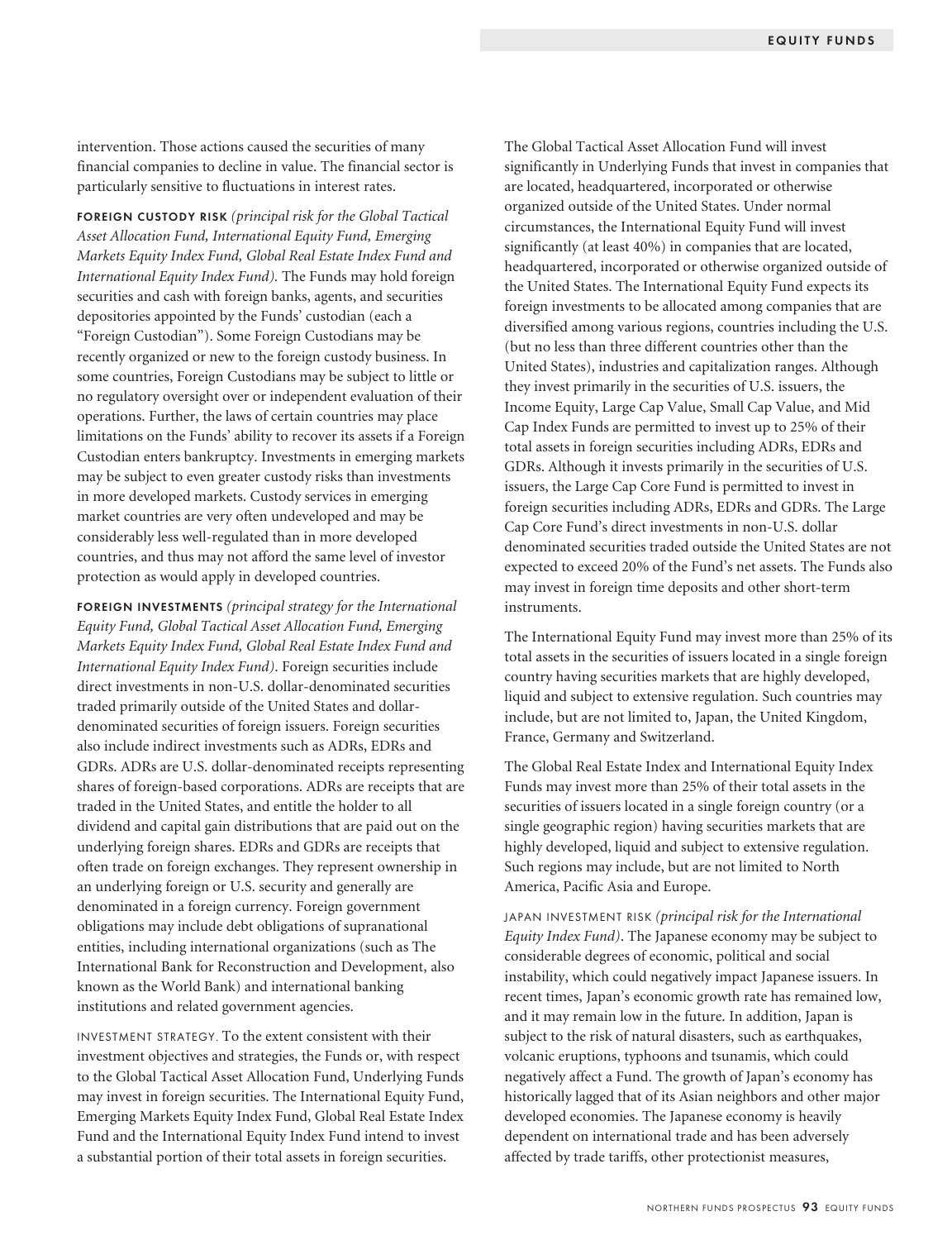intervention. Those actions caused the securities of many financial companies to decline in value. The financial sector is particularly sensitive to fluctuations in interest rates.

**FOREIGN CUSTODY RISK** *(principal risk for the Global Tactical Asset Allocation Fund, International Equity Fund, Emerging Markets Equity Index Fund, Global Real Estate Index Fund and International Equity Index Fund).* The Funds may hold foreign securities and cash with foreign banks, agents, and securities depositories appointed by the Funds' custodian (each a "Foreign Custodian"). Some Foreign Custodians may be recently organized or new to the foreign custody business. In some countries, Foreign Custodians may be subject to little or no regulatory oversight over or independent evaluation of their operations. Further, the laws of certain countries may place limitations on the Funds' ability to recover its assets if a Foreign Custodian enters bankruptcy. Investments in emerging markets may be subject to even greater custody risks than investments in more developed markets. Custody services in emerging market countries are very often undeveloped and may be considerably less well-regulated than in more developed countries, and thus may not afford the same level of investor protection as would apply in developed countries.

**FOREIGN INVESTMENTS** *(principal strategy for the International Equity Fund, Global Tactical Asset Allocation Fund, Emerging Markets Equity Index Fund, Global Real Estate Index Fund and International Equity Index Fund)*. Foreign securities include direct investments in non-U.S. dollar-denominated securities traded primarily outside of the United States and dollar-denominated securities of foreign issuers. Foreign securities also include indirect investments such as ADRs, EDRs and GDRs. ADRs are U.S. dollar-denominated receipts representing shares of foreign-based corporations. ADRs are receipts that are traded in the United States, and entitle the holder to all dividend and capital gain distributions that are paid out on the underlying foreign shares. EDRs and GDRs are receipts that often trade on foreign exchanges. They represent ownership in an underlying foreign or U.S. security and generally are denominated in a foreign currency. Foreign government obligations may include debt obligations of supranational entities, including international organizations (such as The International Bank for Reconstruction and Development, also known as the World Bank) and international banking institutions and related government agencies.

INVESTMENT STRATEGY. To the extent consistent with their investment objectives and strategies, the Funds or, with respect to the Global Tactical Asset Allocation Fund, Underlying Funds may invest in foreign securities. The International Equity Fund, Emerging Markets Equity Index Fund, Global Real Estate Index Fund and the International Equity Index Fund intend to invest a substantial portion of their total assets in foreign securities.

The Global Tactical Asset Allocation Fund will invest significantly in Underlying Funds that invest in companies that are located, headquartered, incorporated or otherwise organized outside of the United States. Under normal circumstances, the International Equity Fund will invest significantly (at least 40%) in companies that are located, headquartered, incorporated or otherwise organized outside of the United States. The International Equity Fund expects its foreign investments to be allocated among companies that are diversified among various regions, countries including the U.S. (but no less than three different countries other than the United States), industries and capitalization ranges. Although they invest primarily in the securities of U.S. issuers, the Income Equity, Large Cap Value, Small Cap Value, and Mid Cap Index Funds are permitted to invest up to 25% of their total assets in foreign securities including ADRs, EDRs and GDRs. Although it invests primarily in the securities of U.S. issuers, the Large Cap Core Fund is permitted to invest in foreign securities including ADRs, EDRs and GDRs. The Large Cap Core Fund's direct investments in non-U.S. dollar denominated securities traded outside the United States are not expected to exceed 20% of the Fund's net assets. The Funds also may invest in foreign time deposits and other short-term instruments.

The International Equity Fund may invest more than 25% of its total assets in the securities of issuers located in a single foreign country having securities markets that are highly developed, liquid and subject to extensive regulation. Such countries may include, but are not limited to, Japan, the United Kingdom, France, Germany and Switzerland.

The Global Real Estate Index and International Equity Index Funds may invest more than 25% of their total assets in the securities of issuers located in a single foreign country (or a single geographic region) having securities markets that are highly developed, liquid and subject to extensive regulation. Such regions may include, but are not limited to North America, Pacific Asia and Europe.

JAPAN INVESTMENT RISK *(principal risk for the International Equity Index Fund)*. The Japanese economy may be subject to considerable degrees of economic, political and social instability, which could negatively impact Japanese issuers. In recent times, Japan's economic growth rate has remained low, and it may remain low in the future. In addition, Japan is subject to the risk of natural disasters, such as earthquakes, volcanic eruptions, typhoons and tsunamis, which could negatively affect a Fund. The growth of Japan's economy has historically lagged that of its Asian neighbors and other major developed economies. The Japanese economy is heavily dependent on international trade and has been adversely affected by trade tariffs, other protectionist measures,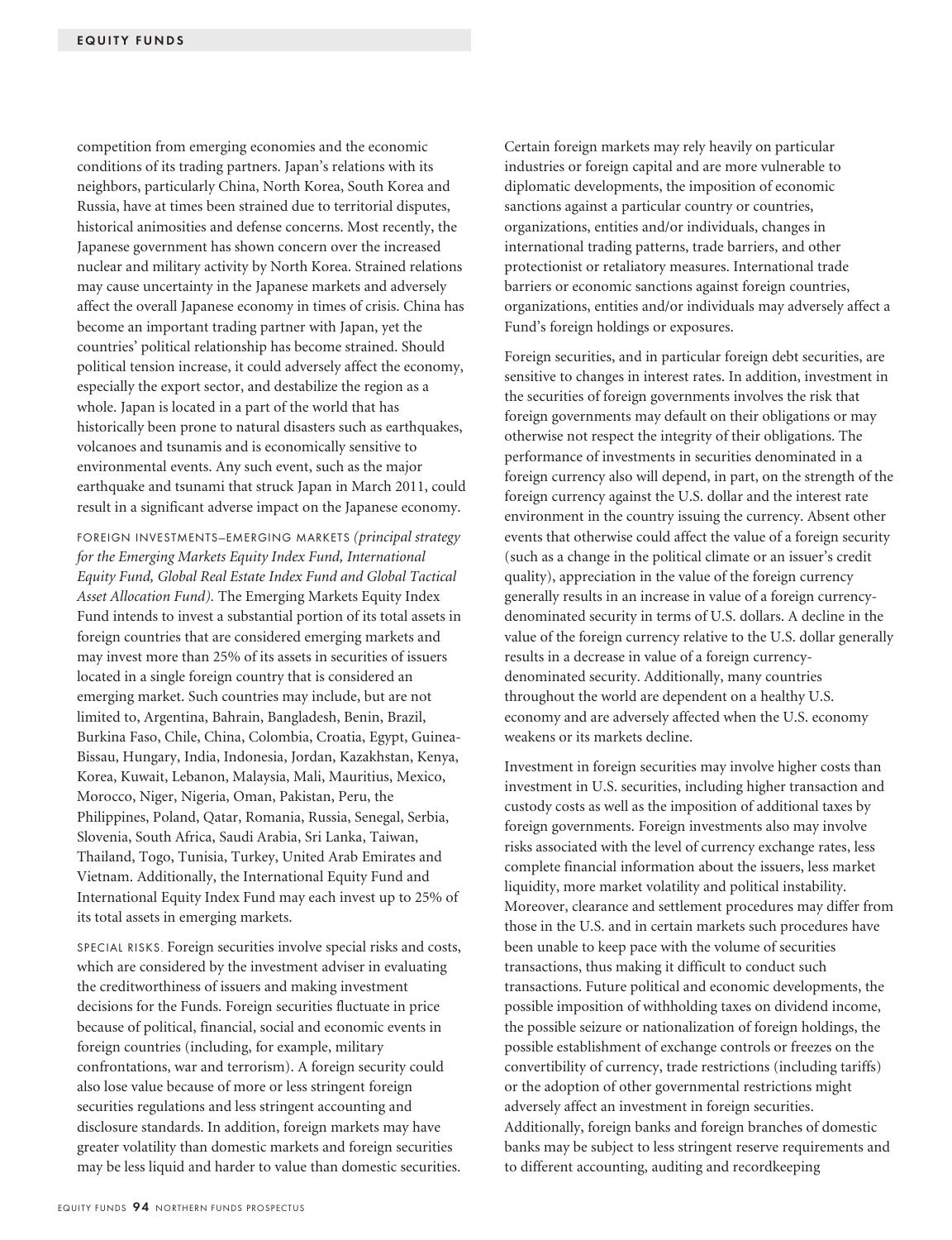competition from emerging economies and the economic conditions of its trading partners. Japan's relations with its neighbors, particularly China, North Korea, South Korea and Russia, have at times been strained due to territorial disputes, historical animosities and defense concerns. Most recently, the Japanese government has shown concern over the increased nuclear and military activity by North Korea. Strained relations may cause uncertainty in the Japanese markets and adversely affect the overall Japanese economy in times of crisis. China has become an important trading partner with Japan, yet the countries' political relationship has become strained. Should political tension increase, it could adversely affect the economy, especially the export sector, and destabilize the region as a whole. Japan is located in a part of the world that has historically been prone to natural disasters such as earthquakes, volcanoes and tsunamis and is economically sensitive to environmental events. Any such event, such as the major earthquake and tsunami that struck Japan in March 2011, could result in a significant adverse impact on the Japanese economy.

FOREIGN INVESTMENTS–EMERGING MARKETS *(principal strategy for the Emerging Markets Equity Index Fund, International Equity Fund, Global Real Estate Index Fund and Global Tactical Asset Allocation Fund).* The Emerging Markets Equity Index Fund intends to invest a substantial portion of its total assets in foreign countries that are considered emerging markets and may invest more than 25% of its assets in securities of issuers located in a single foreign country that is considered an emerging market. Such countries may include, but are not limited to, Argentina, Bahrain, Bangladesh, Benin, Brazil, Burkina Faso, Chile, China, Colombia, Croatia, Egypt, Guinea-Bissau, Hungary, India, Indonesia, Jordan, Kazakhstan, Kenya, Korea, Kuwait, Lebanon, Malaysia, Mali, Mauritius, Mexico, Morocco, Niger, Nigeria, Oman, Pakistan, Peru, the Philippines, Poland, Qatar, Romania, Russia, Senegal, Serbia, Slovenia, South Africa, Saudi Arabia, Sri Lanka, Taiwan, Thailand, Togo, Tunisia, Turkey, United Arab Emirates and Vietnam. Additionally, the International Equity Fund and International Equity Index Fund may each invest up to 25% of its total assets in emerging markets.

SPECIAL RISKS. Foreign securities involve special risks and costs, which are considered by the investment adviser in evaluating the creditworthiness of issuers and making investment decisions for the Funds. Foreign securities fluctuate in price because of political, financial, social and economic events in foreign countries (including, for example, military confrontations, war and terrorism). A foreign security could also lose value because of more or less stringent foreign securities regulations and less stringent accounting and disclosure standards. In addition, foreign markets may have greater volatility than domestic markets and foreign securities may be less liquid and harder to value than domestic securities. Certain foreign markets may rely heavily on particular industries or foreign capital and are more vulnerable to diplomatic developments, the imposition of economic sanctions against a particular country or countries, organizations, entities and/or individuals, changes in international trading patterns, trade barriers, and other protectionist or retaliatory measures. International trade barriers or economic sanctions against foreign countries, organizations, entities and/or individuals may adversely affect a Fund's foreign holdings or exposures.

Foreign securities, and in particular foreign debt securities, are sensitive to changes in interest rates. In addition, investment in the securities of foreign governments involves the risk that foreign governments may default on their obligations or may otherwise not respect the integrity of their obligations. The performance of investments in securities denominated in a foreign currency also will depend, in part, on the strength of the foreign currency against the U.S. dollar and the interest rate environment in the country issuing the currency. Absent other events that otherwise could affect the value of a foreign security (such as a change in the political climate or an issuer's credit quality), appreciation in the value of the foreign currency generally results in an increase in value of a foreign currency-denominated security in terms of U.S. dollars. A decline in the value of the foreign currency relative to the U.S. dollar generally results in a decrease in value of a foreign currency-denominated security. Additionally, many countries throughout the world are dependent on a healthy U.S. economy and are adversely affected when the U.S. economy weakens or its markets decline.

Investment in foreign securities may involve higher costs than investment in U.S. securities, including higher transaction and custody costs as well as the imposition of additional taxes by foreign governments. Foreign investments also may involve risks associated with the level of currency exchange rates, less complete financial information about the issuers, less market liquidity, more market volatility and political instability. Moreover, clearance and settlement procedures may differ from those in the U.S. and in certain markets such procedures have been unable to keep pace with the volume of securities transactions, thus making it difficult to conduct such transactions. Future political and economic developments, the possible imposition of withholding taxes on dividend income, the possible seizure or nationalization of foreign holdings, the possible establishment of exchange controls or freezes on the convertibility of currency, trade restrictions (including tariffs) or the adoption of other governmental restrictions might adversely affect an investment in foreign securities. Additionally, foreign banks and foreign branches of domestic banks may be subject to less stringent reserve requirements and to different accounting, auditing and recordkeeping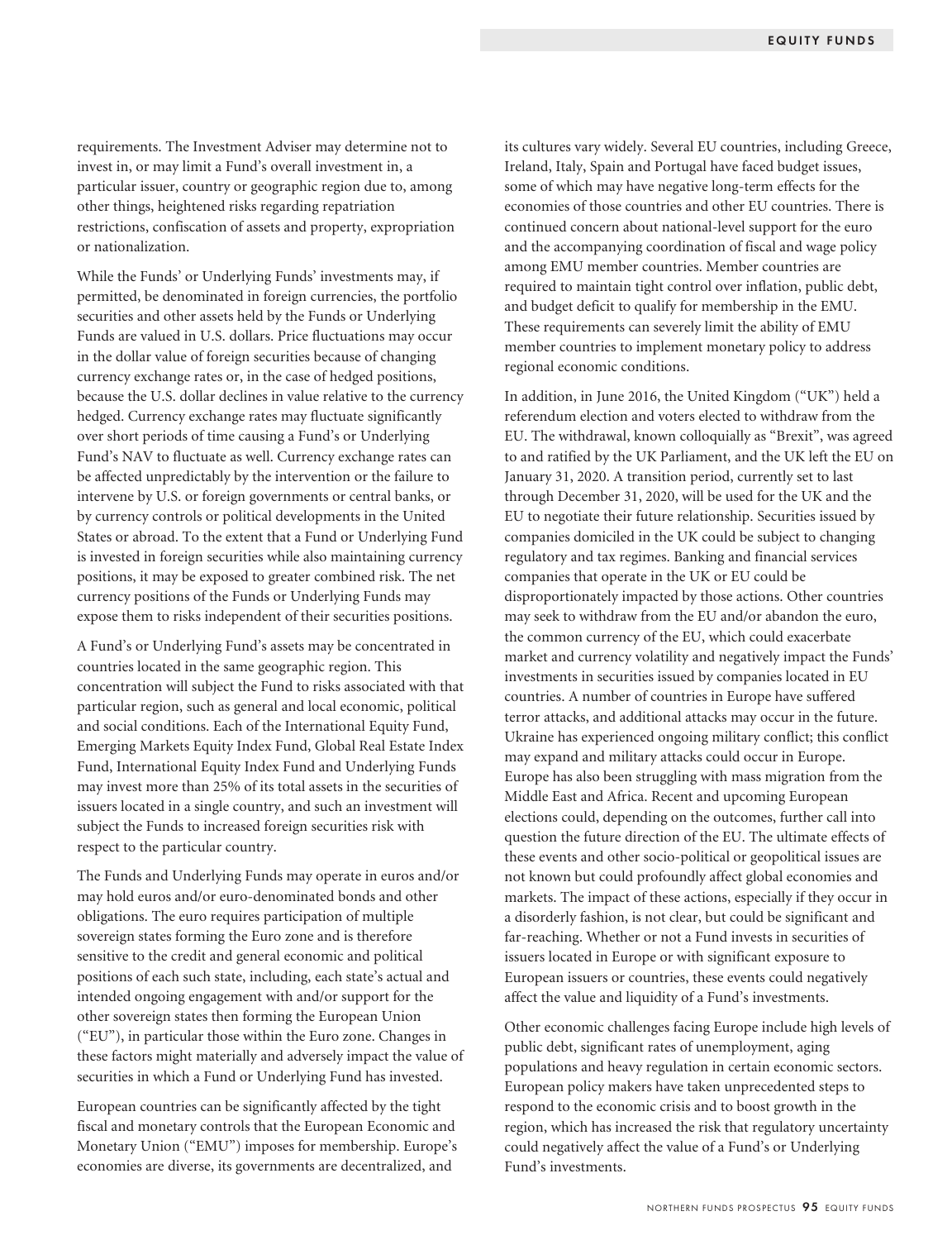requirements. The Investment Adviser may determine not to invest in, or may limit a Fund's overall investment in, a particular issuer, country or geographic region due to, among other things, heightened risks regarding repatriation restrictions, confiscation of assets and property, expropriation or nationalization.

While the Funds' or Underlying Funds' investments may, if permitted, be denominated in foreign currencies, the portfolio securities and other assets held by the Funds or Underlying Funds are valued in U.S. dollars. Price fluctuations may occur in the dollar value of foreign securities because of changing currency exchange rates or, in the case of hedged positions, because the U.S. dollar declines in value relative to the currency hedged. Currency exchange rates may fluctuate significantly over short periods of time causing a Fund's or Underlying Fund's NAV to fluctuate as well. Currency exchange rates can be affected unpredictably by the intervention or the failure to intervene by U.S. or foreign governments or central banks, or by currency controls or political developments in the United States or abroad. To the extent that a Fund or Underlying Fund is invested in foreign securities while also maintaining currency positions, it may be exposed to greater combined risk. The net currency positions of the Funds or Underlying Funds may expose them to risks independent of their securities positions.

A Fund's or Underlying Fund's assets may be concentrated in countries located in the same geographic region. This concentration will subject the Fund to risks associated with that particular region, such as general and local economic, political and social conditions. Each of the International Equity Fund, Emerging Markets Equity Index Fund, Global Real Estate Index Fund, International Equity Index Fund and Underlying Funds may invest more than 25% of its total assets in the securities of issuers located in a single country, and such an investment will subject the Funds to increased foreign securities risk with respect to the particular country.

The Funds and Underlying Funds may operate in euros and/or may hold euros and/or euro-denominated bonds and other obligations. The euro requires participation of multiple sovereign states forming the Euro zone and is therefore sensitive to the credit and general economic and political positions of each such state, including, each state's actual and intended ongoing engagement with and/or support for the other sovereign states then forming the European Union ("EU"), in particular those within the Euro zone. Changes in these factors might materially and adversely impact the value of securities in which a Fund or Underlying Fund has invested.

European countries can be significantly affected by the tight fiscal and monetary controls that the European Economic and Monetary Union ("EMU") imposes for membership. Europe's economies are diverse, its governments are decentralized, and its cultures vary widely. Several EU countries, including Greece, Ireland, Italy, Spain and Portugal have faced budget issues, some of which may have negative long-term effects for the economies of those countries and other EU countries. There is continued concern about national-level support for the euro and the accompanying coordination of fiscal and wage policy among EMU member countries. Member countries are required to maintain tight control over inflation, public debt, and budget deficit to qualify for membership in the EMU. These requirements can severely limit the ability of EMU member countries to implement monetary policy to address regional economic conditions.

In addition, in June 2016, the United Kingdom ("UK") held a referendum election and voters elected to withdraw from the EU. The withdrawal, known colloquially as "Brexit", was agreed to and ratified by the UK Parliament, and the UK left the EU on January 31, 2020. A transition period, currently set to last through December 31, 2020, will be used for the UK and the EU to negotiate their future relationship. Securities issued by companies domiciled in the UK could be subject to changing regulatory and tax regimes. Banking and financial services companies that operate in the UK or EU could be disproportionately impacted by those actions. Other countries may seek to withdraw from the EU and/or abandon the euro, the common currency of the EU, which could exacerbate market and currency volatility and negatively impact the Funds' investments in securities issued by companies located in EU countries. A number of countries in Europe have suffered terror attacks, and additional attacks may occur in the future. Ukraine has experienced ongoing military conflict; this conflict may expand and military attacks could occur in Europe. Europe has also been struggling with mass migration from the Middle East and Africa. Recent and upcoming European elections could, depending on the outcomes, further call into question the future direction of the EU. The ultimate effects of these events and other socio-political or geopolitical issues are not known but could profoundly affect global economies and markets. The impact of these actions, especially if they occur in a disorderly fashion, is not clear, but could be significant and far-reaching. Whether or not a Fund invests in securities of issuers located in Europe or with significant exposure to European issuers or countries, these events could negatively affect the value and liquidity of a Fund's investments.

Other economic challenges facing Europe include high levels of public debt, significant rates of unemployment, aging populations and heavy regulation in certain economic sectors. European policy makers have taken unprecedented steps to respond to the economic crisis and to boost growth in the region, which has increased the risk that regulatory uncertainty could negatively affect the value of a Fund's or Underlying Fund's investments.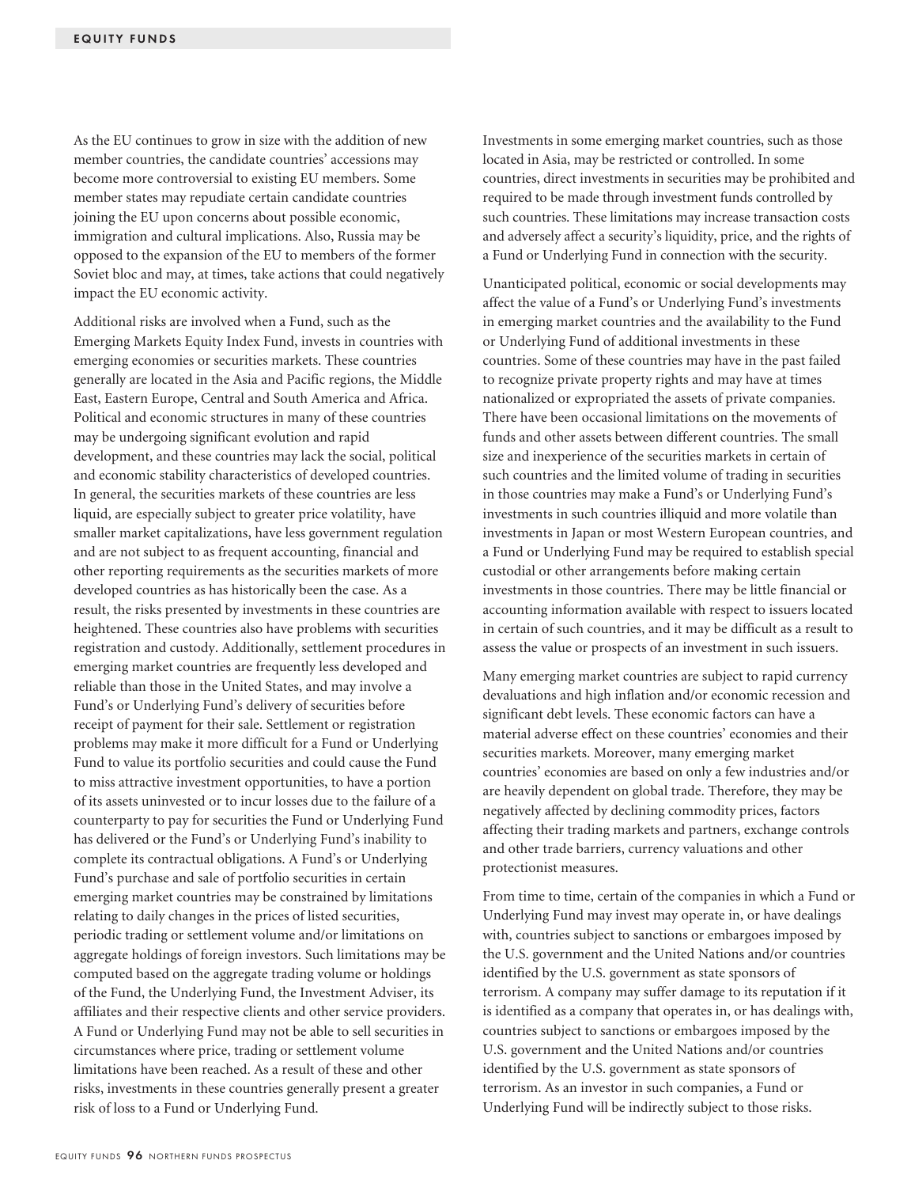As the EU continues to grow in size with the addition of new member countries, the candidate countries' accessions may become more controversial to existing EU members. Some member states may repudiate certain candidate countries joining the EU upon concerns about possible economic, immigration and cultural implications. Also, Russia may be opposed to the expansion of the EU to members of the former Soviet bloc and may, at times, take actions that could negatively impact the EU economic activity.

Additional risks are involved when a Fund, such as the Emerging Markets Equity Index Fund, invests in countries with emerging economies or securities markets. These countries generally are located in the Asia and Pacific regions, the Middle East, Eastern Europe, Central and South America and Africa. Political and economic structures in many of these countries may be undergoing significant evolution and rapid development, and these countries may lack the social, political and economic stability characteristics of developed countries. In general, the securities markets of these countries are less liquid, are especially subject to greater price volatility, have smaller market capitalizations, have less government regulation and are not subject to as frequent accounting, financial and other reporting requirements as the securities markets of more developed countries as has historically been the case. As a result, the risks presented by investments in these countries are heightened. These countries also have problems with securities registration and custody. Additionally, settlement procedures in emerging market countries are frequently less developed and reliable than those in the United States, and may involve a Fund's or Underlying Fund's delivery of securities before receipt of payment for their sale. Settlement or registration problems may make it more difficult for a Fund or Underlying Fund to value its portfolio securities and could cause the Fund to miss attractive investment opportunities, to have a portion of its assets uninvested or to incur losses due to the failure of a counterparty to pay for securities the Fund or Underlying Fund has delivered or the Fund's or Underlying Fund's inability to complete its contractual obligations. A Fund's or Underlying Fund's purchase and sale of portfolio securities in certain emerging market countries may be constrained by limitations relating to daily changes in the prices of listed securities, periodic trading or settlement volume and/or limitations on aggregate holdings of foreign investors. Such limitations may be computed based on the aggregate trading volume or holdings of the Fund, the Underlying Fund, the Investment Adviser, its affiliates and their respective clients and other service providers. A Fund or Underlying Fund may not be able to sell securities in circumstances where price, trading or settlement volume limitations have been reached. As a result of these and other risks, investments in these countries generally present a greater risk of loss to a Fund or Underlying Fund.

Investments in some emerging market countries, such as those located in Asia, may be restricted or controlled. In some countries, direct investments in securities may be prohibited and required to be made through investment funds controlled by such countries. These limitations may increase transaction costs and adversely affect a security's liquidity, price, and the rights of a Fund or Underlying Fund in connection with the security.

Unanticipated political, economic or social developments may affect the value of a Fund's or Underlying Fund's investments in emerging market countries and the availability to the Fund or Underlying Fund of additional investments in these countries. Some of these countries may have in the past failed to recognize private property rights and may have at times nationalized or expropriated the assets of private companies. There have been occasional limitations on the movements of funds and other assets between different countries. The small size and inexperience of the securities markets in certain of such countries and the limited volume of trading in securities in those countries may make a Fund's or Underlying Fund's investments in such countries illiquid and more volatile than investments in Japan or most Western European countries, and a Fund or Underlying Fund may be required to establish special custodial or other arrangements before making certain investments in those countries. There may be little financial or accounting information available with respect to issuers located in certain of such countries, and it may be difficult as a result to assess the value or prospects of an investment in such issuers.

Many emerging market countries are subject to rapid currency devaluations and high inflation and/or economic recession and significant debt levels. These economic factors can have a material adverse effect on these countries' economies and their securities markets. Moreover, many emerging market countries' economies are based on only a few industries and/or are heavily dependent on global trade. Therefore, they may be negatively affected by declining commodity prices, factors affecting their trading markets and partners, exchange controls and other trade barriers, currency valuations and other protectionist measures.

From time to time, certain of the companies in which a Fund or Underlying Fund may invest may operate in, or have dealings with, countries subject to sanctions or embargoes imposed by the U.S. government and the United Nations and/or countries identified by the U.S. government as state sponsors of terrorism. A company may suffer damage to its reputation if it is identified as a company that operates in, or has dealings with, countries subject to sanctions or embargoes imposed by the U.S. government and the United Nations and/or countries identified by the U.S. government as state sponsors of terrorism. As an investor in such companies, a Fund or Underlying Fund will be indirectly subject to those risks.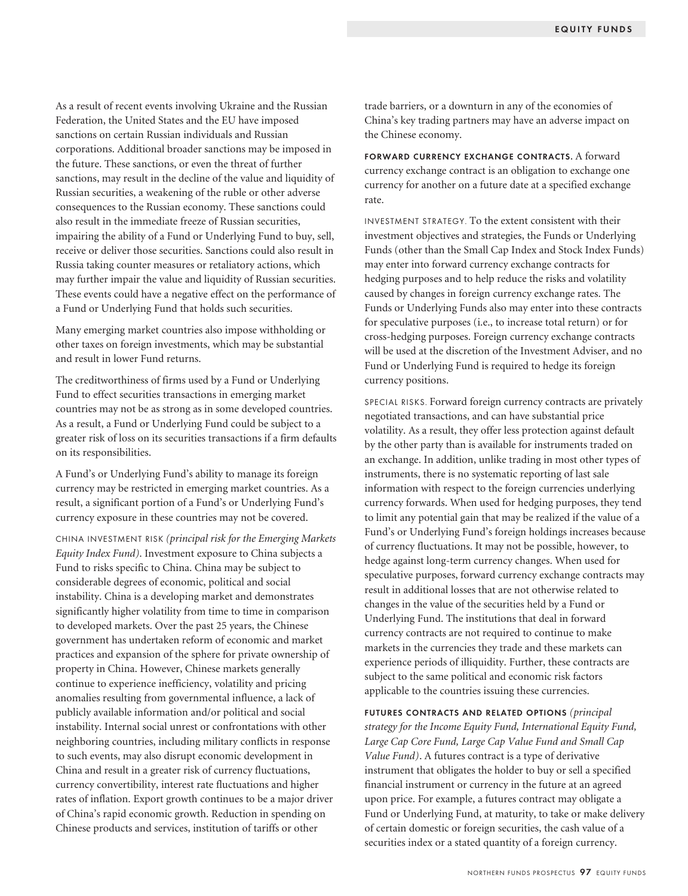As a result of recent events involving Ukraine and the Russian Federation, the United States and the EU have imposed sanctions on certain Russian individuals and Russian corporations. Additional broader sanctions may be imposed in the future. These sanctions, or even the threat of further sanctions, may result in the decline of the value and liquidity of Russian securities, a weakening of the ruble or other adverse consequences to the Russian economy. These sanctions could also result in the immediate freeze of Russian securities, impairing the ability of a Fund or Underlying Fund to buy, sell, receive or deliver those securities. Sanctions could also result in Russia taking counter measures or retaliatory actions, which may further impair the value and liquidity of Russian securities. These events could have a negative effect on the performance of a Fund or Underlying Fund that holds such securities.

Many emerging market countries also impose withholding or other taxes on foreign investments, which may be substantial and result in lower Fund returns.

The creditworthiness of firms used by a Fund or Underlying Fund to effect securities transactions in emerging market countries may not be as strong as in some developed countries. As a result, a Fund or Underlying Fund could be subject to a greater risk of loss on its securities transactions if a firm defaults on its responsibilities.

A Fund's or Underlying Fund's ability to manage its foreign currency may be restricted in emerging market countries. As a result, a significant portion of a Fund's or Underlying Fund's currency exposure in these countries may not be covered.

CHINA INVESTMENT RISK *(principal risk for the Emerging Markets Equity Index Fund)*. Investment exposure to China subjects a Fund to risks specific to China. China may be subject to considerable degrees of economic, political and social instability. China is a developing market and demonstrates significantly higher volatility from time to time in comparison to developed markets. Over the past 25 years, the Chinese government has undertaken reform of economic and market practices and expansion of the sphere for private ownership of property in China. However, Chinese markets generally continue to experience inefficiency, volatility and pricing anomalies resulting from governmental influence, a lack of publicly available information and/or political and social instability. Internal social unrest or confrontations with other neighboring countries, including military conflicts in response to such events, may also disrupt economic development in China and result in a greater risk of currency fluctuations, currency convertibility, interest rate fluctuations and higher rates of inflation. Export growth continues to be a major driver of China's rapid economic growth. Reduction in spending on Chinese products and services, institution of tariffs or other trade barriers, or a downturn in any of the economies of China's key trading partners may have an adverse impact on the Chinese economy.

**FORWARD CURRENCY EXCHANGE CONTRACTS.** A forward currency exchange contract is an obligation to exchange one currency for another on a future date at a specified exchange rate.

INVESTMENT STRATEGY. To the extent consistent with their investment objectives and strategies, the Funds or Underlying Funds (other than the Small Cap Index and Stock Index Funds) may enter into forward currency exchange contracts for hedging purposes and to help reduce the risks and volatility caused by changes in foreign currency exchange rates. The Funds or Underlying Funds also may enter into these contracts for speculative purposes (i.e., to increase total return) or for cross-hedging purposes. Foreign currency exchange contracts will be used at the discretion of the Investment Adviser, and no Fund or Underlying Fund is required to hedge its foreign currency positions.

SPECIAL RISKS. Forward foreign currency contracts are privately negotiated transactions, and can have substantial price volatility. As a result, they offer less protection against default by the other party than is available for instruments traded on an exchange. In addition, unlike trading in most other types of instruments, there is no systematic reporting of last sale information with respect to the foreign currencies underlying currency forwards. When used for hedging purposes, they tend to limit any potential gain that may be realized if the value of a Fund's or Underlying Fund's foreign holdings increases because of currency fluctuations. It may not be possible, however, to hedge against long-term currency changes. When used for speculative purposes, forward currency exchange contracts may result in additional losses that are not otherwise related to changes in the value of the securities held by a Fund or Underlying Fund. The institutions that deal in forward currency contracts are not required to continue to make markets in the currencies they trade and these markets can experience periods of illiquidity. Further, these contracts are subject to the same political and economic risk factors applicable to the countries issuing these currencies.

**FUTURES CONTRACTS AND RELATED OPTIONS** *(principal strategy for the Income Equity Fund, International Equity Fund, Large Cap Core Fund, Large Cap Value Fund and Small Cap Value Fund)*. A futures contract is a type of derivative instrument that obligates the holder to buy or sell a specified financial instrument or currency in the future at an agreed upon price. For example, a futures contract may obligate a Fund or Underlying Fund, at maturity, to take or make delivery of certain domestic or foreign securities, the cash value of a securities index or a stated quantity of a foreign currency.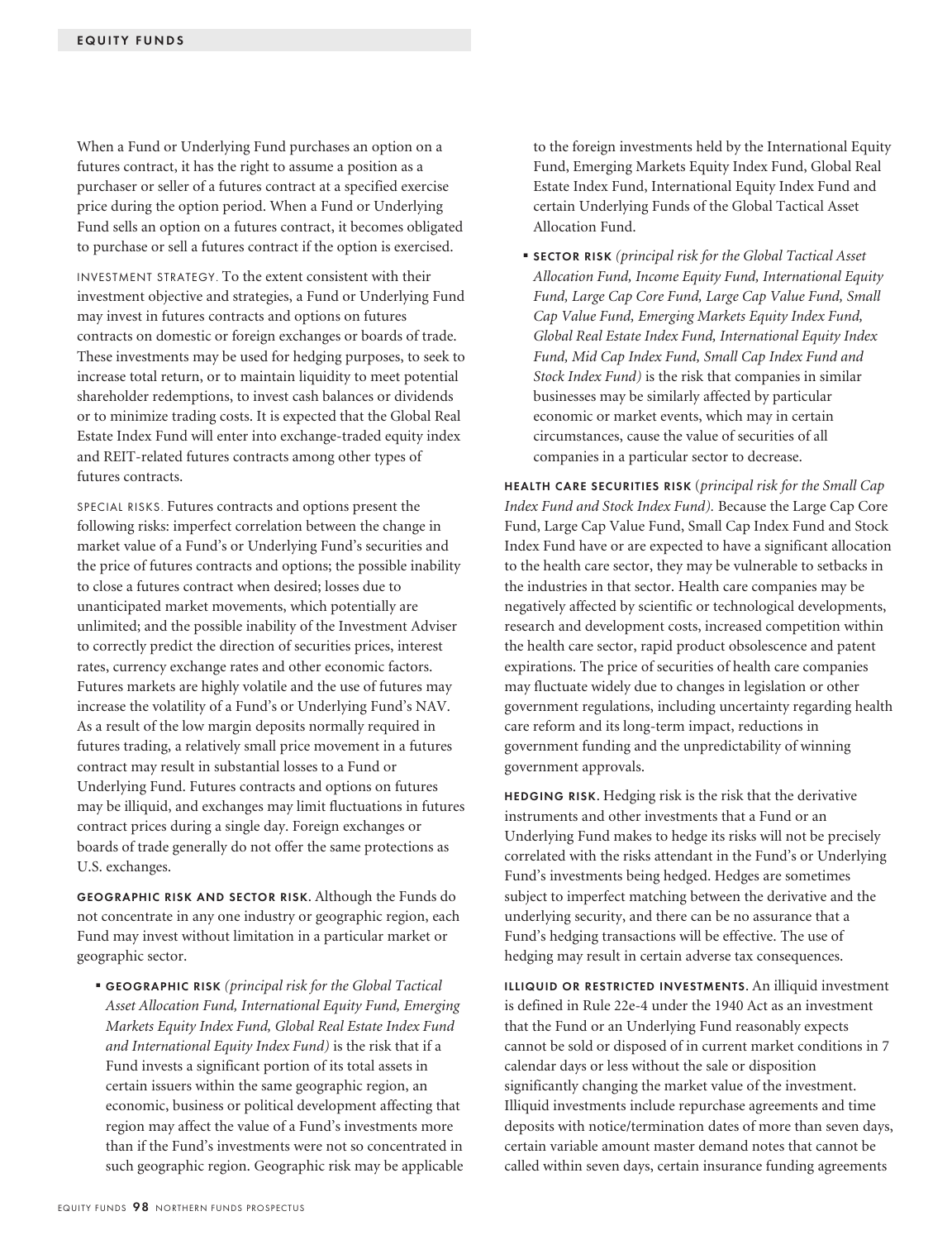When a Fund or Underlying Fund purchases an option on a futures contract, it has the right to assume a position as a purchaser or seller of a futures contract at a specified exercise price during the option period. When a Fund or Underlying Fund sells an option on a futures contract, it becomes obligated to purchase or sell a futures contract if the option is exercised.

INVESTMENT STRATEGY. To the extent consistent with their investment objective and strategies, a Fund or Underlying Fund may invest in futures contracts and options on futures contracts on domestic or foreign exchanges or boards of trade. These investments may be used for hedging purposes, to seek to increase total return, or to maintain liquidity to meet potential shareholder redemptions, to invest cash balances or dividends or to minimize trading costs. It is expected that the Global Real Estate Index Fund will enter into exchange-traded equity index and REIT-related futures contracts among other types of futures contracts.

SPECIAL RISKS. Futures contracts and options present the following risks: imperfect correlation between the change in market value of a Fund's or Underlying Fund's securities and the price of futures contracts and options; the possible inability to close a futures contract when desired; losses due to unanticipated market movements, which potentially are unlimited; and the possible inability of the Investment Adviser to correctly predict the direction of securities prices, interest rates, currency exchange rates and other economic factors. Futures markets are highly volatile and the use of futures may increase the volatility of a Fund's or Underlying Fund's NAV. As a result of the low margin deposits normally required in futures trading, a relatively small price movement in a futures contract may result in substantial losses to a Fund or Underlying Fund. Futures contracts and options on futures may be illiquid, and exchanges may limit fluctuations in futures contract prices during a single day. Foreign exchanges or boards of trade generally do not offer the same protections as U.S. exchanges.

**GEOGRAPHIC RISK AND SECTOR RISK.** Although the Funds do not concentrate in any one industry or geographic region, each Fund may invest without limitation in a particular market or geographic sector.

- **GEOGRAPHIC RISK** *(principal risk for the Global Tactical Asset Allocation Fund, International Equity Fund, Emerging Markets Equity Index Fund, Global Real Estate Index Fund and International Equity Index Fund)* is the risk that if a Fund invests a significant portion of its total assets in certain issuers within the same geographic region, an economic, business or political development affecting that region may affect the value of a Fund's investments more than if the Fund's investments were not so concentrated in such geographic region. Geographic risk may be applicable to the foreign investments held by the International Equity Fund, Emerging Markets Equity Index Fund, Global Real Estate Index Fund, International Equity Index Fund and certain Underlying Funds of the Global Tactical Asset Allocation Fund.
- **SECTOR RISK** *(principal risk for the Global Tactical Asset Allocation Fund, Income Equity Fund, International Equity Fund, Large Cap Core Fund, Large Cap Value Fund, Small Cap Value Fund, Emerging Markets Equity Index Fund, Global Real Estate Index Fund, International Equity Index Fund, Mid Cap Index Fund, Small Cap Index Fund and Stock Index Fund)* is the risk that companies in similar businesses may be similarly affected by particular economic or market events, which may in certain circumstances, cause the value of securities of all companies in a particular sector to decrease.

**HEALTH CARE SECURITIES RISK** (*principal risk for the Small Cap Index Fund and Stock Index Fund).* Because the Large Cap Core Fund, Large Cap Value Fund, Small Cap Index Fund and Stock Index Fund have or are expected to have a significant allocation to the health care sector, they may be vulnerable to setbacks in the industries in that sector. Health care companies may be negatively affected by scientific or technological developments, research and development costs, increased competition within the health care sector, rapid product obsolescence and patent expirations. The price of securities of health care companies may fluctuate widely due to changes in legislation or other government regulations, including uncertainty regarding health care reform and its long-term impact, reductions in government funding and the unpredictability of winning government approvals.

**HEDGING RISK**. Hedging risk is the risk that the derivative instruments and other investments that a Fund or an Underlying Fund makes to hedge its risks will not be precisely correlated with the risks attendant in the Fund's or Underlying Fund's investments being hedged. Hedges are sometimes subject to imperfect matching between the derivative and the underlying security, and there can be no assurance that a Fund's hedging transactions will be effective. The use of hedging may result in certain adverse tax consequences.

**ILLIQUID OR RESTRICTED INVESTMENTS**. An illiquid investment is defined in Rule 22e-4 under the 1940 Act as an investment that the Fund or an Underlying Fund reasonably expects cannot be sold or disposed of in current market conditions in 7 calendar days or less without the sale or disposition significantly changing the market value of the investment. Illiquid investments include repurchase agreements and time deposits with notice/termination dates of more than seven days, certain variable amount master demand notes that cannot be called within seven days, certain insurance funding agreements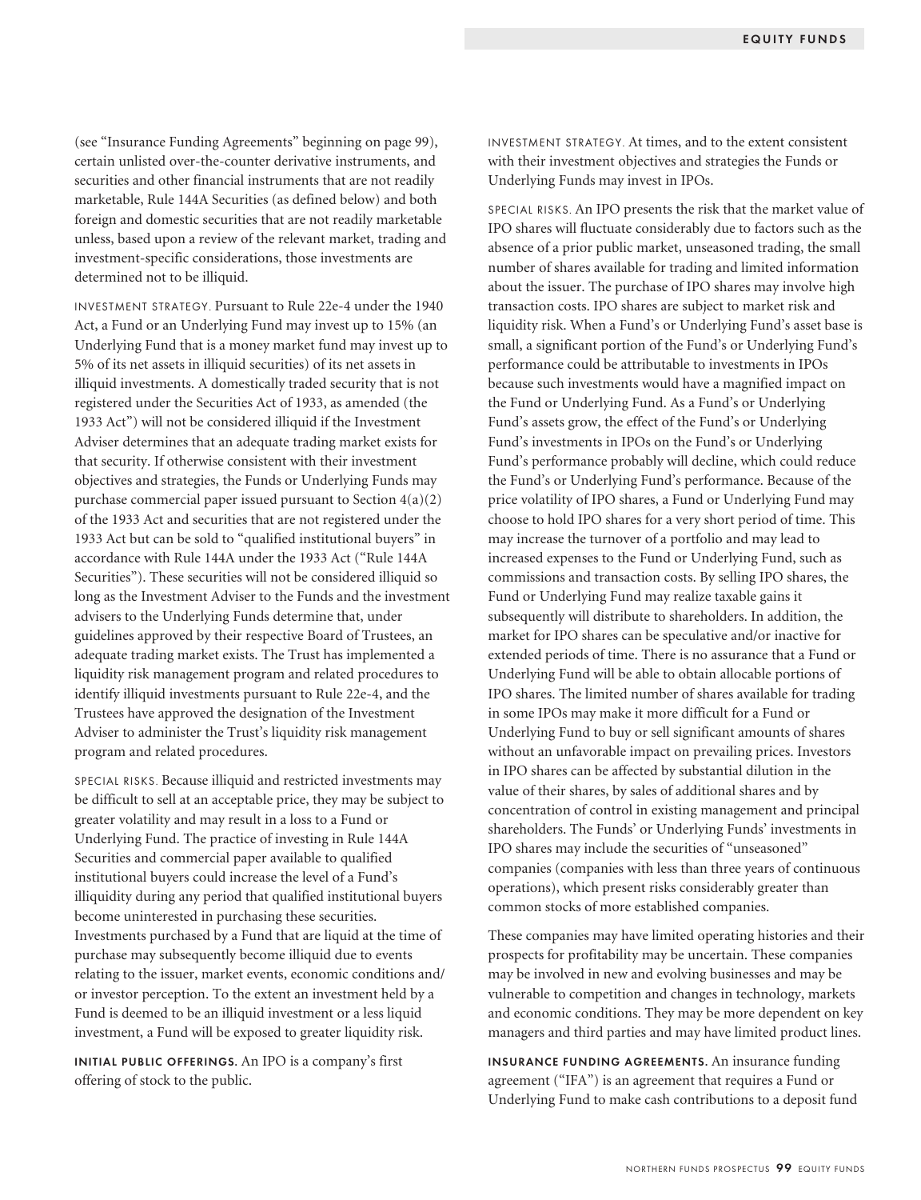(see "Insurance Funding Agreements" beginning on page 99), certain unlisted over-the-counter derivative instruments, and securities and other financial instruments that are not readily marketable, Rule 144A Securities (as defined below) and both foreign and domestic securities that are not readily marketable unless, based upon a review of the relevant market, trading and investment-specific considerations, those investments are determined not to be illiquid.

INVESTMENT STRATEGY. Pursuant to Rule 22e-4 under the 1940 Act, a Fund or an Underlying Fund may invest up to 15% (an Underlying Fund that is a money market fund may invest up to 5% of its net assets in illiquid securities) of its net assets in illiquid investments. A domestically traded security that is not registered under the Securities Act of 1933, as amended (the 1933 Act") will not be considered illiquid if the Investment Adviser determines that an adequate trading market exists for that security. If otherwise consistent with their investment objectives and strategies, the Funds or Underlying Funds may purchase commercial paper issued pursuant to Section 4(a)(2) of the 1933 Act and securities that are not registered under the 1933 Act but can be sold to "qualified institutional buyers" in accordance with Rule 144A under the 1933 Act ("Rule 144A Securities"). These securities will not be considered illiquid so long as the Investment Adviser to the Funds and the investment advisers to the Underlying Funds determine that, under guidelines approved by their respective Board of Trustees, an adequate trading market exists. The Trust has implemented a liquidity risk management program and related procedures to identify illiquid investments pursuant to Rule 22e-4, and the Trustees have approved the designation of the Investment Adviser to administer the Trust's liquidity risk management program and related procedures.

SPECIAL RISKS. Because illiquid and restricted investments may be difficult to sell at an acceptable price, they may be subject to greater volatility and may result in a loss to a Fund or Underlying Fund. The practice of investing in Rule 144A Securities and commercial paper available to qualified institutional buyers could increase the level of a Fund's illiquidity during any period that qualified institutional buyers become uninterested in purchasing these securities. Investments purchased by a Fund that are liquid at the time of purchase may subsequently become illiquid due to events relating to the issuer, market events, economic conditions and/or investor perception. To the extent an investment held by a Fund is deemed to be an illiquid investment or a less liquid investment, a Fund will be exposed to greater liquidity risk.

**INITIAL PUBLIC OFFERINGS.** An IPO is a company's first offering of stock to the public.

INVESTMENT STRATEGY. At times, and to the extent consistent with their investment objectives and strategies the Funds or Underlying Funds may invest in IPOs.

SPECIAL RISKS. An IPO presents the risk that the market value of IPO shares will fluctuate considerably due to factors such as the absence of a prior public market, unseasoned trading, the small number of shares available for trading and limited information about the issuer. The purchase of IPO shares may involve high transaction costs. IPO shares are subject to market risk and liquidity risk. When a Fund's or Underlying Fund's asset base is small, a significant portion of the Fund's or Underlying Fund's performance could be attributable to investments in IPOs because such investments would have a magnified impact on the Fund or Underlying Fund. As a Fund's or Underlying Fund's assets grow, the effect of the Fund's or Underlying Fund's investments in IPOs on the Fund's or Underlying Fund's performance probably will decline, which could reduce the Fund's or Underlying Fund's performance. Because of the price volatility of IPO shares, a Fund or Underlying Fund may choose to hold IPO shares for a very short period of time. This may increase the turnover of a portfolio and may lead to increased expenses to the Fund or Underlying Fund, such as commissions and transaction costs. By selling IPO shares, the Fund or Underlying Fund may realize taxable gains it subsequently will distribute to shareholders. In addition, the market for IPO shares can be speculative and/or inactive for extended periods of time. There is no assurance that a Fund or Underlying Fund will be able to obtain allocable portions of IPO shares. The limited number of shares available for trading in some IPOs may make it more difficult for a Fund or Underlying Fund to buy or sell significant amounts of shares without an unfavorable impact on prevailing prices. Investors in IPO shares can be affected by substantial dilution in the value of their shares, by sales of additional shares and by concentration of control in existing management and principal shareholders. The Funds' or Underlying Funds' investments in IPO shares may include the securities of "unseasoned" companies (companies with less than three years of continuous operations), which present risks considerably greater than common stocks of more established companies.

These companies may have limited operating histories and their prospects for profitability may be uncertain. These companies may be involved in new and evolving businesses and may be vulnerable to competition and changes in technology, markets and economic conditions. They may be more dependent on key managers and third parties and may have limited product lines.

**INSURANCE FUNDING AGREEMENTS.** An insurance funding agreement ("IFA") is an agreement that requires a Fund or Underlying Fund to make cash contributions to a deposit fund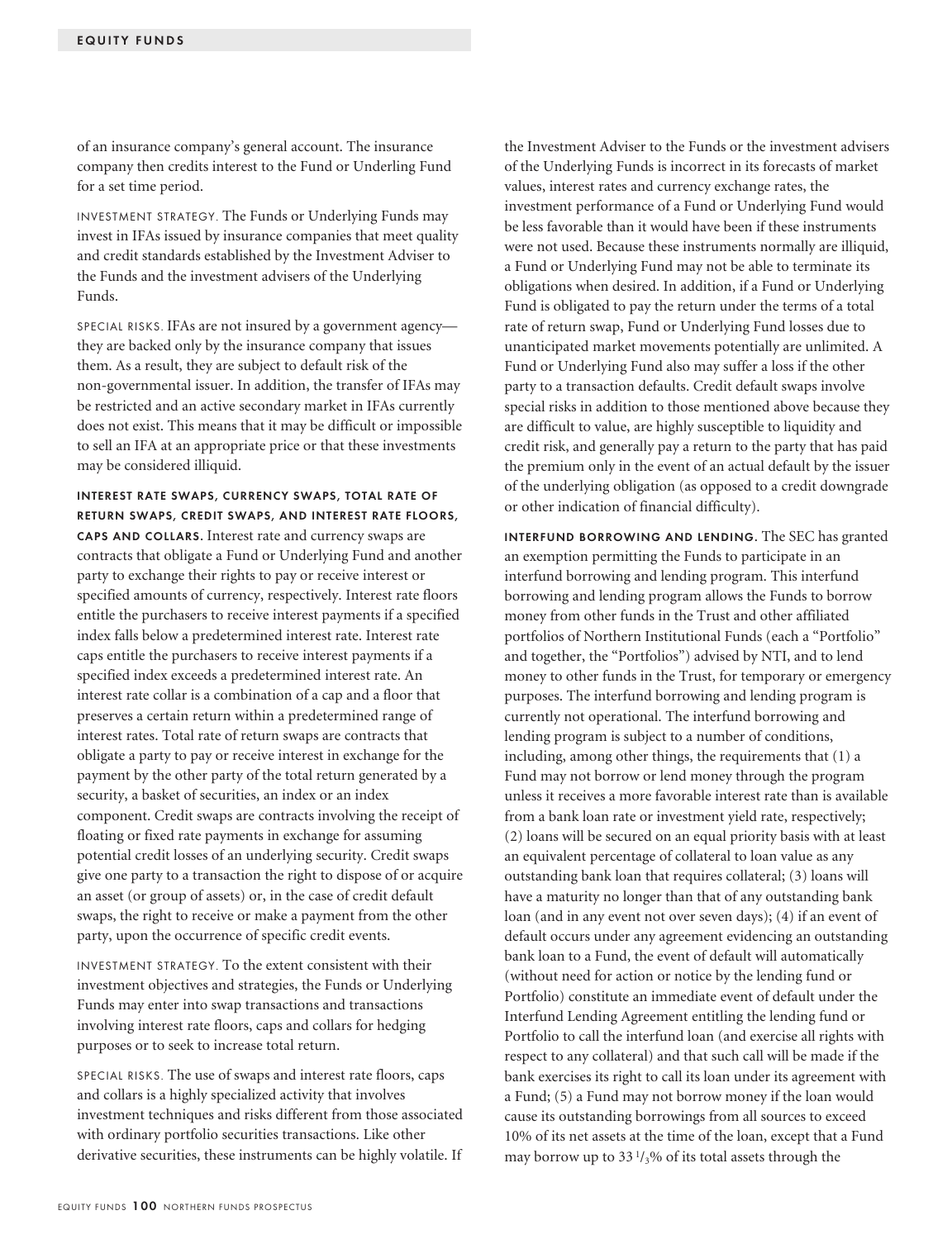of an insurance company's general account. The insurance company then credits interest to the Fund or Underling Fund for a set time period.

INVESTMENT STRATEGY. The Funds or Underlying Funds may invest in IFAs issued by insurance companies that meet quality and credit standards established by the Investment Adviser to the Funds and the investment advisers of the Underlying Funds.

SPECIAL RISKS. IFAs are not insured by a government agency—they are backed only by the insurance company that issues them. As a result, they are subject to default risk of the non-governmental issuer. In addition, the transfer of IFAs may be restricted and an active secondary market in IFAs currently does not exist. This means that it may be difficult or impossible to sell an IFA at an appropriate price or that these investments may be considered illiquid.

**INTEREST RATE SWAPS, CURRENCY SWAPS, TOTAL RATE OF RETURN SWAPS, CREDIT SWAPS, AND INTEREST RATE FLOORS, CAPS AND COLLARS.** Interest rate and currency swaps are contracts that obligate a Fund or Underlying Fund and another party to exchange their rights to pay or receive interest or specified amounts of currency, respectively. Interest rate floors entitle the purchasers to receive interest payments if a specified index falls below a predetermined interest rate. Interest rate caps entitle the purchasers to receive interest payments if a specified index exceeds a predetermined interest rate. An interest rate collar is a combination of a cap and a floor that preserves a certain return within a predetermined range of interest rates. Total rate of return swaps are contracts that obligate a party to pay or receive interest in exchange for the payment by the other party of the total return generated by a security, a basket of securities, an index or an index component. Credit swaps are contracts involving the receipt of floating or fixed rate payments in exchange for assuming potential credit losses of an underlying security. Credit swaps give one party to a transaction the right to dispose of or acquire an asset (or group of assets) or, in the case of credit default swaps, the right to receive or make a payment from the other party, upon the occurrence of specific credit events.

INVESTMENT STRATEGY. To the extent consistent with their investment objectives and strategies, the Funds or Underlying Funds may enter into swap transactions and transactions involving interest rate floors, caps and collars for hedging purposes or to seek to increase total return.

SPECIAL RISKS. The use of swaps and interest rate floors, caps and collars is a highly specialized activity that involves investment techniques and risks different from those associated with ordinary portfolio securities transactions. Like other derivative securities, these instruments can be highly volatile. If the Investment Adviser to the Funds or the investment advisers of the Underlying Funds is incorrect in its forecasts of market values, interest rates and currency exchange rates, the investment performance of a Fund or Underlying Fund would be less favorable than it would have been if these instruments were not used. Because these instruments normally are illiquid, a Fund or Underlying Fund may not be able to terminate its obligations when desired. In addition, if a Fund or Underlying Fund is obligated to pay the return under the terms of a total rate of return swap, Fund or Underlying Fund losses due to unanticipated market movements potentially are unlimited. A Fund or Underlying Fund also may suffer a loss if the other party to a transaction defaults. Credit default swaps involve special risks in addition to those mentioned above because they are difficult to value, are highly susceptible to liquidity and credit risk, and generally pay a return to the party that has paid the premium only in the event of an actual default by the issuer of the underlying obligation (as opposed to a credit downgrade or other indication of financial difficulty).

**INTERFUND BORROWING AND LENDING.** The SEC has granted an exemption permitting the Funds to participate in an interfund borrowing and lending program. This interfund borrowing and lending program allows the Funds to borrow money from other funds in the Trust and other affiliated portfolios of Northern Institutional Funds (each a "Portfolio" and together, the "Portfolios") advised by NTI, and to lend money to other funds in the Trust, for temporary or emergency purposes. The interfund borrowing and lending program is currently not operational. The interfund borrowing and lending program is subject to a number of conditions, including, among other things, the requirements that (1) a Fund may not borrow or lend money through the program unless it receives a more favorable interest rate than is available from a bank loan rate or investment yield rate, respectively; (2) loans will be secured on an equal priority basis with at least an equivalent percentage of collateral to loan value as any outstanding bank loan that requires collateral; (3) loans will have a maturity no longer than that of any outstanding bank loan (and in any event not over seven days); (4) if an event of default occurs under any agreement evidencing an outstanding bank loan to a Fund, the event of default will automatically (without need for action or notice by the lending fund or Portfolio) constitute an immediate event of default under the Interfund Lending Agreement entitling the lending fund or Portfolio to call the interfund loan (and exercise all rights with respect to any collateral) and that such call will be made if the bank exercises its right to call its loan under its agreement with a Fund; (5) a Fund may not borrow money if the loan would cause its outstanding borrowings from all sources to exceed 10% of its net assets at the time of the loan, except that a Fund may borrow up to 33 1/3% of its total assets through the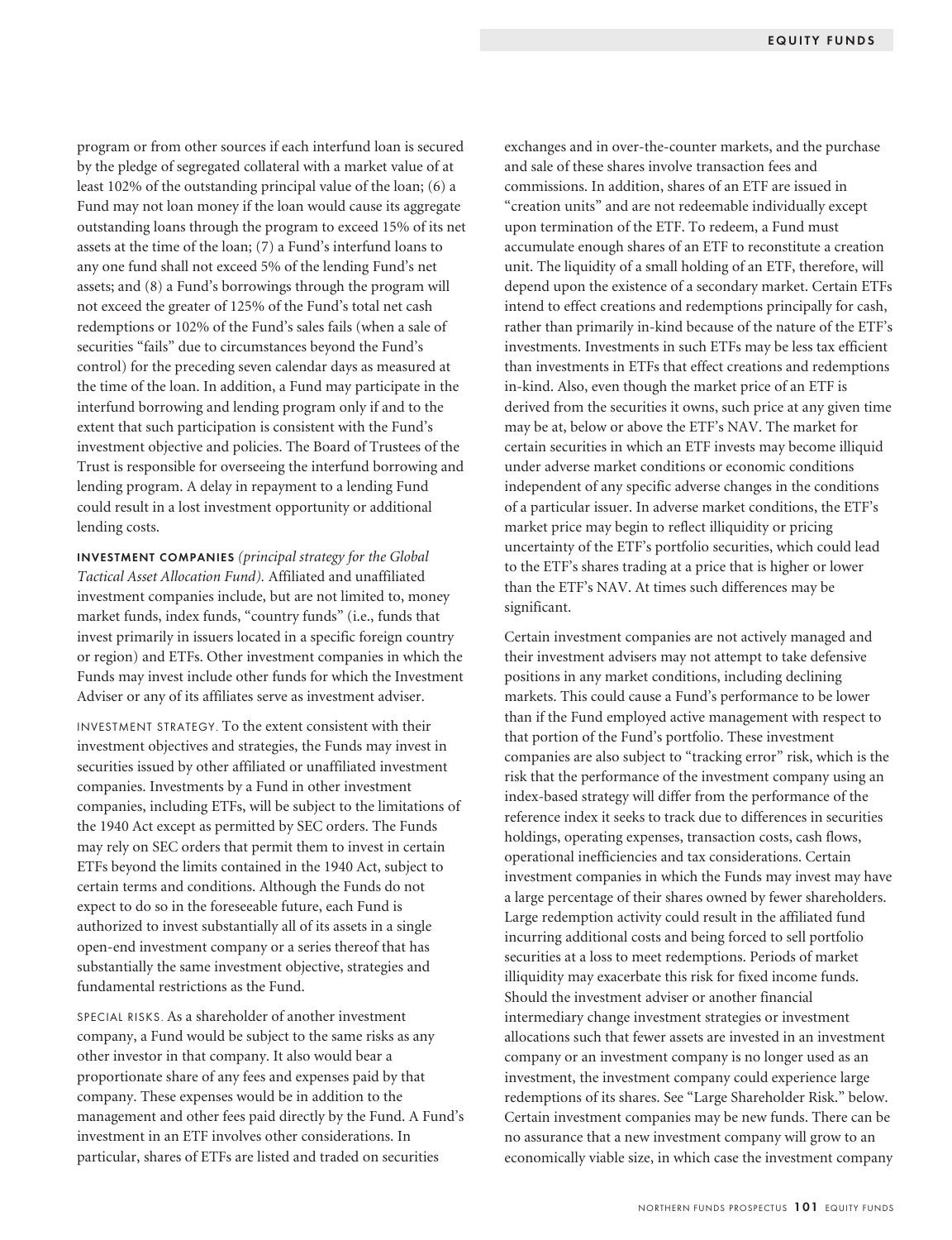program or from other sources if each interfund loan is secured by the pledge of segregated collateral with a market value of at least 102% of the outstanding principal value of the loan; (6) a Fund may not loan money if the loan would cause its aggregate outstanding loans through the program to exceed 15% of its net assets at the time of the loan; (7) a Fund's interfund loans to any one fund shall not exceed 5% of the lending Fund's net assets; and (8) a Fund's borrowings through the program will not exceed the greater of 125% of the Fund's total net cash redemptions or 102% of the Fund's sales fails (when a sale of securities "fails" due to circumstances beyond the Fund's control) for the preceding seven calendar days as measured at the time of the loan. In addition, a Fund may participate in the interfund borrowing and lending program only if and to the extent that such participation is consistent with the Fund's investment objective and policies. The Board of Trustees of the Trust is responsible for overseeing the interfund borrowing and lending program. A delay in repayment to a lending Fund could result in a lost investment opportunity or additional lending costs.

**INVESTMENT COMPANIES** *(principal strategy for the Global Tactical Asset Allocation Fund).* Affiliated and unaffiliated investment companies include, but are not limited to, money market funds, index funds, "country funds" (i.e., funds that invest primarily in issuers located in a specific foreign country or region) and ETFs. Other investment companies in which the Funds may invest include other funds for which the Investment Adviser or any of its affiliates serve as investment adviser.

INVESTMENT STRATEGY. To the extent consistent with their investment objectives and strategies, the Funds may invest in securities issued by other affiliated or unaffiliated investment companies. Investments by a Fund in other investment companies, including ETFs, will be subject to the limitations of the 1940 Act except as permitted by SEC orders. The Funds may rely on SEC orders that permit them to invest in certain ETFs beyond the limits contained in the 1940 Act, subject to certain terms and conditions. Although the Funds do not expect to do so in the foreseeable future, each Fund is authorized to invest substantially all of its assets in a single open-end investment company or a series thereof that has substantially the same investment objective, strategies and fundamental restrictions as the Fund.

SPECIAL RISKS. As a shareholder of another investment company, a Fund would be subject to the same risks as any other investor in that company. It also would bear a proportionate share of any fees and expenses paid by that company. These expenses would be in addition to the management and other fees paid directly by the Fund. A Fund's investment in an ETF involves other considerations. In particular, shares of ETFs are listed and traded on securities exchanges and in over-the-counter markets, and the purchase and sale of these shares involve transaction fees and commissions. In addition, shares of an ETF are issued in "creation units" and are not redeemable individually except upon termination of the ETF. To redeem, a Fund must accumulate enough shares of an ETF to reconstitute a creation unit. The liquidity of a small holding of an ETF, therefore, will depend upon the existence of a secondary market. Certain ETFs intend to effect creations and redemptions principally for cash, rather than primarily in-kind because of the nature of the ETF's investments. Investments in such ETFs may be less tax efficient than investments in ETFs that effect creations and redemptions in-kind. Also, even though the market price of an ETF is derived from the securities it owns, such price at any given time may be at, below or above the ETF's NAV. The market for certain securities in which an ETF invests may become illiquid under adverse market conditions or economic conditions independent of any specific adverse changes in the conditions of a particular issuer. In adverse market conditions, the ETF's market price may begin to reflect illiquidity or pricing uncertainty of the ETF's portfolio securities, which could lead to the ETF's shares trading at a price that is higher or lower than the ETF's NAV. At times such differences may be significant.

Certain investment companies are not actively managed and their investment advisers may not attempt to take defensive positions in any market conditions, including declining markets. This could cause a Fund's performance to be lower than if the Fund employed active management with respect to that portion of the Fund's portfolio. These investment companies are also subject to "tracking error" risk, which is the risk that the performance of the investment company using an index-based strategy will differ from the performance of the reference index it seeks to track due to differences in securities holdings, operating expenses, transaction costs, cash flows, operational inefficiencies and tax considerations. Certain investment companies in which the Funds may invest may have a large percentage of their shares owned by fewer shareholders. Large redemption activity could result in the affiliated fund incurring additional costs and being forced to sell portfolio securities at a loss to meet redemptions. Periods of market illiquidity may exacerbate this risk for fixed income funds. Should the investment adviser or another financial intermediary change investment strategies or investment allocations such that fewer assets are invested in an investment company or an investment company is no longer used as an investment, the investment company could experience large redemptions of its shares. See "Large Shareholder Risk." below. Certain investment companies may be new funds. There can be no assurance that a new investment company will grow to an economically viable size, in which case the investment company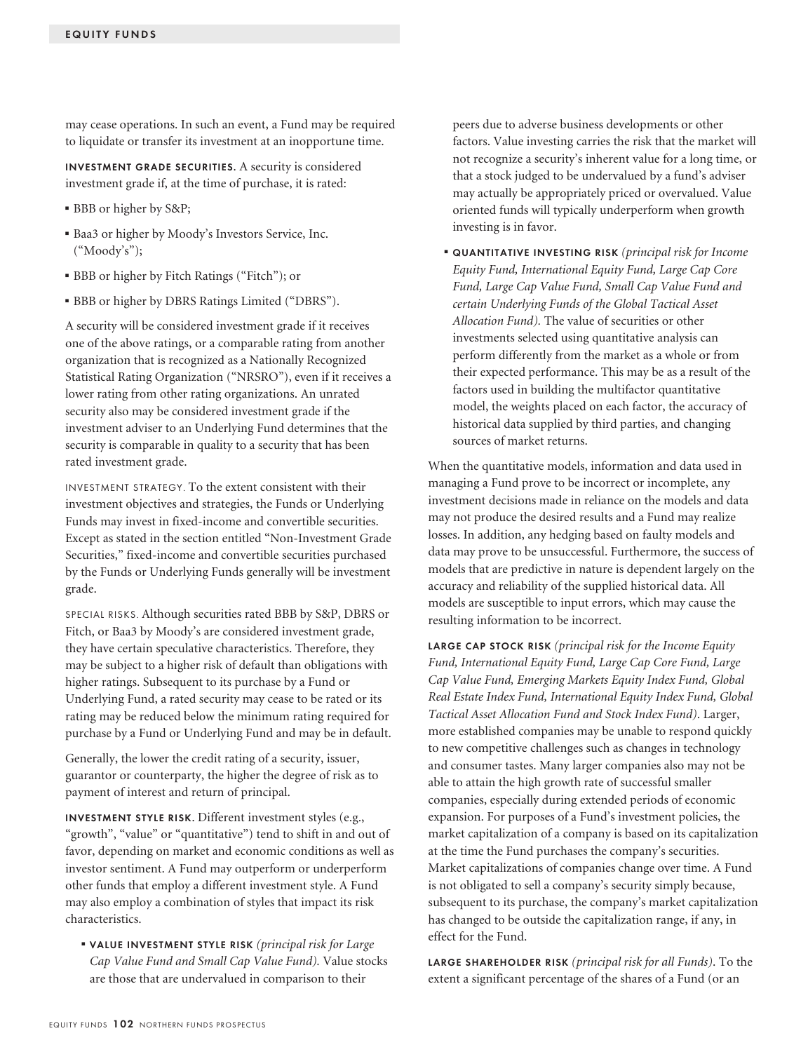may cease operations. In such an event, a Fund may be required to liquidate or transfer its investment at an inopportune time.

**INVESTMENT GRADE SECURITIES.** A security is considered investment grade if, at the time of purchase, it is rated:

- BBB or higher by S&P;
- Baa3 or higher by Moody's Investors Service, Inc. ("Moody's");
- BBB or higher by Fitch Ratings ("Fitch"); or
- BBB or higher by DBRS Ratings Limited ("DBRS").

A security will be considered investment grade if it receives one of the above ratings, or a comparable rating from another organization that is recognized as a Nationally Recognized Statistical Rating Organization ("NRSRO"), even if it receives a lower rating from other rating organizations. An unrated security also may be considered investment grade if the investment adviser to an Underlying Fund determines that the security is comparable in quality to a security that has been rated investment grade.

INVESTMENT STRATEGY. To the extent consistent with their investment objectives and strategies, the Funds or Underlying Funds may invest in fixed-income and convertible securities. Except as stated in the section entitled "Non-Investment Grade Securities," fixed-income and convertible securities purchased by the Funds or Underlying Funds generally will be investment grade.

SPECIAL RISKS. Although securities rated BBB by S&P, DBRS or Fitch, or Baa3 by Moody's are considered investment grade, they have certain speculative characteristics. Therefore, they may be subject to a higher risk of default than obligations with higher ratings. Subsequent to its purchase by a Fund or Underlying Fund, a rated security may cease to be rated or its rating may be reduced below the minimum rating required for purchase by a Fund or Underlying Fund and may be in default.

Generally, the lower the credit rating of a security, issuer, guarantor or counterparty, the higher the degree of risk as to payment of interest and return of principal.

**INVESTMENT STYLE RISK.** Different investment styles (e.g., "growth", "value" or "quantitative") tend to shift in and out of favor, depending on market and economic conditions as well as investor sentiment. A Fund may outperform or underperform other funds that employ a different investment style. A Fund may also employ a combination of styles that impact its risk characteristics.

- **VALUE INVESTMENT STYLE RISK** *(principal risk for Large Cap Value Fund and Small Cap Value Fund).* Value stocks are those that are undervalued in comparison to their peers due to adverse business developments or other factors. Value investing carries the risk that the market will not recognize a security's inherent value for a long time, or that a stock judged to be undervalued by a fund's adviser may actually be appropriately priced or overvalued. Value oriented funds will typically underperform when growth investing is in favor.
- **QUANTITATIVE INVESTING RISK** *(principal risk for Income Equity Fund, International Equity Fund, Large Cap Core Fund, Large Cap Value Fund, Small Cap Value Fund and certain Underlying Funds of the Global Tactical Asset Allocation Fund).* The value of securities or other investments selected using quantitative analysis can perform differently from the market as a whole or from their expected performance. This may be as a result of the factors used in building the multifactor quantitative model, the weights placed on each factor, the accuracy of historical data supplied by third parties, and changing sources of market returns.

When the quantitative models, information and data used in managing a Fund prove to be incorrect or incomplete, any investment decisions made in reliance on the models and data may not produce the desired results and a Fund may realize losses. In addition, any hedging based on faulty models and data may prove to be unsuccessful. Furthermore, the success of models that are predictive in nature is dependent largely on the accuracy and reliability of the supplied historical data. All models are susceptible to input errors, which may cause the resulting information to be incorrect.

**LARGE CAP STOCK RISK** *(principal risk for the Income Equity Fund, International Equity Fund, Large Cap Core Fund, Large Cap Value Fund, Emerging Markets Equity Index Fund, Global Real Estate Index Fund, International Equity Index Fund, Global Tactical Asset Allocation Fund and Stock Index Fund).* Larger, more established companies may be unable to respond quickly to new competitive challenges such as changes in technology and consumer tastes. Many larger companies also may not be able to attain the high growth rate of successful smaller companies, especially during extended periods of economic expansion. For purposes of a Fund's investment policies, the market capitalization of a company is based on its capitalization at the time the Fund purchases the company's securities. Market capitalizations of companies change over time. A Fund is not obligated to sell a company's security simply because, subsequent to its purchase, the company's market capitalization has changed to be outside the capitalization range, if any, in effect for the Fund.

**LARGE SHAREHOLDER RISK** *(principal risk for all Funds).* To the extent a significant percentage of the shares of a Fund (or an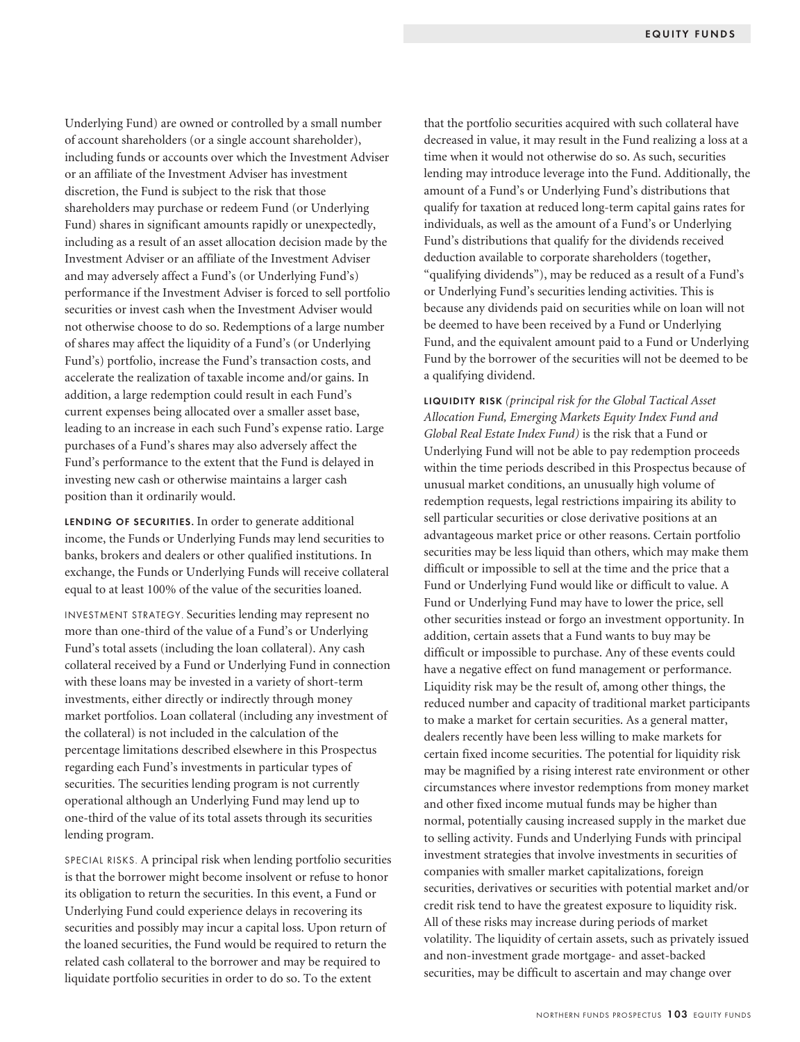Underlying Fund) are owned or controlled by a small number of account shareholders (or a single account shareholder), including funds or accounts over which the Investment Adviser or an affiliate of the Investment Adviser has investment discretion, the Fund is subject to the risk that those shareholders may purchase or redeem Fund (or Underlying Fund) shares in significant amounts rapidly or unexpectedly, including as a result of an asset allocation decision made by the Investment Adviser or an affiliate of the Investment Adviser and may adversely affect a Fund's (or Underlying Fund's) performance if the Investment Adviser is forced to sell portfolio securities or invest cash when the Investment Adviser would not otherwise choose to do so. Redemptions of a large number of shares may affect the liquidity of a Fund's (or Underlying Fund's) portfolio, increase the Fund's transaction costs, and accelerate the realization of taxable income and/or gains. In addition, a large redemption could result in each Fund's current expenses being allocated over a smaller asset base, leading to an increase in each such Fund's expense ratio. Large purchases of a Fund's shares may also adversely affect the Fund's performance to the extent that the Fund is delayed in investing new cash or otherwise maintains a larger cash position than it ordinarily would.

**LENDING OF SECURITIES.** In order to generate additional income, the Funds or Underlying Funds may lend securities to banks, brokers and dealers or other qualified institutions. In exchange, the Funds or Underlying Funds will receive collateral equal to at least 100% of the value of the securities loaned.

INVESTMENT STRATEGY. Securities lending may represent no more than one-third of the value of a Fund's or Underlying Fund's total assets (including the loan collateral). Any cash collateral received by a Fund or Underlying Fund in connection with these loans may be invested in a variety of short-term investments, either directly or indirectly through money market portfolios. Loan collateral (including any investment of the collateral) is not included in the calculation of the percentage limitations described elsewhere in this Prospectus regarding each Fund's investments in particular types of securities. The securities lending program is not currently operational although an Underlying Fund may lend up to one-third of the value of its total assets through its securities lending program.

SPECIAL RISKS. A principal risk when lending portfolio securities is that the borrower might become insolvent or refuse to honor its obligation to return the securities. In this event, a Fund or Underlying Fund could experience delays in recovering its securities and possibly may incur a capital loss. Upon return of the loaned securities, the Fund would be required to return the related cash collateral to the borrower and may be required to liquidate portfolio securities in order to do so. To the extent that the portfolio securities acquired with such collateral have decreased in value, it may result in the Fund realizing a loss at a time when it would not otherwise do so. As such, securities lending may introduce leverage into the Fund. Additionally, the amount of a Fund's or Underlying Fund's distributions that qualify for taxation at reduced long-term capital gains rates for individuals, as well as the amount of a Fund's or Underlying Fund's distributions that qualify for the dividends received deduction available to corporate shareholders (together, "qualifying dividends"), may be reduced as a result of a Fund's or Underlying Fund's securities lending activities. This is because any dividends paid on securities while on loan will not be deemed to have been received by a Fund or Underlying Fund, and the equivalent amount paid to a Fund or Underlying Fund by the borrower of the securities will not be deemed to be a qualifying dividend.

**LIQUIDITY RISK** *(principal risk for the Global Tactical Asset Allocation Fund, Emerging Markets Equity Index Fund and Global Real Estate Index Fund)* is the risk that a Fund or Underlying Fund will not be able to pay redemption proceeds within the time periods described in this Prospectus because of unusual market conditions, an unusually high volume of redemption requests, legal restrictions impairing its ability to sell particular securities or close derivative positions at an advantageous market price or other reasons. Certain portfolio securities may be less liquid than others, which may make them difficult or impossible to sell at the time and the price that a Fund or Underlying Fund would like or difficult to value. A Fund or Underlying Fund may have to lower the price, sell other securities instead or forgo an investment opportunity. In addition, certain assets that a Fund wants to buy may be difficult or impossible to purchase. Any of these events could have a negative effect on fund management or performance. Liquidity risk may be the result of, among other things, the reduced number and capacity of traditional market participants to make a market for certain securities. As a general matter, dealers recently have been less willing to make markets for certain fixed income securities. The potential for liquidity risk may be magnified by a rising interest rate environment or other circumstances where investor redemptions from money market and other fixed income mutual funds may be higher than normal, potentially causing increased supply in the market due to selling activity. Funds and Underlying Funds with principal investment strategies that involve investments in securities of companies with smaller market capitalizations, foreign securities, derivatives or securities with potential market and/or credit risk tend to have the greatest exposure to liquidity risk. All of these risks may increase during periods of market volatility. The liquidity of certain assets, such as privately issued and non-investment grade mortgage- and asset-backed securities, may be difficult to ascertain and may change over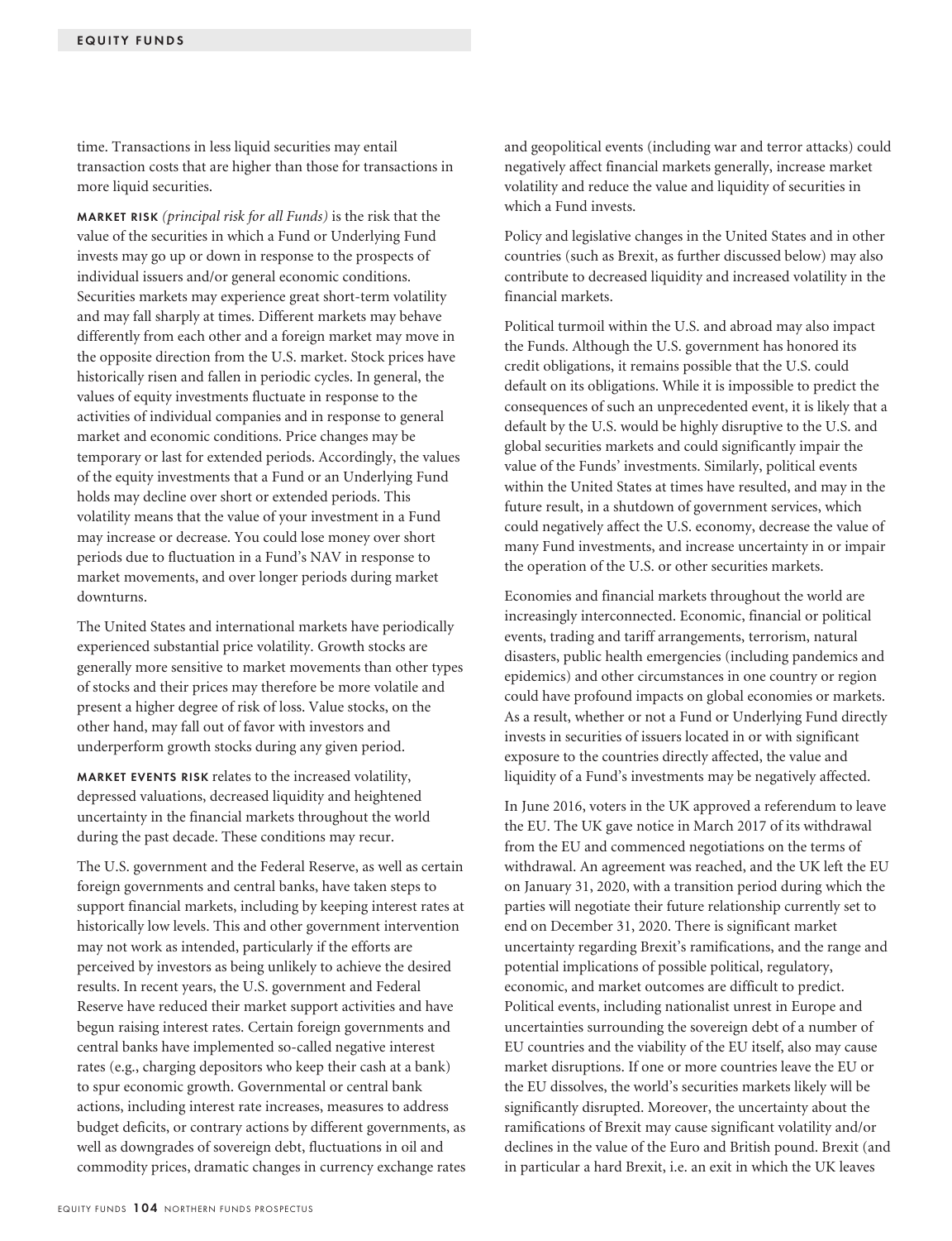time. Transactions in less liquid securities may entail transaction costs that are higher than those for transactions in more liquid securities.

**MARKET RISK** *(principal risk for all Funds)* is the risk that the value of the securities in which a Fund or Underlying Fund invests may go up or down in response to the prospects of individual issuers and/or general economic conditions. Securities markets may experience great short-term volatility and may fall sharply at times. Different markets may behave differently from each other and a foreign market may move in the opposite direction from the U.S. market. Stock prices have historically risen and fallen in periodic cycles. In general, the values of equity investments fluctuate in response to the activities of individual companies and in response to general market and economic conditions. Price changes may be temporary or last for extended periods. Accordingly, the values of the equity investments that a Fund or an Underlying Fund holds may decline over short or extended periods. This volatility means that the value of your investment in a Fund may increase or decrease. You could lose money over short periods due to fluctuation in a Fund's NAV in response to market movements, and over longer periods during market downturns.

The United States and international markets have periodically experienced substantial price volatility. Growth stocks are generally more sensitive to market movements than other types of stocks and their prices may therefore be more volatile and present a higher degree of risk of loss. Value stocks, on the other hand, may fall out of favor with investors and underperform growth stocks during any given period.

**MARKET EVENTS RISK** relates to the increased volatility, depressed valuations, decreased liquidity and heightened uncertainty in the financial markets throughout the world during the past decade. These conditions may recur.

The U.S. government and the Federal Reserve, as well as certain foreign governments and central banks, have taken steps to support financial markets, including by keeping interest rates at historically low levels. This and other government intervention may not work as intended, particularly if the efforts are perceived by investors as being unlikely to achieve the desired results. In recent years, the U.S. government and Federal Reserve have reduced their market support activities and have begun raising interest rates. Certain foreign governments and central banks have implemented so-called negative interest rates (e.g., charging depositors who keep their cash at a bank) to spur economic growth. Governmental or central bank actions, including interest rate increases, measures to address budget deficits, or contrary actions by different governments, as well as downgrades of sovereign debt, fluctuations in oil and commodity prices, dramatic changes in currency exchange rates and geopolitical events (including war and terror attacks) could negatively affect financial markets generally, increase market volatility and reduce the value and liquidity of securities in which a Fund invests.

Policy and legislative changes in the United States and in other countries (such as Brexit, as further discussed below) may also contribute to decreased liquidity and increased volatility in the financial markets.

Political turmoil within the U.S. and abroad may also impact the Funds. Although the U.S. government has honored its credit obligations, it remains possible that the U.S. could default on its obligations. While it is impossible to predict the consequences of such an unprecedented event, it is likely that a default by the U.S. would be highly disruptive to the U.S. and global securities markets and could significantly impair the value of the Funds' investments. Similarly, political events within the United States at times have resulted, and may in the future result, in a shutdown of government services, which could negatively affect the U.S. economy, decrease the value of many Fund investments, and increase uncertainty in or impair the operation of the U.S. or other securities markets.

Economies and financial markets throughout the world are increasingly interconnected. Economic, financial or political events, trading and tariff arrangements, terrorism, natural disasters, public health emergencies (including pandemics and epidemics) and other circumstances in one country or region could have profound impacts on global economies or markets. As a result, whether or not a Fund or Underlying Fund directly invests in securities of issuers located in or with significant exposure to the countries directly affected, the value and liquidity of a Fund's investments may be negatively affected.

In June 2016, voters in the UK approved a referendum to leave the EU. The UK gave notice in March 2017 of its withdrawal from the EU and commenced negotiations on the terms of withdrawal. An agreement was reached, and the UK left the EU on January 31, 2020, with a transition period during which the parties will negotiate their future relationship currently set to end on December 31, 2020. There is significant market uncertainty regarding Brexit's ramifications, and the range and potential implications of possible political, regulatory, economic, and market outcomes are difficult to predict. Political events, including nationalist unrest in Europe and uncertainties surrounding the sovereign debt of a number of EU countries and the viability of the EU itself, also may cause market disruptions. If one or more countries leave the EU or the EU dissolves, the world's securities markets likely will be significantly disrupted. Moreover, the uncertainty about the ramifications of Brexit may cause significant volatility and/or declines in the value of the Euro and British pound. Brexit (and in particular a hard Brexit, i.e. an exit in which the UK leaves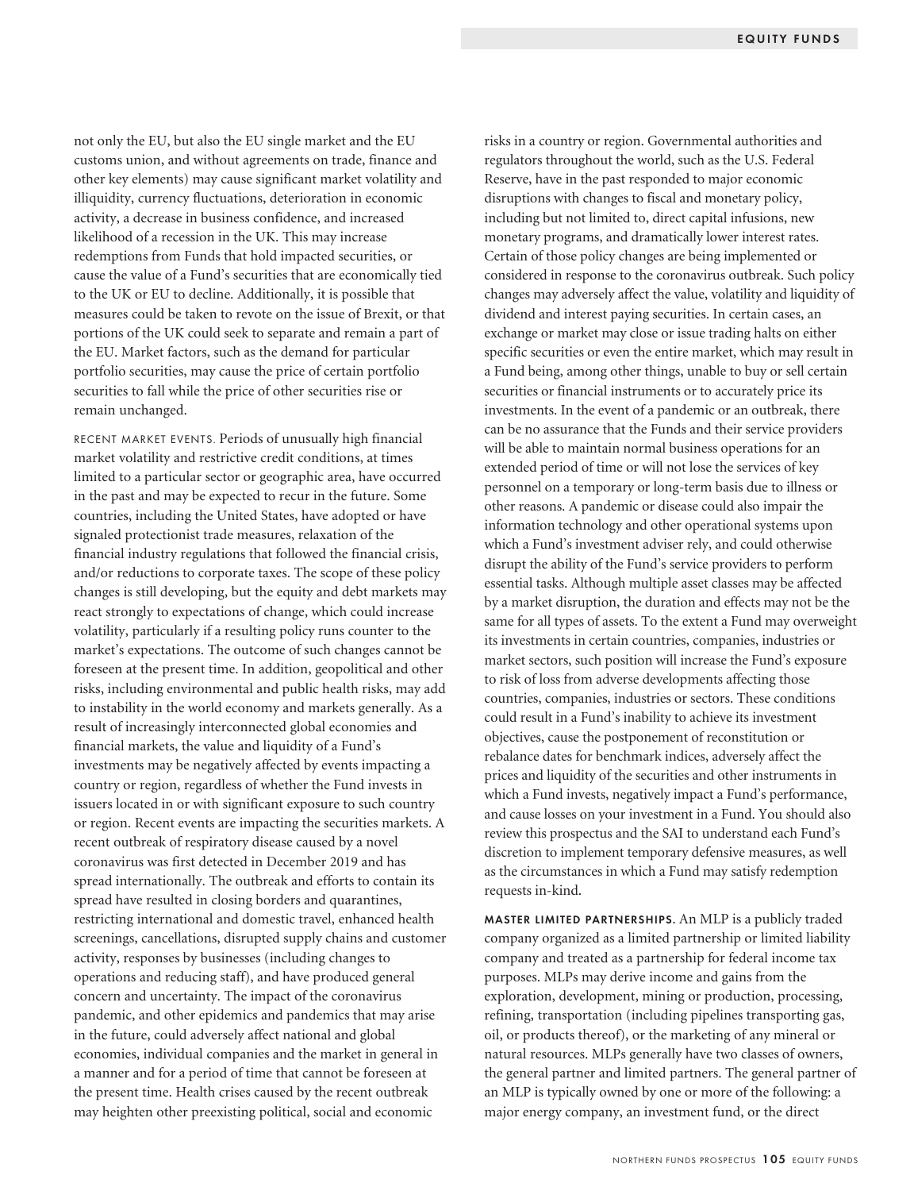not only the EU, but also the EU single market and the EU customs union, and without agreements on trade, finance and other key elements) may cause significant market volatility and illiquidity, currency fluctuations, deterioration in economic activity, a decrease in business confidence, and increased likelihood of a recession in the UK. This may increase redemptions from Funds that hold impacted securities, or cause the value of a Fund's securities that are economically tied to the UK or EU to decline. Additionally, it is possible that measures could be taken to revote on the issue of Brexit, or that portions of the UK could seek to separate and remain a part of the EU. Market factors, such as the demand for particular portfolio securities, may cause the price of certain portfolio securities to fall while the price of other securities rise or remain unchanged.

RECENT MARKET EVENTS. Periods of unusually high financial market volatility and restrictive credit conditions, at times limited to a particular sector or geographic area, have occurred in the past and may be expected to recur in the future. Some countries, including the United States, have adopted or have signaled protectionist trade measures, relaxation of the financial industry regulations that followed the financial crisis, and/or reductions to corporate taxes. The scope of these policy changes is still developing, but the equity and debt markets may react strongly to expectations of change, which could increase volatility, particularly if a resulting policy runs counter to the market's expectations. The outcome of such changes cannot be foreseen at the present time. In addition, geopolitical and other risks, including environmental and public health risks, may add to instability in the world economy and markets generally. As a result of increasingly interconnected global economies and financial markets, the value and liquidity of a Fund's investments may be negatively affected by events impacting a country or region, regardless of whether the Fund invests in issuers located in or with significant exposure to such country or region. Recent events are impacting the securities markets. A recent outbreak of respiratory disease caused by a novel coronavirus was first detected in December 2019 and has spread internationally. The outbreak and efforts to contain its spread have resulted in closing borders and quarantines, restricting international and domestic travel, enhanced health screenings, cancellations, disrupted supply chains and customer activity, responses by businesses (including changes to operations and reducing staff), and have produced general concern and uncertainty. The impact of the coronavirus pandemic, and other epidemics and pandemics that may arise in the future, could adversely affect national and global economies, individual companies and the market in general in a manner and for a period of time that cannot be foreseen at the present time. Health crises caused by the recent outbreak may heighten other preexisting political, social and economic risks in a country or region. Governmental authorities and regulators throughout the world, such as the U.S. Federal Reserve, have in the past responded to major economic disruptions with changes to fiscal and monetary policy, including but not limited to, direct capital infusions, new monetary programs, and dramatically lower interest rates. Certain of those policy changes are being implemented or considered in response to the coronavirus outbreak. Such policy changes may adversely affect the value, volatility and liquidity of dividend and interest paying securities. In certain cases, an exchange or market may close or issue trading halts on either specific securities or even the entire market, which may result in a Fund being, among other things, unable to buy or sell certain securities or financial instruments or to accurately price its investments. In the event of a pandemic or an outbreak, there can be no assurance that the Funds and their service providers will be able to maintain normal business operations for an extended period of time or will not lose the services of key personnel on a temporary or long-term basis due to illness or other reasons. A pandemic or disease could also impair the information technology and other operational systems upon which a Fund's investment adviser rely, and could otherwise disrupt the ability of the Fund's service providers to perform essential tasks. Although multiple asset classes may be affected by a market disruption, the duration and effects may not be the same for all types of assets. To the extent a Fund may overweight its investments in certain countries, companies, industries or market sectors, such position will increase the Fund's exposure to risk of loss from adverse developments affecting those countries, companies, industries or sectors. These conditions could result in a Fund's inability to achieve its investment objectives, cause the postponement of reconstitution or rebalance dates for benchmark indices, adversely affect the prices and liquidity of the securities and other instruments in which a Fund invests, negatively impact a Fund's performance, and cause losses on your investment in a Fund. You should also review this prospectus and the SAI to understand each Fund's discretion to implement temporary defensive measures, as well as the circumstances in which a Fund may satisfy redemption requests in-kind.

**MASTER LIMITED PARTNERSHIPS.** An MLP is a publicly traded company organized as a limited partnership or limited liability company and treated as a partnership for federal income tax purposes. MLPs may derive income and gains from the exploration, development, mining or production, processing, refining, transportation (including pipelines transporting gas, oil, or products thereof), or the marketing of any mineral or natural resources. MLPs generally have two classes of owners, the general partner and limited partners. The general partner of an MLP is typically owned by one or more of the following: a major energy company, an investment fund, or the direct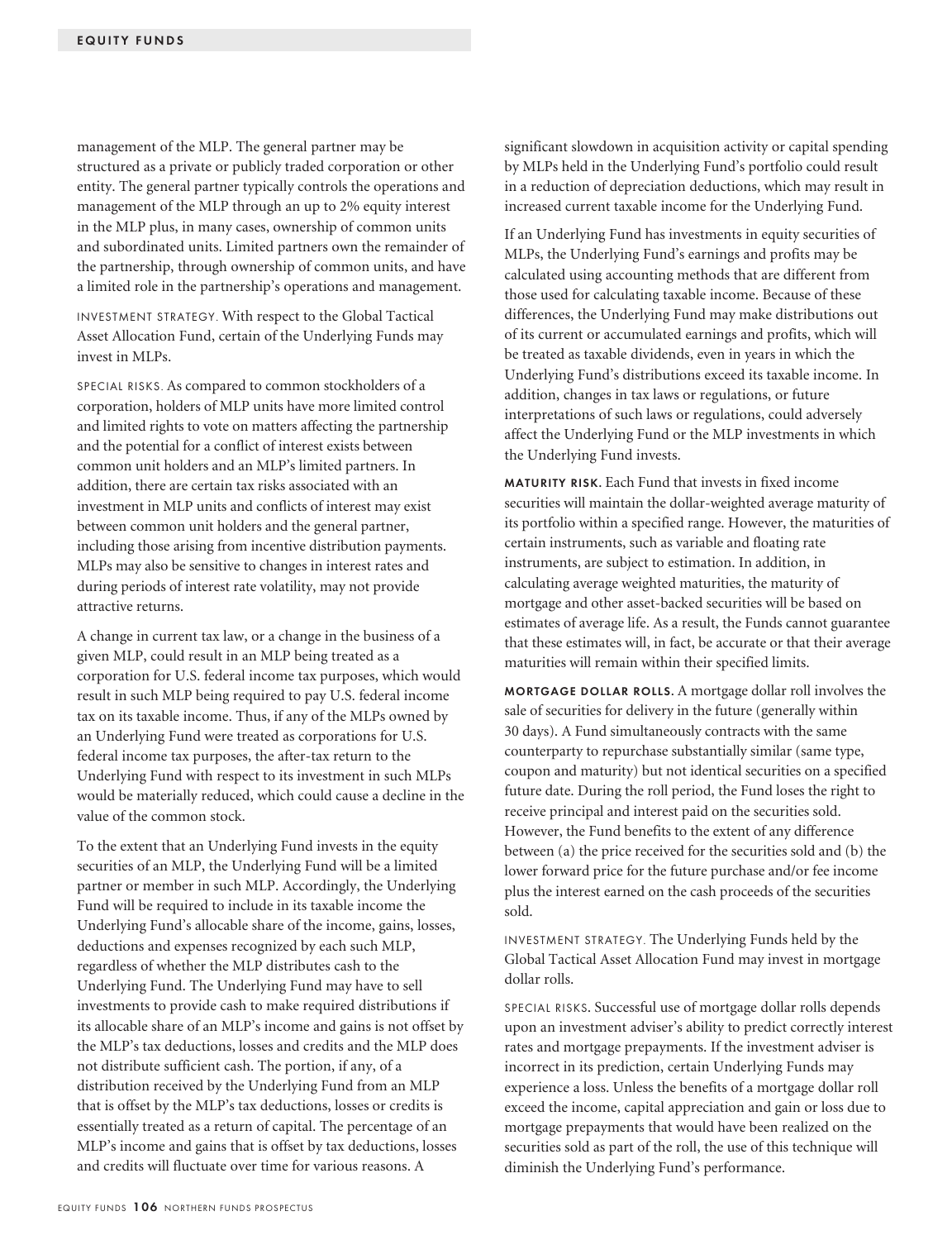management of the MLP. The general partner may be structured as a private or publicly traded corporation or other entity. The general partner typically controls the operations and management of the MLP through an up to 2% equity interest in the MLP plus, in many cases, ownership of common units and subordinated units. Limited partners own the remainder of the partnership, through ownership of common units, and have a limited role in the partnership's operations and management.

INVESTMENT STRATEGY. With respect to the Global Tactical Asset Allocation Fund, certain of the Underlying Funds may invest in MLPs.

SPECIAL RISKS. As compared to common stockholders of a corporation, holders of MLP units have more limited control and limited rights to vote on matters affecting the partnership and the potential for a conflict of interest exists between common unit holders and an MLP's limited partners. In addition, there are certain tax risks associated with an investment in MLP units and conflicts of interest may exist between common unit holders and the general partner, including those arising from incentive distribution payments. MLPs may also be sensitive to changes in interest rates and during periods of interest rate volatility, may not provide attractive returns.

A change in current tax law, or a change in the business of a given MLP, could result in an MLP being treated as a corporation for U.S. federal income tax purposes, which would result in such MLP being required to pay U.S. federal income tax on its taxable income. Thus, if any of the MLPs owned by an Underlying Fund were treated as corporations for U.S. federal income tax purposes, the after-tax return to the Underlying Fund with respect to its investment in such MLPs would be materially reduced, which could cause a decline in the value of the common stock.

To the extent that an Underlying Fund invests in the equity securities of an MLP, the Underlying Fund will be a limited partner or member in such MLP. Accordingly, the Underlying Fund will be required to include in its taxable income the Underlying Fund's allocable share of the income, gains, losses, deductions and expenses recognized by each such MLP, regardless of whether the MLP distributes cash to the Underlying Fund. The Underlying Fund may have to sell investments to provide cash to make required distributions if its allocable share of an MLP's income and gains is not offset by the MLP's tax deductions, losses and credits and the MLP does not distribute sufficient cash. The portion, if any, of a distribution received by the Underlying Fund from an MLP that is offset by the MLP's tax deductions, losses or credits is essentially treated as a return of capital. The percentage of an MLP's income and gains that is offset by tax deductions, losses and credits will fluctuate over time for various reasons. A significant slowdown in acquisition activity or capital spending by MLPs held in the Underlying Fund's portfolio could result in a reduction of depreciation deductions, which may result in increased current taxable income for the Underlying Fund.

If an Underlying Fund has investments in equity securities of MLPs, the Underlying Fund's earnings and profits may be calculated using accounting methods that are different from those used for calculating taxable income. Because of these differences, the Underlying Fund may make distributions out of its current or accumulated earnings and profits, which will be treated as taxable dividends, even in years in which the Underlying Fund's distributions exceed its taxable income. In addition, changes in tax laws or regulations, or future interpretations of such laws or regulations, could adversely affect the Underlying Fund or the MLP investments in which the Underlying Fund invests.

**MATURITY RISK.** Each Fund that invests in fixed income securities will maintain the dollar-weighted average maturity of its portfolio within a specified range. However, the maturities of certain instruments, such as variable and floating rate instruments, are subject to estimation. In addition, in calculating average weighted maturities, the maturity of mortgage and other asset-backed securities will be based on estimates of average life. As a result, the Funds cannot guarantee that these estimates will, in fact, be accurate or that their average maturities will remain within their specified limits.

**MORTGAGE DOLLAR ROLLS.** A mortgage dollar roll involves the sale of securities for delivery in the future (generally within 30 days). A Fund simultaneously contracts with the same counterparty to repurchase substantially similar (same type, coupon and maturity) but not identical securities on a specified future date. During the roll period, the Fund loses the right to receive principal and interest paid on the securities sold. However, the Fund benefits to the extent of any difference between (a) the price received for the securities sold and (b) the lower forward price for the future purchase and/or fee income plus the interest earned on the cash proceeds of the securities sold.

INVESTMENT STRATEGY. The Underlying Funds held by the Global Tactical Asset Allocation Fund may invest in mortgage dollar rolls.

SPECIAL RISKS. Successful use of mortgage dollar rolls depends upon an investment adviser's ability to predict correctly interest rates and mortgage prepayments. If the investment adviser is incorrect in its prediction, certain Underlying Funds may experience a loss. Unless the benefits of a mortgage dollar roll exceed the income, capital appreciation and gain or loss due to mortgage prepayments that would have been realized on the securities sold as part of the roll, the use of this technique will diminish the Underlying Fund's performance.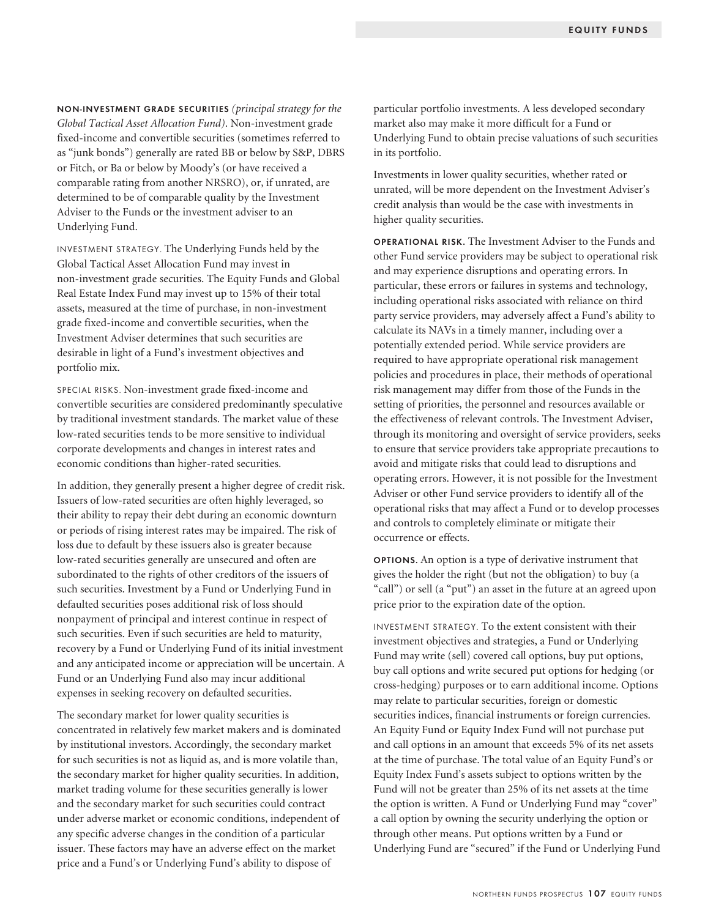**NON-INVESTMENT GRADE SECURITIES** *(principal strategy for the Global Tactical Asset Allocation Fund)*. Non-investment grade fixed-income and convertible securities (sometimes referred to as "junk bonds") generally are rated BB or below by S&P, DBRS or Fitch, or Ba or below by Moody's (or have received a comparable rating from another NRSRO), or, if unrated, are determined to be of comparable quality by the Investment Adviser to the Funds or the investment adviser to an Underlying Fund.

INVESTMENT STRATEGY. The Underlying Funds held by the Global Tactical Asset Allocation Fund may invest in non-investment grade securities. The Equity Funds and Global Real Estate Index Fund may invest up to 15% of their total assets, measured at the time of purchase, in non-investment grade fixed-income and convertible securities, when the Investment Adviser determines that such securities are desirable in light of a Fund's investment objectives and portfolio mix.

SPECIAL RISKS. Non-investment grade fixed-income and convertible securities are considered predominantly speculative by traditional investment standards. The market value of these low-rated securities tends to be more sensitive to individual corporate developments and changes in interest rates and economic conditions than higher-rated securities.

In addition, they generally present a higher degree of credit risk. Issuers of low-rated securities are often highly leveraged, so their ability to repay their debt during an economic downturn or periods of rising interest rates may be impaired. The risk of loss due to default by these issuers also is greater because low-rated securities generally are unsecured and often are subordinated to the rights of other creditors of the issuers of such securities. Investment by a Fund or Underlying Fund in defaulted securities poses additional risk of loss should nonpayment of principal and interest continue in respect of such securities. Even if such securities are held to maturity, recovery by a Fund or Underlying Fund of its initial investment and any anticipated income or appreciation will be uncertain. A Fund or an Underlying Fund also may incur additional expenses in seeking recovery on defaulted securities.

The secondary market for lower quality securities is concentrated in relatively few market makers and is dominated by institutional investors. Accordingly, the secondary market for such securities is not as liquid as, and is more volatile than, the secondary market for higher quality securities. In addition, market trading volume for these securities generally is lower and the secondary market for such securities could contract under adverse market or economic conditions, independent of any specific adverse changes in the condition of a particular issuer. These factors may have an adverse effect on the market price and a Fund's or Underlying Fund's ability to dispose of particular portfolio investments. A less developed secondary market also may make it more difficult for a Fund or Underlying Fund to obtain precise valuations of such securities in its portfolio.

Investments in lower quality securities, whether rated or unrated, will be more dependent on the Investment Adviser's credit analysis than would be the case with investments in higher quality securities.

**OPERATIONAL RISK.** The Investment Adviser to the Funds and other Fund service providers may be subject to operational risk and may experience disruptions and operating errors. In particular, these errors or failures in systems and technology, including operational risks associated with reliance on third party service providers, may adversely affect a Fund's ability to calculate its NAVs in a timely manner, including over a potentially extended period. While service providers are required to have appropriate operational risk management policies and procedures in place, their methods of operational risk management may differ from those of the Funds in the setting of priorities, the personnel and resources available or the effectiveness of relevant controls. The Investment Adviser, through its monitoring and oversight of service providers, seeks to ensure that service providers take appropriate precautions to avoid and mitigate risks that could lead to disruptions and operating errors. However, it is not possible for the Investment Adviser or other Fund service providers to identify all of the operational risks that may affect a Fund or to develop processes and controls to completely eliminate or mitigate their occurrence or effects.

**OPTIONS.** An option is a type of derivative instrument that gives the holder the right (but not the obligation) to buy (a "call") or sell (a "put") an asset in the future at an agreed upon price prior to the expiration date of the option.

INVESTMENT STRATEGY. To the extent consistent with their investment objectives and strategies, a Fund or Underlying Fund may write (sell) covered call options, buy put options, buy call options and write secured put options for hedging (or cross-hedging) purposes or to earn additional income. Options may relate to particular securities, foreign or domestic securities indices, financial instruments or foreign currencies. An Equity Fund or Equity Index Fund will not purchase put and call options in an amount that exceeds 5% of its net assets at the time of purchase. The total value of an Equity Fund's or Equity Index Fund's assets subject to options written by the Fund will not be greater than 25% of its net assets at the time the option is written. A Fund or Underlying Fund may "cover" a call option by owning the security underlying the option or through other means. Put options written by a Fund or Underlying Fund are "secured" if the Fund or Underlying Fund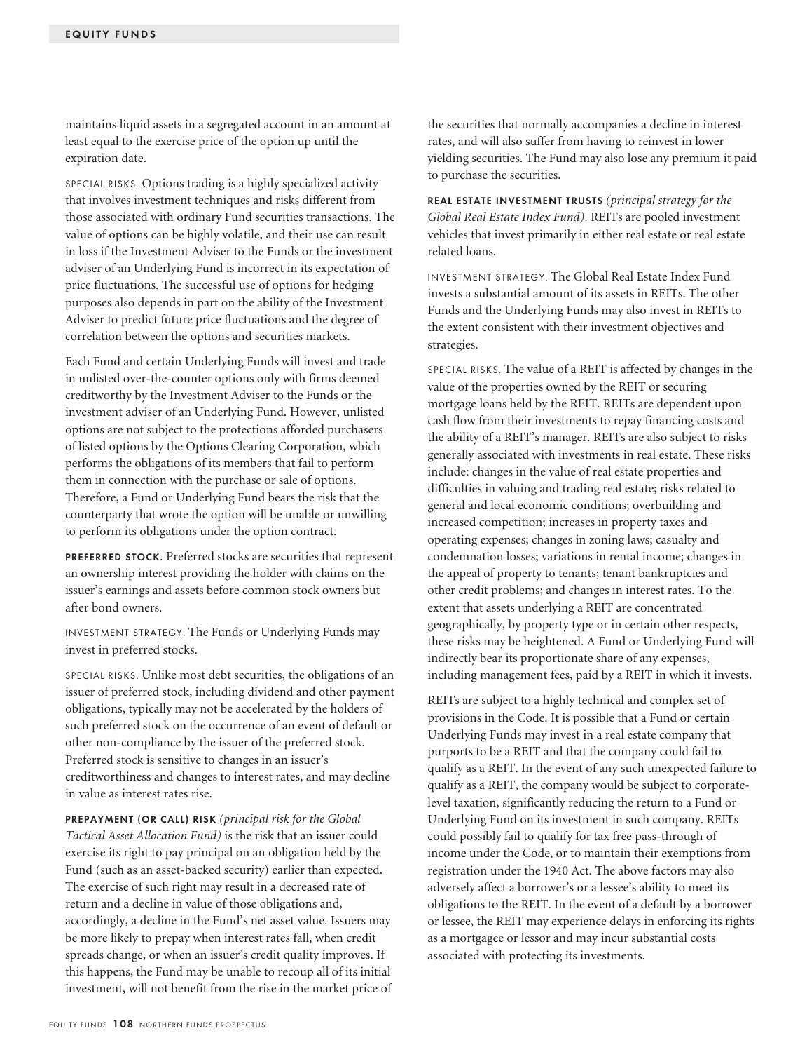maintains liquid assets in a segregated account in an amount at least equal to the exercise price of the option up until the expiration date.

SPECIAL RISKS. Options trading is a highly specialized activity that involves investment techniques and risks different from those associated with ordinary Fund securities transactions. The value of options can be highly volatile, and their use can result in loss if the Investment Adviser to the Funds or the investment adviser of an Underlying Fund is incorrect in its expectation of price fluctuations. The successful use of options for hedging purposes also depends in part on the ability of the Investment Adviser to predict future price fluctuations and the degree of correlation between the options and securities markets.

Each Fund and certain Underlying Funds will invest and trade in unlisted over-the-counter options only with firms deemed creditworthy by the Investment Adviser to the Funds or the investment adviser of an Underlying Fund. However, unlisted options are not subject to the protections afforded purchasers of listed options by the Options Clearing Corporation, which performs the obligations of its members that fail to perform them in connection with the purchase or sale of options. Therefore, a Fund or Underlying Fund bears the risk that the counterparty that wrote the option will be unable or unwilling to perform its obligations under the option contract.

**PREFERRED STOCK.** Preferred stocks are securities that represent an ownership interest providing the holder with claims on the issuer's earnings and assets before common stock owners but after bond owners.

INVESTMENT STRATEGY. The Funds or Underlying Funds may invest in preferred stocks.

SPECIAL RISKS. Unlike most debt securities, the obligations of an issuer of preferred stock, including dividend and other payment obligations, typically may not be accelerated by the holders of such preferred stock on the occurrence of an event of default or other non-compliance by the issuer of the preferred stock. Preferred stock is sensitive to changes in an issuer's creditworthiness and changes to interest rates, and may decline in value as interest rates rise.

**PREPAYMENT (OR CALL) RISK** *(principal risk for the Global Tactical Asset Allocation Fund)* is the risk that an issuer could exercise its right to pay principal on an obligation held by the Fund (such as an asset-backed security) earlier than expected. The exercise of such right may result in a decreased rate of return and a decline in value of those obligations and, accordingly, a decline in the Fund's net asset value. Issuers may be more likely to prepay when interest rates fall, when credit spreads change, or when an issuer's credit quality improves. If this happens, the Fund may be unable to recoup all of its initial investment, will not benefit from the rise in the market price of the securities that normally accompanies a decline in interest rates, and will also suffer from having to reinvest in lower yielding securities. The Fund may also lose any premium it paid to purchase the securities.

**REAL ESTATE INVESTMENT TRUSTS** *(principal strategy for the Global Real Estate Index Fund)*. REITs are pooled investment vehicles that invest primarily in either real estate or real estate related loans.

INVESTMENT STRATEGY. The Global Real Estate Index Fund invests a substantial amount of its assets in REITs. The other Funds and the Underlying Funds may also invest in REITs to the extent consistent with their investment objectives and strategies.

SPECIAL RISKS. The value of a REIT is affected by changes in the value of the properties owned by the REIT or securing mortgage loans held by the REIT. REITs are dependent upon cash flow from their investments to repay financing costs and the ability of a REIT's manager. REITs are also subject to risks generally associated with investments in real estate. These risks include: changes in the value of real estate properties and difficulties in valuing and trading real estate; risks related to general and local economic conditions; overbuilding and increased competition; increases in property taxes and operating expenses; changes in zoning laws; casualty and condemnation losses; variations in rental income; changes in the appeal of property to tenants; tenant bankruptcies and other credit problems; and changes in interest rates. To the extent that assets underlying a REIT are concentrated geographically, by property type or in certain other respects, these risks may be heightened. A Fund or Underlying Fund will indirectly bear its proportionate share of any expenses, including management fees, paid by a REIT in which it invests.

REITs are subject to a highly technical and complex set of provisions in the Code. It is possible that a Fund or certain Underlying Funds may invest in a real estate company that purports to be a REIT and that the company could fail to qualify as a REIT. In the event of any such unexpected failure to qualify as a REIT, the company would be subject to corporate-level taxation, significantly reducing the return to a Fund or Underlying Fund on its investment in such company. REITs could possibly fail to qualify for tax free pass-through of income under the Code, or to maintain their exemptions from registration under the 1940 Act. The above factors may also adversely affect a borrower's or a lessee's ability to meet its obligations to the REIT. In the event of a default by a borrower or lessee, the REIT may experience delays in enforcing its rights as a mortgagee or lessor and may incur substantial costs associated with protecting its investments.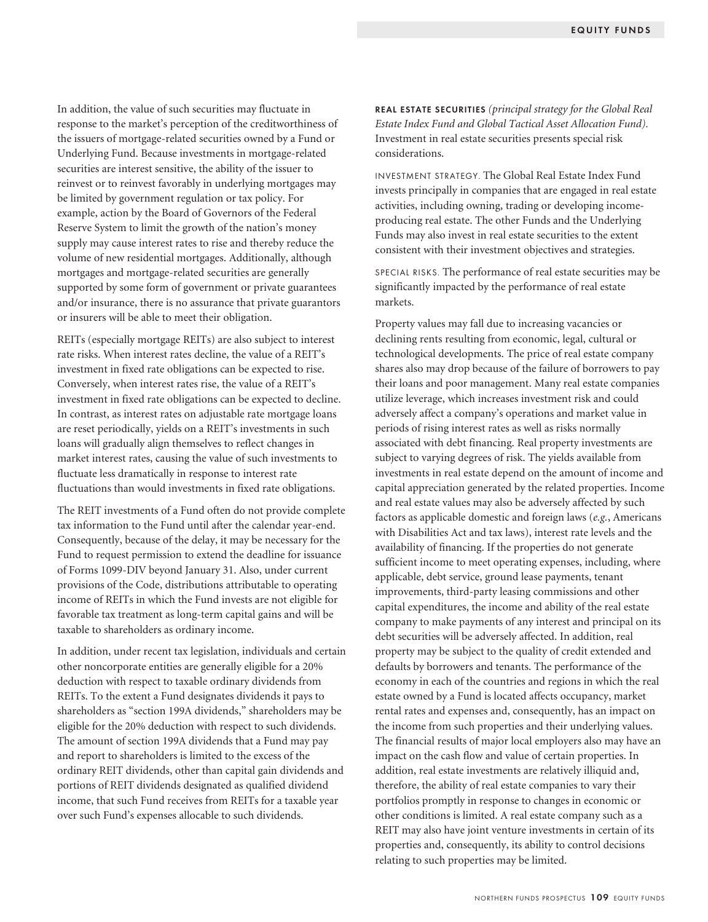In addition, the value of such securities may fluctuate in response to the market's perception of the creditworthiness of the issuers of mortgage-related securities owned by a Fund or Underlying Fund. Because investments in mortgage-related securities are interest sensitive, the ability of the issuer to reinvest or to reinvest favorably in underlying mortgages may be limited by government regulation or tax policy. For example, action by the Board of Governors of the Federal Reserve System to limit the growth of the nation's money supply may cause interest rates to rise and thereby reduce the volume of new residential mortgages. Additionally, although mortgages and mortgage-related securities are generally supported by some form of government or private guarantees and/or insurance, there is no assurance that private guarantors or insurers will be able to meet their obligation.

REITs (especially mortgage REITs) are also subject to interest rate risks. When interest rates decline, the value of a REIT's investment in fixed rate obligations can be expected to rise. Conversely, when interest rates rise, the value of a REIT's investment in fixed rate obligations can be expected to decline. In contrast, as interest rates on adjustable rate mortgage loans are reset periodically, yields on a REIT's investments in such loans will gradually align themselves to reflect changes in market interest rates, causing the value of such investments to fluctuate less dramatically in response to interest rate fluctuations than would investments in fixed rate obligations.

The REIT investments of a Fund often do not provide complete tax information to the Fund until after the calendar year-end. Consequently, because of the delay, it may be necessary for the Fund to request permission to extend the deadline for issuance of Forms 1099-DIV beyond January 31. Also, under current provisions of the Code, distributions attributable to operating income of REITs in which the Fund invests are not eligible for favorable tax treatment as long-term capital gains and will be taxable to shareholders as ordinary income.

In addition, under recent tax legislation, individuals and certain other noncorporate entities are generally eligible for a 20% deduction with respect to taxable ordinary dividends from REITs. To the extent a Fund designates dividends it pays to shareholders as "section 199A dividends," shareholders may be eligible for the 20% deduction with respect to such dividends. The amount of section 199A dividends that a Fund may pay and report to shareholders is limited to the excess of the ordinary REIT dividends, other than capital gain dividends and portions of REIT dividends designated as qualified dividend income, that such Fund receives from REITs for a taxable year over such Fund's expenses allocable to such dividends.

**REAL ESTATE SECURITIES** *(principal strategy for the Global Real Estate Index Fund and Global Tactical Asset Allocation Fund).* Investment in real estate securities presents special risk considerations.

INVESTMENT STRATEGY. The Global Real Estate Index Fund invests principally in companies that are engaged in real estate activities, including owning, trading or developing income-producing real estate. The other Funds and the Underlying Funds may also invest in real estate securities to the extent consistent with their investment objectives and strategies.

SPECIAL RISKS. The performance of real estate securities may be significantly impacted by the performance of real estate markets.

Property values may fall due to increasing vacancies or declining rents resulting from economic, legal, cultural or technological developments. The price of real estate company shares also may drop because of the failure of borrowers to pay their loans and poor management. Many real estate companies utilize leverage, which increases investment risk and could adversely affect a company's operations and market value in periods of rising interest rates as well as risks normally associated with debt financing. Real property investments are subject to varying degrees of risk. The yields available from investments in real estate depend on the amount of income and capital appreciation generated by the related properties. Income and real estate values may also be adversely affected by such factors as applicable domestic and foreign laws (*e.g.*, Americans with Disabilities Act and tax laws), interest rate levels and the availability of financing. If the properties do not generate sufficient income to meet operating expenses, including, where applicable, debt service, ground lease payments, tenant improvements, third-party leasing commissions and other capital expenditures, the income and ability of the real estate company to make payments of any interest and principal on its debt securities will be adversely affected. In addition, real property may be subject to the quality of credit extended and defaults by borrowers and tenants. The performance of the economy in each of the countries and regions in which the real estate owned by a Fund is located affects occupancy, market rental rates and expenses and, consequently, has an impact on the income from such properties and their underlying values. The financial results of major local employers also may have an impact on the cash flow and value of certain properties. In addition, real estate investments are relatively illiquid and, therefore, the ability of real estate companies to vary their portfolios promptly in response to changes in economic or other conditions is limited. A real estate company such as a REIT may also have joint venture investments in certain of its properties and, consequently, its ability to control decisions relating to such properties may be limited.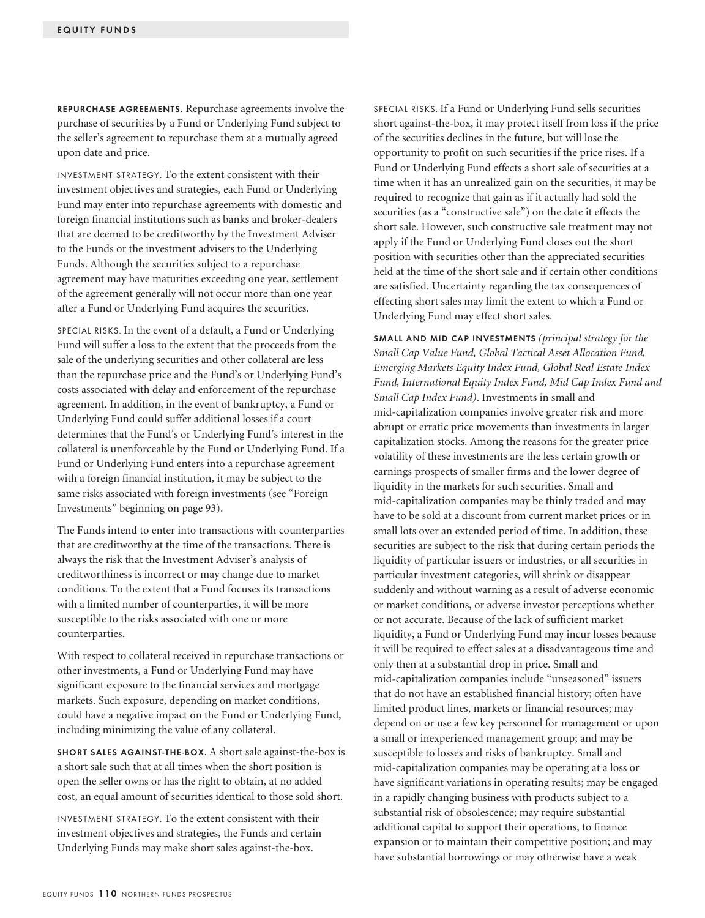**REPURCHASE AGREEMENTS.** Repurchase agreements involve the purchase of securities by a Fund or Underlying Fund subject to the seller's agreement to repurchase them at a mutually agreed upon date and price.

INVESTMENT STRATEGY. To the extent consistent with their investment objectives and strategies, each Fund or Underlying Fund may enter into repurchase agreements with domestic and foreign financial institutions such as banks and broker-dealers that are deemed to be creditworthy by the Investment Adviser to the Funds or the investment advisers to the Underlying Funds. Although the securities subject to a repurchase agreement may have maturities exceeding one year, settlement of the agreement generally will not occur more than one year after a Fund or Underlying Fund acquires the securities.

SPECIAL RISKS. In the event of a default, a Fund or Underlying Fund will suffer a loss to the extent that the proceeds from the sale of the underlying securities and other collateral are less than the repurchase price and the Fund's or Underlying Fund's costs associated with delay and enforcement of the repurchase agreement. In addition, in the event of bankruptcy, a Fund or Underlying Fund could suffer additional losses if a court determines that the Fund's or Underlying Fund's interest in the collateral is unenforceable by the Fund or Underlying Fund. If a Fund or Underlying Fund enters into a repurchase agreement with a foreign financial institution, it may be subject to the same risks associated with foreign investments (see "Foreign Investments" beginning on page 93).

The Funds intend to enter into transactions with counterparties that are creditworthy at the time of the transactions. There is always the risk that the Investment Adviser's analysis of creditworthiness is incorrect or may change due to market conditions. To the extent that a Fund focuses its transactions with a limited number of counterparties, it will be more susceptible to the risks associated with one or more counterparties.

With respect to collateral received in repurchase transactions or other investments, a Fund or Underlying Fund may have significant exposure to the financial services and mortgage markets. Such exposure, depending on market conditions, could have a negative impact on the Fund or Underlying Fund, including minimizing the value of any collateral.

**SHORT SALES AGAINST-THE-BOX.** A short sale against-the-box is a short sale such that at all times when the short position is open the seller owns or has the right to obtain, at no added cost, an equal amount of securities identical to those sold short.

INVESTMENT STRATEGY. To the extent consistent with their investment objectives and strategies, the Funds and certain Underlying Funds may make short sales against-the-box.

SPECIAL RISKS. If a Fund or Underlying Fund sells securities short against-the-box, it may protect itself from loss if the price of the securities declines in the future, but will lose the opportunity to profit on such securities if the price rises. If a Fund or Underlying Fund effects a short sale of securities at a time when it has an unrealized gain on the securities, it may be required to recognize that gain as if it actually had sold the securities (as a "constructive sale") on the date it effects the short sale. However, such constructive sale treatment may not apply if the Fund or Underlying Fund closes out the short position with securities other than the appreciated securities held at the time of the short sale and if certain other conditions are satisfied. Uncertainty regarding the tax consequences of effecting short sales may limit the extent to which a Fund or Underlying Fund may effect short sales.

**SMALL AND MID CAP INVESTMENTS** *(principal strategy for the Small Cap Value Fund, Global Tactical Asset Allocation Fund, Emerging Markets Equity Index Fund, Global Real Estate Index Fund, International Equity Index Fund, Mid Cap Index Fund and Small Cap Index Fund)*. Investments in small and mid-capitalization companies involve greater risk and more abrupt or erratic price movements than investments in larger capitalization stocks. Among the reasons for the greater price volatility of these investments are the less certain growth or earnings prospects of smaller firms and the lower degree of liquidity in the markets for such securities. Small and mid-capitalization companies may be thinly traded and may have to be sold at a discount from current market prices or in small lots over an extended period of time. In addition, these securities are subject to the risk that during certain periods the liquidity of particular issuers or industries, or all securities in particular investment categories, will shrink or disappear suddenly and without warning as a result of adverse economic or market conditions, or adverse investor perceptions whether or not accurate. Because of the lack of sufficient market liquidity, a Fund or Underlying Fund may incur losses because it will be required to effect sales at a disadvantageous time and only then at a substantial drop in price. Small and mid-capitalization companies include "unseasoned" issuers that do not have an established financial history; often have limited product lines, markets or financial resources; may depend on or use a few key personnel for management or upon a small or inexperienced management group; and may be susceptible to losses and risks of bankruptcy. Small and mid-capitalization companies may be operating at a loss or have significant variations in operating results; may be engaged in a rapidly changing business with products subject to a substantial risk of obsolescence; may require substantial additional capital to support their operations, to finance expansion or to maintain their competitive position; and may have substantial borrowings or may otherwise have a weak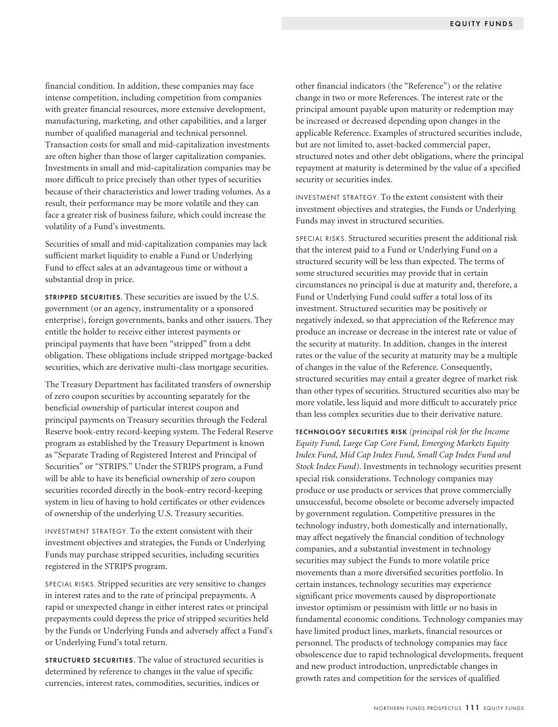financial condition. In addition, these companies may face intense competition, including competition from companies with greater financial resources, more extensive development, manufacturing, marketing, and other capabilities, and a larger number of qualified managerial and technical personnel. Transaction costs for small and mid-capitalization investments are often higher than those of larger capitalization companies. Investments in small and mid-capitalization companies may be more difficult to price precisely than other types of securities because of their characteristics and lower trading volumes. As a result, their performance may be more volatile and they can face a greater risk of business failure, which could increase the volatility of a Fund's investments.

Securities of small and mid-capitalization companies may lack sufficient market liquidity to enable a Fund or Underlying Fund to effect sales at an advantageous time or without a substantial drop in price.

**STRIPPED SECURITIES.** These securities are issued by the U.S. government (or an agency, instrumentality or a sponsored enterprise), foreign governments, banks and other issuers. They entitle the holder to receive either interest payments or principal payments that have been "stripped" from a debt obligation. These obligations include stripped mortgage-backed securities, which are derivative multi-class mortgage securities.

The Treasury Department has facilitated transfers of ownership of zero coupon securities by accounting separately for the beneficial ownership of particular interest coupon and principal payments on Treasury securities through the Federal Reserve book-entry record-keeping system. The Federal Reserve program as established by the Treasury Department is known as "Separate Trading of Registered Interest and Principal of Securities" or "STRIPS." Under the STRIPS program, a Fund will be able to have its beneficial ownership of zero coupon securities recorded directly in the book-entry record-keeping system in lieu of having to hold certificates or other evidences of ownership of the underlying U.S. Treasury securities.

INVESTMENT STRATEGY. To the extent consistent with their investment objectives and strategies, the Funds or Underlying Funds may purchase stripped securities, including securities registered in the STRIPS program.

SPECIAL RISKS. Stripped securities are very sensitive to changes in interest rates and to the rate of principal prepayments. A rapid or unexpected change in either interest rates or principal prepayments could depress the price of stripped securities held by the Funds or Underlying Funds and adversely affect a Fund's or Underlying Fund's total return.

**STRUCTURED SECURITIES.** The value of structured securities is determined by reference to changes in the value of specific currencies, interest rates, commodities, securities, indices or other financial indicators (the "Reference") or the relative change in two or more References. The interest rate or the principal amount payable upon maturity or redemption may be increased or decreased depending upon changes in the applicable Reference. Examples of structured securities include, but are not limited to, asset-backed commercial paper, structured notes and other debt obligations, where the principal repayment at maturity is determined by the value of a specified security or securities index.

INVESTMENT STRATEGY. To the extent consistent with their investment objectives and strategies, the Funds or Underlying Funds may invest in structured securities.

SPECIAL RISKS. Structured securities present the additional risk that the interest paid to a Fund or Underlying Fund on a structured security will be less than expected. The terms of some structured securities may provide that in certain circumstances no principal is due at maturity and, therefore, a Fund or Underlying Fund could suffer a total loss of its investment. Structured securities may be positively or negatively indexed, so that appreciation of the Reference may produce an increase or decrease in the interest rate or value of the security at maturity. In addition, changes in the interest rates or the value of the security at maturity may be a multiple of changes in the value of the Reference. Consequently, structured securities may entail a greater degree of market risk than other types of securities. Structured securities also may be more volatile, less liquid and more difficult to accurately price than less complex securities due to their derivative nature.

**TECHNOLOGY SECURITIES RISK** *(principal risk for the Income Equity Fund, Large Cap Core Fund, Emerging Markets Equity Index Fund, Mid Cap Index Fund, Small Cap Index Fund and Stock Index Fund)*. Investments in technology securities present special risk considerations. Technology companies may produce or use products or services that prove commercially unsuccessful, become obsolete or become adversely impacted by government regulation. Competitive pressures in the technology industry, both domestically and internationally, may affect negatively the financial condition of technology companies, and a substantial investment in technology securities may subject the Funds to more volatile price movements than a more diversified securities portfolio. In certain instances, technology securities may experience significant price movements caused by disproportionate investor optimism or pessimism with little or no basis in fundamental economic conditions. Technology companies may have limited product lines, markets, financial resources or personnel. The products of technology companies may face obsolescence due to rapid technological developments, frequent and new product introduction, unpredictable changes in growth rates and competition for the services of qualified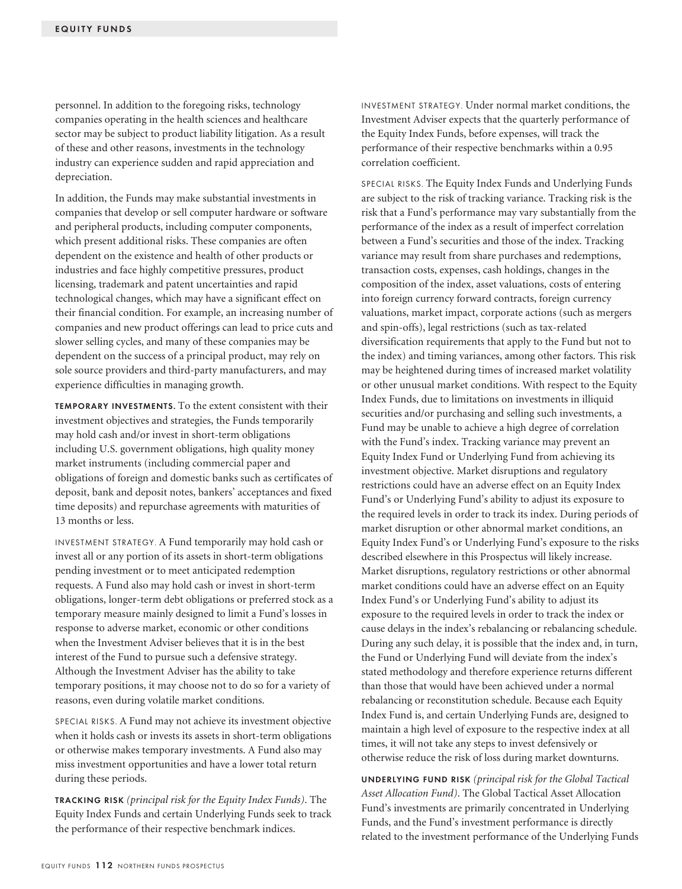personnel. In addition to the foregoing risks, technology companies operating in the health sciences and healthcare sector may be subject to product liability litigation. As a result of these and other reasons, investments in the technology industry can experience sudden and rapid appreciation and depreciation.

In addition, the Funds may make substantial investments in companies that develop or sell computer hardware or software and peripheral products, including computer components, which present additional risks. These companies are often dependent on the existence and health of other products or industries and face highly competitive pressures, product licensing, trademark and patent uncertainties and rapid technological changes, which may have a significant effect on their financial condition. For example, an increasing number of companies and new product offerings can lead to price cuts and slower selling cycles, and many of these companies may be dependent on the success of a principal product, may rely on sole source providers and third-party manufacturers, and may experience difficulties in managing growth.

**TEMPORARY INVESTMENTS.** To the extent consistent with their investment objectives and strategies, the Funds temporarily may hold cash and/or invest in short-term obligations including U.S. government obligations, high quality money market instruments (including commercial paper and obligations of foreign and domestic banks such as certificates of deposit, bank and deposit notes, bankers' acceptances and fixed time deposits) and repurchase agreements with maturities of 13 months or less.

INVESTMENT STRATEGY. A Fund temporarily may hold cash or invest all or any portion of its assets in short-term obligations pending investment or to meet anticipated redemption requests. A Fund also may hold cash or invest in short-term obligations, longer-term debt obligations or preferred stock as a temporary measure mainly designed to limit a Fund's losses in response to adverse market, economic or other conditions when the Investment Adviser believes that it is in the best interest of the Fund to pursue such a defensive strategy. Although the Investment Adviser has the ability to take temporary positions, it may choose not to do so for a variety of reasons, even during volatile market conditions.

SPECIAL RISKS. A Fund may not achieve its investment objective when it holds cash or invests its assets in short-term obligations or otherwise makes temporary investments. A Fund also may miss investment opportunities and have a lower total return during these periods.

**TRACKING RISK** *(principal risk for the Equity Index Funds)*. The Equity Index Funds and certain Underlying Funds seek to track the performance of their respective benchmark indices.

INVESTMENT STRATEGY. Under normal market conditions, the Investment Adviser expects that the quarterly performance of the Equity Index Funds, before expenses, will track the performance of their respective benchmarks within a 0.95 correlation coefficient.

SPECIAL RISKS. The Equity Index Funds and Underlying Funds are subject to the risk of tracking variance. Tracking risk is the risk that a Fund's performance may vary substantially from the performance of the index as a result of imperfect correlation between a Fund's securities and those of the index. Tracking variance may result from share purchases and redemptions, transaction costs, expenses, cash holdings, changes in the composition of the index, asset valuations, costs of entering into foreign currency forward contracts, foreign currency valuations, market impact, corporate actions (such as mergers and spin-offs), legal restrictions (such as tax-related diversification requirements that apply to the Fund but not to the index) and timing variances, among other factors. This risk may be heightened during times of increased market volatility or other unusual market conditions. With respect to the Equity Index Funds, due to limitations on investments in illiquid securities and/or purchasing and selling such investments, a Fund may be unable to achieve a high degree of correlation with the Fund's index. Tracking variance may prevent an Equity Index Fund or Underlying Fund from achieving its investment objective. Market disruptions and regulatory restrictions could have an adverse effect on an Equity Index Fund's or Underlying Fund's ability to adjust its exposure to the required levels in order to track its index. During periods of market disruption or other abnormal market conditions, an Equity Index Fund's or Underlying Fund's exposure to the risks described elsewhere in this Prospectus will likely increase. Market disruptions, regulatory restrictions or other abnormal market conditions could have an adverse effect on an Equity Index Fund's or Underlying Fund's ability to adjust its exposure to the required levels in order to track the index or cause delays in the index's rebalancing or rebalancing schedule. During any such delay, it is possible that the index and, in turn, the Fund or Underlying Fund will deviate from the index's stated methodology and therefore experience returns different than those that would have been achieved under a normal rebalancing or reconstitution schedule. Because each Equity Index Fund is, and certain Underlying Funds are, designed to maintain a high level of exposure to the respective index at all times, it will not take any steps to invest defensively or otherwise reduce the risk of loss during market downturns.

**UNDERLYING FUND RISK** *(principal risk for the Global Tactical Asset Allocation Fund)*. The Global Tactical Asset Allocation Fund's investments are primarily concentrated in Underlying Funds, and the Fund's investment performance is directly related to the investment performance of the Underlying Funds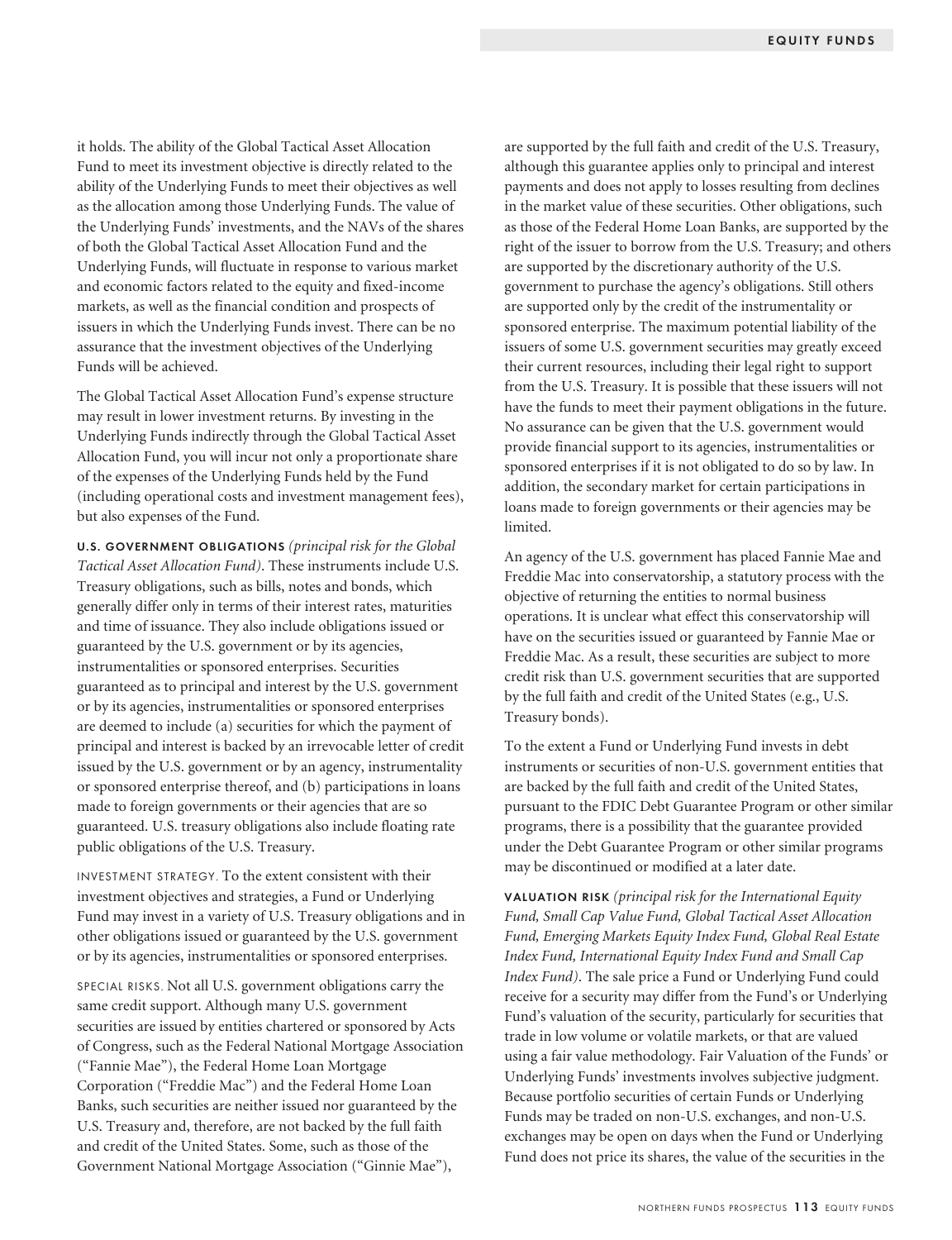it holds. The ability of the Global Tactical Asset Allocation Fund to meet its investment objective is directly related to the ability of the Underlying Funds to meet their objectives as well as the allocation among those Underlying Funds. The value of the Underlying Funds' investments, and the NAVs of the shares of both the Global Tactical Asset Allocation Fund and the Underlying Funds, will fluctuate in response to various market and economic factors related to the equity and fixed-income markets, as well as the financial condition and prospects of issuers in which the Underlying Funds invest. There can be no assurance that the investment objectives of the Underlying Funds will be achieved.

The Global Tactical Asset Allocation Fund's expense structure may result in lower investment returns. By investing in the Underlying Funds indirectly through the Global Tactical Asset Allocation Fund, you will incur not only a proportionate share of the expenses of the Underlying Funds held by the Fund (including operational costs and investment management fees), but also expenses of the Fund.

**U.S. GOVERNMENT OBLIGATIONS** *(principal risk for the Global Tactical Asset Allocation Fund)*. These instruments include U.S. Treasury obligations, such as bills, notes and bonds, which generally differ only in terms of their interest rates, maturities and time of issuance. They also include obligations issued or guaranteed by the U.S. government or by its agencies, instrumentalities or sponsored enterprises. Securities guaranteed as to principal and interest by the U.S. government or by its agencies, instrumentalities or sponsored enterprises are deemed to include (a) securities for which the payment of principal and interest is backed by an irrevocable letter of credit issued by the U.S. government or by an agency, instrumentality or sponsored enterprise thereof, and (b) participations in loans made to foreign governments or their agencies that are so guaranteed. U.S. treasury obligations also include floating rate public obligations of the U.S. Treasury.

INVESTMENT STRATEGY. To the extent consistent with their investment objectives and strategies, a Fund or Underlying Fund may invest in a variety of U.S. Treasury obligations and in other obligations issued or guaranteed by the U.S. government or by its agencies, instrumentalities or sponsored enterprises.

SPECIAL RISKS. Not all U.S. government obligations carry the same credit support. Although many U.S. government securities are issued by entities chartered or sponsored by Acts of Congress, such as the Federal National Mortgage Association ("Fannie Mae"), the Federal Home Loan Mortgage Corporation ("Freddie Mac") and the Federal Home Loan Banks, such securities are neither issued nor guaranteed by the U.S. Treasury and, therefore, are not backed by the full faith and credit of the United States. Some, such as those of the Government National Mortgage Association ("Ginnie Mae"), are supported by the full faith and credit of the U.S. Treasury, although this guarantee applies only to principal and interest payments and does not apply to losses resulting from declines in the market value of these securities. Other obligations, such as those of the Federal Home Loan Banks, are supported by the right of the issuer to borrow from the U.S. Treasury; and others are supported by the discretionary authority of the U.S. government to purchase the agency's obligations. Still others are supported only by the credit of the instrumentality or sponsored enterprise. The maximum potential liability of the issuers of some U.S. government securities may greatly exceed their current resources, including their legal right to support from the U.S. Treasury. It is possible that these issuers will not have the funds to meet their payment obligations in the future. No assurance can be given that the U.S. government would provide financial support to its agencies, instrumentalities or sponsored enterprises if it is not obligated to do so by law. In addition, the secondary market for certain participations in loans made to foreign governments or their agencies may be limited.

An agency of the U.S. government has placed Fannie Mae and Freddie Mac into conservatorship, a statutory process with the objective of returning the entities to normal business operations. It is unclear what effect this conservatorship will have on the securities issued or guaranteed by Fannie Mae or Freddie Mac. As a result, these securities are subject to more credit risk than U.S. government securities that are supported by the full faith and credit of the United States (e.g., U.S. Treasury bonds).

To the extent a Fund or Underlying Fund invests in debt instruments or securities of non-U.S. government entities that are backed by the full faith and credit of the United States, pursuant to the FDIC Debt Guarantee Program or other similar programs, there is a possibility that the guarantee provided under the Debt Guarantee Program or other similar programs may be discontinued or modified at a later date.

**VALUATION RISK** *(principal risk for the International Equity Fund, Small Cap Value Fund, Global Tactical Asset Allocation Fund, Emerging Markets Equity Index Fund, Global Real Estate Index Fund, International Equity Index Fund and Small Cap Index Fund)*. The sale price a Fund or Underlying Fund could receive for a security may differ from the Fund's or Underlying Fund's valuation of the security, particularly for securities that trade in low volume or volatile markets, or that are valued using a fair value methodology. Fair Valuation of the Funds' or Underlying Funds' investments involves subjective judgment. Because portfolio securities of certain Funds or Underlying Funds may be traded on non-U.S. exchanges, and non-U.S. exchanges may be open on days when the Fund or Underlying Fund does not price its shares, the value of the securities in the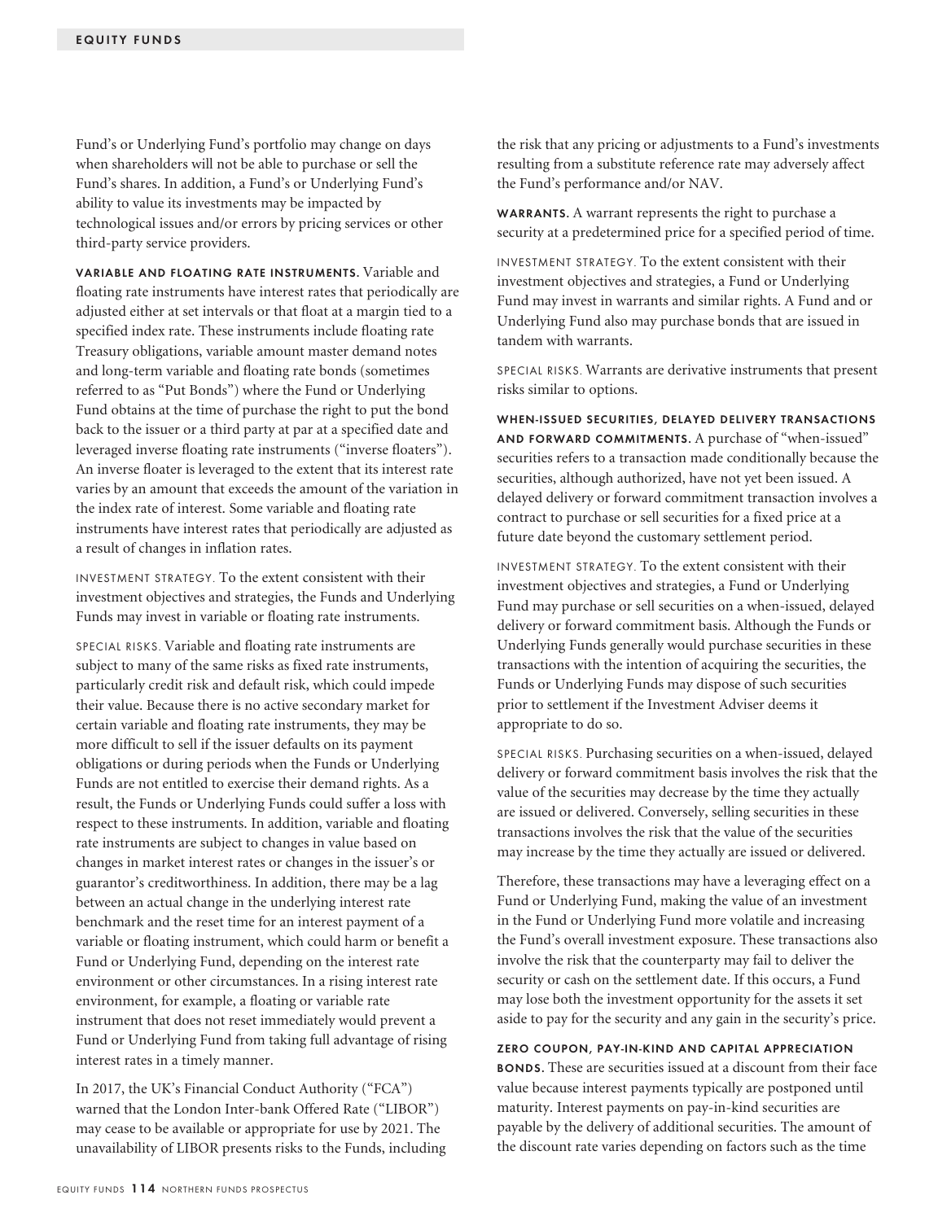Fund's or Underlying Fund's portfolio may change on days when shareholders will not be able to purchase or sell the Fund's shares. In addition, a Fund's or Underlying Fund's ability to value its investments may be impacted by technological issues and/or errors by pricing services or other third-party service providers.

**VARIABLE AND FLOATING RATE INSTRUMENTS.** Variable and floating rate instruments have interest rates that periodically are adjusted either at set intervals or that float at a margin tied to a specified index rate. These instruments include floating rate Treasury obligations, variable amount master demand notes and long-term variable and floating rate bonds (sometimes referred to as "Put Bonds") where the Fund or Underlying Fund obtains at the time of purchase the right to put the bond back to the issuer or a third party at par at a specified date and leveraged inverse floating rate instruments ("inverse floaters"). An inverse floater is leveraged to the extent that its interest rate varies by an amount that exceeds the amount of the variation in the index rate of interest. Some variable and floating rate instruments have interest rates that periodically are adjusted as a result of changes in inflation rates.

INVESTMENT STRATEGY. To the extent consistent with their investment objectives and strategies, the Funds and Underlying Funds may invest in variable or floating rate instruments.

SPECIAL RISKS. Variable and floating rate instruments are subject to many of the same risks as fixed rate instruments, particularly credit risk and default risk, which could impede their value. Because there is no active secondary market for certain variable and floating rate instruments, they may be more difficult to sell if the issuer defaults on its payment obligations or during periods when the Funds or Underlying Funds are not entitled to exercise their demand rights. As a result, the Funds or Underlying Funds could suffer a loss with respect to these instruments. In addition, variable and floating rate instruments are subject to changes in value based on changes in market interest rates or changes in the issuer's or guarantor's creditworthiness. In addition, there may be a lag between an actual change in the underlying interest rate benchmark and the reset time for an interest payment of a variable or floating instrument, which could harm or benefit a Fund or Underlying Fund, depending on the interest rate environment or other circumstances. In a rising interest rate environment, for example, a floating or variable rate instrument that does not reset immediately would prevent a Fund or Underlying Fund from taking full advantage of rising interest rates in a timely manner.

In 2017, the UK's Financial Conduct Authority ("FCA") warned that the London Inter-bank Offered Rate ("LIBOR") may cease to be available or appropriate for use by 2021. The unavailability of LIBOR presents risks to the Funds, including the risk that any pricing or adjustments to a Fund's investments resulting from a substitute reference rate may adversely affect the Fund's performance and/or NAV.

**WARRANTS.** A warrant represents the right to purchase a security at a predetermined price for a specified period of time.

INVESTMENT STRATEGY. To the extent consistent with their investment objectives and strategies, a Fund or Underlying Fund may invest in warrants and similar rights. A Fund and or Underlying Fund also may purchase bonds that are issued in tandem with warrants.

SPECIAL RISKS. Warrants are derivative instruments that present risks similar to options.

**WHEN-ISSUED SECURITIES, DELAYED DELIVERY TRANSACTIONS AND FORWARD COMMITMENTS.** A purchase of "when-issued" securities refers to a transaction made conditionally because the securities, although authorized, have not yet been issued. A delayed delivery or forward commitment transaction involves a contract to purchase or sell securities for a fixed price at a future date beyond the customary settlement period.

INVESTMENT STRATEGY. To the extent consistent with their investment objectives and strategies, a Fund or Underlying Fund may purchase or sell securities on a when-issued, delayed delivery or forward commitment basis. Although the Funds or Underlying Funds generally would purchase securities in these transactions with the intention of acquiring the securities, the Funds or Underlying Funds may dispose of such securities prior to settlement if the Investment Adviser deems it appropriate to do so.

SPECIAL RISKS. Purchasing securities on a when-issued, delayed delivery or forward commitment basis involves the risk that the value of the securities may decrease by the time they actually are issued or delivered. Conversely, selling securities in these transactions involves the risk that the value of the securities may increase by the time they actually are issued or delivered.

Therefore, these transactions may have a leveraging effect on a Fund or Underlying Fund, making the value of an investment in the Fund or Underlying Fund more volatile and increasing the Fund's overall investment exposure. These transactions also involve the risk that the counterparty may fail to deliver the security or cash on the settlement date. If this occurs, a Fund may lose both the investment opportunity for the assets it set aside to pay for the security and any gain in the security's price.

**ZERO COUPON, PAY-IN-KIND AND CAPITAL APPRECIATION BONDS.** These are securities issued at a discount from their face value because interest payments typically are postponed until maturity. Interest payments on pay-in-kind securities are payable by the delivery of additional securities. The amount of the discount rate varies depending on factors such as the time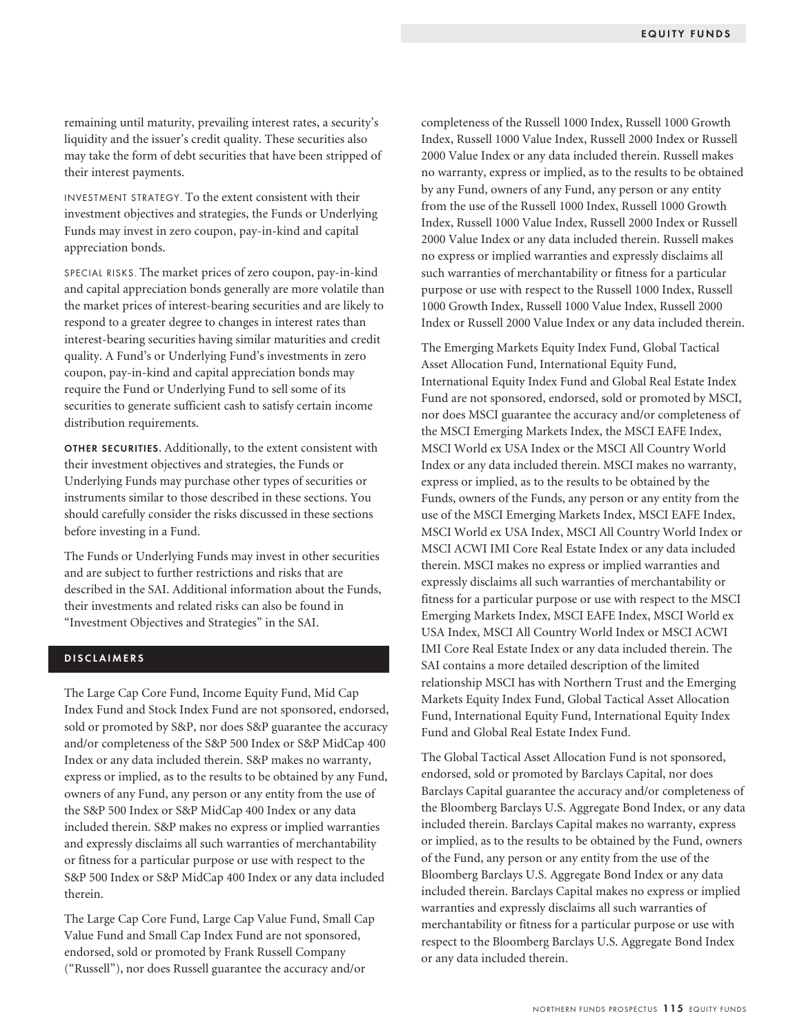remaining until maturity, prevailing interest rates, a security's liquidity and the issuer's credit quality. These securities also may take the form of debt securities that have been stripped of their interest payments.

INVESTMENT STRATEGY. To the extent consistent with their investment objectives and strategies, the Funds or Underlying Funds may invest in zero coupon, pay-in-kind and capital appreciation bonds.

SPECIAL RISKS. The market prices of zero coupon, pay-in-kind and capital appreciation bonds generally are more volatile than the market prices of interest-bearing securities and are likely to respond to a greater degree to changes in interest rates than interest-bearing securities having similar maturities and credit quality. A Fund's or Underlying Fund's investments in zero coupon, pay-in-kind and capital appreciation bonds may require the Fund or Underlying Fund to sell some of its securities to generate sufficient cash to satisfy certain income distribution requirements.

**OTHER SECURITIES.** Additionally, to the extent consistent with their investment objectives and strategies, the Funds or Underlying Funds may purchase other types of securities or instruments similar to those described in these sections. You should carefully consider the risks discussed in these sections before investing in a Fund.

The Funds or Underlying Funds may invest in other securities and are subject to further restrictions and risks that are described in the SAI. Additional information about the Funds, their investments and related risks can also be found in "Investment Objectives and Strategies" in the SAI.

## DISCLAIMERS

The Large Cap Core Fund, Income Equity Fund, Mid Cap Index Fund and Stock Index Fund are not sponsored, endorsed, sold or promoted by S&P, nor does S&P guarantee the accuracy and/or completeness of the S&P 500 Index or S&P MidCap 400 Index or any data included therein. S&P makes no warranty, express or implied, as to the results to be obtained by any Fund, owners of any Fund, any person or any entity from the use of the S&P 500 Index or S&P MidCap 400 Index or any data included therein. S&P makes no express or implied warranties and expressly disclaims all such warranties of merchantability or fitness for a particular purpose or use with respect to the S&P 500 Index or S&P MidCap 400 Index or any data included therein.

The Large Cap Core Fund, Large Cap Value Fund, Small Cap Value Fund and Small Cap Index Fund are not sponsored, endorsed, sold or promoted by Frank Russell Company ("Russell"), nor does Russell guarantee the accuracy and/or completeness of the Russell 1000 Index, Russell 1000 Growth Index, Russell 1000 Value Index, Russell 2000 Index or Russell 2000 Value Index or any data included therein. Russell makes no warranty, express or implied, as to the results to be obtained by any Fund, owners of any Fund, any person or any entity from the use of the Russell 1000 Index, Russell 1000 Growth Index, Russell 1000 Value Index, Russell 2000 Index or Russell 2000 Value Index or any data included therein. Russell makes no express or implied warranties and expressly disclaims all such warranties of merchantability or fitness for a particular purpose or use with respect to the Russell 1000 Index, Russell 1000 Growth Index, Russell 1000 Value Index, Russell 2000 Index or Russell 2000 Value Index or any data included therein.

The Emerging Markets Equity Index Fund, Global Tactical Asset Allocation Fund, International Equity Fund, International Equity Index Fund and Global Real Estate Index Fund are not sponsored, endorsed, sold or promoted by MSCI, nor does MSCI guarantee the accuracy and/or completeness of the MSCI Emerging Markets Index, the MSCI EAFE Index, MSCI World ex USA Index or the MSCI All Country World Index or any data included therein. MSCI makes no warranty, express or implied, as to the results to be obtained by the Funds, owners of the Funds, any person or any entity from the use of the MSCI Emerging Markets Index, MSCI EAFE Index, MSCI World ex USA Index, MSCI All Country World Index or MSCI ACWI IMI Core Real Estate Index or any data included therein. MSCI makes no express or implied warranties and expressly disclaims all such warranties of merchantability or fitness for a particular purpose or use with respect to the MSCI Emerging Markets Index, MSCI EAFE Index, MSCI World ex USA Index, MSCI All Country World Index or MSCI ACWI IMI Core Real Estate Index or any data included therein. The SAI contains a more detailed description of the limited relationship MSCI has with Northern Trust and the Emerging Markets Equity Index Fund, Global Tactical Asset Allocation Fund, International Equity Fund, International Equity Index Fund and Global Real Estate Index Fund.

The Global Tactical Asset Allocation Fund is not sponsored, endorsed, sold or promoted by Barclays Capital, nor does Barclays Capital guarantee the accuracy and/or completeness of the Bloomberg Barclays U.S. Aggregate Bond Index, or any data included therein. Barclays Capital makes no warranty, express or implied, as to the results to be obtained by the Fund, owners of the Fund, any person or any entity from the use of the Bloomberg Barclays U.S. Aggregate Bond Index or any data included therein. Barclays Capital makes no express or implied warranties and expressly disclaims all such warranties of merchantability or fitness for a particular purpose or use with respect to the Bloomberg Barclays U.S. Aggregate Bond Index or any data included therein.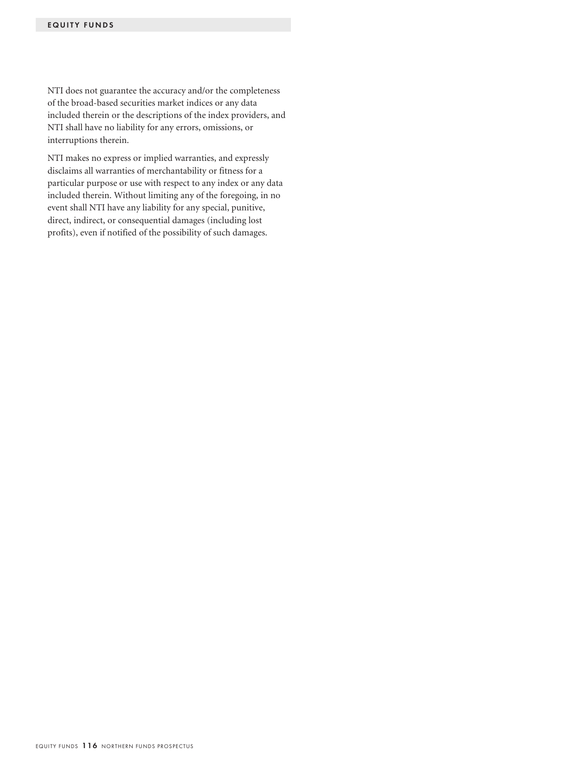NTI does not guarantee the accuracy and/or the completeness of the broad-based securities market indices or any data included therein or the descriptions of the index providers, and NTI shall have no liability for any errors, omissions, or interruptions therein.

NTI makes no express or implied warranties, and expressly disclaims all warranties of merchantability or fitness for a particular purpose or use with respect to any index or any data included therein. Without limiting any of the foregoing, in no event shall NTI have any liability for any special, punitive, direct, indirect, or consequential damages (including lost profits), even if notified of the possibility of such damages.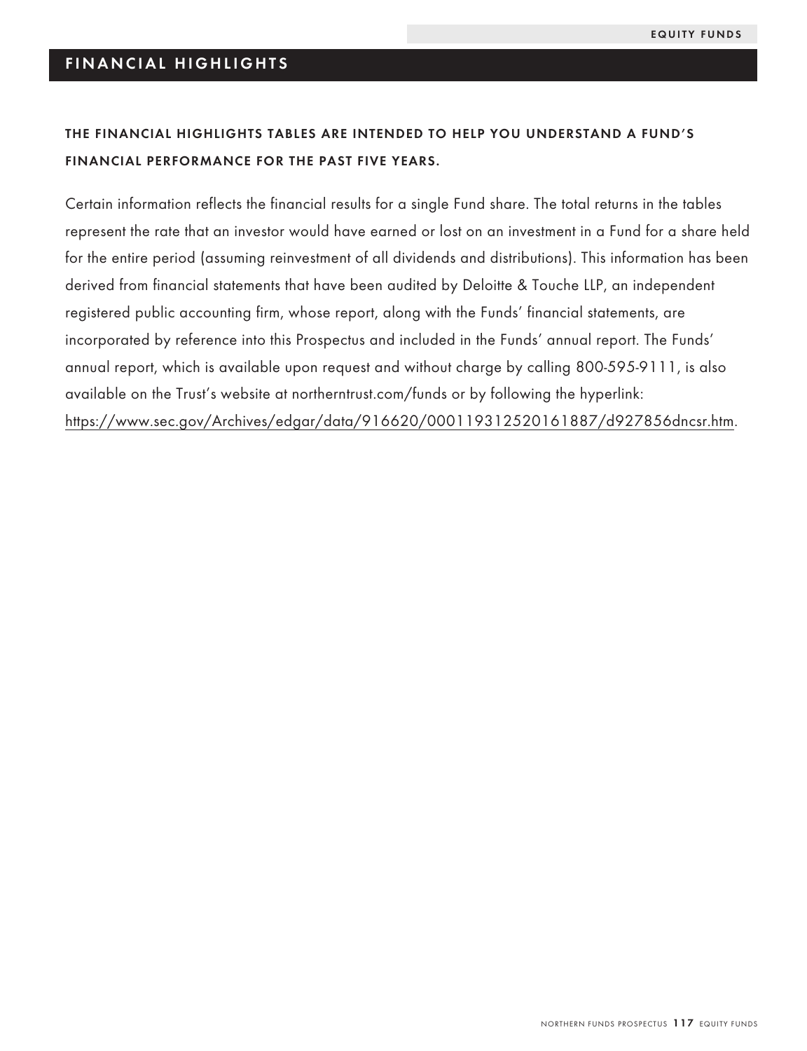## FINANCIAL HIGHLIGHTS

**THE FINANCIAL HIGHLIGHTS TABLES ARE INTENDED TO HELP YOU UNDERSTAND A FUND'S FINANCIAL PERFORMANCE FOR THE PAST FIVE YEARS.**

Certain information reflects the financial results for a single Fund share. The total returns in the tables represent the rate that an investor would have earned or lost on an investment in a Fund for a share held for the entire period (assuming reinvestment of all dividends and distributions). This information has been derived from financial statements that have been audited by Deloitte & Touche LLP, an independent registered public accounting firm, whose report, along with the Funds' financial statements, are incorporated by reference into this Prospectus and included in the Funds' annual report. The Funds' annual report, which is available upon request and without charge by calling 800-595-9111, is also available on the Trust's website at northerntrust.com/funds or by following the hyperlink: https://www.sec.gov/Archives/edgar/data/916620/000119312520161887/d927856dncsr.htm.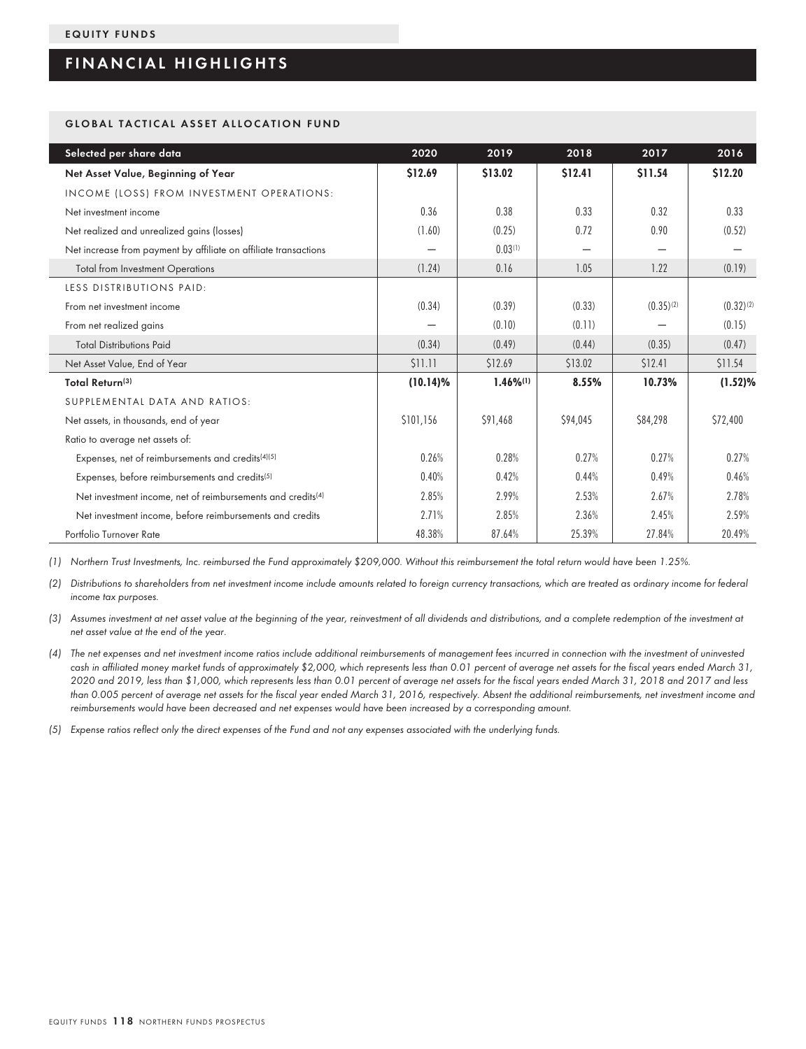EQUITY FUNDS

# FINANCIAL HIGHLIGHTS

## GLOBAL TACTICAL ASSET ALLOCATION FUND

| Selected per share data | 2020 | 2019 | 2018 | 2017 | 2016 |
|---|---|---|---|---|---|
| **Net Asset Value, Beginning of Year** | **$12.69** | **$13.02** | **$12.41** | **$11.54** | **$12.20** |
| INCOME (LOSS) FROM INVESTMENT OPERATIONS: | | | | | |
| Net investment income | 0.36 | 0.38 | 0.33 | 0.32 | 0.33 |
| Net realized and unrealized gains (losses) | (1.60) | (0.25) | 0.72 | 0.90 | (0.52) |
| Net increase from payment by affiliate on affiliate transactions | — | 0.03[1] | — | — | — |
| Total from Investment Operations | (1.24) | 0.16 | 1.05 | 1.22 | (0.19) |
| LESS DISTRIBUTIONS PAID: | | | | | |
| From net investment income | (0.34) | (0.39) | (0.33) | (0.35)[2] | (0.32)[2] |
| From net realized gains | — | (0.10) | (0.11) | — | (0.15) |
| Total Distributions Paid | (0.34) | (0.49) | (0.44) | (0.35) | (0.47) |
| Net Asset Value, End of Year | $11.11 | $12.69 | $13.02 | $12.41 | $11.54 |
| **Total Return[3]** | **(10.14)%** | **1.46%[1]** | **8.55%** | **10.73%** | **(1.52)%** |
| SUPPLEMENTAL DATA AND RATIOS: | | | | | |
| Net assets, in thousands, end of year | $101,156 | $91,468 | $94,045 | $84,298 | $72,400 |
| Ratio to average net assets of: | | | | | |
| Expenses, net of reimbursements and credits[4][5] | 0.26% | 0.28% | 0.27% | 0.27% | 0.27% |
| Expenses, before reimbursements and credits[5] | 0.40% | 0.42% | 0.44% | 0.49% | 0.46% |
| Net investment income, net of reimbursements and credits[4] | 2.85% | 2.99% | 2.53% | 2.67% | 2.78% |
| Net investment income, before reimbursements and credits | 2.71% | 2.85% | 2.36% | 2.45% | 2.59% |
| Portfolio Turnover Rate | 48.38% | 87.64% | 25.39% | 27.84% | 20.49% |

*(1) Northern Trust Investments, Inc. reimbursed the Fund approximately $209,000. Without this reimbursement the total return would have been 1.25%.*

*(2) Distributions to shareholders from net investment income include amounts related to foreign currency transactions, which are treated as ordinary income for federal income tax purposes.*

*(3) Assumes investment at net asset value at the beginning of the year, reinvestment of all dividends and distributions, and a complete redemption of the investment at net asset value at the end of the year.*

*(4) The net expenses and net investment income ratios include additional reimbursements of management fees incurred in connection with the investment of uninvested cash in affiliated money market funds of approximately $2,000, which represents less than 0.01 percent of average net assets for the fiscal years ended March 31, 2020 and 2019, less than $1,000, which represents less than 0.01 percent of average net assets for the fiscal years ended March 31, 2018 and 2017 and less than 0.005 percent of average net assets for the fiscal year ended March 31, 2016, respectively. Absent the additional reimbursements, net investment income and reimbursements would have been decreased and net expenses would have been increased by a corresponding amount.*

*(5) Expense ratios reflect only the direct expenses of the Fund and not any expenses associated with the underlying funds.*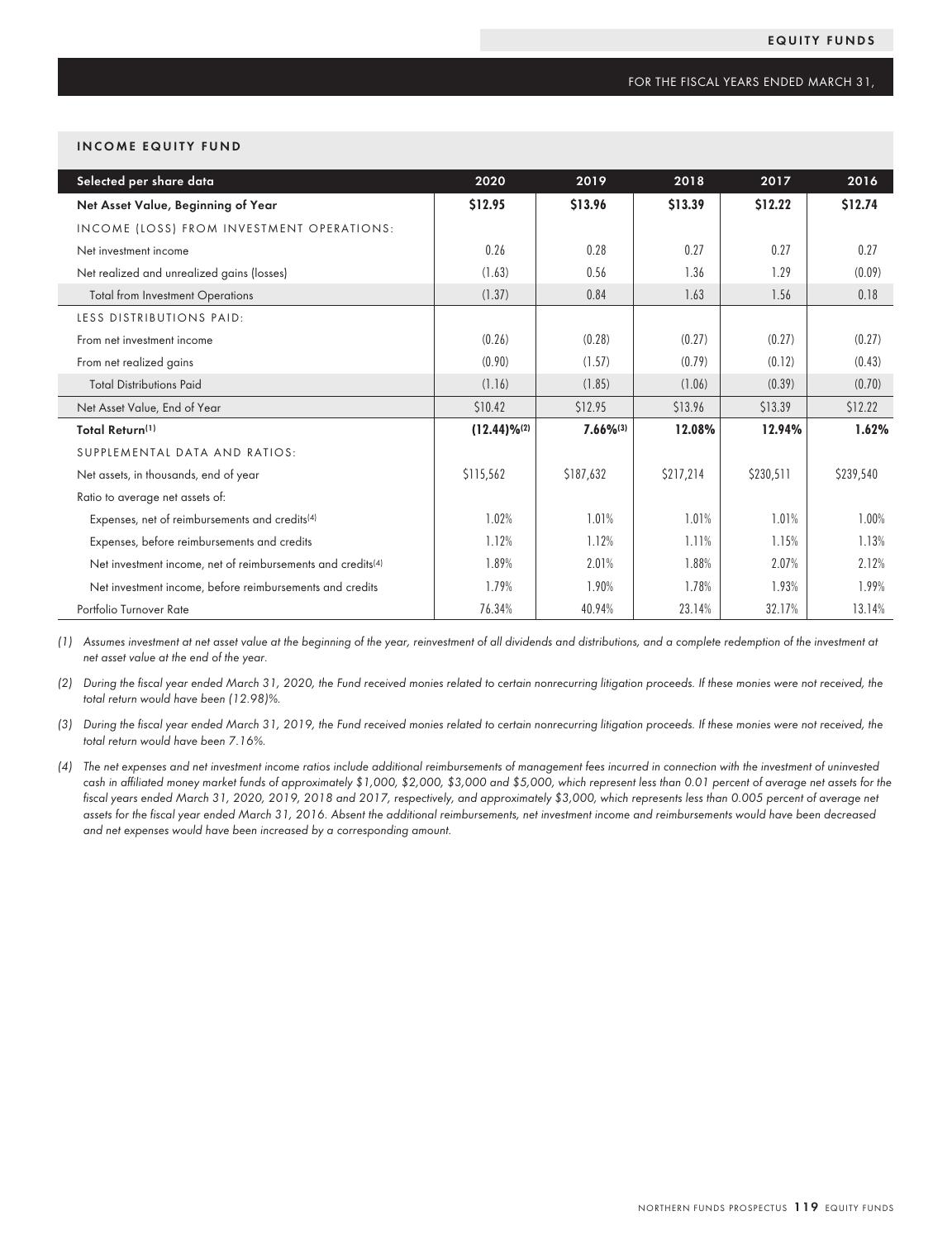## EQUITY FUNDS

FOR THE FISCAL YEARS ENDED MARCH 31,

### INCOME EQUITY FUND

| Selected per share data | 2020 | 2019 | 2018 | 2017 | 2016 |
|---|---|---|---|---|---|
| **Net Asset Value, Beginning of Year** | **$12.95** | **$13.96** | **$13.39** | **$12.22** | **$12.74** |
| INCOME (LOSS) FROM INVESTMENT OPERATIONS: | | | | | |
| Net investment income | 0.26 | 0.28 | 0.27 | 0.27 | 0.27 |
| Net realized and unrealized gains (losses) | (1.63) | 0.56 | 1.36 | 1.29 | (0.09) |
| Total from Investment Operations | (1.37) | 0.84 | 1.63 | 1.56 | 0.18 |
| LESS DISTRIBUTIONS PAID: | | | | | |
| From net investment income | (0.26) | (0.28) | (0.27) | (0.27) | (0.27) |
| From net realized gains | (0.90) | (1.57) | (0.79) | (0.12) | (0.43) |
| Total Distributions Paid | (1.16) | (1.85) | (1.06) | (0.39) | (0.70) |
| Net Asset Value, End of Year | $10.42 | $12.95 | $13.96 | $13.39 | $12.22 |
| **Total Return**[1] | **(12.44)%**[2] | **7.66%**[3] | **12.08%** | **12.94%** | **1.62%** |
| SUPPLEMENTAL DATA AND RATIOS: | | | | | |
| Net assets, in thousands, end of year | $115,562 | $187,632 | $217,214 | $230,511 | $239,540 |
| Ratio to average net assets of: | | | | | |
| Expenses, net of reimbursements and credits[4] | 1.02% | 1.01% | 1.01% | 1.01% | 1.00% |
| Expenses, before reimbursements and credits | 1.12% | 1.12% | 1.11% | 1.15% | 1.13% |
| Net investment income, net of reimbursements and credits[4] | 1.89% | 2.01% | 1.88% | 2.07% | 2.12% |
| Net investment income, before reimbursements and credits | 1.79% | 1.90% | 1.78% | 1.93% | 1.99% |
| Portfolio Turnover Rate | 76.34% | 40.94% | 23.14% | 32.17% | 13.14% |

*(1) Assumes investment at net asset value at the beginning of the year, reinvestment of all dividends and distributions, and a complete redemption of the investment at net asset value at the end of the year.*

*(2) During the fiscal year ended March 31, 2020, the Fund received monies related to certain nonrecurring litigation proceeds. If these monies were not received, the total return would have been (12.98)%.*

*(3) During the fiscal year ended March 31, 2019, the Fund received monies related to certain nonrecurring litigation proceeds. If these monies were not received, the total return would have been 7.16%.*

*(4) The net expenses and net investment income ratios include additional reimbursements of management fees incurred in connection with the investment of uninvested cash in affiliated money market funds of approximately $1,000, $2,000, $3,000 and $5,000, which represent less than 0.01 percent of average net assets for the fiscal years ended March 31, 2020, 2019, 2018 and 2017, respectively, and approximately $3,000, which represents less than 0.005 percent of average net assets for the fiscal year ended March 31, 2016. Absent the additional reimbursements, net investment income and reimbursements would have been decreased and net expenses would have been increased by a corresponding amount.*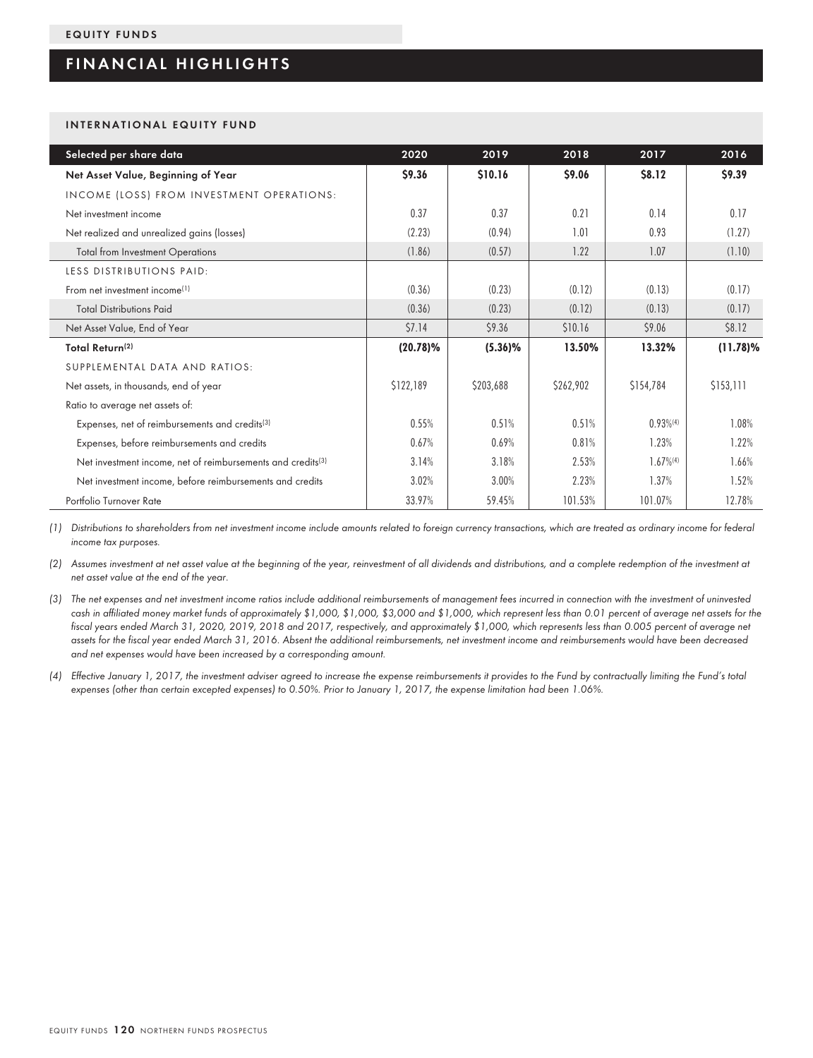EQUITY FUNDS

# FINANCIAL HIGHLIGHTS

## INTERNATIONAL EQUITY FUND

| Selected per share data | 2020 | 2019 | 2018 | 2017 | 2016 |
|---|---|---|---|---|---|
| **Net Asset Value, Beginning of Year** | **$9.36** | **$10.16** | **$9.06** | **$8.12** | **$9.39** |
| INCOME (LOSS) FROM INVESTMENT OPERATIONS: | | | | | |
| Net investment income | 0.37 | 0.37 | 0.21 | 0.14 | 0.17 |
| Net realized and unrealized gains (losses) | (2.23) | (0.94) | 1.01 | 0.93 | (1.27) |
| Total from Investment Operations | (1.86) | (0.57) | 1.22 | 1.07 | (1.10) |
| LESS DISTRIBUTIONS PAID: | | | | | |
| From net investment income[1] | (0.36) | (0.23) | (0.12) | (0.13) | (0.17) |
| Total Distributions Paid | (0.36) | (0.23) | (0.12) | (0.13) | (0.17) |
| Net Asset Value, End of Year | $7.14 | $9.36 | $10.16 | $9.06 | $8.12 |
| **Total Return[2]** | **(20.78)%** | **(5.36)%** | **13.50%** | **13.32%** | **(11.78)%** |
| SUPPLEMENTAL DATA AND RATIOS: | | | | | |
| Net assets, in thousands, end of year | $122,189 | $203,688 | $262,902 | $154,784 | $153,111 |
| Ratio to average net assets of: | | | | | |
| Expenses, net of reimbursements and credits[3] | 0.55% | 0.51% | 0.51% | 0.93%[4] | 1.08% |
| Expenses, before reimbursements and credits | 0.67% | 0.69% | 0.81% | 1.23% | 1.22% |
| Net investment income, net of reimbursements and credits[3] | 3.14% | 3.18% | 2.53% | 1.67%[4] | 1.66% |
| Net investment income, before reimbursements and credits | 3.02% | 3.00% | 2.23% | 1.37% | 1.52% |
| Portfolio Turnover Rate | 33.97% | 59.45% | 101.53% | 101.07% | 12.78% |

(1) *Distributions to shareholders from net investment income include amounts related to foreign currency transactions, which are treated as ordinary income for federal income tax purposes.*

(2) *Assumes investment at net asset value at the beginning of the year, reinvestment of all dividends and distributions, and a complete redemption of the investment at net asset value at the end of the year.*

(3) *The net expenses and net investment income ratios include additional reimbursements of management fees incurred in connection with the investment of uninvested cash in affiliated money market funds of approximately $1,000, $1,000, $3,000 and $1,000, which represent less than 0.01 percent of average net assets for the fiscal years ended March 31, 2020, 2019, 2018 and 2017, respectively, and approximately $1,000, which represents less than 0.005 percent of average net assets for the fiscal year ended March 31, 2016. Absent the additional reimbursements, net investment income and reimbursements would have been decreased and net expenses would have been increased by a corresponding amount.*

(4) *Effective January 1, 2017, the investment adviser agreed to increase the expense reimbursements it provides to the Fund by contractually limiting the Fund's total expenses (other than certain excepted expenses) to 0.50%. Prior to January 1, 2017, the expense limitation had been 1.06%.*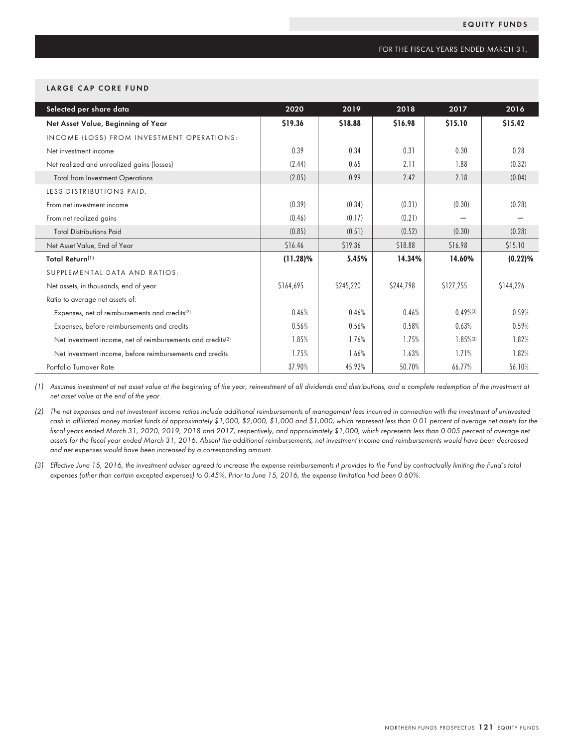## EQUITY FUNDS

FOR THE FISCAL YEARS ENDED MARCH 31,

### LARGE CAP CORE FUND

| Selected per share data | 2020 | 2019 | 2018 | 2017 | 2016 |
|---|---|---|---|---|---|
| **Net Asset Value, Beginning of Year** | **$19.36** | **$18.88** | **$16.98** | **$15.10** | **$15.42** |
| INCOME (LOSS) FROM INVESTMENT OPERATIONS: | | | | | |
| Net investment income | 0.39 | 0.34 | 0.31 | 0.30 | 0.28 |
| Net realized and unrealized gains (losses) | (2.44) | 0.65 | 2.11 | 1.88 | (0.32) |
| Total from Investment Operations | (2.05) | 0.99 | 2.42 | 2.18 | (0.04) |
| LESS DISTRIBUTIONS PAID: | | | | | |
| From net investment income | (0.39) | (0.34) | (0.31) | (0.30) | (0.28) |
| From net realized gains | (0.46) | (0.17) | (0.21) | — | — |
| Total Distributions Paid | (0.85) | (0.51) | (0.52) | (0.30) | (0.28) |
| Net Asset Value, End of Year | $16.46 | $19.36 | $18.88 | $16.98 | $15.10 |
| **Total Return[(1)]** | **(11.28)%** | **5.45%** | **14.34%** | **14.60%** | **(0.22)%** |
| SUPPLEMENTAL DATA AND RATIOS: | | | | | |
| Net assets, in thousands, end of year | $164,695 | $245,220 | $244,798 | $127,255 | $144,226 |
| Ratio to average net assets of: | | | | | |
| Expenses, net of reimbursements and credits[(2)] | 0.46% | 0.46% | 0.46% | 0.49%[(3)] | 0.59% |
| Expenses, before reimbursements and credits | 0.56% | 0.56% | 0.58% | 0.63% | 0.59% |
| Net investment income, net of reimbursements and credits[(2)] | 1.85% | 1.76% | 1.75% | 1.85%[(3)] | 1.82% |
| Net investment income, before reimbursements and credits | 1.75% | 1.66% | 1.63% | 1.71% | 1.82% |
| Portfolio Turnover Rate | 37.90% | 45.92% | 50.70% | 66.77% | 56.10% |

*(1) Assumes investment at net asset value at the beginning of the year, reinvestment of all dividends and distributions, and a complete redemption of the investment at net asset value at the end of the year.*

*(2) The net expenses and net investment income ratios include additional reimbursements of management fees incurred in connection with the investment of uninvested cash in affiliated money market funds of approximately $1,000, $2,000, $1,000 and $1,000, which represent less than 0.01 percent of average net assets for the fiscal years ended March 31, 2020, 2019, 2018 and 2017, respectively, and approximately $1,000, which represents less than 0.005 percent of average net assets for the fiscal year ended March 31, 2016. Absent the additional reimbursements, net investment income and reimbursements would have been decreased and net expenses would have been increased by a corresponding amount.*

*(3) Effective June 15, 2016, the investment adviser agreed to increase the expense reimbursements it provides to the Fund by contractually limiting the Fund's total expenses (other than certain excepted expenses) to 0.45%. Prior to June 15, 2016, the expense limitation had been 0.60%.*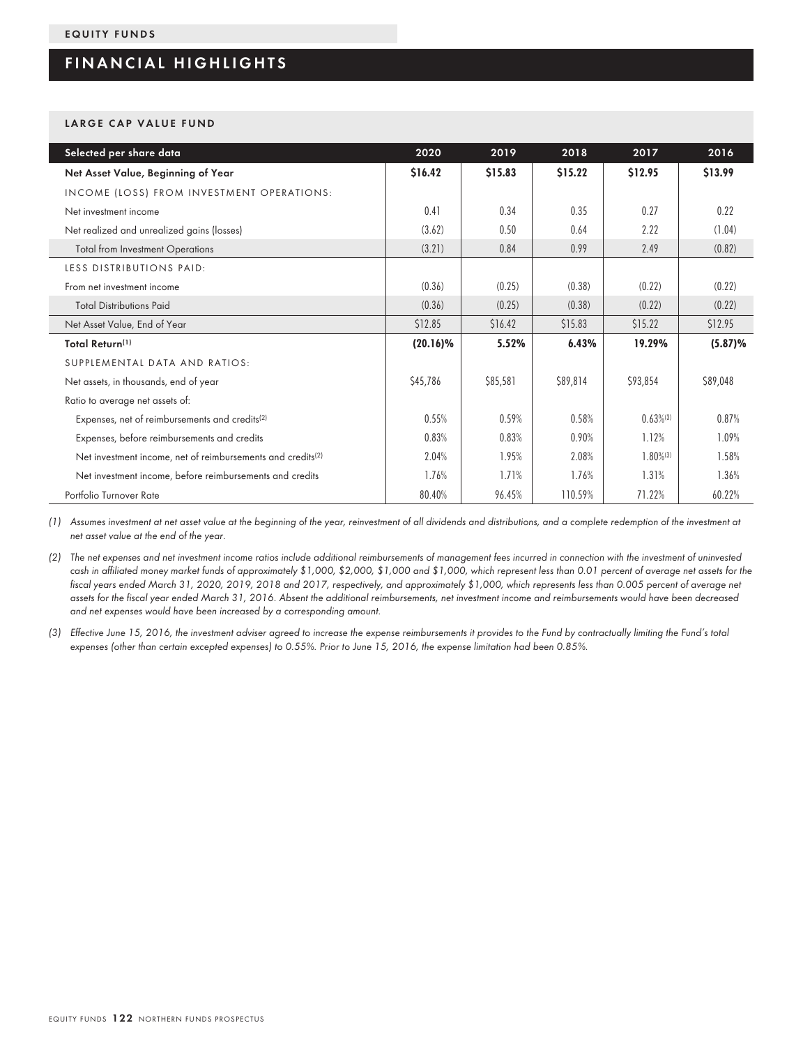## FINANCIAL HIGHLIGHTS

### LARGE CAP VALUE FUND

| Selected per share data | 2020 | 2019 | 2018 | 2017 | 2016 |
|---|---|---|---|---|---|
| **Net Asset Value, Beginning of Year** | **$16.42** | **$15.83** | **$15.22** | **$12.95** | **$13.99** |
| INCOME (LOSS) FROM INVESTMENT OPERATIONS: | | | | | |
| Net investment income | 0.41 | 0.34 | 0.35 | 0.27 | 0.22 |
| Net realized and unrealized gains (losses) | (3.62) | 0.50 | 0.64 | 2.22 | (1.04) |
| Total from Investment Operations | (3.21) | 0.84 | 0.99 | 2.49 | (0.82) |
| LESS DISTRIBUTIONS PAID: | | | | | |
| From net investment income | (0.36) | (0.25) | (0.38) | (0.22) | (0.22) |
| Total Distributions Paid | (0.36) | (0.25) | (0.38) | (0.22) | (0.22) |
| Net Asset Value, End of Year | $12.85 | $16.42 | $15.83 | $15.22 | $12.95 |
| **Total Return[1]** | **(20.16)%** | **5.52%** | **6.43%** | **19.29%** | **(5.87)%** |
| SUPPLEMENTAL DATA AND RATIOS: | | | | | |
| Net assets, in thousands, end of year | $45,786 | $85,581 | $89,814 | $93,854 | $89,048 |
| Ratio to average net assets of: | | | | | |
| Expenses, net of reimbursements and credits[2] | 0.55% | 0.59% | 0.58% | 0.63%[3] | 0.87% |
| Expenses, before reimbursements and credits | 0.83% | 0.83% | 0.90% | 1.12% | 1.09% |
| Net investment income, net of reimbursements and credits[2] | 2.04% | 1.95% | 2.08% | 1.80%[3] | 1.58% |
| Net investment income, before reimbursements and credits | 1.76% | 1.71% | 1.76% | 1.31% | 1.36% |
| Portfolio Turnover Rate | 80.40% | 96.45% | 110.59% | 71.22% | 60.22% |

(1) *Assumes investment at net asset value at the beginning of the year, reinvestment of all dividends and distributions, and a complete redemption of the investment at net asset value at the end of the year.*

(2) *The net expenses and net investment income ratios include additional reimbursements of management fees incurred in connection with the investment of uninvested cash in affiliated money market funds of approximately $1,000, $2,000, $1,000 and $1,000, which represent less than 0.01 percent of average net assets for the fiscal years ended March 31, 2020, 2019, 2018 and 2017, respectively, and approximately $1,000, which represents less than 0.005 percent of average net assets for the fiscal year ended March 31, 2016. Absent the additional reimbursements, net investment income and reimbursements would have been decreased and net expenses would have been increased by a corresponding amount.*

(3) *Effective June 15, 2016, the investment adviser agreed to increase the expense reimbursements it provides to the Fund by contractually limiting the Fund's total expenses (other than certain excepted expenses) to 0.55%. Prior to June 15, 2016, the expense limitation had been 0.85%.*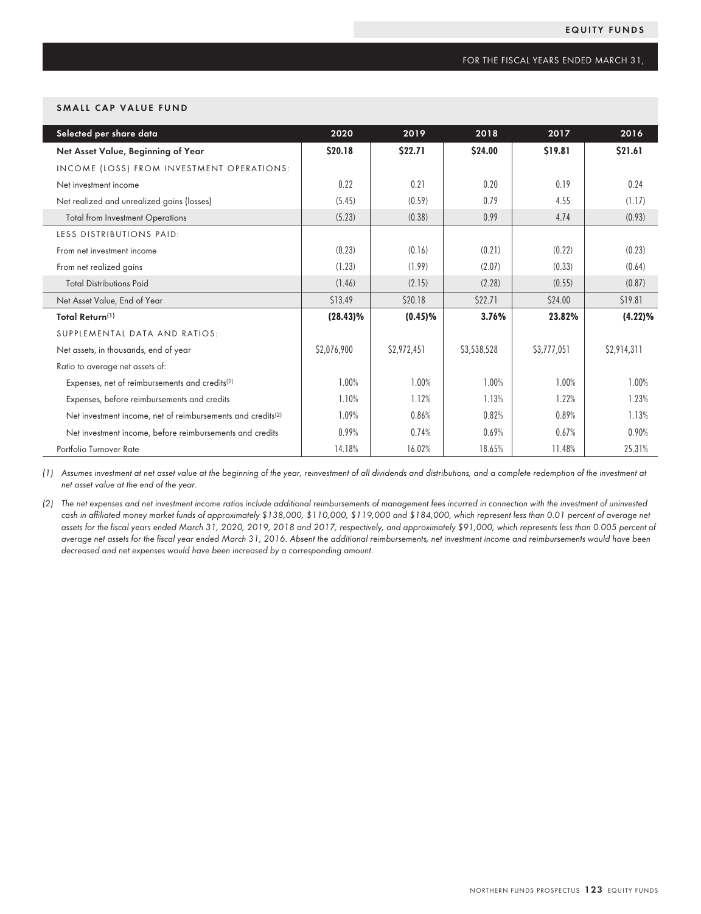EQUITY FUNDS

FOR THE FISCAL YEARS ENDED MARCH 31,

## SMALL CAP VALUE FUND

| Selected per share data | 2020 | 2019 | 2018 | 2017 | 2016 |
|---|---|---|---|---|---|
| **Net Asset Value, Beginning of Year** | **$20.18** | **$22.71** | **$24.00** | **$19.81** | **$21.61** |
| INCOME (LOSS) FROM INVESTMENT OPERATIONS: | | | | | |
| Net investment income | 0.22 | 0.21 | 0.20 | 0.19 | 0.24 |
| Net realized and unrealized gains (losses) | (5.45) | (0.59) | 0.79 | 4.55 | (1.17) |
| Total from Investment Operations | (5.23) | (0.38) | 0.99 | 4.74 | (0.93) |
| LESS DISTRIBUTIONS PAID: | | | | | |
| From net investment income | (0.23) | (0.16) | (0.21) | (0.22) | (0.23) |
| From net realized gains | (1.23) | (1.99) | (2.07) | (0.33) | (0.64) |
| Total Distributions Paid | (1.46) | (2.15) | (2.28) | (0.55) | (0.87) |
| Net Asset Value, End of Year | $13.49 | $20.18 | $22.71 | $24.00 | $19.81 |
| **Total Return[1]** | **(28.43)%** | **(0.45)%** | **3.76%** | **23.82%** | **(4.22)%** |
| SUPPLEMENTAL DATA AND RATIOS: | | | | | |
| Net assets, in thousands, end of year | $2,076,900 | $2,972,451 | $3,538,528 | $3,777,051 | $2,914,311 |
| Ratio to average net assets of: | | | | | |
| Expenses, net of reimbursements and credits[2] | 1.00% | 1.00% | 1.00% | 1.00% | 1.00% |
| Expenses, before reimbursements and credits | 1.10% | 1.12% | 1.13% | 1.22% | 1.23% |
| Net investment income, net of reimbursements and credits[2] | 1.09% | 0.86% | 0.82% | 0.89% | 1.13% |
| Net investment income, before reimbursements and credits | 0.99% | 0.74% | 0.69% | 0.67% | 0.90% |
| Portfolio Turnover Rate | 14.18% | 16.02% | 18.65% | 11.48% | 25.31% |

*(1) Assumes investment at net asset value at the beginning of the year, reinvestment of all dividends and distributions, and a complete redemption of the investment at net asset value at the end of the year.*

*(2) The net expenses and net investment income ratios include additional reimbursements of management fees incurred in connection with the investment of uninvested cash in affiliated money market funds of approximately $138,000, $110,000, $119,000 and $184,000, which represent less than 0.01 percent of average net assets for the fiscal years ended March 31, 2020, 2019, 2018 and 2017, respectively, and approximately $91,000, which represents less than 0.005 percent of average net assets for the fiscal year ended March 31, 2016. Absent the additional reimbursements, net investment income and reimbursements would have been decreased and net expenses would have been increased by a corresponding amount.*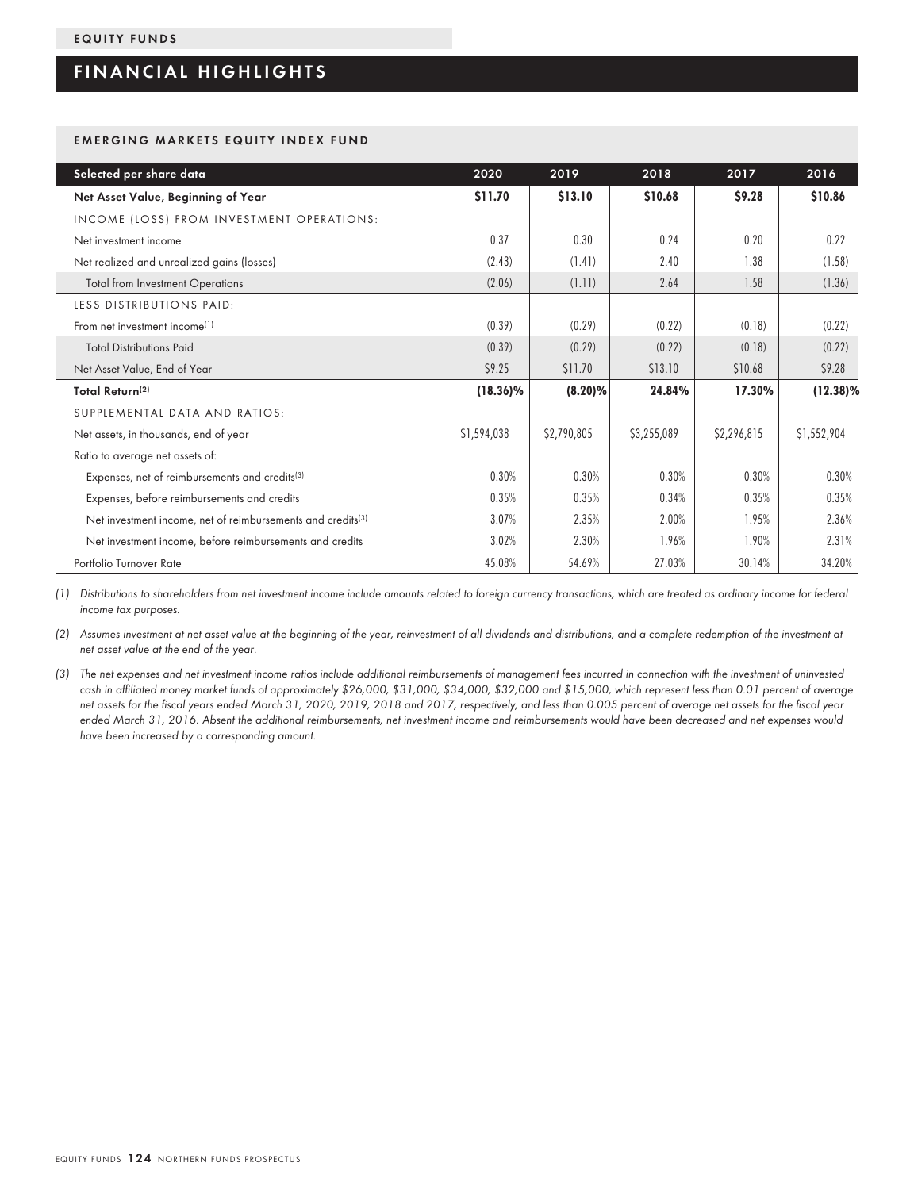EQUITY FUNDS

# FINANCIAL HIGHLIGHTS

## EMERGING MARKETS EQUITY INDEX FUND

| Selected per share data | 2020 | 2019 | 2018 | 2017 | 2016 |
|---|---|---|---|---|---|
| **Net Asset Value, Beginning of Year** | **$11.70** | **$13.10** | **$10.68** | **$9.28** | **$10.86** |
| INCOME (LOSS) FROM INVESTMENT OPERATIONS: | | | | | |
| Net investment income | 0.37 | 0.30 | 0.24 | 0.20 | 0.22 |
| Net realized and unrealized gains (losses) | (2.43) | (1.41) | 2.40 | 1.38 | (1.58) |
| Total from Investment Operations | (2.06) | (1.11) | 2.64 | 1.58 | (1.36) |
| LESS DISTRIBUTIONS PAID: | | | | | |
| From net investment income[1] | (0.39) | (0.29) | (0.22) | (0.18) | (0.22) |
| Total Distributions Paid | (0.39) | (0.29) | (0.22) | (0.18) | (0.22) |
| Net Asset Value, End of Year | $9.25 | $11.70 | $13.10 | $10.68 | $9.28 |
| **Total Return[2]** | **(18.36)%** | **(8.20)%** | **24.84%** | **17.30%** | **(12.38)%** |
| SUPPLEMENTAL DATA AND RATIOS: | | | | | |
| Net assets, in thousands, end of year | $1,594,038 | $2,790,805 | $3,255,089 | $2,296,815 | $1,552,904 |
| Ratio to average net assets of: | | | | | |
| Expenses, net of reimbursements and credits[3] | 0.30% | 0.30% | 0.30% | 0.30% | 0.30% |
| Expenses, before reimbursements and credits | 0.35% | 0.35% | 0.34% | 0.35% | 0.35% |
| Net investment income, net of reimbursements and credits[3] | 3.07% | 2.35% | 2.00% | 1.95% | 2.36% |
| Net investment income, before reimbursements and credits | 3.02% | 2.30% | 1.96% | 1.90% | 2.31% |
| Portfolio Turnover Rate | 45.08% | 54.69% | 27.03% | 30.14% | 34.20% |

*(1) Distributions to shareholders from net investment income include amounts related to foreign currency transactions, which are treated as ordinary income for federal income tax purposes.*

*(2) Assumes investment at net asset value at the beginning of the year, reinvestment of all dividends and distributions, and a complete redemption of the investment at net asset value at the end of the year.*

*(3) The net expenses and net investment income ratios include additional reimbursements of management fees incurred in connection with the investment of uninvested cash in affiliated money market funds of approximately $26,000, $31,000, $34,000, $32,000 and $15,000, which represent less than 0.01 percent of average net assets for the fiscal years ended March 31, 2020, 2019, 2018 and 2017, respectively, and less than 0.005 percent of average net assets for the fiscal year ended March 31, 2016. Absent the additional reimbursements, net investment income and reimbursements would have been decreased and net expenses would have been increased by a corresponding amount.*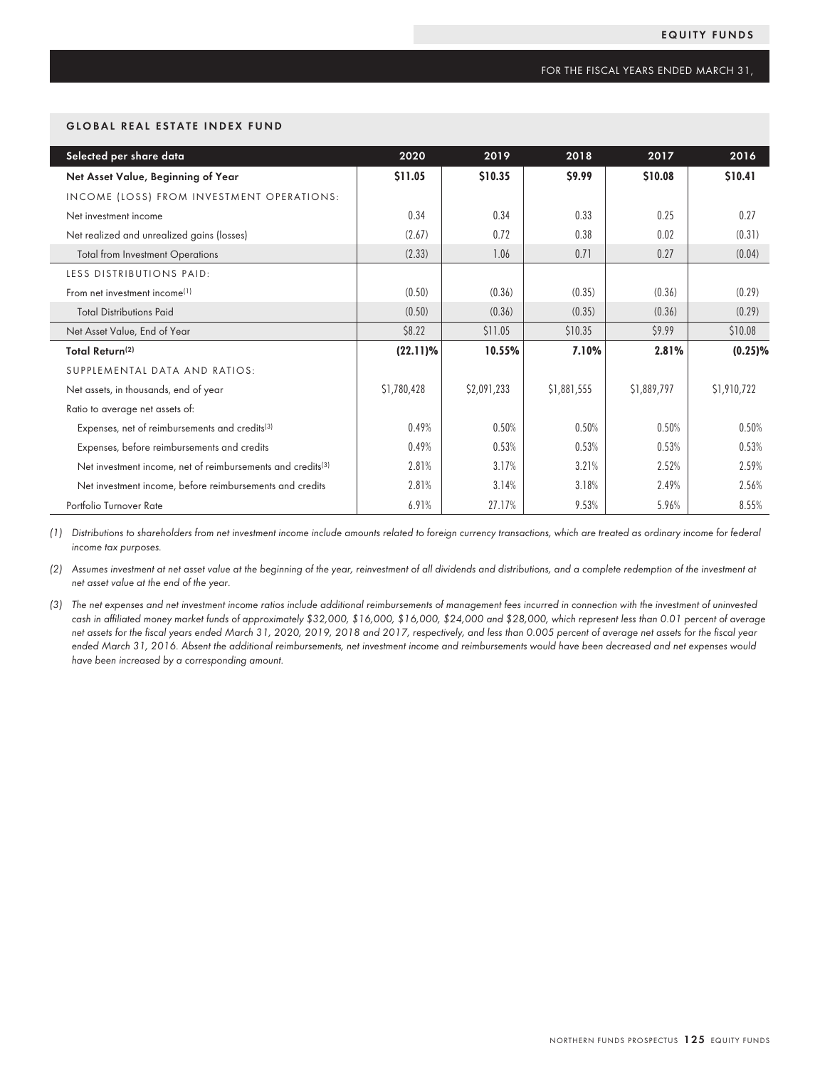## GLOBAL REAL ESTATE INDEX FUND

FOR THE FISCAL YEARS ENDED MARCH 31,

| Selected per share data | 2020 | 2019 | 2018 | 2017 | 2016 |
|---|---|---|---|---|---|
| **Net Asset Value, Beginning of Year** | **$11.05** | **$10.35** | **$9.99** | **$10.08** | **$10.41** |
| INCOME (LOSS) FROM INVESTMENT OPERATIONS: | | | | | |
| Net investment income | 0.34 | 0.34 | 0.33 | 0.25 | 0.27 |
| Net realized and unrealized gains (losses) | (2.67) | 0.72 | 0.38 | 0.02 | (0.31) |
| Total from Investment Operations | (2.33) | 1.06 | 0.71 | 0.27 | (0.04) |
| LESS DISTRIBUTIONS PAID: | | | | | |
| From net investment income[1] | (0.50) | (0.36) | (0.35) | (0.36) | (0.29) |
| Total Distributions Paid | (0.50) | (0.36) | (0.35) | (0.36) | (0.29) |
| Net Asset Value, End of Year | $8.22 | $11.05 | $10.35 | $9.99 | $10.08 |
| **Total Return[2]** | **(22.11)%** | **10.55%** | **7.10%** | **2.81%** | **(0.25)%** |
| SUPPLEMENTAL DATA AND RATIOS: | | | | | |
| Net assets, in thousands, end of year | $1,780,428 | $2,091,233 | $1,881,555 | $1,889,797 | $1,910,722 |
| Ratio to average net assets of: | | | | | |
| Expenses, net of reimbursements and credits[3] | 0.49% | 0.50% | 0.50% | 0.50% | 0.50% |
| Expenses, before reimbursements and credits | 0.49% | 0.53% | 0.53% | 0.53% | 0.53% |
| Net investment income, net of reimbursements and credits[3] | 2.81% | 3.17% | 3.21% | 2.52% | 2.59% |
| Net investment income, before reimbursements and credits | 2.81% | 3.14% | 3.18% | 2.49% | 2.56% |
| Portfolio Turnover Rate | 6.91% | 27.17% | 9.53% | 5.96% | 8.55% |

*(1) Distributions to shareholders from net investment income include amounts related to foreign currency transactions, which are treated as ordinary income for federal income tax purposes.*

*(2) Assumes investment at net asset value at the beginning of the year, reinvestment of all dividends and distributions, and a complete redemption of the investment at net asset value at the end of the year.*

*(3) The net expenses and net investment income ratios include additional reimbursements of management fees incurred in connection with the investment of uninvested cash in affiliated money market funds of approximately $32,000, $16,000, $16,000, $24,000 and $28,000, which represent less than 0.01 percent of average net assets for the fiscal years ended March 31, 2020, 2019, 2018 and 2017, respectively, and less than 0.005 percent of average net assets for the fiscal year ended March 31, 2016. Absent the additional reimbursements, net investment income and reimbursements would have been decreased and net expenses would have been increased by a corresponding amount.*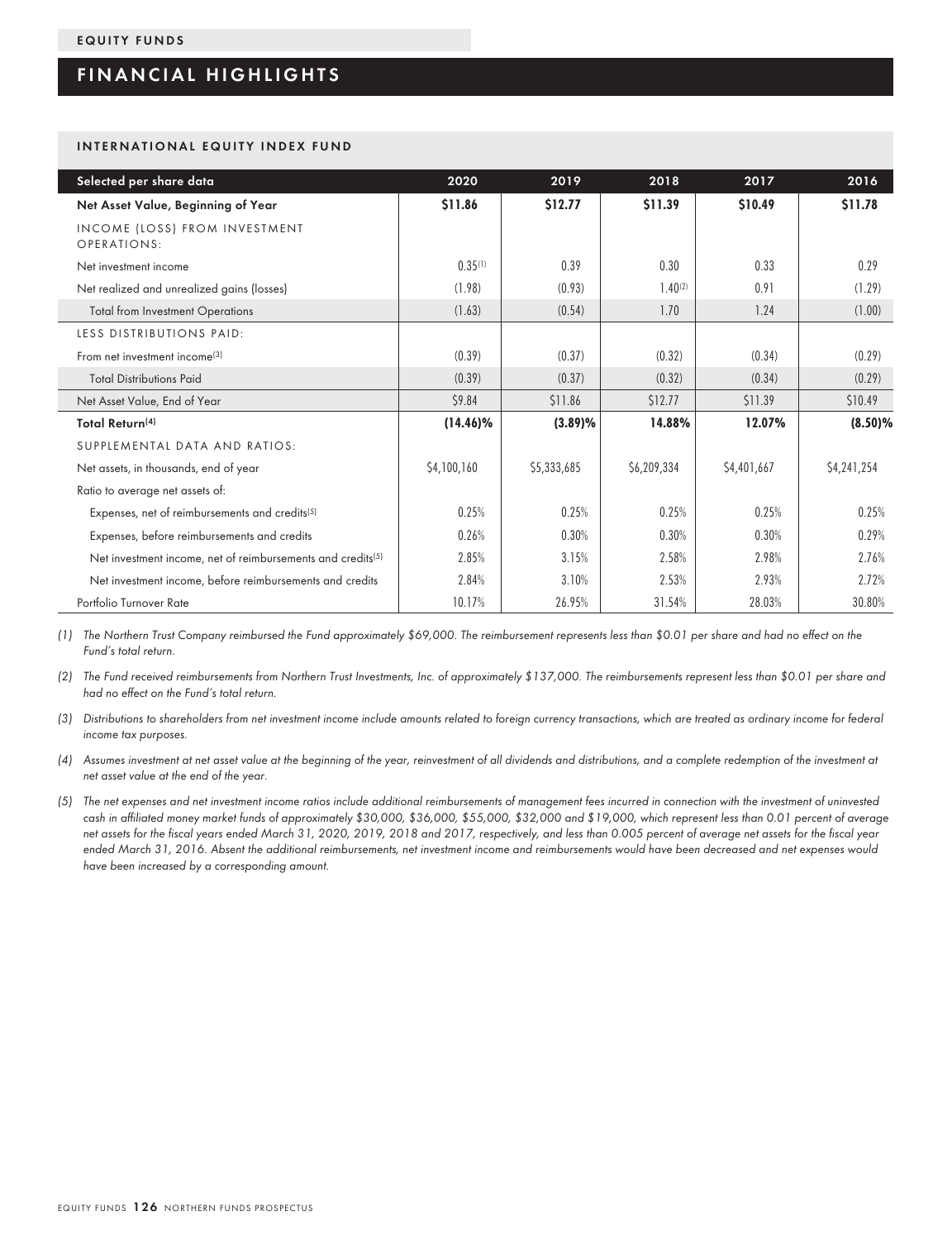EQUITY FUNDS

# FINANCIAL HIGHLIGHTS

## INTERNATIONAL EQUITY INDEX FUND

| Selected per share data | 2020 | 2019 | 2018 | 2017 | 2016 |
|---|---|---|---|---|---|
| **Net Asset Value, Beginning of Year** | **$11.86** | **$12.77** | **$11.39** | **$10.49** | **$11.78** |
| INCOME (LOSS) FROM INVESTMENT OPERATIONS: | | | | | |
| Net investment income | 0.35[1] | 0.39 | 0.30 | 0.33 | 0.29 |
| Net realized and unrealized gains (losses) | (1.98) | (0.93) | 1.40[2] | 0.91 | (1.29) |
| Total from Investment Operations | (1.63) | (0.54) | 1.70 | 1.24 | (1.00) |
| LESS DISTRIBUTIONS PAID: | | | | | |
| From net investment income[3] | (0.39) | (0.37) | (0.32) | (0.34) | (0.29) |
| Total Distributions Paid | (0.39) | (0.37) | (0.32) | (0.34) | (0.29) |
| Net Asset Value, End of Year | $9.84 | $11.86 | $12.77 | $11.39 | $10.49 |
| **Total Return[4]** | **(14.46)%** | **(3.89)%** | **14.88%** | **12.07%** | **(8.50)%** |
| SUPPLEMENTAL DATA AND RATIOS: | | | | | |
| Net assets, in thousands, end of year | $4,100,160 | $5,333,685 | $6,209,334 | $4,401,667 | $4,241,254 |
| Ratio to average net assets of: | | | | | |
| Expenses, net of reimbursements and credits[5] | 0.25% | 0.25% | 0.25% | 0.25% | 0.25% |
| Expenses, before reimbursements and credits | 0.26% | 0.30% | 0.30% | 0.30% | 0.29% |
| Net investment income, net of reimbursements and credits[5] | 2.85% | 3.15% | 2.58% | 2.98% | 2.76% |
| Net investment income, before reimbursements and credits | 2.84% | 3.10% | 2.53% | 2.93% | 2.72% |
| Portfolio Turnover Rate | 10.17% | 26.95% | 31.54% | 28.03% | 30.80% |

*(1) The Northern Trust Company reimbursed the Fund approximately $69,000. The reimbursement represents less than $0.01 per share and had no effect on the Fund's total return.*

*(2) The Fund received reimbursements from Northern Trust Investments, Inc. of approximately $137,000. The reimbursements represent less than $0.01 per share and had no effect on the Fund's total return.*

*(3) Distributions to shareholders from net investment income include amounts related to foreign currency transactions, which are treated as ordinary income for federal income tax purposes.*

*(4) Assumes investment at net asset value at the beginning of the year, reinvestment of all dividends and distributions, and a complete redemption of the investment at net asset value at the end of the year.*

*(5) The net expenses and net investment income ratios include additional reimbursements of management fees incurred in connection with the investment of uninvested cash in affiliated money market funds of approximately $30,000, $36,000, $55,000, $32,000 and $19,000, which represent less than 0.01 percent of average net assets for the fiscal years ended March 31, 2020, 2019, 2018 and 2017, respectively, and less than 0.005 percent of average net assets for the fiscal year ended March 31, 2016. Absent the additional reimbursements, net investment income and reimbursements would have been decreased and net expenses would have been increased by a corresponding amount.*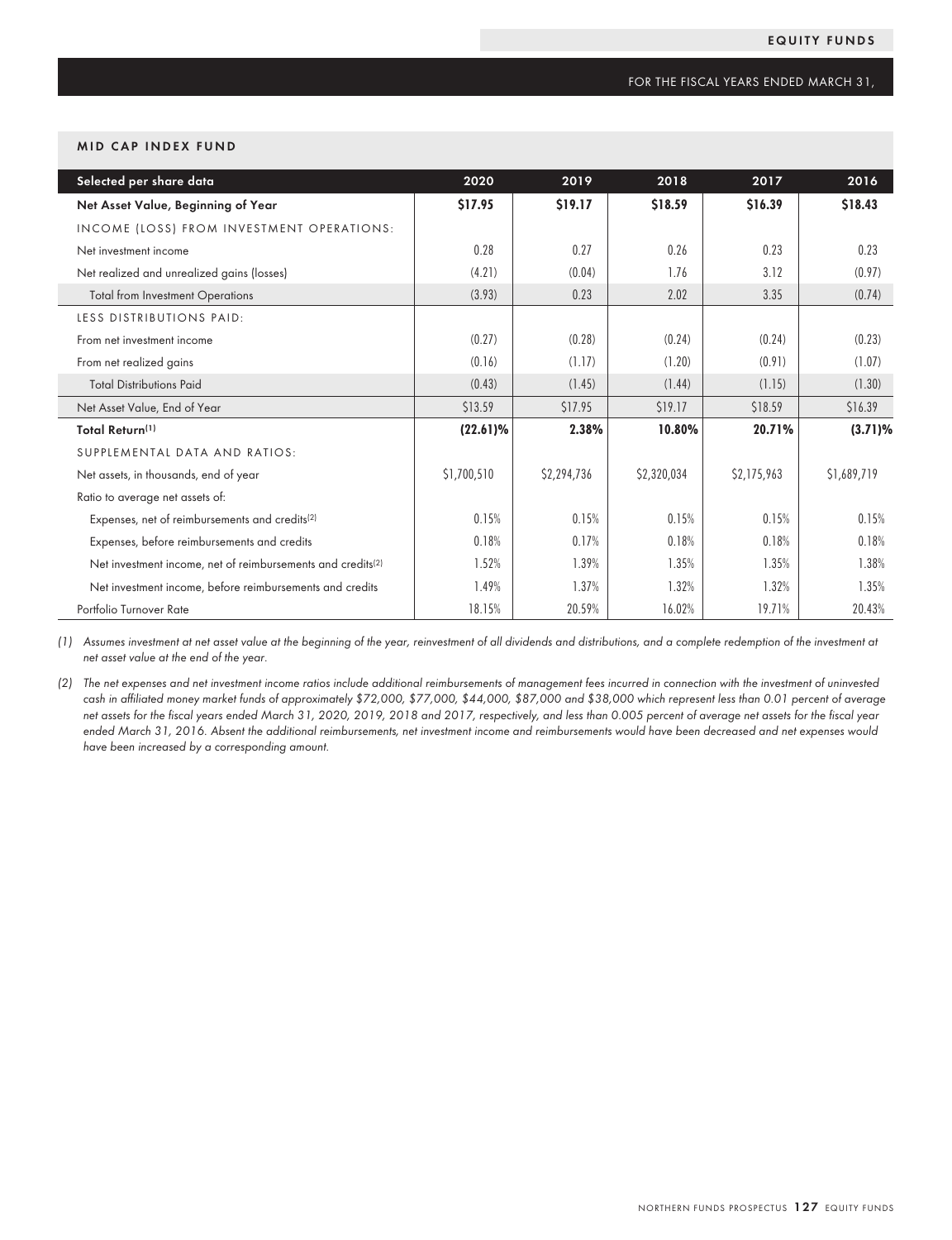FOR THE FISCAL YEARS ENDED MARCH 31,

## MID CAP INDEX FUND

| Selected per share data | 2020 | 2019 | 2018 | 2017 | 2016 |
|---|---|---|---|---|---|
| **Net Asset Value, Beginning of Year** | **$17.95** | **$19.17** | **$18.59** | **$16.39** | **$18.43** |
| INCOME (LOSS) FROM INVESTMENT OPERATIONS: | | | | | |
| Net investment income | 0.28 | 0.27 | 0.26 | 0.23 | 0.23 |
| Net realized and unrealized gains (losses) | (4.21) | (0.04) | 1.76 | 3.12 | (0.97) |
| Total from Investment Operations | (3.93) | 0.23 | 2.02 | 3.35 | (0.74) |
| LESS DISTRIBUTIONS PAID: | | | | | |
| From net investment income | (0.27) | (0.28) | (0.24) | (0.24) | (0.23) |
| From net realized gains | (0.16) | (1.17) | (1.20) | (0.91) | (1.07) |
| Total Distributions Paid | (0.43) | (1.45) | (1.44) | (1.15) | (1.30) |
| Net Asset Value, End of Year | $13.59 | $17.95 | $19.17 | $18.59 | $16.39 |
| **Total Return[1]** | **(22.61)%** | **2.38%** | **10.80%** | **20.71%** | **(3.71)%** |
| SUPPLEMENTAL DATA AND RATIOS: | | | | | |
| Net assets, in thousands, end of year | $1,700,510 | $2,294,736 | $2,320,034 | $2,175,963 | $1,689,719 |
| Ratio to average net assets of: | | | | | |
| Expenses, net of reimbursements and credits[2] | 0.15% | 0.15% | 0.15% | 0.15% | 0.15% |
| Expenses, before reimbursements and credits | 0.18% | 0.17% | 0.18% | 0.18% | 0.18% |
| Net investment income, net of reimbursements and credits[2] | 1.52% | 1.39% | 1.35% | 1.35% | 1.38% |
| Net investment income, before reimbursements and credits | 1.49% | 1.37% | 1.32% | 1.32% | 1.35% |
| Portfolio Turnover Rate | 18.15% | 20.59% | 16.02% | 19.71% | 20.43% |

*(1) Assumes investment at net asset value at the beginning of the year, reinvestment of all dividends and distributions, and a complete redemption of the investment at net asset value at the end of the year.*

*(2) The net expenses and net investment income ratios include additional reimbursements of management fees incurred in connection with the investment of uninvested cash in affiliated money market funds of approximately $72,000, $77,000, $44,000, $87,000 and $38,000 which represent less than 0.01 percent of average net assets for the fiscal years ended March 31, 2020, 2019, 2018 and 2017, respectively, and less than 0.005 percent of average net assets for the fiscal year ended March 31, 2016. Absent the additional reimbursements, net investment income and reimbursements would have been decreased and net expenses would have been increased by a corresponding amount.*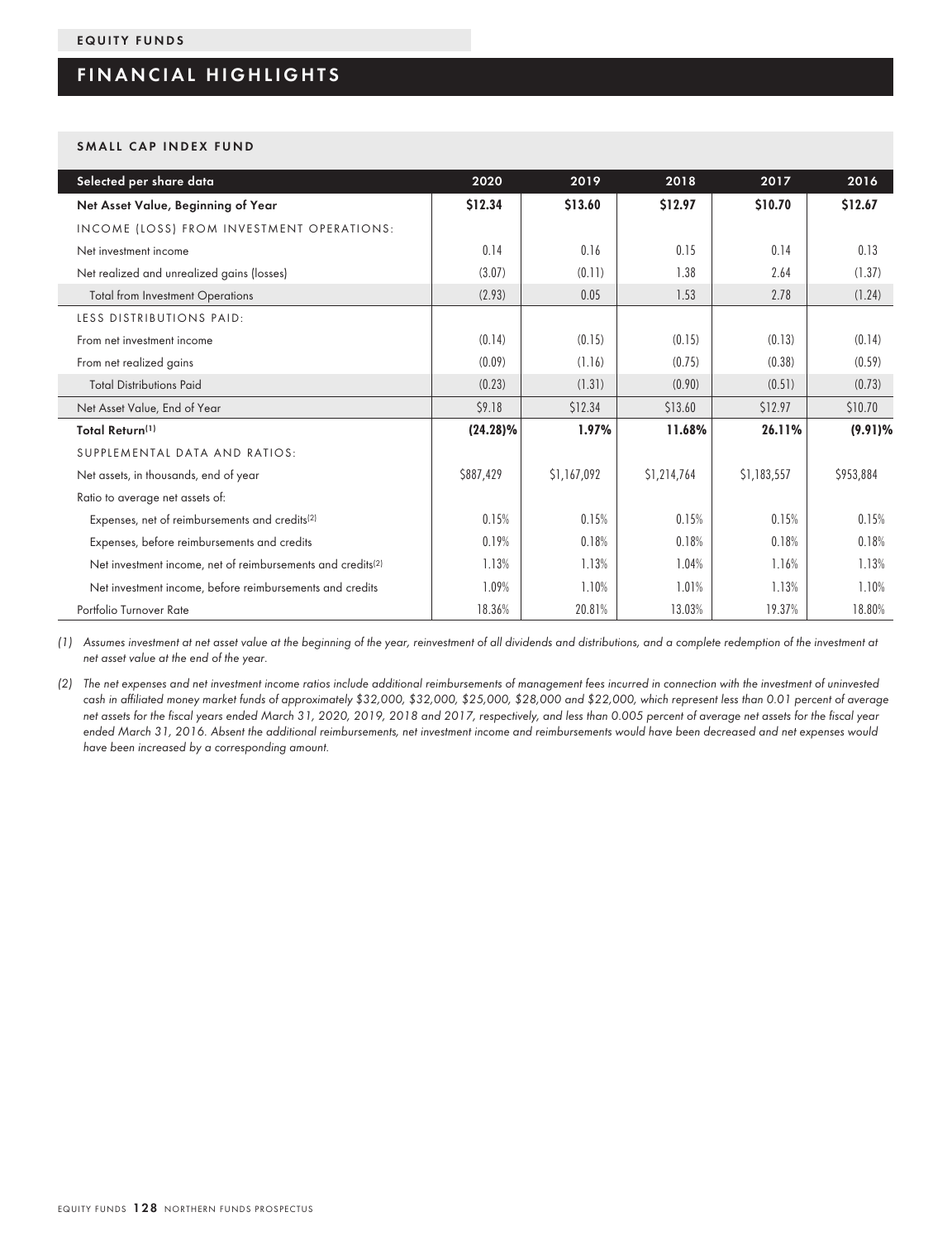EQUITY FUNDS

# FINANCIAL HIGHLIGHTS

## SMALL CAP INDEX FUND

| Selected per share data | 2020 | 2019 | 2018 | 2017 | 2016 |
|---|---|---|---|---|---|
| **Net Asset Value, Beginning of Year** | **$12.34** | **$13.60** | **$12.97** | **$10.70** | **$12.67** |
| INCOME (LOSS) FROM INVESTMENT OPERATIONS: | | | | | |
| Net investment income | 0.14 | 0.16 | 0.15 | 0.14 | 0.13 |
| Net realized and unrealized gains (losses) | (3.07) | (0.11) | 1.38 | 2.64 | (1.37) |
| Total from Investment Operations | (2.93) | 0.05 | 1.53 | 2.78 | (1.24) |
| LESS DISTRIBUTIONS PAID: | | | | | |
| From net investment income | (0.14) | (0.15) | (0.15) | (0.13) | (0.14) |
| From net realized gains | (0.09) | (1.16) | (0.75) | (0.38) | (0.59) |
| Total Distributions Paid | (0.23) | (1.31) | (0.90) | (0.51) | (0.73) |
| Net Asset Value, End of Year | $9.18 | $12.34 | $13.60 | $12.97 | $10.70 |
| **Total Return[1]** | **(24.28)%** | **1.97%** | **11.68%** | **26.11%** | **(9.91)%** |
| SUPPLEMENTAL DATA AND RATIOS: | | | | | |
| Net assets, in thousands, end of year | $887,429 | $1,167,092 | $1,214,764 | $1,183,557 | $953,884 |
| Ratio to average net assets of: | | | | | |
| Expenses, net of reimbursements and credits[2] | 0.15% | 0.15% | 0.15% | 0.15% | 0.15% |
| Expenses, before reimbursements and credits | 0.19% | 0.18% | 0.18% | 0.18% | 0.18% |
| Net investment income, net of reimbursements and credits[2] | 1.13% | 1.13% | 1.04% | 1.16% | 1.13% |
| Net investment income, before reimbursements and credits | 1.09% | 1.10% | 1.01% | 1.13% | 1.10% |
| Portfolio Turnover Rate | 18.36% | 20.81% | 13.03% | 19.37% | 18.80% |

*(1) Assumes investment at net asset value at the beginning of the year, reinvestment of all dividends and distributions, and a complete redemption of the investment at net asset value at the end of the year.*

*(2) The net expenses and net investment income ratios include additional reimbursements of management fees incurred in connection with the investment of uninvested cash in affiliated money market funds of approximately $32,000, $32,000, $25,000, $28,000 and $22,000, which represent less than 0.01 percent of average net assets for the fiscal years ended March 31, 2020, 2019, 2018 and 2017, respectively, and less than 0.005 percent of average net assets for the fiscal year ended March 31, 2016. Absent the additional reimbursements, net investment income and reimbursements would have been decreased and net expenses would have been increased by a corresponding amount.*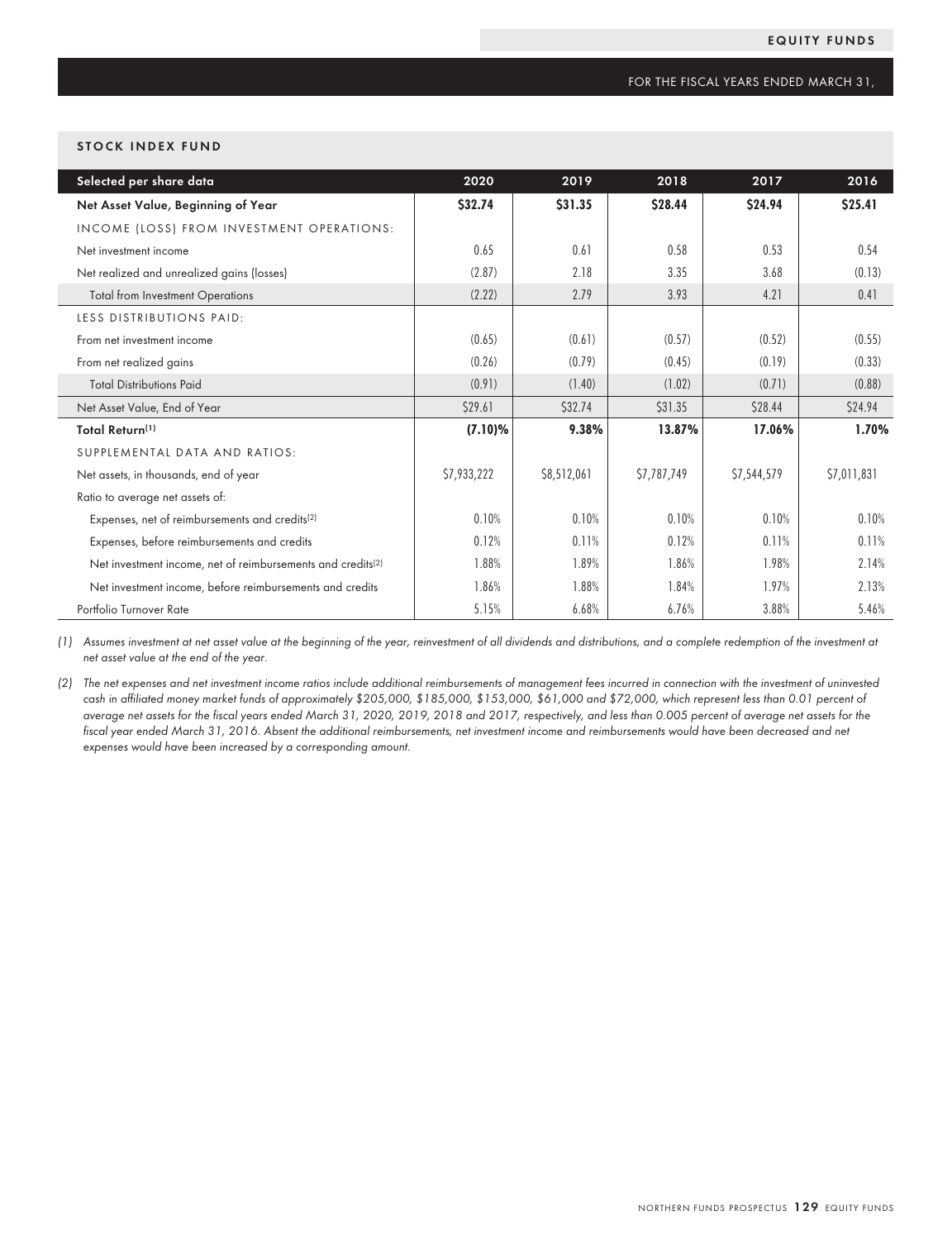EQUITY FUNDS

FOR THE FISCAL YEARS ENDED MARCH 31,

## STOCK INDEX FUND

| Selected per share data | 2020 | 2019 | 2018 | 2017 | 2016 |
|---|---|---|---|---|---|
| **Net Asset Value, Beginning of Year** | **$32.74** | **$31.35** | **$28.44** | **$24.94** | **$25.41** |
| INCOME (LOSS) FROM INVESTMENT OPERATIONS: | | | | | |
| Net investment income | 0.65 | 0.61 | 0.58 | 0.53 | 0.54 |
| Net realized and unrealized gains (losses) | (2.87) | 2.18 | 3.35 | 3.68 | (0.13) |
| Total from Investment Operations | (2.22) | 2.79 | 3.93 | 4.21 | 0.41 |
| LESS DISTRIBUTIONS PAID: | | | | | |
| From net investment income | (0.65) | (0.61) | (0.57) | (0.52) | (0.55) |
| From net realized gains | (0.26) | (0.79) | (0.45) | (0.19) | (0.33) |
| Total Distributions Paid | (0.91) | (1.40) | (1.02) | (0.71) | (0.88) |
| Net Asset Value, End of Year | $29.61 | $32.74 | $31.35 | $28.44 | $24.94 |
| **Total Return[1]** | **(7.10)%** | **9.38%** | **13.87%** | **17.06%** | **1.70%** |
| SUPPLEMENTAL DATA AND RATIOS: | | | | | |
| Net assets, in thousands, end of year | $7,933,222 | $8,512,061 | $7,787,749 | $7,544,579 | $7,011,831 |
| Ratio to average net assets of: | | | | | |
| Expenses, net of reimbursements and credits[2] | 0.10% | 0.10% | 0.10% | 0.10% | 0.10% |
| Expenses, before reimbursements and credits | 0.12% | 0.11% | 0.12% | 0.11% | 0.11% |
| Net investment income, net of reimbursements and credits[2] | 1.88% | 1.89% | 1.86% | 1.98% | 2.14% |
| Net investment income, before reimbursements and credits | 1.86% | 1.88% | 1.84% | 1.97% | 2.13% |
| Portfolio Turnover Rate | 5.15% | 6.68% | 6.76% | 3.88% | 5.46% |

(1) *Assumes investment at net asset value at the beginning of the year, reinvestment of all dividends and distributions, and a complete redemption of the investment at net asset value at the end of the year.*

(2) *The net expenses and net investment income ratios include additional reimbursements of management fees incurred in connection with the investment of uninvested cash in affiliated money market funds of approximately $205,000, $185,000, $153,000, $61,000 and $72,000, which represent less than 0.01 percent of average net assets for the fiscal years ended March 31, 2020, 2019, 2018 and 2017, respectively, and less than 0.005 percent of average net assets for the fiscal year ended March 31, 2016. Absent the additional reimbursements, net investment income and reimbursements would have been decreased and net expenses would have been increased by a corresponding amount.*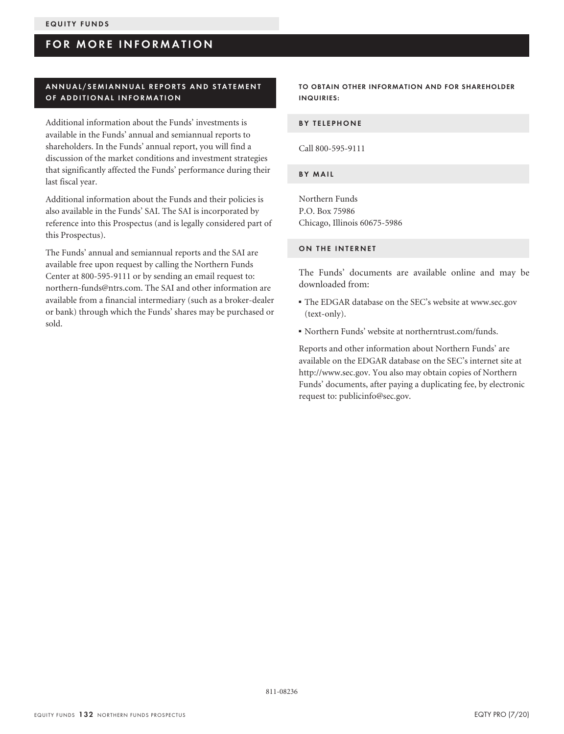# FOR MORE INFORMATION

## ANNUAL/SEMIANNUAL REPORTS AND STATEMENT OF ADDITIONAL INFORMATION

Additional information about the Funds' investments is available in the Funds' annual and semiannual reports to shareholders. In the Funds' annual report, you will find a discussion of the market conditions and investment strategies that significantly affected the Funds' performance during their last fiscal year.

Additional information about the Funds and their policies is also available in the Funds' SAI. The SAI is incorporated by reference into this Prospectus (and is legally considered part of this Prospectus).

The Funds' annual and semiannual reports and the SAI are available free upon request by calling the Northern Funds Center at 800-595-9111 or by sending an email request to: northern-funds@ntrs.com. The SAI and other information are available from a financial intermediary (such as a broker-dealer or bank) through which the Funds' shares may be purchased or sold.

## TO OBTAIN OTHER INFORMATION AND FOR SHAREHOLDER INQUIRIES:

### BY TELEPHONE

Call 800-595-9111

### BY MAIL

Northern Funds
P.O. Box 75986
Chicago, Illinois 60675-5986

### ON THE INTERNET

The Funds' documents are available online and may be downloaded from:

- The EDGAR database on the SEC's website at www.sec.gov (text-only).
- Northern Funds' website at northerntrust.com/funds.

Reports and other information about Northern Funds' are available on the EDGAR database on the SEC's internet site at http://www.sec.gov. You also may obtain copies of Northern Funds' documents, after paying a duplicating fee, by electronic request to: publicinfo@sec.gov.

811-08236

EQTY PRO (7/20)